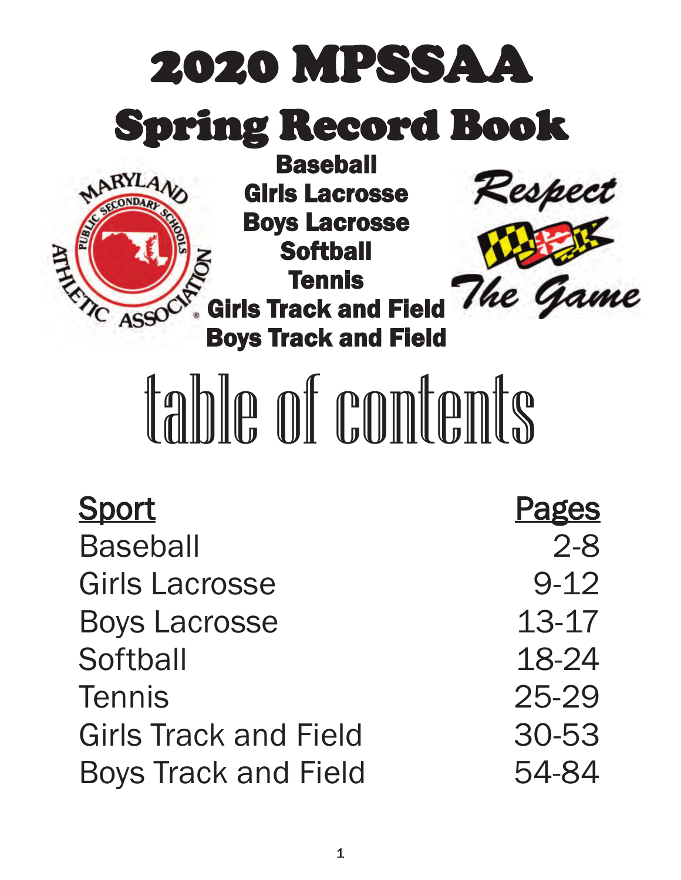# 2020 MPSSAA

# Spring Record Book

**Baseball**
**Girls Lacrosse**
**Boys Lacrosse**
**Softball**
**Tennis**
**Girls Track and Field**
**Boys Track and Field**

MARYLAND PUBLIC SECONDARY SCHOOLS ATHLETIC ASSOCIATION

*Respect The Game*

# table of contents

| Sport | Pages |
|---|---|
| Baseball | 2-8 |
| Girls Lacrosse | 9-12 |
| Boys Lacrosse | 13-17 |
| Softball | 18-24 |
| Tennis | 25-29 |
| Girls Track and Field | 30-53 |
| Boys Track and Field | 54-84 |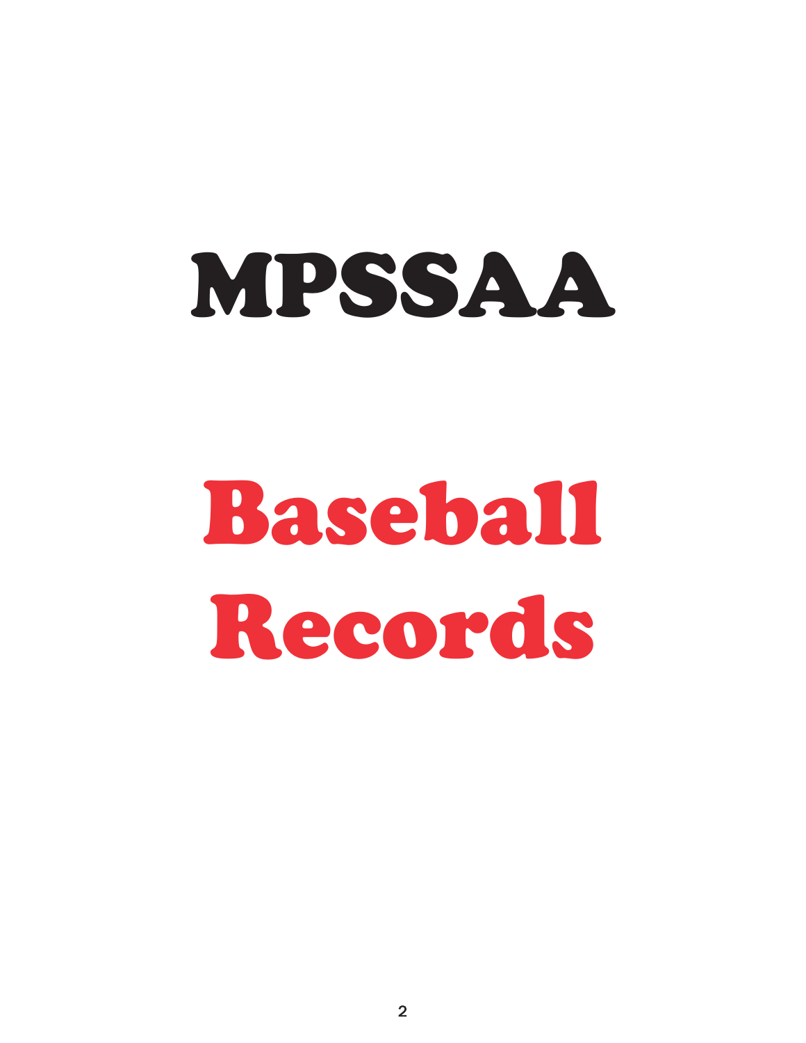# MPSSAA

# Baseball Records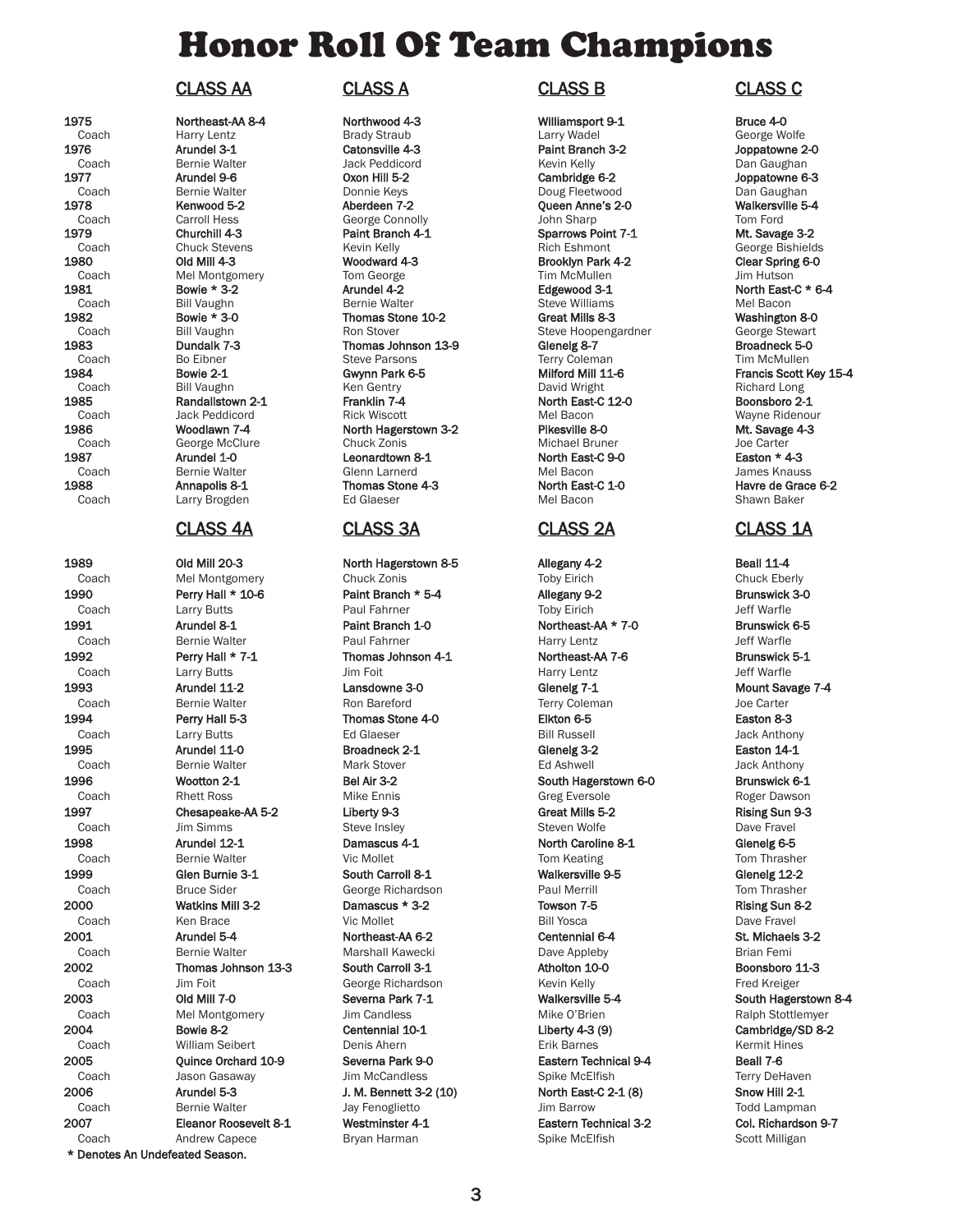# Honor Roll Of Team Champions

| | CLASS AA | CLASS A | CLASS B | CLASS C |
|---|---|---|---|---|
| **1975** | **Northeast-AA 8-4** | **Northwood 4-3** | **Williamsport 9-1** | **Bruce 4-0** |
| Coach | Harry Lentz | Brady Straub | Larry Wadel | George Wolfe |
| **1976** | **Arundel 3-1** | **Catonsville 4-3** | **Paint Branch 3-2** | **Joppatowne 2-0** |
| Coach | Bernie Walter | Jack Peddicord | Kevin Kelly | Dan Gaughan |
| **1977** | **Arundel 9-6** | **Oxon Hill 5-2** | **Cambridge 6-2** | **Joppatowne 6-3** |
| Coach | Bernie Walter | Donnie Keys | Doug Fleetwood | Dan Gaughan |
| **1978** | **Kenwood 5-2** | **Aberdeen 7-2** | **Queen Anne's 2-0** | **Walkersville 5-4** |
| Coach | Carroll Hess | George Connolly | John Sharp | Tom Ford |
| **1979** | **Churchill 4-3** | **Paint Branch 4-1** | **Sparrows Point 7-1** | **Mt. Savage 3-2** |
| Coach | Chuck Stevens | Kevin Kelly | Rich Eshmont | George Bishields |
| **1980** | **Old Mill 4-3** | **Woodward 4-3** | **Brooklyn Park 4-2** | **Clear Spring 6-0** |
| Coach | Mel Montgomery | Tom George | Tim McMullen | Jim Hutson |
| **1981** | **Bowie * 3-2** | **Arundel 4-2** | **Edgewood 3-1** | **North East-C * 6-4** |
| Coach | Bill Vaughn | Bernie Walter | Steve Williams | Mel Bacon |
| **1982** | **Bowie * 3-0** | **Thomas Stone 10-2** | **Great Mills 8-3** | **Washington 8-0** |
| Coach | Bill Vaughn | Ron Stover | Steve Hoopengardner | George Stewart |
| **1983** | **Dundalk 7-3** | **Thomas Johnson 13-9** | **Glenelg 8-7** | **Broadneck 5-0** |
| Coach | Bo Eibner | Steve Parsons | Terry Coleman | Tim McMullen |
| **1984** | **Bowie 2-1** | **Gwynn Park 6-5** | **Milford Mill 11-6** | **Francis Scott Key 15-4** |
| Coach | Bill Vaughn | Ken Gentry | David Wright | Richard Long |
| **1985** | **Randallstown 2-1** | **Franklin 7-4** | **North East-C 12-0** | **Boonsboro 2-1** |
| Coach | Jack Peddicord | Rick Wiscott | Mel Bacon | Wayne Ridenour |
| **1986** | **Woodlawn 7-4** | **North Hagerstown 3-2** | **Pikesville 8-0** | **Mt. Savage 4-3** |
| Coach | George McClure | Chuck Zonis | Michael Bruner | Joe Carter |
| **1987** | **Arundel 1-0** | **Leonardtown 8-1** | **North East-C 9-0** | **Easton * 4-3** |
| Coach | Bernie Walter | Glenn Larnerd | Mel Bacon | James Knauss |
| **1988** | **Annapolis 8-1** | **Thomas Stone 4-3** | **North East-C 1-0** | **Havre de Grace 6-2** |
| Coach | Larry Brogden | Ed Glaeser | Mel Bacon | Shawn Baker |

| | CLASS 4A | CLASS 3A | CLASS 2A | CLASS 1A |
|---|---|---|---|---|
| **1989** | **Old Mill 20-3** | **North Hagerstown 8-5** | **Allegany 4-2** | **Beall 11-4** |
| Coach | Mel Montgomery | Chuck Zonis | Toby Eirich | Chuck Eberly |
| **1990** | **Perry Hall * 10-6** | **Paint Branch * 5-4** | **Allegany 9-2** | **Brunswick 3-0** |
| Coach | Larry Butts | Paul Fahrner | Toby Eirich | Jeff Warfle |
| **1991** | **Arundel 8-1** | **Paint Branch 1-0** | **Northeast-AA * 7-0** | **Brunswick 6-5** |
| Coach | Bernie Walter | Paul Fahrner | Harry Lentz | Jeff Warfle |
| **1992** | **Perry Hall * 7-1** | **Thomas Johnson 4-1** | **Northeast-AA 7-6** | **Brunswick 5-1** |
| Coach | Larry Butts | Jim Foit | Harry Lentz | Jeff Warfle |
| **1993** | **Arundel 11-2** | **Lansdowne 3-0** | **Glenelg 7-1** | **Mount Savage 7-4** |
| Coach | Bernie Walter | Ron Bareford | Terry Coleman | Joe Carter |
| **1994** | **Perry Hall 5-3** | **Thomas Stone 4-0** | **Elkton 6-5** | **Easton 8-3** |
| Coach | Larry Butts | Ed Glaeser | Bill Russell | Jack Anthony |
| **1995** | **Arundel 11-0** | **Broadneck 2-1** | **Glenelg 3-2** | **Easton 14-1** |
| Coach | Bernie Walter | Mark Stover | Ed Ashwell | Jack Anthony |
| **1996** | **Wootton 2-1** | **Bel Air 3-2** | **South Hagerstown 6-0** | **Brunswick 6-1** |
| Coach | Rhett Ross | Mike Ennis | Greg Eversole | Roger Dawson |
| **1997** | **Chesapeake-AA 5-2** | **Liberty 9-3** | **Great Mills 5-2** | **Rising Sun 9-3** |
| Coach | Jim Simms | Steve Insley | Steven Wolfe | Dave Fravel |
| **1998** | **Arundel 12-1** | **Damascus 4-1** | **North Caroline 8-1** | **Glenelg 6-5** |
| Coach | Bernie Walter | Vic Mollet | Tom Keating | Tom Thrasher |
| **1999** | **Glen Burnie 3-1** | **South Carroll 8-1** | **Walkersville 9-5** | **Glenelg 12-2** |
| Coach | Bruce Sider | George Richardson | Paul Merrill | Tom Thrasher |
| **2000** | **Watkins Mill 3-2** | **Damascus * 3-2** | **Towson 7-5** | **Rising Sun 8-2** |
| Coach | Ken Brace | Vic Mollet | Bill Yosca | Dave Fravel |
| **2001** | **Arundel 5-4** | **Northeast-AA 6-2** | **Centennial 6-4** | **St. Michaels 3-2** |
| Coach | Bernie Walter | Marshall Kawecki | Dave Appleby | Brian Femi |
| **2002** | **Thomas Johnson 13-3** | **South Carroll 3-1** | **Atholton 10-0** | **Boonsboro 11-3** |
| Coach | Jim Foit | George Richardson | Kevin Kelly | Fred Kreiger |
| **2003** | **Old Mill 7-0** | **Severna Park 7-1** | **Walkersville 5-4** | **South Hagerstown 8-4** |
| Coach | Mel Montgomery | Jim Candless | Mike O'Brien | Ralph Stottlemyer |
| **2004** | **Bowie 8-2** | **Centennial 10-1** | **Liberty 4-3 (9)** | **Cambridge/SD 8-2** |
| Coach | William Seibert | Denis Ahern | Erik Barnes | Kermit Hines |
| **2005** | **Quince Orchard 10-9** | **Severna Park 9-0** | **Eastern Technical 9-4** | **Beall 7-6** |
| Coach | Jason Gasaway | Jim McCandless | Spike McElfish | Terry DeHaven |
| **2006** | **Arundel 5-3** | **J. M. Bennett 3-2 (10)** | **North East-C 2-1 (8)** | **Snow Hill 2-1** |
| Coach | Bernie Walter | Jay Fenoglietto | Jim Barrow | Todd Lampman |
| **2007** | **Eleanor Roosevelt 8-1** | **Westminster 4-1** | **Eastern Technical 3-2** | **Col. Richardson 9-7** |
| Coach | Andrew Capece | Bryan Harman | Spike McElfish | Scott Milligan |

**\* Denotes An Undefeated Season.**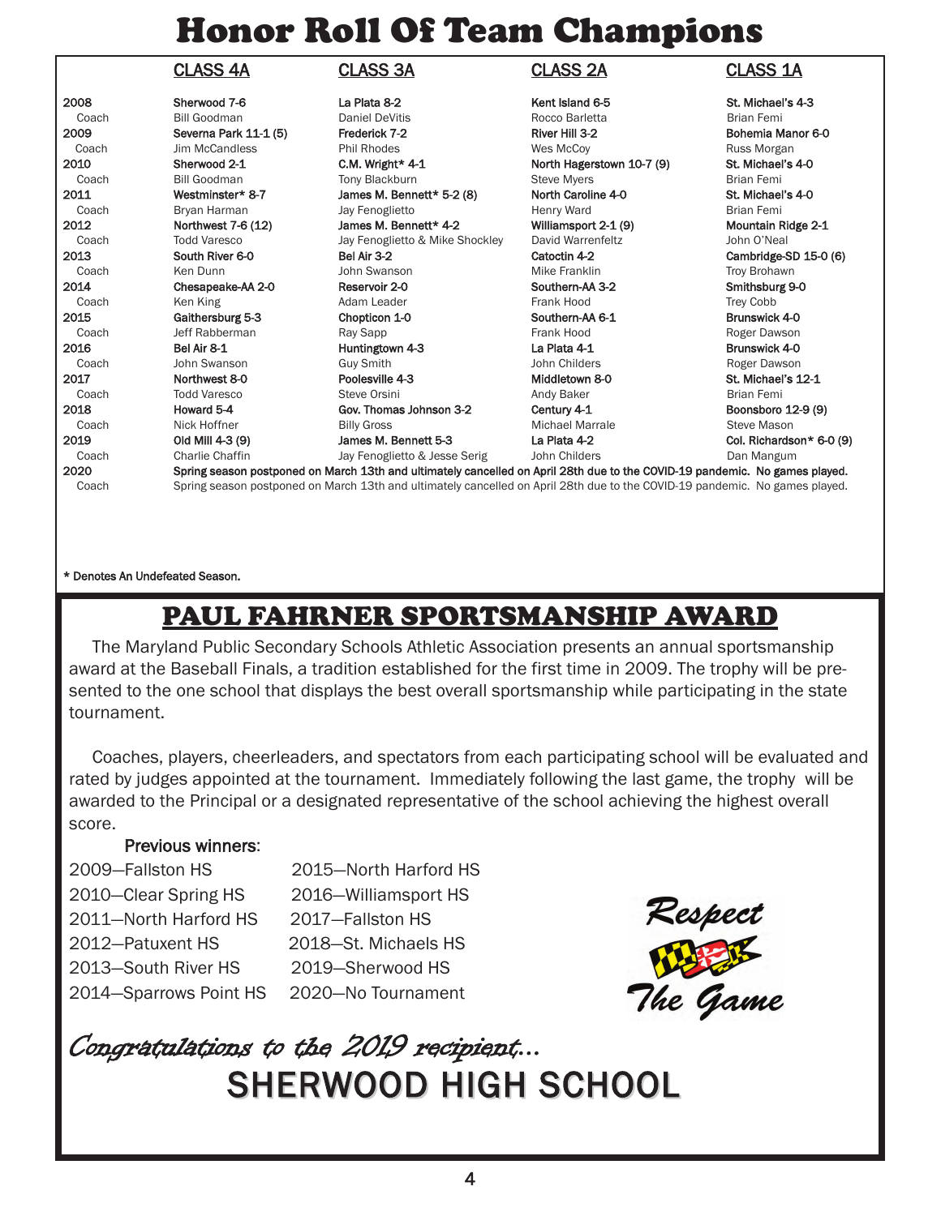# Honor Roll Of Team Champions

| | CLASS 4A | CLASS 3A | CLASS 2A | CLASS 1A |
|---|---|---|---|---|
| 2008 | Sherwood 7-6 | La Plata 8-2 | Kent Island 6-5 | St. Michael's 4-3 |
| Coach | Bill Goodman | Daniel DeVitis | Rocco Barletta | Brian Femi |
| 2009 | Severna Park 11-1 (5) | Frederick 7-2 | River Hill 3-2 | Bohemia Manor 6-0 |
| Coach | Jim McCandless | Phil Rhodes | Wes McCoy | Russ Morgan |
| 2010 | Sherwood 2-1 | C.M. Wright* 4-1 | North Hagerstown 10-7 (9) | St. Michael's 4-0 |
| Coach | Bill Goodman | Tony Blackburn | Steve Myers | Brian Femi |
| 2011 | Westminster* 8-7 | James M. Bennett* 5-2 (8) | North Caroline 4-0 | St. Michael's 4-0 |
| Coach | Bryan Harman | Jay Fenoglietto | Henry Ward | Brian Femi |
| 2012 | Northwest 7-6 (12) | James M. Bennett* 4-2 | Williamsport 2-1 (9) | Mountain Ridge 2-1 |
| Coach | Todd Varesco | Jay Fenoglietto & Mike Shockley | David Warrenfeltz | John O'Neal |
| 2013 | South River 6-0 | Bel Air 3-2 | Catoctin 4-2 | Cambridge-SD 15-0 (6) |
| Coach | Ken Dunn | John Swanson | Mike Franklin | Troy Brohawn |
| 2014 | Chesapeake-AA 2-0 | Reservoir 2-0 | Southern-AA 3-2 | Smithsburg 9-0 |
| Coach | Ken King | Adam Leader | Frank Hood | Trey Cobb |
| 2015 | Gaithersburg 5-3 | Chopticon 1-0 | Southern-AA 6-1 | Brunswick 4-0 |
| Coach | Jeff Rabberman | Ray Sapp | Frank Hood | Roger Dawson |
| 2016 | Bel Air 8-1 | Huntingtown 4-3 | La Plata 4-1 | Brunswick 4-0 |
| Coach | John Swanson | Guy Smith | John Childers | Roger Dawson |
| 2017 | Northwest 8-0 | Poolesville 4-3 | Middletown 8-0 | St. Michael's 12-1 |
| Coach | Todd Varesco | Steve Orsini | Andy Baker | Brian Femi |
| 2018 | Howard 5-4 | Gov. Thomas Johnson 3-2 | Century 4-1 | Boonsboro 12-9 (9) |
| Coach | Nick Hoffner | Billy Gross | Michael Marrale | Steve Mason |
| 2019 | Old Mill 4-3 (9) | James M. Bennett 5-3 | La Plata 4-2 | Col. Richardson* 6-0 (9) |
| Coach | Charlie Chaffin | Jay Fenoglietto & Jesse Serig | John Childers | Dan Mangum |
| 2020 | Spring season postponed on March 13th and ultimately cancelled on April 28th due to the COVID-19 pandemic. No games played. | | | |
| Coach | Spring season postponed on March 13th and ultimately cancelled on April 28th due to the COVID-19 pandemic. No games played. | | | |

\* Denotes An Undefeated Season.

## PAUL FAHRNER SPORTSMANSHIP AWARD

The Maryland Public Secondary Schools Athletic Association presents an annual sportsmanship award at the Baseball Finals, a tradition established for the first time in 2009. The trophy will be presented to the one school that displays the best overall sportsmanship while participating in the state tournament.

Coaches, players, cheerleaders, and spectators from each participating school will be evaluated and rated by judges appointed at the tournament. Immediately following the last game, the trophy will be awarded to the Principal or a designated representative of the school achieving the highest overall score.

**Previous winners:**

2009—Fallston HS
2010—Clear Spring HS
2011—North Harford HS
2012—Patuxent HS
2013—South River HS
2014—Sparrows Point HS
2015—North Harford HS
2016—Williamsport HS
2017—Fallston HS
2018—St. Michaels HS
2019—Sherwood HS
2020—No Tournament

Respect The Game

*Congratulations to the 2019 recipient...*

**SHERWOOD HIGH SCHOOL**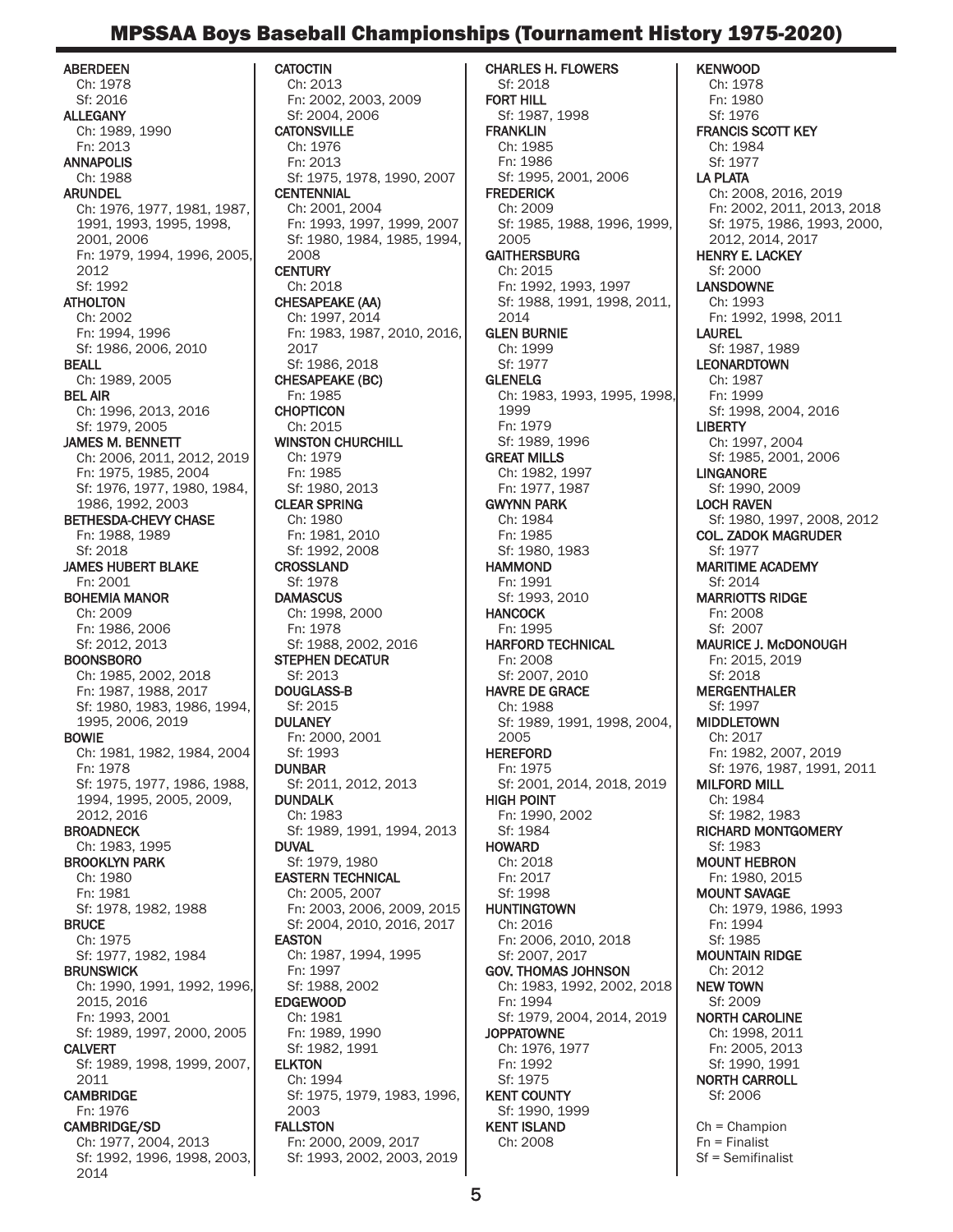# MPSSAA Boys Baseball Championships (Tournament History 1975-2020)

**ABERDEEN**
Ch: 1978
Sf: 2016

**ALLEGANY**
Ch: 1989, 1990
Fn: 2013

**ANNAPOLIS**
Ch: 1988

**ARUNDEL**
Ch: 1976, 1977, 1981, 1987, 1991, 1993, 1995, 1998, 2001, 2006
Fn: 1979, 1994, 1996, 2005, 2012
Sf: 1992

**ATHOLTON**
Ch: 2002
Fn: 1994, 1996
Sf: 1986, 2006, 2010

**BEALL**
Ch: 1989, 2005

**BEL AIR**
Ch: 1996, 2013, 2016
Sf: 1979, 2005

**JAMES M. BENNETT**
Ch: 2006, 2011, 2012, 2019
Fn: 1975, 1985, 2004
Sf: 1976, 1977, 1980, 1984, 1986, 1992, 2003

**BETHESDA-CHEVY CHASE**
Fn: 1988, 1989
Sf: 2018

**JAMES HUBERT BLAKE**
Fn: 2001

**BOHEMIA MANOR**
Ch: 2009
Fn: 1986, 2006
Sf: 2012, 2013

**BOONSBORO**
Ch: 1985, 2002, 2018
Fn: 1987, 1988, 2017
Sf: 1980, 1983, 1986, 1994, 1995, 2006, 2019

**BOWIE**
Ch: 1981, 1982, 1984, 2004
Fn: 1978
Sf: 1975, 1977, 1986, 1988, 1994, 1995, 2005, 2009, 2012, 2016

**BROADNECK**
Ch: 1983, 1995

**BROOKLYN PARK**
Ch: 1980
Fn: 1981
Sf: 1978, 1982, 1988

**BRUCE**
Ch: 1975
Sf: 1977, 1982, 1984

**BRUNSWICK**
Ch: 1990, 1991, 1992, 1996, 2015, 2016
Fn: 1993, 2001
Sf: 1989, 1997, 2000, 2005

**CALVERT**
Sf: 1989, 1998, 1999, 2007, 2011

**CAMBRIDGE**
Fn: 1976

**CAMBRIDGE/SD**
Ch: 1977, 2004, 2013
Sf: 1992, 1996, 1998, 2003, 2014

**CATOCTIN**
Ch: 2013
Fn: 2002, 2003, 2009
Sf: 2004, 2006

**CATONSVILLE**
Ch: 1976
Fn: 2013
Sf: 1975, 1978, 1990, 2007

**CENTENNIAL**
Ch: 2001, 2004
Fn: 1993, 1997, 1999, 2007
Sf: 1980, 1984, 1985, 1994, 2008

**CENTURY**
Ch: 2018

**CHESAPEAKE (AA)**
Ch: 1997, 2014
Fn: 1983, 1987, 2010, 2016, 2017
Sf: 1986, 2018

**CHESAPEAKE (BC)**
Fn: 1985

**CHOPTICON**
Ch: 2015

**WINSTON CHURCHILL**
Ch: 1979
Fn: 1985
Sf: 1980, 2013

**CLEAR SPRING**
Ch: 1980
Fn: 1981, 2010
Sf: 1992, 2008

**CROSSLAND**
Sf: 1978

**DAMASCUS**
Ch: 1998, 2000
Fn: 1978
Sf: 1988, 2002, 2016

**STEPHEN DECATUR**
Sf: 2013

**DOUGLASS-B**
Sf: 2015

**DULANEY**
Fn: 2000, 2001
Sf: 1993

**DUNBAR**
Sf: 2011, 2012, 2013

**DUNDALK**
Ch: 1983
Sf: 1989, 1991, 1994, 2013

**DUVAL**
Sf: 1979, 1980

**EASTERN TECHNICAL**
Ch: 2005, 2007
Fn: 2003, 2006, 2009, 2015
Sf: 2004, 2010, 2016, 2017

**EASTON**
Ch: 1987, 1994, 1995
Fn: 1997
Sf: 1988, 2002

**EDGEWOOD**
Ch: 1981
Fn: 1989, 1990
Sf: 1982, 1991

**ELKTON**
Ch: 1994
Sf: 1975, 1979, 1983, 1996, 2003

**FALLSTON**
Fn: 2000, 2009, 2017
Sf: 1993, 2002, 2003, 2019

**CHARLES H. FLOWERS**
Sf: 2018

**FORT HILL**
Sf: 1987, 1998

**FRANKLIN**
Ch: 1985
Fn: 1986
Sf: 1995, 2001, 2006

**FREDERICK**
Ch: 2009
Sf: 1985, 1988, 1996, 1999, 2005

**GAITHERSBURG**
Ch: 2015
Fn: 1992, 1993, 1997
Sf: 1988, 1991, 1998, 2011, 2014

**GLEN BURNIE**
Ch: 1999
Sf: 1977

**GLENELG**
Ch: 1983, 1993, 1995, 1998, 1999
Fn: 1979
Sf: 1989, 1996

**GREAT MILLS**
Ch: 1982, 1997
Fn: 1977, 1987

**GWYNN PARK**
Ch: 1984
Fn: 1985
Sf: 1980, 1983

**HAMMOND**
Fn: 1991
Sf: 1993, 2010

**HANCOCK**
Fn: 1995

**HARFORD TECHNICAL**
Fn: 2008
Sf: 2007, 2010

**HAVRE DE GRACE**
Ch: 1988
Sf: 1989, 1991, 1998, 2004, 2005

**HEREFORD**
Fn: 1975
Sf: 2001, 2014, 2018, 2019

**HIGH POINT**
Fn: 1990, 2002
Sf: 1984

**HOWARD**
Ch: 2018
Fn: 2017
Sf: 1998

**HUNTINGTOWN**
Ch: 2016
Fn: 2006, 2010, 2018
Sf: 2007, 2017

**GOV. THOMAS JOHNSON**
Ch: 1983, 1992, 2002, 2018
Fn: 1994
Sf: 1979, 2004, 2014, 2019

**JOPPATOWNE**
Ch: 1976, 1977
Fn: 1992
Sf: 1975

**KENT COUNTY**
Sf: 1990, 1999

**KENT ISLAND**
Ch: 2008

**KENWOOD**
Ch: 1978
Fn: 1980
Sf: 1976

**FRANCIS SCOTT KEY**
Ch: 1984
Sf: 1977

**LA PLATA**
Ch: 2008, 2016, 2019
Fn: 2002, 2011, 2013, 2018
Sf: 1975, 1986, 1993, 2000, 2012, 2014, 2017

**HENRY E. LACKEY**
Sf: 2000

**LANSDOWNE**
Ch: 1993
Fn: 1992, 1998, 2011

**LAUREL**
Sf: 1987, 1989

**LEONARDTOWN**
Ch: 1987
Fn: 1999
Sf: 1998, 2004, 2016

**LIBERTY**
Ch: 1997, 2004
Sf: 1985, 2001, 2006

**LINGANORE**
Sf: 1990, 2009

**LOCH RAVEN**
Sf: 1980, 1997, 2008, 2012

**COL. ZADOK MAGRUDER**
Sf: 1977

**MARITIME ACADEMY**
Sf: 2014

**MARRIOTTS RIDGE**
Fn: 2008
Sf: 2007

**MAURICE J. McDONOUGH**
Fn: 2015, 2019
Sf: 2018

**MERGENTHALER**
Sf: 1997

**MIDDLETOWN**
Ch: 2017
Fn: 1982, 2007, 2019
Sf: 1976, 1987, 1991, 2011

**MILFORD MILL**
Ch: 1984
Sf: 1982, 1983

**RICHARD MONTGOMERY**
Sf: 1983

**MOUNT HEBRON**
Fn: 1980, 2015

**MOUNT SAVAGE**
Ch: 1979, 1986, 1993
Fn: 1994
Sf: 1985

**MOUNTAIN RIDGE**
Ch: 2012

**NEW TOWN**
Sf: 2009

**NORTH CAROLINE**
Ch: 1998, 2011
Fn: 2005, 2013
Sf: 1990, 1991

**NORTH CARROLL**
Sf: 2006

Ch = Champion
Fn = Finalist
Sf = Semifinalist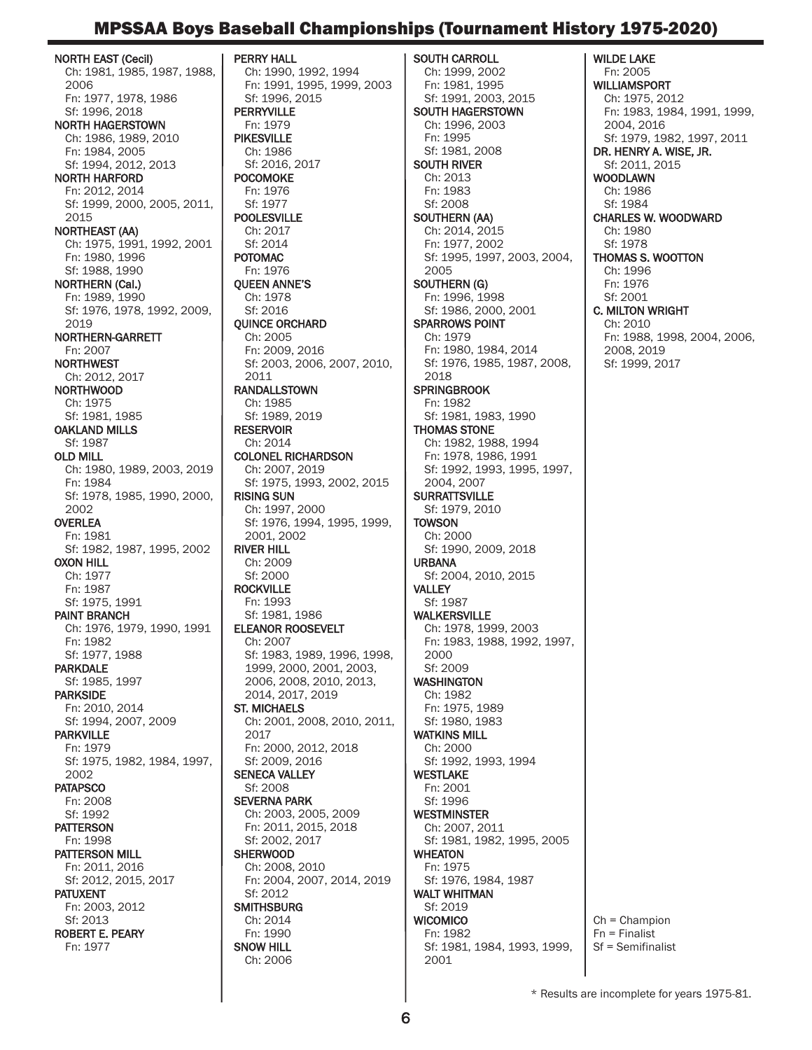# MPSSAA Boys Baseball Championships (Tournament History 1975-2020)

**NORTH EAST (Cecil)**
Ch: 1981, 1985, 1987, 1988, 2006
Fn: 1977, 1978, 1986
Sf: 1996, 2018

**NORTH HAGERSTOWN**
Ch: 1986, 1989, 2010
Fn: 1984, 2005
Sf: 1994, 2012, 2013

**NORTH HARFORD**
Fn: 2012, 2014
Sf: 1999, 2000, 2005, 2011, 2015

**NORTHEAST (AA)**
Ch: 1975, 1991, 1992, 2001
Fn: 1980, 1996
Sf: 1988, 1990

**NORTHERN (Cal.)**
Fn: 1989, 1990
Sf: 1976, 1978, 1992, 2009, 2019

**NORTHERN-GARRETT**
Fn: 2007

**NORTHWEST**
Ch: 2012, 2017

**NORTHWOOD**
Ch: 1975
Sf: 1981, 1985

**OAKLAND MILLS**
Sf: 1987

**OLD MILL**
Ch: 1980, 1989, 2003, 2019
Fn: 1984
Sf: 1978, 1985, 1990, 2000, 2002

**OVERLEA**
Fn: 1981
Sf: 1982, 1987, 1995, 2002

**OXON HILL**
Ch: 1977
Fn: 1987
Sf: 1975, 1991

**PAINT BRANCH**
Ch: 1976, 1979, 1990, 1991
Fn: 1982
Sf: 1977, 1988

**PARKDALE**
Sf: 1985, 1997

**PARKSIDE**
Fn: 2010, 2014
Sf: 1994, 2007, 2009

**PARKVILLE**
Fn: 1979
Sf: 1975, 1982, 1984, 1997, 2002

**PATAPSCO**
Fn: 2008
Sf: 1992

**PATTERSON**
Fn: 1998

**PATTERSON MILL**
Fn: 2011, 2016
Sf: 2012, 2015, 2017

**PATUXENT**
Fn: 2003, 2012
Sf: 2013

**ROBERT E. PEARY**
Fn: 1977

**PERRY HALL**
Ch: 1990, 1992, 1994
Fn: 1991, 1995, 1999, 2003
Sf: 1996, 2015

**PERRYVILLE**
Fn: 1979

**PIKESVILLE**
Ch: 1986
Sf: 2016, 2017

**POCOMOKE**
Fn: 1976
Sf: 1977

**POOLESVILLE**
Ch: 2017
Sf: 2014

**POTOMAC**
Fn: 1976

**QUEEN ANNE'S**
Ch: 1978
Sf: 2016

**QUINCE ORCHARD**
Ch: 2005
Fn: 2009, 2016
Sf: 2003, 2006, 2007, 2010, 2011

**RANDALLSTOWN**
Ch: 1985
Sf: 1989, 2019

**RESERVOIR**
Ch: 2014

**COLONEL RICHARDSON**
Ch: 2007, 2019
Sf: 1975, 1993, 2002, 2015

**RISING SUN**
Ch: 1997, 2000
Sf: 1976, 1994, 1995, 1999, 2001, 2002

**RIVER HILL**
Ch: 2009
Sf: 2000

**ROCKVILLE**
Fn: 1993
Sf: 1981, 1986

**ELEANOR ROOSEVELT**
Ch: 2007
Sf: 1983, 1989, 1996, 1998, 1999, 2000, 2001, 2003, 2006, 2008, 2010, 2013, 2014, 2017, 2019

**ST. MICHAELS**
Ch: 2001, 2008, 2010, 2011, 2017
Fn: 2000, 2012, 2018
Sf: 2009, 2016

**SENECA VALLEY**
Sf: 2008

**SEVERNA PARK**
Ch: 2003, 2005, 2009
Fn: 2011, 2015, 2018
Sf: 2002, 2017

**SHERWOOD**
Ch: 2008, 2010
Fn: 2004, 2007, 2014, 2019
Sf: 2012

**SMITHSBURG**
Ch: 2014
Fn: 1990

**SNOW HILL**
Ch: 2006

**SOUTH CARROLL**
Ch: 1999, 2002
Fn: 1981, 1995
Sf: 1991, 2003, 2015

**SOUTH HAGERSTOWN**
Ch: 1996, 2003
Fn: 1995
Sf: 1981, 2008

**SOUTH RIVER**
Ch: 2013
Fn: 1983
Sf: 2008

**SOUTHERN (AA)**
Ch: 2014, 2015
Fn: 1977, 2002
Sf: 1995, 1997, 2003, 2004, 2005

**SOUTHERN (G)**
Fn: 1996, 1998
Sf: 1986, 2000, 2001

**SPARROWS POINT**
Ch: 1979
Fn: 1980, 1984, 2014
Sf: 1976, 1985, 1987, 2008, 2018

**SPRINGBROOK**
Fn: 1982
Sf: 1981, 1983, 1990

**THOMAS STONE**
Ch: 1982, 1988, 1994
Fn: 1978, 1986, 1991
Sf: 1992, 1993, 1995, 1997, 2004, 2007

**SURRATTSVILLE**
Sf: 1979, 2010

**TOWSON**
Ch: 2000
Sf: 1990, 2009, 2018

**URBANA**
Sf: 2004, 2010, 2015

**VALLEY**
Sf: 1987

**WALKERSVILLE**
Ch: 1978, 1999, 2003
Fn: 1983, 1988, 1992, 1997, 2000
Sf: 2009

**WASHINGTON**
Ch: 1982
Fn: 1975, 1989
Sf: 1980, 1983

**WATKINS MILL**
Ch: 2000
Sf: 1992, 1993, 1994

**WESTLAKE**
Fn: 2001
Sf: 1996

**WESTMINSTER**
Ch: 2007, 2011
Sf: 1981, 1982, 1995, 2005

**WHEATON**
Fn: 1975
Sf: 1976, 1984, 1987

**WALT WHITMAN**
Sf: 2019

**WICOMICO**
Fn: 1982
Sf: 1981, 1984, 1993, 1999, 2001

**WILDE LAKE**
Fn: 2005

**WILLIAMSPORT**
Ch: 1975, 2012
Fn: 1983, 1984, 1991, 1999, 2004, 2016
Sf: 1979, 1982, 1997, 2011

**DR. HENRY A. WISE, JR.**
Sf: 2011, 2015

**WOODLAWN**
Ch: 1986
Sf: 1984

**CHARLES W. WOODWARD**
Ch: 1980
Sf: 1978

**THOMAS S. WOOTTON**
Ch: 1996
Fn: 1976
Sf: 2001

**C. MILTON WRIGHT**
Ch: 2010
Fn: 1988, 1998, 2004, 2006, 2008, 2019
Sf: 1999, 2017

Ch = Champion
Fn = Finalist
Sf = Semifinalist

* Results are incomplete for years 1975-81.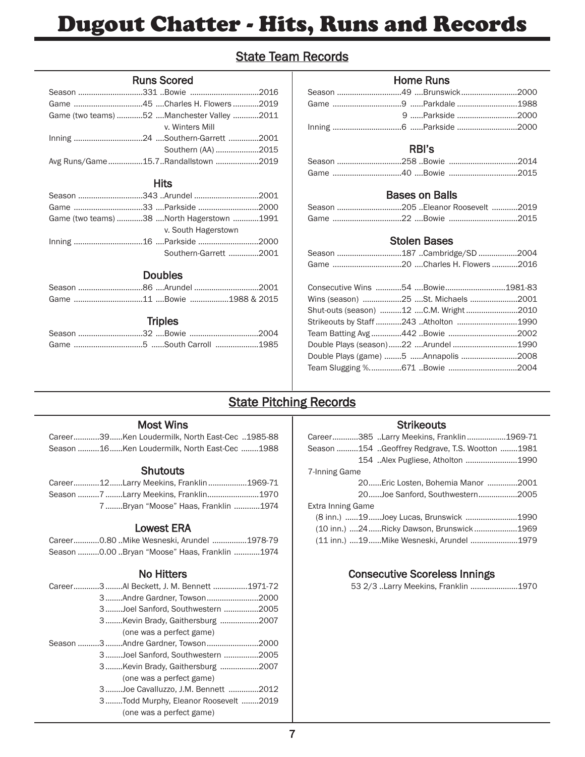# Dugout Chatter - Hits, Runs and Records

## State Team Records

### Runs Scored

| Record | Number | Team | Year |
|---|---|---|---|
| Season | 331 | Bowie | 2016 |
| Game | 45 | Charles H. Flowers | 2019 |
| Game (two teams) | 52 | Manchester Valley v. Winters Mill | 2011 |
| Inning | 24 | Southern-Garrett | 2001 |
| | | Southern (AA) | 2015 |
| Avg Runs/Game | 15.7 | Randallstown | 2019 |

### Hits

| Record | Number | Team | Year |
|---|---|---|---|
| Season | 343 | Arundel | 2001 |
| Game | 33 | Parkside | 2000 |
| Game (two teams) | 38 | North Hagerstown v. South Hagerstown | 1991 |
| Inning | 16 | Parkside | 2000 |
| | | Southern-Garrett | 2001 |

### Doubles

| Record | Number | Team | Year |
|---|---|---|---|
| Season | 86 | Arundel | 2001 |
| Game | 11 | Bowie | 1988 & 2015 |

### Triples

| Record | Number | Team | Year |
|---|---|---|---|
| Season | 32 | Bowie | 2004 |
| Game | 5 | South Carroll | 1985 |

### Home Runs

| Record | Number | Team | Year |
|---|---|---|---|
| Season | 49 | Brunswick | 2000 |
| Game | 9 | Parkdale | 1988 |
| | 9 | Parkside | 2000 |
| Inning | 6 | Parkside | 2000 |

### RBI's

| Record | Number | Team | Year |
|---|---|---|---|
| Season | 258 | Bowie | 2014 |
| Game | 40 | Bowie | 2015 |

### Bases on Balls

| Record | Number | Team | Year |
|---|---|---|---|
| Season | 205 | Eleanor Roosevelt | 2019 |
| Game | 22 | Bowie | 2015 |

### Stolen Bases

| Record | Number | Team | Year |
|---|---|---|---|
| Season | 187 | Cambridge/SD | 2004 |
| Game | 20 | Charles H. Flowers | 2016 |

| Record | Number | Team | Year |
|---|---|---|---|
| Consecutive Wins | 54 | Bowie | 1981-83 |
| Wins (season) | 25 | St. Michaels | 2001 |
| Shut-outs (season) | 12 | C.M. Wright | 2010 |
| Strikeouts by Staff | 243 | Atholton | 1990 |
| Team Batting Avg | .442 | Bowie | 2002 |
| Double Plays (season) | 22 | Arundel | 1990 |
| Double Plays (game) | 5 | Annapolis | 2008 |
| Team Slugging % | .671 | Bowie | 2004 |

## State Pitching Records

### Most Wins

| Record | Number | Player, School | Year |
|---|---|---|---|
| Career | 39 | Ken Loudermilk, North East-Cec | 1985-88 |
| Season | 16 | Ken Loudermilk, North East-Cec | 1988 |

### Shutouts

| Record | Number | Player, School | Year |
|---|---|---|---|
| Career | 12 | Larry Meekins, Franklin | 1969-71 |
| Season | 7 | Larry Meekins, Franklin | 1970 |
| | 7 | Bryan "Moose" Haas, Franklin | 1974 |

### Lowest ERA

| Record | Number | Player, School | Year |
|---|---|---|---|
| Career | 0.80 | Mike Wesneski, Arundel | 1978-79 |
| Season | 0.00 | Bryan "Moose" Haas, Franklin | 1974 |

### No Hitters

| Record | Number | Player, School | Year |
|---|---|---|---|
| Career | 3 | Al Beckett, J. M. Bennett | 1971-72 |
| | 3 | Andre Gardner, Towson | 2000 |
| | 3 | Joel Sanford, Southwestern | 2005 |
| | 3 | Kevin Brady, Gaithersburg (one was a perfect game) | 2007 |
| Season | 3 | Andre Gardner, Towson | 2000 |
| | 3 | Joel Sanford, Southwestern | 2005 |
| | 3 | Kevin Brady, Gaithersburg (one was a perfect game) | 2007 |
| | 3 | Joe Cavalluzzo, J.M. Bennett | 2012 |
| | 3 | Todd Murphy, Eleanor Roosevelt (one was a perfect game) | 2019 |

### Strikeouts

| Record | Number | Player, School | Year |
|---|---|---|---|
| Career | 385 | Larry Meekins, Franklin | 1969-71 |
| Season | 154 | Geoffrey Redgrave, T.S. Wootton | 1981 |
| | 154 | Alex Pugliese, Atholton | 1990 |
| 7-Inning Game | 20 | Eric Losten, Bohemia Manor | 2001 |
| | 20 | Joe Sanford, Southwestern | 2005 |
| Extra Inning Game (8 inn.) | 19 | Joey Lucas, Brunswick | 1990 |
| (10 inn.) | 24 | Ricky Dawson, Brunswick | 1969 |
| (11 inn.) | 19 | Mike Wesneski, Arundel | 1979 |

### Consecutive Scoreless Innings

53 2/3 .. Larry Meekins, Franklin ...... 1970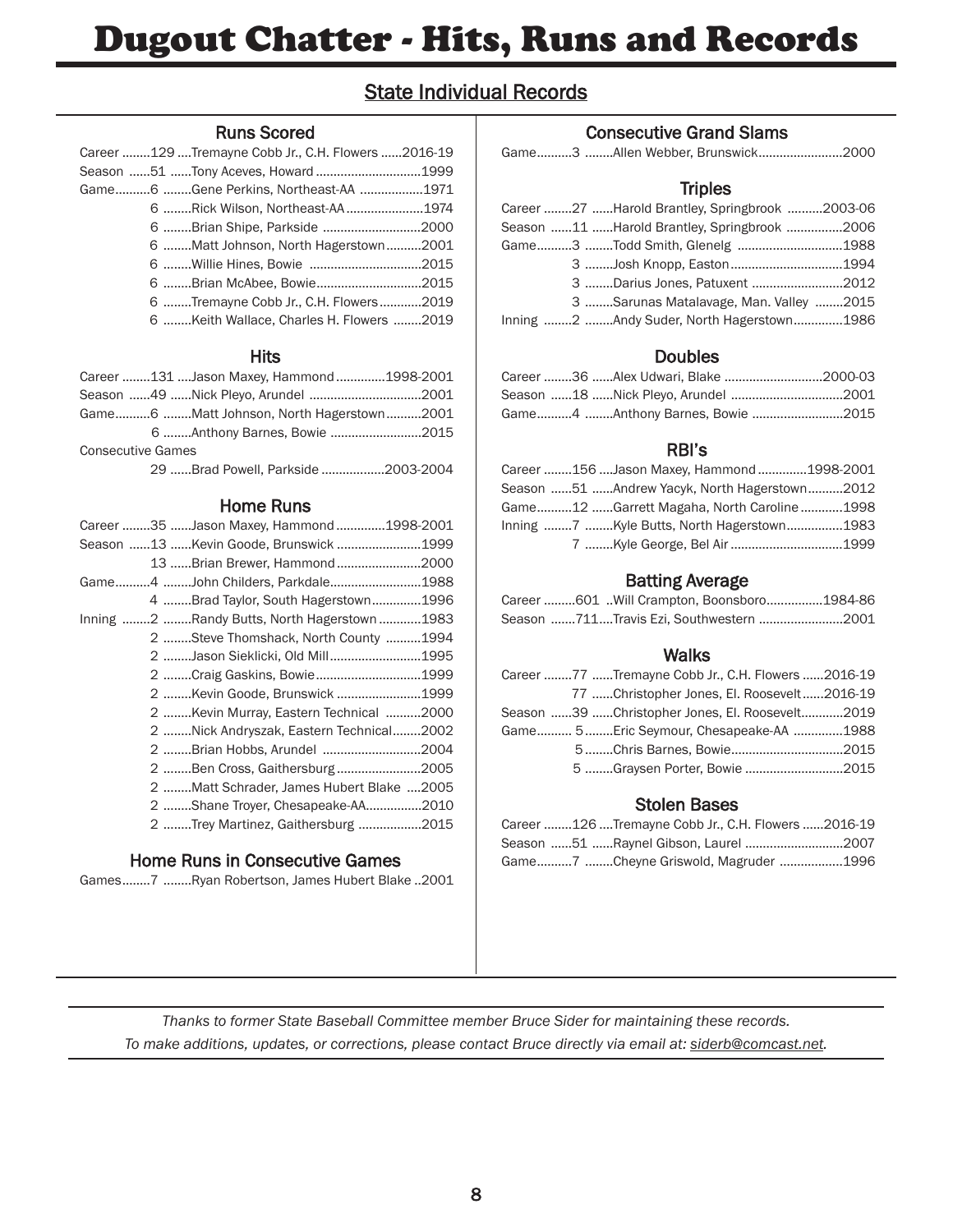# Dugout Chatter - Hits, Runs and Records

## State Individual Records

### Runs Scored

| | | | |
|---|---|---|---|
| Career | 129 | Tremayne Cobb Jr., C.H. Flowers | 2016-19 |
| Season | 51 | Tony Aceves, Howard | 1999 |
| Game | 6 | Gene Perkins, Northeast-AA | 1971 |
| | 6 | Rick Wilson, Northeast-AA | 1974 |
| | 6 | Brian Shipe, Parkside | 2000 |
| | 6 | Matt Johnson, North Hagerstown | 2001 |
| | 6 | Willie Hines, Bowie | 2015 |
| | 6 | Brian McAbee, Bowie | 2015 |
| | 6 | Tremayne Cobb Jr., C.H. Flowers | 2019 |
| | 6 | Keith Wallace, Charles H. Flowers | 2019 |

### Hits

| | | | |
|---|---|---|---|
| Career | 131 | Jason Maxey, Hammond | 1998-2001 |
| Season | 49 | Nick Pleyo, Arundel | 2001 |
| Game | 6 | Matt Johnson, North Hagerstown | 2001 |
| | 6 | Anthony Barnes, Bowie | 2015 |
| Consecutive Games | | | |
| | 29 | Brad Powell, Parkside | 2003-2004 |

### Home Runs

| | | | |
|---|---|---|---|
| Career | 35 | Jason Maxey, Hammond | 1998-2001 |
| Season | 13 | Kevin Goode, Brunswick | 1999 |
| | 13 | Brian Brewer, Hammond | 2000 |
| Game | 4 | John Childers, Parkdale | 1988 |
| | 4 | Brad Taylor, South Hagerstown | 1996 |
| Inning | 2 | Randy Butts, North Hagerstown | 1983 |
| | 2 | Steve Thomshack, North County | 1994 |
| | 2 | Jason Sieklicki, Old Mill | 1995 |
| | 2 | Craig Gaskins, Bowie | 1999 |
| | 2 | Kevin Goode, Brunswick | 1999 |
| | 2 | Kevin Murray, Eastern Technical | 2000 |
| | 2 | Nick Andryszak, Eastern Technical | 2002 |
| | 2 | Brian Hobbs, Arundel | 2004 |
| | 2 | Ben Cross, Gaithersburg | 2005 |
| | 2 | Matt Schrader, James Hubert Blake | 2005 |
| | 2 | Shane Troyer, Chesapeake-AA | 2010 |
| | 2 | Trey Martinez, Gaithersburg | 2015 |

### Home Runs in Consecutive Games

| | | | |
|---|---|---|---|
| Games | 7 | Ryan Robertson, James Hubert Blake | 2001 |

### Consecutive Grand Slams

| | | | |
|---|---|---|---|
| Game | 3 | Allen Webber, Brunswick | 2000 |

### Triples

| | | | |
|---|---|---|---|
| Career | 27 | Harold Brantley, Springbrook | 2003-06 |
| Season | 11 | Harold Brantley, Springbrook | 2006 |
| Game | 3 | Todd Smith, Glenelg | 1988 |
| | 3 | Josh Knopp, Easton | 1994 |
| | 3 | Darius Jones, Patuxent | 2012 |
| | 3 | Sarunas Matalavage, Man. Valley | 2015 |
| Inning | 2 | Andy Suder, North Hagerstown | 1986 |

### Doubles

| | | | |
|---|---|---|---|
| Career | 36 | Alex Udwari, Blake | 2000-03 |
| Season | 18 | Nick Pleyo, Arundel | 2001 |
| Game | 4 | Anthony Barnes, Bowie | 2015 |

### RBI's

| | | | |
|---|---|---|---|
| Career | 156 | Jason Maxey, Hammond | 1998-2001 |
| Season | 51 | Andrew Yacyk, North Hagerstown | 2012 |
| Game | 12 | Garrett Magaha, North Caroline | 1998 |
| Inning | 7 | Kyle Butts, North Hagerstown | 1983 |
| | 7 | Kyle George, Bel Air | 1999 |

### Batting Average

| | | | |
|---|---|---|---|
| Career | 601 | Will Crampton, Boonsboro | 1984-86 |
| Season | 711 | Travis Ezi, Southwestern | 2001 |

### Walks

| | | | |
|---|---|---|---|
| Career | 77 | Tremayne Cobb Jr., C.H. Flowers | 2016-19 |
| | 77 | Christopher Jones, El. Roosevelt | 2016-19 |
| Season | 39 | Christopher Jones, El. Roosevelt | 2019 |
| Game | 5 | Eric Seymour, Chesapeake-AA | 1988 |
| | 5 | Chris Barnes, Bowie | 2015 |
| | 5 | Graysen Porter, Bowie | 2015 |

### Stolen Bases

| | | | |
|---|---|---|---|
| Career | 126 | Tremayne Cobb Jr., C.H. Flowers | 2016-19 |
| Season | 51 | Raynel Gibson, Laurel | 2007 |
| Game | 7 | Cheyne Griswold, Magruder | 1996 |

*Thanks to former State Baseball Committee member Bruce Sider for maintaining these records.*

*To make additions, updates, or corrections, please contact Bruce directly via email at: siderb@comcast.net.*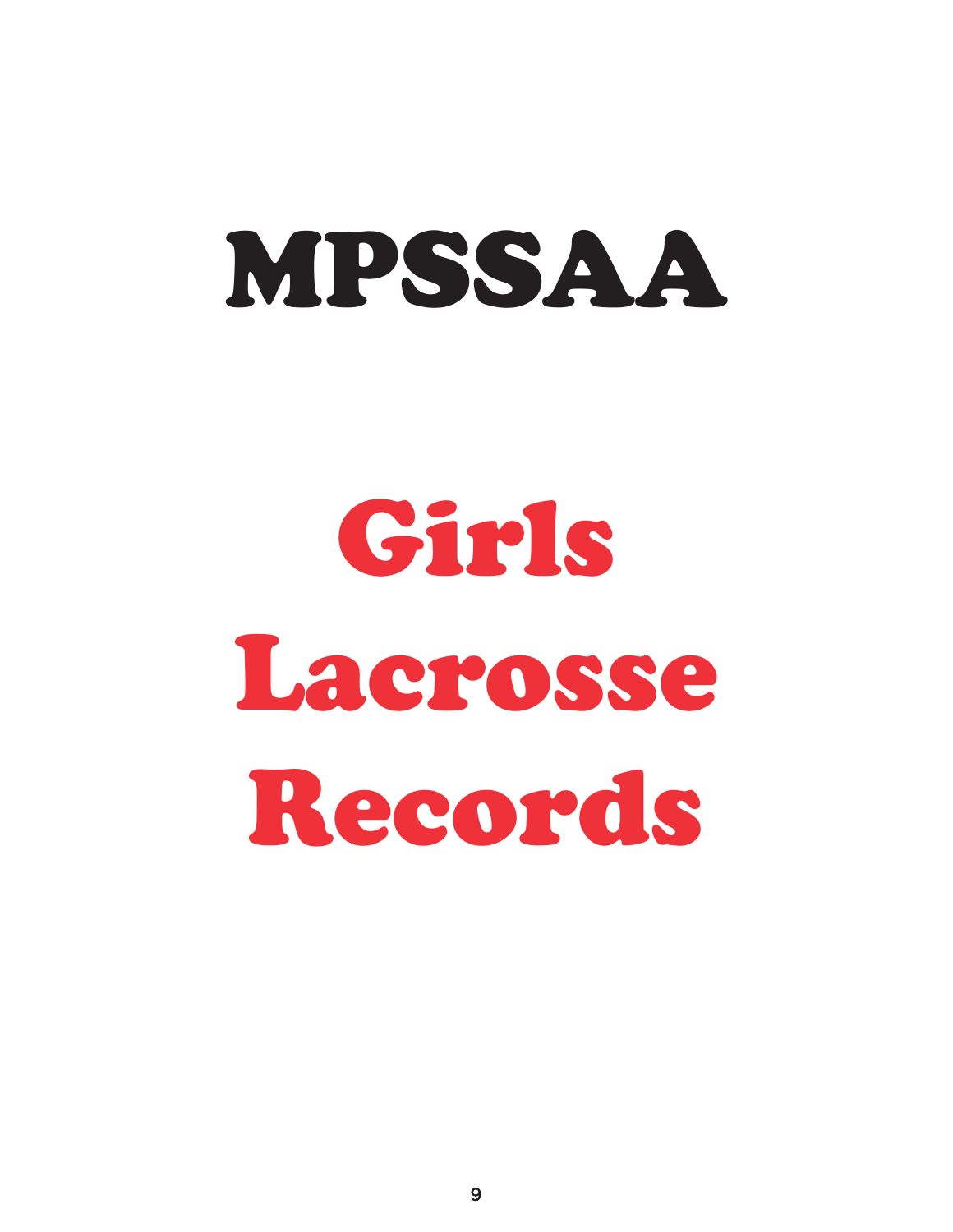# MPSSAA

# Girls Lacrosse Records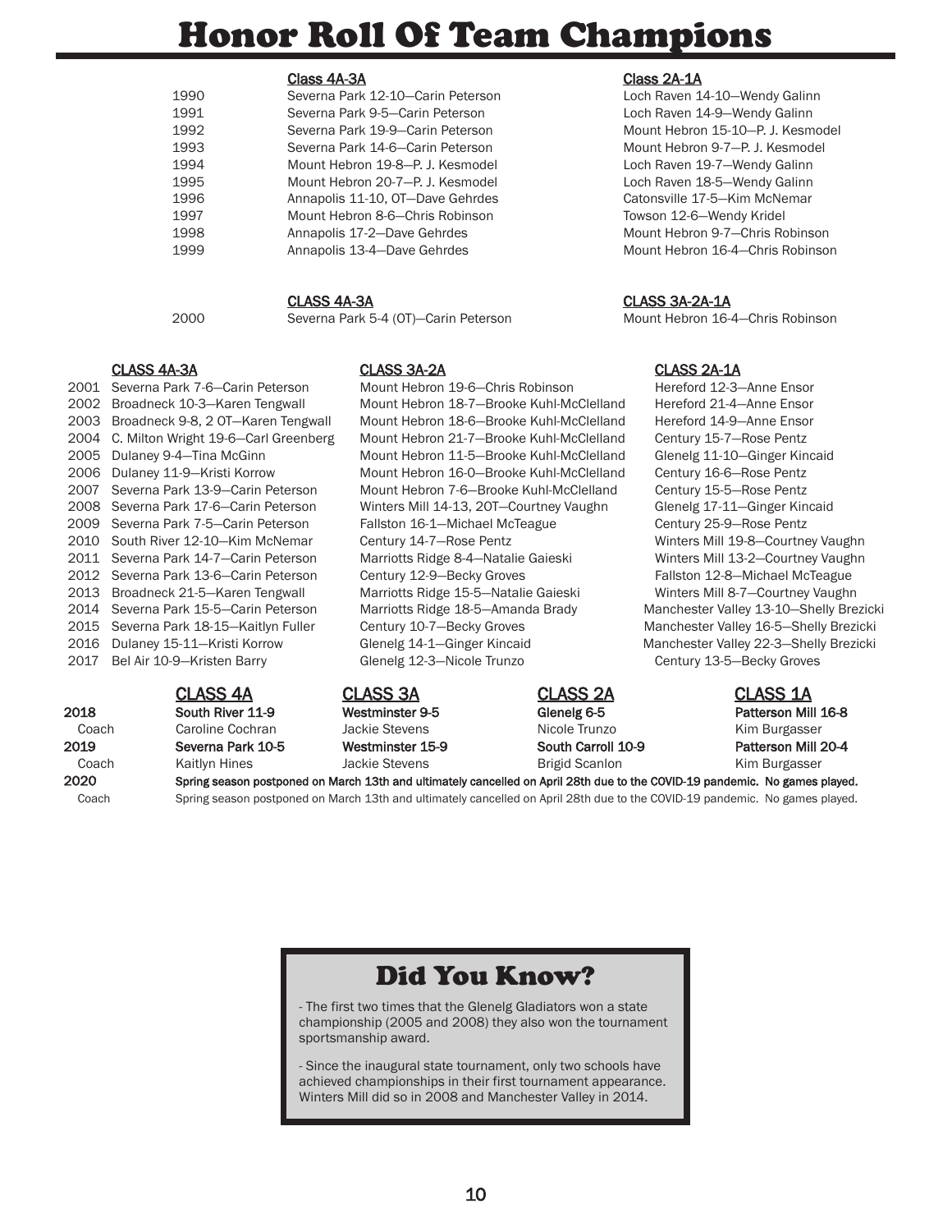# Honor Roll Of Team Champions

| Year | Class 4A-3A | Class 2A-1A |
|---|---|---|
| 1990 | Severna Park 12-10—Carin Peterson | Loch Raven 14-10—Wendy Galinn |
| 1991 | Severna Park 9-5—Carin Peterson | Loch Raven 14-9—Wendy Galinn |
| 1992 | Severna Park 19-9—Carin Peterson | Mount Hebron 15-10—P. J. Kesmodel |
| 1993 | Severna Park 14-6—Carin Peterson | Mount Hebron 9-7—P. J. Kesmodel |
| 1994 | Mount Hebron 19-8—P. J. Kesmodel | Loch Raven 19-7—Wendy Galinn |
| 1995 | Mount Hebron 20-7—P. J. Kesmodel | Loch Raven 18-5—Wendy Galinn |
| 1996 | Annapolis 11-10, OT—Dave Gehrdes | Catonsville 17-5—Kim McNemar |
| 1997 | Mount Hebron 8-6—Chris Robinson | Towson 12-6—Wendy Kridel |
| 1998 | Annapolis 17-2—Dave Gehrdes | Mount Hebron 9-7—Chris Robinson |
| 1999 | Annapolis 13-4—Dave Gehrdes | Mount Hebron 16-4—Chris Robinson |

| Year | CLASS 4A-3A | CLASS 3A-2A-1A |
|---|---|---|
| 2000 | Severna Park 5-4 (OT)—Carin Peterson | Mount Hebron 16-4—Chris Robinson |

| Year | CLASS 4A-3A | CLASS 3A-2A | CLASS 2A-1A |
|---|---|---|---|
| 2001 | Severna Park 7-6—Carin Peterson | Mount Hebron 19-6—Chris Robinson | Hereford 12-3—Anne Ensor |
| 2002 | Broadneck 10-3—Karen Tengwall | Mount Hebron 18-7—Brooke Kuhl-McClelland | Hereford 21-4—Anne Ensor |
| 2003 | Broadneck 9-8, 2 OT—Karen Tengwall | Mount Hebron 18-6—Brooke Kuhl-McClelland | Hereford 14-9—Anne Ensor |
| 2004 | C. Milton Wright 19-6—Carl Greenberg | Mount Hebron 21-7—Brooke Kuhl-McClelland | Century 15-7—Rose Pentz |
| 2005 | Dulaney 9-4—Tina McGinn | Mount Hebron 11-5—Brooke Kuhl-McClelland | Glenelg 11-10—Ginger Kincaid |
| 2006 | Dulaney 11-9—Kristi Korrow | Mount Hebron 16-0—Brooke Kuhl-McClelland | Century 16-6—Rose Pentz |
| 2007 | Severna Park 13-9—Carin Peterson | Mount Hebron 7-6—Brooke Kuhl-McClelland | Century 15-5—Rose Pentz |
| 2008 | Severna Park 17-6—Carin Peterson | Winters Mill 14-13, 2OT—Courtney Vaughn | Glenelg 17-11—Ginger Kincaid |
| 2009 | Severna Park 7-5—Carin Peterson | Fallston 16-1—Michael McTeague | Century 25-9—Rose Pentz |
| 2010 | South River 12-10—Kim McNemar | Century 14-7—Rose Pentz | Winters Mill 19-8—Courtney Vaughn |
| 2011 | Severna Park 14-7—Carin Peterson | Marriotts Ridge 8-4—Natalie Gaieski | Winters Mill 13-2—Courtney Vaughn |
| 2012 | Severna Park 13-6—Carin Peterson | Century 12-9—Becky Groves | Fallston 12-8—Michael McTeague |
| 2013 | Broadneck 21-5—Karen Tengwall | Marriotts Ridge 15-5—Natalie Gaieski | Winters Mill 8-7—Courtney Vaughn |
| 2014 | Severna Park 15-5—Carin Peterson | Marriotts Ridge 18-5—Amanda Brady | Manchester Valley 13-10—Shelly Brezicki |
| 2015 | Severna Park 18-15—Kaitlyn Fuller | Century 10-7—Becky Groves | Manchester Valley 16-5—Shelly Brezicki |
| 2016 | Dulaney 15-11—Kristi Korrow | Glenelg 14-1—Ginger Kincaid | Manchester Valley 22-3—Shelly Brezicki |
| 2017 | Bel Air 10-9—Kristen Barry | Glenelg 12-3—Nicole Trunzo | Century 13-5—Becky Groves |

| | CLASS 4A | CLASS 3A | CLASS 2A | CLASS 1A |
|---|---|---|---|---|
| **2018** | **South River 11-9** | **Westminster 9-5** | **Glenelg 6-5** | **Patterson Mill 16-8** |
| Coach | Caroline Cochran | Jackie Stevens | Nicole Trunzo | Kim Burgasser |
| **2019** | **Severna Park 10-5** | **Westminster 15-9** | **South Carroll 10-9** | **Patterson Mill 20-4** |
| Coach | Kaitlyn Hines | Jackie Stevens | Brigid Scanlon | Kim Burgasser |
| **2020** | **Spring season postponed on March 13th and ultimately cancelled on April 28th due to the COVID-19 pandemic. No games played.** | | | |
| Coach | Spring season postponed on March 13th and ultimately cancelled on April 28th due to the COVID-19 pandemic. No games played. | | | |

## Did You Know?

- The first two times that the Glenelg Gladiators won a state championship (2005 and 2008) they also won the tournament sportsmanship award.

- Since the inaugural state tournament, only two schools have achieved championships in their first tournament appearance. Winters Mill did so in 2008 and Manchester Valley in 2014.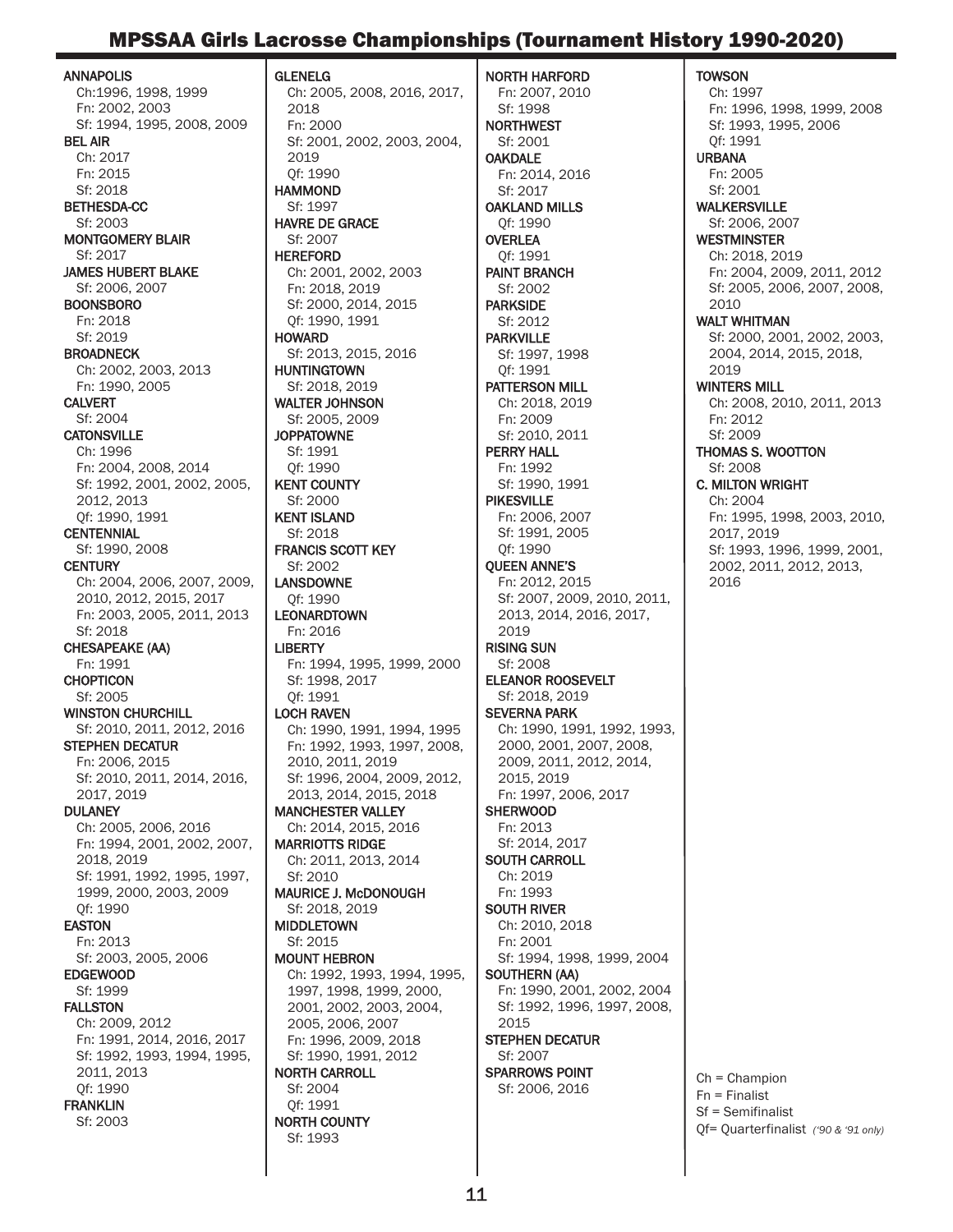# MPSSAA Girls Lacrosse Championships (Tournament History 1990-2020)

**ANNAPOLIS**
- Ch:1996, 1998, 1999
- Fn: 2002, 2003
- Sf: 1994, 1995, 2008, 2009

**BEL AIR**
- Ch: 2017
- Fn: 2015
- Sf: 2018

**BETHESDA-CC**
- Sf: 2003

**MONTGOMERY BLAIR**
- Sf: 2017

**JAMES HUBERT BLAKE**
- Sf: 2006, 2007

**BOONSBORO**
- Fn: 2018
- Sf: 2019

**BROADNECK**
- Ch: 2002, 2003, 2013
- Fn: 1990, 2005

**CALVERT**
- Sf: 2004

**CATONSVILLE**
- Ch: 1996
- Fn: 2004, 2008, 2014
- Sf: 1992, 2001, 2002, 2005, 2012, 2013
- Qf: 1990, 1991

**CENTENNIAL**
- Sf: 1990, 2008

**CENTURY**
- Ch: 2004, 2006, 2007, 2009, 2010, 2012, 2015, 2017
- Fn: 2003, 2005, 2011, 2013
- Sf: 2018

**CHESAPEAKE (AA)**
- Fn: 1991

**CHOPTICON**
- Sf: 2005

**WINSTON CHURCHILL**
- Sf: 2010, 2011, 2012, 2016

**STEPHEN DECATUR**
- Fn: 2006, 2015
- Sf: 2010, 2011, 2014, 2016, 2017, 2019

**DULANEY**
- Ch: 2005, 2006, 2016
- Fn: 1994, 2001, 2002, 2007, 2018, 2019
- Sf: 1991, 1992, 1995, 1997, 1999, 2000, 2003, 2009
- Qf: 1990

**EASTON**
- Fn: 2013
- Sf: 2003, 2005, 2006

**EDGEWOOD**
- Sf: 1999

**FALLSTON**
- Ch: 2009, 2012
- Fn: 1991, 2014, 2016, 2017
- Sf: 1992, 1993, 1994, 1995, 2011, 2013
- Qf: 1990

**FRANKLIN**
- Sf: 2003

**GLENELG**
- Ch: 2005, 2008, 2016, 2017, 2018
- Fn: 2000
- Sf: 2001, 2002, 2003, 2004, 2019
- Qf: 1990

**HAMMOND**
- Sf: 1997

**HAVRE DE GRACE**
- Sf: 2007

**HEREFORD**
- Ch: 2001, 2002, 2003
- Fn: 2018, 2019
- Sf: 2000, 2014, 2015
- Qf: 1990, 1991

**HOWARD**
- Sf: 2013, 2015, 2016

**HUNTINGTOWN**
- Sf: 2018, 2019

**WALTER JOHNSON**
- Sf: 2005, 2009

**JOPPATOWNE**
- Sf: 1991
- Qf: 1990

**KENT COUNTY**
- Sf: 2000

**KENT ISLAND**
- Sf: 2018

**FRANCIS SCOTT KEY**
- Sf: 2002

**LANSDOWNE**
- Qf: 1990

**LEONARDTOWN**
- Fn: 2016

**LIBERTY**
- Fn: 1994, 1995, 1999, 2000
- Sf: 1998, 2017
- Qf: 1991

**LOCH RAVEN**
- Ch: 1990, 1991, 1994, 1995
- Fn: 1992, 1993, 1997, 2008, 2010, 2011, 2019
- Sf: 1996, 2004, 2009, 2012, 2013, 2014, 2015, 2018

**MANCHESTER VALLEY**
- Ch: 2014, 2015, 2016

**MARRIOTTS RIDGE**
- Ch: 2011, 2013, 2014
- Sf: 2010

**MAURICE J. McDONOUGH**
- Sf: 2018, 2019

**MIDDLETOWN**
- Sf: 2015

**MOUNT HEBRON**
- Ch: 1992, 1993, 1994, 1995, 1997, 1998, 1999, 2000, 2001, 2002, 2003, 2004, 2005, 2006, 2007
- Fn: 1996, 2009, 2018
- Sf: 1990, 1991, 2012

**NORTH CARROLL**
- Sf: 2004
- Qf: 1991

**NORTH COUNTY**
- Sf: 1993

**NORTH HARFORD**
- Fn: 2007, 2010
- Sf: 1998

**NORTHWEST**
- Sf: 2001

**OAKDALE**
- Fn: 2014, 2016
- Sf: 2017

**OAKLAND MILLS**
- Qf: 1990

**OVERLEA**
- Qf: 1991

**PAINT BRANCH**
- Sf: 2002

**PARKSIDE**
- Sf: 2012

**PARKVILLE**
- Sf: 1997, 1998
- Qf: 1991

**PATTERSON MILL**
- Ch: 2018, 2019
- Fn: 2009
- Sf: 2010, 2011

**PERRY HALL**
- Fn: 1992
- Sf: 1990, 1991

**PIKESVILLE**
- Fn: 2006, 2007
- Sf: 1991, 2005
- Qf: 1990

**QUEEN ANNE'S**
- Fn: 2012, 2015
- Sf: 2007, 2009, 2010, 2011, 2013, 2014, 2016, 2017, 2019

**RISING SUN**
- Sf: 2008

**ELEANOR ROOSEVELT**
- Sf: 2018, 2019

**SEVERNA PARK**
- Ch: 1990, 1991, 1992, 1993, 2000, 2001, 2007, 2008, 2009, 2011, 2012, 2014, 2015, 2019
- Fn: 1997, 2006, 2017

**SHERWOOD**
- Fn: 2013
- Sf: 2014, 2017

**SOUTH CARROLL**
- Ch: 2019
- Fn: 1993

**SOUTH RIVER**
- Ch: 2010, 2018
- Fn: 2001
- Sf: 1994, 1998, 1999, 2004

**SOUTHERN (AA)**
- Fn: 1990, 2001, 2002, 2004
- Sf: 1992, 1996, 1997, 2008, 2015

**STEPHEN DECATUR**
- Sf: 2007

**SPARROWS POINT**
- Sf: 2006, 2016

**TOWSON**
- Ch: 1997
- Fn: 1996, 1998, 1999, 2008
- Sf: 1993, 1995, 2006
- Qf: 1991

**URBANA**
- Fn: 2005
- Sf: 2001

**WALKERSVILLE**
- Sf: 2006, 2007

**WESTMINSTER**
- Ch: 2018, 2019
- Fn: 2004, 2009, 2011, 2012
- Sf: 2005, 2006, 2007, 2008, 2010

**WALT WHITMAN**
- Sf: 2000, 2001, 2002, 2003, 2004, 2014, 2015, 2018, 2019

**WINTERS MILL**
- Ch: 2008, 2010, 2011, 2013
- Fn: 2012
- Sf: 2009

**THOMAS S. WOOTTON**
- Sf: 2008

**C. MILTON WRIGHT**
- Ch: 2004
- Fn: 1995, 1998, 2003, 2010, 2017, 2019
- Sf: 1993, 1996, 1999, 2001, 2002, 2011, 2012, 2013, 2016

Ch = Champion
Fn = Finalist
Sf = Semifinalist
Qf= Quarterfinalist *('90 & '91 only)*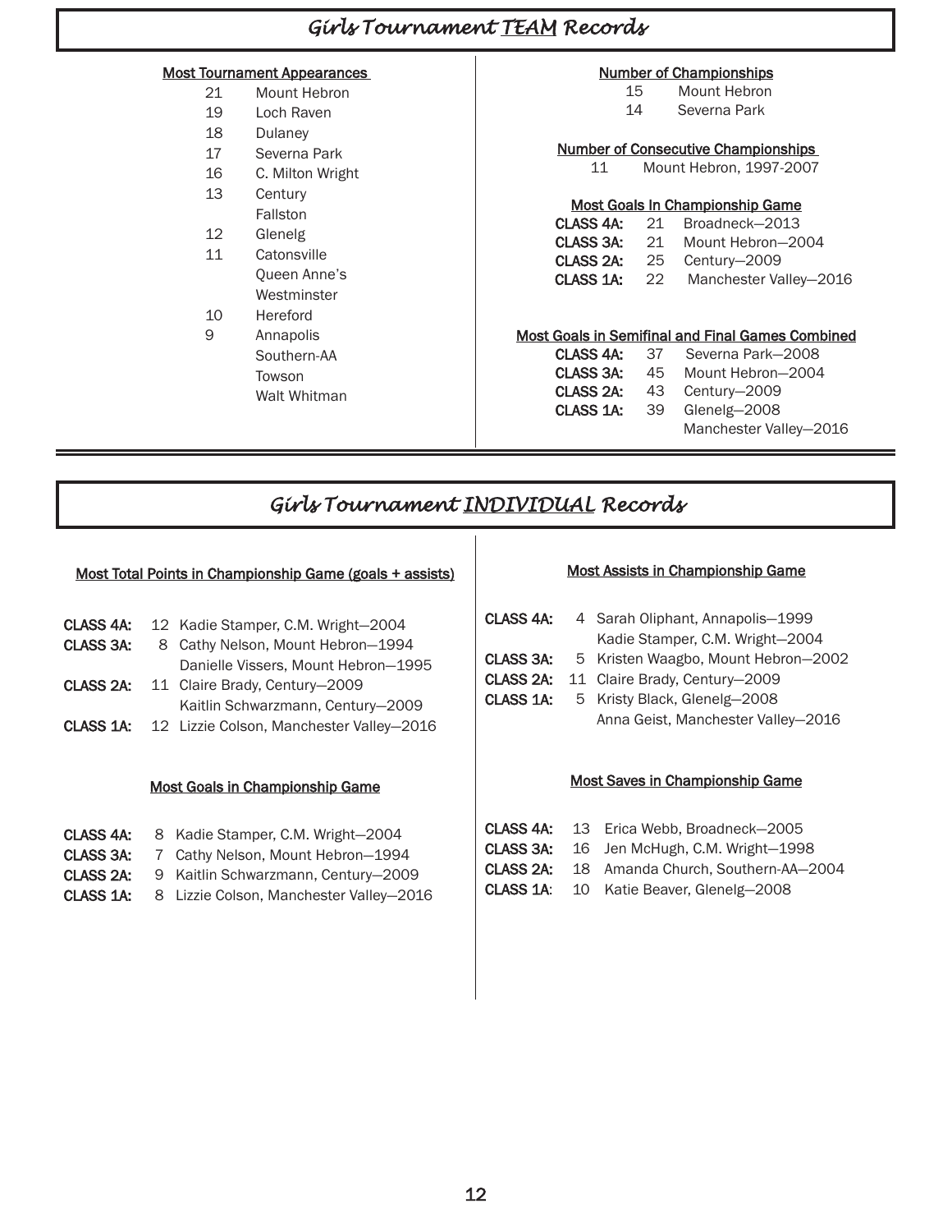# Girls Tournament TEAM Records

### Most Tournament Appearances

| | |
|---|---|
| 21 | Mount Hebron |
| 19 | Loch Raven |
| 18 | Dulaney |
| 17 | Severna Park |
| 16 | C. Milton Wright |
| 13 | Century |
| | Fallston |
| 12 | Glenelg |
| 11 | Catonsville |
| | Queen Anne's |
| | Westminster |
| 10 | Hereford |
| 9 | Annapolis |
| | Southern-AA |
| | Towson |
| | Walt Whitman |

### Number of Championships

| | |
|---|---|
| 15 | Mount Hebron |
| 14 | Severna Park |

### Number of Consecutive Championships

| | |
|---|---|
| 11 | Mount Hebron, 1997-2007 |

### Most Goals In Championship Game

| | | |
|---|---|---|
| **CLASS 4A:** | 21 | Broadneck—2013 |
| **CLASS 3A:** | 21 | Mount Hebron—2004 |
| **CLASS 2A:** | 25 | Century—2009 |
| **CLASS 1A:** | 22 | Manchester Valley—2016 |

### Most Goals in Semifinal and Final Games Combined

| | | |
|---|---|---|
| **CLASS 4A:** | 37 | Severna Park—2008 |
| **CLASS 3A:** | 45 | Mount Hebron—2004 |
| **CLASS 2A:** | 43 | Century—2009 |
| **CLASS 1A:** | 39 | Glenelg—2008 |
| | | Manchester Valley—2016 |

# Girls Tournament INDIVIDUAL Records

### Most Total Points in Championship Game (goals + assists)

| | | |
|---|---|---|
| **CLASS 4A:** | 12 | Kadie Stamper, C.M. Wright—2004 |
| **CLASS 3A:** | 8 | Cathy Nelson, Mount Hebron—1994 |
| | | Danielle Vissers, Mount Hebron—1995 |
| **CLASS 2A:** | 11 | Claire Brady, Century—2009 |
| | | Kaitlin Schwarzmann, Century—2009 |
| **CLASS 1A:** | 12 | Lizzie Colson, Manchester Valley—2016 |

### Most Goals in Championship Game

| | | |
|---|---|---|
| **CLASS 4A:** | 8 | Kadie Stamper, C.M. Wright—2004 |
| **CLASS 3A:** | 7 | Cathy Nelson, Mount Hebron—1994 |
| **CLASS 2A:** | 9 | Kaitlin Schwarzmann, Century—2009 |
| **CLASS 1A:** | 8 | Lizzie Colson, Manchester Valley—2016 |

### Most Assists in Championship Game

| | | |
|---|---|---|
| **CLASS 4A:** | 4 | Sarah Oliphant, Annapolis—1999 |
| | | Kadie Stamper, C.M. Wright—2004 |
| **CLASS 3A:** | 5 | Kristen Waagbo, Mount Hebron—2002 |
| **CLASS 2A:** | 11 | Claire Brady, Century—2009 |
| **CLASS 1A:** | 5 | Kristy Black, Glenelg—2008 |
| | | Anna Geist, Manchester Valley—2016 |

### Most Saves in Championship Game

| | | |
|---|---|---|
| **CLASS 4A:** | 13 | Erica Webb, Broadneck—2005 |
| **CLASS 3A:** | 16 | Jen McHugh, C.M. Wright—1998 |
| **CLASS 2A:** | 18 | Amanda Church, Southern-AA—2004 |
| **CLASS 1A:** | 10 | Katie Beaver, Glenelg—2008 |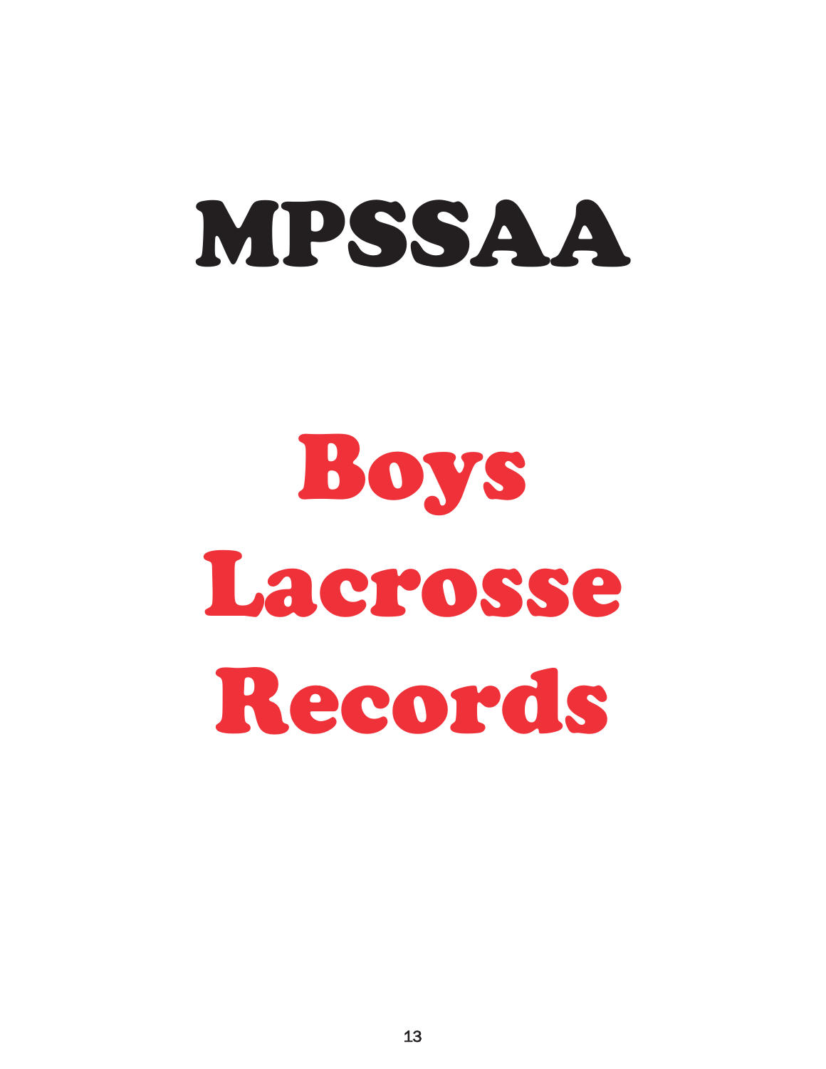# MPSSAA

# Boys Lacrosse Records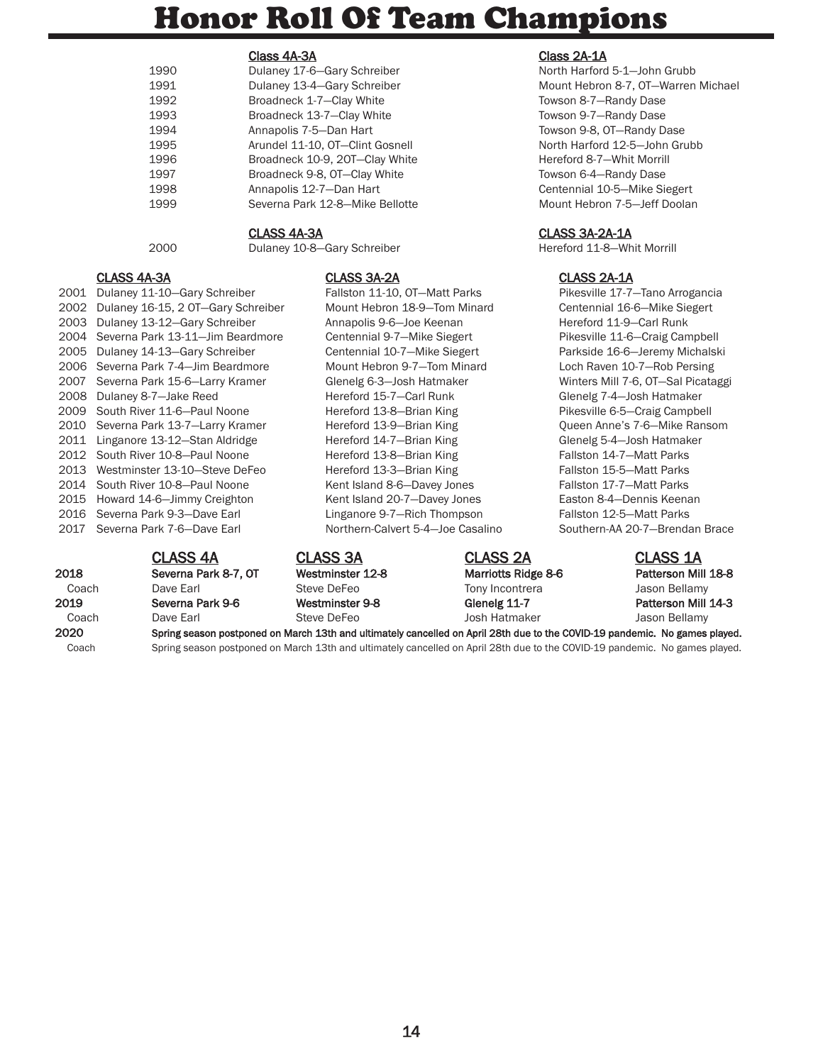# Honor Roll Of Team Champions

| Year | Class 4A-3A | Class 2A-1A |
| --- | --- | --- |
| 1990 | Dulaney 17-6—Gary Schreiber | North Harford 5-1—John Grubb |
| 1991 | Dulaney 13-4—Gary Schreiber | Mount Hebron 8-7, OT—Warren Michael |
| 1992 | Broadneck 1-7—Clay White | Towson 8-7—Randy Dase |
| 1993 | Broadneck 13-7—Clay White | Towson 9-7—Randy Dase |
| 1994 | Annapolis 7-5—Dan Hart | Towson 9-8, OT—Randy Dase |
| 1995 | Arundel 11-10, OT—Clint Gosnell | North Harford 12-5—John Grubb |
| 1996 | Broadneck 10-9, 2OT—Clay White | Hereford 8-7—Whit Morrill |
| 1997 | Broadneck 9-8, OT—Clay White | Towson 6-4—Randy Dase |
| 1998 | Annapolis 12-7—Dan Hart | Centennial 10-5—Mike Siegert |
| 1999 | Severna Park 12-8—Mike Bellotte | Mount Hebron 7-5—Jeff Doolan |

| Year | CLASS 4A-3A | CLASS 3A-2A-1A |
| --- | --- | --- |
| 2000 | Dulaney 10-8—Gary Schreiber | Hereford 11-8—Whit Morrill |

| Year | CLASS 4A-3A | CLASS 3A-2A | CLASS 2A-1A |
| --- | --- | --- | --- |
| 2001 | Dulaney 11-10—Gary Schreiber | Fallston 11-10, OT—Matt Parks | Pikesville 17-7—Tano Arrogancia |
| 2002 | Dulaney 16-15, 2 OT—Gary Schreiber | Mount Hebron 18-9—Tom Minard | Centennial 16-6—Mike Siegert |
| 2003 | Dulaney 13-12—Gary Schreiber | Annapolis 9-6—Joe Keenan | Hereford 11-9—Carl Runk |
| 2004 | Severna Park 13-11—Jim Beardmore | Centennial 9-7—Mike Siegert | Pikesville 11-6—Craig Campbell |
| 2005 | Dulaney 14-13—Gary Schreiber | Centennial 10-7—Mike Siegert | Parkside 16-6—Jeremy Michalski |
| 2006 | Severna Park 7-4—Jim Beardmore | Mount Hebron 9-7—Tom Minard | Loch Raven 10-7—Rob Persing |
| 2007 | Severna Park 15-6—Larry Kramer | Glenelg 6-3—Josh Hatmaker | Winters Mill 7-6, OT—Sal Picataggi |
| 2008 | Dulaney 8-7—Jake Reed | Hereford 15-7—Carl Runk | Glenelg 7-4—Josh Hatmaker |
| 2009 | South River 11-6—Paul Noone | Hereford 13-8—Brian King | Pikesville 6-5—Craig Campbell |
| 2010 | Severna Park 13-7—Larry Kramer | Hereford 13-9—Brian King | Queen Anne's 7-6—Mike Ransom |
| 2011 | Linganore 13-12—Stan Aldridge | Hereford 14-7—Brian King | Glenelg 5-4—Josh Hatmaker |
| 2012 | South River 10-8—Paul Noone | Hereford 13-8—Brian King | Fallston 14-7—Matt Parks |
| 2013 | Westminster 13-10—Steve DeFeo | Hereford 13-3—Brian King | Fallston 15-5—Matt Parks |
| 2014 | South River 10-8—Paul Noone | Kent Island 8-6—Davey Jones | Fallston 17-7—Matt Parks |
| 2015 | Howard 14-6—Jimmy Creighton | Kent Island 20-7—Davey Jones | Easton 8-4—Dennis Keenan |
| 2016 | Severna Park 9-3—Dave Earl | Linganore 9-7—Rich Thompson | Fallston 12-5—Matt Parks |
| 2017 | Severna Park 7-6—Dave Earl | Northern-Calvert 5-4—Joe Casalino | Southern-AA 20-7—Brendan Brace |

| | CLASS 4A | CLASS 3A | CLASS 2A | CLASS 1A |
| --- | --- | --- | --- | --- |
| **2018** | **Severna Park 8-7, OT** | **Westminster 12-8** | **Marriotts Ridge 8-6** | **Patterson Mill 18-8** |
| Coach | Dave Earl | Steve DeFeo | Tony Incontrera | Jason Bellamy |
| **2019** | **Severna Park 9-6** | **Westminster 9-8** | **Glenelg 11-7** | **Patterson Mill 14-3** |
| Coach | Dave Earl | Steve DeFeo | Josh Hatmaker | Jason Bellamy |
| **2020** | **Spring season postponed on March 13th and ultimately cancelled on April 28th due to the COVID-19 pandemic. No games played.** | | | |
| Coach | Spring season postponed on March 13th and ultimately cancelled on April 28th due to the COVID-19 pandemic. No games played. | | | |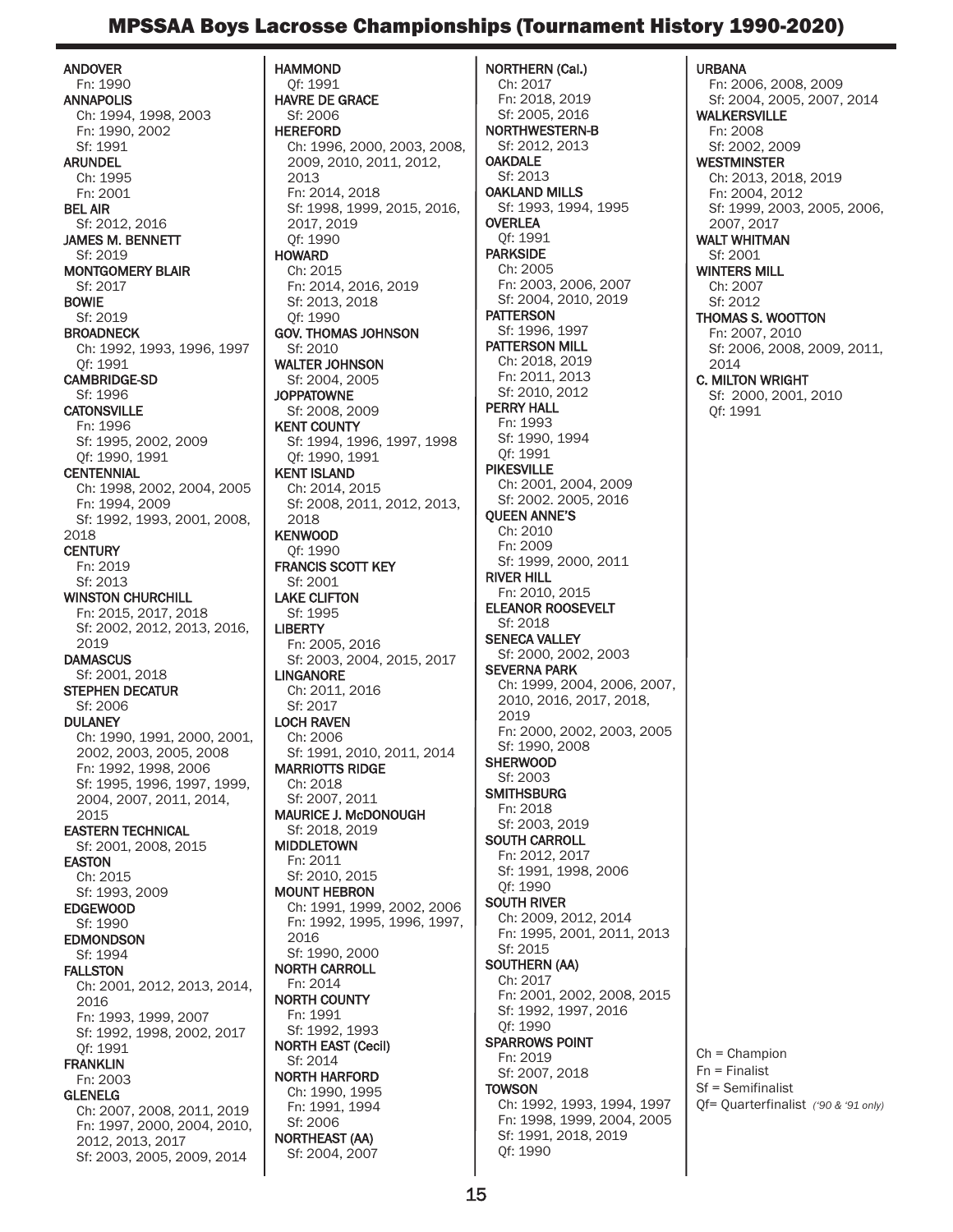# MPSSAA Boys Lacrosse Championships (Tournament History 1990-2020)

**ANDOVER**
Fn: 1990

**ANNAPOLIS**
Ch: 1994, 1998, 2003
Fn: 1990, 2002
Sf: 1991

**ARUNDEL**
Ch: 1995
Fn: 2001

**BEL AIR**
Sf: 2012, 2016

**JAMES M. BENNETT**
Sf: 2019

**MONTGOMERY BLAIR**
Sf: 2017

**BOWIE**
Sf: 2019

**BROADNECK**
Ch: 1992, 1993, 1996, 1997
Qf: 1991

**CAMBRIDGE-SD**
Sf: 1996

**CATONSVILLE**
Fn: 1996
Sf: 1995, 2002, 2009
Qf: 1990, 1991

**CENTENNIAL**
Ch: 1998, 2002, 2004, 2005
Fn: 1994, 2009
Sf: 1992, 1993, 2001, 2008, 2018

**CENTURY**
Fn: 2019
Sf: 2013

**WINSTON CHURCHILL**
Fn: 2015, 2017, 2018
Sf: 2002, 2012, 2013, 2016, 2019

**DAMASCUS**
Sf: 2001, 2018

**STEPHEN DECATUR**
Sf: 2006

**DULANEY**
Ch: 1990, 1991, 2000, 2001, 2002, 2003, 2005, 2008
Fn: 1992, 1998, 2006
Sf: 1995, 1996, 1997, 1999, 2004, 2007, 2011, 2014, 2015

**EASTERN TECHNICAL**
Sf: 2001, 2008, 2015

**EASTON**
Ch: 2015
Sf: 1993, 2009

**EDGEWOOD**
Sf: 1990

**EDMONDSON**
Sf: 1994

**FALLSTON**
Ch: 2001, 2012, 2013, 2014, 2016
Fn: 1993, 1999, 2007
Sf: 1992, 1998, 2002, 2017
Qf: 1991

**FRANKLIN**
Fn: 2003

**GLENELG**
Ch: 2007, 2008, 2011, 2019
Fn: 1997, 2000, 2004, 2010, 2012, 2013, 2017
Sf: 2003, 2005, 2009, 2014

**HAMMOND**
Qf: 1991

**HAVRE DE GRACE**
Sf: 2006

**HEREFORD**
Ch: 1996, 2000, 2003, 2008, 2009, 2010, 2011, 2012, 2013
Fn: 2014, 2018
Sf: 1998, 1999, 2015, 2016, 2017, 2019
Qf: 1990

**HOWARD**
Ch: 2015
Fn: 2014, 2016, 2019
Sf: 2013, 2018
Qf: 1990

**GOV. THOMAS JOHNSON**
Sf: 2010

**WALTER JOHNSON**
Sf: 2004, 2005

**JOPPATOWNE**
Sf: 2008, 2009

**KENT COUNTY**
Sf: 1994, 1996, 1997, 1998
Qf: 1990, 1991

**KENT ISLAND**
Ch: 2014, 2015
Sf: 2008, 2011, 2012, 2013, 2018

**KENWOOD**
Qf: 1990

**FRANCIS SCOTT KEY**
Sf: 2001

**LAKE CLIFTON**
Sf: 1995

**LIBERTY**
Fn: 2005, 2016
Sf: 2003, 2004, 2015, 2017

**LINGANORE**
Ch: 2011, 2016
Sf: 2017

**LOCH RAVEN**
Ch: 2006
Sf: 1991, 2010, 2011, 2014

**MARRIOTTS RIDGE**
Ch: 2018
Sf: 2007, 2011

**MAURICE J. McDONOUGH**
Sf: 2018, 2019

**MIDDLETOWN**
Fn: 2011
Sf: 2010, 2015

**MOUNT HEBRON**
Ch: 1991, 1999, 2002, 2006
Fn: 1992, 1995, 1996, 1997, 2016
Sf: 1990, 2000

**NORTH CARROLL**
Fn: 2014

**NORTH COUNTY**
Fn: 1991
Sf: 1992, 1993

**NORTH EAST (Cecil)**
Sf: 2014

**NORTH HARFORD**
Ch: 1990, 1995
Fn: 1991, 1994
Sf: 2006

**NORTHEAST (AA)**
Sf: 2004, 2007

**NORTHERN (Cal.)**
Ch: 2017
Fn: 2018, 2019
Sf: 2005, 2016

**NORTHWESTERN-B**
Sf: 2012, 2013

**OAKDALE**
Sf: 2013

**OAKLAND MILLS**
Sf: 1993, 1994, 1995

**OVERLEA**
Qf: 1991

**PARKSIDE**
Ch: 2005
Fn: 2003, 2006, 2007
Sf: 2004, 2010, 2019

**PATTERSON**
Sf: 1996, 1997

**PATTERSON MILL**
Ch: 2018, 2019
Fn: 2011, 2013
Sf: 2010, 2012

**PERRY HALL**
Fn: 1993
Sf: 1990, 1994
Qf: 1991

**PIKESVILLE**
Ch: 2001, 2004, 2009
Sf: 2002. 2005, 2016

**QUEEN ANNE'S**
Ch: 2010
Fn: 2009
Sf: 1999, 2000, 2011

**RIVER HILL**
Fn: 2010, 2015

**ELEANOR ROOSEVELT**
Sf: 2018

**SENECA VALLEY**
Sf: 2000, 2002, 2003

**SEVERNA PARK**
Ch: 1999, 2004, 2006, 2007, 2010, 2016, 2017, 2018, 2019
Fn: 2000, 2002, 2003, 2005
Sf: 1990, 2008

**SHERWOOD**
Sf: 2003

**SMITHSBURG**
Fn: 2018
Sf: 2003, 2019

**SOUTH CARROLL**
Fn: 2012, 2017
Sf: 1991, 1998, 2006
Qf: 1990

**SOUTH RIVER**
Ch: 2009, 2012, 2014
Fn: 1995, 2001, 2011, 2013
Sf: 2015

**SOUTHERN (AA)**
Ch: 2017
Fn: 2001, 2002, 2008, 2015
Sf: 1992, 1997, 2016
Qf: 1990

**SPARROWS POINT**
Fn: 2019
Sf: 2007, 2018

**TOWSON**
Ch: 1992, 1993, 1994, 1997
Fn: 1998, 1999, 2004, 2005
Sf: 1991, 2018, 2019
Qf: 1990

**URBANA**
Fn: 2006, 2008, 2009
Sf: 2004, 2005, 2007, 2014

**WALKERSVILLE**
Fn: 2008
Sf: 2002, 2009

**WESTMINSTER**
Ch: 2013, 2018, 2019
Fn: 2004, 2012
Sf: 1999, 2003, 2005, 2006, 2007, 2017

**WALT WHITMAN**
Sf: 2001

**WINTERS MILL**
Ch: 2007
Sf: 2012

**THOMAS S. WOOTTON**
Fn: 2007, 2010
Sf: 2006, 2008, 2009, 2011, 2014

**C. MILTON WRIGHT**
Sf: 2000, 2001, 2010
Qf: 1991

Ch = Champion
Fn = Finalist
Sf = Semifinalist
Qf= Quarterfinalist *('90 & '91 only)*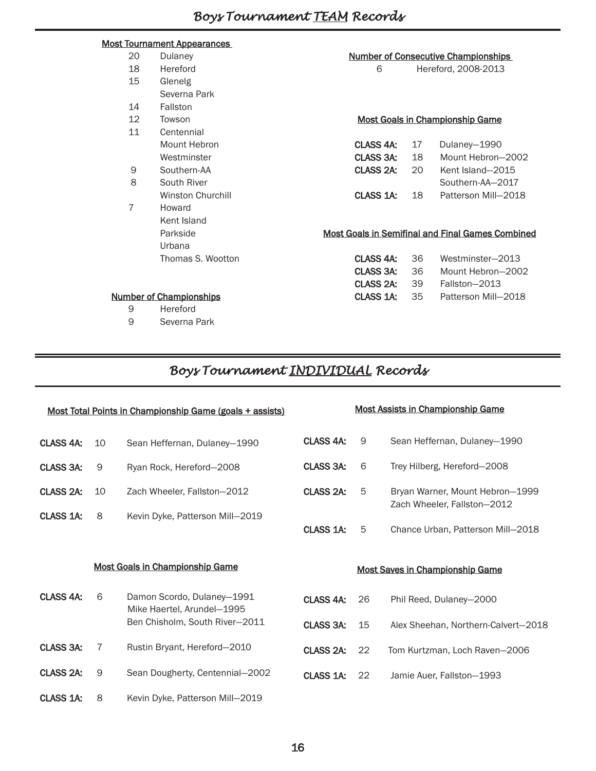# *Boys Tournament TEAM Records*

**Most Tournament Appearances**

| | |
|---|---|
| 20 | Dulaney |
| 18 | Hereford |
| 15 | Glenelg |
| | Severna Park |
| 14 | Fallston |
| 12 | Towson |
| 11 | Centennial |
| | Mount Hebron |
| | Westminster |
| 9 | Southern-AA |
| 8 | South River |
| | Winston Churchill |
| 7 | Howard |
| | Kent Island |
| | Parkside |
| | Urbana |
| | Thomas S. Wootton |

**Number of Championships**

| | |
|---|---|
| 9 | Hereford |
| 9 | Severna Park |

**Number of Consecutive Championships**

| | |
|---|---|
| 6 | Hereford, 2008-2013 |

**Most Goals in Championship Game**

| | | |
|---|---|---|
| **CLASS 4A:** | 17 | Dulaney—1990 |
| **CLASS 3A:** | 18 | Mount Hebron—2002 |
| **CLASS 2A:** | 20 | Kent Island—2015 |
| | | Southern-AA—2017 |
| **CLASS 1A:** | 18 | Patterson Mill—2018 |

**Most Goals in Semifinal and Final Games Combined**

| | | |
|---|---|---|
| **CLASS 4A:** | 36 | Westminster—2013 |
| **CLASS 3A:** | 36 | Mount Hebron—2002 |
| **CLASS 2A:** | 39 | Fallston—2013 |
| **CLASS 1A:** | 35 | Patterson Mill—2018 |

# *Boys Tournament INDIVIDUAL Records*

**Most Total Points in Championship Game (goals + assists)**

| | | |
|---|---|---|
| **CLASS 4A:** | 10 | Sean Heffernan, Dulaney—1990 |
| **CLASS 3A:** | 9 | Ryan Rock, Hereford—2008 |
| **CLASS 2A:** | 10 | Zach Wheeler, Fallston—2012 |
| **CLASS 1A:** | 8 | Kevin Dyke, Patterson Mill—2019 |

**Most Goals in Championship Game**

| | | |
|---|---|---|
| **CLASS 4A:** | 6 | Damon Scordo, Dulaney—1991 |
| | | Mike Haertel, Arundel—1995 |
| | | Ben Chisholm, South River—2011 |
| **CLASS 3A:** | 7 | Rustin Bryant, Hereford—2010 |
| **CLASS 2A:** | 9 | Sean Dougherty, Centennial—2002 |
| **CLASS 1A:** | 8 | Kevin Dyke, Patterson Mill—2019 |

**Most Assists in Championship Game**

| | | |
|---|---|---|
| **CLASS 4A:** | 9 | Sean Heffernan, Dulaney—1990 |
| **CLASS 3A:** | 6 | Trey Hilberg, Hereford—2008 |
| **CLASS 2A:** | 5 | Bryan Warner, Mount Hebron—1999 |
| | | Zach Wheeler, Fallston—2012 |
| **CLASS 1A:** | 5 | Chance Urban, Patterson Mill—2018 |

**Most Saves in Championship Game**

| | | |
|---|---|---|
| **CLASS 4A:** | 26 | Phil Reed, Dulaney—2000 |
| **CLASS 3A:** | 15 | Alex Sheehan, Northern-Calvert—2018 |
| **CLASS 2A:** | 22 | Tom Kurtzman, Loch Raven—2006 |
| **CLASS 1A:** | 22 | Jamie Auer, Fallston—1993 |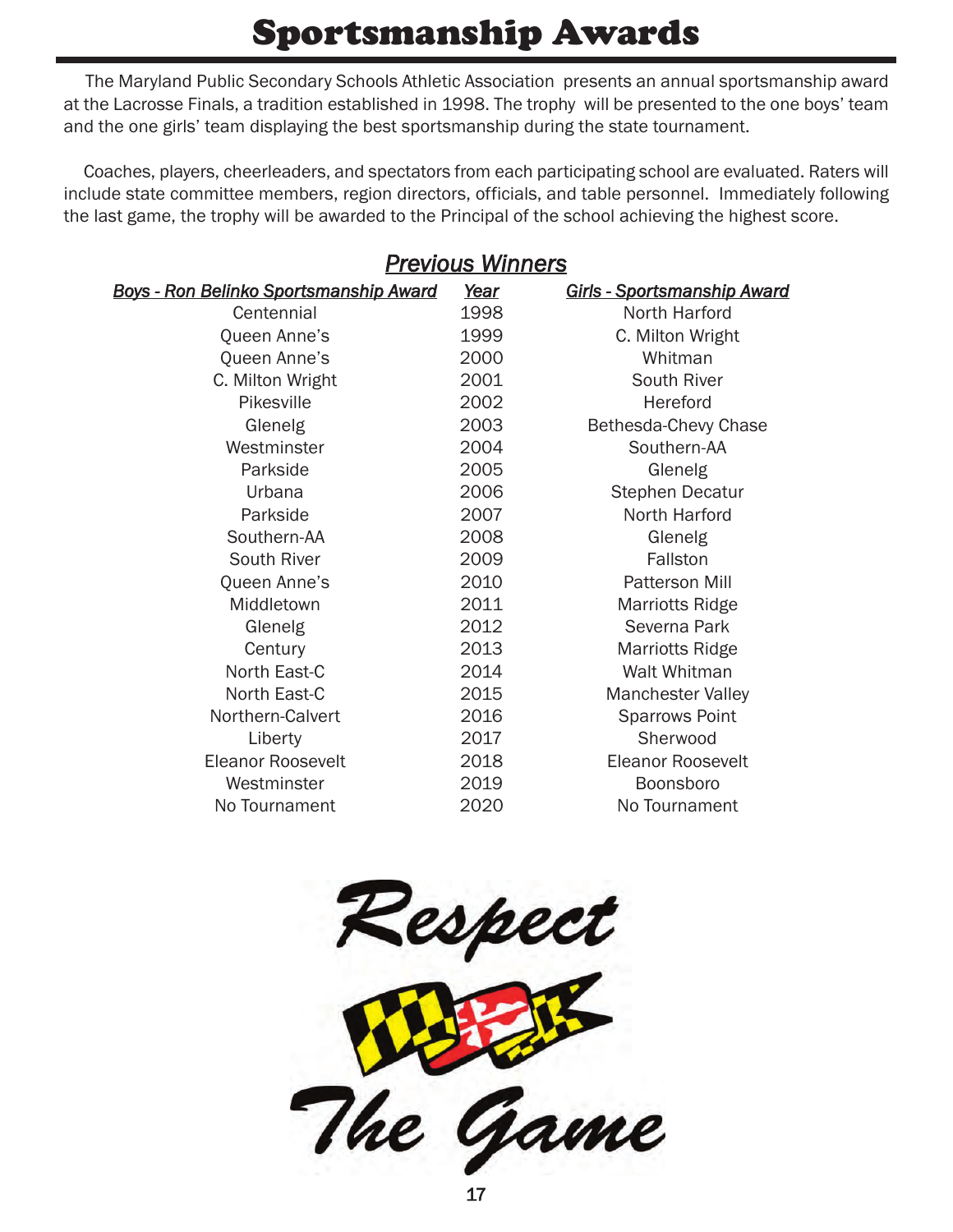# Sportsmanship Awards

The Maryland Public Secondary Schools Athletic Association presents an annual sportsmanship award at the Lacrosse Finals, a tradition established in 1998. The trophy will be presented to the one boys' team and the one girls' team displaying the best sportsmanship during the state tournament.

Coaches, players, cheerleaders, and spectators from each participating school are evaluated. Raters will include state committee members, region directors, officials, and table personnel. Immediately following the last game, the trophy will be awarded to the Principal of the school achieving the highest score.

## *Previous Winners*

| *Boys - Ron Belinko Sportsmanship Award* | *Year* | *Girls - Sportsmanship Award* |
|---|---|---|
| Centennial | 1998 | North Harford |
| Queen Anne's | 1999 | C. Milton Wright |
| Queen Anne's | 2000 | Whitman |
| C. Milton Wright | 2001 | South River |
| Pikesville | 2002 | Hereford |
| Glenelg | 2003 | Bethesda-Chevy Chase |
| Westminster | 2004 | Southern-AA |
| Parkside | 2005 | Glenelg |
| Urbana | 2006 | Stephen Decatur |
| Parkside | 2007 | North Harford |
| Southern-AA | 2008 | Glenelg |
| South River | 2009 | Fallston |
| Queen Anne's | 2010 | Patterson Mill |
| Middletown | 2011 | Marriotts Ridge |
| Glenelg | 2012 | Severna Park |
| Century | 2013 | Marriotts Ridge |
| North East-C | 2014 | Walt Whitman |
| North East-C | 2015 | Manchester Valley |
| Northern-Calvert | 2016 | Sparrows Point |
| Liberty | 2017 | Sherwood |
| Eleanor Roosevelt | 2018 | Eleanor Roosevelt |
| Westminster | 2019 | Boonsboro |
| No Tournament | 2020 | No Tournament |

Respect The Game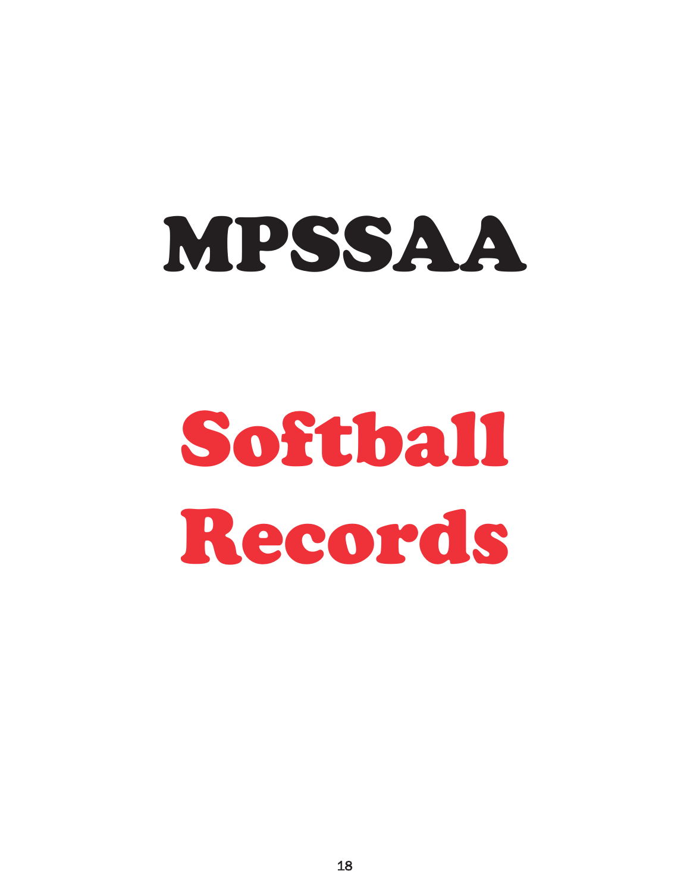# MPSSAA

# Softball Records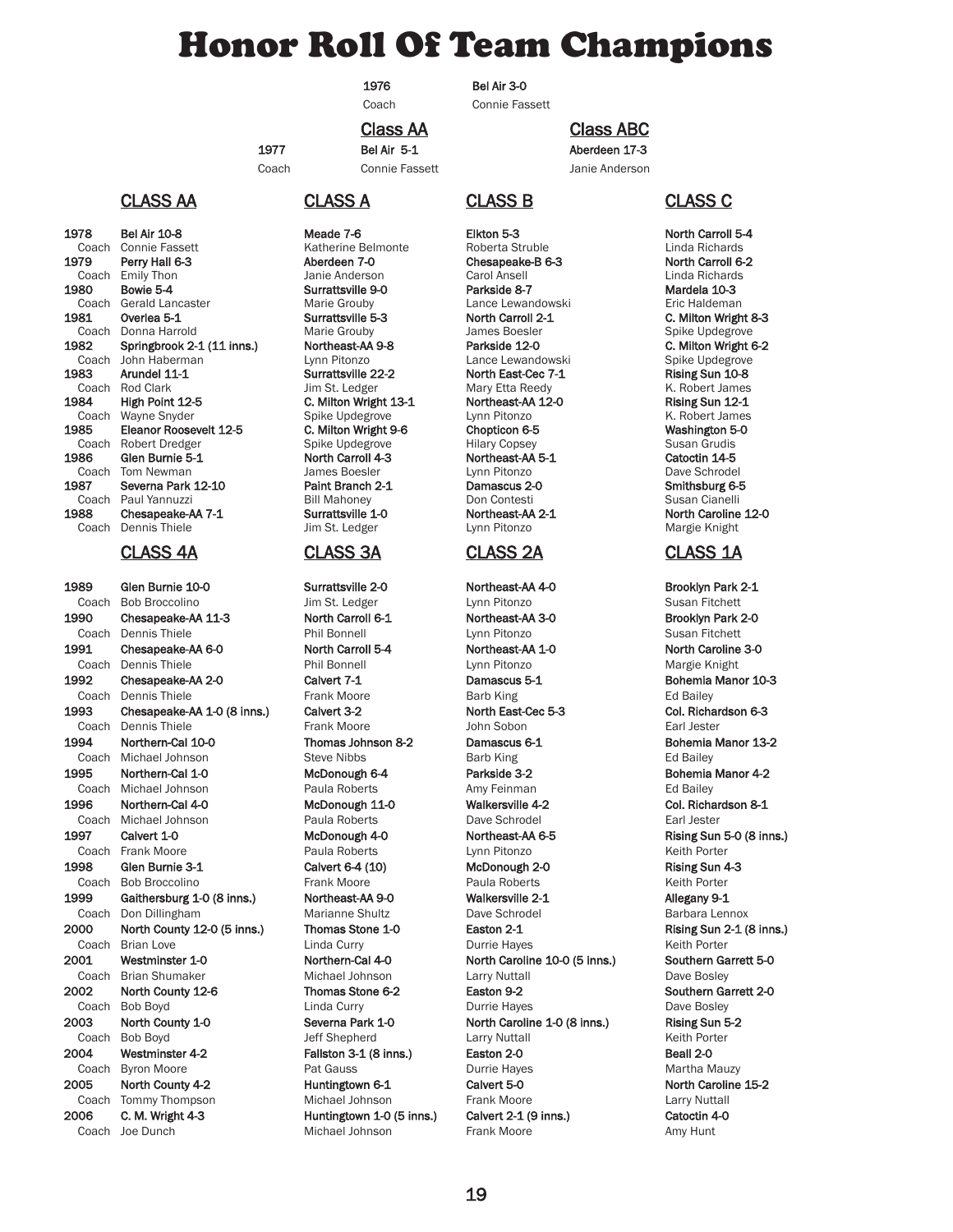# Honor Roll Of Team Champions

| Year | | |
|---|---|---|
| 1976 | Bel Air 3-0 | |
| Coach | Connie Fassett | |

| Year | Class AA | Class ABC |
|---|---|---|
| 1977 | Bel Air 5-1 | Aberdeen 17-3 |
| Coach | Connie Fassett | Janie Anderson |

| Year | CLASS AA | CLASS A | CLASS B | CLASS C |
|---|---|---|---|---|
| 1978 | Bel Air 10-8 | Meade 7-6 | Elkton 5-3 | North Carroll 5-4 |
| Coach | Connie Fassett | Katherine Belmonte | Roberta Struble | Linda Richards |
| 1979 | Perry Hall 6-3 | Aberdeen 7-0 | Chesapeake-B 6-3 | North Carroll 6-2 |
| Coach | Emily Thon | Janie Anderson | Carol Ansell | Linda Richards |
| 1980 | Bowie 5-4 | Surrattsville 9-0 | Parkside 8-7 | Mardela 10-3 |
| Coach | Gerald Lancaster | Marie Grouby | Lance Lewandowski | Eric Haldeman |
| 1981 | Overlea 5-1 | Surrattsville 5-3 | North Carroll 2-1 | C. Milton Wright 8-3 |
| Coach | Donna Harrold | Marie Grouby | James Boesler | Spike Updegrove |
| 1982 | Springbrook 2-1 (11 inns.) | Northeast-AA 9-8 | Parkside 12-0 | C. Milton Wright 6-2 |
| Coach | John Haberman | Lynn Pitonzo | Lance Lewandowski | Spike Updegrove |
| 1983 | Arundel 11-1 | Surrattsville 22-2 | North East-Cec 7-1 | Rising Sun 10-8 |
| Coach | Rod Clark | Jim St. Ledger | Mary Etta Reedy | K. Robert James |
| 1984 | High Point 12-5 | C. Milton Wright 13-1 | Northeast-AA 12-0 | Rising Sun 12-1 |
| Coach | Wayne Snyder | Spike Updegrove | Lynn Pitonzo | K. Robert James |
| 1985 | Eleanor Roosevelt 12-5 | C. Milton Wright 9-6 | Chopticon 6-5 | Washington 5-0 |
| Coach | Robert Dredger | Spike Updegrove | Hilary Copsey | Susan Grudis |
| 1986 | Glen Burnie 5-1 | North Carroll 4-3 | Northeast-AA 5-1 | Catoctin 14-5 |
| Coach | Tom Newman | James Boesler | Lynn Pitonzo | Dave Schrodel |
| 1987 | Severna Park 12-10 | Paint Branch 2-1 | Damascus 2-0 | Smithsburg 6-5 |
| Coach | Paul Yannuzzi | Bill Mahoney | Don Contesti | Susan Cianelli |
| 1988 | Chesapeake-AA 7-1 | Surrattsville 1-0 | Northeast-AA 2-1 | North Caroline 12-0 |
| Coach | Dennis Thiele | Jim St. Ledger | Lynn Pitonzo | Margie Knight |

| Year | CLASS 4A | CLASS 3A | CLASS 2A | CLASS 1A |
|---|---|---|---|---|
| 1989 | Glen Burnie 10-0 | Surrattsville 2-0 | Northeast-AA 4-0 | Brooklyn Park 2-1 |
| Coach | Bob Broccolino | Jim St. Ledger | Lynn Pitonzo | Susan Fitchett |
| 1990 | Chesapeake-AA 11-3 | North Carroll 6-1 | Northeast-AA 3-0 | Brooklyn Park 2-0 |
| Coach | Dennis Thiele | Phil Bonnell | Lynn Pitonzo | Susan Fitchett |
| 1991 | Chesapeake-AA 6-0 | North Carroll 5-4 | Northeast-AA 1-0 | North Caroline 3-0 |
| Coach | Dennis Thiele | Phil Bonnell | Lynn Pitonzo | Margie Knight |
| 1992 | Chesapeake-AA 2-0 | Calvert 7-1 | Damascus 5-1 | Bohemia Manor 10-3 |
| Coach | Dennis Thiele | Frank Moore | Barb King | Ed Bailey |
| 1993 | Chesapeake-AA 1-0 (8 inns.) | Calvert 3-2 | North East-Cec 5-3 | Col. Richardson 6-3 |
| Coach | Dennis Thiele | Frank Moore | John Sobon | Earl Jester |
| 1994 | Northern-Cal 10-0 | Thomas Johnson 8-2 | Damascus 6-1 | Bohemia Manor 13-2 |
| Coach | Michael Johnson | Steve Nibbs | Barb King | Ed Bailey |
| 1995 | Northern-Cal 1-0 | McDonough 6-4 | Parkside 3-2 | Bohemia Manor 4-2 |
| Coach | Michael Johnson | Paula Roberts | Amy Feinman | Ed Bailey |
| 1996 | Northern-Cal 4-0 | McDonough 11-0 | Walkersville 4-2 | Col. Richardson 8-1 |
| Coach | Michael Johnson | Paula Roberts | Dave Schrodel | Earl Jester |
| 1997 | Calvert 1-0 | McDonough 4-0 | Northeast-AA 6-5 | Rising Sun 5-0 (8 inns.) |
| Coach | Frank Moore | Paula Roberts | Lynn Pitonzo | Keith Porter |
| 1998 | Glen Burnie 3-1 | Calvert 6-4 (10) | McDonough 2-0 | Rising Sun 4-3 |
| Coach | Bob Broccolino | Frank Moore | Paula Roberts | Keith Porter |
| 1999 | Gaithersburg 1-0 (8 inns.) | Northeast-AA 9-0 | Walkersville 2-1 | Allegany 9-1 |
| Coach | Don Dillingham | Marianne Shultz | Dave Schrodel | Barbara Lennox |
| 2000 | North County 12-0 (5 inns.) | Thomas Stone 1-0 | Easton 2-1 | Rising Sun 2-1 (8 inns.) |
| Coach | Brian Love | Linda Curry | Durrie Hayes | Keith Porter |
| 2001 | Westminster 1-0 | Northern-Cal 4-0 | North Caroline 10-0 (5 inns.) | Southern Garrett 5-0 |
| Coach | Brian Shumaker | Michael Johnson | Larry Nuttall | Dave Bosley |
| 2002 | North County 12-6 | Thomas Stone 6-2 | Easton 9-2 | Southern Garrett 2-0 |
| Coach | Bob Boyd | Linda Curry | Durrie Hayes | Dave Bosley |
| 2003 | North County 1-0 | Severna Park 1-0 | North Caroline 1-0 (8 inns.) | Rising Sun 5-2 |
| Coach | Bob Boyd | Jeff Shepherd | Larry Nuttall | Keith Porter |
| 2004 | Westminster 4-2 | Fallston 3-1 (8 inns.) | Easton 2-0 | Beall 2-0 |
| Coach | Byron Moore | Pat Gauss | Durrie Hayes | Martha Mauzy |
| 2005 | North County 4-2 | Huntingtown 6-1 | Calvert 5-0 | North Caroline 15-2 |
| Coach | Tommy Thompson | Michael Johnson | Frank Moore | Larry Nuttall |
| 2006 | C. M. Wright 4-3 | Huntingtown 1-0 (5 inns.) | Calvert 2-1 (9 inns.) | Catoctin 4-0 |
| Coach | Joe Dunch | Michael Johnson | Frank Moore | Amy Hunt |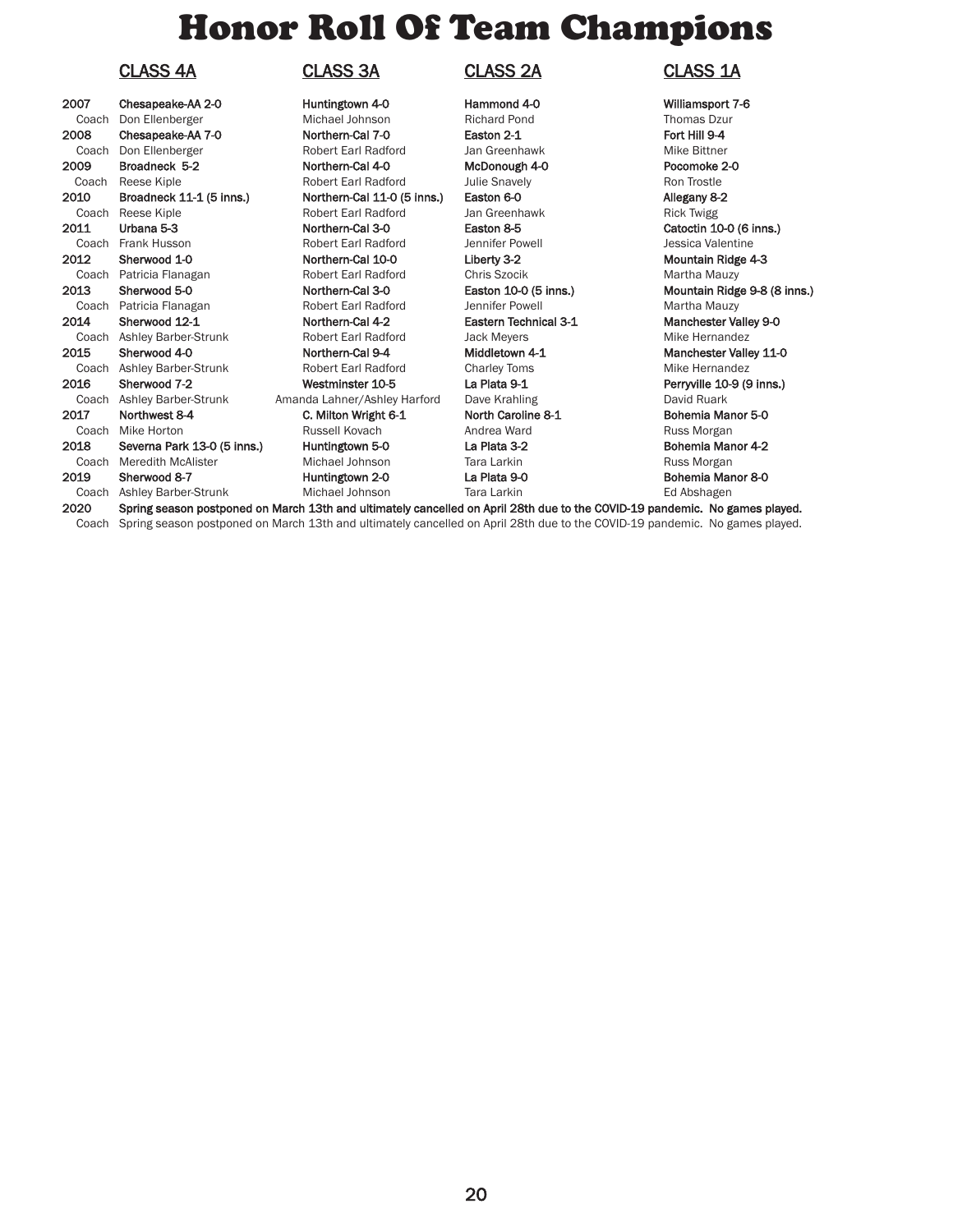# Honor Roll Of Team Champions

| | CLASS 4A | CLASS 3A | CLASS 2A | CLASS 1A |
|---|---|---|---|---|
| **2007** | **Chesapeake-AA 2-0** | **Huntingtown 4-0** | **Hammond 4-0** | **Williamsport 7-6** |
| Coach | Don Ellenberger | Michael Johnson | Richard Pond | Thomas Dzur |
| **2008** | **Chesapeake-AA 7-0** | **Northern-Cal 7-0** | **Easton 2-1** | **Fort Hill 9-4** |
| Coach | Don Ellenberger | Robert Earl Radford | Jan Greenhawk | Mike Bittner |
| **2009** | **Broadneck 5-2** | **Northern-Cal 4-0** | **McDonough 4-0** | **Pocomoke 2-0** |
| Coach | Reese Kiple | Robert Earl Radford | Julie Snavely | Ron Trostle |
| **2010** | **Broadneck 11-1 (5 inns.)** | **Northern-Cal 11-0 (5 inns.)** | **Easton 6-0** | **Allegany 8-2** |
| Coach | Reese Kiple | Robert Earl Radford | Jan Greenhawk | Rick Twigg |
| **2011** | **Urbana 5-3** | **Northern-Cal 3-0** | **Easton 8-5** | **Catoctin 10-0 (6 inns.)** |
| Coach | Frank Husson | Robert Earl Radford | Jennifer Powell | Jessica Valentine |
| **2012** | **Sherwood 1-0** | **Northern-Cal 10-0** | **Liberty 3-2** | **Mountain Ridge 4-3** |
| Coach | Patricia Flanagan | Robert Earl Radford | Chris Szocik | Martha Mauzy |
| **2013** | **Sherwood 5-0** | **Northern-Cal 3-0** | **Easton 10-0 (5 inns.)** | **Mountain Ridge 9-8 (8 inns.)** |
| Coach | Patricia Flanagan | Robert Earl Radford | Jennifer Powell | Martha Mauzy |
| **2014** | **Sherwood 12-1** | **Northern-Cal 4-2** | **Eastern Technical 3-1** | **Manchester Valley 9-0** |
| Coach | Ashley Barber-Strunk | Robert Earl Radford | Jack Meyers | Mike Hernandez |
| **2015** | **Sherwood 4-0** | **Northern-Cal 9-4** | **Middletown 4-1** | **Manchester Valley 11-0** |
| Coach | Ashley Barber-Strunk | Robert Earl Radford | Charley Toms | Mike Hernandez |
| **2016** | **Sherwood 7-2** | **Westminster 10-5** | **La Plata 9-1** | **Perryville 10-9 (9 inns.)** |
| Coach | Ashley Barber-Strunk | Amanda Lahner/Ashley Harford | Dave Krahling | David Ruark |
| **2017** | **Northwest 8-4** | **C. Milton Wright 6-1** | **North Caroline 8-1** | **Bohemia Manor 5-0** |
| Coach | Mike Horton | Russell Kovach | Andrea Ward | Russ Morgan |
| **2018** | **Severna Park 13-0 (5 inns.)** | **Huntingtown 5-0** | **La Plata 3-2** | **Bohemia Manor 4-2** |
| Coach | Meredith McAlister | Michael Johnson | Tara Larkin | Russ Morgan |
| **2019** | **Sherwood 8-7** | **Huntingtown 2-0** | **La Plata 9-0** | **Bohemia Manor 8-0** |
| Coach | Ashley Barber-Strunk | Michael Johnson | Tara Larkin | Ed Abshagen |
| **2020** | **Spring season postponed on March 13th and ultimately cancelled on April 28th due to the COVID-19 pandemic. No games played.** | | | |
| Coach | Spring season postponed on March 13th and ultimately cancelled on April 28th due to the COVID-19 pandemic. No games played. | | | |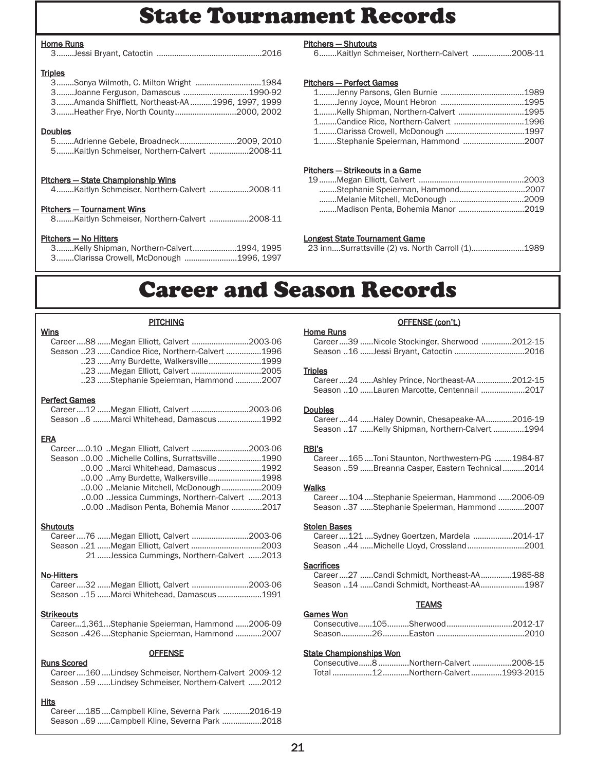# State Tournament Records

**Home Runs**
3........Jessi Bryant, Catoctin ........................................................2016

**Triples**
3........Sonya Wilmoth, C. Milton Wright ..............................1984
3........Joanne Ferguson, Damascus ..............................1990-92
3........Amanda Shifflett, Northeast-AA ..........1996, 1997, 1999
3........Heather Frye, North County............................2000, 2002

**Doubles**
5........Adrienne Gebele, Broadneck..........................2009, 2010
5........Kaitlyn Schmeiser, Northern-Calvert ..................2008-11

**Pitchers — State Championship Wins**
4........Kaitlyn Schmeiser, Northern-Calvert ..................2008-11

**Pitchers — Tournament Wins**
8........Kaitlyn Schmeiser, Northern-Calvert ..................2008-11

**Pitchers — No Hitters**
3........Kelly Shipman, Northern-Calvert....................1994, 1995
3........Clarissa Crowell, McDonough ........................1996, 1997

**Pitchers — Shutouts**
6........Kaitlyn Schmeiser, Northern-Calvert ..................2008-11

**Pitchers — Perfect Games**
1........Jenny Parsons, Glen Burnie ......................................1989
1........Jenny Joyce, Mount Hebron ......................................1995
1........Kelly Shipman, Northern-Calvert ..............................1995
1........Candice Rice, Northern-Calvert ................................1996
1........Clarissa Crowell, McDonough ....................................1997
1........Stephanie Speierman, Hammond ............................2007

**Pitchers — Strikeouts in a Game**
19........Megan Elliott, Calvert ................................................2003
........Stephanie Speierman, Hammond..............................2007
........Melanie Mitchell, McDonough ..................................2009
........Madison Penta, Bohemia Manor ..............................2019

**Longest State Tournament Game**
23 inn....Surrattsville (2) vs. North Carroll (1)........................1989

# Career and Season Records

## PITCHING

**Wins**
Career....88 ......Megan Elliott, Calvert ..........................2003-06
Season ..23 ......Candice Rice, Northern-Calvert ................1996
..23 ......Amy Burdette, Walkersville........................1999
..23 ......Megan Elliott, Calvert ................................2005
..23 ......Stephanie Speierman, Hammond ............2007

**Perfect Games**
Career....12 ......Megan Elliott, Calvert ..........................2003-06
Season ..6 ........Marci Whitehead, Damascus....................1992

**ERA**
Career....0.10 ..Megan Elliott, Calvert ..........................2003-06
Season ..0.00 ..Michelle Collins, Surrattsville....................1990
..0.00 ..Marci Whitehead, Damascus....................1992
..0.00 ..Amy Burdette, Walkersville........................1998
..0.00 ..Melanie Mitchell, McDonough ..................2009
..0.00 ..Jessica Cummings, Northern-Calvert ......2013
..0.00 ..Madison Penta, Bohemia Manor ..............2017

**Shutouts**
Career....76 ......Megan Elliott, Calvert ..........................2003-06
Season ..21 ......Megan Elliott, Calvert ................................2003
21 ......Jessica Cummings, Northern-Calvert ......2013

**No-Hitters**
Career....32 ......Megan Elliott, Calvert ..........................2003-06
Season ..15 ......Marci Whitehead, Damascus....................1991

**Strikeouts**
Career...1,361...Stephanie Speierman, Hammond ......2006-09
Season ..426....Stephanie Speierman, Hammond ............2007

## OFFENSE

**Runs Scored**
Career....160....Lindsey Schmeiser, Northern-Calvert 2009-12
Season ..59 ......Lindsey Schmeiser, Northern-Calvert ......2012

**Hits**
Career....185....Campbell Kline, Severna Park ............2016-19
Season ..69 ......Campbell Kline, Severna Park ..................2018

## OFFENSE (con't.)

**Home Runs**
Career....39 ......Nicole Stockinger, Sherwood ..............2012-15
Season ..16 ......Jessi Bryant, Catoctin ................................2016

**Triples**
Career....24 ......Ashley Prince, Northeast-AA ................2012-15
Season ..10 ......Lauren Marcotte, Centennail ....................2017

**Doubles**
Career....44 ......Haley Downin, Chesapeake-AA............2016-19
Season ..17 ......Kelly Shipman, Northern-Calvert ..............1994

**RBI's**
Career....165....Toni Staunton, Northwestern-PG ........1984-87
Season ..59 ......Breanna Casper, Eastern Technical..........2014

**Walks**
Career....104....Stephanie Speierman, Hammond ......2006-09
Season ..37 ......Stephanie Speierman, Hammond ............2007

**Stolen Bases**
Career....121....Sydney Goertzen, Mardela ..................2014-17
Season ..44 ......Michelle Lloyd, Crossland..........................2001

**Sacrifices**
Career....27 ......Candi Schmidt, Northeast-AA..............1985-88
Season ..14 ......Candi Schmidt, Northeast-AA....................1987

## TEAMS

**Games Won**
Consecutive......105..........Sherwood..............................2012-17
Season.............26...........Easton ........................................2010

**State Championships Won**
Consecutive......8 .............Northern-Calvert ..................2008-15
Total .................12............Northern-Calvert..............1993-2015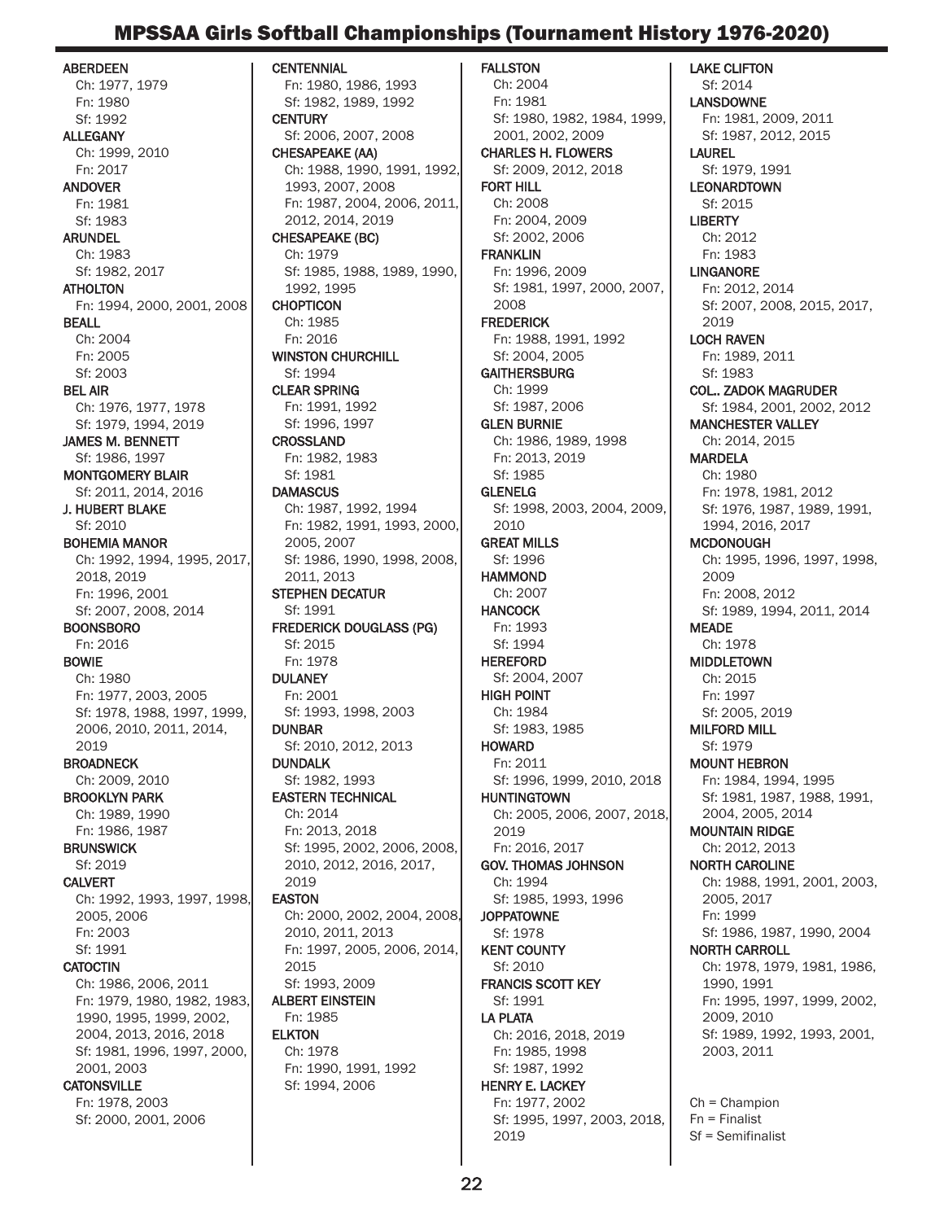# MPSSAA Girls Softball Championships (Tournament History 1976-2020)

**ABERDEEN**
Ch: 1977, 1979
Fn: 1980
Sf: 1992

**ALLEGANY**
Ch: 1999, 2010
Fn: 2017

**ANDOVER**
Fn: 1981
Sf: 1983

**ARUNDEL**
Ch: 1983
Sf: 1982, 2017

**ATHOLTON**
Fn: 1994, 2000, 2001, 2008

**BEALL**
Ch: 2004
Fn: 2005
Sf: 2003

**BEL AIR**
Ch: 1976, 1977, 1978
Sf: 1979, 1994, 2019

**JAMES M. BENNETT**
Sf: 1986, 1997

**MONTGOMERY BLAIR**
Sf: 2011, 2014, 2016

**J. HUBERT BLAKE**
Sf: 2010

**BOHEMIA MANOR**
Ch: 1992, 1994, 1995, 2017, 2018, 2019
Fn: 1996, 2001
Sf: 2007, 2008, 2014

**BOONSBORO**
Fn: 2016

**BOWIE**
Ch: 1980
Fn: 1977, 2003, 2005
Sf: 1978, 1988, 1997, 1999, 2006, 2010, 2011, 2014, 2019

**BROADNECK**
Ch: 2009, 2010

**BROOKLYN PARK**
Ch: 1989, 1990
Fn: 1986, 1987

**BRUNSWICK**
Sf: 2019

**CALVERT**
Ch: 1992, 1993, 1997, 1998, 2005, 2006
Fn: 2003
Sf: 1991

**CATOCTIN**
Ch: 1986, 2006, 2011
Fn: 1979, 1980, 1982, 1983, 1990, 1995, 1999, 2002, 2004, 2013, 2016, 2018
Sf: 1981, 1996, 1997, 2000, 2001, 2003

**CATONSVILLE**
Fn: 1978, 2003
Sf: 2000, 2001, 2006

**CENTENNIAL**
Fn: 1980, 1986, 1993
Sf: 1982, 1989, 1992

**CENTURY**
Sf: 2006, 2007, 2008

**CHESAPEAKE (AA)**
Ch: 1988, 1990, 1991, 1992, 1993, 2007, 2008
Fn: 1987, 2004, 2006, 2011, 2012, 2014, 2019

**CHESAPEAKE (BC)**
Ch: 1979
Sf: 1985, 1988, 1989, 1990, 1992, 1995

**CHOPTICON**
Ch: 1985
Fn: 2016

**WINSTON CHURCHILL**
Sf: 1994

**CLEAR SPRING**
Fn: 1991, 1992
Sf: 1996, 1997

**CROSSLAND**
Fn: 1982, 1983
Sf: 1981

**DAMASCUS**
Ch: 1987, 1992, 1994
Fn: 1982, 1991, 1993, 2000, 2005, 2007
Sf: 1986, 1990, 1998, 2008, 2011, 2013

**STEPHEN DECATUR**
Sf: 1991

**FREDERICK DOUGLASS (PG)**
Sf: 2015
Fn: 1978

**DULANEY**
Fn: 2001
Sf: 1993, 1998, 2003

**DUNBAR**
Sf: 2010, 2012, 2013

**DUNDALK**
Sf: 1982, 1993

**EASTERN TECHNICAL**
Ch: 2014
Fn: 2013, 2018
Sf: 1995, 2002, 2006, 2008, 2010, 2012, 2016, 2017, 2019

**EASTON**
Ch: 2000, 2002, 2004, 2008, 2010, 2011, 2013
Fn: 1997, 2005, 2006, 2014, 2015
Sf: 1993, 2009

**ALBERT EINSTEIN**
Fn: 1985

**ELKTON**
Ch: 1978
Fn: 1990, 1991, 1992
Sf: 1994, 2006

**FALLSTON**
Ch: 2004
Fn: 1981
Sf: 1980, 1982, 1984, 1999, 2001, 2002, 2009

**CHARLES H. FLOWERS**
Sf: 2009, 2012, 2018

**FORT HILL**
Ch: 2008
Fn: 2004, 2009
Sf: 2002, 2006

**FRANKLIN**
Fn: 1996, 2009
Sf: 1981, 1997, 2000, 2007, 2008

**FREDERICK**
Fn: 1988, 1991, 1992
Sf: 2004, 2005

**GAITHERSBURG**
Ch: 1999
Sf: 1987, 2006

**GLEN BURNIE**
Ch: 1986, 1989, 1998
Fn: 2013, 2019
Sf: 1985

**GLENELG**
Sf: 1998, 2003, 2004, 2009, 2010

**GREAT MILLS**
Sf: 1996

**HAMMOND**
Ch: 2007

**HANCOCK**
Fn: 1993
Sf: 1994

**HEREFORD**
Sf: 2004, 2007

**HIGH POINT**
Ch: 1984
Sf: 1983, 1985

**HOWARD**
Fn: 2011
Sf: 1996, 1999, 2010, 2018

**HUNTINGTOWN**
Ch: 2005, 2006, 2007, 2018, 2019
Fn: 2016, 2017

**GOV. THOMAS JOHNSON**
Ch: 1994
Sf: 1985, 1993, 1996

**JOPPATOWNE**
Sf: 1978

**KENT COUNTY**
Sf: 2010

**FRANCIS SCOTT KEY**
Sf: 1991

**LA PLATA**
Ch: 2016, 2018, 2019
Fn: 1985, 1998
Sf: 1987, 1992

**HENRY E. LACKEY**
Fn: 1977, 2002
Sf: 1995, 1997, 2003, 2018, 2019

**LAKE CLIFTON**
Sf: 2014

**LANSDOWNE**
Fn: 1981, 2009, 2011
Sf: 1987, 2012, 2015

**LAUREL**
Sf: 1979, 1991

**LEONARDTOWN**
Sf: 2015

**LIBERTY**
Ch: 2012
Fn: 1983

**LINGANORE**
Fn: 2012, 2014
Sf: 2007, 2008, 2015, 2017, 2019

**LOCH RAVEN**
Fn: 1989, 2011
Sf: 1983

**COL.. ZADOK MAGRUDER**
Sf: 1984, 2001, 2002, 2012

**MANCHESTER VALLEY**
Ch: 2014, 2015

**MARDELA**
Ch: 1980
Fn: 1978, 1981, 2012
Sf: 1976, 1987, 1989, 1991, 1994, 2016, 2017

**MCDONOUGH**
Ch: 1995, 1996, 1997, 1998, 2009
Fn: 2008, 2012
Sf: 1989, 1994, 2011, 2014

**MEADE**
Ch: 1978

**MIDDLETOWN**
Ch: 2015
Fn: 1997
Sf: 2005, 2019

**MILFORD MILL**
Sf: 1979

**MOUNT HEBRON**
Fn: 1984, 1994, 1995
Sf: 1981, 1987, 1988, 1991, 2004, 2005, 2014

**MOUNTAIN RIDGE**
Ch: 2012, 2013

**NORTH CAROLINE**
Ch: 1988, 1991, 2001, 2003, 2005, 2017
Fn: 1999
Sf: 1986, 1987, 1990, 2004

**NORTH CARROLL**
Ch: 1978, 1979, 1981, 1986, 1990, 1991
Fn: 1995, 1997, 1999, 2002, 2009, 2010
Sf: 1989, 1992, 1993, 2001, 2003, 2011

Ch = Champion
Fn = Finalist
Sf = Semifinalist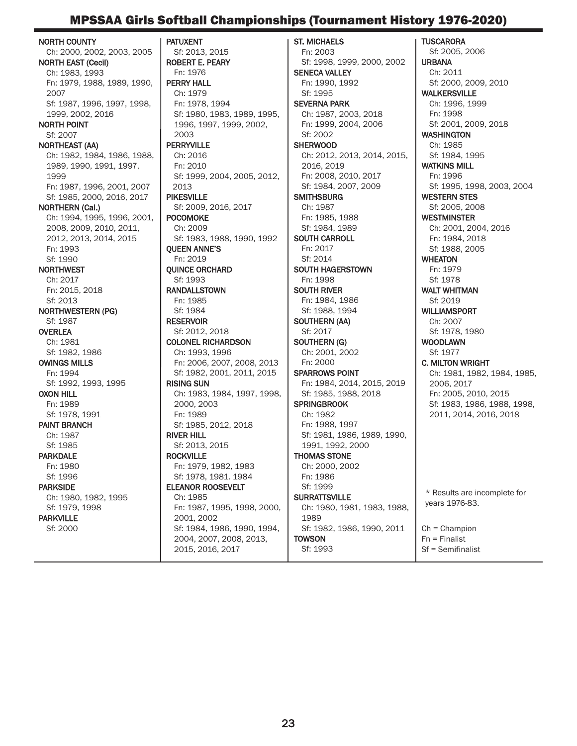# MPSSAA Girls Softball Championships (Tournament History 1976-2020)

**NORTH COUNTY**
Ch: 2000, 2002, 2003, 2005

**NORTH EAST (Cecil)**
Ch: 1983, 1993
Fn: 1979, 1988, 1989, 1990, 2007
Sf: 1987, 1996, 1997, 1998, 1999, 2002, 2016

**NORTH POINT**
Sf: 2007

**NORTHEAST (AA)**
Ch: 1982, 1984, 1986, 1988, 1989, 1990, 1991, 1997, 1999
Fn: 1987, 1996, 2001, 2007
Sf: 1985, 2000, 2016, 2017

**NORTHERN (Cal.)**
Ch: 1994, 1995, 1996, 2001, 2008, 2009, 2010, 2011, 2012, 2013, 2014, 2015
Fn: 1993
Sf: 1990

**NORTHWEST**
Ch: 2017
Fn: 2015, 2018
Sf: 2013

**NORTHWESTERN (PG)**
Sf: 1987

**OVERLEA**
Ch: 1981
Sf: 1982, 1986

**OWINGS MILLS**
Fn: 1994
Sf: 1992, 1993, 1995

**OXON HILL**
Fn: 1989
Sf: 1978, 1991

**PAINT BRANCH**
Ch: 1987
Sf: 1985

**PARKDALE**
Fn: 1980
Sf: 1996

**PARKSIDE**
Ch: 1980, 1982, 1995
Sf: 1979, 1998

**PARKVILLE**
Sf: 2000

**PATUXENT**
Sf: 2013, 2015

**ROBERT E. PEARY**
Fn: 1976

**PERRY HALL**
Ch: 1979
Fn: 1978, 1994
Sf: 1980, 1983, 1989, 1995, 1996, 1997, 1999, 2002, 2003

**PERRYVILLE**
Ch: 2016
Fn: 2010
Sf: 1999, 2004, 2005, 2012, 2013

**PIKESVILLE**
Sf: 2009, 2016, 2017

**POCOMOKE**
Ch: 2009
Sf: 1983, 1988, 1990, 1992

**QUEEN ANNE'S**
Fn: 2019

**QUINCE ORCHARD**
Sf: 1993

**RANDALLSTOWN**
Fn: 1985
Sf: 1984

**RESERVOIR**
Sf: 2012, 2018

**COLONEL RICHARDSON**
Ch: 1993, 1996
Fn: 2006, 2007, 2008, 2013
Sf: 1982, 2001, 2011, 2015

**RISING SUN**
Ch: 1983, 1984, 1997, 1998, 2000, 2003
Fn: 1989
Sf: 1985, 2012, 2018

**RIVER HILL**
Sf: 2013, 2015

**ROCKVILLE**
Fn: 1979, 1982, 1983
Sf: 1978, 1981. 1984

**ELEANOR ROOSEVELT**
Ch: 1985
Fn: 1987, 1995, 1998, 2000, 2001, 2002
Sf: 1984, 1986, 1990, 1994, 2004, 2007, 2008, 2013, 2015, 2016, 2017

**ST. MICHAELS**
Fn: 2003
Sf: 1998, 1999, 2000, 2002

**SENECA VALLEY**
Fn: 1990, 1992
Sf: 1995

**SEVERNA PARK**
Ch: 1987, 2003, 2018
Fn: 1999, 2004, 2006
Sf: 2002

**SHERWOOD**
Ch: 2012, 2013, 2014, 2015, 2016, 2019
Fn: 2008, 2010, 2017
Sf: 1984, 2007, 2009

**SMITHSBURG**
Ch: 1987
Fn: 1985, 1988
Sf: 1984, 1989

**SOUTH CARROLL**
Fn: 2017
Sf: 2014

**SOUTH HAGERSTOWN**
Fn: 1998

**SOUTH RIVER**
Fn: 1984, 1986
Sf: 1988, 1994

**SOUTHERN (AA)**
Sf: 2017

**SOUTHERN (G)**
Ch: 2001, 2002
Fn: 2000

**SPARROWS POINT**
Fn: 1984, 2014, 2015, 2019
Sf: 1985, 1988, 2018

**SPRINGBROOK**
Ch: 1982
Fn: 1988, 1997
Sf: 1981, 1986, 1989, 1990, 1991, 1992, 2000

**THOMAS STONE**
Ch: 2000, 2002
Fn: 1986
Sf: 1999

**SURRATTSVILLE**
Ch: 1980, 1981, 1983, 1988, 1989
Sf: 1982, 1986, 1990, 2011

**TOWSON**
Sf: 1993

**TUSCARORA**
Sf: 2005, 2006

**URBANA**
Ch: 2011
Sf: 2000, 2009, 2010

**WALKERSVILLE**
Ch: 1996, 1999
Fn: 1998
Sf: 2001, 2009, 2018

**WASHINGTON**
Ch: 1985
Sf: 1984, 1995

**WATKINS MILL**
Fn: 1996
Sf: 1995, 1998, 2003, 2004

**WESTERN STES**
Sf: 2005, 2008

**WESTMINSTER**
Ch: 2001, 2004, 2016
Fn: 1984, 2018
Sf: 1988, 2005

**WHEATON**
Fn: 1979
Sf: 1978

**WALT WHITMAN**
Sf: 2019

**WILLIAMSPORT**
Ch: 2007
Sf: 1978, 1980

**WOODLAWN**
Sf: 1977

**C. MILTON WRIGHT**
Ch: 1981, 1982, 1984, 1985, 2006, 2017
Fn: 2005, 2010, 2015
Sf: 1983, 1986, 1988, 1998, 2011, 2014, 2016, 2018

\* Results are incomplete for years 1976-83.

Ch = Champion
Fn = Finalist
Sf = Semifinalist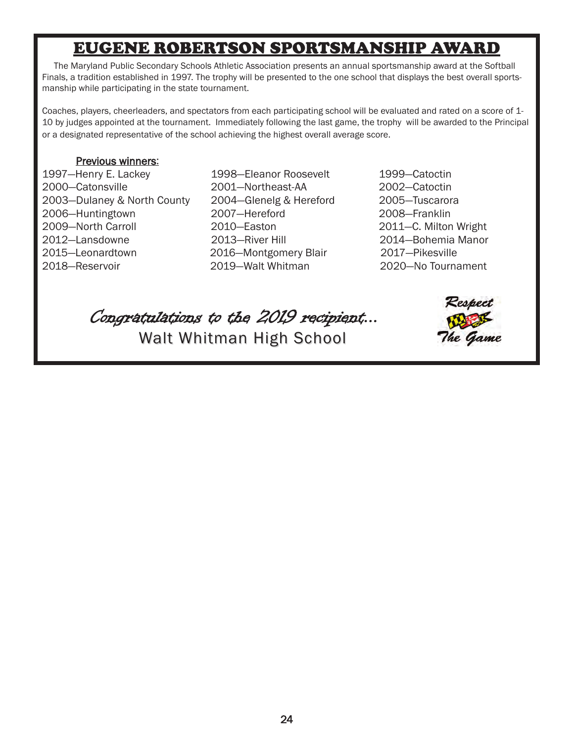# EUGENE ROBERTSON SPORTSMANSHIP AWARD

The Maryland Public Secondary Schools Athletic Association presents an annual sportsmanship award at the Softball Finals, a tradition established in 1997. The trophy will be presented to the one school that displays the best overall sportsmanship while participating in the state tournament.

Coaches, players, cheerleaders, and spectators from each participating school will be evaluated and rated on a score of 1-10 by judges appointed at the tournament. Immediately following the last game, the trophy will be awarded to the Principal or a designated representative of the school achieving the highest overall average score.

**Previous winners:**

1997—Henry E. Lackey
1998—Eleanor Roosevelt
1999—Catoctin
2000—Catonsville
2001—Northeast-AA
2002—Catoctin
2003—Dulaney & North County
2004—Glenelg & Hereford
2005—Tuscarora
2006—Huntingtown
2007—Hereford
2008—Franklin
2009—North Carroll
2010—Easton
2011—C. Milton Wright
2012—Lansdowne
2013—River Hill
2014—Bohemia Manor
2015—Leonardtown
2016—Montgomery Blair
2017—Pikesville
2018—Reservoir
2019—Walt Whitman
2020—No Tournament

*Congratulations to the 2019 recipient...*

Walt Whitman High School

Respect The Game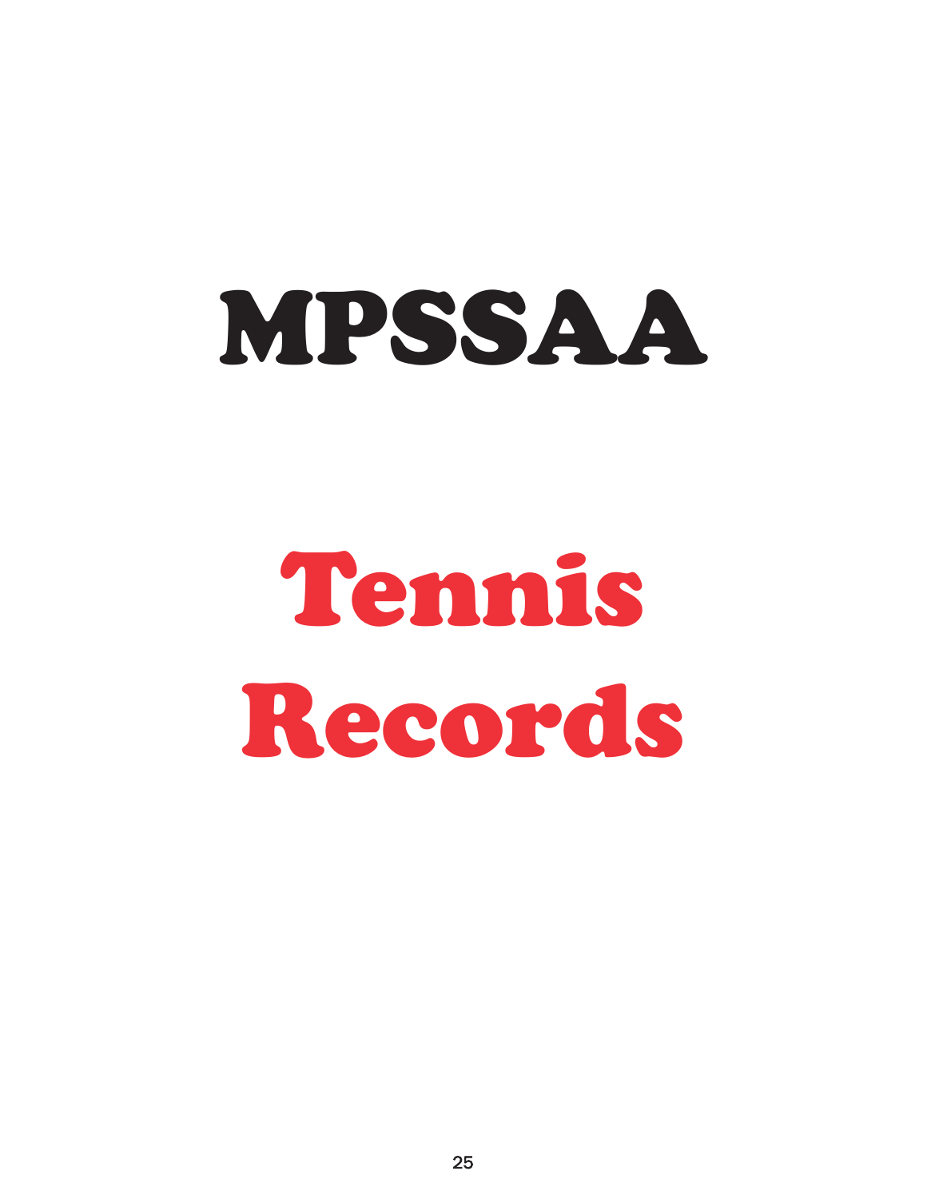# MPSSAA

# Tennis Records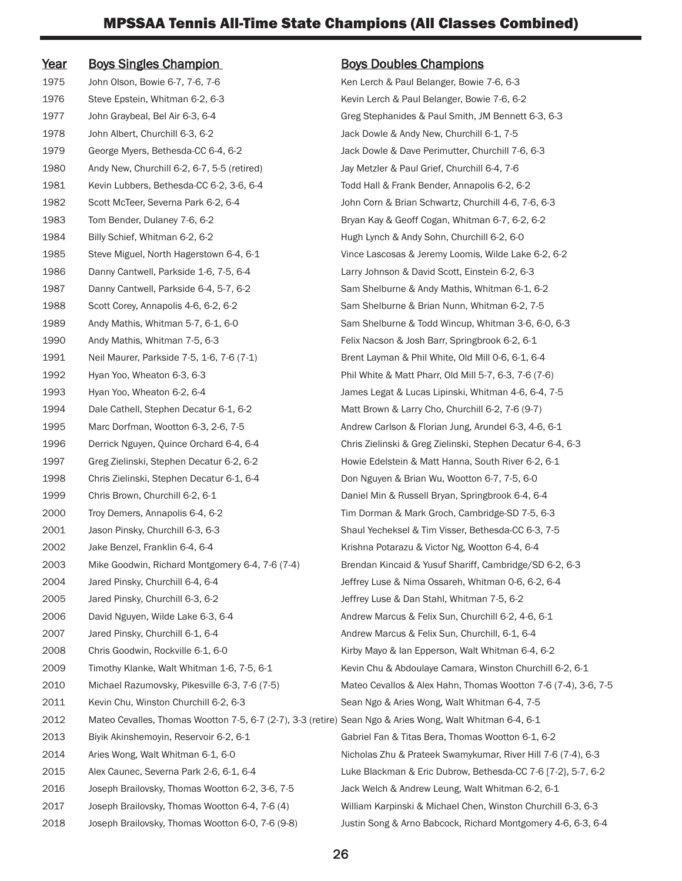# MPSSAA Tennis All-Time State Champions (All Classes Combined)

| Year | Boys Singles Champion | Boys Doubles Champions |
|---|---|---|
| 1975 | John Olson, Bowie 6-7, 7-6, 7-6 | Ken Lerch & Paul Belanger, Bowie 7-6, 6-3 |
| 1976 | Steve Epstein, Whitman 6-2, 6-3 | Kevin Lerch & Paul Belanger, Bowie 7-6, 6-2 |
| 1977 | John Graybeal, Bel Air 6-3, 6-4 | Greg Stephanides & Paul Smith, JM Bennett 6-3, 6-3 |
| 1978 | John Albert, Churchill 6-3, 6-2 | Jack Dowle & Andy New, Churchill 6-1, 7-5 |
| 1979 | George Myers, Bethesda-CC 6-4, 6-2 | Jack Dowle & Dave Perimutter, Churchill 7-6, 6-3 |
| 1980 | Andy New, Churchill 6-2, 6-7, 5-5 (retired) | Jay Metzler & Paul Grief, Churchill 6-4, 7-6 |
| 1981 | Kevin Lubbers, Bethesda-CC 6-2, 3-6, 6-4 | Todd Hall & Frank Bender, Annapolis 6-2, 6-2 |
| 1982 | Scott McTeer, Severna Park 6-2, 6-4 | John Corn & Brian Schwartz, Churchill 4-6, 7-6, 6-3 |
| 1983 | Tom Bender, Dulaney 7-6, 6-2 | Bryan Kay & Geoff Cogan, Whitman 6-7, 6-2, 6-2 |
| 1984 | Billy Schief, Whitman 6-2, 6-2 | Hugh Lynch & Andy Sohn, Churchill 6-2, 6-0 |
| 1985 | Steve Miguel, North Hagerstown 6-4, 6-1 | Vince Lascosas & Jeremy Loomis, Wilde Lake 6-2, 6-2 |
| 1986 | Danny Cantwell, Parkside 1-6, 7-5, 6-4 | Larry Johnson & David Scott, Einstein 6-2, 6-3 |
| 1987 | Danny Cantwell, Parkside 6-4, 5-7, 6-2 | Sam Shelburne & Andy Mathis, Whitman 6-1, 6-2 |
| 1988 | Scott Corey, Annapolis 4-6, 6-2, 6-2 | Sam Shelburne & Brian Nunn, Whitman 6-2, 7-5 |
| 1989 | Andy Mathis, Whitman 5-7, 6-1, 6-0 | Sam Shelburne & Todd Wincup, Whitman 3-6, 6-0, 6-3 |
| 1990 | Andy Mathis, Whitman 7-5, 6-3 | Felix Nacson & Josh Barr, Springbrook 6-2, 6-1 |
| 1991 | Neil Maurer, Parkside 7-5, 1-6, 7-6 (7-1) | Brent Layman & Phil White, Old Mill 0-6, 6-1, 6-4 |
| 1992 | Hyan Yoo, Wheaton 6-3, 6-3 | Phil White & Matt Pharr, Old Mill 5-7, 6-3, 7-6 (7-6) |
| 1993 | Hyan Yoo, Wheaton 6-2, 6-4 | James Legat & Lucas Lipinski, Whitman 4-6, 6-4, 7-5 |
| 1994 | Dale Cathell, Stephen Decatur 6-1, 6-2 | Matt Brown & Larry Cho, Churchill 6-2, 7-6 (9-7) |
| 1995 | Marc Dorfman, Wootton 6-3, 2-6, 7-5 | Andrew Carlson & Florian Jung, Arundel 6-3, 4-6, 6-1 |
| 1996 | Derrick Nguyen, Quince Orchard 6-4, 6-4 | Chris Zielinski & Greg Zielinski, Stephen Decatur 6-4, 6-3 |
| 1997 | Greg Zielinski, Stephen Decatur 6-2, 6-2 | Howie Edelstein & Matt Hanna, South River 6-2, 6-1 |
| 1998 | Chris Zielinski, Stephen Decatur 6-1, 6-4 | Don Nguyen & Brian Wu, Wootton 6-7, 7-5, 6-0 |
| 1999 | Chris Brown, Churchill 6-2, 6-1 | Daniel Min & Russell Bryan, Springbrook 6-4, 6-4 |
| 2000 | Troy Demers, Annapolis 6-4, 6-2 | Tim Dorman & Mark Groch, Cambridge-SD 7-5, 6-3 |
| 2001 | Jason Pinsky, Churchill 6-3, 6-3 | Shaul Yecheksel & Tim Visser, Bethesda-CC 6-3, 7-5 |
| 2002 | Jake Benzel, Franklin 6-4, 6-4 | Krishna Potarazu & Victor Ng, Wootton 6-4, 6-4 |
| 2003 | Mike Goodwin, Richard Montgomery 6-4, 7-6 (7-4) | Brendan Kincaid & Yusuf Shariff, Cambridge/SD 6-2, 6-3 |
| 2004 | Jared Pinsky, Churchill 6-4, 6-4 | Jeffrey Luse & Nima Ossareh, Whitman 0-6, 6-2, 6-4 |
| 2005 | Jared Pinsky, Churchill 6-3, 6-2 | Jeffrey Luse & Dan Stahl, Whitman 7-5, 6-2 |
| 2006 | David Nguyen, Wilde Lake 6-3, 6-4 | Andrew Marcus & Felix Sun, Churchill 6-2, 4-6, 6-1 |
| 2007 | Jared Pinsky, Churchill 6-1, 6-4 | Andrew Marcus & Felix Sun, Churchill, 6-1, 6-4 |
| 2008 | Chris Goodwin, Rockville 6-1, 6-0 | Kirby Mayo & Ian Epperson, Walt Whitman 6-4, 6-2 |
| 2009 | Timothy Klanke, Walt Whitman 1-6, 7-5, 6-1 | Kevin Chu & Abdoulaye Camara, Winston Churchill 6-2, 6-1 |
| 2010 | Michael Razumovsky, Pikesville 6-3, 7-6 (7-5) | Mateo Cevallos & Alex Hahn, Thomas Wootton 7-6 (7-4), 3-6, 7-5 |
| 2011 | Kevin Chu, Winston Churchill 6-2, 6-3 | Sean Ngo & Aries Wong, Walt Whitman 6-4, 7-5 |
| 2012 | Mateo Cevalles, Thomas Wootton 7-5, 6-7 (2-7), 3-3 (retire) | Sean Ngo & Aries Wong, Walt Whitman 6-4, 6-1 |
| 2013 | Biyik Akinshemoyin, Reservoir 6-2, 6-1 | Gabriel Fan & Titas Bera, Thomas Wootton 6-1, 6-2 |
| 2014 | Aries Wong, Walt Whitman 6-1, 6-0 | Nicholas Zhu & Prateek Swamykumar, River Hill 7-6 (7-4), 6-3 |
| 2015 | Alex Caunec, Severna Park 2-6, 6-1, 6-4 | Luke Blackman & Eric Dubrow, Bethesda-CC 7-6 [7-2}, 5-7, 6-2 |
| 2016 | Joseph Brailovsky, Thomas Wootton 6-2, 3-6, 7-5 | Jack Welch & Andrew Leung, Walt Whitman 6-2, 6-1 |
| 2017 | Joseph Brailovsky, Thomas Wootton 6-4, 7-6 (4) | William Karpinski & Michael Chen, Winston Churchill 6-3, 6-3 |
| 2018 | Joseph Brailovsky, Thomas Wootton 6-0, 7-6 (9-8) | Justin Song & Arno Babcock, Richard Montgomery 4-6, 6-3, 6-4 |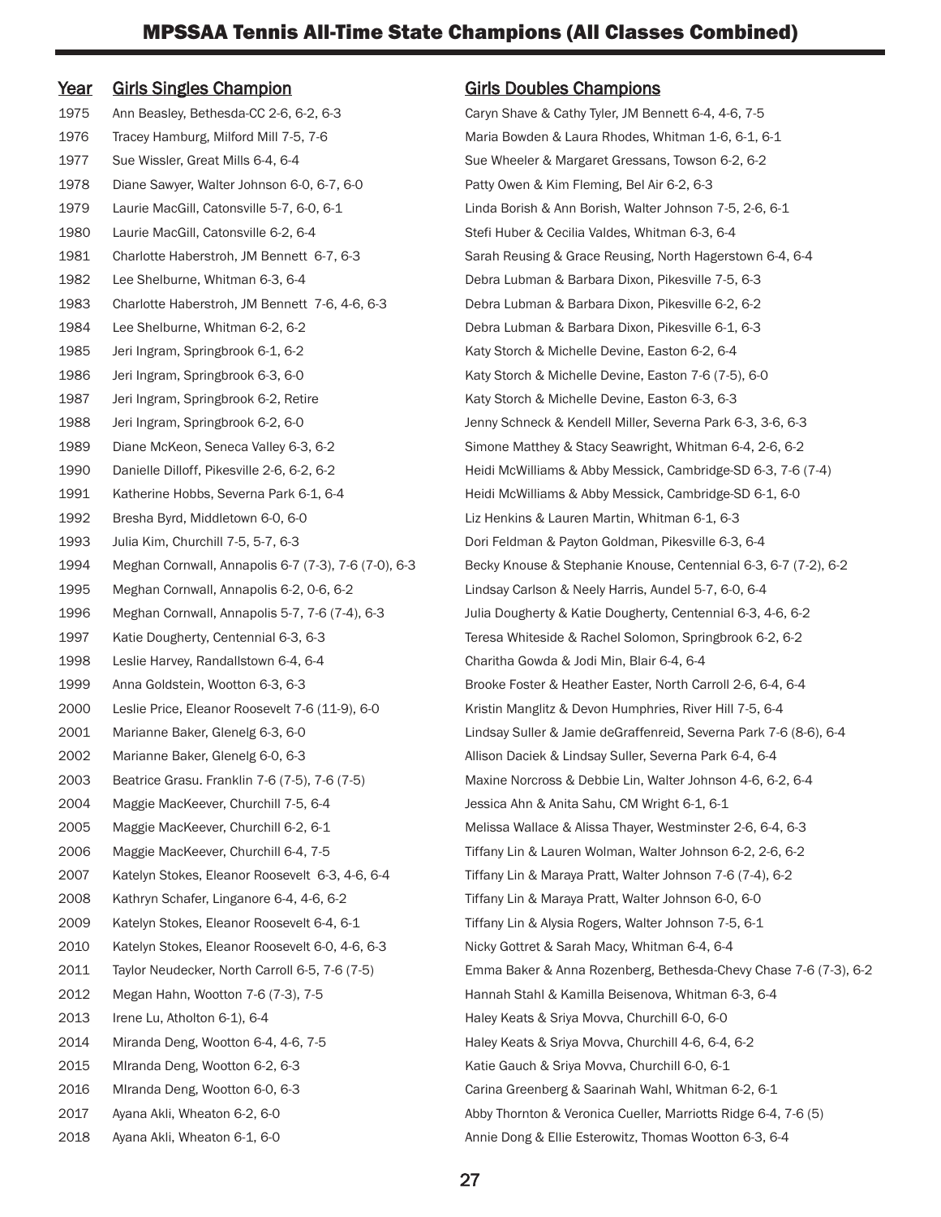# MPSSAA Tennis All-Time State Champions (All Classes Combined)

| Year | Girls Singles Champion | Girls Doubles Champions |
|---|---|---|
| 1975 | Ann Beasley, Bethesda-CC 2-6, 6-2, 6-3 | Caryn Shave & Cathy Tyler, JM Bennett 6-4, 4-6, 7-5 |
| 1976 | Tracey Hamburg, Milford Mill 7-5, 7-6 | Maria Bowden & Laura Rhodes, Whitman 1-6, 6-1, 6-1 |
| 1977 | Sue Wissler, Great Mills 6-4, 6-4 | Sue Wheeler & Margaret Gressans, Towson 6-2, 6-2 |
| 1978 | Diane Sawyer, Walter Johnson 6-0, 6-7, 6-0 | Patty Owen & Kim Fleming, Bel Air 6-2, 6-3 |
| 1979 | Laurie MacGill, Catonsville 5-7, 6-0, 6-1 | Linda Borish & Ann Borish, Walter Johnson 7-5, 2-6, 6-1 |
| 1980 | Laurie MacGill, Catonsville 6-2, 6-4 | Stefi Huber & Cecilia Valdes, Whitman 6-3, 6-4 |
| 1981 | Charlotte Haberstroh, JM Bennett 6-7, 6-3 | Sarah Reusing & Grace Reusing, North Hagerstown 6-4, 6-4 |
| 1982 | Lee Shelburne, Whitman 6-3, 6-4 | Debra Lubman & Barbara Dixon, Pikesville 7-5, 6-3 |
| 1983 | Charlotte Haberstroh, JM Bennett 7-6, 4-6, 6-3 | Debra Lubman & Barbara Dixon, Pikesville 6-2, 6-2 |
| 1984 | Lee Shelburne, Whitman 6-2, 6-2 | Debra Lubman & Barbara Dixon, Pikesville 6-1, 6-3 |
| 1985 | Jeri Ingram, Springbrook 6-1, 6-2 | Katy Storch & Michelle Devine, Easton 6-2, 6-4 |
| 1986 | Jeri Ingram, Springbrook 6-3, 6-0 | Katy Storch & Michelle Devine, Easton 7-6 (7-5), 6-0 |
| 1987 | Jeri Ingram, Springbrook 6-2, Retire | Katy Storch & Michelle Devine, Easton 6-3, 6-3 |
| 1988 | Jeri Ingram, Springbrook 6-2, 6-0 | Jenny Schneck & Kendell Miller, Severna Park 6-3, 3-6, 6-3 |
| 1989 | Diane McKeon, Seneca Valley 6-3, 6-2 | Simone Matthey & Stacy Seawright, Whitman 6-4, 2-6, 6-2 |
| 1990 | Danielle Dilloff, Pikesville 2-6, 6-2, 6-2 | Heidi McWilliams & Abby Messick, Cambridge-SD 6-3, 7-6 (7-4) |
| 1991 | Katherine Hobbs, Severna Park 6-1, 6-4 | Heidi McWilliams & Abby Messick, Cambridge-SD 6-1, 6-0 |
| 1992 | Bresha Byrd, Middletown 6-0, 6-0 | Liz Henkins & Lauren Martin, Whitman 6-1, 6-3 |
| 1993 | Julia Kim, Churchill 7-5, 5-7, 6-3 | Dori Feldman & Payton Goldman, Pikesville 6-3, 6-4 |
| 1994 | Meghan Cornwall, Annapolis 6-7 (7-3), 7-6 (7-0), 6-3 | Becky Knouse & Stephanie Knouse, Centennial 6-3, 6-7 (7-2), 6-2 |
| 1995 | Meghan Cornwall, Annapolis 6-2, 0-6, 6-2 | Lindsay Carlson & Neely Harris, Aundel 5-7, 6-0, 6-4 |
| 1996 | Meghan Cornwall, Annapolis 5-7, 7-6 (7-4), 6-3 | Julia Dougherty & Katie Dougherty, Centennial 6-3, 4-6, 6-2 |
| 1997 | Katie Dougherty, Centennial 6-3, 6-3 | Teresa Whiteside & Rachel Solomon, Springbrook 6-2, 6-2 |
| 1998 | Leslie Harvey, Randallstown 6-4, 6-4 | Charitha Gowda & Jodi Min, Blair 6-4, 6-4 |
| 1999 | Anna Goldstein, Wootton 6-3, 6-3 | Brooke Foster & Heather Easter, North Carroll 2-6, 6-4, 6-4 |
| 2000 | Leslie Price, Eleanor Roosevelt 7-6 (11-9), 6-0 | Kristin Manglitz & Devon Humphries, River Hill 7-5, 6-4 |
| 2001 | Marianne Baker, Glenelg 6-3, 6-0 | Lindsay Suller & Jamie deGraffenreid, Severna Park 7-6 (8-6), 6-4 |
| 2002 | Marianne Baker, Glenelg 6-0, 6-3 | Allison Daciek & Lindsay Suller, Severna Park 6-4, 6-4 |
| 2003 | Beatrice Grasu. Franklin 7-6 (7-5), 7-6 (7-5) | Maxine Norcross & Debbie Lin, Walter Johnson 4-6, 6-2, 6-4 |
| 2004 | Maggie MacKeever, Churchill 7-5, 6-4 | Jessica Ahn & Anita Sahu, CM Wright 6-1, 6-1 |
| 2005 | Maggie MacKeever, Churchill 6-2, 6-1 | Melissa Wallace & Alissa Thayer, Westminster 2-6, 6-4, 6-3 |
| 2006 | Maggie MacKeever, Churchill 6-4, 7-5 | Tiffany Lin & Lauren Wolman, Walter Johnson 6-2, 2-6, 6-2 |
| 2007 | Katelyn Stokes, Eleanor Roosevelt 6-3, 4-6, 6-4 | Tiffany Lin & Maraya Pratt, Walter Johnson 7-6 (7-4), 6-2 |
| 2008 | Kathryn Schafer, Linganore 6-4, 4-6, 6-2 | Tiffany Lin & Maraya Pratt, Walter Johnson 6-0, 6-0 |
| 2009 | Katelyn Stokes, Eleanor Roosevelt 6-4, 6-1 | Tiffany Lin & Alysia Rogers, Walter Johnson 7-5, 6-1 |
| 2010 | Katelyn Stokes, Eleanor Roosevelt 6-0, 4-6, 6-3 | Nicky Gottret & Sarah Macy, Whitman 6-4, 6-4 |
| 2011 | Taylor Neudecker, North Carroll 6-5, 7-6 (7-5) | Emma Baker & Anna Rozenberg, Bethesda-Chevy Chase 7-6 (7-3), 6-2 |
| 2012 | Megan Hahn, Wootton 7-6 (7-3), 7-5 | Hannah Stahl & Kamilla Beisenova, Whitman 6-3, 6-4 |
| 2013 | Irene Lu, Atholton 6-1), 6-4 | Haley Keats & Sriya Movva, Churchill 6-0, 6-0 |
| 2014 | Miranda Deng, Wootton 6-4, 4-6, 7-5 | Haley Keats & Sriya Movva, Churchill 4-6, 6-4, 6-2 |
| 2015 | MIranda Deng, Wootton 6-2, 6-3 | Katie Gauch & Sriya Movva, Churchill 6-0, 6-1 |
| 2016 | MIranda Deng, Wootton 6-0, 6-3 | Carina Greenberg & Saarinah Wahl, Whitman 6-2, 6-1 |
| 2017 | Ayana Akli, Wheaton 6-2, 6-0 | Abby Thornton & Veronica Cueller, Marriotts Ridge 6-4, 7-6 (5) |
| 2018 | Ayana Akli, Wheaton 6-1, 6-0 | Annie Dong & Ellie Esterowitz, Thomas Wootton 6-3, 6-4 |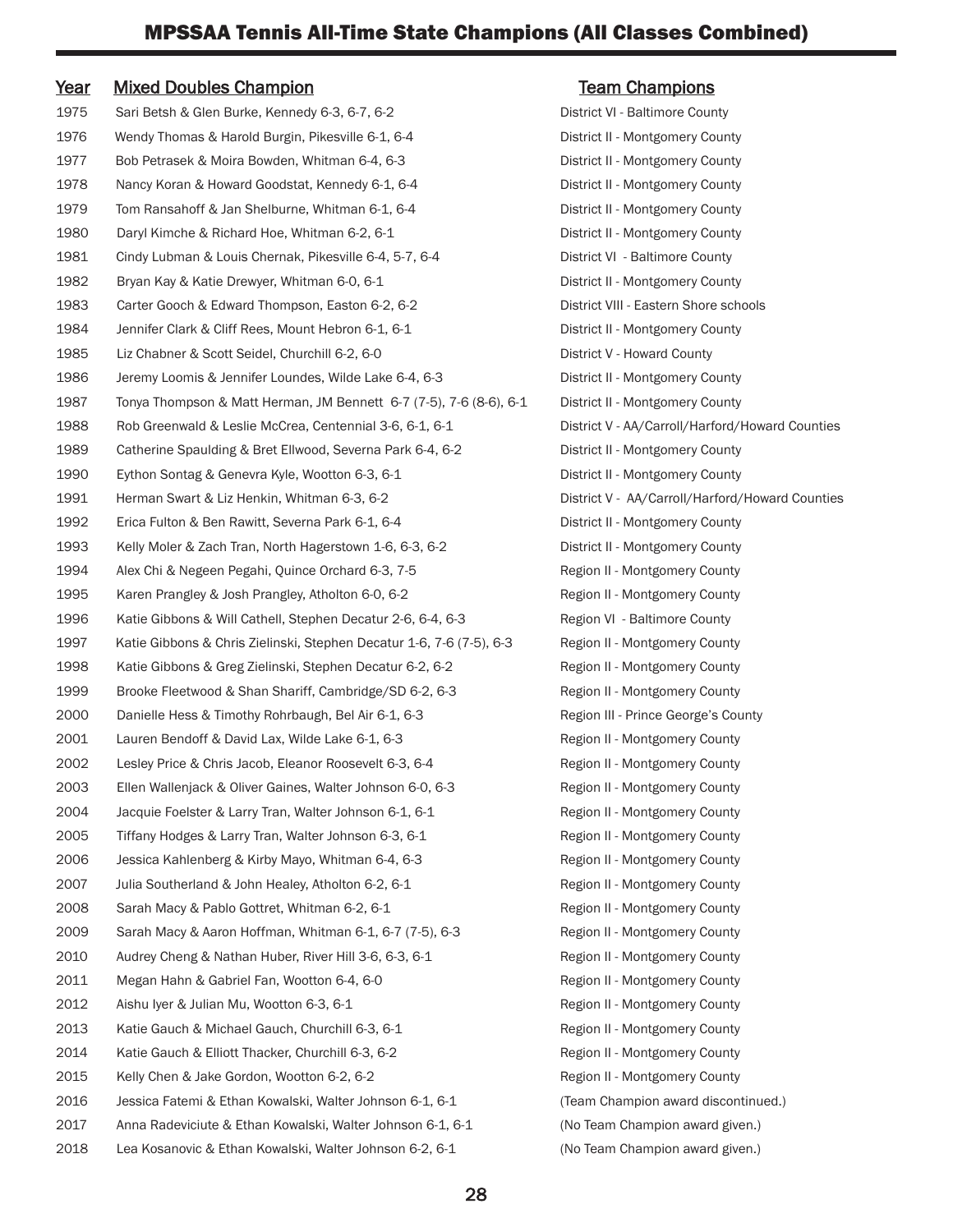# MPSSAA Tennis All-Time State Champions (All Classes Combined)

| Year | Mixed Doubles Champion | Team Champions |
|---|---|---|
| 1975 | Sari Betsh & Glen Burke, Kennedy 6-3, 6-7, 6-2 | District VI - Baltimore County |
| 1976 | Wendy Thomas & Harold Burgin, Pikesville 6-1, 6-4 | District II - Montgomery County |
| 1977 | Bob Petrasek & Moira Bowden, Whitman 6-4, 6-3 | District II - Montgomery County |
| 1978 | Nancy Koran & Howard Goodstat, Kennedy 6-1, 6-4 | District II - Montgomery County |
| 1979 | Tom Ransahoff & Jan Shelburne, Whitman 6-1, 6-4 | District II - Montgomery County |
| 1980 | Daryl Kimche & Richard Hoe, Whitman 6-2, 6-1 | District II - Montgomery County |
| 1981 | Cindy Lubman & Louis Chernak, Pikesville 6-4, 5-7, 6-4 | District VI - Baltimore County |
| 1982 | Bryan Kay & Katie Drewyer, Whitman 6-0, 6-1 | District II - Montgomery County |
| 1983 | Carter Gooch & Edward Thompson, Easton 6-2, 6-2 | District VIII - Eastern Shore schools |
| 1984 | Jennifer Clark & Cliff Rees, Mount Hebron 6-1, 6-1 | District II - Montgomery County |
| 1985 | Liz Chabner & Scott Seidel, Churchill 6-2, 6-0 | District V - Howard County |
| 1986 | Jeremy Loomis & Jennifer Loundes, Wilde Lake 6-4, 6-3 | District II - Montgomery County |
| 1987 | Tonya Thompson & Matt Herman, JM Bennett 6-7 (7-5), 7-6 (8-6), 6-1 | District II - Montgomery County |
| 1988 | Rob Greenwald & Leslie McCrea, Centennial 3-6, 6-1, 6-1 | District V - AA/Carroll/Harford/Howard Counties |
| 1989 | Catherine Spaulding & Bret Ellwood, Severna Park 6-4, 6-2 | District II - Montgomery County |
| 1990 | Eython Sontag & Genevra Kyle, Wootton 6-3, 6-1 | District II - Montgomery County |
| 1991 | Herman Swart & Liz Henkin, Whitman 6-3, 6-2 | District V - AA/Carroll/Harford/Howard Counties |
| 1992 | Erica Fulton & Ben Rawitt, Severna Park 6-1, 6-4 | District II - Montgomery County |
| 1993 | Kelly Moler & Zach Tran, North Hagerstown 1-6, 6-3, 6-2 | District II - Montgomery County |
| 1994 | Alex Chi & Negeen Pegahi, Quince Orchard 6-3, 7-5 | Region II - Montgomery County |
| 1995 | Karen Prangley & Josh Prangley, Atholton 6-0, 6-2 | Region II - Montgomery County |
| 1996 | Katie Gibbons & Will Cathell, Stephen Decatur 2-6, 6-4, 6-3 | Region VI - Baltimore County |
| 1997 | Katie Gibbons & Chris Zielinski, Stephen Decatur 1-6, 7-6 (7-5), 6-3 | Region II - Montgomery County |
| 1998 | Katie Gibbons & Greg Zielinski, Stephen Decatur 6-2, 6-2 | Region II - Montgomery County |
| 1999 | Brooke Fleetwood & Shan Shariff, Cambridge/SD 6-2, 6-3 | Region II - Montgomery County |
| 2000 | Danielle Hess & Timothy Rohrbaugh, Bel Air 6-1, 6-3 | Region III - Prince George's County |
| 2001 | Lauren Bendoff & David Lax, Wilde Lake 6-1, 6-3 | Region II - Montgomery County |
| 2002 | Lesley Price & Chris Jacob, Eleanor Roosevelt 6-3, 6-4 | Region II - Montgomery County |
| 2003 | Ellen Wallenjack & Oliver Gaines, Walter Johnson 6-0, 6-3 | Region II - Montgomery County |
| 2004 | Jacquie Foelster & Larry Tran, Walter Johnson 6-1, 6-1 | Region II - Montgomery County |
| 2005 | Tiffany Hodges & Larry Tran, Walter Johnson 6-3, 6-1 | Region II - Montgomery County |
| 2006 | Jessica Kahlenberg & Kirby Mayo, Whitman 6-4, 6-3 | Region II - Montgomery County |
| 2007 | Julia Southerland & John Healey, Atholton 6-2, 6-1 | Region II - Montgomery County |
| 2008 | Sarah Macy & Pablo Gottret, Whitman 6-2, 6-1 | Region II - Montgomery County |
| 2009 | Sarah Macy & Aaron Hoffman, Whitman 6-1, 6-7 (7-5), 6-3 | Region II - Montgomery County |
| 2010 | Audrey Cheng & Nathan Huber, River Hill 3-6, 6-3, 6-1 | Region II - Montgomery County |
| 2011 | Megan Hahn & Gabriel Fan, Wootton 6-4, 6-0 | Region II - Montgomery County |
| 2012 | Aishu Iyer & Julian Mu, Wootton 6-3, 6-1 | Region II - Montgomery County |
| 2013 | Katie Gauch & Michael Gauch, Churchill 6-3, 6-1 | Region II - Montgomery County |
| 2014 | Katie Gauch & Elliott Thacker, Churchill 6-3, 6-2 | Region II - Montgomery County |
| 2015 | Kelly Chen & Jake Gordon, Wootton 6-2, 6-2 | Region II - Montgomery County |
| 2016 | Jessica Fatemi & Ethan Kowalski, Walter Johnson 6-1, 6-1 | (Team Champion award discontinued.) |
| 2017 | Anna Radeviciute & Ethan Kowalski, Walter Johnson 6-1, 6-1 | (No Team Champion award given.) |
| 2018 | Lea Kosanovic & Ethan Kowalski, Walter Johnson 6-2, 6-1 | (No Team Champion award given.) |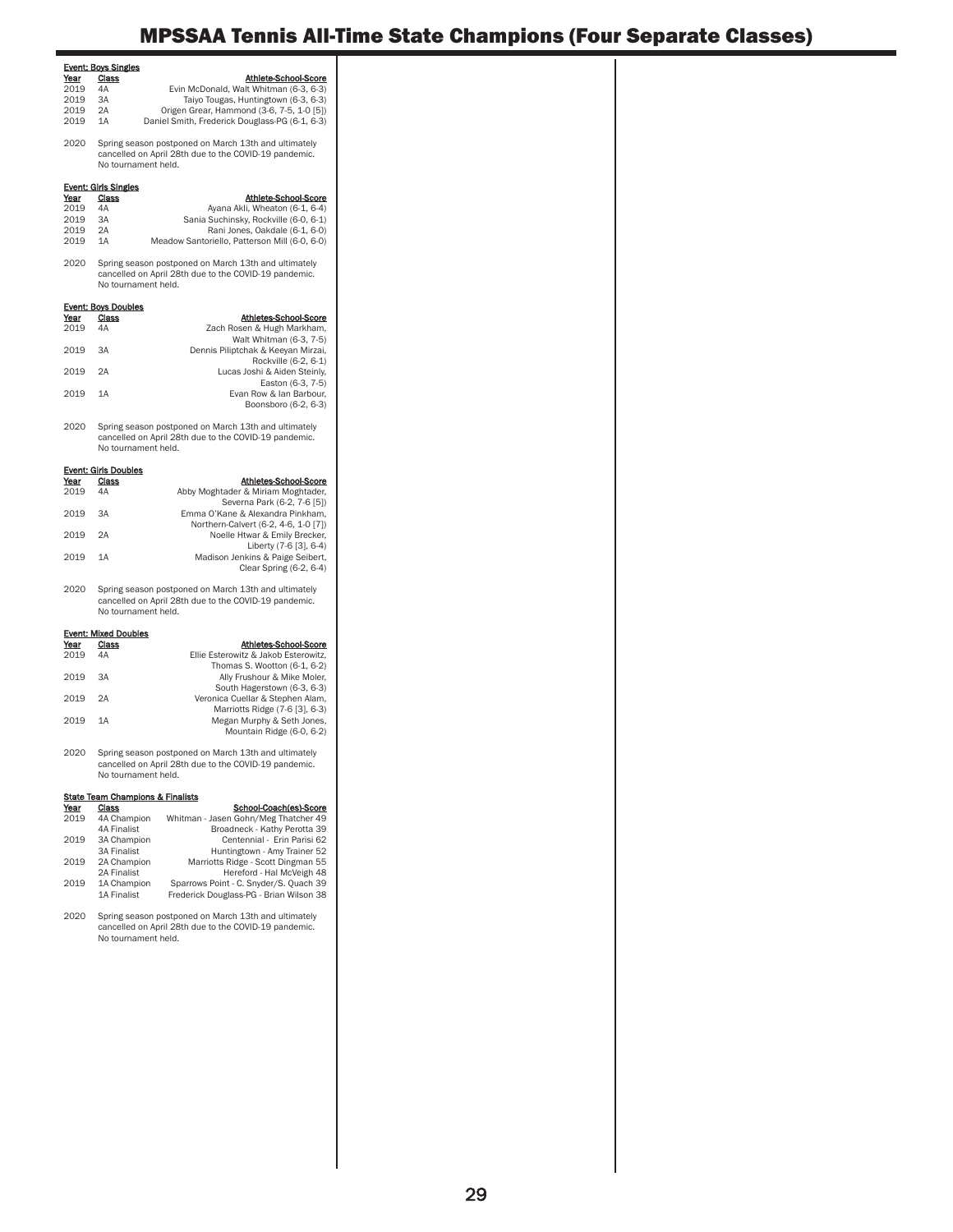# MPSSAA Tennis All-Time State Champions (Four Separate Classes)

**Event: Boys Singles**

| Year | Class | Athlete-School-Score |
|---|---|---|
| 2019 | 4A | Evin McDonald, Walt Whitman (6-3, 6-3) |
| 2019 | 3A | Taiyo Tougas, Huntingtown (6-3, 6-3) |
| 2019 | 2A | Origen Grear, Hammond (3-6, 7-5, 1-0 [5]) |
| 2019 | 1A | Daniel Smith, Frederick Douglass-PG (6-1, 6-3) |
| 2020 | | Spring season postponed on March 13th and ultimately cancelled on April 28th due to the COVID-19 pandemic. No tournament held. |

**Event: Girls Singles**

| Year | Class | Athlete-School-Score |
|---|---|---|
| 2019 | 4A | Ayana Akli, Wheaton (6-1, 6-4) |
| 2019 | 3A | Sania Suchinsky, Rockville (6-0, 6-1) |
| 2019 | 2A | Rani Jones, Oakdale (6-1, 6-0) |
| 2019 | 1A | Meadow Santoriello, Patterson Mill (6-0, 6-0) |
| 2020 | | Spring season postponed on March 13th and ultimately cancelled on April 28th due to the COVID-19 pandemic. No tournament held. |

**Event: Boys Doubles**

| Year | Class | Athletes-School-Score |
|---|---|---|
| 2019 | 4A | Zach Rosen & Hugh Markham, Walt Whitman (6-3, 7-5) |
| 2019 | 3A | Dennis Piliptchak & Keeyan Mirzai, Rockville (6-2, 6-1) |
| 2019 | 2A | Lucas Joshi & Aiden Steinly, Easton (6-3, 7-5) |
| 2019 | 1A | Evan Row & Ian Barbour, Boonsboro (6-2, 6-3) |
| 2020 | | Spring season postponed on March 13th and ultimately cancelled on April 28th due to the COVID-19 pandemic. No tournament held. |

**Event: Girls Doubles**

| Year | Class | Athletes-School-Score |
|---|---|---|
| 2019 | 4A | Abby Moghtader & Miriam Moghtader, Severna Park (6-2, 7-6 [5]) |
| 2019 | 3A | Emma O'Kane & Alexandra Pinkham, Northern-Calvert (6-2, 4-6, 1-0 [7]) |
| 2019 | 2A | Noelle Htwar & Emily Brecker, Liberty (7-6 [3], 6-4) |
| 2019 | 1A | Madison Jenkins & Paige Seibert, Clear Spring (6-2, 6-4) |
| 2020 | | Spring season postponed on March 13th and ultimately cancelled on April 28th due to the COVID-19 pandemic. No tournament held. |

**Event: Mixed Doubles**

| Year | Class | Athletes-School-Score |
|---|---|---|
| 2019 | 4A | Ellie Esterowitz & Jakob Esterowitz, Thomas S. Wootton (6-1, 6-2) |
| 2019 | 3A | Ally Frushour & Mike Moler, South Hagerstown (6-3, 6-3) |
| 2019 | 2A | Veronica Cuellar & Stephen Alam, Marriotts Ridge (7-6 [3], 6-3) |
| 2019 | 1A | Megan Murphy & Seth Jones, Mountain Ridge (6-0, 6-2) |
| 2020 | | Spring season postponed on March 13th and ultimately cancelled on April 28th due to the COVID-19 pandemic. No tournament held. |

**State Team Champions & Finalists**

| Year | Class | School-Coach(es)-Score |
|---|---|---|
| 2019 | 4A Champion | Whitman - Jasen Gohn/Meg Thatcher 49 |
| | 4A Finalist | Broadneck - Kathy Perotta 39 |
| 2019 | 3A Champion | Centennial - Erin Parisi 62 |
| | 3A Finalist | Huntingtown - Amy Trainer 52 |
| 2019 | 2A Champion | Marriotts Ridge - Scott Dingman 55 |
| | 2A Finalist | Hereford - Hal McVeigh 48 |
| 2019 | 1A Champion | Sparrows Point - C. Snyder/S. Quach 39 |
| | 1A Finalist | Frederick Douglass-PG - Brian Wilson 38 |
| 2020 | | Spring season postponed on March 13th and ultimately cancelled on April 28th due to the COVID-19 pandemic. No tournament held. |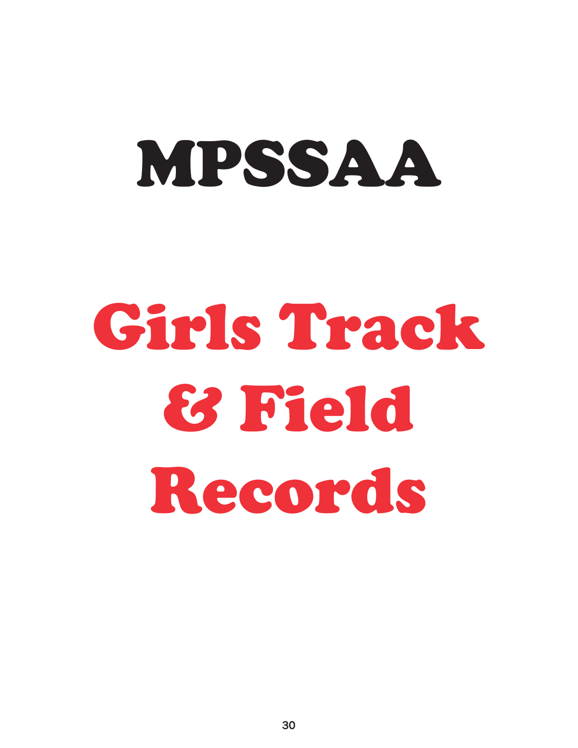# MPSSAA

# Girls Track & Field Records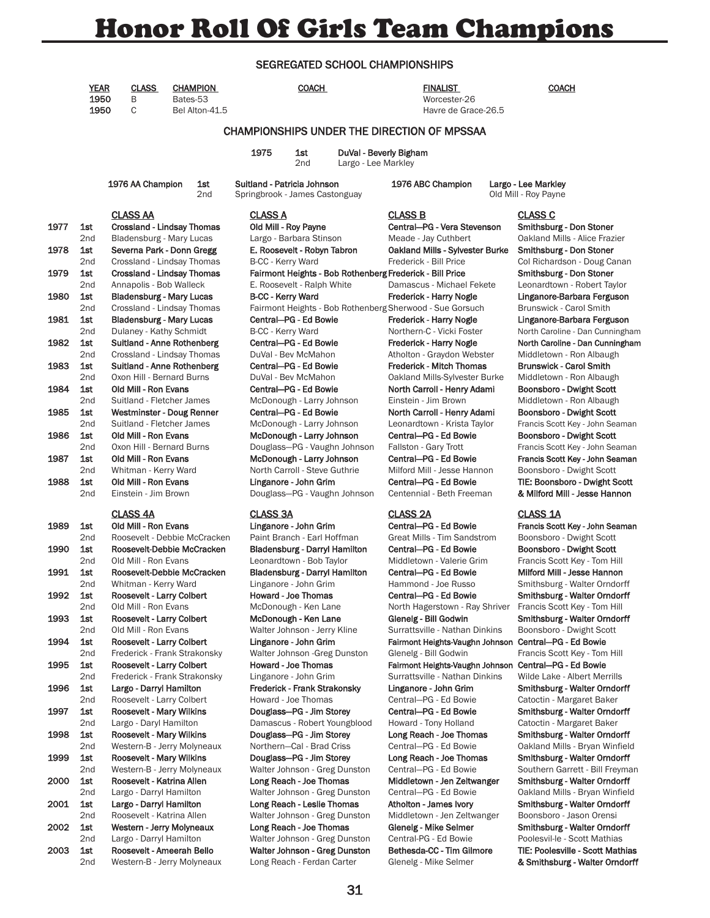# Honor Roll Of Girls Team Champions

## SEGREGATED SCHOOL CHAMPIONSHIPS

| YEAR | CLASS | CHAMPION | COACH | FINALIST | COACH |
|---|---|---|---|---|---|
| 1950 | B | Bates-53 | | Worcester-26 | |
| 1950 | C | Bel Alton-41.5 | | Havre de Grace-26.5 | |

## CHAMPIONSHIPS UNDER THE DIRECTION OF MPSSAA

| Year | Place | Team - Coach |
|---|---|---|
| 1975 | 1st | **DuVal - Beverly Bigham** |
| | 2nd | Largo - Lee Markley |

| 1976 AA Champion | | | 1976 ABC Champion |
|---|---|---|---|
| | 1st | **Suitland - Patricia Johnson** | **Largo - Lee Markley** |
| | 2nd | Springbrook - James Castonguay | Old Mill - Roy Payne |

| Year | Place | CLASS AA | CLASS A | CLASS B | CLASS C |
|---|---|---|---|---|---|
| 1977 | 1st | **Crossland - Lindsay Thomas** | **Old Mill - Roy Payne** | **Central—PG - Vera Stevenson** | **Smithsburg - Don Stoner** |
| | 2nd | Bladensburg - Mary Lucas | Largo - Barbara Stinson | Meade - Jay Cuthbert | Oakland Mills - Alice Frazier |
| 1978 | 1st | **Severna Park - Donn Gregg** | **E. Roosevelt - Robyn Tabron** | **Oakland Mills - Sylvester Burke** | **Smithsburg - Don Stoner** |
| | 2nd | Crossland - Lindsay Thomas | B-CC - Kerry Ward | Frederick - Bill Price | Col Richardson - Doug Canan |
| 1979 | 1st | **Crossland - Lindsay Thomas** | **Fairmont Heights - Bob Rothenberg** | **Frederick - Bill Price** | **Smithsburg - Don Stoner** |
| | 2nd | Annapolis - Bob Walleck | E. Roosevelt - Ralph White | Damascus - Michael Fekete | Leonardtown - Robert Taylor |
| 1980 | 1st | **Bladensburg - Mary Lucas** | **B-CC - Kerry Ward** | **Frederick - Harry Nogle** | **Linganore-Barbara Ferguson** |
| | 2nd | Crossland - Lindsay Thomas | Fairmont Heights - Bob Rothenberg | Sherwood - Sue Gorsuch | Brunswick - Carol Smith |
| 1981 | 1st | **Bladensburg - Mary Lucas** | **Central—PG - Ed Bowie** | **Frederick - Harry Nogle** | **Linganore-Barbara Ferguson** |
| | 2nd | Dulaney - Kathy Schmidt | B-CC - Kerry Ward | Northern-C - Vicki Foster | North Caroline - Dan Cunningham |
| 1982 | 1st | **Suitland - Anne Rothenberg** | **Central—PG - Ed Bowie** | **Frederick - Harry Nogle** | **North Caroline - Dan Cunningham** |
| | 2nd | Crossland - Lindsay Thomas | DuVal - Bev McMahon | Atholton - Graydon Webster | Middletown - Ron Albaugh |
| 1983 | 1st | **Suitland - Anne Rothenberg** | **Central—PG - Ed Bowie** | **Frederick - Mitch Thomas** | **Brunswick - Carol Smith** |
| | 2nd | Oxon Hill - Bernard Burns | DuVal - Bev McMahon | Oakland Mills-Sylvester Burke | Middletown - Ron Albaugh |
| 1984 | 1st | **Old Mill - Ron Evans** | **Central—PG - Ed Bowie** | **North Carroll - Henry Adami** | **Boonsboro - Dwight Scott** |
| | 2nd | Suitland - Fletcher James | McDonough - Larry Johnson | Einstein - Jim Brown | Middletown - Ron Albaugh |
| 1985 | 1st | **Westminster - Doug Renner** | **Central—PG - Ed Bowie** | **North Carroll - Henry Adami** | **Boonsboro - Dwight Scott** |
| | 2nd | Suitland - Fletcher James | McDonough - Larry Johnson | Leonardtown - Krista Taylor | Francis Scott Key - John Seaman |
| 1986 | 1st | **Old Mill - Ron Evans** | **McDonough - Larry Johnson** | **Central—PG - Ed Bowie** | **Boonsboro - Dwight Scott** |
| | 2nd | Oxon Hill - Bernard Burns | Douglass—PG - Vaughn Johnson | Fallston - Gary Trott | Francis Scott Key - John Seaman |
| 1987 | 1st | **Old Mill - Ron Evans** | **McDonough - Larry Johnson** | **Central—PG - Ed Bowie** | **Francis Scott Key - John Seaman** |
| | 2nd | Whitman - Kerry Ward | North Carroll - Steve Guthrie | Milford Mill - Jesse Hannon | Boonsboro - Dwight Scott |
| 1988 | 1st | **Old Mill - Ron Evans** | **Linganore - John Grim** | **Central—PG - Ed Bowie** | **TIE: Boonsboro - Dwight Scott** |
| | 2nd | Einstein - Jim Brown | Douglass—PG - Vaughn Johnson | Centennial - Beth Freeman | **& Milford Mill - Jesse Hannon** |

| Year | Place | CLASS 4A | CLASS 3A | CLASS 2A | CLASS 1A |
|---|---|---|---|---|---|
| 1989 | 1st | **Old Mill - Ron Evans** | **Linganore - John Grim** | **Central—PG - Ed Bowie** | **Francis Scott Key - John Seaman** |
| | 2nd | Roosevelt - Debbie McCracken | Paint Branch - Earl Hoffman | Great Mills - Tim Sandstrom | Boonsboro - Dwight Scott |
| 1990 | 1st | **Roosevelt-Debbie McCracken** | **Bladensburg - Darryl Hamilton** | **Central—PG - Ed Bowie** | **Boonsboro - Dwight Scott** |
| | 2nd | Old Mill - Ron Evans | Leonardtown - Bob Taylor | Middletown - Valerie Grim | Francis Scott Key - Tom Hill |
| 1991 | 1st | **Roosevelt-Debbie McCracken** | **Bladensburg - Darryl Hamilton** | **Central—PG - Ed Bowie** | **Milford Mill - Jesse Hannon** |
| | 2nd | Whitman - Kerry Ward | Linganore - John Grim | Hammond - Joe Russo | Smithsburg - Walter Orndorff |
| 1992 | 1st | **Roosevelt - Larry Colbert** | **Howard - Joe Thomas** | **Central—PG - Ed Bowie** | **Smithsburg - Walter Orndorff** |
| | 2nd | Old Mill - Ron Evans | McDonough - Ken Lane | North Hagerstown - Ray Shriver | Francis Scott Key - Tom Hill |
| 1993 | 1st | **Roosevelt - Larry Colbert** | **McDonough - Ken Lane** | **Glenelg - Bill Godwin** | **Smithsburg - Walter Orndorff** |
| | 2nd | Old Mill - Ron Evans | Walter Johnson - Jerry Kline | Surrattsville - Nathan Dinkins | Boonsboro - Dwight Scott |
| 1994 | 1st | **Roosevelt - Larry Colbert** | **Linganore - John Grim** | **Fairmont Heights-Vaughn Johnson** | **Central—PG - Ed Bowie** |
| | 2nd | Frederick - Frank Strakonsky | Walter Johnson -Greg Dunston | Glenelg - Bill Godwin | Francis Scott Key - Tom Hill |
| 1995 | 1st | **Roosevelt - Larry Colbert** | **Howard - Joe Thomas** | **Fairmont Heights-Vaughn Johnson** | **Central—PG - Ed Bowie** |
| | 2nd | Frederick - Frank Strakonsky | Linganore - John Grim | Surrattsville - Nathan Dinkins | Wilde Lake - Albert Merrills |
| 1996 | 1st | **Largo - Darryl Hamilton** | **Frederick - Frank Strakonsky** | **Linganore - John Grim** | **Smithsburg - Walter Orndorff** |
| | 2nd | Roosevelt - Larry Colbert | Howard - Joe Thomas | Central—PG - Ed Bowie | Catoctin - Margaret Baker |
| 1997 | 1st | **Roosevelt - Mary Wilkins** | **Douglass—PG - Jim Storey** | **Central—PG - Ed Bowie** | **Smithsburg - Walter Orndorff** |
| | 2nd | Largo - Daryl Hamilton | Damascus - Robert Youngblood | Howard - Tony Holland | Catoctin - Margaret Baker |
| 1998 | 1st | **Roosevelt - Mary Wilkins** | **Douglass—PG - Jim Storey** | **Long Reach - Joe Thomas** | **Smithsburg - Walter Orndorff** |
| | 2nd | Western-B - Jerry Molyneaux | Northern—Cal - Brad Criss | Central—PG - Ed Bowie | Oakland Mills - Bryan Winfield |
| 1999 | 1st | **Roosevelt - Mary Wilkins** | **Douglass—PG - Jim Storey** | **Long Reach - Joe Thomas** | **Smithsburg - Walter Orndorff** |
| | 2nd | Western-B - Jerry Molyneaux | Walter Johnson - Greg Dunston | Central—PG - Ed Bowie | Southern Garrett - Bill Freyman |
| 2000 | 1st | **Roosevelt - Katrina Allen** | **Long Reach - Joe Thomas** | **Middletown - Jen Zeltwanger** | **Smithsburg - Walter Orndorff** |
| | 2nd | Largo - Darryl Hamilton | Walter Johnson - Greg Dunston | Central—PG - Ed Bowie | Oakland Mills - Bryan Winfield |
| 2001 | 1st | **Largo - Darryl Hamilton** | **Long Reach - Leslie Thomas** | **Atholton - James Ivory** | **Smithsburg - Walter Orndorff** |
| | 2nd | Roosevelt - Katrina Allen | Walter Johnson - Greg Dunston | Middletown - Jen Zeltwanger | Boonsboro - Jason Orensi |
| 2002 | 1st | **Western - Jerry Molyneaux** | **Long Reach - Joe Thomas** | **Glenelg - Mike Selmer** | **Smithsburg - Walter Orndorff** |
| | 2nd | Largo - Darryl Hamilton | Walter Johnson - Greg Dunston | Central-PG - Ed Bowie | Poolesvil-le - Scott Mathias |
| 2003 | 1st | **Roosevelt - Ameerah Bello** | **Walter Johnson - Greg Dunston** | **Bethesda-CC - Tim Gilmore** | **TIE: Poolesville - Scott Mathias** |
| | 2nd | Western-B - Jerry Molyneaux | Long Reach - Ferdan Carter | Glenelg - Mike Selmer | **& Smithsburg - Walter Orndorff** |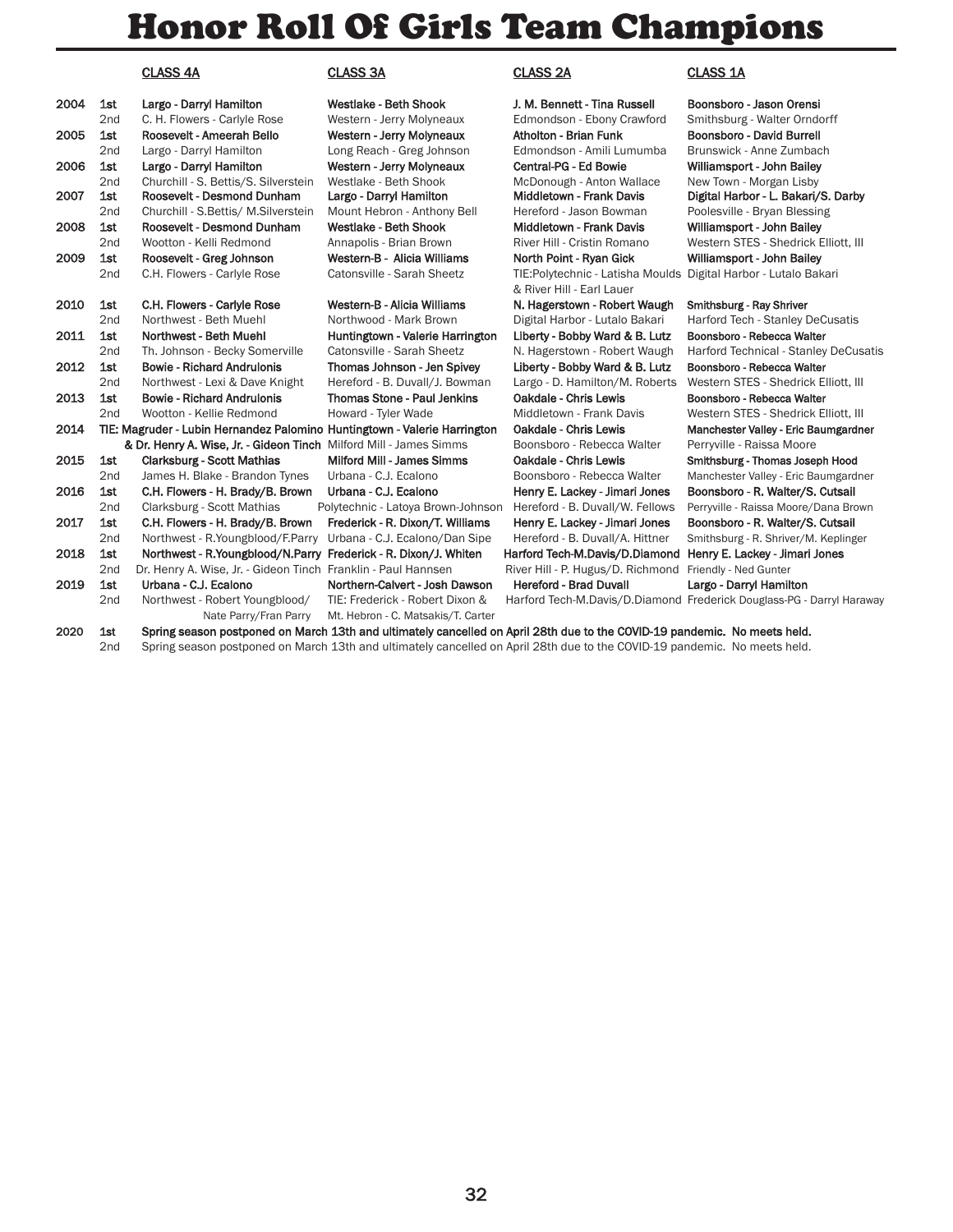# Honor Roll Of Girls Team Champions

| Year | Place | CLASS 4A | CLASS 3A | CLASS 2A | CLASS 1A |
|---|---|---|---|---|---|
| 2004 | 1st | Largo - Darryl Hamilton | Westlake - Beth Shook | J. M. Bennett - Tina Russell | Boonsboro - Jason Orensi |
| | 2nd | C. H. Flowers - Carlyle Rose | Western - Jerry Molyneaux | Edmondson - Ebony Crawford | Smithsburg - Walter Orndorff |
| 2005 | 1st | Roosevelt - Ameerah Bello | Western - Jerry Molyneaux | Atholton - Brian Funk | Boonsboro - David Burrell |
| | 2nd | Largo - Darryl Hamilton | Long Reach - Greg Johnson | Edmondson - Amili Lumumba | Brunswick - Anne Zumbach |
| 2006 | 1st | Largo - Darryl Hamilton | Western - Jerry Molyneaux | Central-PG - Ed Bowie | Williamsport - John Bailey |
| | 2nd | Churchill - S. Bettis/S. Silverstein | Westlake - Beth Shook | McDonough - Anton Wallace | New Town - Morgan Lisby |
| 2007 | 1st | Roosevelt - Desmond Dunham | Largo - Darryl Hamilton | Middletown - Frank Davis | Digital Harbor - L. Bakari/S. Darby |
| | 2nd | Churchill - S.Bettis/ M.Silverstein | Mount Hebron - Anthony Bell | Hereford - Jason Bowman | Poolesville - Bryan Blessing |
| 2008 | 1st | Roosevelt - Desmond Dunham | Westlake - Beth Shook | Middletown - Frank Davis | Williamsport - John Bailey |
| | 2nd | Wootton - Kelli Redmond | Annapolis - Brian Brown | River Hill - Cristin Romano | Western STES - Shedrick Elliott, III |
| 2009 | 1st | Roosevelt - Greg Johnson | Western-B - Alicia Williams | North Point - Ryan Gick | Williamsport - John Bailey |
| | 2nd | C.H. Flowers - Carlyle Rose | Catonsville - Sarah Sheetz | TIE:Polytechnic - Latisha Moulds & River Hill - Earl Lauer | Digital Harbor - Lutalo Bakari |
| 2010 | 1st | C.H. Flowers - Carlyle Rose | Western-B - Alicia Williams | N. Hagerstown - Robert Waugh | Smithsburg - Ray Shriver |
| | 2nd | Northwest - Beth Muehl | Northwood - Mark Brown | Digital Harbor - Lutalo Bakari | Harford Tech - Stanley DeCusatis |
| 2011 | 1st | Northwest - Beth Muehl | Huntingtown - Valerie Harrington | Liberty - Bobby Ward & B. Lutz | Boonsboro - Rebecca Walter |
| | 2nd | Th. Johnson - Becky Somerville | Catonsville - Sarah Sheetz | N. Hagerstown - Robert Waugh | Harford Technical - Stanley DeCusatis |
| 2012 | 1st | Bowie - Richard Andrulonis | Thomas Johnson - Jen Spivey | Liberty - Bobby Ward & B. Lutz | Boonsboro - Rebecca Walter |
| | 2nd | Northwest - Lexi & Dave Knight | Hereford - B. Duvall/J. Bowman | Largo - D. Hamilton/M. Roberts | Western STES - Shedrick Elliott, III |
| 2013 | 1st | Bowie - Richard Andrulonis | Thomas Stone - Paul Jenkins | Oakdale - Chris Lewis | Boonsboro - Rebecca Walter |
| | 2nd | Wootton - Kellie Redmond | Howard - Tyler Wade | Middletown - Frank Davis | Western STES - Shedrick Elliott, III |
| 2014 | TIE: | Magruder - Lubin Hernandez Palomino & Dr. Henry A. Wise, Jr. - Gideon Tinch | Huntingtown - Valerie Harrington | Oakdale - Chris Lewis | Manchester Valley - Eric Baumgardner |
| | 2nd | | Milford Mill - James Simms | Boonsboro - Rebecca Walter | Perryville - Raissa Moore |
| 2015 | 1st | Clarksburg - Scott Mathias | Milford Mill - James Simms | Oakdale - Chris Lewis | Smithsburg - Thomas Joseph Hood |
| | 2nd | James H. Blake - Brandon Tynes | Urbana - C.J. Ecalono | Boonsboro - Rebecca Walter | Manchester Valley - Eric Baumgardner |
| 2016 | 1st | C.H. Flowers - H. Brady/B. Brown | Urbana - C.J. Ecalono | Henry E. Lackey - Jimari Jones | Boonsboro - R. Walter/S. Cutsail |
| | 2nd | Clarksburg - Scott Mathias | Polytechnic - Latoya Brown-Johnson | Hereford - B. Duvall/W. Fellows | Perryville - Raissa Moore/Dana Brown |
| 2017 | 1st | C.H. Flowers - H. Brady/B. Brown | Frederick - R. Dixon/T. Williams | Henry E. Lackey - Jimari Jones | Boonsboro - R. Walter/S. Cutsail |
| | 2nd | Northwest - R.Youngblood/F.Parry | Urbana - C.J. Ecalono/Dan Sipe | Hereford - B. Duvall/A. Hittner | Smithsburg - R. Shriver/M. Keplinger |
| 2018 | 1st | Northwest - R.Youngblood/N.Parry | Frederick - R. Dixon/J. Whiten | Harford Tech-M.Davis/D.Diamond | Henry E. Lackey - Jimari Jones |
| | 2nd | Dr. Henry A. Wise, Jr. - Gideon Tinch | Franklin - Paul Hannsen | River Hill - P. Hugus/D. Richmond | Friendly - Ned Gunter |
| 2019 | 1st | Urbana - C.J. Ecalono | Northern-Calvert - Josh Dawson | Hereford - Brad Duvall | Largo - Darryl Hamilton |
| | 2nd | Northwest - Robert Youngblood/ Nate Parry/Fran Parry | TIE: Frederick - Robert Dixon & Mt. Hebron - C. Matsakis/T. Carter | Harford Tech-M.Davis/D.Diamond | Frederick Douglass-PG - Darryl Haraway |
| 2020 | 1st | Spring season postponed on March 13th and ultimately cancelled on April 28th due to the COVID-19 pandemic. No meets held. | | | |
| | 2nd | Spring season postponed on March 13th and ultimately cancelled on April 28th due to the COVID-19 pandemic. No meets held. | | | |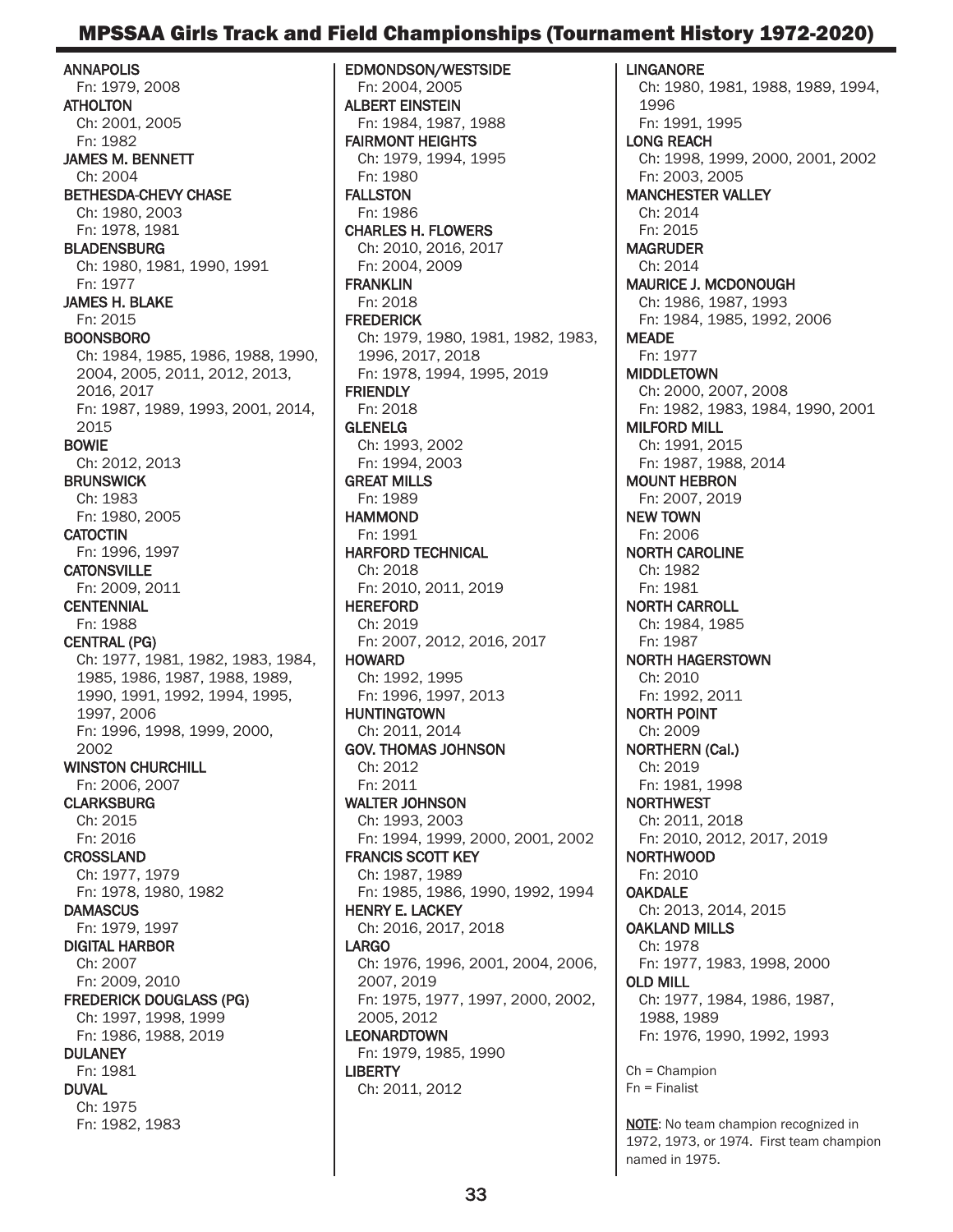# MPSSAA Girls Track and Field Championships (Tournament History 1972-2020)

**ANNAPOLIS**
Fn: 1979, 2008

**ATHOLTON**
Ch: 2001, 2005
Fn: 1982

**JAMES M. BENNETT**
Ch: 2004

**BETHESDA-CHEVY CHASE**
Ch: 1980, 2003
Fn: 1978, 1981

**BLADENSBURG**
Ch: 1980, 1981, 1990, 1991
Fn: 1977

**JAMES H. BLAKE**
Fn: 2015

**BOONSBORO**
Ch: 1984, 1985, 1986, 1988, 1990, 2004, 2005, 2011, 2012, 2013, 2016, 2017
Fn: 1987, 1989, 1993, 2001, 2014, 2015

**BOWIE**
Ch: 2012, 2013

**BRUNSWICK**
Ch: 1983
Fn: 1980, 2005

**CATOCTIN**
Fn: 1996, 1997

**CATONSVILLE**
Fn: 2009, 2011

**CENTENNIAL**
Fn: 1988

**CENTRAL (PG)**
Ch: 1977, 1981, 1982, 1983, 1984, 1985, 1986, 1987, 1988, 1989, 1990, 1991, 1992, 1994, 1995, 1997, 2006
Fn: 1996, 1998, 1999, 2000, 2002

**WINSTON CHURCHILL**
Fn: 2006, 2007

**CLARKSBURG**
Ch: 2015
Fn: 2016

**CROSSLAND**
Ch: 1977, 1979
Fn: 1978, 1980, 1982

**DAMASCUS**
Fn: 1979, 1997

**DIGITAL HARBOR**
Ch: 2007
Fn: 2009, 2010

**FREDERICK DOUGLASS (PG)**
Ch: 1997, 1998, 1999
Fn: 1986, 1988, 2019

**DULANEY**
Fn: 1981

**DUVAL**
Ch: 1975
Fn: 1982, 1983

**EDMONDSON/WESTSIDE**
Fn: 2004, 2005

**ALBERT EINSTEIN**
Fn: 1984, 1987, 1988

**FAIRMONT HEIGHTS**
Ch: 1979, 1994, 1995
Fn: 1980

**FALLSTON**
Fn: 1986

**CHARLES H. FLOWERS**
Ch: 2010, 2016, 2017
Fn: 2004, 2009

**FRANKLIN**
Fn: 2018

**FREDERICK**
Ch: 1979, 1980, 1981, 1982, 1983, 1996, 2017, 2018
Fn: 1978, 1994, 1995, 2019

**FRIENDLY**
Fn: 2018

**GLENELG**
Ch: 1993, 2002
Fn: 1994, 2003

**GREAT MILLS**
Fn: 1989

**HAMMOND**
Fn: 1991

**HARFORD TECHNICAL**
Ch: 2018
Fn: 2010, 2011, 2019

**HEREFORD**
Ch: 2019
Fn: 2007, 2012, 2016, 2017

**HOWARD**
Ch: 1992, 1995
Fn: 1996, 1997, 2013

**HUNTINGTOWN**
Ch: 2011, 2014

**GOV. THOMAS JOHNSON**
Ch: 2012
Fn: 2011

**WALTER JOHNSON**
Ch: 1993, 2003
Fn: 1994, 1999, 2000, 2001, 2002

**FRANCIS SCOTT KEY**
Ch: 1987, 1989
Fn: 1985, 1986, 1990, 1992, 1994

**HENRY E. LACKEY**
Ch: 2016, 2017, 2018

**LARGO**
Ch: 1976, 1996, 2001, 2004, 2006, 2007, 2019
Fn: 1975, 1977, 1997, 2000, 2002, 2005, 2012

**LEONARDTOWN**
Fn: 1979, 1985, 1990

**LIBERTY**
Ch: 2011, 2012

**LINGANORE**
Ch: 1980, 1981, 1988, 1989, 1994, 1996
Fn: 1991, 1995

**LONG REACH**
Ch: 1998, 1999, 2000, 2001, 2002
Fn: 2003, 2005

**MANCHESTER VALLEY**
Ch: 2014
Fn: 2015

**MAGRUDER**
Ch: 2014

**MAURICE J. MCDONOUGH**
Ch: 1986, 1987, 1993
Fn: 1984, 1985, 1992, 2006

**MEADE**
Fn: 1977

**MIDDLETOWN**
Ch: 2000, 2007, 2008
Fn: 1982, 1983, 1984, 1990, 2001

**MILFORD MILL**
Ch: 1991, 2015
Fn: 1987, 1988, 2014

**MOUNT HEBRON**
Fn: 2007, 2019

**NEW TOWN**
Fn: 2006

**NORTH CAROLINE**
Ch: 1982
Fn: 1981

**NORTH CARROLL**
Ch: 1984, 1985
Fn: 1987

**NORTH HAGERSTOWN**
Ch: 2010
Fn: 1992, 2011

**NORTH POINT**
Ch: 2009

**NORTHERN (Cal.)**
Ch: 2019
Fn: 1981, 1998

**NORTHWEST**
Ch: 2011, 2018
Fn: 2010, 2012, 2017, 2019

**NORTHWOOD**
Fn: 2010

**OAKDALE**
Ch: 2013, 2014, 2015

**OAKLAND MILLS**
Ch: 1978
Fn: 1977, 1983, 1998, 2000

**OLD MILL**
Ch: 1977, 1984, 1986, 1987, 1988, 1989
Fn: 1976, 1990, 1992, 1993

Ch = Champion
Fn = Finalist

**NOTE**: No team champion recognized in 1972, 1973, or 1974. First team champion named in 1975.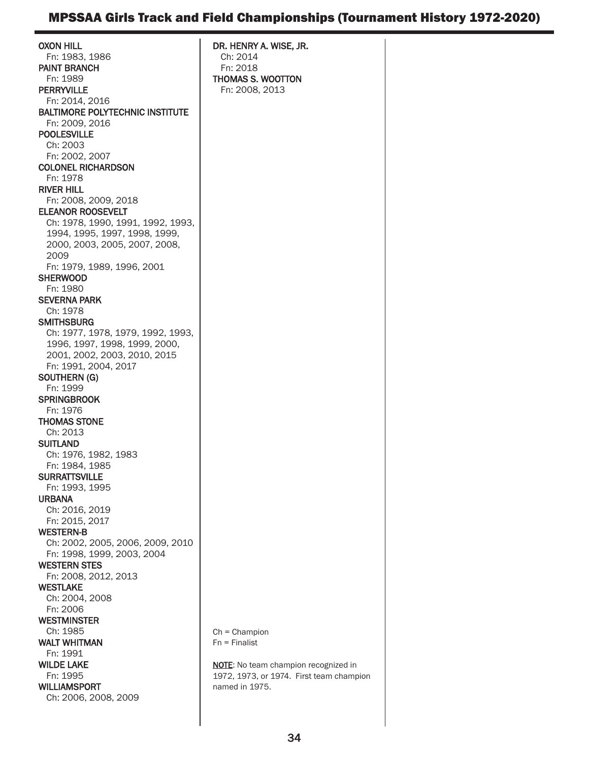**OXON HILL**
Fn: 1983, 1986

**PAINT BRANCH**
Fn: 1989

**PERRYVILLE**
Fn: 2014, 2016

**BALTIMORE POLYTECHNIC INSTITUTE**
Fn: 2009, 2016

**POOLESVILLE**
Ch: 2003
Fn: 2002, 2007

**COLONEL RICHARDSON**
Fn: 1978

**RIVER HILL**
Fn: 2008, 2009, 2018

**ELEANOR ROOSEVELT**
Ch: 1978, 1990, 1991, 1992, 1993, 1994, 1995, 1997, 1998, 1999, 2000, 2003, 2005, 2007, 2008, 2009
Fn: 1979, 1989, 1996, 2001

**SHERWOOD**
Fn: 1980

**SEVERNA PARK**
Ch: 1978

**SMITHSBURG**
Ch: 1977, 1978, 1979, 1992, 1993, 1996, 1997, 1998, 1999, 2000, 2001, 2002, 2003, 2010, 2015
Fn: 1991, 2004, 2017

**SOUTHERN (G)**
Fn: 1999

**SPRINGBROOK**
Fn: 1976

**THOMAS STONE**
Ch: 2013

**SUITLAND**
Ch: 1976, 1982, 1983
Fn: 1984, 1985

**SURRATTSVILLE**
Fn: 1993, 1995

**URBANA**
Ch: 2016, 2019
Fn: 2015, 2017

**WESTERN-B**
Ch: 2002, 2005, 2006, 2009, 2010
Fn: 1998, 1999, 2003, 2004

**WESTERN STES**
Fn: 2008, 2012, 2013

**WESTLAKE**
Ch: 2004, 2008
Fn: 2006

**WESTMINSTER**
Ch: 1985

**WALT WHITMAN**
Fn: 1991

**WILDE LAKE**
Fn: 1995

**WILLIAMSPORT**
Ch: 2006, 2008, 2009

**DR. HENRY A. WISE, JR.**
Ch: 2014
Fn: 2018

**THOMAS S. WOOTTON**
Fn: 2008, 2013

Ch = Champion
Fn = Finalist

NOTE: No team champion recognized in 1972, 1973, or 1974. First team champion named in 1975.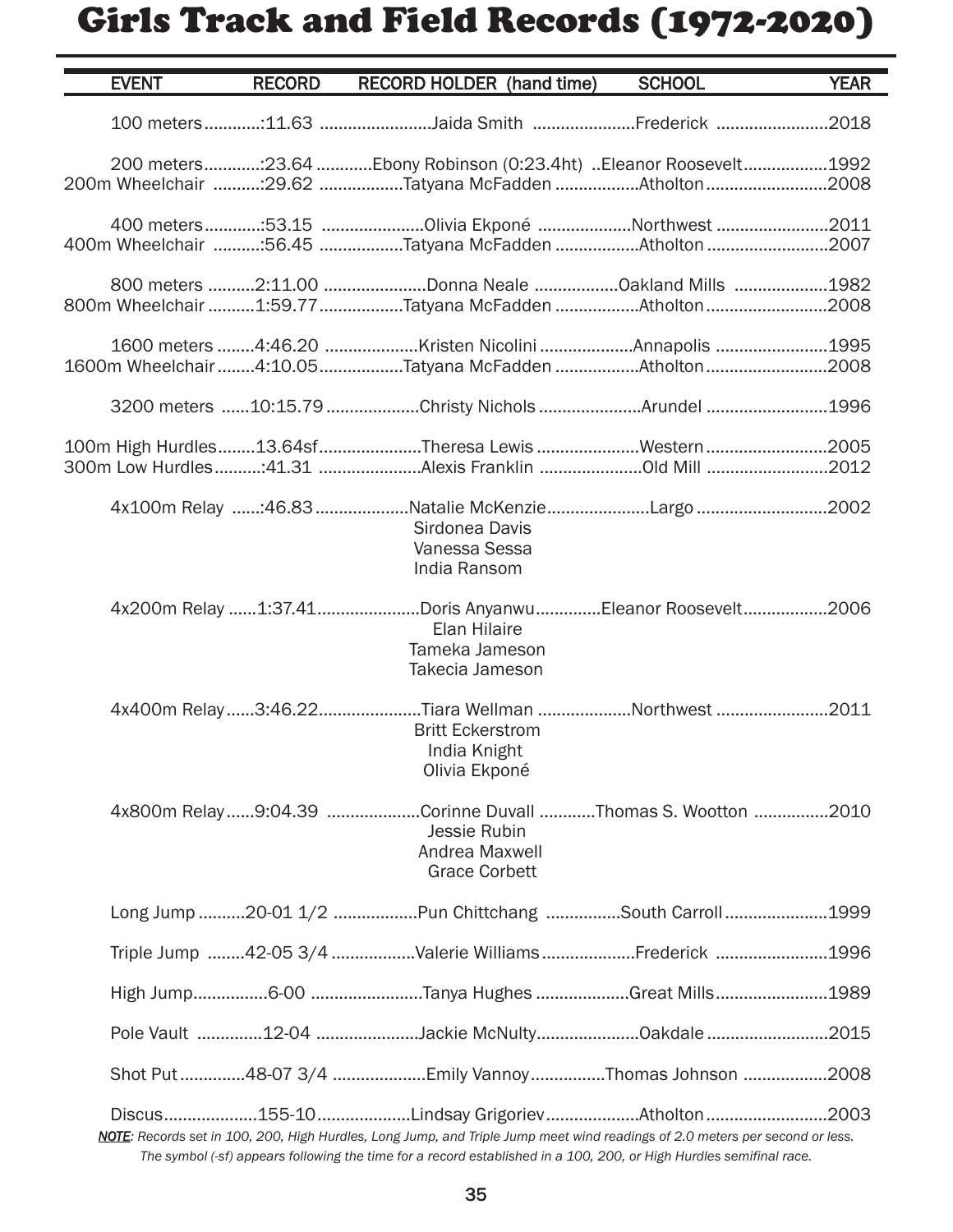# Girls Track and Field Records (1972-2020)

| EVENT | RECORD | RECORD HOLDER (hand time) | SCHOOL | YEAR |
|---|---|---|---|---|
| 100 meters | :11.63 | Jaida Smith | Frederick | 2018 |
| 200 meters | :23.64 | Ebony Robinson (0:23.4ht) | Eleanor Roosevelt | 1992 |
| 200m Wheelchair | :29.62 | Tatyana McFadden | Atholton | 2008 |
| 400 meters | :53.15 | Olivia Ekponé | Northwest | 2011 |
| 400m Wheelchair | :56.45 | Tatyana McFadden | Atholton | 2007 |
| 800 meters | 2:11.00 | Donna Neale | Oakland Mills | 1982 |
| 800m Wheelchair | 1:59.77 | Tatyana McFadden | Atholton | 2008 |
| 1600 meters | 4:46.20 | Kristen Nicolini | Annapolis | 1995 |
| 1600m Wheelchair | 4:10.05 | Tatyana McFadden | Atholton | 2008 |
| 3200 meters | 10:15.79 | Christy Nichols | Arundel | 1996 |
| 100m High Hurdles | 13.64sf | Theresa Lewis | Western | 2005 |
| 300m Low Hurdles | :41.31 | Alexis Franklin | Old Mill | 2012 |
| 4x100m Relay | :46.83 | Natalie McKenzie<br>Sirdonea Davis<br>Vanessa Sessa<br>India Ransom | Largo | 2002 |
| 4x200m Relay | 1:37.41 | Doris Anyanwu<br>Elan Hilaire<br>Tameka Jameson<br>Takecia Jameson | Eleanor Roosevelt | 2006 |
| 4x400m Relay | 3:46.22 | Tiara Wellman<br>Britt Eckerstrom<br>India Knight<br>Olivia Ekponé | Northwest | 2011 |
| 4x800m Relay | 9:04.39 | Corinne Duvall<br>Jessie Rubin<br>Andrea Maxwell<br>Grace Corbett | Thomas S. Wootton | 2010 |
| Long Jump | 20-01 1/2 | Pun Chittchang | South Carroll | 1999 |
| Triple Jump | 42-05 3/4 | Valerie Williams | Frederick | 1996 |
| High Jump | 6-00 | Tanya Hughes | Great Mills | 1989 |
| Pole Vault | 12-04 | Jackie McNulty | Oakdale | 2015 |
| Shot Put | 48-07 3/4 | Emily Vannoy | Thomas Johnson | 2008 |
| Discus | 155-10 | Lindsay Grigoriev | Atholton | 2003 |

***NOTE**: Records set in 100, 200, High Hurdles, Long Jump, and Triple Jump meet wind readings of 2.0 meters per second or less. The symbol (-sf) appears following the time for a record established in a 100, 200, or High Hurdles semifinal race.*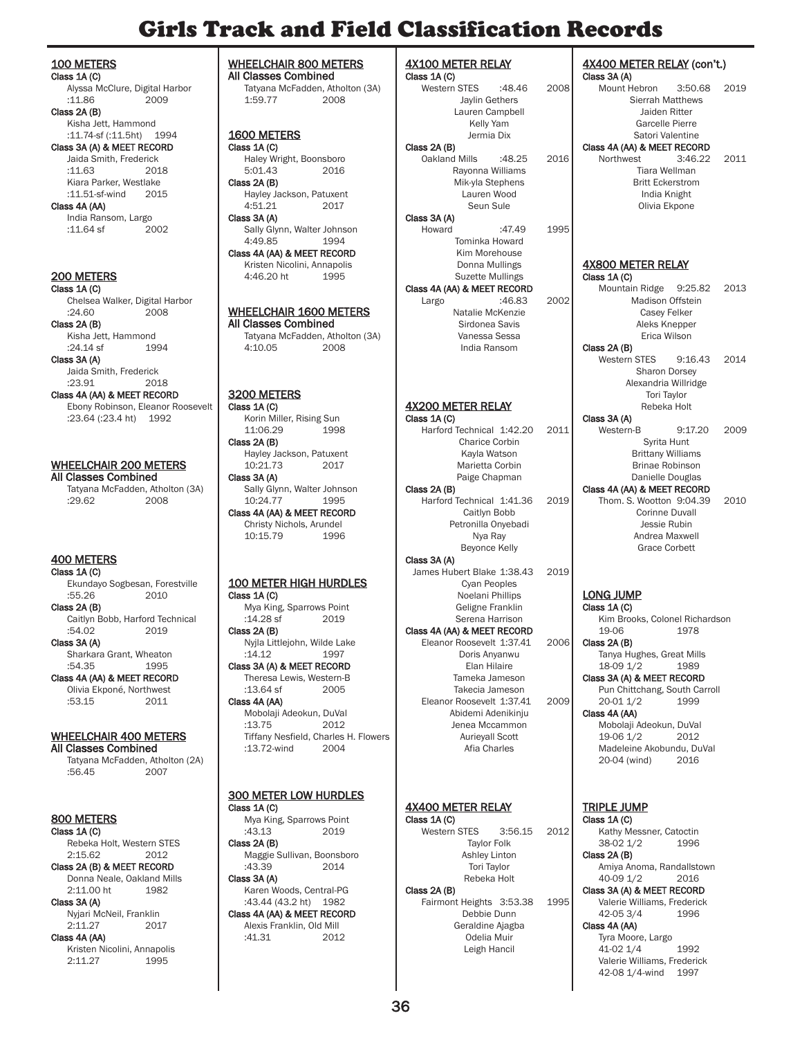# Girls Track and Field Classification Records

## 100 METERS

**Class 1A (C)**
Alyssa McClure, Digital Harbor
:11.86 2009

**Class 2A (B)**
Kisha Jett, Hammond
:11.74-sf (:11.5ht) 1994

**Class 3A (A) & MEET RECORD**
Jaida Smith, Frederick
:11.63 2018
Kiara Parker, Westlake
:11.51-sf-wind 2015

**Class 4A (AA)**
India Ransom, Largo
:11.64 sf 2002

## 200 METERS

**Class 1A (C)**
Chelsea Walker, Digital Harbor
:24.60 2008

**Class 2A (B)**
Kisha Jett, Hammond
:24.14 sf 1994

**Class 3A (A)**
Jaida Smith, Frederick
:23.91 2018

**Class 4A (AA) & MEET RECORD**
Ebony Robinson, Eleanor Roosevelt
:23.64 (:23.4 ht) 1992

## WHEELCHAIR 200 METERS

**All Classes Combined**
Tatyana McFadden, Atholton (3A)
:29.62 2008

## 400 METERS

**Class 1A (C)**
Ekundayo Sogbesan, Forestville
:55.26 2010

**Class 2A (B)**
Caitlyn Bobb, Harford Technical
:54.02 2019

**Class 3A (A)**
Sharkara Grant, Wheaton
:54.35 1995

**Class 4A (AA) & MEET RECORD**
Olivia Ekponé, Northwest
:53.15 2011

## WHEELCHAIR 400 METERS

**All Classes Combined**
Tatyana McFadden, Atholton (2A)
:56.45 2007

## 800 METERS

**Class 1A (C)**
Rebeka Holt, Western STES
2:15.62 2012

**Class 2A (B) & MEET RECORD**
Donna Neale, Oakland Mills
2:11.00 ht 1982

**Class 3A (A)**
Nyjari McNeil, Franklin
2:11.27 2017

**Class 4A (AA)**
Kristen Nicolini, Annapolis
2:11.27 1995

## WHEELCHAIR 800 METERS

**All Classes Combined**
Tatyana McFadden, Atholton (3A)
1:59.77 2008

## 1600 METERS

**Class 1A (C)**
Haley Wright, Boonsboro
5:01.43 2016

**Class 2A (B)**
Hayley Jackson, Patuxent
4:51.21 2017

**Class 3A (A)**
Sally Glynn, Walter Johnson
4:49.85 1994

**Class 4A (AA) & MEET RECORD**
Kristen Nicolini, Annapolis
4:46.20 ht 1995

## WHEELCHAIR 1600 METERS

**All Classes Combined**
Tatyana McFadden, Atholton (3A)
4:10.05 2008

## 3200 METERS

**Class 1A (C)**
Korin Miller, Rising Sun
11:06.29 1998

**Class 2A (B)**
Hayley Jackson, Patuxent
10:21.73 2017

**Class 3A (A)**
Sally Glynn, Walter Johnson
10:24.77 1995

**Class 4A (AA) & MEET RECORD**
Christy Nichols, Arundel
10:15.79 1996

## 100 METER HIGH HURDLES

**Class 1A (C)**
Mya King, Sparrows Point
:14.28 sf 2019

**Class 2A (B)**
Nyjla Littlejohn, Wilde Lake
:14.12 1997

**Class 3A (A) & MEET RECORD**
Theresa Lewis, Western-B
:13.64 sf 2005

**Class 4A (AA)**
Mobolaji Adeokun, DuVal
:13.75 2012
Tiffany Nesfield, Charles H. Flowers
:13.72-wind 2004

## 300 METER LOW HURDLES

**Class 1A (C)**
Mya King, Sparrows Point
:43.13 2019

**Class 2A (B)**
Maggie Sullivan, Boonsboro
:43.39 2014

**Class 3A (A)**
Karen Woods, Central-PG
:43.44 (43.2 ht) 1982

**Class 4A (AA) & MEET RECORD**
Alexis Franklin, Old Mill
:41.31 2012

## 4X100 METER RELAY

**Class 1A (C)**
Western STES :48.46 2008
Jaylin Gethers
Lauren Campbell
Kelly Yam
Jermia Dix

**Class 2A (B)**
Oakland Mills :48.25 2016
Rayonna Williams
Mik-yla Stephens
Lauren Wood
Seun Sule

**Class 3A (A)**
Howard :47.49 1995
Tominka Howard
Kim Morehouse
Donna Mullings
Suzette Mullings

**Class 4A (AA) & MEET RECORD**
Largo :46.83 2002
Natalie McKenzie
Sirdonea Savis
Vanessa Sessa
India Ransom

## 4X200 METER RELAY

**Class 1A (C)**
Harford Technical 1:42.20 2011
Charice Corbin
Kayla Watson
Marietta Corbin
Paige Chapman

**Class 2A (B)**
Harford Technical 1:41.36 2019
Caitlyn Bobb
Petronilla Onyebadi
Nya Ray
Beyonce Kelly

**Class 3A (A)**
James Hubert Blake 1:38.43 2019
Cyan Peoples
Noelani Phillips
Geligne Franklin
Serena Harrison

**Class 4A (AA) & MEET RECORD**
Eleanor Roosevelt 1:37.41 2006
Doris Anyanwu
Elan Hilaire
Tameka Jameson
Takecia Jameson

Eleanor Roosevelt 1:37.41 2009
Abidemi Adenikinju
Jenea Mccammon
Aurieyall Scott
Afia Charles

## 4X400 METER RELAY

**Class 1A (C)**
Western STES 3:56.15 2012
Taylor Folk
Ashley Linton
Tori Taylor
Rebeka Holt

**Class 2A (B)**
Fairmont Heights 3:53.38 1995
Debbie Dunn
Geraldine Ajagba
Odelia Muir
Leigh Hancil

## 4X400 METER RELAY (con't.)

**Class 3A (A)**
Mount Hebron 3:50.68 2019
Sierrah Matthews
Jaiden Ritter
Garcelle Pierre
Satori Valentine

**Class 4A (AA) & MEET RECORD**
Northwest 3:46.22 2011
Tiara Wellman
Britt Eckerstrom
India Knight
Olivia Ekpone

## 4X800 METER RELAY

**Class 1A (C)**
Mountain Ridge 9:25.82 2013
Madison Offstein
Casey Felker
Aleks Knepper
Erica Wilson

**Class 2A (B)**
Western STES 9:16.43 2014
Sharon Dorsey
Alexandria Willridge
Tori Taylor
Rebeka Holt

**Class 3A (A)**
Western-B 9:17.20 2009
Syrita Hunt
Brittany Williams
Brinae Robinson
Danielle Douglas

**Class 4A (AA) & MEET RECORD**
Thom. S. Wootton 9:04.39 2010
Corinne Duvall
Jessie Rubin
Andrea Maxwell
Grace Corbett

## LONG JUMP

**Class 1A (C)**
Kim Brooks, Colonel Richardson
19-06 1978

**Class 2A (B)**
Tanya Hughes, Great Mills
18-09 1/2 1989

**Class 3A (A) & MEET RECORD**
Pun Chittchang, South Carroll
20-01 1/2 1999

**Class 4A (AA)**
Mobolaji Adeokun, DuVal
19-06 1/2 2012
Madeleine Akobundu, DuVal
20-04 (wind) 2016

## TRIPLE JUMP

**Class 1A (C)**
Kathy Messner, Catoctin
38-02 1/2 1996

**Class 2A (B)**
Amiya Anoma, Randallstown
40-09 1/2 2016

**Class 3A (A) & MEET RECORD**
Valerie Williams, Frederick
42-05 3/4 1996

**Class 4A (AA)**
Tyra Moore, Largo
41-02 1/4 1992
Valerie Williams, Frederick
42-08 1/4-wind 1997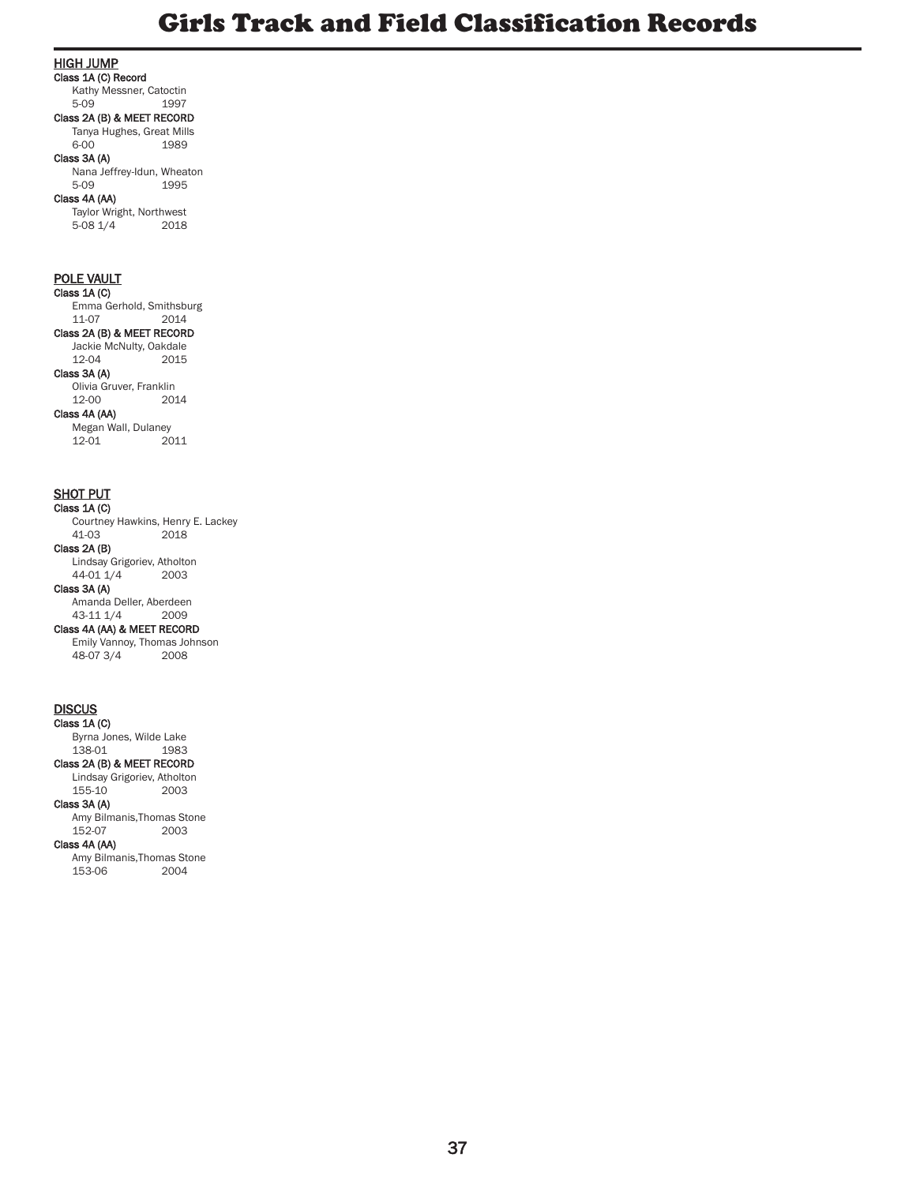# Girls Track and Field Classification Records

## HIGH JUMP

**Class 1A (C) Record**
Kathy Messner, Catoctin
5-09 1997

**Class 2A (B) & MEET RECORD**
Tanya Hughes, Great Mills
6-00 1989

**Class 3A (A)**
Nana Jeffrey-Idun, Wheaton
5-09 1995

**Class 4A (AA)**
Taylor Wright, Northwest
5-08 1/4 2018

## POLE VAULT

**Class 1A (C)**
Emma Gerhold, Smithsburg
11-07 2014

**Class 2A (B) & MEET RECORD**
Jackie McNulty, Oakdale
12-04 2015

**Class 3A (A)**
Olivia Gruver, Franklin
12-00 2014

**Class 4A (AA)**
Megan Wall, Dulaney
12-01 2011

## SHOT PUT

**Class 1A (C)**
Courtney Hawkins, Henry E. Lackey
41-03 2018

**Class 2A (B)**
Lindsay Grigoriev, Atholton
44-01 1/4 2003

**Class 3A (A)**
Amanda Deller, Aberdeen
43-11 1/4 2009

**Class 4A (AA) & MEET RECORD**
Emily Vannoy, Thomas Johnson
48-07 3/4 2008

## DISCUS

**Class 1A (C)**
Byrna Jones, Wilde Lake
138-01 1983

**Class 2A (B) & MEET RECORD**
Lindsay Grigoriev, Atholton
155-10 2003

**Class 3A (A)**
Amy Bilmanis,Thomas Stone
152-07 2003

**Class 4A (AA)**
Amy Bilmanis,Thomas Stone
153-06 2004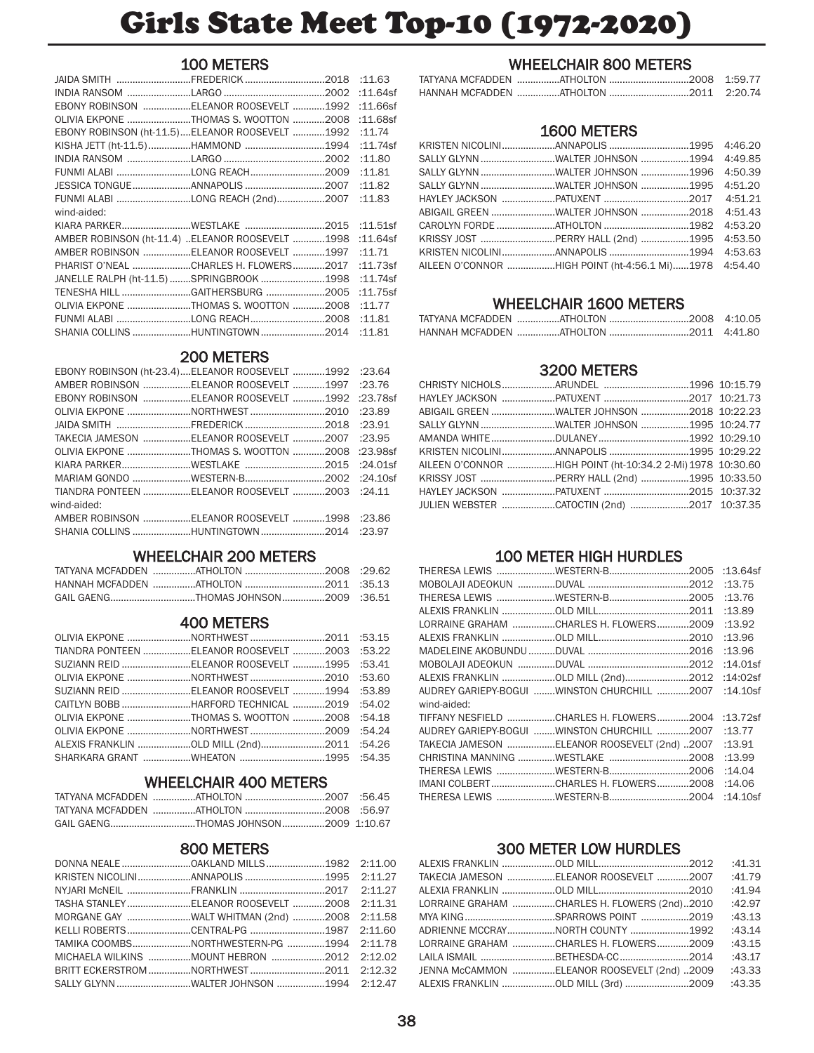# Girls State Meet Top-10 (1972-2020)

## 100 METERS

| Name | School | Year | Time |
|---|---|---|---|
| JAIDA SMITH | FREDERICK | 2018 | :11.63 |
| INDIA RANSOM | LARGO | 2002 | :11.64sf |
| EBONY ROBINSON | ELEANOR ROOSEVELT | 1992 | :11.66sf |
| OLIVIA EKPONE | THOMAS S. WOOTTON | 2008 | :11.68sf |
| EBONY ROBINSON (ht-11.5) | ELEANOR ROOSEVELT | 1992 | :11.74 |
| KISHA JETT (ht-11.5) | HAMMOND | 1994 | :11.74sf |
| INDIA RANSOM | LARGO | 2002 | :11.80 |
| FUNMI ALABI | LONG REACH | 2009 | :11.81 |
| JESSICA TONGUE | ANNAPOLIS | 2007 | :11.82 |
| FUNMI ALABI | LONG REACH (2nd) | 2007 | :11.83 |
| wind-aided: | | | |
| KIARA PARKER | WESTLAKE | 2015 | :11.51sf |
| AMBER ROBINSON (ht-11.4) | ELEANOR ROOSEVELT | 1998 | :11.64sf |
| AMBER ROBINSON | ELEANOR ROOSEVELT | 1997 | :11.71 |
| PHARIST O'NEAL | CHARLES H. FLOWERS | 2017 | :11.73sf |
| JANELLE RALPH (ht-11.5) | SPRINGBROOK | 1998 | :11.74sf |
| TENESHA HILL | GAITHERSBURG | 2005 | :11.75sf |
| OLIVIA EKPONE | THOMAS S. WOOTTON | 2008 | :11.77 |
| FUNMI ALABI | LONG REACH | 2008 | :11.81 |
| SHANIA COLLINS | HUNTINGTOWN | 2014 | :11.81 |

## 200 METERS

| Name | School | Year | Time |
|---|---|---|---|
| EBONY ROBINSON (ht-23.4) | ELEANOR ROOSEVELT | 1992 | :23.64 |
| AMBER ROBINSON | ELEANOR ROOSEVELT | 1997 | :23.76 |
| EBONY ROBINSON | ELEANOR ROOSEVELT | 1992 | :23.78sf |
| OLIVIA EKPONE | NORTHWEST | 2010 | :23.89 |
| JAIDA SMITH | FREDERICK | 2018 | :23.91 |
| TAKECIA JAMESON | ELEANOR ROOSEVELT | 2007 | :23.95 |
| OLIVIA EKPONE | THOMAS S. WOOTTON | 2008 | :23.98sf |
| KIARA PARKER | WESTLAKE | 2015 | :24.01sf |
| MARIAM GONDO | WESTERN-B | 2002 | :24.10sf |
| TIANDRA PONTEEN | ELEANOR ROOSEVELT | 2003 | :24.11 |
| wind-aided: | | | |
| AMBER ROBINSON | ELEANOR ROOSEVELT | 1998 | :23.86 |
| SHANIA COLLINS | HUNTINGTOWN | 2014 | :23.97 |

## WHEELCHAIR 200 METERS

| Name | School | Year | Time |
|---|---|---|---|
| TATYANA MCFADDEN | ATHOLTON | 2008 | :29.62 |
| HANNAH MCFADDEN | ATHOLTON | 2011 | :35.13 |
| GAIL GAENG | THOMAS JOHNSON | 2009 | :36.51 |

## 400 METERS

| Name | School | Year | Time |
|---|---|---|---|
| OLIVIA EKPONE | NORTHWEST | 2011 | :53.15 |
| TIANDRA PONTEEN | ELEANOR ROOSEVELT | 2003 | :53.22 |
| SUZIANN REID | ELEANOR ROOSEVELT | 1995 | :53.41 |
| OLIVIA EKPONE | NORTHWEST | 2010 | :53.60 |
| SUZIANN REID | ELEANOR ROOSEVELT | 1994 | :53.89 |
| CAITLYN BOBB | HARFORD TECHNICAL | 2019 | :54.02 |
| OLIVIA EKPONE | THOMAS S. WOOTTON | 2008 | :54.18 |
| OLIVIA EKPONE | NORTHWEST | 2009 | :54.24 |
| ALEXIS FRANKLIN | OLD MILL (2nd) | 2011 | :54.26 |
| SHARKARA GRANT | WHEATON | 1995 | :54.35 |

## WHEELCHAIR 400 METERS

| Name | School | Year | Time |
|---|---|---|---|
| TATYANA MCFADDEN | ATHOLTON | 2007 | :56.45 |
| TATYANA MCFADDEN | ATHOLTON | 2008 | :56.97 |
| GAIL GAENG | THOMAS JOHNSON | 2009 | 1:10.67 |

## 800 METERS

| Name | School | Year | Time |
|---|---|---|---|
| DONNA NEALE | OAKLAND MILLS | 1982 | 2:11.00 |
| KRISTEN NICOLINI | ANNAPOLIS | 1995 | 2:11.27 |
| NYJARI McNEIL | FRANKLIN | 2017 | 2:11.27 |
| TASHA STANLEY | ELEANOR ROOSEVELT | 2008 | 2:11.31 |
| MORGANE GAY | WALT WHITMAN (2nd) | 2008 | 2:11.58 |
| KELLI ROBERTS | CENTRAL-PG | 1987 | 2:11.60 |
| TAMIKA COOMBS | NORTHWESTERN-PG | 1994 | 2:11.78 |
| MICHAELA WILKINS | MOUNT HEBRON | 2012 | 2:12.02 |
| BRITT ECKERSTROM | NORTHWEST | 2011 | 2:12.32 |
| SALLY GLYNN | WALTER JOHNSON | 1994 | 2:12.47 |

## WHEELCHAIR 800 METERS

| Name | School | Year | Time |
|---|---|---|---|
| TATYANA MCFADDEN | ATHOLTON | 2008 | 1:59.77 |
| HANNAH MCFADDEN | ATHOLTON | 2011 | 2:20.74 |

## 1600 METERS

| Name | School | Year | Time |
|---|---|---|---|
| KRISTEN NICOLINI | ANNAPOLIS | 1995 | 4:46.20 |
| SALLY GLYNN | WALTER JOHNSON | 1994 | 4:49.85 |
| SALLY GLYNN | WALTER JOHNSON | 1996 | 4:50.39 |
| SALLY GLYNN | WALTER JOHNSON | 1995 | 4:51.20 |
| HAYLEY JACKSON | PATUXENT | 2017 | 4:51.21 |
| ABIGAIL GREEN | WALTER JOHNSON | 2018 | 4:51.43 |
| CAROLYN FORDE | ATHOLTON | 1982 | 4:53.20 |
| KRISSY JOST | PERRY HALL (2nd) | 1995 | 4:53.50 |
| KRISTEN NICOLINI | ANNAPOLIS | 1994 | 4:53.63 |
| AILEEN O'CONNOR | HIGH POINT (ht-4:56.1 Mi) | 1978 | 4:54.40 |

## WHEELCHAIR 1600 METERS

| Name | School | Year | Time |
|---|---|---|---|
| TATYANA MCFADDEN | ATHOLTON | 2008 | 4:10.05 |
| HANNAH MCFADDEN | ATHOLTON | 2011 | 4:41.80 |

## 3200 METERS

| Name | School | Year | Time |
|---|---|---|---|
| CHRISTY NICHOLS | ARUNDEL | 1996 | 10:15.79 |
| HAYLEY JACKSON | PATUXENT | 2017 | 10:21.73 |
| ABIGAIL GREEN | WALTER JOHNSON | 2018 | 10:22.23 |
| SALLY GLYNN | WALTER JOHNSON | 1995 | 10:24.77 |
| AMANDA WHITE | DULANEY | 1992 | 10:29.10 |
| KRISTEN NICOLINI | ANNAPOLIS | 1995 | 10:29.22 |
| AILEEN O'CONNOR | HIGH POINT (ht-10:34.2 2-Mi) | 1978 | 10:30.60 |
| KRISSY JOST | PERRY HALL (2nd) | 1995 | 10:33.50 |
| HAYLEY JACKSON | PATUXENT | 2015 | 10:37.32 |
| JULIEN WEBSTER | CATOCTIN (2nd) | 2017 | 10:37.35 |

## 100 METER HIGH HURDLES

| Name | School | Year | Time |
|---|---|---|---|
| THERESA LEWIS | WESTERN-B | 2005 | :13.64sf |
| MOBOLAJI ADEOKUN | DUVAL | 2012 | :13.75 |
| THERESA LEWIS | WESTERN-B | 2005 | :13.76 |
| ALEXIS FRANKLIN | OLD MILL | 2011 | :13.89 |
| LORRAINE GRAHAM | CHARLES H. FLOWERS | 2009 | :13.92 |
| ALEXIS FRANKLIN | OLD MILL | 2010 | :13.96 |
| MADELEINE AKOBUNDU | DUVAL | 2016 | :13.96 |
| MOBOLAJI ADEOKUN | DUVAL | 2012 | :14.01sf |
| ALEXIS FRANKLIN | OLD MILL (2nd) | 2012 | :14:02sf |
| AUDREY GARIEPY-BOGUI | WINSTON CHURCHILL | 2007 | :14.10sf |
| wind-aided: | | | |
| TIFFANY NESFIELD | CHARLES H. FLOWERS | 2004 | :13.72sf |
| AUDREY GARIEPY-BOGUI | WINSTON CHURCHILL | 2007 | :13.77 |
| TAKECIA JAMESON | ELEANOR ROOSEVELT (2nd) | 2007 | :13.91 |
| CHRISTINA MANNING | WESTLAKE | 2008 | :13.99 |
| THERESA LEWIS | WESTERN-B | 2005 | :14.04 |
| IMANI COLBERT | CHARLES H. FLOWERS | 2008 | :14.06 |
| THERESA LEWIS | WESTERN-B | 2004 | :14.10sf |

## 300 METER LOW HURDLES

| Name | School | Year | Time |
|---|---|---|---|
| ALEXIS FRANKLIN | OLD MILL | 2012 | :41.31 |
| TAKECIA JAMESON | ELEANOR ROOSEVELT | 2007 | :41.79 |
| ALEXIA FRANKLIN | OLD MILL | 2010 | :41.94 |
| LORRAINE GRAHAM | CHARLES H. FLOWERS (2nd) | 2010 | :42.97 |
| MYA KING | SPARROWS POINT | 2019 | :43.13 |
| ADRIENNE MCCRAY | NORTH COUNTY | 1992 | :43.14 |
| LORRAINE GRAHAM | CHARLES H. FLOWERS | 2009 | :43.15 |
| LAILA ISMAIL | BETHESDA-CC | 2014 | :43.17 |
| JENNA McCAMMON | ELEANOR ROOSEVELT (2nd) | 2009 | :43.33 |
| ALEXIS FRANKLIN | OLD MILL (3rd) | 2009 | :43.35 |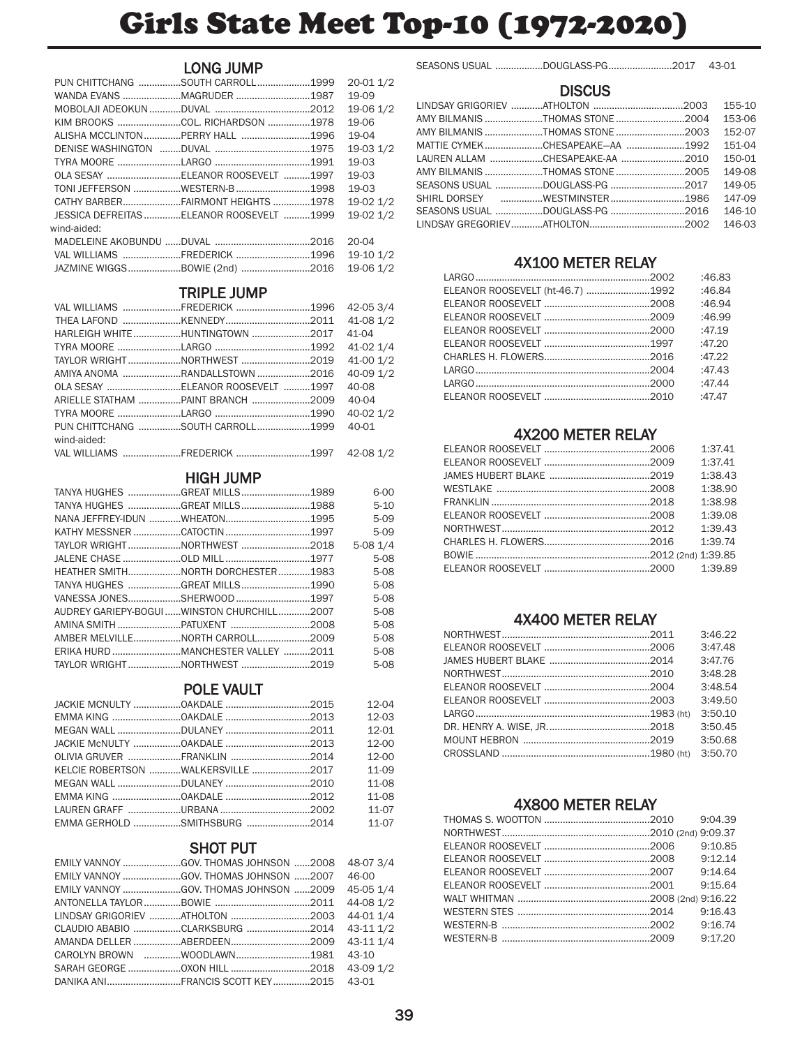# Girls State Meet Top-10 (1972-2020)

## LONG JUMP

| Name | School | Year | Mark |
|---|---|---|---|
| PUN CHITTCHANG | SOUTH CARROLL | 1999 | 20-01 1/2 |
| WANDA EVANS | MAGRUDER | 1987 | 19-09 |
| MOBOLAJI ADEOKUN | DUVAL | 2012 | 19-06 1/2 |
| KIM BROOKS | COL. RICHARDSON | 1978 | 19-06 |
| ALISHA MCCLINTON | PERRY HALL | 1996 | 19-04 |
| DENISE WASHINGTON | DUVAL | 1975 | 19-03 1/2 |
| TYRA MOORE | LARGO | 1991 | 19-03 |
| OLA SESAY | ELEANOR ROOSEVELT | 1997 | 19-03 |
| TONI JEFFERSON | WESTERN-B | 1998 | 19-03 |
| CATHY BARBER | FAIRMONT HEIGHTS | 1978 | 19-02 1/2 |
| JESSICA DEFREITAS | ELEANOR ROOSEVELT | 1999 | 19-02 1/2 |
| wind-aided: | | | |
| MADELEINE AKOBUNDU | DUVAL | 2016 | 20-04 |
| VAL WILLIAMS | FREDERICK | 1996 | 19-10 1/2 |
| JAZMINE WIGGS | BOWIE (2nd) | 2016 | 19-06 1/2 |

## TRIPLE JUMP

| Name | School | Year | Mark |
|---|---|---|---|
| VAL WILLIAMS | FREDERICK | 1996 | 42-05 3/4 |
| THEA LAFOND | KENNEDY | 2011 | 41-08 1/2 |
| HARLEIGH WHITE | HUNTINGTOWN | 2017 | 41-04 |
| TYRA MOORE | LARGO | 1992 | 41-02 1/4 |
| TAYLOR WRIGHT | NORTHWEST | 2019 | 41-00 1/2 |
| AMIYA ANOMA | RANDALLSTOWN | 2016 | 40-09 1/2 |
| OLA SESAY | ELEANOR ROOSEVELT | 1997 | 40-08 |
| ARIELLE STATHAM | PAINT BRANCH | 2009 | 40-04 |
| TYRA MOORE | LARGO | 1990 | 40-02 1/2 |
| PUN CHITTCHANG | SOUTH CARROLL | 1999 | 40-01 |
| wind-aided: | | | |
| VAL WILLIAMS | FREDERICK | 1997 | 42-08 1/2 |

## HIGH JUMP

| Name | School | Year | Mark |
|---|---|---|---|
| TANYA HUGHES | GREAT MILLS | 1989 | 6-00 |
| TANYA HUGHES | GREAT MILLS | 1988 | 5-10 |
| NANA JEFFREY-IDUN | WHEATON | 1995 | 5-09 |
| KATHY MESSNER | CATOCTIN | 1997 | 5-09 |
| TAYLOR WRIGHT | NORTHWEST | 2018 | 5-08 1/4 |
| JALENE CHASE | OLD MILL | 1977 | 5-08 |
| HEATHER SMITH | NORTH DORCHESTER | 1983 | 5-08 |
| TANYA HUGHES | GREAT MILLS | 1990 | 5-08 |
| VANESSA JONES | SHERWOOD | 1997 | 5-08 |
| AUDREY GARIEPY-BOGUI | WINSTON CHURCHILL | 2007 | 5-08 |
| AMINA SMITH | PATUXENT | 2008 | 5-08 |
| AMBER MELVILLE | NORTH CARROLL | 2009 | 5-08 |
| ERIKA HURD | MANCHESTER VALLEY | 2011 | 5-08 |
| TAYLOR WRIGHT | NORTHWEST | 2019 | 5-08 |

## POLE VAULT

| Name | School | Year | Mark |
|---|---|---|---|
| JACKIE MCNULTY | OAKDALE | 2015 | 12-04 |
| EMMA KING | OAKDALE | 2013 | 12-03 |
| MEGAN WALL | DULANEY | 2011 | 12-01 |
| JACKIE McNULTY | OAKDALE | 2013 | 12-00 |
| OLIVIA GRUVER | FRANKLIN | 2014 | 12-00 |
| KELCIE ROBERTSON | WALKERSVILLE | 2017 | 11-09 |
| MEGAN WALL | DULANEY | 2010 | 11-08 |
| EMMA KING | OAKDALE | 2012 | 11-08 |
| LAUREN GRAFF | URBANA | 2002 | 11-07 |
| EMMA GERHOLD | SMITHSBURG | 2014 | 11-07 |

## SHOT PUT

| Name | School | Year | Mark |
|---|---|---|---|
| EMILY VANNOY | GOV. THOMAS JOHNSON | 2008 | 48-07 3/4 |
| EMILY VANNOY | GOV. THOMAS JOHNSON | 2007 | 46-00 |
| EMILY VANNOY | GOV. THOMAS JOHNSON | 2009 | 45-05 1/4 |
| ANTONELLA TAYLOR | BOWIE | 2011 | 44-08 1/2 |
| LINDSAY GRIGORIEV | ATHOLTON | 2003 | 44-01 1/4 |
| CLAUDIO ABABIO | CLARKSBURG | 2014 | 43-11 1/2 |
| AMANDA DELLER | ABERDEEN | 2009 | 43-11 1/4 |
| CAROLYN BROWN | WOODLAWN | 1981 | 43-10 |
| SARAH GEORGE | OXON HILL | 2018 | 43-09 1/2 |
| DANIKA ANI | FRANCIS SCOTT KEY | 2015 | 43-01 |
| SEASONS USUAL | DOUGLASS-PG | 2017 | 43-01 |

## DISCUS

| Name | School | Year | Mark |
|---|---|---|---|
| LINDSAY GRIGORIEV | ATHOLTON | 2003 | 155-10 |
| AMY BILMANIS | THOMAS STONE | 2004 | 153-06 |
| AMY BILMANIS | THOMAS STONE | 2003 | 152-07 |
| MATTIE CYMEK | CHESAPEAKE—AA | 1992 | 151-04 |
| LAUREN ALLAM | CHESAPEAKE-AA | 2010 | 150-01 |
| AMY BILMANIS | THOMAS STONE | 2005 | 149-08 |
| SEASONS USUAL | DOUGLASS-PG | 2017 | 149-05 |
| SHIRL DORSEY | WESTMINSTER | 1986 | 147-09 |
| SEASONS USUAL | DOUGLASS-PG | 2016 | 146-10 |
| LINDSAY GREGORIEV | ATHOLTON | 2002 | 146-03 |

## 4X100 METER RELAY

| School | Year | Time |
|---|---|---|
| LARGO | 2002 | :46.83 |
| ELEANOR ROOSEVELT (ht-46.7) | 1992 | :46.84 |
| ELEANOR ROOSEVELT | 2008 | :46.94 |
| ELEANOR ROOSEVELT | 2009 | :46.99 |
| ELEANOR ROOSEVELT | 2000 | :47.19 |
| ELEANOR ROOSEVELT | 1997 | :47.20 |
| CHARLES H. FLOWERS | 2016 | :47.22 |
| LARGO | 2004 | :47.43 |
| LARGO | 2000 | :47.44 |
| ELEANOR ROOSEVELT | 2010 | :47.47 |

## 4X200 METER RELAY

| School | Year | Time |
|---|---|---|
| ELEANOR ROOSEVELT | 2006 | 1:37.41 |
| ELEANOR ROOSEVELT | 2009 | 1:37.41 |
| JAMES HUBERT BLAKE | 2019 | 1:38.43 |
| WESTLAKE | 2008 | 1:38.90 |
| FRANKLIN | 2018 | 1:38.98 |
| ELEANOR ROOSEVELT | 2008 | 1:39.08 |
| NORTHWEST | 2012 | 1:39.43 |
| CHARLES H. FLOWERS | 2016 | 1:39.74 |
| BOWIE | 2012 (2nd) | 1:39.85 |
| ELEANOR ROOSEVELT | 2000 | 1:39.89 |

## 4X400 METER RELAY

| School | Year | Time |
|---|---|---|
| NORTHWEST | 2011 | 3:46.22 |
| ELEANOR ROOSEVELT | 2006 | 3:47.48 |
| JAMES HUBERT BLAKE | 2014 | 3:47.76 |
| NORTHWEST | 2010 | 3:48.28 |
| ELEANOR ROOSEVELT | 2004 | 3:48.54 |
| ELEANOR ROOSEVELT | 2003 | 3:49.50 |
| LARGO | 1983 (ht) | 3:50.10 |
| DR. HENRY A. WISE, JR. | 2018 | 3:50.45 |
| MOUNT HEBRON | 2019 | 3:50.68 |
| CROSSLAND | 1980 (ht) | 3:50.70 |

## 4X800 METER RELAY

| School | Year | Time |
|---|---|---|
| THOMAS S. WOOTTON | 2010 | 9:04.39 |
| NORTHWEST | 2010 (2nd) | 9:09.37 |
| ELEANOR ROOSEVELT | 2006 | 9:10.85 |
| ELEANOR ROOSEVELT | 2008 | 9:12.14 |
| ELEANOR ROOSEVELT | 2007 | 9:14.64 |
| ELEANOR ROOSEVELT | 2001 | 9:15.64 |
| WALT WHITMAN | 2008 (2nd) | 9:16.22 |
| WESTERN STES | 2014 | 9:16.43 |
| WESTERN-B | 2002 | 9:16.74 |
| WESTERN-B | 2009 | 9:17.20 |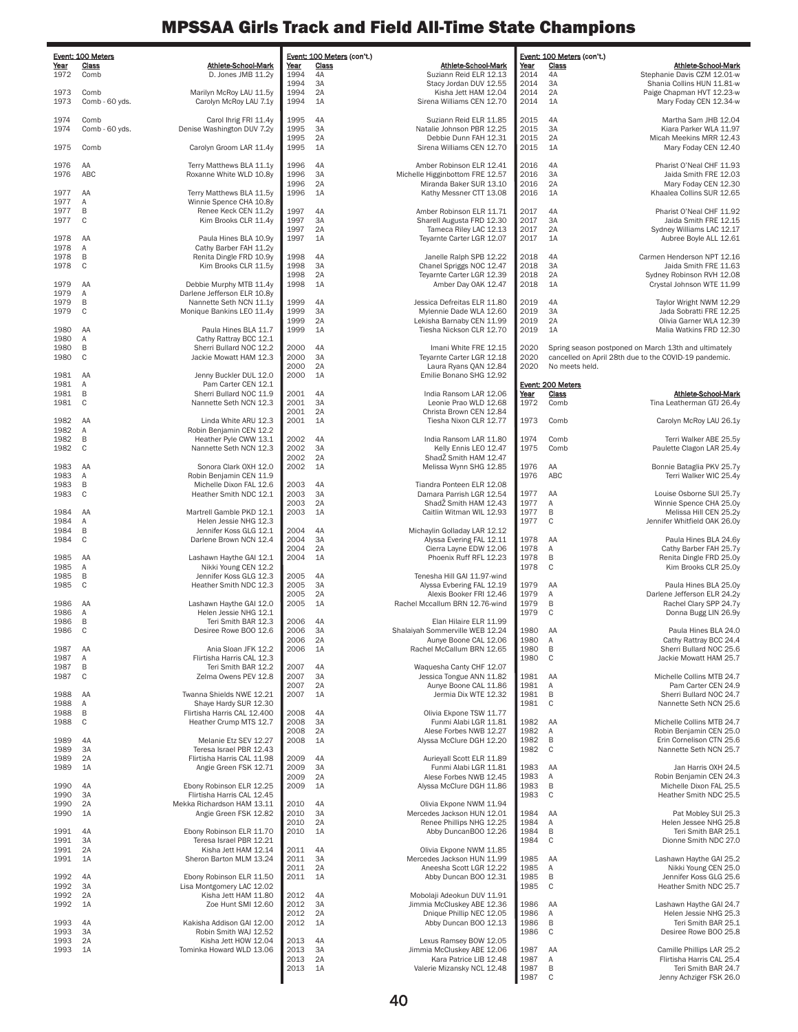# MPSSAA Girls Track and Field All-Time State Champions

## Event: 100 Meters

| Year | Class | Athlete-School-Mark |
|---|---|---|
| 1972 | Comb | D. Jones JMB 11.2y |
| 1973 | Comb | Marilyn McRoy LAU 11.5y |
| 1973 | Comb - 60 yds. | Carolyn McRoy LAU 7.1y |
| 1974 | Comb | Carol Ihrig FRI 11.4y |
| 1974 | Comb - 60 yds. | Denise Washington DUV 7.2y |
| 1975 | Comb | Carolyn Groom LAR 11.4y |
| 1976 | AA | Terry Matthews BLA 11.1y |
| 1976 | ABC | Roxanne White WLD 10.8y |
| 1977 | AA | Terry Matthews BLA 11.5y |
| 1977 | A | Winnie Spence CHA 10.8y |
| 1977 | B | Renee Keck CEN 11.2y |
| 1977 | C | Kim Brooks CLR 11.4y |
| 1978 | AA | Paula Hines BLA 10.9y |
| 1978 | A | Cathy Barber FAH 11.2y |
| 1978 | B | Renita Dingle FRD 10.9y |
| 1978 | C | Kim Brooks CLR 11.5y |
| 1979 | AA | Debbie Murphy MTB 11.4y |
| 1979 | A | Darlene Jefferson ELR 10.8y |
| 1979 | B | Nannette Seth NCN 11.1y |
| 1979 | C | Monique Bankins LEO 11.4y |
| 1980 | AA | Paula Hines BLA 11.7 |
| 1980 | A | Cathy Rattray BCC 12.1 |
| 1980 | B | Sherri Bullard NOC 12.2 |
| 1980 | C | Jackie Mowatt HAM 12.3 |
| 1981 | AA | Jenny Buckler DUL 12.0 |
| 1981 | A | Pam Carter CEN 12.1 |
| 1981 | B | Sherri Bullard NOC 11.9 |
| 1981 | C | Nannette Seth NCN 12.3 |
| 1982 | AA | Linda White ARU 12.3 |
| 1982 | A | Robin Benjamin CEN 12.2 |
| 1982 | B | Heather Pyle CWW 13.1 |
| 1982 | C | Nannette Seth NCN 12.3 |
| 1983 | AA | Sonora Clark OXH 12.0 |
| 1983 | A | Robin Benjamin CEN 11.9 |
| 1983 | B | Michelle Dixon FAL 12.6 |
| 1983 | C | Heather Smith NDC 12.1 |
| 1984 | AA | Martrell Gamble PKD 12.1 |
| 1984 | A | Helen Jessie NHG 12.3 |
| 1984 | B | Jennifer Koss GLG 12.1 |
| 1984 | C | Darlene Brown NCN 12.4 |
| 1985 | AA | Lashawn Haythe GAI 12.1 |
| 1985 | A | Nikki Young CEN 12.2 |
| 1985 | B | Jennifer Koss GLG 12.3 |
| 1985 | C | Heather Smith NDC 12.3 |
| 1986 | AA | Lashawn Haythe GAI 12.0 |
| 1986 | A | Helen Jessie NHG 12.1 |
| 1986 | B | Teri Smith BAR 12.3 |
| 1986 | C | Desiree Rowe BOO 12.6 |
| 1987 | AA | Ania Sloan JFK 12.2 |
| 1987 | A | Flirtisha Harris CAL 12.3 |
| 1987 | B | Teri Smith BAR 12.2 |
| 1987 | C | Zelma Owens PEV 12.8 |
| 1988 | AA | Twanna Shields NWE 12.21 |
| 1988 | A | Shaye Hardy SUR 12.30 |
| 1988 | B | Flirtisha Harris CAL 12.400 |
| 1988 | C | Heather Crump MTS 12.7 |
| 1989 | 4A | Melanie Etz SEV 12.27 |
| 1989 | 3A | Teresa Israel PBR 12.43 |
| 1989 | 2A | Flirtisha Harris CAL 11.98 |
| 1989 | 1A | Angie Green FSK 12.71 |
| 1990 | 4A | Ebony Robinson ELR 12.25 |
| 1990 | 3A | Flirtisha Harris CAL 12.45 |
| 1990 | 2A | Mekka Richardson HAM 13.11 |
| 1990 | 1A | Angie Green FSK 12.82 |
| 1991 | 4A | Ebony Robinson ELR 11.70 |
| 1991 | 3A | Teresa Israel PBR 12.21 |
| 1991 | 2A | Kisha Jett HAM 12.14 |
| 1991 | 1A | Sheron Barton MLM 13.24 |
| 1992 | 4A | Ebony Robinson ELR 11.50 |
| 1992 | 3A | Lisa Montgomery LAC 12.02 |
| 1992 | 2A | Kisha Jett HAM 11.80 |
| 1992 | 1A | Zoe Hunt SMI 12.60 |
| 1993 | 4A | Kakisha Addison GAI 12.00 |
| 1993 | 3A | Robin Smith WAJ 12.52 |
| 1993 | 2A | Kisha Jett HOW 12.04 |
| 1993 | 1A | Tominka Howard WLD 13.06 |

## Event: 100 Meters (con't.)

| Year | Class | Athlete-School-Mark |
|---|---|---|
| 1994 | 4A | Suziann Reid ELR 12.13 |
| 1994 | 3A | Stacy Jordan DUV 12.55 |
| 1994 | 2A | Kisha Jett HAM 12.04 |
| 1994 | 1A | Sirena Williams CEN 12.70 |
| 1995 | 4A | Suziann Reid ELR 11.85 |
| 1995 | 3A | Natalie Johnson PBR 12.25 |
| 1995 | 2A | Debbie Dunn FAH 12.31 |
| 1995 | 1A | Sirena Williams CEN 12.70 |
| 1996 | 4A | Amber Robinson ELR 12.41 |
| 1996 | 3A | Michelle Higginbottom FRE 12.57 |
| 1996 | 2A | Miranda Baker SUR 13.10 |
| 1996 | 1A | Kathy Messner CTT 13.08 |
| 1997 | 4A | Amber Robinson ELR 11.71 |
| 1997 | 3A | Sharell Augusta FRD 12.30 |
| 1997 | 2A | Tameca Riley LAC 12.13 |
| 1997 | 1A | Teyarnte Carter LGR 12.07 |
| 1998 | 4A | Janelle Ralph SPB 12.22 |
| 1998 | 3A | Chanel Spriggs NOC 12.47 |
| 1998 | 2A | Teyarnte Carter LGR 12.39 |
| 1998 | 1A | Amber Day OAK 12.47 |
| 1999 | 4A | Jessica Defreitas ELR 11.80 |
| 1999 | 3A | Mylennie Dade WLA 12.60 |
| 1999 | 2A | Lekisha Barnaby CEN 11.99 |
| 1999 | 1A | Tiesha Nickson CLR 12.70 |
| 2000 | 4A | Imani White FRE 12.15 |
| 2000 | 3A | Teyarnte Carter LGR 12.18 |
| 2000 | 2A | Laura Ryans QAN 12.84 |
| 2000 | 1A | Emilie Bonano SHG 12.92 |
| 2001 | 4A | India Ransom LAR 12.06 |
| 2001 | 3A | Leonie Prao WLD 12.68 |
| 2001 | 2A | Christa Brown CEN 12.84 |
| 2001 | 1A | Tiesha Nixon CLR 12.77 |
| 2002 | 4A | India Ransom LAR 11.80 |
| 2002 | 3A | Kelly Ennis LEO 12.47 |
| 2002 | 2A | ShadŽ Smith HAM 12.47 |
| 2002 | 1A | Melissa Wynn SHG 12.85 |
| 2003 | 4A | Tiandra Ponteen ELR 12.08 |
| 2003 | 3A | Damara Parrish LGR 12.54 |
| 2003 | 2A | ShadŽ Smith HAM 12.43 |
| 2003 | 1A | Caitlin Witman WIL 12.93 |
| 2004 | 4A | Michaylin Golladay LAR 12.12 |
| 2004 | 3A | Alyssa Evering FAL 12.11 |
| 2004 | 2A | Cierra Layne EDW 12.06 |
| 2004 | 1A | Phoenix Ruff RFL 12.23 |
| 2005 | 4A | Tenesha Hill GAI 11.97-wind |
| 2005 | 3A | Alyssa Evbering FAL 12.19 |
| 2005 | 2A | Alexis Booker FRI 12.46 |
| 2005 | 1A | Rachel Mccallum BRN 12.76-wind |
| 2006 | 4A | Elan Hilaire ELR 11.99 |
| 2006 | 3A | Shalaiyah Sommerville WEB 12.24 |
| 2006 | 2A | Aunye Boone CAL 12.06 |
| 2006 | 1A | Rachel McCallum BRN 12.65 |
| 2007 | 4A | Waquesha Canty CHF 12.07 |
| 2007 | 3A | Jessica Tongue ANN 11.82 |
| 2007 | 2A | Aunye Boone CAL 11.86 |
| 2007 | 1A | Jermia Dix WTE 12.32 |
| 2008 | 4A | Olivia Ekpone TSW 11.77 |
| 2008 | 3A | Funmi Alabi LGR 11.81 |
| 2008 | 2A | Alese Forbes NWB 12.27 |
| 2008 | 1A | Alyssa McClure DGH 12.20 |
| 2009 | 4A | Aurieyall Scott ELR 11.89 |
| 2009 | 3A | Funmi Alabi LGR 11.81 |
| 2009 | 2A | Alese Forbes NWB 12.45 |
| 2009 | 1A | Alyssa McClure DGH 11.86 |
| 2010 | 4A | Olivia Ekpone NWM 11.94 |
| 2010 | 3A | Mercedes Jackson HUN 12.01 |
| 2010 | 2A | Renee Phillips NHG 12.25 |
| 2010 | 1A | Abby DuncanBOO 12.26 |
| 2011 | 4A | Olivia Ekpone NWM 11.85 |
| 2011 | 3A | Mercedes Jackson HUN 11.99 |
| 2011 | 2A | Aneesha Scott LGR 12.22 |
| 2011 | 1A | Abby Duncan BOO 12.31 |
| 2012 | 4A | Mobolaji Adeokun DUV 11.91 |
| 2012 | 3A | Jimmia McCluskey ABE 12.36 |
| 2012 | 2A | Dnique Phillip NEC 12.05 |
| 2012 | 1A | Abby Duncan BOO 12.13 |
| 2013 | 4A | Lexus Ramsey BOW 12.05 |
| 2013 | 3A | Jimmia McCluskey ABE 12.06 |
| 2013 | 2A | Kara Patrice LIB 12.48 |
| 2013 | 1A | Valerie Mizansky NCL 12.48 |
| 2014 | 4A | Stephanie Davis CZM 12.01-w |
| 2014 | 3A | Shania Collins HUN 11.81-w |
| 2014 | 2A | Paige Chapman HVT 12.23-w |
| 2014 | 1A | Mary Foday CEN 12.34-w |
| 2015 | 4A | Martha Sam JHB 12.04 |
| 2015 | 3A | Kiara Parker WLA 11.97 |
| 2015 | 2A | Micah Meekins MRR 12.43 |
| 2015 | 1A | Mary Foday CEN 12.40 |
| 2016 | 4A | Pharist O'Neal CHF 11.93 |
| 2016 | 3A | Jaida Smith FRE 12.03 |
| 2016 | 2A | Mary Foday CEN 12.30 |
| 2016 | 1A | Khaalea Collins SUR 12.65 |
| 2017 | 4A | Pharist O'Neal CHF 11.92 |
| 2017 | 3A | Jaida Smith FRE 12.15 |
| 2017 | 2A | Sydney Williams LAC 12.17 |
| 2017 | 1A | Aubree Boyle ALL 12.61 |
| 2018 | 4A | Carmen Henderson NPT 12.16 |
| 2018 | 3A | Jaida Smith FRE 11.63 |
| 2018 | 2A | Sydney Robinson RVH 12.08 |
| 2018 | 1A | Crystal Johnson WTE 11.99 |
| 2019 | 4A | Taylor Wright NWM 12.29 |
| 2019 | 3A | Jada Sobratti FRE 12.25 |
| 2019 | 2A | Olivia Garner WLA 12.39 |
| 2019 | 1A | Malia Watkins FRD 12.30 |
| 2020 | | Spring season postponed on March 13th and ultimately |
| 2020 | | cancelled on April 28th due to the COVID-19 pandemic. |
| 2020 | | No meets held. |

## Event: 200 Meters

| Year | Class | Athlete-School-Mark |
|---|---|---|
| 1972 | Comb | Tina Leatherman GTJ 26.4y |
| 1973 | Comb | Carolyn McRoy LAU 26.1y |
| 1974 | Comb | Terri Walker ABE 25.5y |
| 1975 | Comb | Paulette Clagon LAR 25.4y |
| 1976 | AA | Bonnie Bataglia PKV 25.7y |
| 1976 | ABC | Terri Walker WIC 25.4y |
| 1977 | AA | Louise Osborne SUI 25.7y |
| 1977 | A | Winnie Spence CHA 25.0y |
| 1977 | B | Melissa Hill CEN 25.2y |
| 1977 | C | Jennifer Whitfield OAK 26.0y |
| 1978 | AA | Paula Hines BLA 24.6y |
| 1978 | A | Cathy Barber FAH 25.7y |
| 1978 | B | Renita Dingle FRD 25.0y |
| 1978 | C | Kim Brooks CLR 25.0y |
| 1979 | AA | Paula Hines BLA 25.0y |
| 1979 | A | Darlene Jefferson ELR 24.2y |
| 1979 | B | Rachel Clary SPP 24.7y |
| 1979 | C | Donna Bugg LIN 26.9y |
| 1980 | AA | Paula Hines BLA 24.0 |
| 1980 | A | Cathy Rattray BCC 24.4 |
| 1980 | B | Sherri Bullard NOC 25.6 |
| 1980 | C | Jackie Mowatt HAM 25.7 |
| 1981 | AA | Michelle Collins MTB 24.7 |
| 1981 | A | Pam Carter CEN 24.9 |
| 1981 | B | Sherri Bullard NOC 24.7 |
| 1981 | C | Nannette Seth NCN 25.6 |
| 1982 | AA | Michelle Collins MTB 24.7 |
| 1982 | A | Robin Benjamin CEN 25.0 |
| 1982 | B | Erin Cornelison CTN 25.6 |
| 1982 | C | Nannette Seth NCN 25.7 |
| 1983 | AA | Jan Harris OXH 24.5 |
| 1983 | A | Robin Benjamin CEN 24.3 |
| 1983 | B | Michelle Dixon FAL 25.5 |
| 1983 | C | Heather Smith NDC 25.5 |
| 1984 | AA | Pat Mobley SUI 25.3 |
| 1984 | A | Helen Jessee NHG 25.8 |
| 1984 | B | Teri Smith BAR 25.1 |
| 1984 | C | Dionne Smith NDC 27.0 |
| 1985 | AA | Lashawn Haythe GAI 25.2 |
| 1985 | A | Nikki Young CEN 25.0 |
| 1985 | B | Jennifer Koss GLG 25.6 |
| 1985 | C | Heather Smith NDC 25.7 |
| 1986 | AA | Lashawn Haythe GAI 24.7 |
| 1986 | A | Helen Jessie NHG 25.3 |
| 1986 | B | Teri Smith BAR 25.1 |
| 1986 | C | Desiree Rowe BOO 25.8 |
| 1987 | AA | Camille Phillips LAR 25.2 |
| 1987 | A | Flirtisha Harris CAL 25.4 |
| 1987 | B | Teri Smith BAR 24.7 |
| 1987 | C | Jenny Achziger FSK 26.0 |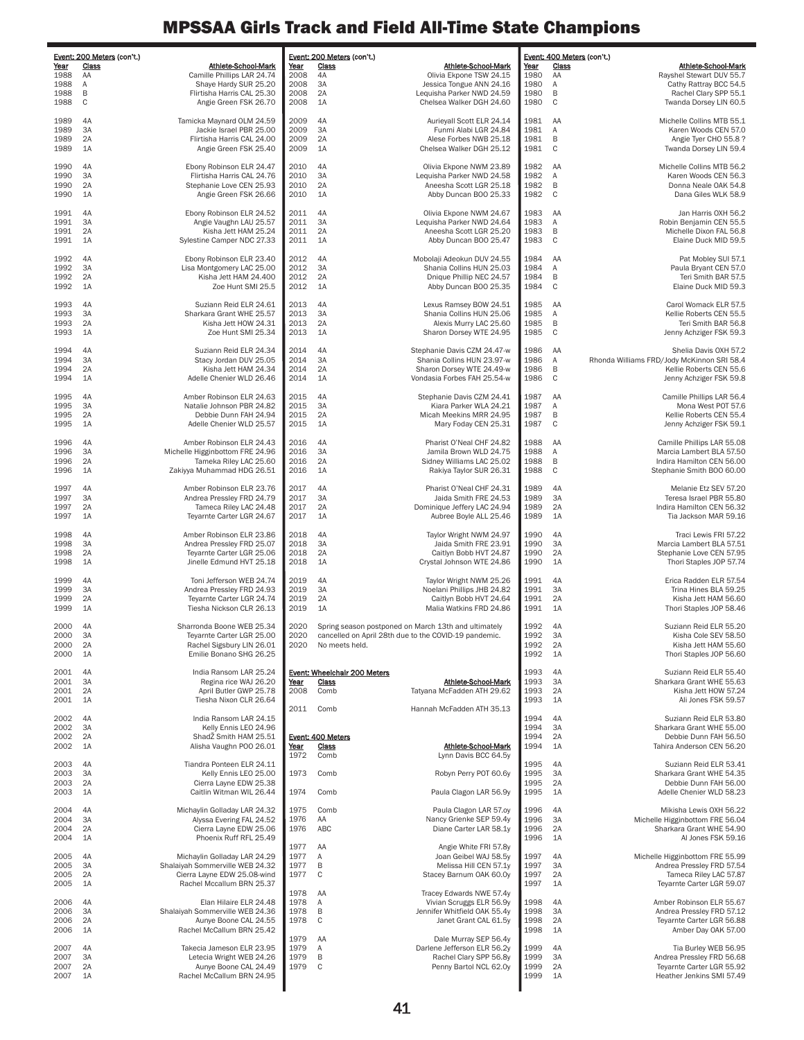# MPSSAA Girls Track and Field All-Time State Champions

**Event: 200 Meters (con't.)**

| Year | Class | Athlete-School-Mark |
|---|---|---|
| 1988 | AA | Camille Phillips LAR 24.74 |
| 1988 | A | Shaye Hardy SUR 25.20 |
| 1988 | B | Flirtisha Harris CAL 25.30 |
| 1988 | C | Angie Green FSK 26.70 |
| 1989 | 4A | Tamicka Maynard OLM 24.59 |
| 1989 | 3A | Jackie Israel PBR 25.00 |
| 1989 | 2A | Flirtisha Harris CAL 24.00 |
| 1989 | 1A | Angie Green FSK 25.40 |
| 1990 | 4A | Ebony Robinson ELR 24.47 |
| 1990 | 3A | Flirtisha Harris CAL 24.76 |
| 1990 | 2A | Stephanie Love CEN 25.93 |
| 1990 | 1A | Angie Green FSK 26.66 |
| 1991 | 4A | Ebony Robinson ELR 24.52 |
| 1991 | 3A | Angie Vaughn LAU 25.57 |
| 1991 | 2A | Kisha Jett HAM 25.24 |
| 1991 | 1A | Sylestine Camper NDC 27.33 |
| 1992 | 4A | Ebony Robinson ELR 23.40 |
| 1992 | 3A | Lisa Montgomery LAC 25.00 |
| 1992 | 2A | Kisha Jett HAM 24.400 |
| 1992 | 1A | Zoe Hunt SMI 25.5 |
| 1993 | 4A | Suziann Reid ELR 24.61 |
| 1993 | 3A | Sharkara Grant WHE 25.57 |
| 1993 | 2A | Kisha Jett HOW 24.31 |
| 1993 | 1A | Zoe Hunt SMI 25.34 |
| 1994 | 4A | Suziann Reid ELR 24.34 |
| 1994 | 3A | Stacy Jordan DUV 25.05 |
| 1994 | 2A | Kisha Jett HAM 24.34 |
| 1994 | 1A | Adelle Chenier WLD 26.46 |
| 1995 | 4A | Amber Robinson ELR 24.63 |
| 1995 | 3A | Natalie Johnson PBR 24.82 |
| 1995 | 2A | Debbie Dunn FAH 24.94 |
| 1995 | 1A | Adelle Chenier WLD 25.57 |
| 1996 | 4A | Amber Robinson ELR 24.43 |
| 1996 | 3A | Michelle Higginbottom FRE 24.96 |
| 1996 | 2A | Tameka Riley LAC 25.60 |
| 1996 | 1A | Zakiyya Muhammad HDG 26.51 |
| 1997 | 4A | Amber Robinson ELR 23.76 |
| 1997 | 3A | Andrea Pressley FRD 24.79 |
| 1997 | 2A | Tameca Riley LAC 24.48 |
| 1997 | 1A | Teyarnte Carter LGR 24.67 |
| 1998 | 4A | Amber Robinson ELR 23.86 |
| 1998 | 3A | Andrea Pressley FRD 25.07 |
| 1998 | 2A | Teyarnte Carter LGR 25.06 |
| 1998 | 1A | Jinelle Edmund HVT 25.18 |
| 1999 | 4A | Toni Jefferson WEB 24.74 |
| 1999 | 3A | Andrea Pressley FRD 24.93 |
| 1999 | 2A | Teyarnte Carter LGR 24.74 |
| 1999 | 1A | Tiesha Nickson CLR 26.13 |
| 2000 | 4A | Sharronda Boone WEB 25.34 |
| 2000 | 3A | Teyarnte Carter LGR 25.00 |
| 2000 | 2A | Rachel Sigsbury LIN 26.01 |
| 2000 | 1A | Emilie Bonano SHG 26.25 |
| 2001 | 4A | India Ransom LAR 25.24 |
| 2001 | 3A | Regina rice WAJ 26.20 |
| 2001 | 2A | April Butler GWP 25.78 |
| 2001 | 1A | Tiesha Nixon CLR 26.64 |
| 2002 | 4A | India Ransom LAR 24.15 |
| 2002 | 3A | Kelly Ennis LEO 24.96 |
| 2002 | 2A | ShadŽ Smith HAM 25.51 |
| 2002 | 1A | Alisha Vaughn POO 26.01 |
| 2003 | 4A | Tiandra Ponteen ELR 24.11 |
| 2003 | 3A | Kelly Ennis LEO 25.00 |
| 2003 | 2A | Cierra Layne EDW 25.38 |
| 2003 | 1A | Caitlin Witman WIL 26.44 |
| 2004 | 4A | Michaylin Golladay LAR 24.32 |
| 2004 | 3A | Alyssa Evering FAL 24.52 |
| 2004 | 2A | Cierra Layne EDW 25.06 |
| 2004 | 1A | Phoenix Ruff RFL 25.49 |
| 2005 | 4A | Michaylin Golladay LAR 24.29 |
| 2005 | 3A | Shalaiyah Sommerville WEB 24.32 |
| 2005 | 2A | Cierra Layne EDW 25.08-wind |
| 2005 | 1A | Rachel Mccallum BRN 25.37 |
| 2006 | 4A | Elan Hilaire ELR 24.48 |
| 2006 | 3A | Shalaiyah Sommerville WEB 24.36 |
| 2006 | 2A | Aunye Boone CAL 24.55 |
| 2006 | 1A | Rachel McCallum BRN 25.42 |
| 2007 | 4A | Takecia Jameson ELR 23.95 |
| 2007 | 3A | Letecia Wright WEB 24.26 |
| 2007 | 2A | Aunye Boone CAL 24.49 |
| 2007 | 1A | Rachel McCallum BRN 24.95 |
| 2008 | 4A | Olivia Ekpone TSW 24.15 |
| 2008 | 3A | Jessica Tongue ANN 24.16 |
| 2008 | 2A | Lequisha Parker NWD 24.59 |
| 2008 | 1A | Chelsea Walker DGH 24.60 |
| 2009 | 4A | Aurieyall Scott ELR 24.14 |
| 2009 | 3A | Funmi Alabi LGR 24.84 |
| 2009 | 2A | Alese Forbes NWB 25.18 |
| 2009 | 1A | Chelsea Walker DGH 25.12 |
| 2010 | 4A | Olivia Ekpone NWM 23.89 |
| 2010 | 3A | Lequisha Parker NWD 24.58 |
| 2010 | 2A | Aneesha Scott LGR 25.18 |
| 2010 | 1A | Abby Duncan BOO 25.33 |
| 2011 | 4A | Olivia Ekpone NWM 24.67 |
| 2011 | 3A | Lequisha Parker NWD 24.64 |
| 2011 | 2A | Aneesha Scott LGR 25.20 |
| 2011 | 1A | Abby Duncan BOO 25.47 |
| 2012 | 4A | Mobolaji Adeokun DUV 24.55 |
| 2012 | 3A | Shania Collins HUN 25.03 |
| 2012 | 2A | Dnique Phillip NEC 24.57 |
| 2012 | 1A | Abby Duncan BOO 25.35 |
| 2013 | 4A | Lexus Ramsey BOW 24.51 |
| 2013 | 3A | Shania Collins HUN 25.06 |
| 2013 | 2A | Alexis Murry LAC 25.60 |
| 2013 | 1A | Sharon Dorsey WTE 24.95 |
| 2014 | 4A | Stephanie Davis CZM 24.47-w |
| 2014 | 3A | Shania Collins HUN 23.97-w |
| 2014 | 2A | Sharon Dorsey WTE 24.49-w |
| 2014 | 1A | Vondasia Forbes FAH 25.54-w |
| 2015 | 4A | Stephanie Davis CZM 24.41 |
| 2015 | 3A | Kiara Parker WLA 24.21 |
| 2015 | 2A | Micah Meekins MRR 24.95 |
| 2015 | 1A | Mary Foday CEN 25.31 |
| 2016 | 4A | Pharist O'Neal CHF 24.82 |
| 2016 | 3A | Jamila Brown WLD 24.75 |
| 2016 | 2A | Sidney Williams LAC 25.02 |
| 2016 | 1A | Rakiya Taylor SUR 26.31 |
| 2017 | 4A | Pharist O'Neal CHF 24.31 |
| 2017 | 3A | Jaida Smith FRE 24.53 |
| 2017 | 2A | Dominique Jeffery LAC 24.94 |
| 2017 | 1A | Aubree Boyle ALL 25.46 |
| 2018 | 4A | Taylor Wright NWM 24.97 |
| 2018 | 3A | Jaida Smith FRE 23.91 |
| 2018 | 2A | Caitlyn Bobb HVT 24.87 |
| 2018 | 1A | Crystal Johnson WTE 24.86 |
| 2019 | 4A | Taylor Wright NWM 25.26 |
| 2019 | 3A | Noelani Phillips JHB 24.82 |
| 2019 | 2A | Caitlyn Bobb HVT 24.64 |
| 2019 | 1A | Malia Watkins FRD 24.86 |
| 2020 | | Spring season postponed on March 13th and ultimately cancelled on April 28th due to the COVID-19 pandemic. No meets held. |

**Event: Wheelchair 200 Meters**

| Year | Class | Athlete-School-Mark |
|---|---|---|
| 2008 | Comb | Tatyana McFadden ATH 29.62 |
| 2011 | Comb | Hannah McFadden ATH 35.13 |

**Event: 400 Meters**

| Year | Class | Athlete-School-Mark |
|---|---|---|
| 1972 | Comb | Lynn Davis BCC 64.5y |
| 1973 | Comb | Robyn Perry POT 60.6y |
| 1974 | Comb | Paula Clagon LAR 56.9y |
| 1975 | Comb | Paula Clagon LAR 57.oy |
| 1976 | AA | Nancy Grienke SEP 59.4y |
| 1976 | ABC | Diane Carter LAR 58.1y |
| 1977 | AA | Angie White FRI 57.8y |
| 1977 | A | Joan Geibel WAJ 58.5y |
| 1977 | B | Melissa Hill CEN 57.1y |
| 1977 | C | Stacey Barnum OAK 60.0y |
| 1978 | AA | Tracey Edwards NWE 57.4y |
| 1978 | A | Vivian Scruggs ELR 56.9y |
| 1978 | B | Jennifer Whitfield OAK 55.4y |
| 1978 | C | Janet Grant CAL 61.5y |
| 1979 | AA | Dale Murray SEP 56.4y |
| 1979 | A | Darlene Jefferson ELR 56.2y |
| 1979 | B | Rachel Clary SPP 56.8y |
| 1979 | C | Penny Bartol NCL 62.0y |

**Event: 400 Meters (con't.)**

| Year | Class | Athlete-School-Mark |
|---|---|---|
| 1980 | AA | Rayshel Stewart DUV 55.7 |
| 1980 | A | Cathy Rattray BCC 54.5 |
| 1980 | B | Rachel Clary SPP 55.1 |
| 1980 | C | Twanda Dorsey LIN 60.5 |
| 1981 | AA | Michelle Collins MTB 55.1 |
| 1981 | A | Karen Woods CEN 57.0 |
| 1981 | B | Angie Tyer CHO 55.8 ? |
| 1981 | C | Twanda Dorsey LIN 59.4 |
| 1982 | AA | Michelle Collins MTB 56.2 |
| 1982 | A | Karen Woods CEN 56.3 |
| 1982 | B | Donna Neale OAK 54.8 |
| 1982 | C | Dana Giles WLK 58.9 |
| 1983 | AA | Jan Harris OXH 56.2 |
| 1983 | A | Robin Benjamin CEN 55.5 |
| 1983 | B | Michelle Dixon FAL 56.8 |
| 1983 | C | Elaine Duck MID 59.5 |
| 1984 | AA | Pat Mobley SUI 57.1 |
| 1984 | A | Paula Bryant CEN 57.0 |
| 1984 | B | Teri Smith BAR 57.5 |
| 1984 | C | Elaine Duck MID 59.3 |
| 1985 | AA | Carol Womack ELR 57.5 |
| 1985 | A | Kellie Roberts CEN 55.5 |
| 1985 | B | Teri Smith BAR 56.8 |
| 1985 | C | Jenny Achziger FSK 59.3 |
| 1986 | AA | Shelia Davis OXH 57.2 |
| 1986 | A | Rhonda Williams FRD/Jody McKinnon SRI 58.4 |
| 1986 | B | Kellie Roberts CEN 55.6 |
| 1986 | C | Jenny Achziger FSK 59.8 |
| 1987 | AA | Camille Phillips LAR 56.4 |
| 1987 | A | Mona West POT 57.6 |
| 1987 | B | Kellie Roberts CEN 55.4 |
| 1987 | C | Jenny Achziger FSK 59.1 |
| 1988 | AA | Camille Phillips LAR 55.08 |
| 1988 | A | Marcia Lambert BLA 57.50 |
| 1988 | B | Indira Hamilton CEN 56.00 |
| 1988 | C | Stephanie Smith BOO 60.00 |
| 1989 | 4A | Melanie Etz SEV 57.20 |
| 1989 | 3A | Teresa Israel PBR 55.80 |
| 1989 | 2A | Indira Hamilton CEN 56.32 |
| 1989 | 1A | Tia Jackson MAR 59.16 |
| 1990 | 4A | Traci Lewis FRI 57.22 |
| 1990 | 3A | Marcia Lambert BLA 57.51 |
| 1990 | 2A | Stephanie Love CEN 57.95 |
| 1990 | 1A | Thori Staples JOP 57.74 |
| 1991 | 4A | Erica Radden ELR 57.54 |
| 1991 | 3A | Trina Hines BLA 59.25 |
| 1991 | 2A | Kisha Jett HAM 56.60 |
| 1991 | 1A | Thori Staples JOP 58.46 |
| 1992 | 4A | Suziann Reid ELR 55.20 |
| 1992 | 3A | Kisha Cole SEV 58.50 |
| 1992 | 2A | Kisha Jett HAM 55.60 |
| 1992 | 1A | Thori Staples JOP 56.60 |
| 1993 | 4A | Suziann Reid ELR 55.40 |
| 1993 | 3A | Sharkara Grant WHE 55.63 |
| 1993 | 2A | Kisha Jett HOW 57.24 |
| 1993 | 1A | Ali Jones FSK 59.57 |
| 1994 | 4A | Suziann Reid ELR 53.80 |
| 1994 | 3A | Sharkara Grant WHE 55.00 |
| 1994 | 2A | Debbie Dunn FAH 56.50 |
| 1994 | 1A | Tahira Anderson CEN 56.20 |
| 1995 | 4A | Suziann Reid ELR 53.41 |
| 1995 | 3A | Sharkara Grant WHE 54.35 |
| 1995 | 2A | Debbie Dunn FAH 56.00 |
| 1995 | 1A | Adelle Chenier WLD 58.23 |
| 1996 | 4A | Mikisha Lewis OXH 56.22 |
| 1996 | 3A | Michelle Higginbottom FRE 56.04 |
| 1996 | 2A | Sharkara Grant WHE 54.90 |
| 1996 | 1A | Al Jones FSK 59.16 |
| 1997 | 4A | Michelle Higginbottom FRE 55.99 |
| 1997 | 3A | Andrea Pressley FRD 57.54 |
| 1997 | 2A | Tameca Riley LAC 57.87 |
| 1997 | 1A | Teyarnte Carter LGR 59.07 |
| 1998 | 4A | Amber Robinson ELR 55.67 |
| 1998 | 3A | Andrea Pressley FRD 57.12 |
| 1998 | 2A | Teyarnte Carter LGR 56.88 |
| 1998 | 1A | Amber Day OAK 57.00 |
| 1999 | 4A | Tia Burley WEB 56.95 |
| 1999 | 3A | Andrea Pressley FRD 56.68 |
| 1999 | 2A | Teyarnte Carter LGR 55.92 |
| 1999 | 1A | Heather Jenkins SMI 57.49 |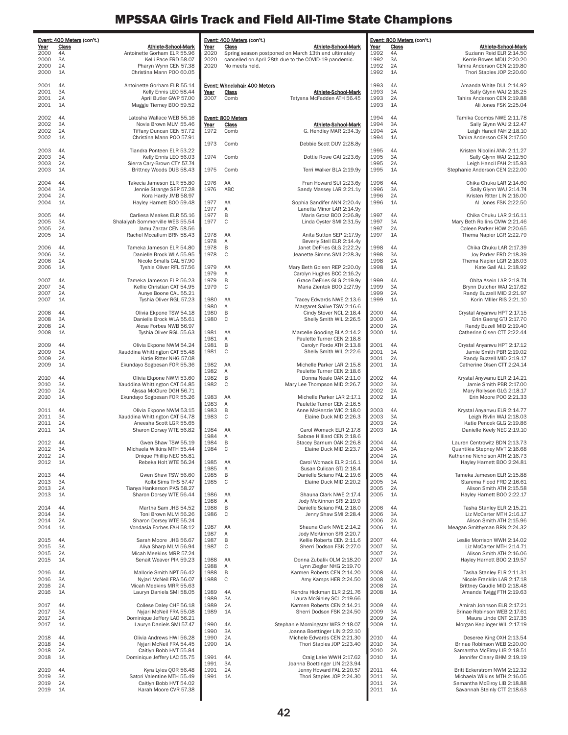# MPSSAA Girls Track and Field All-Time State Champions

**Event: 400 Meters (con't.)**

| Year | Class | Athlete-School-Mark |
|---|---|---|
| 2000 | 4A | Antoinette Gorham ELR 55.96 |
| 2000 | 3A | Kelli Pace FRD 58.07 |
| 2000 | 2A | Pharyn Wynn CEN 57.38 |
| 2000 | 1A | Christina Mann POO 60.05 |
| 2001 | 4A | Antoinette Gorham ELR 55.14 |
| 2001 | 3A | Kelly Ennis LEO 58.44 |
| 2001 | 2A | April Butler GWP 57.00 |
| 2001 | 1A | Maggie Tierney BOO 59.52 |
| 2002 | 4A | Latosha Wallace WEB 55.16 |
| 2002 | 3A | Novia Brown MLM 55.46 |
| 2002 | 2A | Tiffany Duncan CEN 57.72 |
| 2002 | 1A | Christina Mann POO 57.91 |
| 2003 | 4A | Tiandra Ponteen ELR 53.22 |
| 2003 | 3A | Kelly Ennis LEO 56.03 |
| 2003 | 2A | Sierra Cary-Brown CTY 57.74 |
| 2003 | 1A | Brittney Woods DUB 58.43 |
| 2004 | 4A | Takecia Jameson ELR 55.80 |
| 2004 | 3A | Jennie Strange SEP 57.28 |
| 2004 | 2A | Kora Hardy JMB 58.97 |
| 2004 | 1A | Hayley Harnett BOO 59.48 |
| 2005 | 4A | Carliesa Meakes ELR 55.16 |
| 2005 | 3A | Shalaiyah Sommerville WEB 55.54 |
| 2005 | 2A | Jamu Zarzar CEN 58.56 |
| 2005 | 1A | Rachel Mccallum BRN 58.43 |
| 2006 | 4A | Tameka Jameson ELR 54.80 |
| 2006 | 3A | Danielle Brock WLA 55.95 |
| 2006 | 2A | Nicole Smalls CAL 57.90 |
| 2006 | 1A | Tyshia Oliver RFL 57.56 |
| 2007 | 4A | Tameka Jameson ELR 56.23 |
| 2007 | 3A | Kellie Christian CAT 54.95 |
| 2007 | 2A | Aunye Boone CAL 55.21 |
| 2007 | 1A | Tyshia Oliver RGL 57.23 |
| 2008 | 4A | Olivia Ekpone TSW 54.18 |
| 2008 | 3A | Danielle Brock WLA 55.61 |
| 2008 | 2A | Alese Forbes NWB 56.97 |
| 2008 | 1A | Tyshia Oliver RGL 55.63 |
| 2009 | 4A | Olivia Ekpone NWM 54.24 |
| 2009 | 3A | Xauddina Whittington CAT 55.48 |
| 2009 | 2A | Katie Ritter NHG 57.08 |
| 2009 | 1A | Ekundayo Sogbesan FOR 55.36 |
| 2010 | 4A | Olivia Ekpone NWM 53.60 |
| 2010 | 3A | Xauddina Whittington CAT 54.85 |
| 2010 | 2A | Alyssa McClure DGH 56.71 |
| 2010 | 1A | Ekundayo Sogbesan FOR 55.26 |
| 2011 | 4A | Olivia Ekpone NWM 53.15 |
| 2011 | 3A | Xauddina Whittington CAT 54.78 |
| 2011 | 2A | Aneesha Scott LGR 55.65 |
| 2011 | 1A | Sharon Dorsey WTE 56.82 |
| 2012 | 4A | Gwen Shaw TSW 55.19 |
| 2012 | 3A | Michaela Wilkins MTH 55.44 |
| 2012 | 2A | Dnique Phillip NEC 55.81 |
| 2012 | 1A | Rebeka Holt WTE 56.24 |
| 2013 | 4A | Gwen Shaw TSW 56.60 |
| 2013 | 3A | Kolbi Sims THS 57.47 |
| 2013 | 2A | Tianya Hankerson PKS 58.27 |
| 2013 | 1A | Sharon Dorsey WTE 56.44 |
| 2014 | 4A | Martha Sam JHB 54.52 |
| 2014 | 3A | Toni Brown MLM 56.26 |
| 2014 | 2A | Sharon Dorsey WTE 55.24 |
| 2014 | 1A | Vondasia Forbes FAH 58.12 |
| 2015 | 4A | Sarah Moore JHB 56.67 |
| 2015 | 3A | Aliya Sharp MLM 56.94 |
| 2015 | 2A | Micah Meekins MRR 57.24 |
| 2015 | 1A | Senait Weaver PIK 59.23 |
| 2016 | 4A | Mallorie Smith NPT 56.42 |
| 2016 | 3A | Nyjari McNeil FRA 56.07 |
| 2016 | 2A | Micah Meekins MRR 55.63 |
| 2016 | 1A | Lauryn Daniels SMI 58.05 |
| 2017 | 4A | Collese Daley CHF 56.18 |
| 2017 | 3A | Nyjari McNeil FRA 55.08 |
| 2017 | 2A | Dominique Jeffery LAC 56.21 |
| 2017 | 1A | Lauryn Daniels SMI 57.47 |
| 2018 | 4A | Olivia Andrews HWI 56.28 |
| 2018 | 3A | Nyjari McNeil FRA 54.45 |
| 2018 | 2A | Caitlyn Bobb HVT 55.84 |
| 2018 | 1A | Dominique Jeffery LAC 55.75 |
| 2019 | 4A | Kyra Lyles QOR 56.48 |
| 2019 | 3A | Satori Valentine MTH 55.49 |
| 2019 | 2A | Caitlyn Bobb HVT 54.02 |
| 2019 | 1A | Karah Moore CVR 57.38 |
| 2020 | | Spring season postponed on March 13th and ultimately |
| 2020 | | cancelled on April 28th due to the COVID-19 pandemic. |
| 2020 | | No meets held. |

**Event: Wheelchair 400 Meters**

| Year | Class | Athlete-School-Mark |
|---|---|---|
| 2007 | Comb | Tatyana McFadden ATH 56.45 |

**Event: 800 Meters**

| Year | Class | Athlete-School-Mark |
|---|---|---|
| 1972 | Comb | G. Hendley MAR 2:34.3y |
| 1973 | Comb | Debbie Scott DUV 2:28.8y |
| 1974 | Comb | Dottie Rowe GAI 2:23.6y |
| 1975 | Comb | Terri Walker BLA 2:19.9y |
| 1976 | AA | Fran Howard SUI 2:23.6y |
| 1976 | ABC | Sandy Massey LAR 2:21.1y |
| 1977 | AA | Sophia Sandifer ANN 2:20.4y |
| 1977 | A | Lanetta Minor LAR 2:14.9y |
| 1977 | B | Maria Grosz BOO 2:26.8y |
| 1977 | C | Linda Oyster SMI 2:31.5y |
| 1978 | AA | Anita Sutton SEP 2:17.9y |
| 1978 | A | Beverly Stell ELR 2:14.4y |
| 1978 | B | Janet DeFries GLG 2:22.2y |
| 1978 | C | Jeanette Simms SMI 2:28.3y |
| 1979 | AA | Mary Beth Golsen REP 2:20.0y |
| 1979 | A | Carolyn Hughes BCC 2:16.2y |
| 1979 | B | Grace DeFries GLG 2:19.9y |
| 1979 | C | Maria Zientok BOO 2:27.9y |
| 1980 | AA | Tracey Edwards NWE 2:13.6 |
| 1980 | A | Margaret Salive TSW 2:16.6 |
| 1980 | B | Cindy Stover NCL 2:18.4 |
| 1980 | C | Shelly Smith WIL 2:26.5 |
| 1981 | AA | Marcelle Gooding BLA 2:14.2 |
| 1981 | A | Paulette Turner CEN 2:18.8 |
| 1981 | B | Carolyn Forde ATH 2:13.8 |
| 1981 | C | Shelly Smith WIL 2:22.6 |
| 1982 | AA | Michelle Parker LAR 2:15.8 |
| 1982 | A | Paulette Turner CEN 2:18.6 |
| 1982 | B | Donna Neale OAK 2:11.0 |
| 1982 | C | Mary Lee Thompson MID 2:26.7 |
| 1983 | AA | Michelle Parker LAR 2:17.1 |
| 1983 | A | Paulette Turner CEN 2:16.5 |
| 1983 | B | Anne McKenzie WIC 2:18.0 |
| 1983 | C | Elaine Duck MID 2:26.3 |
| 1984 | AA | Carol Womack ELR 2:17.8 |
| 1984 | A | Sabrae Hilliard CEN 2:18.6 |
| 1984 | B | Stacey Barnum OAK 2:26.8 |
| 1984 | C | Elaine Duck MID 2:23.7 |
| 1985 | AA | Carol Womack ELR 2:16.1 |
| 1985 | A | Susan Culican GTJ 2:18.4 |
| 1985 | B | Danielle Sciano FAL 2:19.6 |
| 1985 | C | Elaine Duck MID 2:20.2 |
| 1986 | AA | Shauna Clark NWE 2:17.4 |
| 1986 | A | Jody McKinnon SRI 2:19.9 |
| 1986 | B | Danielle Sciano FAL 2:18.0 |
| 1986 | C | Jenny Shaw SMI 2:28.4 |
| 1987 | AA | Shauna Clark NWE 2:14.2 |
| 1987 | A | Jody McKinnon SRI 2:20.7 |
| 1987 | B | Kellie Roberts CEN 2:11.6 |
| 1987 | C | Sherri Dodson FSK 2:27.0 |
| 1988 | AA | Donna Zubalik OLM 2:18.20 |
| 1988 | A | Lynn Ziegler NHG 2:19.70 |
| 1988 | B | Karmen Roberts CEN 2:14.20 |
| 1988 | C | Amy Kamps HER 2:24.50 |
| 1989 | 4A | Kendra Hickman ELR 2:21.76 |
| 1989 | 3A | Laura McGinley SCL 2:19.66 |
| 1989 | 2A | Karmen Roberts CEN 2:14.21 |
| 1989 | 1A | Sherri Dodson FSK 2:24.50 |
| 1990 | 4A | Stephanie Morningstar WES 2:18.07 |
| 1990 | 3A | Joanna Boettinger LIN 2:22.10 |
| 1990 | 2A | Michele Edwards CEN 2:21.30 |
| 1990 | 1A | Thori Staples JOP 2:23.40 |
| 1991 | 4A | Craig Lake WWH 2:17.62 |
| 1991 | 3A | Joanna Boettinger LIN 2:23.94 |
| 1991 | 2A | Jenny Howard FAL 2:20.57 |
| 1991 | 1A | Thori Staples JOP 2:24.30 |

**Event: 800 Meters (con't.)**

| Year | Class | Athlete-School-Mark |
|---|---|---|
| 1992 | 4A | Suziann Reid ELR 2:14.50 |
| 1992 | 3A | Kerrie Bowes MDU 2:20.20 |
| 1992 | 2A | Tahira Anderson CEN 2:19.80 |
| 1992 | 1A | Thori Staples JOP 2:20.60 |
| 1993 | 4A | Amanda White DUL 2:14.92 |
| 1993 | 3A | Sally Glynn WAJ 2:16.25 |
| 1993 | 2A | Tahira Anderson CEN 2:19.88 |
| 1993 | 1A | Ali Jones FSK 2:25.04 |
| 1994 | 4A | Tamika Coombs NWE 2:11.78 |
| 1994 | 3A | Sally Glynn WAJ 2:12.47 |
| 1994 | 2A | Leigh Hancil FAH 2:18.10 |
| 1994 | 1A | Tahira Anderson CEN 2:17.50 |
| 1995 | 4A | Kristen Nicolini ANN 2:11.27 |
| 1995 | 3A | Sally Glynn WAJ 2:12.50 |
| 1995 | 2A | Leigh Hancil FAH 2:15.93 |
| 1995 | 1A | Stephanie Anderson CEN 2:22.00 |
| 1996 | 4A | Chika Chuku LAR 2:14.60 |
| 1996 | 3A | Sally Glynn WAJ 2:14.74 |
| 1996 | 2A | Kristen Ritter LIN 2:16.00 |
| 1996 | 1A | Al Jones FSK 2:22.50 |
| 1997 | 4A | Chika Chuku LAR 2:16.11 |
| 1997 | 3A | Mary Beth Rollins CMW 2:21.46 |
| 1997 | 2A | Coleen Parker HOW 2:20.65 |
| 1997 | 1A | Thema Napier LGR 2:22.79 |
| 1998 | 4A | Chika Chuku LAR 2:17.39 |
| 1998 | 3A | Joy Parker FRD 2:18.39 |
| 1998 | 2A | Thema Napier LGR 2:16.03 |
| 1998 | 1A | Kate Gall ALL 2:18.92 |
| 1999 | 4A | Ohita Asein LAR 2:18.74 |
| 1999 | 3A | Brynn Dutcher WAJ 2:17.62 |
| 1999 | 2A | Randy Buzzell MID 2:21.97 |
| 1999 | 1A | Korin MIller RIS 2:21.10 |
| 2000 | 4A | Crystal Anyanwu HPT 2:17.15 |
| 2000 | 3A | Erin Gaeng GTJ 2:17.70 |
| 2000 | 2A | Randy Buzell MID 2:19.40 |
| 2000 | 1A | Catherine Olsen CTT 2:22.44 |
| 2001 | 4A | Crystal Anyanwu HPT 2:17.12 |
| 2001 | 3A | Jamie Smith PBR 2:19.02 |
| 2001 | 2A | Randy Buzzell MID 2:19.17 |
| 2001 | 1A | Catherine Olsen CTT 2:24.14 |
| 2002 | 4A | Krystal Anywanu ELR 2:14.21 |
| 2002 | 3A | Jamie Smith PBR 2:17.00 |
| 2002 | 2A | Mary Rollyson GLG 2:18.17 |
| 2002 | 1A | Erin Moore POO 2:21.33 |
| 2003 | 4A | Krystal Anyanwu ELR 2:14.77 |
| 2003 | 3A | Leigh Rivlin WAJ 2:18.03 |
| 2003 | 2A | Katie Pencek GLG 2:19.86 |
| 2003 | 1A | Danielle Keely NEC 2:19.10 |
| 2004 | 4A | Lauren Centrowitz BDN 2:13.73 |
| 2004 | 3A | Quantikia Stepney MVT 2:16.68 |
| 2004 | 2A | Katherine Nicholson ATH 2:16.73 |
| 2004 | 1A | Hayley Harnett BOO 2:24.81 |
| 2005 | 4A | Tameka Jameson ELR 2:15.88 |
| 2005 | 3A | Starema Flood FRD 2:16.61 |
| 2005 | 2A | Alison Smith ATH 2:15.58 |
| 2005 | 1A | Hayley Harnett BOO 2:22.17 |
| 2006 | 4A | Tasha Stanley ELR 2:15.21 |
| 2006 | 3A | Liz McCarter MTH 2:16.17 |
| 2006 | 2A | Alison Smith ATH 2:15.96 |
| 2006 | 1A | Meagan Smithyman BRN 2:24.32 |
| 2007 | 4A | Leslie Morrison WWH 2:14.02 |
| 2007 | 3A | Liz McCarter MTH 2:14.71 |
| 2007 | 2A | Alison Smith ATH 2:16.06 |
| 2007 | 1A | Hayley Harnett BOO 2:19.57 |
| 2008 | 4A | Tasha Stanley ELR 2:11.31 |
| 2008 | 3A | Nicole Franklin LAR 2:17.18 |
| 2008 | 2A | Brittney Caudle MID 2:18.48 |
| 2008 | 1A | Amanda Twigg FTH 2:19.63 |
| 2009 | 4A | Amirah Johnson ELR 2:17.21 |
| 2009 | 3A | Brinae Robinson WEB 2:17.61 |
| 2009 | 2A | Maura Linde CNT 2:17.35 |
| 2009 | 1A | Morgan Keplinger WIL 2:17.19 |
| 2010 | 4A | Deseree King OXH 2:13.54 |
| 2010 | 3A | Brinae Robinson WEB 2:20.00 |
| 2010 | 2A | Samantha McElroy LIB 2:18.51 |
| 2010 | 1A | Jennifer Cleary BHM 2:19.19 |
| 2011 | 4A | Britt Eckerstrom NWM 2:12.32 |
| 2011 | 3A | Michaela Wilkins MTH 2:16.05 |
| 2011 | 2A | Samantha McElroy LIB 2:18.88 |
| 2011 | 1A | Savannah Steinly CTT 2:18.63 |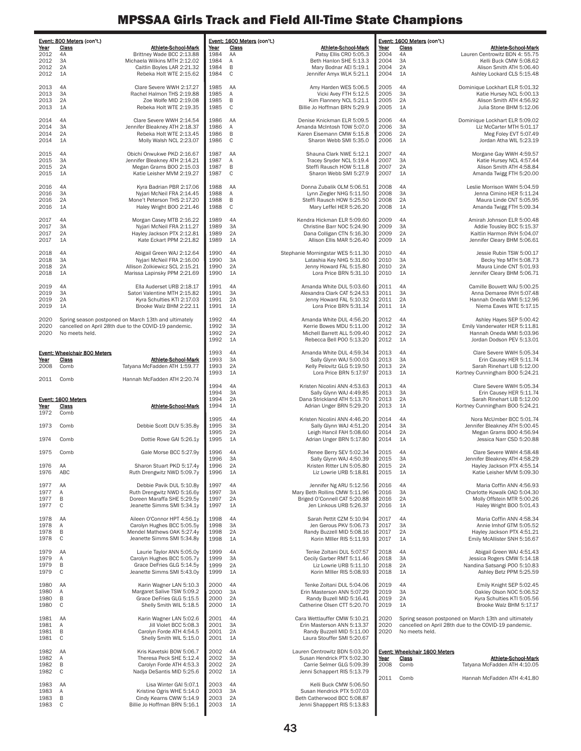# MPSSAA Girls Track and Field All-Time State Champions

**Event: 800 Meters (con't.)**

| Year | Class | Athlete-School-Mark |
|---|---|---|
| 2012 | 4A | Brittney Wade BCC 2:13.88 |
| 2012 | 3A | Michaela Wilkins MTH 2:12.02 |
| 2012 | 2A | Caitlin Boyles LAR 2:21.32 |
| 2012 | 1A | Rebeka Holt WTE 2:15.62 |
| 2013 | 4A | Clare Severe WWH 2:17.27 |
| 2013 | 3A | Rachel Halmon THS 2:19.88 |
| 2013 | 2A | Zoe Wolfe MID 2:19.08 |
| 2013 | 1A | Rebeka Holt WTE 2:19.35 |
| 2014 | 4A | Clare Severe WWH 2:14.54 |
| 2014 | 3A | Jennifer Bleakney ATH 2:18.37 |
| 2014 | 2A | Rebeka Holt WTE 2:13.45 |
| 2014 | 1A | Molly Walsh NCL 2:23.07 |
| 2015 | 4A | Obichi Onwukwe PKD 2:16.67 |
| 2015 | 3A | Jennifer Bleakney ATH 2:14.21 |
| 2015 | 2A | Megan Grams BOO 2:15.03 |
| 2015 | 1A | Katie Leisher MVM 2:19.27 |
| 2016 | 4A | Kyra Badrian PBR 2:17.06 |
| 2016 | 3A | Nyjari McNeil FRA 2:14.45 |
| 2016 | 2A | Mone't Peterson THS 2:17.20 |
| 2016 | 1A | Haley Wright BOO 2:21.46 |
| 2017 | 4A | Morgan Casey MTB 2:16.22 |
| 2017 | 3A | Nyjari McNeil FRA 2:11.27 |
| 2017 | 2A | Hayley Jackson PTX 2:12.81 |
| 2017 | 1A | Kate Eckart PPM 2:21.82 |
| 2018 | 4A | Abigail Green WAJ 2:12.64 |
| 2018 | 3A | Nyjari McNeil FRA 2:16.00 |
| 2018 | 2A | Allison Zolkiewicz SCL 2:15.21 |
| 2018 | 1A | Marissa Lapinsky PPM 2:21.69 |
| 2019 | 4A | Ella Auderset URB 2:18.17 |
| 2019 | 3A | Satori Valentine MTH 2:15.82 |
| 2019 | 2A | Kyra Schulties KTI 2:17.03 |
| 2019 | 1A | Brooke Walz BHM 2:22.11 |
| 2020 | | Spring season postponed on March 13th and ultimately |
| 2020 | | cancelled on April 28th due to the COVID-19 pandemic. |
| 2020 | | No meets held. |

**Event: Wheelchair 800 Meters**

| Year | Class | Athlete-School-Mark |
|---|---|---|
| 2008 | Comb | Tatyana McFadden ATH 1:59.77 |
| 2011 | Comb | Hannah McFadden ATH 2:20.74 |

**Event: 1600 Meters**

| Year | Class | Athlete-School-Mark |
|---|---|---|
| 1972 | Comb | |
| 1973 | Comb | Debbie Scott DUV 5:35.8y |
| 1974 | Comb | Dottie Rowe GAI 5:26.1y |
| 1975 | Comb | Gale Morse BCC 5:27.9y |
| 1976 | AA | Sharon Stuart PKD 5:17.4y |
| 1976 | ABC | Ruth Drengwitz NWD 5:09.7y |
| 1977 | AA | Debbie Pavik DUL 5:10.8y |
| 1977 | A | Ruth Drengwitz NWD 5:16.6y |
| 1977 | B | Doreen Maraffa SHE 5:29.5y |
| 1977 | C | Jeanette Simms SMI 5:34.1y |
| 1978 | AA | Aileen O'Connor HPT 4:56.1y |
| 1978 | A | Carolyn Hughes BCC 5:05.5y |
| 1978 | B | Mendel Mathews OAK 5:27.4y |
| 1978 | C | Jeanette Simms SMI 5:34.8y |
| 1979 | AA | Laurie Taylor ANN 5:05.0y |
| 1979 | A | Carolyn Hughes BCC 5:05.7y |
| 1979 | B | Grace DeFries GLG 5:14.5y |
| 1979 | C | Jeanette Simms SMI 5:43.0y |
| 1980 | AA | Karin Wagner LAN 5:10.3 |
| 1980 | A | Margaret Salive TSW 5:09.2 |
| 1980 | B | Grace DeFries GLG 5:15.5 |
| 1980 | C | Shelly Smith WIL 5:18.5 |
| 1981 | AA | Karin Wagner LAN 5:02.6 |
| 1981 | A | Jill Violet BCC 5:08.3 |
| 1981 | B | Carolyn Forde ATH 4:54.5 |
| 1981 | C | Shelly Smith WIL 5:15.0 |
| 1982 | AA | Kris Kavetski BOW 5:06.7 |
| 1982 | A | Theresa Peck SHE 5:12.4 |
| 1982 | B | Carolyn Forde ATH 4:53.3 |
| 1982 | C | Nadja DeSantis MID 5:25.6 |
| 1983 | AA | Lisa Winter GAI 5:07.1 |
| 1983 | A | Kristine Ogris WHE 5:14.0 |
| 1983 | B | Cindy Kearns CWW 5:14.9 |
| 1983 | C | Billie Jo Hoffman BRN 5:16.1 |

**Event: 1600 Meters (con't.)**

| Year | Class | Athlete-School-Mark |
|---|---|---|
| 1984 | AA | Patsy Ellis CRO 5:05.3 |
| 1984 | A | Beth Hanlon SHE 5:13.3 |
| 1984 | B | Mary Bodnar AEI 5:19.1 |
| 1984 | C | Jennifer Amyx WLK 5:21.1 |
| 1985 | AA | Amy Harden WES 5:06.5 |
| 1985 | A | Vicki Avey FTH 5:12.5 |
| 1985 | B | Kim Flannery NCL 5:21.1 |
| 1985 | C | Billie Jo Hoffman BRN 5:29.9 |
| 1986 | AA | Denise Knickman ELR 5:09.5 |
| 1986 | A | Amanda McIntosh TOW 5:07.0 |
| 1986 | B | Karen Eisemann CMW 5:15.8 |
| 1986 | C | Sharon Webb SMI 5:35.0 |
| 1987 | AA | Shauna Clark NWE 5:12.1 |
| 1987 | A | Tracey Snyder NCL 5:19.4 |
| 1987 | B | Steffi Rausch HOW 5:11.8 |
| 1987 | C | Sharon Webb SMI 5:27.9 |
| 1988 | AA | Donna Zubalik OLM 5:06.51 |
| 1988 | A | Lynn Ziegler NHG 5:11.50 |
| 1988 | B | Steffi Rausch HOW 5:25.50 |
| 1988 | C | Mary Leffel HER 5:26.20 |
| 1989 | 4A | Kendra Hickman ELR 5:09.60 |
| 1989 | 3A | Christine Barr NOC 5:24.90 |
| 1989 | 2A | Dana Colligan CTN 5:16.30 |
| 1989 | 1A | Allison Ellis MAR 5:26.40 |
| 1990 | 4A | Stephanie Morningstar WES 5:11.30 |
| 1990 | 3A | Latashia Key NHG 5:31.60 |
| 1990 | 2A | Jenny Howard FAL 5:15.80 |
| 1990 | 1A | Lora Price BRN 5:31.10 |
| 1991 | 4A | Amanda White DUL 5:03.60 |
| 1991 | 3A | Alexandra Clark CAT 5:24.53 |
| 1991 | 2A | Jenny Howard FAL 5:10.32 |
| 1991 | 1A | Lora Price BRN 5:31.14 |
| 1992 | 4A | Amanda White DUL 4:56.20 |
| 1992 | 3A | Kerrie Bowes MDU 5:11.00 |
| 1992 | 2A | Michell Barrett ALL 5:09.40 |
| 1992 | 1A | Rebecca Bell POO 5:13.20 |
| 1993 | 4A | Amanda White DUL 4:59.34 |
| 1993 | 3A | Sally Glynn WAJ 5:00.03 |
| 1993 | 2A | Kelly Pelovitz GLG 5:19.50 |
| 1993 | 1A | Lora Price BRN 5:17.97 |
| 1994 | 4A | Kristen Nicolini ANN 4:53.63 |
| 1994 | 3A | Sally Glynn WAJ 4:49.85 |
| 1994 | 2A | Dana Strickland ATH 5:13.70 |
| 1994 | 1A | Adrian Unger BRN 5:29.20 |
| 1995 | 4A | Kristen Nicolini ANN 4:46.20 |
| 1995 | 3A | Sally Glynn WAJ 4:51.20 |
| 1995 | 2A | Leigh Hancil FAH 5:08.60 |
| 1995 | 1A | Adrian Unger BRN 5:17.80 |
| 1996 | 4A | Renee Berry SEV 5:02.34 |
| 1996 | 3A | Sally Glynn WAJ 4:50.39 |
| 1996 | 2A | Kristen Ritter LIN 5:05.80 |
| 1996 | 1A | Liz Lowrie URB 5:18.81 |
| 1997 | 4A | Jennifer Ng ARU 5:12.56 |
| 1997 | 3A | Mary Beth Rollins CMW 5:11.96 |
| 1997 | 2A | Briged O'Connell CAT 5:20.88 |
| 1997 | 1A | Jen Linkous URB 5:26.37 |
| 1998 | 4A | Sarah Pettit CZM 5:10.94 |
| 1998 | 3A | Jen Gerous PKV 5:06.73 |
| 1998 | 2A | Randy Buzzell MID 5:08.16 |
| 1998 | 1A | Korin MIller RIS 5:11.93 |
| 1999 | 4A | Tenke Zoltani DUL 5:07.57 |
| 1999 | 3A | Cecily Garber RMT 5:11.46 |
| 1999 | 2A | Liz Lowrie URB 5:11.10 |
| 1999 | 1A | Korin MIller RIS 5:08.93 |
| 2000 | 4A | Tenke Zoltani DUL 5:04.06 |
| 2000 | 3A | Erin Masterson ANN 5:07.29 |
| 2000 | 2A | Randy Buzell MID 5:16.41 |
| 2000 | 1A | Catherine Olsen CTT 5:20.70 |
| 2001 | 4A | Cara Wettlauffer CMW 5:10.21 |
| 2001 | 3A | Erin Masterson ANN 5:13.37 |
| 2001 | 2A | Randy Buzzell MID 5:11.00 |
| 2001 | 1A | Laura Stouffer SMI 5:20.67 |
| 2002 | 4A | Lauren Centrowitz BDN 5:03.20 |
| 2002 | 3A | Susan Hendrick PTX 5:02.30 |
| 2002 | 2A | Carrie Selmer GLG 5:09.39 |
| 2002 | 1A | Jenni Schappert RIS 5:13.79 |
| 2003 | 4A | Kelli Buck CMW 5:06.50 |
| 2003 | 3A | Susan Hendrick PTX 5:07.03 |
| 2003 | 2A | Beth Catherwood BCC 5:08.87 |
| 2003 | 1A | Jenni Shapppert RIS 5:13.83 |

**Event: 1600 Meters (con't.)**

| Year | Class | Athlete-School-Mark |
|---|---|---|
| 2004 | 4A | Lauren Centrowitz BDN 4: 55.75 |
| 2004 | 3A | Kelli Buck CMW 5:08.62 |
| 2004 | 2A | Alison Smith ATH 5:06.40 |
| 2004 | 1A | Ashley Lockard CLS 5:15.48 |
| 2005 | 4A | Dominique Lockhart ELR 5:01.32 |
| 2005 | 3A | Katie Hursey NCL 5:00.13 |
| 2005 | 2A | Alison Smith ATH 4:56.92 |
| 2005 | 1A | Julia Stone BHM 5:12.06 |
| 2006 | 4A | Dominique Lockhart ELR 5:09.02 |
| 2006 | 3A | Liz McCarter MTH 5:01.17 |
| 2006 | 2A | Meg Foley EVT 5:07.49 |
| 2006 | 1A | Jordan Atha WIL 5:23.19 |
| 2007 | 4A | Morgane Gay WWH 4:59.57 |
| 2007 | 3A | Katie Hursey NCL 4:57.44 |
| 2007 | 2A | Alison Smith ATH 4:58.84 |
| 2007 | 1A | Amanda Twigg FTH 5:20.00 |
| 2008 | 4A | Leslie Morrison WWH 5:04.59 |
| 2008 | 3A | Jenna Cimino HER 5:11.24 |
| 2008 | 2A | Maura Linde CNT 5:05.95 |
| 2008 | 1A | Amanda Twigg FTH 5:09.34 |
| 2009 | 4A | Amirah Johnson ELR 5:00.48 |
| 2009 | 3A | Addie Tousley BCC 5:15.37 |
| 2009 | 2A | Kaitlin Harmon RVH 5:04.07 |
| 2009 | 1A | Jennifer Cleary BHM 5:06.61 |
| 2010 | 4A | Jessie Rubin TSW 5:00.17 |
| 2010 | 3A | Becky Yep MTH 5:08.73 |
| 2010 | 2A | Maura Linde CNT 5:01.93 |
| 2010 | 1A | Jennifer Cleary BHM 5:06.71 |
| 2011 | 4A | Camille Bouvett WAJ 5:00.25 |
| 2011 | 3A | Anna Demaree RVH 5:07.48 |
| 2011 | 2A | Hannah Oneda WMI 5:12.96 |
| 2011 | 1A | Niema Eaves WTE 5:17.15 |
| 2012 | 4A | Ashley Hayes SEP 5:00.42 |
| 2012 | 3A | Emily Vanderwater HER 5:11.81 |
| 2012 | 2A | Hannah Oneda WMI 5:03.96 |
| 2012 | 1A | Jordan Dodson PEV 5:13.01 |
| 2013 | 4A | Clare Severe WWH 5:05.34 |
| 2013 | 3A | Erin Causey HER 5:11.74 |
| 2013 | 2A | Sarah Rinehart LIB 5:12.00 |
| 2013 | 1A | Kortney Cunningham BOO 5:24.21 |
| 2013 | 4A | Clare Severe WWH 5:05.34 |
| 2013 | 3A | Erin Causey HER 5:11.74 |
| 2013 | 2A | Sarah Rinehart LIB 5:12.00 |
| 2013 | 1A | Kortney Cunningham BOO 5:24.21 |
| 2014 | 4A | Nora McUmber BCC 5:01.74 |
| 2014 | 3A | Jennifer Bleakney ATH 5:00.45 |
| 2014 | 2A | Megan Grams BOO 4:56.94 |
| 2014 | 1A | Jessica Narr CSD 5:20.88 |
| 2015 | 4A | Clare Severe WWH 4:58.48 |
| 2015 | 3A | Jennifer Bleakney ATH 4:58.29 |
| 2015 | 2A | Hayley Jackson PTX 4:55.14 |
| 2015 | 1A | Katie Leisher MVM 5:09.30 |
| 2016 | 4A | Maria Coffin ANN 4:56.93 |
| 2016 | 3A | Charlotte Kowalk OAD 5:04.30 |
| 2016 | 2A | Molly Offstein MTR 5:00.26 |
| 2016 | 1A | Haley Wright BOO 5:01.43 |
| 2017 | 4A | Maria Coffin ANN 4:58.34 |
| 2017 | 3A | Annie Imhof GTM 5:05.52 |
| 2017 | 2A | Hayley Jackson PTX 4:51.21 |
| 2017 | 1A | Emily McAllister SNH 5:16.67 |
| 2018 | 4A | Abigail Green WAJ 4:51.43 |
| 2018 | 3A | Jessica Rogers CMW 5:14.18 |
| 2018 | 2A | Nandina Satsangi POO 5:10.83 |
| 2018 | 1A | Ashley Betz PPM 5:25.59 |
| 2019 | 4A | Emily Knight SEP 5:02.45 |
| 2019 | 3A | Oakley Olson NOC 5:06.52 |
| 2019 | 2A | Kyra Schulties KTI 5:05.56 |
| 2019 | 1A | Brooke Walz BHM 5:17.17 |
| 2020 | | Spring season postponed on March 13th and ultimately |
| 2020 | | cancelled on April 28th due to the COVID-19 pandemic. |
| 2020 | | No meets held. |

**Event: Wheelchair 1600 Meters**

| Year | Class | Athlete-School-Mark |
|---|---|---|
| 2008 | Comb | Tatyana McFadden ATH 4:10.05 |
| 2011 | Comb | Hannah McFadden ATH 4:41.80 |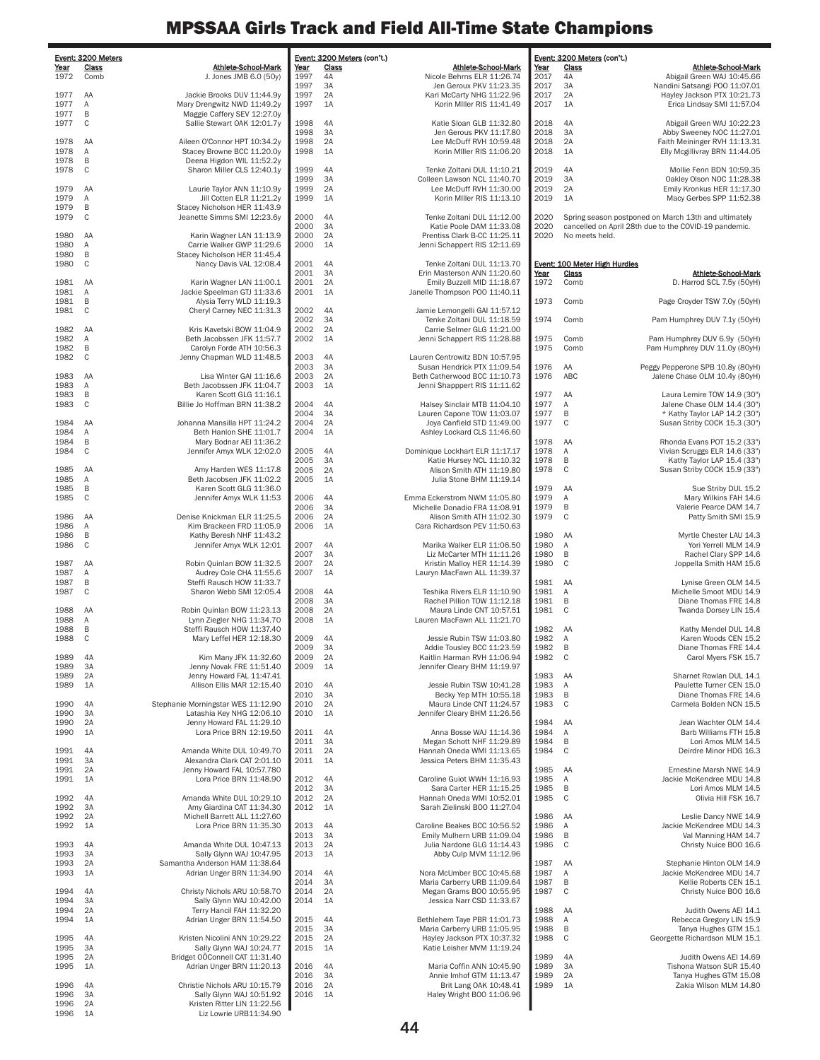# MPSSAA Girls Track and Field All-Time State Champions

## Event: 3200 Meters

| Year | Class | Athlete-School-Mark |
|---|---|---|
| 1972 | Comb | J. Jones JMB 6.0 (50y) |
| 1977 | AA | Jackie Brooks DUV 11:44.9y |
| 1977 | A | Mary Drengwitz NWD 11:49.2y |
| 1977 | B | Maggie Caffery SEV 12:27.0y |
| 1977 | C | Sallie Stewart OAK 12:01.7y |
| 1978 | AA | Aileen O'Connor HPT 10:34.2y |
| 1978 | A | Stacey Browne BCC 11.20.0y |
| 1978 | B | Deena Higdon WIL 11:52.2y |
| 1978 | C | Sharon Miller CLS 12:40.1y |
| 1979 | AA | Laurie Taylor ANN 11:10.9y |
| 1979 | A | Jill Cotten ELR 11:21.2y |
| 1979 | B | Stacey Nicholson HER 11:43.9 |
| 1979 | C | Jeanette Simms SMI 12:23.6y |
| 1980 | AA | Karin Wagner LAN 11:13.9 |
| 1980 | A | Carrie Walker GWP 11:29.6 |
| 1980 | B | Stacey Nicholson HER 11:45.4 |
| 1980 | C | Nancy Davis VAL 12:08.4 |
| 1981 | AA | Karin Wagner LAN 11:00.1 |
| 1981 | A | Jackie Speelman GTJ 11:33.6 |
| 1981 | B | Alysia Terry WLD 11:19.3 |
| 1981 | C | Cheryl Carney NEC 11:31.3 |
| 1982 | AA | Kris Kavetski BOW 11:04.9 |
| 1982 | A | Beth Jacobssen JFK 11:57.7 |
| 1982 | B | Carolyn Forde ATH 10:56.3 |
| 1982 | C | Jenny Chapman WLD 11:48.5 |
| 1983 | AA | Lisa Winter GAI 11:16.6 |
| 1983 | A | Beth Jacobssen JFK 11:04.7 |
| 1983 | B | Karen Scott GLG 11:16.1 |
| 1983 | C | Billie Jo Hoffman BRN 11:38.2 |
| 1984 | AA | Johanna Mansilla HPT 11:24.2 |
| 1984 | A | Beth Hanlon SHE 11:01.7 |
| 1984 | B | Mary Bodnar AEI 11:36.2 |
| 1984 | C | Jennifer Amyx WLK 12:02.0 |
| 1985 | AA | Amy Harden WES 11:17.8 |
| 1985 | A | Beth Jacobsen JFK 11:02.2 |
| 1985 | B | Karen Scott GLG 11:36.0 |
| 1985 | C | Jennifer Amyx WLK 11:53 |
| 1986 | AA | Denise Knickman ELR 11:25.5 |
| 1986 | A | Kim Brackeen FRD 11:05.9 |
| 1986 | B | Kathy Beresh NHF 11:43.2 |
| 1986 | C | Jennifer Amyx WLK 12:01 |
| 1987 | AA | Robin Quinlan BOW 11:32.5 |
| 1987 | A | Audrey Cole CHA 11:55.6 |
| 1987 | B | Steffi Rausch HOW 11:33.7 |
| 1987 | C | Sharon Webb SMI 12:05.4 |
| 1988 | AA | Robin Quinlan BOW 11:23.13 |
| 1988 | A | Lynn Ziegler NHG 11:34.70 |
| 1988 | B | Steffi Rausch HOW 11:37.40 |
| 1988 | C | Mary Leffel HER 12:18.30 |
| 1989 | 4A | Kim Many JFK 11:32.60 |
| 1989 | 3A | Jenny Novak FRE 11:51.40 |
| 1989 | 2A | Jenny Howard FAL 11:47.41 |
| 1989 | 1A | Allison Ellis MAR 12:15.40 |
| 1990 | 4A | Stephanie Morningstar WES 11:12.90 |
| 1990 | 3A | Latashia Key NHG 12:06.10 |
| 1990 | 2A | Jenny Howard FAL 11:29.10 |
| 1990 | 1A | Lora Price BRN 12:19.50 |
| 1991 | 4A | Amanda White DUL 10:49.70 |
| 1991 | 3A | Alexandra Clark CAT 2:01.10 |
| 1991 | 2A | Jenny Howard FAL 10:57.780 |
| 1991 | 1A | Lora Price BRN 11:48.90 |
| 1992 | 4A | Amanda White DUL 10:29.10 |
| 1992 | 3A | Amy Giardina CAT 11:34.30 |
| 1992 | 2A | Michell Barrett ALL 11:27.60 |
| 1992 | 1A | Lora Price BRN 11:35.30 |
| 1993 | 4A | Amanda White DUL 10:47.13 |
| 1993 | 3A | Sally Glynn WAJ 10:47.95 |
| 1993 | 2A | Samantha Anderson HAM 11:38.64 |
| 1993 | 1A | Adrian Unger BRN 11:34.90 |
| 1994 | 4A | Christy Nichols ARU 10:58.70 |
| 1994 | 3A | Sally Glynn WAJ 10:42.00 |
| 1994 | 2A | Terry Hancil FAH 11:32.20 |
| 1994 | 1A | Adrian Unger BRN 11:54.50 |
| 1995 | 4A | Kristen Nicolini ANN 10:29.22 |
| 1995 | 3A | Sally Glynn WAJ 10:24.77 |
| 1995 | 2A | Bridget OÕConnell CAT 11:31.40 |
| 1995 | 1A | Adrian Unger BRN 11:20.13 |
| 1996 | 4A | Christie Nichols ARU 10:15.79 |
| 1996 | 3A | Sally Glynn WAJ 10:51.92 |
| 1996 | 2A | Kristen Ritter LIN 11:22.56 |
| 1996 | 1A | Liz Lowrie URB11:34.90 |
| 1997 | 4A | Nicole Behrns ELR 11:26.74 |
| 1997 | 3A | Jen Geroux PKV 11:23.35 |
| 1997 | 2A | Kari McCarty NHG 11:22.96 |
| 1997 | 1A | Korin MIller RIS 11:41.49 |
| 1998 | 4A | Katie Sloan GLB 11:32.80 |
| 1998 | 3A | Jen Gerous PKV 11:17.80 |
| 1998 | 2A | Lee McDuff RVH 10:59.48 |
| 1998 | 1A | Korin MIller RIS 11:06.20 |
| 1999 | 4A | Tenke Zoltani DUL 11:10.21 |
| 1999 | 3A | Colleen Lawson NCL 11:40.70 |
| 1999 | 2A | Lee McDuff RVH 11:30.00 |
| 1999 | 1A | Korin MIller RIS 11:13.10 |
| 2000 | 4A | Tenke Zoltani DUL 11:12.00 |
| 2000 | 3A | Katie Poole DAM 11:33.08 |
| 2000 | 2A | Prentiss Clark B-CC 11:25.11 |
| 2000 | 1A | Jenni Schappert RIS 12:11.69 |
| 2001 | 4A | Tenke Zoltani DUL 11:13.70 |
| 2001 | 3A | Erin Masterson ANN 11:20.60 |
| 2001 | 2A | Emily Buzzell MID 11:18.67 |
| 2001 | 1A | Janelle Thompson POO 11:40.11 |
| 2002 | 4A | Jamie Lemongelli GAI 11:57.12 |
| 2002 | 3A | Tenke Zoltani DUL 11:18.59 |
| 2002 | 2A | Carrie Selmer GLG 11:21.00 |
| 2002 | 1A | Jenni Schappert RIS 11:28.88 |
| 2003 | 4A | Lauren Centrowitz BDN 10:57.95 |
| 2003 | 3A | Susan Hendrick PTX 11:09.54 |
| 2003 | 2A | Beth Catherwood BCC 11:10.73 |
| 2003 | 1A | Jenni Schapppert RIS 11:11.62 |
| 2004 | 4A | Halsey Sinclair MTB 11:04.10 |
| 2004 | 3A | Lauren Capone TOW 11:03.07 |
| 2004 | 2A | Joya Canfield STD 11:49.00 |
| 2004 | 1A | Ashley Lockard CLS 11:46.60 |
| 2005 | 4A | Dominique Lockhart ELR 11:17.17 |
| 2005 | 3A | Katie Hursey NCL 11:10.32 |
| 2005 | 2A | Alison Smith ATH 11:19.80 |
| 2005 | 1A | Julia Stone BHM 11:19.14 |
| 2006 | 4A | Emma Eckerstrom NWM 11:05.80 |
| 2006 | 3A | Michelle Donadio FRA 11:08.91 |
| 2006 | 2A | Alison Smith ATH 11:02.30 |
| 2006 | 1A | Cara Richardson PEV 11:50.63 |
| 2007 | 4A | Marika Walker ELR 11:06.50 |
| 2007 | 3A | Liz McCarter MTH 11:11.26 |
| 2007 | 2A | Kristin Malloy HER 11:14.39 |
| 2007 | 1A | Lauryn MacFawn ALL 11:39.37 |
| 2008 | 4A | Teshika Rivers ELR 11:10.90 |
| 2008 | 3A | Rachel Pillion TOW 11:12.18 |
| 2008 | 2A | Maura Linde CNT 10:57.51 |
| 2008 | 1A | Lauren MacFawn ALL 11:21.70 |
| 2009 | 4A | Jessie Rubin TSW 11:03.80 |
| 2009 | 3A | Addie Tousley BCC 11:23.59 |
| 2009 | 2A | Kaitlin Harman RVH 11:06.94 |
| 2009 | 1A | Jennifer Cleary BHM 11:19.97 |
| 2010 | 4A | Jessie Rubin TSW 10:41.28 |
| 2010 | 3A | Becky Yep MTH 10:55.18 |
| 2010 | 2A | Maura Linde CNT 11:24.57 |
| 2010 | 1A | Jennifer Cleary BHM 11:26.56 |
| 2011 | 4A | Anna Bosse WAJ 11:14.36 |
| 2011 | 3A | Megan Schott NHF 11:29.89 |
| 2011 | 2A | Hannah Oneda WMI 11:13.65 |
| 2011 | 1A | Jessica Peters BHM 11:35.43 |
| 2012 | 4A | Caroline Guiot WWH 11:16.93 |
| 2012 | 3A | Sara Carter HER 11:15.25 |
| 2012 | 2A | Hannah Oneda WMI 10:52.01 |
| 2012 | 1A | Sarah Zielinski BOO 11:27.04 |
| 2013 | 4A | Caroline Beakes BCC 10:56.52 |
| 2013 | 3A | Emily Mulhern URB 11:09.04 |
| 2013 | 2A | Julia Nardone GLG 11:14.43 |
| 2013 | 1A | Abby Culp MVM 11:12.96 |
| 2014 | 4A | Nora McUmber BCC 10:45.68 |
| 2014 | 3A | Maria Carberry URB 11:09.64 |
| 2014 | 2A | Megan Grams BOO 10:55.95 |
| 2014 | 1A | Jessica Narr CSD 11:33.67 |
| 2015 | 4A | Bethlehem Taye PBR 11:01.73 |
| 2015 | 3A | Maria Carberry URB 11:05.95 |
| 2015 | 2A | Hayley Jackson PTX 10:37.32 |
| 2015 | 1A | Katie Leisher MVM 11:19.24 |
| 2016 | 4A | Maria Coffin ANN 10:45.90 |
| 2016 | 3A | Annie Imhof GTM 11:13.47 |
| 2016 | 2A | Brit Lang OAK 10:48.41 |
| 2016 | 1A | Haley Wright BOO 11:06.96 |
| 2017 | 4A | Abigail Green WAJ 10:45.66 |
| 2017 | 3A | Nandini Satsangi POO 11:07.01 |
| 2017 | 2A | Hayley Jackson PTX 10:21.73 |
| 2017 | 1A | Erica Lindsay SMI 11:57.04 |
| 2018 | 4A | Abigail Green WAJ 10:22.23 |
| 2018 | 3A | Abby Sweeney NOC 11:27.01 |
| 2018 | 2A | Faith Meininger RVH 11:13.31 |
| 2018 | 1A | Elly Mcgillivray BRN 11:44.05 |
| 2019 | 4A | Mollie Fenn BDN 10:59.35 |
| 2019 | 3A | Oakley Olson NOC 11:28.38 |
| 2019 | 2A | Emily Kronkus HER 11:17.30 |
| 2019 | 1A | Macy Gerbes SPP 11:52.38 |
| 2020 | | Spring season postponed on March 13th and ultimately cancelled on April 28th due to the COVID-19 pandemic. No meets held. |

## Event: 100 Meter High Hurdles

| Year | Class | Athlete-School-Mark |
|---|---|---|
| 1972 | Comb | D. Harrod SCL 7.5y (50yH) |
| 1973 | Comb | Page Croyder TSW 7.0y (50yH) |
| 1974 | Comb | Pam Humphrey DUV 7.1y (50yH) |
| 1975 | Comb | Pam Humphrey DUV 6.9y (50yH) |
| 1975 | Comb | Pam Humphrey DUV 11.0y (80yH) |
| 1976 | AA | Peggy Pepperone SPB 10.8y (80yH) |
| 1976 | ABC | Jalene Chase OLM 10.4y (80yH) |
| 1977 | AA | Laura Lemire TOW 14.9 (30") |
| 1977 | A | Jalene Chase OLM 14.4 (30") |
| 1977 | B | * Kathy Taylor LAP 14.2 (30") |
| 1977 | C | Susan Striby COCK 15.3 (30") |
| 1978 | AA | Rhonda Evans POT 15.2 (33") |
| 1978 | A | Vivian Scruggs ELR 14.6 (33") |
| 1978 | B | Kathy Taylor LAP 15.4 (33") |
| 1978 | C | Susan Striby COCK 15.9 (33") |
| 1979 | AA | Sue Striby DUL 15.2 |
| 1979 | A | Mary Wilkins FAH 14.6 |
| 1979 | B | Valerie Pearce DAM 14.7 |
| 1979 | C | Patty Smith SMI 15.9 |
| 1980 | AA | Myrtle Chester LAU 14.3 |
| 1980 | A | Yori Yerrell MLM 14.9 |
| 1980 | B | Rachel Clary SPP 14.6 |
| 1980 | C | Joppella Smith HAM 15.6 |
| 1981 | AA | Lynise Green OLM 14.5 |
| 1981 | A | Michelle Smoot MDU 14.9 |
| 1981 | B | Diane Thomas FRE 14.8 |
| 1981 | C | Twanda Dorsey LIN 15.4 |
| 1982 | AA | Kathy Mendel DUL 14.8 |
| 1982 | A | Karen Woods CEN 15.2 |
| 1982 | B | Diane Thomas FRE 14.4 |
| 1982 | C | Carol Myers FSK 15.7 |
| 1983 | AA | Sharnet Rowlan DUL 14.1 |
| 1983 | A | Paulette Turner CEN 15.0 |
| 1983 | B | Diane Thomas FRE 14.6 |
| 1983 | C | Carmela Bolden NCN 15.5 |
| 1984 | AA | Jean Wachter OLM 14.4 |
| 1984 | A | Barb Williams FTH 15.8 |
| 1984 | B | Lori Amos MLM 14.5 |
| 1984 | C | Deirdre Minor HDG 16.3 |
| 1985 | AA | Ernestine Marsh NWE 14.9 |
| 1985 | A | Jackie McKendree MDU 14.8 |
| 1985 | B | Lori Amos MLM 14.5 |
| 1985 | C | Olivia Hill FSK 16.7 |
| 1986 | AA | Leslie Dancy NWE 14.9 |
| 1986 | A | Jackie McKendree MDU 14.3 |
| 1986 | B | Val Manning HAM 14.7 |
| 1986 | C | Christy Nuice BOO 16.6 |
| 1987 | AA | Stephanie Hinton OLM 14.9 |
| 1987 | A | Jackie McKendree MDU 14.7 |
| 1987 | B | Kellie Roberts CEN 15.1 |
| 1987 | C | Christy Nuice BOO 16.6 |
| 1988 | AA | Judith Owens AEI 14.1 |
| 1988 | A | Rebecca Gregory LIN 15.9 |
| 1988 | B | Tanya Hughes GTM 15.1 |
| 1988 | C | Georgette Richardson MLM 15.1 |
| 1989 | 4A | Judith Owens AEI 14.69 |
| 1989 | 3A | Tishona Watson SUR 15.40 |
| 1989 | 2A | Tanya Hughes GTM 15.08 |
| 1989 | 1A | Zakia Wilson MLM 14.80 |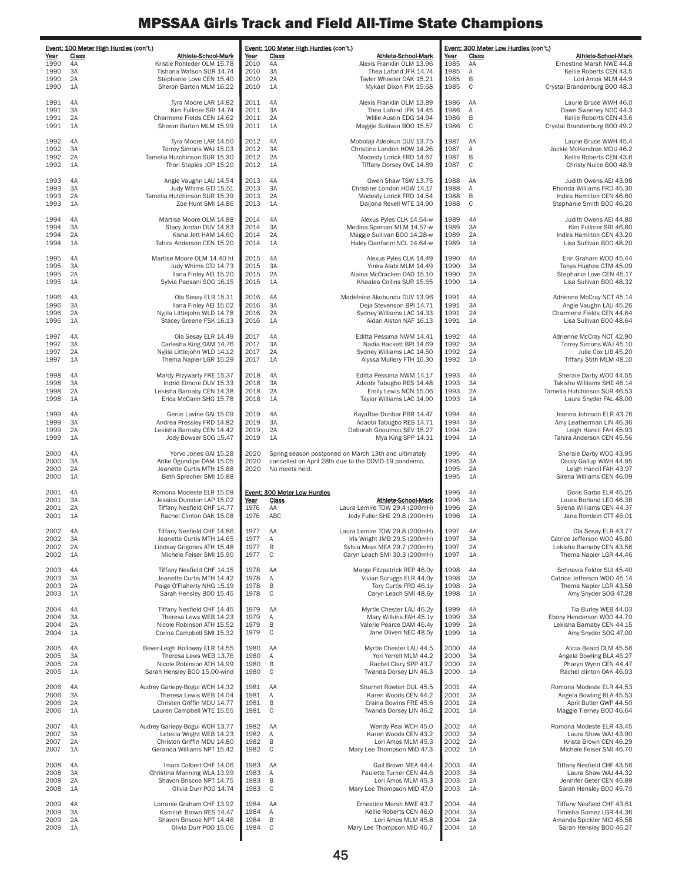# MPSSAA Girls Track and Field All-Time State Champions

**Event: 100 Meter High Hurdles (con't.)**

| Year | Class | Athlete-School-Mark |
|---|---|---|
| 1990 | 4A | Kristie Rohleder OLM 15.78 |
| 1990 | 3A | Tishona Watson SUR 14.74 |
| 1990 | 2A | Stephanie Love CEN 15.40 |
| 1990 | 1A | Sheron Barton MLM 16.22 |
| 1991 | 4A | Tyra Moore LAR 14.82 |
| 1991 | 3A | Kim Fullmer SRI 14.74 |
| 1991 | 2A | Charmene Fields CEN 14.62 |
| 1991 | 1A | Sheron Barton MLM 15.99 |
| 1992 | 4A | Tyra Moore LAR 14.50 |
| 1992 | 3A | Torrey Simons WAJ 15.03 |
| 1992 | 2A | Tamelia Hutchinson SUR 15.30 |
| 1992 | 1A | Thori Staples JOP 15.20 |
| 1993 | 4A | Angie Vaughn LAU 14.54 |
| 1993 | 3A | Judy Whims GTJ 15.51 |
| 1993 | 2A | Tamelia Hutchinson SUR 15.39 |
| 1993 | 1A | Zoe Hunt SMI 14.86 |
| 1994 | 4A | Martise Moore OLM 14.88 |
| 1994 | 3A | Stacy Jordan DUV 14.83 |
| 1994 | 2A | Kisha Jett HAM 14.60 |
| 1994 | 1A | Tahira Anderson CEN 15.20 |
| 1995 | 4A | Martise Moore OLM 14.40 ht |
| 1995 | 3A | Judy Whims GTJ 14.73 |
| 1995 | 2A | Ilana Finley AEI 15.20 |
| 1995 | 1A | Sylvia Paesani SOG 16.15 |
| 1996 | 4A | Ola Sesay ELR 15.11 |
| 1996 | 3A | Ilana Finley AEI 15.02 |
| 1996 | 2A | Nyjila Littlejohn WLD 14.78 |
| 1996 | 1A | Stacey Greene FSK 16.13 |
| 1997 | 4A | Ola Sesay ELR 14.49 |
| 1997 | 3A | Carlesha King DAM 14.76 |
| 1997 | 2A | Nyjila Littlejohn WLD 14.12 |
| 1997 | 1A | Thema Napier LGR 15.29 |
| 1998 | 4A | Mardy Przywarty FRE 15.37 |
| 1998 | 3A | Indrid Elmore DUV 15.33 |
| 1998 | 2A | Lekisha Barnaby CEN 14.38 |
| 1998 | 1A | Erica McCann SHG 15.78 |
| 1999 | 4A | Genie Lavine GAI 15.09 |
| 1999 | 3A | Andrea Pressley FRD 14.82 |
| 1999 | 2A | Lekisha Barnaby CEN 14.42 |
| 1999 | 1A | Jody Bowser SOG 15.47 |
| 2000 | 4A | Yorvo Jones GAI 15.28 |
| 2000 | 3A | Arike Ogundipe DAM 15.05 |
| 2000 | 2A | Jeanette Curtis MTH 15.88 |
| 2000 | 1A | Beth Sprecher SMI 15.88 |
| 2001 | 4A | Romona Modeste ELR 15.09 |
| 2001 | 3A | Jessica Dunston LAP 15.02 |
| 2001 | 2A | Tiffany Nesfield CHF 14.77 |
| 2001 | 1A | Rachel Clinton OAK 15.08 |
| 2002 | 4A | Tiffany Nesfield CHF 14.86 |
| 2002 | 3A | Jeanette Curtis MTH 14.65 |
| 2002 | 2A | Lindsay Grigoriev ATH 15.48 |
| 2002 | 1A | Michele Feiser SMI 15.90 |
| 2003 | 4A | Tiffany Nesfield CHF 14.15 |
| 2003 | 3A | Jeanette Curtis MTH 14.42 |
| 2003 | 2A | Paige O'Flaherty NHG 15.19 |
| 2003 | 1A | Sarah Hensley BOO 15.45 |
| 2004 | 4A | Tiffany Nesfield CHF 14.45 |
| 2004 | 3A | Theresa Lews WEB 14.23 |
| 2004 | 2A | Nicole Robinson ATH 15.52 |
| 2004 | 1A | Corina Campbell SMI 15.32 |
| 2005 | 4A | Bever-Leigh Holloway ELR 14.55 |
| 2005 | 3A | Theresa Lews WEB 13.76 |
| 2005 | 2A | Nicole Robinson ATH 14.99 |
| 2005 | 1A | Sarah Hensley BOO 15.00-wind |
| 2006 | 4A | Audrey Gariepy-Bogui WCH 14.32 |
| 2006 | 3A | Theresa Lewis WEB 14.04 |
| 2006 | 2A | Christen Griffin MDU 14.77 |
| 2006 | 1A | Lauren Campbell WTE 15.55 |
| 2007 | 4A | Audrey Gariepy-Bogui WCH 13.77 |
| 2007 | 3A | Letecia Wright WEB 14.23 |
| 2007 | 2A | Christen Griffin MDU 14.80 |
| 2007 | 1A | Geranda Williams NPT 15.42 |
| 2008 | 4A | Imani Colbert CHF 14.06 |
| 2008 | 3A | Christina Manning WLA 13.99 |
| 2008 | 2A | Shavon Briscoe NPT 14.75 |
| 2008 | 1A | Olivia Durr POO 14.74 |
| 2009 | 4A | Lorranie Graham CHF 13.92 |
| 2009 | 3A | Kamilah Brown RES 14.47 |
| 2009 | 2A | Shavon Briscoe NPT 14.46 |
| 2009 | 1A | Olivia Durr POO 15.06 |
| 2010 | 4A | Alexis Franklin OLM 13.96 |
| 2010 | 3A | Thea Lafond JFK 14.74 |
| 2010 | 2A | Tayler Wheeler OAK 15.21 |
| 2010 | 1A | Mykael Dixon PIK 15.68 |
| 2011 | 4A | Alexis Franklin OLM 13.89 |
| 2011 | 3A | Thea Lafond JFK 14.45 |
| 2011 | 2A | Willie Austin EDG 14.94 |
| 2011 | 1A | Maggie Sullivan BOO 15.57 |
| 2012 | 4A | Mobolaji Adeokun DUV 13.75 |
| 2012 | 3A | Christine London HOW 14.26 |
| 2012 | 2A | Modesty Lorick FRD 14.67 |
| 2012 | 1A | Tiffany Dorsey OVE 14.89 |
| 2013 | 4A | Gwen Shaw TSW 13.75 |
| 2013 | 3A | Christine London HOW 14.17 |
| 2013 | 2A | Modesty Lorick FRD 14.54 |
| 2013 | 1A | Daijona Revell WTE 14.90 |
| 2014 | 4A | Alexus Pyles CLK 14.54-w |
| 2014 | 3A | Medina Spencer MLM 14.57-w |
| 2014 | 2A | Maggie Sullivan BOO 14.28-w |
| 2014 | 1A | Haley Cianfarini NCL 14.64-w |
| 2015 | 4A | Alexus Pyles CLK 14.49 |
| 2015 | 3A | Yinka Alabi MLM 14.49 |
| 2015 | 2A | Alaina McCracken OAD 15.10 |
| 2015 | 1A | Khaalea Collins SUR 15.65 |
| 2016 | 4A | Madeleine Akobundu DUV 13.96 |
| 2016 | 3A | Deja Stevenson BPI 14.71 |
| 2016 | 2A | Sydney Williams LAC 14.33 |
| 2016 | 1A | Aidan Alston NAF 16.13 |
| 2017 | 4A | Editta Pessima NWM 14.41 |
| 2017 | 3A | Nadia Hackett BPI 14.69 |
| 2017 | 2A | Sydney Williams LAC 14.50 |
| 2017 | 1A | Alyssa Mullery FTH 16.30 |
| 2018 | 4A | Editta Pessima NWM 14.17 |
| 2018 | 3A | Adaobi Tabugbo RES 14.48 |
| 2018 | 2A | Emily Lewis NCN 15.06 |
| 2018 | 1A | Taylor Williams LAC 14.90 |
| 2019 | 4A | KayaRae Dunbar PBR 14.47 |
| 2019 | 3A | Adaobi Tabugbo RES 14.71 |
| 2019 | 2A | Deborah Gnoumou SEV 15.27 |
| 2019 | 1A | Mya King SPP 14.31 |
| 2020 | | Spring season postponed on March 13th and ultimately cancelled on April 28th due to the COVID-19 pandemic. No meets held. |

**Event: 300 Meter Low Hurdles**

| Year | Class | Athlete-School-Mark |
|---|---|---|
| 1976 | AA | Laura Lemire TOW 29.4 (200mH) |
| 1976 | ABC | Jody Fuller SHE 29.8 (200mH) |
| 1977 | AA | Laura Lemire TOW 29.8 (200mH) |
| 1977 | A | Iris Wright JMB 29.5 (200mH) |
| 1977 | B | Sylvia Mays MEA 29.7 (200mH) |
| 1977 | C | Caryn Leach SMI 30.3 (200mH) |
| 1978 | AA | Marge Fitzpatrick REP 46.0y |
| 1978 | A | Vivian Scruggs ELR 44.0y |
| 1978 | B | Tory Curtis FRD 46.1y |
| 1978 | C | Caryn Leach SMI 48.6y |
| 1979 | AA | Myrtle Chester LAU 46.2y |
| 1979 | A | Mary Wilkins FAH 45.1y |
| 1979 | B | Valerie Pearce DAM 46.4y |
| 1979 | C | Jane Oliveri NEC 48.5y |
| 1980 | AA | Myrtle Chester LAU 44.5 |
| 1980 | A | Yori Yerrell MLM 44.2 |
| 1980 | B | Rachel Clary SPP 43.7 |
| 1980 | C | Twanda Dorsey LIN 46.3 |
| 1981 | AA | Sharnet Rowlan DUL 45.5 |
| 1981 | A | Karen Woods CEN 44.2 |
| 1981 | B | Eraina Bowins FRE 45.6 |
| 1981 | C | Twanda Dorsey LIN 46.2 |
| 1982 | AA | Wendy Peal WCH 45.0 |
| 1982 | A | Karen Woods CEN 43.2 |
| 1982 | B | Lori Amos MLM 45.3 |
| 1982 | C | Mary Lee Thompson MID 47.3 |
| 1983 | AA | Gail Brown MEA 44.4 |
| 1983 | A | Paulette Turner CEN 44.6 |
| 1983 | B | Lori Amos MLM 45.3 |
| 1983 | C | Mary Lee Thompson MID 47.0 |
| 1984 | AA | Ernestine Marsh NWE 43.7 |
| 1984 | A | Kellie Roberts CEN 46.0 |
| 1984 | B | Lori Amos MLM 45.8 |
| 1984 | C | Mary Lee Thompson MID 46.7 |

**Event: 300 Meter Low Hurdles (con't.)**

| Year | Class | Athlete-School-Mark |
|---|---|---|
| 1985 | AA | Ernestine Marsh NWE 44.8 |
| 1985 | A | Kellie Roberts CEN 43.5 |
| 1985 | B | Lori Amos MLM 44.9 |
| 1985 | C | Crystal Brandenburg BOO 48.3 |
| 1986 | AA | Laurie Bruce WWH 46.0 |
| 1986 | A | Dawn Sweeney NOC 44.3 |
| 1986 | B | Kellie Roberts CEN 43.6 |
| 1986 | C | Crystal Brandenburg BOO 49.2 |
| 1987 | AA | Laurie Bruce WWH 45.4 |
| 1987 | A | Jackie McKendree MDU 46.2 |
| 1987 | B | Kellie Roberts CEN 43.6 |
| 1987 | C | Christy Nuice BOO 48.9 |
| 1988 | AA | Judith Owens AEI 43.98 |
| 1988 | A | Rhonda Williams FRD 45.30 |
| 1988 | B | Indira Hamilton CEN 46.60 |
| 1988 | C | Stephanie Smith BOO 46.20 |
| 1989 | 4A | Judith Owens AEI 44.80 |
| 1989 | 3A | Kim Fullmer SRI 46.80 |
| 1989 | 2A | Indira Hamilton CEN 43.20 |
| 1989 | 1A | Lisa Sullivan BOO 48.20 |
| 1990 | 4A | Erin Graham WOO 45.44 |
| 1990 | 3A | Tanya Hughes GTM 45.09 |
| 1990 | 2A | Stephanie Love CEN 45.17 |
| 1990 | 1A | Lisa Sullivan BOO 48.32 |
| 1991 | 4A | Adrienne McCray NCT 45.14 |
| 1991 | 3A | Angie Vaughn LAU 45.26 |
| 1991 | 2A | Charmene Fields CEN 44.64 |
| 1991 | 1A | Lisa Sullivan BOO 48.64 |
| 1992 | 4A | Adrienne McCray NCT 42.90 |
| 1992 | 3A | Torrey Simons WAJ 45.10 |
| 1992 | 2A | Julie Cox LIB 45.20 |
| 1992 | 1A | Tiffany Stith MLM 48.10 |
| 1993 | 4A | Sheraie Darby WOO 44.55 |
| 1993 | 3A | Takisha Williams SHE 46.14 |
| 1993 | 2A | Tamelia Hutchinson SUR 46.53 |
| 1993 | 1A | Laura Snyder FAL 48.00 |
| 1994 | 4A | Jeanna Johnson ELR 43.76 |
| 1994 | 3A | Amy Leatherman LIN 46.36 |
| 1994 | 2A | Leigh Hancil FAH 45.93 |
| 1994 | 1A | Tahira Anderson CEN 45.56 |
| 1995 | 4A | Sheraie Darby WOO 43.95 |
| 1995 | 3A | Cecily Gallup WWH 44.95 |
| 1995 | 2A | Leigh Hancil FAH 43.97 |
| 1995 | 1A | Sirena Williams CEN 46.09 |
| 1996 | 4A | Doris Garba ELR 45.25 |
| 1996 | 3A | Laura Borland LEO 46.38 |
| 1996 | 2A | Sirena Williams CEN 44.37 |
| 1996 | 1A | Jana Romlein CTT 46.01 |
| 1997 | 4A | Ola Sesay ELR 43.77 |
| 1997 | 3A | Catrice Jefferson WOO 45.80 |
| 1997 | 2A | Lekisha Barnaby CEN 43.56 |
| 1997 | 1A | Thema Napier LGR 44.46 |
| 1998 | 4A | Schnavia Felder SUI 45.40 |
| 1998 | 3A | Catrice Jefferson WOO 45.14 |
| 1998 | 2A | Thema Napier LGR 43.58 |
| 1998 | 1A | Amy Snyder SOG 47.28 |
| 1999 | 4A | Tia Burley WEB 44.03 |
| 1999 | 3A | Ebony Henderson WOO 44.70 |
| 1999 | 2A | Lekisha Barnaby CEN 44.15 |
| 1999 | 1A | Amy Snyder SOG 47.00 |
| 2000 | 4A | Alicia Beard OLM 45.56 |
| 2000 | 3A | Angela Bowling BLA 46.27 |
| 2000 | 2A | Pharyn Wynn CEN 44.47 |
| 2000 | 1A | Rachel clinton OAK 46.03 |
| 2001 | 4A | Romona Modeste ELR 44.53 |
| 2001 | 3A | Angela Bowling BLA 45.53 |
| 2001 | 2A | April Butler GWP 44.50 |
| 2001 | 1A | Maggie Tierney BOO 46.64 |
| 2002 | 4A | Romona Modeste ELR 43.45 |
| 2002 | 3A | Laura Shaw WAJ 43.90 |
| 2002 | 2A | Krista Brown CEN 46.29 |
| 2002 | 1A | Michele Feiser SMI 46.70 |
| 2003 | 4A | Tiffany Nesfield CHF 43.56 |
| 2003 | 3A | Laura Shaw WAJ 44.32 |
| 2003 | 2A | Jennifer Geter CEN 45.89 |
| 2003 | 1A | Sarah Hensley BOO 45.70 |
| 2004 | 4A | Tiffany Nesfield CHF 43.61 |
| 2004 | 3A | Timisha Gomez LGR 44.36 |
| 2004 | 2A | Amanda Spickler MID 45.58 |
| 2004 | 1A | Sarah Hensley BOO 46.27 |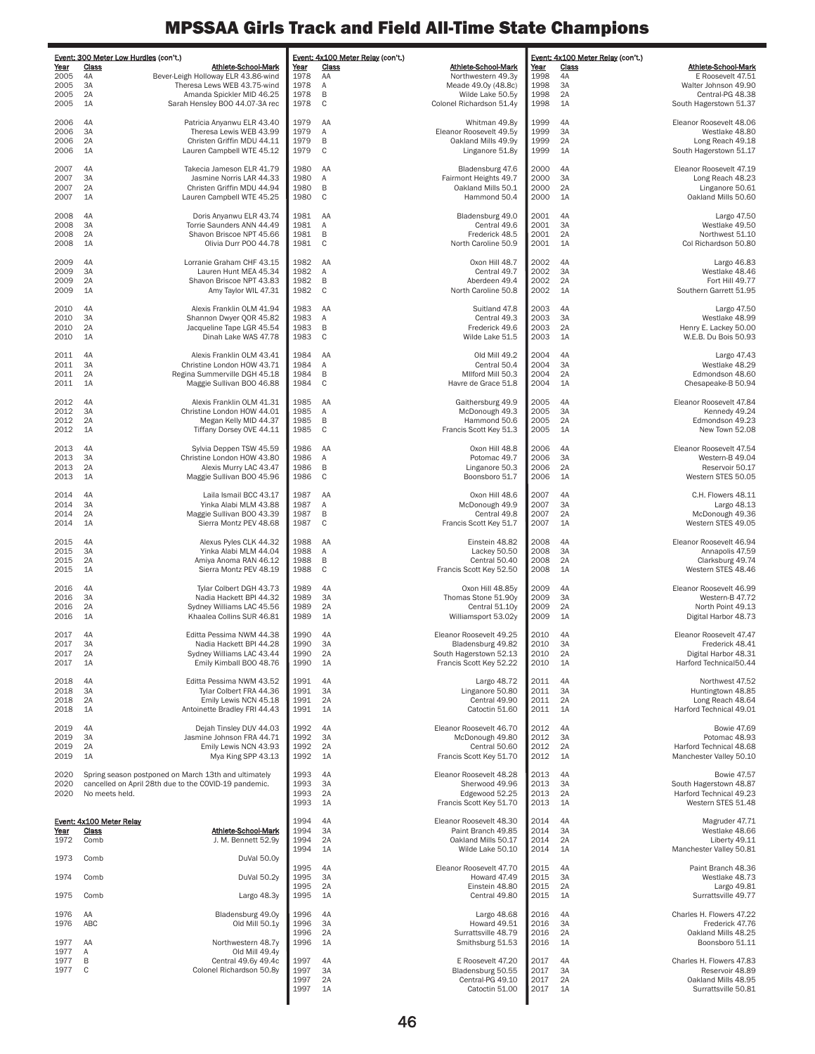# MPSSAA Girls Track and Field All-Time State Champions

**Event: 300 Meter Low Hurdles (con't.)**

| Year | Class | Athlete-School-Mark |
|---|---|---|
| 2005 | 4A | Bever-Leigh Holloway ELR 43.86-wind |
| 2005 | 3A | Theresa Lews WEB 43.75-wind |
| 2005 | 2A | Amanda Spickler MID 46.25 |
| 2005 | 1A | Sarah Hensley BOO 44.07-3A rec |
| 2006 | 4A | Patricia Anyanwu ELR 43.40 |
| 2006 | 3A | Theresa Lewis WEB 43.99 |
| 2006 | 2A | Christen Griffin MDU 44.11 |
| 2006 | 1A | Lauren Campbell WTE 45.12 |
| 2007 | 4A | Takecia Jameson ELR 41.79 |
| 2007 | 3A | Jasmine Norris LAR 44.33 |
| 2007 | 2A | Christen Griffin MDU 44.94 |
| 2007 | 1A | Lauren Campbell WTE 45.25 |
| 2008 | 4A | Doris Anyanwu ELR 43.74 |
| 2008 | 3A | Torrie Saunders ANN 44.49 |
| 2008 | 2A | Shavon Briscoe NPT 45.66 |
| 2008 | 1A | Olivia Durr POO 44.78 |
| 2009 | 4A | Lorranie Graham CHF 43.15 |
| 2009 | 3A | Lauren Hunt MEA 45.34 |
| 2009 | 2A | Shavon Briscoe NPT 43.83 |
| 2009 | 1A | Amy Taylor WIL 47.31 |
| 2010 | 4A | Alexis Franklin OLM 41.94 |
| 2010 | 3A | Shannon Dwyer QOR 45.82 |
| 2010 | 2A | Jacqueline Tape LGR 45.54 |
| 2010 | 1A | Dinah Lake WAS 47.78 |
| 2011 | 4A | Alexis Franklin OLM 43.41 |
| 2011 | 3A | Christine London HOW 43.71 |
| 2011 | 2A | Regina Summerville DGH 45.18 |
| 2011 | 1A | Maggie Sullivan BOO 46.88 |
| 2012 | 4A | Alexis Franklin OLM 41.31 |
| 2012 | 3A | Christine London HOW 44.01 |
| 2012 | 2A | Megan Kelly MID 44.37 |
| 2012 | 1A | Tiffany Dorsey OVE 44.11 |
| 2013 | 4A | Sylvia Deppen TSW 45.59 |
| 2013 | 3A | Christine London HOW 43.80 |
| 2013 | 2A | Alexis Murry LAC 43.47 |
| 2013 | 1A | Maggie Sullivan BOO 45.96 |
| 2014 | 4A | Laila Ismail BCC 43.17 |
| 2014 | 3A | Yinka Alabi MLM 43.88 |
| 2014 | 2A | Maggie Sullivan BOO 43.39 |
| 2014 | 1A | Sierra Montz PEV 48.68 |
| 2015 | 4A | Alexus Pyles CLK 44.32 |
| 2015 | 3A | Yinka Alabi MLM 44.04 |
| 2015 | 2A | Amiya Anoma RAN 46.12 |
| 2015 | 1A | Sierra Montz PEV 48.19 |
| 2016 | 4A | Tylar Colbert DGH 43.73 |
| 2016 | 3A | Nadia Hackett BPI 44.32 |
| 2016 | 2A | Sydney Williams LAC 45.56 |
| 2016 | 1A | Khaalea Collins SUR 46.81 |
| 2017 | 4A | Editta Pessima NWM 44.38 |
| 2017 | 3A | Nadia Hackett BPI 44.28 |
| 2017 | 2A | Sydney Williams LAC 43.44 |
| 2017 | 1A | Emily Kimball BOO 48.76 |
| 2018 | 4A | Editta Pessima NWM 43.52 |
| 2018 | 3A | Tylar Colbert FRA 44.36 |
| 2018 | 2A | Emily Lewis NCN 45.18 |
| 2018 | 1A | Antoinette Bradley FRI 44.43 |
| 2019 | 4A | Dejah Tinsley DUV 44.03 |
| 2019 | 3A | Jasmine Johnson FRA 44.71 |
| 2019 | 2A | Emily Lewis NCN 43.93 |
| 2019 | 1A | Mya King SPP 43.13 |
| 2020 | | Spring season postponed on March 13th and ultimately |
| 2020 | | cancelled on April 28th due to the COVID-19 pandemic. |
| 2020 | | No meets held. |

**Event: 4x100 Meter Relay**

| Year | Class | Athlete-School-Mark |
|---|---|---|
| 1972 | Comb | J. M. Bennett 52.9y |
| 1973 | Comb | DuVal 50.0y |
| 1974 | Comb | DuVal 50.2y |
| 1975 | Comb | Largo 48.3y |
| 1976 | AA | Bladensburg 49.0y |
| 1976 | ABC | Old Mill 50.1y |
| 1977 | AA | Northwestern 48.7y |
| 1977 | A | Old Mill 49.4y |
| 1977 | B | Central 49.6y 49.4c |
| 1977 | C | Colonel Richardson 50.8y |

**Event: 4x100 Meter Relay (con't.)**

| Year | Class | Athlete-School-Mark |
|---|---|---|
| 1978 | AA | Northwestern 49.3y |
| 1978 | A | Meade 49.0y (48.8c) |
| 1978 | B | Wilde Lake 50.5y |
| 1978 | C | Colonel Richardson 51.4y |
| 1979 | AA | Whitman 49.8y |
| 1979 | A | Eleanor Roosevelt 49.5y |
| 1979 | B | Oakland Mills 49.9y |
| 1979 | C | Linganore 51.8y |
| 1980 | AA | Bladensburg 47.6 |
| 1980 | A | Fairmont Heights 49.7 |
| 1980 | B | Oakland Mills 50.1 |
| 1980 | C | Hammond 50.4 |
| 1981 | AA | Bladensburg 49.0 |
| 1981 | A | Central 49.6 |
| 1981 | B | Frederick 48.5 |
| 1981 | C | North Caroline 50.9 |
| 1982 | AA | Oxon Hill 48.7 |
| 1982 | A | Central 49.7 |
| 1982 | B | Aberdeen 49.4 |
| 1982 | C | North Caroline 50.8 |
| 1983 | AA | Suitland 47.8 |
| 1983 | A | Central 49.3 |
| 1983 | B | Frederick 49.6 |
| 1983 | C | Wilde Lake 51.5 |
| 1984 | AA | Old Mill 49.2 |
| 1984 | A | Central 50.4 |
| 1984 | B | Milford Mill 50.3 |
| 1984 | C | Havre de Grace 51.8 |
| 1985 | AA | Gaithersburg 49.9 |
| 1985 | A | McDonough 49.3 |
| 1985 | B | Hammond 50.6 |
| 1985 | C | Francis Scott Key 51.3 |
| 1986 | AA | Oxon Hill 48.8 |
| 1986 | A | Potomac 49.7 |
| 1986 | B | Linganore 50.3 |
| 1986 | C | Boonsboro 51.7 |
| 1987 | AA | Oxon Hill 48.6 |
| 1987 | A | McDonough 49.9 |
| 1987 | B | Central 49.8 |
| 1987 | C | Francis Scott Key 51.7 |
| 1988 | AA | Einstein 48.82 |
| 1988 | A | Lackey 50.50 |
| 1988 | B | Central 50.40 |
| 1988 | C | Francis Scott Key 52.50 |
| 1989 | 4A | Oxon Hill 48.85y |
| 1989 | 3A | Thomas Stone 51.90y |
| 1989 | 2A | Central 51.10y |
| 1989 | 1A | Williamsport 53.02y |
| 1990 | 4A | Eleanor Roosevelt 49.25 |
| 1990 | 3A | Bladensburg 49.82 |
| 1990 | 2A | South Hagerstown 52.13 |
| 1990 | 1A | Francis Scott Key 52.22 |
| 1991 | 4A | Largo 48.72 |
| 1991 | 3A | Linganore 50.80 |
| 1991 | 2A | Central 49.90 |
| 1991 | 1A | Catoctin 51.60 |
| 1992 | 4A | Eleanor Roosevelt 46.70 |
| 1992 | 3A | McDonough 49.80 |
| 1992 | 2A | Central 50.60 |
| 1992 | 1A | Francis Scott Key 51.70 |
| 1993 | 4A | Eleanor Roosevelt 48.28 |
| 1993 | 3A | Sherwood 49.96 |
| 1993 | 2A | Edgewood 52.25 |
| 1993 | 1A | Francis Scott Key 51.70 |
| 1994 | 4A | Eleanor Roosevelt 48.30 |
| 1994 | 3A | Paint Branch 49.85 |
| 1994 | 2A | Oakland Mills 50.17 |
| 1994 | 1A | Wilde Lake 50.10 |
| 1995 | 4A | Eleanor Roosevelt 47.70 |
| 1995 | 3A | Howard 47.49 |
| 1995 | 2A | Einstein 48.80 |
| 1995 | 1A | Central 49.80 |
| 1996 | 4A | Largo 48.68 |
| 1996 | 3A | Howard 49.51 |
| 1996 | 2A | Surrattsville 48.79 |
| 1996 | 1A | Smithsburg 51.53 |
| 1997 | 4A | E Roosevelt 47.20 |
| 1997 | 3A | Bladensburg 50.55 |
| 1997 | 2A | Central-PG 49.10 |
| 1997 | 1A | Catoctin 51.00 |
| 1998 | 4A | E Roosevelt 47.51 |
| 1998 | 3A | Walter Johnson 49.90 |
| 1998 | 2A | Central-PG 48.38 |
| 1998 | 1A | South Hagerstown 51.37 |
| 1999 | 4A | Eleanor Roosevelt 48.06 |
| 1999 | 3A | Westlake 48.80 |
| 1999 | 2A | Long Reach 49.18 |
| 1999 | 1A | South Hagerstown 51.17 |
| 2000 | 4A | Eleanor Roosevelt 47.19 |
| 2000 | 3A | Long Reach 48.23 |
| 2000 | 2A | Linganore 50.61 |
| 2000 | 1A | Oakland Mills 50.60 |
| 2001 | 4A | Largo 47.50 |
| 2001 | 3A | Westlake 49.50 |
| 2001 | 2A | Northwest 51.10 |
| 2001 | 1A | Col Richardson 50.80 |
| 2002 | 4A | Largo 46.83 |
| 2002 | 3A | Westlake 48.46 |
| 2002 | 2A | Fort Hill 49.77 |
| 2002 | 1A | Southern Garrett 51.95 |
| 2003 | 4A | Largo 47.50 |
| 2003 | 3A | Westlake 48.99 |
| 2003 | 2A | Henry E. Lackey 50.00 |
| 2003 | 1A | W.E.B. Du Bois 50.93 |
| 2004 | 4A | Largo 47.43 |
| 2004 | 3A | Westlake 48.29 |
| 2004 | 2A | Edmondson 48.60 |
| 2004 | 1A | Chesapeake-B 50.94 |
| 2005 | 4A | Eleanor Roosevelt 47.84 |
| 2005 | 3A | Kennedy 49.24 |
| 2005 | 2A | Edmondson 49.23 |
| 2005 | 1A | New Town 52.08 |
| 2006 | 4A | Eleanor Roosevelt 47.54 |
| 2006 | 3A | Western-B 49.04 |
| 2006 | 2A | Reservoir 50.17 |
| 2006 | 1A | Western STES 50.05 |
| 2007 | 4A | C.H. Flowers 48.11 |
| 2007 | 3A | Largo 48.13 |
| 2007 | 2A | McDonough 49.36 |
| 2007 | 1A | Western STES 49.05 |
| 2008 | 4A | Eleanor Roosevelt 46.94 |
| 2008 | 3A | Annapolis 47.59 |
| 2008 | 2A | Clarksburg 49.74 |
| 2008 | 1A | Western STES 48.46 |
| 2009 | 4A | Eleanor Roosevelt 46.99 |
| 2009 | 3A | Western-B 47.72 |
| 2009 | 2A | North Point 49.13 |
| 2009 | 1A | Digital Harbor 48.73 |
| 2010 | 4A | Eleanor Roosevelt 47.47 |
| 2010 | 3A | Frederick 48.41 |
| 2010 | 2A | Digital Harbor 48.31 |
| 2010 | 1A | Harford Technical50.44 |
| 2011 | 4A | Northwest 47.52 |
| 2011 | 3A | Huntingtown 48.85 |
| 2011 | 2A | Long Reach 48.64 |
| 2011 | 1A | Harford Technical 49.01 |
| 2012 | 4A | Bowie 47.69 |
| 2012 | 3A | Potomac 48.93 |
| 2012 | 2A | Harford Technical 48.68 |
| 2012 | 1A | Manchester Valley 50.10 |
| 2013 | 4A | Bowie 47.57 |
| 2013 | 3A | South Hagerstown 48.87 |
| 2013 | 2A | Harford Technical 49.23 |
| 2013 | 1A | Western STES 51.48 |
| 2014 | 4A | Magruder 47.71 |
| 2014 | 3A | Westlake 48.66 |
| 2014 | 2A | Liberty 49.11 |
| 2014 | 1A | Manchester Valley 50.81 |
| 2015 | 4A | Paint Branch 48.36 |
| 2015 | 3A | Westlake 48.73 |
| 2015 | 2A | Largo 49.81 |
| 2015 | 1A | Surrattsville 49.77 |
| 2016 | 4A | Charles H. Flowers 47.22 |
| 2016 | 3A | Frederick 47.76 |
| 2016 | 2A | Oakland Mills 48.25 |
| 2016 | 1A | Boonsboro 51.11 |
| 2017 | 4A | Charles H. Flowers 47.83 |
| 2017 | 3A | Reservoir 48.89 |
| 2017 | 2A | Oakland Mills 48.95 |
| 2017 | 1A | Surrattsville 50.81 |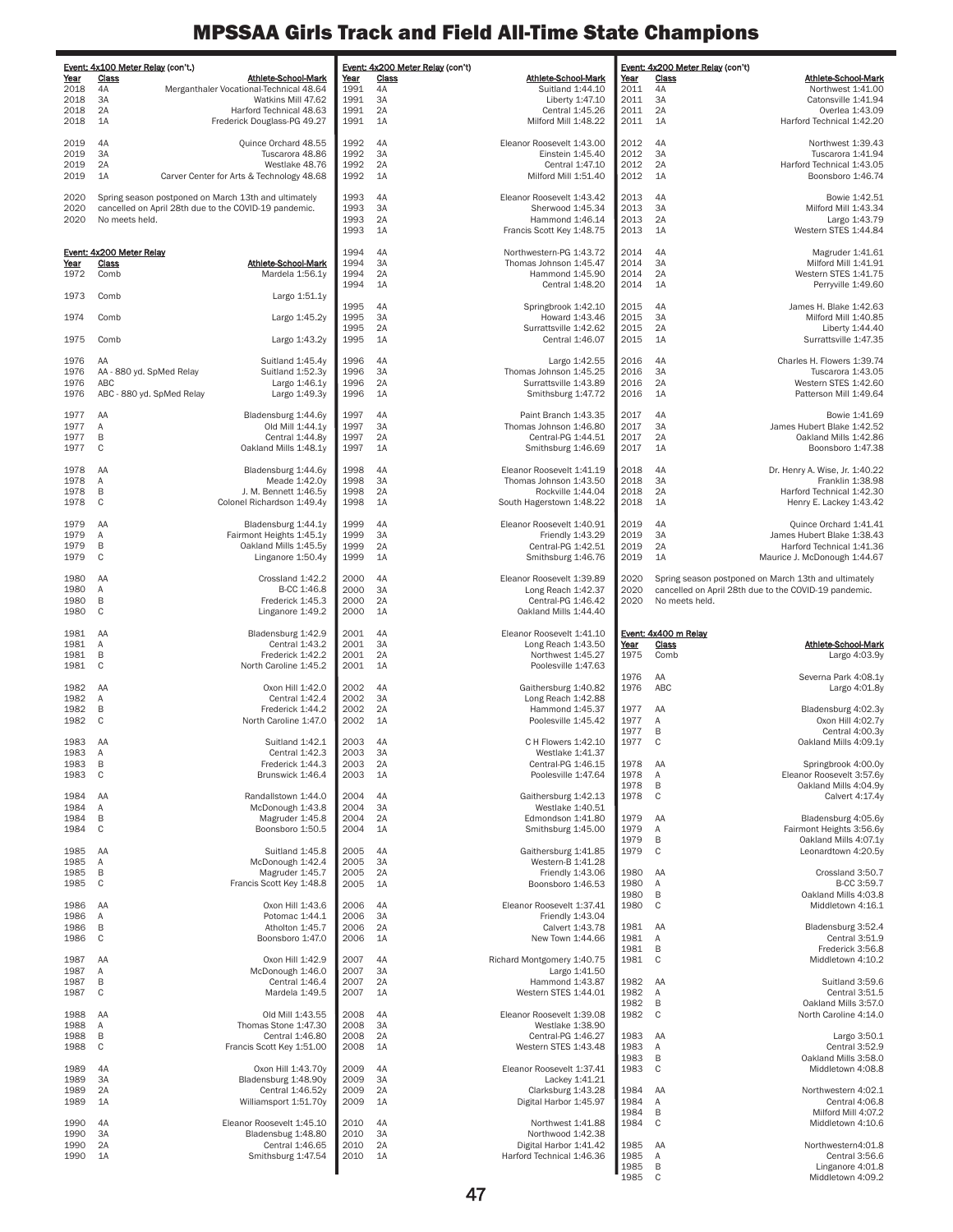# MPSSAA Girls Track and Field All-Time State Champions

**Event: 4x100 Meter Relay (con't.)**

| Year | Class | Athlete-School-Mark |
|---|---|---|
| 2018 | 4A | Merganthaler Vocational-Technical 48.64 |
| 2018 | 3A | Watkins Mill 47.62 |
| 2018 | 2A | Harford Technical 48.63 |
| 2018 | 1A | Frederick Douglass-PG 49.27 |
| 2019 | 4A | Quince Orchard 48.55 |
| 2019 | 3A | Tuscarora 48.86 |
| 2019 | 2A | Westlake 48.76 |
| 2019 | 1A | Carver Center for Arts & Technology 48.68 |
| 2020 | | Spring season postponed on March 13th and ultimately |
| 2020 | | cancelled on April 28th due to the COVID-19 pandemic. |
| 2020 | | No meets held. |

**Event: 4x200 Meter Relay**

| Year | Class | Athlete-School-Mark |
|---|---|---|
| 1972 | Comb | Mardela 1:56.1y |
| 1973 | Comb | Largo 1:51.1y |
| 1974 | Comb | Largo 1:45.2y |
| 1975 | Comb | Largo 1:43.2y |
| 1976 | AA | Suitland 1:45.4y |
| 1976 | AA - 880 yd. SpMed Relay | Suitland 1:52.3y |
| 1976 | ABC | Largo 1:46.1y |
| 1976 | ABC - 880 yd. SpMed Relay | Largo 1:49.3y |
| 1977 | AA | Bladensburg 1:44.6y |
| 1977 | A | Old Mill 1:44.1y |
| 1977 | B | Central 1:44.8y |
| 1977 | C | Oakland Mills 1:48.1y |
| 1978 | AA | Bladensburg 1:44.6y |
| 1978 | A | Meade 1:42.0y |
| 1978 | B | J. M. Bennett 1:46.5y |
| 1978 | C | Colonel Richardson 1:49.4y |
| 1979 | AA | Bladensburg 1:44.1y |
| 1979 | A | Fairmont Heights 1:45.1y |
| 1979 | B | Oakland Mills 1:45.5y |
| 1979 | C | Linganore 1:50.4y |
| 1980 | AA | Crossland 1:42.2 |
| 1980 | A | B-CC 1:46.8 |
| 1980 | B | Frederick 1:45.3 |
| 1980 | C | Linganore 1:49.2 |
| 1981 | AA | Bladensburg 1:42.9 |
| 1981 | A | Central 1:43.2 |
| 1981 | B | Frederick 1:42.2 |
| 1981 | C | North Caroline 1:45.2 |
| 1982 | AA | Oxon Hill 1:42.0 |
| 1982 | A | Central 1:42.4 |
| 1982 | B | Frederick 1:44.2 |
| 1982 | C | North Caroline 1:47.0 |
| 1983 | AA | Suitland 1:42.1 |
| 1983 | A | Central 1:42.3 |
| 1983 | B | Frederick 1:44.3 |
| 1983 | C | Brunswick 1:46.4 |
| 1984 | AA | Randallstown 1:44.0 |
| 1984 | A | McDonough 1:43.8 |
| 1984 | B | Magruder 1:45.8 |
| 1984 | C | Boonsboro 1:50.5 |
| 1985 | AA | Suitland 1:45.8 |
| 1985 | A | McDonough 1:42.4 |
| 1985 | B | Magruder 1:45.7 |
| 1985 | C | Francis Scott Key 1:48.8 |
| 1986 | AA | Oxon Hill 1:43.6 |
| 1986 | A | Potomac 1:44.1 |
| 1986 | B | Atholton 1:45.7 |
| 1986 | C | Boonsboro 1:47.0 |
| 1987 | AA | Oxon Hill 1:42.9 |
| 1987 | A | McDonough 1:46.0 |
| 1987 | B | Central 1:46.4 |
| 1987 | C | Mardela 1:49.5 |
| 1988 | AA | Old Mill 1:43.55 |
| 1988 | A | Thomas Stone 1:47.30 |
| 1988 | B | Central 1:46.80 |
| 1988 | C | Francis Scott Key 1:51.00 |
| 1989 | 4A | Oxon Hill 1:43.70y |
| 1989 | 3A | Bladensburg 1:48.90y |
| 1989 | 2A | Central 1:46.52y |
| 1989 | 1A | Williamsport 1:51.70y |
| 1990 | 4A | Eleanor Roosevelt 1:45.10 |
| 1990 | 3A | Bladensbug 1:48.80 |
| 1990 | 2A | Central 1:46.65 |
| 1990 | 1A | Smithsburg 1:47.54 |
| 1991 | 4A | Suitland 1:44.10 |
| 1991 | 3A | Liberty 1:47.10 |
| 1991 | 2A | Central 1:45.26 |
| 1991 | 1A | Milford Mill 1:48.22 |
| 1992 | 4A | Eleanor Roosevelt 1:43.00 |
| 1992 | 3A | Einstein 1:45.40 |
| 1992 | 2A | Central 1:47.10 |
| 1992 | 1A | Milford Mill 1:51.40 |
| 1993 | 4A | Eleanor Roosevelt 1:43.42 |
| 1993 | 3A | Sherwood 1:45.34 |
| 1993 | 2A | Hammond 1:46.14 |
| 1993 | 1A | Francis Scott Key 1:48.75 |
| 1994 | 4A | Northwestern-PG 1:43.72 |
| 1994 | 3A | Thomas Johnson 1:45.47 |
| 1994 | 2A | Hammond 1:45.90 |
| 1994 | 1A | Central 1:48.20 |
| 1995 | 4A | Springbrook 1:42.10 |
| 1995 | 3A | Howard 1:43.46 |
| 1995 | 2A | Surrattsville 1:42.62 |
| 1995 | 1A | Central 1:46.07 |
| 1996 | 4A | Largo 1:42.55 |
| 1996 | 3A | Thomas Johnson 1:45.25 |
| 1996 | 2A | Surrattsville 1:43.89 |
| 1996 | 1A | Smithsburg 1:47.72 |
| 1997 | 4A | Paint Branch 1:43.35 |
| 1997 | 3A | Thomas Johnson 1:46.80 |
| 1997 | 2A | Central-PG 1:44.51 |
| 1997 | 1A | Smithsburg 1:46.69 |
| 1998 | 4A | Eleanor Roosevelt 1:41.19 |
| 1998 | 3A | Thomas Johnson 1:43.50 |
| 1998 | 2A | Rockville 1:44.04 |
| 1998 | 1A | South Hagerstown 1:48.22 |
| 1999 | 4A | Eleanor Roosevelt 1:40.91 |
| 1999 | 3A | Friendly 1:43.29 |
| 1999 | 2A | Central-PG 1:42.51 |
| 1999 | 1A | Smithsburg 1:46.76 |
| 2000 | 4A | Eleanor Roosevelt 1:39.89 |
| 2000 | 3A | Long Reach 1:42.37 |
| 2000 | 2A | Central-PG 1:46.42 |
| 2000 | 1A | Oakland Mills 1:44.40 |
| 2001 | 4A | Eleanor Roosevelt 1:41.10 |
| 2001 | 3A | Long Reach 1:43.50 |
| 2001 | 2A | Northwest 1:45.27 |
| 2001 | 1A | Poolesville 1:47.63 |
| 2002 | 4A | Gaithersburg 1:40.82 |
| 2002 | 3A | Long Reach 1:42.88 |
| 2002 | 2A | Hammond 1:45.37 |
| 2002 | 1A | Poolesville 1:45.42 |
| 2003 | 4A | C H Flowers 1:42.10 |
| 2003 | 3A | Westlake 1:41.37 |
| 2003 | 2A | Central-PG 1:46.15 |
| 2003 | 1A | Poolesville 1:47.64 |
| 2004 | 4A | Gaithersburg 1:42.13 |
| 2004 | 3A | Westlake 1:40.51 |
| 2004 | 2A | Edmondson 1:41.80 |
| 2004 | 1A | Smithsburg 1:45.00 |
| 2005 | 4A | Gaithersburg 1:41.85 |
| 2005 | 3A | Western-B 1:41.28 |
| 2005 | 2A | Friendly 1:43.06 |
| 2005 | 1A | Boonsboro 1:46.53 |
| 2006 | 4A | Eleanor Roosevelt 1:37.41 |
| 2006 | 3A | Friendly 1:43.04 |
| 2006 | 2A | Calvert 1:43.78 |
| 2006 | 1A | New Town 1:44.66 |
| 2007 | 4A | Richard Montgomery 1:40.75 |
| 2007 | 3A | Largo 1:41.50 |
| 2007 | 2A | Hammond 1:43.87 |
| 2007 | 1A | Western STES 1:44.01 |
| 2008 | 4A | Eleanor Roosevelt 1:39.08 |
| 2008 | 3A | Westlake 1:38.90 |
| 2008 | 2A | Central-PG 1:46.27 |
| 2008 | 1A | Western STES 1:43.48 |
| 2009 | 4A | Eleanor Roosevelt 1:37.41 |
| 2009 | 3A | Lackey 1:41.21 |
| 2009 | 2A | Clarksburg 1:43.28 |
| 2009 | 1A | Digital Harbor 1:45.97 |
| 2010 | 4A | Northwest 1:41.88 |
| 2010 | 3A | Northwood 1:42.38 |
| 2010 | 2A | Digital Harbor 1:41.42 |
| 2010 | 1A | Harford Technical 1:46.36 |
| 2011 | 4A | Northwest 1:41.00 |
| 2011 | 3A | Catonsville 1:41.94 |
| 2011 | 2A | Overlea 1:43.09 |
| 2011 | 1A | Harford Technical 1:42.20 |
| 2012 | 4A | Northwest 1:39.43 |
| 2012 | 3A | Tuscarora 1:41.94 |
| 2012 | 2A | Harford Technical 1:43.05 |
| 2012 | 1A | Boonsboro 1:46.74 |
| 2013 | 4A | Bowie 1:42.51 |
| 2013 | 3A | Milford Mill 1:43.34 |
| 2013 | 2A | Largo 1:43.79 |
| 2013 | 1A | Western STES 1:44.84 |
| 2014 | 4A | Magruder 1:41.61 |
| 2014 | 3A | Milford Mill 1:41.91 |
| 2014 | 2A | Western STES 1:41.75 |
| 2014 | 1A | Perryville 1:49.60 |
| 2015 | 4A | James H. Blake 1:42.63 |
| 2015 | 3A | Milford Mill 1:40.85 |
| 2015 | 2A | Liberty 1:44.40 |
| 2015 | 1A | Surrattsville 1:47.35 |
| 2016 | 4A | Charles H. Flowers 1:39.74 |
| 2016 | 3A | Tuscarora 1:43.05 |
| 2016 | 2A | Western STES 1:42.60 |
| 2016 | 1A | Patterson Mill 1:49.64 |
| 2017 | 4A | Bowie 1:41.69 |
| 2017 | 3A | James Hubert Blake 1:42.52 |
| 2017 | 2A | Oakland Mills 1:42.86 |
| 2017 | 1A | Boonsboro 1:47.38 |
| 2018 | 4A | Dr. Henry A. Wise, Jr. 1:40.22 |
| 2018 | 3A | Franklin 1:38.98 |
| 2018 | 2A | Harford Technical 1:42.30 |
| 2018 | 1A | Henry E. Lackey 1:43.42 |
| 2019 | 4A | Quince Orchard 1:41.41 |
| 2019 | 3A | James Hubert Blake 1:38.43 |
| 2019 | 2A | Harford Technical 1:41.36 |
| 2019 | 1A | Maurice J. McDonough 1:44.67 |
| 2020 | | Spring season postponed on March 13th and ultimately |
| 2020 | | cancelled on April 28th due to the COVID-19 pandemic. |
| 2020 | | No meets held. |

**Event: 4x400 m Relay**

| Year | Class | Athlete-School-Mark |
|---|---|---|
| 1975 | Comb | Largo 4:03.9y |
| 1976 | AA | Severna Park 4:08.1y |
| 1976 | ABC | Largo 4:01.8y |
| 1977 | AA | Bladensburg 4:02.3y |
| 1977 | A | Oxon Hill 4:02.7y |
| 1977 | B | Central 4:00.3y |
| 1977 | C | Oakland Mills 4:09.1y |
| 1978 | AA | Springbrook 4:00.0y |
| 1978 | A | Eleanor Roosevelt 3:57.6y |
| 1978 | B | Oakland Mills 4:04.9y |
| 1978 | C | Calvert 4:17.4y |
| 1979 | AA | Bladensburg 4:05.6y |
| 1979 | A | Fairmont Heights 3:56.6y |
| 1979 | B | Oakland Mills 4:07.1y |
| 1979 | C | Leonardtown 4:20.5y |
| 1980 | AA | Crossland 3:50.7 |
| 1980 | A | B-CC 3:59.7 |
| 1980 | B | Oakland Mills 4:03.8 |
| 1980 | C | Middletown 4:16.1 |
| 1981 | AA | Bladensburg 3:52.4 |
| 1981 | A | Central 3:51.9 |
| 1981 | B | Frederick 3:56.8 |
| 1981 | C | Middletown 4:10.2 |
| 1982 | AA | Suitland 3:59.6 |
| 1982 | A | Central 3:51.5 |
| 1982 | B | Oakland Mills 3:57.0 |
| 1982 | C | North Caroline 4:14.0 |
| 1983 | AA | Largo 3:50.1 |
| 1983 | A | Central 3:52.9 |
| 1983 | B | Oakland Mills 3:58.0 |
| 1983 | C | Middletown 4:08.8 |
| 1984 | AA | Northwestern 4:02.1 |
| 1984 | A | Central 4:06.8 |
| 1984 | B | Milford Mill 4:07.2 |
| 1984 | C | Middletown 4:10.6 |
| 1985 | AA | Northwestern4:01.8 |
| 1985 | A | Central 3:56.6 |
| 1985 | B | Linganore 4:01.8 |
| 1985 | C | Middletown 4:09.2 |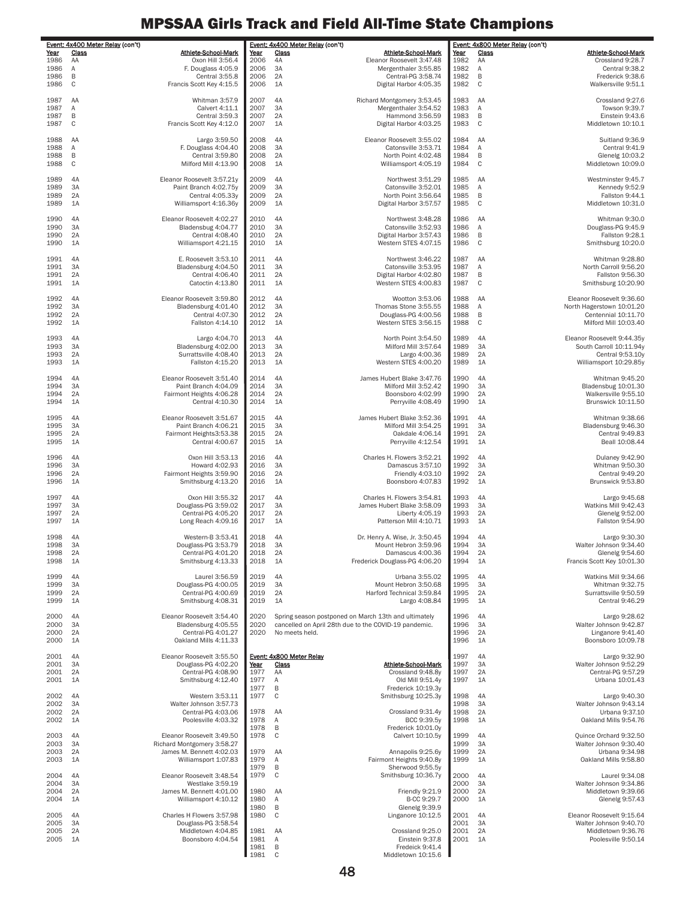# MPSSAA Girls Track and Field All-Time State Champions

**Event: 4x400 Meter Relay (con't)**

| Year | Class | Athlete-School-Mark |
|---|---|---|
| 1986 | AA | Oxon Hill 3:56.4 |
| 1986 | A | F. Douglass 4:05.9 |
| 1986 | B | Central 3:55.8 |
| 1986 | C | Francis Scott Key 4:15.5 |
| 1987 | AA | Whitman 3:57.9 |
| 1987 | A | Calvert 4:11.1 |
| 1987 | B | Central 3:59.3 |
| 1987 | C | Francis Scott Key 4:12.0 |
| 1988 | AA | Largo 3:59.50 |
| 1988 | A | F. Douglass 4:04.40 |
| 1988 | B | Central 3:59.80 |
| 1988 | C | Milford Mill 4:13.90 |
| 1989 | 4A | Eleanor Roosevelt 3:57.21y |
| 1989 | 3A | Paint Branch 4:02.75y |
| 1989 | 2A | Central 4:05.33y |
| 1989 | 1A | Williamsport 4:16.36y |
| 1990 | 4A | Eleanor Roosevelt 4:02.27 |
| 1990 | 3A | Bladensbug 4:04.77 |
| 1990 | 2A | Central 4:08.40 |
| 1990 | 1A | Williamsport 4:21.15 |
| 1991 | 4A | E. Roosevelt 3:53.10 |
| 1991 | 3A | Bladensburg 4:04.50 |
| 1991 | 2A | Central 4:06.40 |
| 1991 | 1A | Catoctin 4:13.80 |
| 1992 | 4A | Eleanor Roosevelt 3:59.80 |
| 1992 | 3A | Bladensburg 4:01.40 |
| 1992 | 2A | Central 4:07.30 |
| 1992 | 1A | Fallston 4:14.10 |
| 1993 | 4A | Largo 4:04.70 |
| 1993 | 3A | Bladensburg 4:02.00 |
| 1993 | 2A | Surrattsville 4:08.40 |
| 1993 | 1A | Fallston 4:15.20 |
| 1994 | 4A | Eleanor Roosevelt 3:51.40 |
| 1994 | 3A | Paint Branch 4:04.09 |
| 1994 | 2A | Fairmont Heights 4:06.28 |
| 1994 | 1A | Central 4:10.30 |
| 1995 | 4A | Eleanor Roosevelt 3:51.67 |
| 1995 | 3A | Paint Branch 4:06.21 |
| 1995 | 2A | Fairmont Heights3:53.38 |
| 1995 | 1A | Central 4:00.67 |
| 1996 | 4A | Oxon Hill 3:53.13 |
| 1996 | 3A | Howard 4:02.93 |
| 1996 | 2A | Fairmont Heights 3:59.90 |
| 1996 | 1A | Smithsburg 4:13.20 |
| 1997 | 4A | Oxon Hill 3:55.32 |
| 1997 | 3A | Douglass-PG 3:59.02 |
| 1997 | 2A | Central-PG 4:05.20 |
| 1997 | 1A | Long Reach 4:09.16 |
| 1998 | 4A | Western-B 3:53.41 |
| 1998 | 3A | Douglass-PG 3:53.79 |
| 1998 | 2A | Central-PG 4:01.20 |
| 1998 | 1A | Smithsburg 4:13.33 |
| 1999 | 4A | Laurel 3:56.59 |
| 1999 | 3A | Douglass-PG 4:00.05 |
| 1999 | 2A | Central-PG 4:00.69 |
| 1999 | 1A | Smithsburg 4:08.31 |
| 2000 | 4A | Eleanor Roosevelt 3:54.40 |
| 2000 | 3A | Bladensburg 4:05.55 |
| 2000 | 2A | Central-PG 4:01.27 |
| 2000 | 1A | Oakland Mills 4:11.33 |
| 2001 | 4A | Eleanor Roosevelt 3:55.50 |
| 2001 | 3A | Douglass-PG 4:02.20 |
| 2001 | 2A | Central-PG 4:08.90 |
| 2001 | 1A | Smithsburg 4:12.40 |
| 2002 | 4A | Western 3:53.11 |
| 2002 | 3A | Walter Johnson 3:57.73 |
| 2002 | 2A | Central-PG 4:03.06 |
| 2002 | 1A | Poolesville 4:03.32 |
| 2003 | 4A | Eleanor Roosevelt 3:49.50 |
| 2003 | 3A | Richard Montgomery 3:58.27 |
| 2003 | 2A | James M. Bennett 4:02.03 |
| 2003 | 1A | Williamsport 1:07.83 |
| 2004 | 4A | Eleanor Roosevelt 3:48.54 |
| 2004 | 3A | Westlake 3:59.19 |
| 2004 | 2A | James M. Bennett 4:01.00 |
| 2004 | 1A | Williamsport 4:10.12 |
| 2005 | 4A | Charles H Flowers 3:57.98 |
| 2005 | 3A | Douglass-PG 3:58.54 |
| 2005 | 2A | Middletown 4:04.85 |
| 2005 | 1A | Boonsboro 4:04.54 |
| 2006 | 4A | Eleanor Roosevelt 3:47.48 |
| 2006 | 3A | Mergenthaler 3:55.85 |
| 2006 | 2A | Central-PG 3:58.74 |
| 2006 | 1A | Digital Harbor 4:05.35 |
| 2007 | 4A | Richard Montgomery 3:53.45 |
| 2007 | 3A | Mergenthaler 3:54.52 |
| 2007 | 2A | Hammond 3:56.59 |
| 2007 | 1A | Digital Harbor 4:03.25 |
| 2008 | 4A | Eleanor Roosevelt 3:55.02 |
| 2008 | 3A | Catonsville 3:53.71 |
| 2008 | 2A | North Point 4:02.48 |
| 2008 | 1A | Williamsport 4:05.19 |
| 2009 | 4A | Northwest 3:51.29 |
| 2009 | 3A | Catonsville 3:52.01 |
| 2009 | 2A | North Point 3:56.64 |
| 2009 | 1A | Digital Harbor 3:57.57 |
| 2010 | 4A | Northwest 3:48.28 |
| 2010 | 3A | Catonsville 3:52.93 |
| 2010 | 2A | Digital Harbor 3:57.43 |
| 2010 | 1A | Western STES 4:07.15 |
| 2011 | 4A | Northwest 3:46.22 |
| 2011 | 3A | Catonsville 3:53.95 |
| 2011 | 2A | Digital Harbor 4:02.80 |
| 2011 | 1A | Western STES 4:00.83 |
| 2012 | 4A | Wootton 3:53.06 |
| 2012 | 3A | Thomas Stone 3:55.55 |
| 2012 | 2A | Douglas-PG 4:00.56 |
| 2012 | 1A | Western STES 3:56.15 |
| 2013 | 4A | North Point 3:54.50 |
| 2013 | 3A | Milford Mill 3:57.64 |
| 2013 | 2A | Largo 4:00.36 |
| 2013 | 1A | Western STES 4:00.20 |
| 2014 | 4A | James Hubert Blake 3:47.76 |
| 2014 | 3A | Milford Mill 3:52.42 |
| 2014 | 2A | Boonsboro 4:02.99 |
| 2014 | 1A | Perryville 4:08.49 |
| 2015 | 4A | James Hubert Blake 3:52.36 |
| 2015 | 3A | Milford Mill 3:54.25 |
| 2015 | 2A | Oakdale 4:06.14 |
| 2015 | 1A | Perryville 4:12.54 |
| 2016 | 4A | Charles H. Flowers 3:52.21 |
| 2016 | 3A | Damascus 3:57.10 |
| 2016 | 2A | Friendly 4:03.10 |
| 2016 | 1A | Boonsboro 4:07.83 |
| 2017 | 4A | Charles H. Flowers 3:54.81 |
| 2017 | 3A | James Hubert Blake 3:58.09 |
| 2017 | 2A | Liberty 4:05.19 |
| 2017 | 1A | Patterson Mill 4:10.71 |
| 2018 | 4A | Dr. Henry A. Wise, Jr. 3:50.45 |
| 2018 | 3A | Mount Hebron 3:59.96 |
| 2018 | 2A | Damascus 4:00.36 |
| 2018 | 1A | Frederick Douglass-PG 4:06.20 |
| 2019 | 4A | Urbana 3:55.02 |
| 2019 | 3A | Mount Hebron 3:50.68 |
| 2019 | 2A | Harford Technical 3:59.84 |
| 2019 | 1A | Largo 4:08.84 |

2020 Spring season postponed on March 13th and ultimately cancelled on April 28th due to the COVID-19 pandemic. No meets held.

**Event: 4x800 Meter Relay**

| Year | Class | Athlete-School-Mark |
|---|---|---|
| 1977 | AA | Crossland 9:48.8y |
| 1977 | A | Old Mill 9:51.4y |
| 1977 | B | Frederick 10:19.3y |
| 1977 | C | Smithsburg 10:25.3y |
| 1978 | AA | Crossland 9:31.4y |
| 1978 | A | BCC 9:39.5y |
| 1978 | B | Frederick 10:01.0y |
| 1978 | C | Calvert 10:10.5y |
| 1979 | AA | Annapolis 9:25.6y |
| 1979 | A | Fairmont Heights 9:40.8y |
| 1979 | B | Sherwood 9:55.5y |
| 1979 | C | Smithsburg 10:36.7y |
| 1980 | AA | Friendly 9:21.9 |
| 1980 | A | B-CC 9:29.7 |
| 1980 | B | Glenelg 9:39.9 |
| 1980 | C | Linganore 10:12.5 |
| 1981 | AA | Crossland 9:25.0 |
| 1981 | A | Einstein 9:37.8 |
| 1981 | B | Fredeick 9:41.4 |
| 1981 | C | Middletown 10:15.6 |
| 1982 | AA | Crossland 9:28.7 |
| 1982 | A | Central 9:38.2 |
| 1982 | B | Frederick 9:38.6 |
| 1982 | C | Walkersville 9:51.1 |
| 1983 | AA | Crossland 9:27.6 |
| 1983 | A | Towson 9:39.7 |
| 1983 | B | Einstein 9:43.6 |
| 1983 | C | Middletown 10:10.1 |
| 1984 | AA | Suitland 9:36.9 |
| 1984 | A | Central 9:41.9 |
| 1984 | B | Glenelg 10:03.2 |
| 1984 | C | Middletown 10:09.0 |
| 1985 | AA | Westminster 9:45.7 |
| 1985 | A | Kennedy 9:52.9 |
| 1985 | B | Fallston 9:44.1 |
| 1985 | C | Middletown 10:31.0 |
| 1986 | AA | Whitman 9:30.0 |
| 1986 | A | Douglas-PG 9:45.9 |
| 1986 | B | Fallston 9:28.1 |
| 1986 | C | Smithsburg 10:20.0 |
| 1987 | AA | Whitman 9:28.80 |
| 1987 | A | North Carroll 9:56.20 |
| 1987 | B | Fallston 9:56.30 |
| 1987 | C | Smithsburg 10:20.90 |
| 1988 | AA | Eleanor Roosevelt 9:36.60 |
| 1988 | A | North Hagerstown 10:01.20 |
| 1988 | B | Centennial 10:11.70 |
| 1988 | C | Milford Mill 10:03.40 |
| 1989 | 4A | Eleanor Roosevelt 9:44.35y |
| 1989 | 3A | South Carroll 10:11.94y |
| 1989 | 2A | Central 9:53.10y |
| 1989 | 1A | Williamsport 10:29.85y |
| 1990 | 4A | Whitman 9:45.20 |
| 1990 | 3A | Bladensbug 10:01.30 |
| 1990 | 2A | Walkersville 9:55.10 |
| 1990 | 1A | Brunswick 10:11.50 |
| 1991 | 4A | Whitman 9:38.66 |
| 1991 | 3A | Bladensburg 9:46.30 |
| 1991 | 2A | Central 9:49.83 |
| 1991 | 1A | Beall 10:08.44 |
| 1992 | 4A | Dulaney 9:42.90 |
| 1992 | 3A | Whitman 9:50.30 |
| 1992 | 2A | Central 9:49.20 |
| 1992 | 1A | Brunswick 9:53.80 |
| 1993 | 4A | Largo 9:45.68 |
| 1993 | 3A | Watkins Mill 9:42.43 |
| 1993 | 2A | Glenelg 9:52.00 |
| 1993 | 1A | Fallston 9:54.90 |
| 1994 | 4A | Largo 9:30.30 |
| 1994 | 3A | Walter Johnson 9:34.40 |
| 1994 | 2A | Glenelg 9:54.60 |
| 1994 | 1A | Francis Scott Key 10:01.30 |
| 1995 | 4A | Watkins Mill 9:34.66 |
| 1995 | 3A | Whitman 9:32.75 |
| 1995 | 2A | Surrattsville 9:50.59 |
| 1995 | 1A | Central 9:46.29 |
| 1996 | 4A | Largo 9:28.62 |
| 1996 | 3A | Walter Johnson 9:42.87 |
| 1996 | 2A | Linganore 9:41.40 |
| 1996 | 1A | Boonsboro 10:09.78 |
| 1997 | 4A | Largo 9:32.90 |
| 1997 | 3A | Walter Johnson 9:52.29 |
| 1997 | 2A | Central-PG 9:57.29 |
| 1997 | 1A | Urbana 10:01.43 |
| 1998 | 4A | Largo 9:40.30 |
| 1998 | 3A | Walter Johnson 9:43.14 |
| 1998 | 2A | Urbana 9:37.10 |
| 1998 | 1A | Oakland Mills 9:54.76 |
| 1999 | 4A | Quince Orchard 9:32.50 |
| 1999 | 3A | Walter Johnson 9:30.40 |
| 1999 | 2A | Urbana 9:34.98 |
| 1999 | 1A | Oakland Mills 9:58.80 |
| 2000 | 4A | Laurel 9:34.08 |
| 2000 | 3A | Walter Johnson 9:34.86 |
| 2000 | 2A | Middletown 9:39.66 |
| 2000 | 1A | Glenelg 9:57.43 |
| 2001 | 4A | Eleanor Roosevelt 9:15.64 |
| 2001 | 3A | Walter Johnson 9:40.70 |
| 2001 | 2A | Middletown 9:36.76 |
| 2001 | 1A | Poolesville 9:50.14 |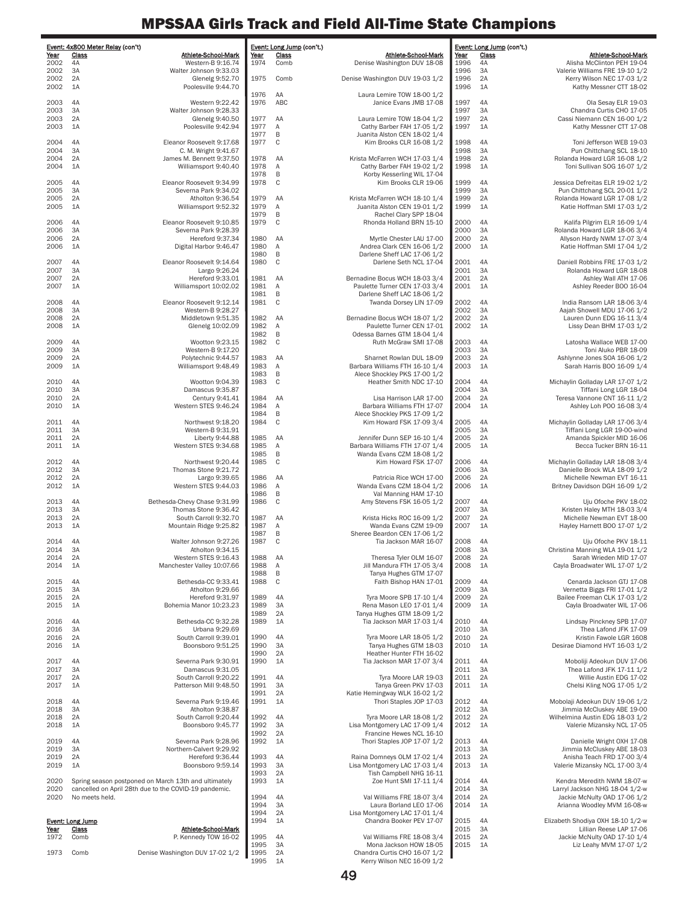# MPSSAA Girls Track and Field All-Time State Champions

**Event: 4x800 Meter Relay (con't)**

| Year | Class | Athlete-School-Mark |
|---|---|---|
| 2002 | 4A | Western-B 9:16.74 |
| 2002 | 3A | Walter Johnson 9:33.03 |
| 2002 | 2A | Glenelg 9:52.70 |
| 2002 | 1A | Poolesville 9:44.70 |
| 2003 | 4A | Western 9:22.42 |
| 2003 | 3A | Walter Johnson 9:28.33 |
| 2003 | 2A | Glenelg 9:40.50 |
| 2003 | 1A | Poolesville 9:42.94 |
| 2004 | 4A | Eleanor Roosevelt 9:17.68 |
| 2004 | 3A | C. M. Wright 9:41.67 |
| 2004 | 2A | James M. Bennett 9:37.50 |
| 2004 | 1A | Williamsport 9:40.40 |
| 2005 | 4A | Eleanor Roosevelt 9:34.99 |
| 2005 | 3A | Severna Park 9:34.02 |
| 2005 | 2A | Atholton 9:36.54 |
| 2005 | 1A | Williamsport 9:52.32 |
| 2006 | 4A | Eleanor Roosevelt 9:10.85 |
| 2006 | 3A | Severna Park 9:28.39 |
| 2006 | 2A | Hereford 9:37.34 |
| 2006 | 1A | Digital Harbor 9:46.47 |
| 2007 | 4A | Eleanor Roosevelt 9:14.64 |
| 2007 | 3A | Largo 9:26.24 |
| 2007 | 2A | Hereford 9:33.01 |
| 2007 | 1A | Williamsport 10:02.02 |
| 2008 | 4A | Eleanor Roosevelt 9:12.14 |
| 2008 | 3A | Western-B 9:28.27 |
| 2008 | 2A | Middletown 9:51.35 |
| 2008 | 1A | Glenelg 10:02.09 |
| 2009 | 4A | Wootton 9:23.15 |
| 2009 | 3A | Western-B 9:17.20 |
| 2009 | 2A | Polytechnic 9:44.57 |
| 2009 | 1A | Williamsport 9:48.49 |
| 2010 | 4A | Wootton 9:04.39 |
| 2010 | 3A | Damascus 9:35.87 |
| 2010 | 2A | Century 9:41.41 |
| 2010 | 1A | Western STES 9:46.24 |
| 2011 | 4A | Northwest 9:18.20 |
| 2011 | 3A | Western-B 9:31.91 |
| 2011 | 2A | Liberty 9:44.88 |
| 2011 | 1A | Western STES 9:34.68 |
| 2012 | 4A | Northwest 9:20.44 |
| 2012 | 3A | Thomas Stone 9:21.72 |
| 2012 | 2A | Largo 9:39.65 |
| 2012 | 1A | Western STES 9:44.03 |
| 2013 | 4A | Bethesda-Chevy Chase 9:31.99 |
| 2013 | 3A | Thomas Stone 9:36.42 |
| 2013 | 2A | South Carroll 9:32.70 |
| 2013 | 1A | Mountain Ridge 9:25.82 |
| 2014 | 4A | Walter Johnson 9:27.26 |
| 2014 | 3A | Atholton 9:34.15 |
| 2014 | 2A | Western STES 9:16.43 |
| 2014 | 1A | Manchester Valley 10:07.66 |
| 2015 | 4A | Bethesda-CC 9:33.41 |
| 2015 | 3A | Atholton 9:29.66 |
| 2015 | 2A | Hereford 9:31.97 |
| 2015 | 1A | Bohemia Manor 10:23.23 |
| 2016 | 4A | Bethesda-CC 9:32.28 |
| 2016 | 3A | Urbana 9:29.69 |
| 2016 | 2A | South Carroll 9:39.01 |
| 2016 | 1A | Boonsboro 9:51.25 |
| 2017 | 4A | Severna Park 9:30.91 |
| 2017 | 3A | Damascus 9:31.05 |
| 2017 | 2A | South Carroll 9:20.22 |
| 2017 | 1A | Patterson Mill 9:48.50 |
| 2018 | 4A | Severna Park 9:19.46 |
| 2018 | 3A | Atholton 9:38.87 |
| 2018 | 2A | South Carroll 9:20.44 |
| 2018 | 1A | Boonsboro 9:45.77 |
| 2019 | 4A | Severna Park 9:28.96 |
| 2019 | 3A | Northern-Calvert 9:29.92 |
| 2019 | 2A | Hereford 9:36.44 |
| 2019 | 1A | Boonsboro 9:59.14 |
| 2020 | | Spring season postponed on March 13th and ultimately |
| 2020 | | cancelled on April 28th due to the COVID-19 pandemic. |
| 2020 | | No meets held. |

**Event: Long Jump**

| Year | Class | Athlete-School-Mark |
|---|---|---|
| 1972 | Comb | P. Kennedy TOW 16-02 |
| 1973 | Comb | Denise Washington DUV 17-02 1/2 |
| 1974 | Comb | Denise Washington DUV 18-08 |
| 1975 | Comb | Denise Washington DUV 19-03 1/2 |
| 1976 | AA | Laura Lemire TOW 18-00 1/2 |
| 1976 | ABC | Janice Evans JMB 17-08 |
| 1977 | AA | Laura Lemire TOW 18-04 1/2 |
| 1977 | A | Cathy Barber FAH 17-05 1/2 |
| 1977 | B | Juanita Alston CEN 18-02 1/4 |
| 1977 | C | Kim Brooks CLR 16-08 1/2 |
| 1978 | AA | Krista McFarren WCH 17-03 1/4 |
| 1978 | A | Cathy Barber FAH 19-02 1/2 |
| 1978 | B | Korby Kesserling WIL 17-04 |
| 1978 | C | Kim Brooks CLR 19-06 |
| 1979 | AA | Krista McFarren WCH 18-10 1/4 |
| 1979 | A | Juanita Alston CEN 19-01 1/2 |
| 1979 | B | Rachel Clary SPP 18-04 |
| 1979 | C | Rhonda Holland BRN 15-10 |
| 1980 | AA | Myrtle Chester LAU 17-00 |
| 1980 | A | Andrea Clark CEN 16-06 1/2 |
| 1980 | B | Darlene Sheff LAC 17-06 1/2 |
| 1980 | C | Darlene Seth NCL 17-04 |
| 1981 | AA | Bernadine Bocus WCH 18-03 3/4 |
| 1981 | A | Paulette Turner CEN 17-03 3/4 |
| 1981 | B | Darlene Sheff LAC 18-06 1/2 |
| 1981 | C | Twanda Dorsey LIN 17-09 |
| 1982 | AA | Bernadine Bocus WCH 18-07 1/2 |
| 1982 | A | Paulette Turner CEN 17-01 |
| 1982 | B | Odessa Barnes GTM 18-04 1/4 |
| 1982 | C | Ruth McGraw SMI 17-08 |
| 1983 | AA | Sharnet Rowlan DUL 18-09 |
| 1983 | A | Barbara Williams FTH 16-10 1/4 |
| 1983 | B | Alece Shockley PKS 17-00 1/2 |
| 1983 | C | Heather Smith NDC 17-10 |
| 1984 | AA | Lisa Harrison LAR 17-00 |
| 1984 | A | Barbara Williams FTH 17-07 |
| 1984 | B | Alece Shockley PKS 17-09 1/2 |
| 1984 | C | Kim Howard FSK 17-09 3/4 |
| 1985 | AA | Jennifer Dunn SEP 16-10 1/4 |
| 1985 | A | Barbara Williams FTH 17-07 1/4 |
| 1985 | B | Wanda Evans CZM 18-08 1/2 |
| 1985 | C | Kim Howard FSK 17-07 |
| 1986 | AA | Patricia Rice WCH 17-00 |
| 1986 | A | Wanda Evans CZM 18-04 1/2 |
| 1986 | B | Val Manning HAM 17-10 |
| 1986 | C | Amy Stevens FSK 16-05 1/2 |
| 1987 | AA | Krista Hicks ROC 16-09 1/2 |
| 1987 | A | Wanda Evans CZM 19-09 |
| 1987 | B | Sheree Beardon CEN 17-06 1/2 |
| 1987 | C | Tia Jackson MAR 16-07 |
| 1988 | AA | Theresa Tyler OLM 16-07 |
| 1988 | A | Jill Mandura FTH 17-05 3/4 |
| 1988 | B | Tanya Hughes GTM 17-07 |
| 1988 | C | Faith Bishop HAN 17-01 |
| 1989 | 4A | Tyra Moore SPB 17-10 1/4 |
| 1989 | 3A | Rena Mason LEO 17-01 1/4 |
| 1989 | 2A | Tanya Hughes GTM 18-09 1/2 |
| 1989 | 1A | Tia Jackson MAR 17-03 1/4 |
| 1990 | 4A | Tyra Moore LAR 18-05 1/2 |
| 1990 | 3A | Tanya Hughes GTM 18-03 |
| 1990 | 2A | Heather Hunter FTH 16-02 |
| 1990 | 1A | Tia Jackson MAR 17-07 3/4 |
| 1991 | 4A | Tyra Moore LAR 19-03 |
| 1991 | 3A | Tanya Green PKV 17-03 |
| 1991 | 2A | Katie Hemingway WLK 16-02 1/2 |
| 1991 | 1A | Thori Staples JOP 17-03 |
| 1992 | 4A | Tyra Moore LAR 18-08 1/2 |
| 1992 | 3A | Lisa Montgomery LAC 17-09 1/4 |
| 1992 | 2A | Francine Hewes NCL 16-10 |
| 1992 | 1A | Thori Staples JOP 17-07 1/2 |
| 1993 | 4A | Raina Domneys OLM 17-02 1/4 |
| 1993 | 3A | Lisa Montgomery LAC 17-03 1/4 |
| 1993 | 2A | Tish Campbell NHG 16-11 |
| 1993 | 1A | Zoe Hunt SMI 17-11 1/4 |
| 1994 | 4A | Val Williams FRE 18-07 3/4 |
| 1994 | 3A | Laura Borland LEO 17-06 |
| 1994 | 2A | Lisa Montgomery LAC 17-01 1/4 |
| 1994 | 1A | Chandra Booker PEV 17-07 |
| 1995 | 4A | Val Williams FRE 18-08 3/4 |
| 1995 | 3A | Mona Jackson HOW 18-05 |
| 1995 | 2A | Chandra Curtis CHO 16-07 1/2 |
| 1995 | 1A | Kerry Wilson NEC 16-09 1/2 |
| 1996 | 4A | Alisha McClinton PEH 19-04 |
| 1996 | 3A | Valerie Williams FRE 19-10 1/2 |
| 1996 | 2A | Kerry Wilson NEC 17-03 1/2 |
| 1996 | 1A | Kathy Messner CTT 18-02 |
| 1997 | 4A | Ola Sesay ELR 19-03 |
| 1997 | 3A | Chandra Curtis CHO 17-05 |
| 1997 | 2A | Cassi Niemann CEN 16-00 1/2 |
| 1997 | 1A | Kathy Messner CTT 17-08 |
| 1998 | 4A | Toni Jefferson WEB 19-03 |
| 1998 | 3A | Pun Chittchang SCL 18-10 |
| 1998 | 2A | Rolanda Howard LGR 16-08 1/2 |
| 1998 | 1A | Toni Sullivan SOG 16-07 1/2 |
| 1999 | 4A | Jessica Defreitas ELR 19-02 1/2 |
| 1999 | 3A | Pun Chittchang SCL 20-01 1/2 |
| 1999 | 2A | Rolanda Howard LGR 17-08 1/2 |
| 1999 | 1A | Katie Hoffman SMI 17-03 1/2 |
| 2000 | 4A | Kalifa Pilgrim ELR 16-09 1/4 |
| 2000 | 3A | Rolanda Howard LGR 18-06 3/4 |
| 2000 | 2A | Allyson Hardy NWM 17-07 3/4 |
| 2000 | 1A | Katie Hoffman SMI 17-04 1/2 |
| 2001 | 4A | Daniell Robbins FRE 17-03 1/2 |
| 2001 | 3A | Rolanda Howard LGR 18-08 |
| 2001 | 2A | Ashley Wall ATH 17-06 |
| 2001 | 1A | Ashley Reeder BOO 16-04 |
| 2002 | 4A | India Ransom LAR 18-06 3/4 |
| 2002 | 3A | Aajah Showell MDU 17-06 1/2 |
| 2002 | 2A | Lauren Dunn EDG 16-11 3/4 |
| 2002 | 1A | Lissy Dean BHM 17-03 1/2 |
| 2003 | 4A | Latosha Wallace WEB 17-00 |
| 2003 | 3A | Toni Aluko PBR 18-09 |
| 2003 | 2A | Ashlynne Jones SOA 16-06 1/2 |
| 2003 | 1A | Sarah Harris BOO 16-09 1/4 |
| 2004 | 4A | Michaylin Golladay LAR 17-07 1/2 |
| 2004 | 3A | Tiffani Long LGR 18-04 |
| 2004 | 2A | Teresa Vannone CNT 16-11 1/2 |
| 2004 | 1A | Ashley Loh POO 16-08 3/4 |
| 2005 | 4A | Michaylin Golladay LAR 17-06 3/4 |
| 2005 | 3A | Tiffani Long LGR 19-00-wind |
| 2005 | 2A | Amanda Spickler MID 16-06 |
| 2005 | 1A | Becca Tucker BRN 16-11 |
| 2006 | 4A | Michaylin Golladay LAR 18-08 3/4 |
| 2006 | 3A | Danielle Brock WLA 18-09 1/2 |
| 2006 | 2A | Michelle Newman EVT 16-11 |
| 2006 | 1A | Britney Davidson DGH 16-09 1/2 |
| 2007 | 4A | Uju Ofoche PKV 18-02 |
| 2007 | 3A | Kristen Haley MTH 18-03 3/4 |
| 2007 | 2A | Michelle Newman EVT 18-00 |
| 2007 | 1A | Hayley Harnett BOO 17-07 1/2 |
| 2008 | 4A | Uju Ofoche PKV 18-11 |
| 2008 | 3A | Christina Manning WLA 19-01 1/2 |
| 2008 | 2A | Sarah Wrieden MID 17-07 |
| 2008 | 1A | Cayla Broadwater WIL 17-07 1/2 |
| 2009 | 4A | Cenarda Jackson GTJ 17-08 |
| 2009 | 3A | Vernetta Biggs FRI 17-01 1/2 |
| 2009 | 2A | Bailee Freeman CLK 17-03 1/2 |
| 2009 | 1A | Cayla Broadwater WIL 17-06 |
| 2010 | 4A | Lindsay Pinckney SPB 17-07 |
| 2010 | 3A | Thea Lafond JFK 17-09 |
| 2010 | 2A | Kristin Fawole LGR 1608 |
| 2010 | 1A | Desirae Diamond HVT 16-03 1/2 |
| 2011 | 4A | Moboliji Adeokun DUV 17-06 |
| 2011 | 3A | Thea Lafond JFK 17-11 1/2 |
| 2011 | 2A | Willie Austin EDG 17-02 |
| 2011 | 1A | Chelsi Kling NOG 17-05 1/2 |
| 2012 | 4A | Mobolaji Adeokun DUV 19-06 1/2 |
| 2012 | 3A | Jimmia McCluskey ABE 19-00 |
| 2012 | 2A | Wilhelmina Austin EDG 18-03 1/2 |
| 2012 | 1A | Valerie Mizansky NCL 17-05 |
| 2013 | 4A | Danielle Wright OXH 17-08 |
| 2013 | 3A | Jimmia McCluskey ABE 18-03 |
| 2013 | 2A | Anisha Teach FRD 17-00 3/4 |
| 2013 | 1A | Valerie Mizansky NCL 17-00 3/4 |
| 2014 | 4A | Kendra Meredith NWM 18-07-w |
| 2014 | 3A | Larryl Jackson NHG 18-04 1/2-w |
| 2014 | 2A | Jackie McNulty OAD 17-06 1/2 |
| 2014 | 1A | Arianna Woodley MVM 16-08-w |
| 2015 | 4A | Elizabeth Shodiya OXH 18-10 1/2-w |
| 2015 | 3A | Lillian Reese LAP 17-06 |
| 2015 | 2A | Jackie McNulty OAD 17-10 1/4 |
| 2015 | 1A | Liz Leahy MVM 17-07 1/2 |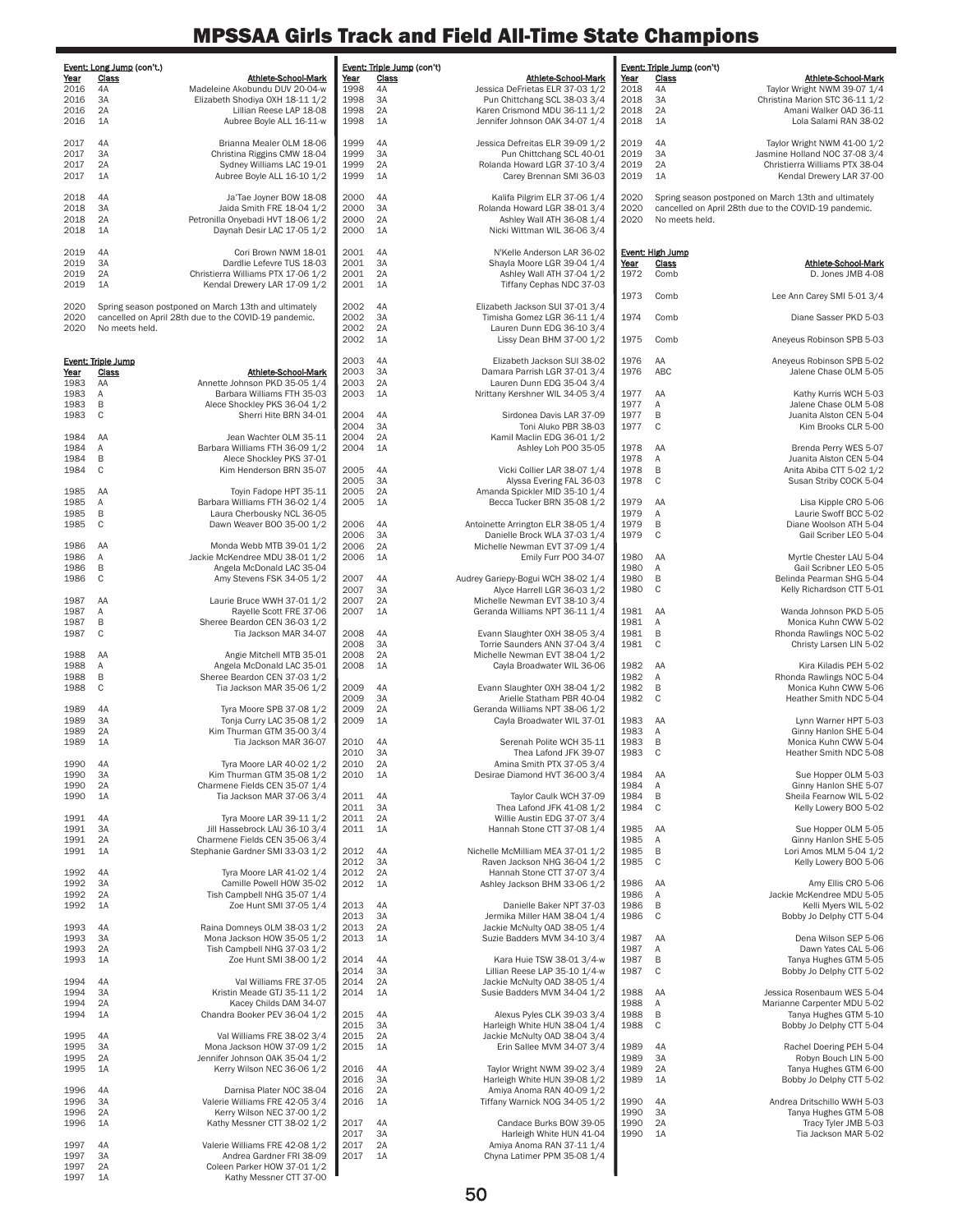# MPSSAA Girls Track and Field All-Time State Champions

**Event: Long Jump (con't.)**

| Year | Class | Athlete-School-Mark |
|---|---|---|
| 2016 | 4A | Madeleine Akobundu DUV 20-04-w |
| 2016 | 3A | Elizabeth Shodiya OXH 18-11 1/2 |
| 2016 | 2A | Lillian Reese LAP 18-08 |
| 2016 | 1A | Aubree Boyle ALL 16-11-w |
| 2017 | 4A | Brianna Mealer OLM 18-06 |
| 2017 | 3A | Christina Riggins CMW 18-04 |
| 2017 | 2A | Sydney Williams LAC 19-01 |
| 2017 | 1A | Aubree Boyle ALL 16-10 1/2 |
| 2018 | 4A | Ja'Tae Joyner BOW 18-08 |
| 2018 | 3A | Jaida Smith FRE 18-04 1/2 |
| 2018 | 2A | Petronilla Onyebadi HVT 18-06 1/2 |
| 2018 | 1A | Daynah Desir LAC 17-05 1/2 |
| 2019 | 4A | Cori Brown NWM 18-01 |
| 2019 | 3A | Dardlie Lefevre TUS 18-03 |
| 2019 | 2A | Christierra Williams PTX 17-06 1/2 |
| 2019 | 1A | Kendal Drewery LAR 17-09 1/2 |
| 2020 | | Spring season postponed on March 13th and ultimately |
| 2020 | | cancelled on April 28th due to the COVID-19 pandemic. |
| 2020 | | No meets held. |

**Event: Triple Jump**

| Year | Class | Athlete-School-Mark |
|---|---|---|
| 1983 | AA | Annette Johnson PKD 35-05 1/4 |
| 1983 | A | Barbara Williams FTH 35-03 |
| 1983 | B | Alece Shockley PKS 36-04 1/2 |
| 1983 | C | Sherri Hite BRN 34-01 |
| 1984 | AA | Jean Wachter OLM 35-11 |
| 1984 | A | Barbara Williams FTH 36-09 1/2 |
| 1984 | B | Alece Shockley PKS 37-01 |
| 1984 | C | Kim Henderson BRN 35-07 |
| 1985 | AA | Toyin Fadope HPT 35-11 |
| 1985 | A | Barbara Williams FTH 36-02 1/4 |
| 1985 | B | Laura Cherbousky NCL 36-05 |
| 1985 | C | Dawn Weaver BOO 35-00 1/2 |
| 1986 | AA | Monda Webb MTB 39-01 1/2 |
| 1986 | A | Jackie McKendree MDU 38-01 1/2 |
| 1986 | B | Angela McDonald LAC 35-04 |
| 1986 | C | Amy Stevens FSK 34-05 1/2 |
| 1987 | AA | Laurie Bruce WWH 37-01 1/2 |
| 1987 | A | Rayelle Scott FRE 37-06 |
| 1987 | B | Sheree Beardon CEN 36-03 1/2 |
| 1987 | C | Tia Jackson MAR 34-07 |
| 1988 | AA | Angie Mitchell MTB 35-01 |
| 1988 | A | Angela McDonald LAC 35-01 |
| 1988 | B | Sheree Beardon CEN 37-03 1/2 |
| 1988 | C | Tia Jackson MAR 35-06 1/2 |
| 1989 | 4A | Tyra Moore SPB 37-08 1/2 |
| 1989 | 3A | Tonja Curry LAC 35-08 1/2 |
| 1989 | 2A | Kim Thurman GTM 35-00 3/4 |
| 1989 | 1A | Tia Jackson MAR 36-07 |
| 1990 | 4A | Tyra Moore LAR 40-02 1/2 |
| 1990 | 3A | Kim Thurman GTM 35-08 1/2 |
| 1990 | 2A | Charmene Fields CEN 35-07 1/4 |
| 1990 | 1A | Tia Jackson MAR 37-06 3/4 |
| 1991 | 4A | Tyra Moore LAR 39-11 1/2 |
| 1991 | 3A | Jill Hassebrock LAU 36-10 3/4 |
| 1991 | 2A | Charmene Fields CEN 35-06 3/4 |
| 1991 | 1A | Stephanie Gardner SMI 33-03 1/2 |
| 1992 | 4A | Tyra Moore LAR 41-02 1/4 |
| 1992 | 3A | Camille Powell HOW 35-02 |
| 1992 | 2A | Tish Campbell NHG 35-07 1/4 |
| 1992 | 1A | Zoe Hunt SMI 37-05 1/4 |
| 1993 | 4A | Raina Domneys OLM 38-03 1/2 |
| 1993 | 3A | Mona Jackson HOW 35-05 1/2 |
| 1993 | 2A | Tish Campbell NHG 37-03 1/2 |
| 1993 | 1A | Zoe Hunt SMI 38-00 1/2 |
| 1994 | 4A | Val Williams FRE 37-05 |
| 1994 | 3A | Kristin Meade GTJ 35-11 1/2 |
| 1994 | 2A | Kacey Childs DAM 34-07 |
| 1994 | 1A | Chandra Booker PEV 36-04 1/2 |
| 1995 | 4A | Val Williams FRE 38-02 3/4 |
| 1995 | 3A | Mona Jackson HOW 37-09 1/2 |
| 1995 | 2A | Jennifer Johnson OAK 35-04 1/2 |
| 1995 | 1A | Kerry Wilson NEC 36-06 1/2 |
| 1996 | 4A | Darnisa Plater NOC 38-04 |
| 1996 | 3A | Valerie Williams FRE 42-05 3/4 |
| 1996 | 2A | Kerry Wilson NEC 37-00 1/2 |
| 1996 | 1A | Kathy Messner CTT 38-02 1/2 |
| 1997 | 4A | Valerie Williams FRE 42-08 1/2 |
| 1997 | 3A | Andrea Gardner FRI 38-09 |
| 1997 | 2A | Coleen Parker HOW 37-01 1/2 |
| 1997 | 1A | Kathy Messner CTT 37-00 |

**Event: Triple Jump (con't)**

| Year | Class | Athlete-School-Mark |
|---|---|---|
| 1998 | 4A | Jessica DeFrietas ELR 37-03 1/2 |
| 1998 | 3A | Pun Chittchang SCL 38-03 3/4 |
| 1998 | 2A | Karen Crismond MDU 36-11 1/2 |
| 1998 | 1A | Jennifer Johnson OAK 34-07 1/4 |
| 1999 | 4A | Jessica Defreitas ELR 39-09 1/2 |
| 1999 | 3A | Pun Chittchang SCL 40-01 |
| 1999 | 2A | Rolanda Howard LGR 37-10 3/4 |
| 1999 | 1A | Carey Brennan SMI 36-03 |
| 2000 | 4A | Kalifa Pilgrim ELR 37-06 1/4 |
| 2000 | 3A | Rolanda Howard LGR 38-01 3/4 |
| 2000 | 2A | Ashley Wall ATH 36-08 1/4 |
| 2000 | 1A | Nicki Wittman WIL 36-06 3/4 |
| 2001 | 4A | N'Kelle Anderson LAR 36-02 |
| 2001 | 3A | Shayla Moore LGR 39-04 1/4 |
| 2001 | 2A | Ashley Wall ATH 37-04 1/2 |
| 2001 | 1A | Tiffany Cephas NDC 37-03 |
| 2002 | 4A | Elizabeth Jackson SUI 37-01 3/4 |
| 2002 | 3A | Timisha Gomez LGR 36-11 1/4 |
| 2002 | 2A | Lauren Dunn EDG 36-10 3/4 |
| 2002 | 1A | Lissy Dean BHM 37-00 1/2 |
| 2003 | 4A | Elizabeth Jackson SUI 38-02 |
| 2003 | 3A | Damara Parrish LGR 37-01 3/4 |
| 2003 | 2A | Lauren Dunn EDG 35-04 3/4 |
| 2003 | 1A | Nrittany Kershner WIL 34-05 3/4 |
| 2004 | 4A | Sirdonea Davis LAR 37-09 |
| 2004 | 3A | Toni Aluko PBR 38-03 |
| 2004 | 2A | Kamil Maclin EDG 36-01 1/2 |
| 2004 | 1A | Ashley Loh POO 35-05 |
| 2005 | 4A | Vicki Collier LAR 38-07 1/4 |
| 2005 | 3A | Alyssa Evering FAL 36-03 |
| 2005 | 2A | Amanda Spickler MID 35-10 1/4 |
| 2005 | 1A | Becca Tucker BRN 35-08 1/2 |
| 2006 | 4A | Antoinette Arrington ELR 38-05 1/4 |
| 2006 | 3A | Danielle Brock WLA 37-03 1/4 |
| 2006 | 2A | Michelle Newman EVT 37-09 1/4 |
| 2006 | 1A | Emily Furr POO 34-07 |
| 2007 | 4A | Audrey Gariepy-Bogui WCH 38-02 1/4 |
| 2007 | 3A | Alyce Harrell LGR 36-03 1/2 |
| 2007 | 2A | Michelle Newman EVT 38-10 3/4 |
| 2007 | 1A | Geranda Williams NPT 36-11 1/4 |
| 2008 | 4A | Evann Slaughter OXH 38-05 3/4 |
| 2008 | 3A | Torrie Saunders ANN 37-04 3/4 |
| 2008 | 2A | Michelle Newman EVT 38-04 1/2 |
| 2008 | 1A | Cayla Broadwater WIL 36-06 |
| 2009 | 4A | Evann Slaughter OXH 38-04 1/2 |
| 2009 | 3A | Arielle Statham PBR 40-04 |
| 2009 | 2A | Geranda Williams NPT 38-06 1/2 |
| 2009 | 1A | Cayla Broadwater WIL 37-01 |
| 2010 | 4A | Serenah Polite WCH 35-11 |
| 2010 | 3A | Thea Lafond JFK 39-07 |
| 2010 | 2A | Amina Smith PTX 37-05 3/4 |
| 2010 | 1A | Desirae Diamond HVT 36-00 3/4 |
| 2011 | 4A | Taylor Caulk WCH 37-09 |
| 2011 | 3A | Thea Lafond JFK 41-08 1/2 |
| 2011 | 2A | Willie Austin EDG 37-07 3/4 |
| 2011 | 1A | Hannah Stone CTT 37-08 1/4 |
| 2012 | 4A | Nichelle McMilliam MEA 37-01 1/2 |
| 2012 | 3A | Raven Jackson NHG 36-04 1/2 |
| 2012 | 2A | Hannah Stone CTT 37-07 3/4 |
| 2012 | 1A | Ashley Jackson BHM 33-06 1/2 |
| 2013 | 4A | Danielle Baker NPT 37-03 |
| 2013 | 3A | Jermika Miller HAM 38-04 1/4 |
| 2013 | 2A | Jackie McNulty OAD 38-05 1/4 |
| 2013 | 1A | Suzie Badders MVM 34-10 3/4 |
| 2014 | 4A | Kara Huie TSW 38-01 3/4-w |
| 2014 | 3A | Lillian Reese LAP 35-10 1/4-w |
| 2014 | 2A | Jackie McNulty OAD 38-05 1/4 |
| 2014 | 1A | Susie Badders MVM 34-04 1/2 |
| 2015 | 4A | Alexus Pyles CLK 39-03 3/4 |
| 2015 | 3A | Harleigh White HUN 38-04 1/4 |
| 2015 | 2A | Jackie McNulty OAD 38-04 3/4 |
| 2015 | 1A | Erin Sallee MVM 34-07 3/4 |
| 2016 | 4A | Taylor Wright NWM 39-02 3/4 |
| 2016 | 3A | Harleigh White HUN 39-08 1/2 |
| 2016 | 2A | Amiya Anoma RAN 40-09 1/2 |
| 2016 | 1A | Tiffany Warnick NOG 34-05 1/2 |
| 2017 | 4A | Candace Burks BOW 39-05 |
| 2017 | 3A | Harleigh White HUN 41-04 |
| 2017 | 2A | Amiya Anoma RAN 37-11 1/4 |
| 2017 | 1A | Chyna Latimer PPM 35-08 1/4 |
| 2018 | 4A | Taylor Wright NWM 39-07 1/4 |
| 2018 | 3A | Christina Marion STC 36-11 1/2 |
| 2018 | 2A | Amani Walker OAD 36-11 |
| 2018 | 1A | Lola Salami RAN 38-02 |
| 2019 | 4A | Taylor Wright NWM 41-00 1/2 |
| 2019 | 3A | Jasmine Holland NOC 37-08 3/4 |
| 2019 | 2A | Christierra Williams PTX 38-04 |
| 2019 | 1A | Kendal Drewery LAR 37-00 |
| 2020 | | Spring season postponed on March 13th and ultimately |
| 2020 | | cancelled on April 28th due to the COVID-19 pandemic. |
| 2020 | | No meets held. |

**Event: High Jump**

| Year | Class | Athlete-School-Mark |
|---|---|---|
| 1972 | Comb | D. Jones JMB 4-08 |
| 1973 | Comb | Lee Ann Carey SMI 5-01 3/4 |
| 1974 | Comb | Diane Sasser PKD 5-03 |
| 1975 | Comb | Aneyeus Robinson SPB 5-03 |
| 1976 | AA | Aneyeus Robinson SPB 5-02 |
| 1976 | ABC | Jalene Chase OLM 5-05 |
| 1977 | AA | Kathy Kurris WCH 5-03 |
| 1977 | A | Jalene Chase OLM 5-08 |
| 1977 | B | Juanita Alston CEN 5-04 |
| 1977 | C | Kim Brooks CLR 5-00 |
| 1978 | AA | Brenda Perry WES 5-07 |
| 1978 | A | Juanita Alston CEN 5-04 |
| 1978 | B | Anita Abiba CTT 5-02 1/2 |
| 1978 | C | Susan Striby COCK 5-04 |
| 1979 | AA | Lisa Kipple CRO 5-06 |
| 1979 | A | Laurie Swoff BCC 5-02 |
| 1979 | B | Diane Woolson ATH 5-04 |
| 1979 | C | Gail Scriber LEO 5-04 |
| 1980 | AA | Myrtle Chester LAU 5-04 |
| 1980 | A | Gail Scribner LEO 5-05 |
| 1980 | B | Belinda Pearman SHG 5-04 |
| 1980 | C | Kelly Richardson CTT 5-01 |
| 1981 | AA | Wanda Johnson PKD 5-05 |
| 1981 | A | Monica Kuhn CWW 5-02 |
| 1981 | B | Rhonda Rawlings NOC 5-02 |
| 1981 | C | Christy Larsen LIN 5-02 |
| 1982 | AA | Kira Kiladis PEH 5-02 |
| 1982 | A | Rhonda Rawlings NOC 5-04 |
| 1982 | B | Monica Kuhn CWW 5-06 |
| 1982 | C | Heather Smith NDC 5-04 |
| 1983 | AA | Lynn Warner HPT 5-03 |
| 1983 | A | Ginny Hanlon SHE 5-04 |
| 1983 | B | Monica Kuhn CWW 5-04 |
| 1983 | C | Heather Smith NDC 5-08 |
| 1984 | AA | Sue Hopper OLM 5-03 |
| 1984 | A | Ginny Hanlon SHE 5-07 |
| 1984 | B | Sheila Fearnow WIL 5-02 |
| 1984 | C | Kelly Lowery BOO 5-02 |
| 1985 | AA | Sue Hopper OLM 5-05 |
| 1985 | A | Ginny Hanlon SHE 5-05 |
| 1985 | B | Lori Amos MLM 5-04 1/2 |
| 1985 | C | Kelly Lowery BOO 5-06 |
| 1986 | AA | Amy Ellis CRO 5-06 |
| 1986 | A | Jackie McKendree MDU 5-05 |
| 1986 | B | Kelli Myers WIL 5-02 |
| 1986 | C | Bobby Jo Delphy CTT 5-04 |
| 1987 | AA | Dena Wilson SEP 5-06 |
| 1987 | A | Dawn Yates CAL 5-06 |
| 1987 | B | Tanya Hughes GTM 5-05 |
| 1987 | C | Bobby Jo Delphy CTT 5-02 |
| 1988 | AA | Jessica Rosenbaum WES 5-04 |
| 1988 | A | Marianne Carpenter MDU 5-02 |
| 1988 | B | Tanya Hughes GTM 5-10 |
| 1988 | C | Bobby Jo Delphy CTT 5-04 |
| 1989 | 4A | Rachel Doering PEH 5-04 |
| 1989 | 3A | Robyn Bouch LIN 5-00 |
| 1989 | 2A | Tanya Hughes GTM 6-00 |
| 1989 | 1A | Bobby Jo Delphy CTT 5-02 |
| 1990 | 4A | Andrea Dritschillo WWH 5-03 |
| 1990 | 3A | Tanya Hughes GTM 5-08 |
| 1990 | 2A | Tracy Tyler JMB 5-03 |
| 1990 | 1A | Tia Jackson MAR 5-02 |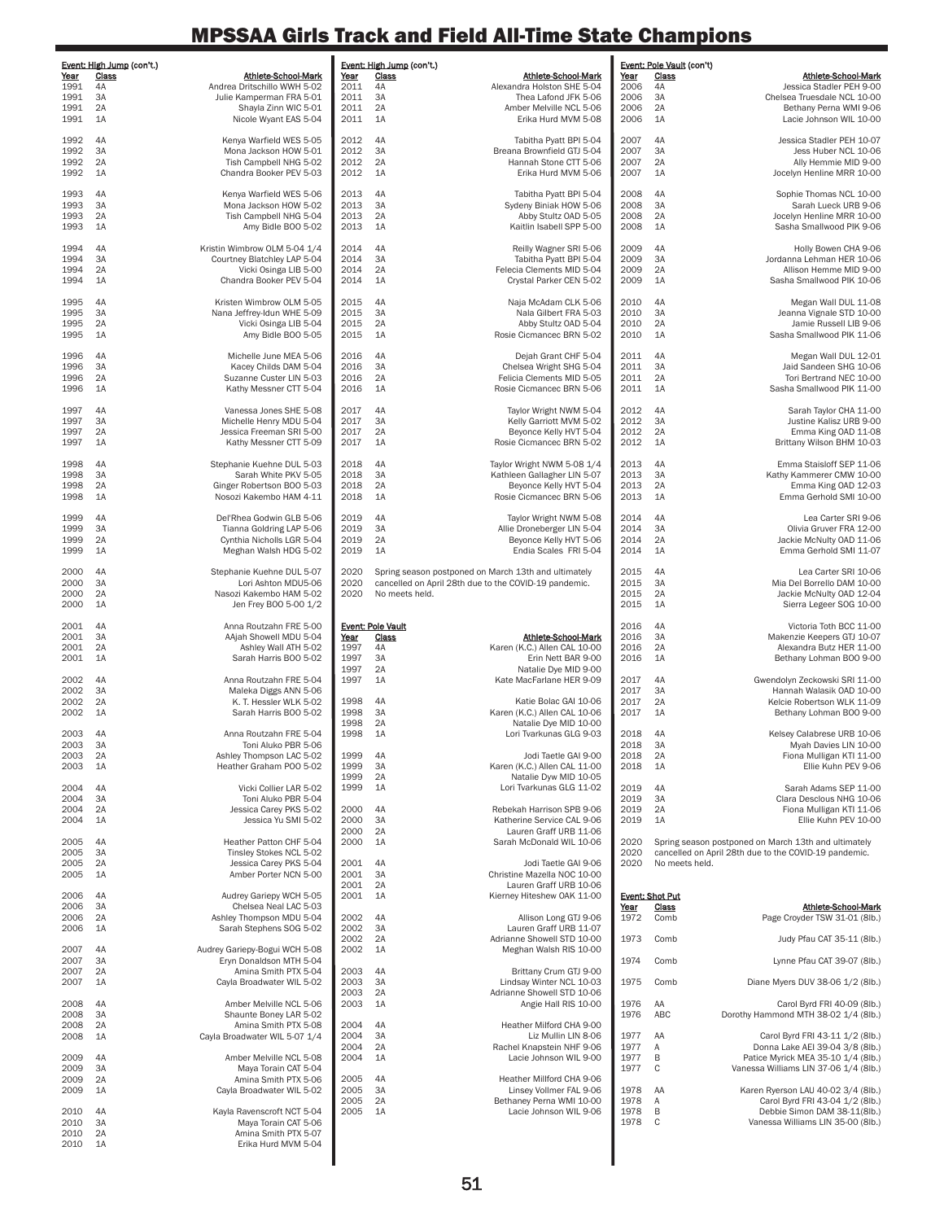# MPSSAA Girls Track and Field All-Time State Champions

**Event: High Jump (con't.)**

| Year | Class | Athlete-School-Mark |
|---|---|---|
| 1991 | 4A | Andrea Dritschillo WWH 5-02 |
| 1991 | 3A | Julie Kamperman FRA 5-01 |
| 1991 | 2A | Shayla Zinn WIC 5-01 |
| 1991 | 1A | Nicole Wyant EAS 5-04 |
| 1992 | 4A | Kenya Warfield WES 5-05 |
| 1992 | 3A | Mona Jackson HOW 5-01 |
| 1992 | 2A | Tish Campbell NHG 5-02 |
| 1992 | 1A | Chandra Booker PEV 5-03 |
| 1993 | 4A | Kenya Warfield WES 5-06 |
| 1993 | 3A | Mona Jackson HOW 5-02 |
| 1993 | 2A | Tish Campbell NHG 5-04 |
| 1993 | 1A | Amy Bidle BOO 5-02 |
| 1994 | 4A | Kristin Wimbrow OLM 5-04 1/4 |
| 1994 | 3A | Courtney Blatchley LAP 5-04 |
| 1994 | 2A | Vicki Osinga LIB 5-00 |
| 1994 | 1A | Chandra Booker PEV 5-04 |
| 1995 | 4A | Kristen Wimbrow OLM 5-05 |
| 1995 | 3A | Nana Jeffrey-Idun WHE 5-09 |
| 1995 | 2A | Vicki Osinga LIB 5-04 |
| 1995 | 1A | Amy Bidle BOO 5-05 |
| 1996 | 4A | Michelle June MEA 5-06 |
| 1996 | 3A | Kacey Childs DAM 5-04 |
| 1996 | 2A | Suzanne Custer LIN 5-03 |
| 1996 | 1A | Kathy Messner CTT 5-04 |
| 1997 | 4A | Vanessa Jones SHE 5-08 |
| 1997 | 3A | Michelle Henry MDU 5-04 |
| 1997 | 2A | Jessica Freeman SRI 5-00 |
| 1997 | 1A | Kathy Messner CTT 5-09 |
| 1998 | 4A | Stephanie Kuehne DUL 5-03 |
| 1998 | 3A | Sarah White PKV 5-05 |
| 1998 | 2A | Ginger Robertson BOO 5-03 |
| 1998 | 1A | Nosozi Kakembo HAM 4-11 |
| 1999 | 4A | Del'Rhea Godwin GLB 5-06 |
| 1999 | 3A | Tianna Goldring LAP 5-06 |
| 1999 | 2A | Cynthia Nicholls LGR 5-04 |
| 1999 | 1A | Meghan Walsh HDG 5-02 |
| 2000 | 4A | Stephanie Kuehne DUL 5-07 |
| 2000 | 3A | Lori Ashton MDU5-06 |
| 2000 | 2A | Nasozi Kakembo HAM 5-02 |
| 2000 | 1A | Jen Frey BOO 5-00 1/2 |
| 2001 | 4A | Anna Routzahn FRE 5-00 |
| 2001 | 3A | AAjah Showell MDU 5-04 |
| 2001 | 2A | Ashley Wall ATH 5-02 |
| 2001 | 1A | Sarah Harris BOO 5-02 |
| 2002 | 4A | Anna Routzahn FRE 5-04 |
| 2002 | 3A | Maleka Diggs ANN 5-06 |
| 2002 | 2A | K. T. Hessler WLK 5-02 |
| 2002 | 1A | Sarah Harris BOO 5-02 |
| 2003 | 4A | Anna Routzahn FRE 5-04 |
| 2003 | 3A | Toni Aluko PBR 5-06 |
| 2003 | 2A | Ashley Thompson LAC 5-02 |
| 2003 | 1A | Heather Graham POO 5-02 |
| 2004 | 4A | Vicki Collier LAR 5-02 |
| 2004 | 3A | Toni Aluko PBR 5-04 |
| 2004 | 2A | Jessica Carey PKS 5-02 |
| 2004 | 1A | Jessica Yu SMI 5-02 |
| 2005 | 4A | Heather Patton CHF 5-04 |
| 2005 | 3A | Tinsley Stokes NCL 5-02 |
| 2005 | 2A | Jessica Carey PKS 5-04 |
| 2005 | 1A | Amber Porter NCN 5-00 |
| 2006 | 4A | Audrey Gariepy WCH 5-05 |
| 2006 | 3A | Chelsea Neal LAC 5-03 |
| 2006 | 2A | Ashley Thompson MDU 5-04 |
| 2006 | 1A | Sarah Stephens SOG 5-02 |
| 2007 | 4A | Audrey Gariepy-Bogui WCH 5-08 |
| 2007 | 3A | Eryn Donaldson MTH 5-04 |
| 2007 | 2A | Amina Smith PTX 5-04 |
| 2007 | 1A | Cayla Broadwater WIL 5-02 |
| 2008 | 4A | Amber Melville NCL 5-06 |
| 2008 | 3A | Shaunte Boney LAR 5-02 |
| 2008 | 2A | Amina Smith PTX 5-08 |
| 2008 | 1A | Cayla Broadwater WIL 5-07 1/4 |
| 2009 | 4A | Amber Melville NCL 5-08 |
| 2009 | 3A | Maya Torain CAT 5-04 |
| 2009 | 2A | Amina Smith PTX 5-06 |
| 2009 | 1A | Cayla Broadwater WIL 5-02 |
| 2010 | 4A | Kayla Ravenscroft NCT 5-04 |
| 2010 | 3A | Maya Torain CAT 5-06 |
| 2010 | 2A | Amina Smith PTX 5-07 |
| 2010 | 1A | Erika Hurd MVM 5-04 |
| 2011 | 4A | Alexandra Holston SHE 5-04 |
| 2011 | 3A | Thea Lafond JFK 5-06 |
| 2011 | 2A | Amber Melville NCL 5-06 |
| 2011 | 1A | Erika Hurd MVM 5-08 |
| 2012 | 4A | Tabitha Pyatt BPI 5-04 |
| 2012 | 3A | Breana Brownfield GTJ 5-04 |
| 2012 | 2A | Hannah Stone CTT 5-06 |
| 2012 | 1A | Erika Hurd MVM 5-06 |
| 2013 | 4A | Tabitha Pyatt BPI 5-04 |
| 2013 | 3A | Sydeny Biniak HOW 5-06 |
| 2013 | 2A | Abby Stultz OAD 5-05 |
| 2013 | 1A | Kaitlin Isabell SPP 5-00 |
| 2014 | 4A | Reilly Wagner SRI 5-06 |
| 2014 | 3A | Tabitha Pyatt BPI 5-04 |
| 2014 | 2A | Felecia Clements MID 5-04 |
| 2014 | 1A | Crystal Parker CEN 5-02 |
| 2015 | 4A | Naja McAdam CLK 5-06 |
| 2015 | 3A | Nala Gilbert FRA 5-03 |
| 2015 | 2A | Abby Stultz OAD 5-04 |
| 2015 | 1A | Rosie Cicmancec BRN 5-02 |
| 2016 | 4A | Dejah Grant CHF 5-04 |
| 2016 | 3A | Chelsea Wright SHG 5-04 |
| 2016 | 2A | Felicia Clements MID 5-05 |
| 2016 | 1A | Rosie Cicmancec BRN 5-06 |
| 2017 | 4A | Taylor Wright NWM 5-04 |
| 2017 | 3A | Kelly Garriott MVM 5-02 |
| 2017 | 2A | Beyonce Kelly HVT 5-04 |
| 2017 | 1A | Rosie Cicmancec BRN 5-02 |
| 2018 | 4A | Taylor Wright NWM 5-08 1/4 |
| 2018 | 3A | Kathleen Gallagher LIN 5-07 |
| 2018 | 2A | Beyonce Kelly HVT 5-04 |
| 2018 | 1A | Rosie Cicmancec BRN 5-06 |
| 2019 | 4A | Taylor Wright NWM 5-08 |
| 2019 | 3A | Allie Droneberger LIN 5-04 |
| 2019 | 2A | Beyonce Kelly HVT 5-06 |
| 2019 | 1A | Endia Scales FRI 5-04 |
| 2020 | | Spring season postponed on March 13th and ultimately |
| 2020 | | cancelled on April 28th due to the COVID-19 pandemic. |
| 2020 | | No meets held. |

**Event: Pole Vault**

| Year | Class | Athlete-School-Mark |
|---|---|---|
| 1997 | 4A | Karen (K.C.) Allen CAL 10-00 |
| 1997 | 3A | Erin Nett BAR 9-00 |
| 1997 | 2A | Natalie Dye MID 9-00 |
| 1997 | 1A | Kate MacFarlane HER 9-09 |
| 1998 | 4A | Katie Bolac GAI 10-06 |
| 1998 | 3A | Karen (K.C.) Allen CAL 10-06 |
| 1998 | 2A | Natalie Dye MID 10-00 |
| 1998 | 1A | Lori Tvarkunas GLG 9-03 |
| 1999 | 4A | Jodi Taetle GAI 9-00 |
| 1999 | 3A | Karen (K.C.) Allen CAL 11-00 |
| 1999 | 2A | Natalie Dyw MID 10-05 |
| 1999 | 1A | Lori Tvarkunas GLG 11-02 |
| 2000 | 4A | Rebekah Harrison SPB 9-06 |
| 2000 | 3A | Katherine Service CAL 9-06 |
| 2000 | 2A | Lauren Graff URB 11-06 |
| 2000 | 1A | Sarah McDonald WIL 10-06 |
| 2001 | 4A | Jodi Taetle GAI 9-06 |
| 2001 | 3A | Christine Mazella NOC 10-00 |
| 2001 | 2A | Lauren Graff URB 10-06 |
| 2001 | 1A | Kierney Hiteshew OAK 11-00 |
| 2002 | 4A | Allison Long GTJ 9-06 |
| 2002 | 3A | Lauren Graff URB 11-07 |
| 2002 | 2A | Adrianne Showell STD 10-00 |
| 2002 | 1A | Meghan Walsh RIS 10-00 |
| 2003 | 4A | Brittany Crum GTJ 9-00 |
| 2003 | 3A | Lindsay Winter NCL 10-03 |
| 2003 | 2A | Adrianne Showell STD 10-06 |
| 2003 | 1A | Angie Hall RIS 10-00 |
| 2004 | 4A | Heather Milford CHA 9-00 |
| 2004 | 3A | Liz Mullin LIN 8-06 |
| 2004 | 2A | Rachel Knapstein NHF 9-06 |
| 2004 | 1A | Lacie Johnson WIL 9-00 |
| 2005 | 4A | Heather Millford CHA 9-06 |
| 2005 | 3A | Linsey Vollmer FAL 9-06 |
| 2005 | 2A | Bethaney Perna WMI 10-00 |
| 2005 | 1A | Lacie Johnson WIL 9-06 |

**Event: Pole Vault (con't)**

| Year | Class | Athlete-School-Mark |
|---|---|---|
| 2006 | 4A | Jessica Stadler PEH 9-00 |
| 2006 | 3A | Chelsea Truesdale NCL 10-00 |
| 2006 | 2A | Bethany Perna WMI 9-06 |
| 2006 | 1A | Lacie Johnson WIL 10-00 |
| 2007 | 4A | Jessica Stadler PEH 10-07 |
| 2007 | 3A | Jess Huber NCL 10-06 |
| 2007 | 2A | Ally Hemmie MID 9-00 |
| 2007 | 1A | Jocelyn Henline MRR 10-00 |
| 2008 | 4A | Sophie Thomas NCL 10-00 |
| 2008 | 3A | Sarah Lueck URB 9-06 |
| 2008 | 2A | Jocelyn Henline MRR 10-00 |
| 2008 | 1A | Sasha Smallwood PIK 9-06 |
| 2009 | 4A | Holly Bowen CHA 9-06 |
| 2009 | 3A | Jordanna Lehman HER 10-06 |
| 2009 | 2A | Allison Hemme MID 9-00 |
| 2009 | 1A | Sasha Smallwood PIK 10-06 |
| 2010 | 4A | Megan Wall DUL 11-08 |
| 2010 | 3A | Jeanna Vignale STD 10-00 |
| 2010 | 2A | Jamie Russell LIB 9-06 |
| 2010 | 1A | Sasha Smallwood PIK 11-06 |
| 2011 | 4A | Megan Wall DUL 12-01 |
| 2011 | 3A | Jaid Sandeen SHG 10-06 |
| 2011 | 2A | Tori Bertrand NEC 10-00 |
| 2011 | 1A | Sasha Smallwood PIK 11-00 |
| 2012 | 4A | Sarah Taylor CHA 11-00 |
| 2012 | 3A | Justine Kalisz URB 9-00 |
| 2012 | 2A | Emma King OAD 11-08 |
| 2012 | 1A | Brittany Wilson BHM 10-03 |
| 2013 | 4A | Emma Staisloff SEP 11-06 |
| 2013 | 3A | Kathy Kammerer CMW 10-00 |
| 2013 | 2A | Emma King OAD 12-03 |
| 2013 | 1A | Emma Gerhold SMI 10-00 |
| 2014 | 4A | Lea Carter SRI 9-06 |
| 2014 | 3A | Olivia Gruver FRA 12-00 |
| 2014 | 2A | Jackie McNulty OAD 11-06 |
| 2014 | 1A | Emma Gerhold SMI 11-07 |
| 2015 | 4A | Lea Carter SRI 10-06 |
| 2015 | 3A | Mia Del Borrello DAM 10-00 |
| 2015 | 2A | Jackie McNulty OAD 12-04 |
| 2015 | 1A | Sierra Legeer SOG 10-00 |
| 2016 | 4A | Victoria Toth BCC 11-00 |
| 2016 | 3A | Makenzie Keepers GTJ 10-07 |
| 2016 | 2A | Alexandra Butz HER 11-00 |
| 2016 | 1A | Bethany Lohman BOO 9-00 |
| 2017 | 4A | Gwendolyn Zeckowski SRI 11-00 |
| 2017 | 3A | Hannah Walasik OAD 10-00 |
| 2017 | 2A | Kelcie Robertson WLK 11-09 |
| 2017 | 1A | Bethany Lohman BOO 9-00 |
| 2018 | 4A | Kelsey Calabrese URB 10-06 |
| 2018 | 3A | Myah Davies LIN 10-00 |
| 2018 | 2A | Fiona Mulligan KTI 11-00 |
| 2018 | 1A | Ellie Kuhn PEV 9-06 |
| 2019 | 4A | Sarah Adams SEP 11-00 |
| 2019 | 3A | Clara Desclous NHG 10-06 |
| 2019 | 2A | Fiona Mulligan KTI 11-06 |
| 2019 | 1A | Ellie Kuhn PEV 10-00 |
| 2020 | | Spring season postponed on March 13th and ultimately |
| 2020 | | cancelled on April 28th due to the COVID-19 pandemic. |
| 2020 | | No meets held. |

**Event: Shot Put**

| Year | Class | Athlete-School-Mark |
|---|---|---|
| 1972 | Comb | Page Croyder TSW 31-01 (8lb.) |
| 1973 | Comb | Judy Pfau CAT 35-11 (8lb.) |
| 1974 | Comb | Lynne Pfau CAT 39-07 (8lb.) |
| 1975 | Comb | Diane Myers DUV 38-06 1/2 (8lb.) |
| 1976 | AA | Carol Byrd FRI 40-09 (8lb.) |
| 1976 | ABC | Dorothy Hammond MTH 38-02 1/4 (8lb.) |
| 1977 | AA | Carol Byrd FRI 43-11 1/2 (8lb.) |
| 1977 | A | Donna Lake AEI 39-04 3/8 (8lb.) |
| 1977 | B | Patice Myrick MEA 35-10 1/4 (8lb.) |
| 1977 | C | Vanessa Williams LIN 37-06 1/4 (8lb.) |
| 1978 | AA | Karen Ryerson LAU 40-02 3/4 (8lb.) |
| 1978 | A | Carol Byrd FRI 43-04 1/2 (8lb.) |
| 1978 | B | Debbie Simon DAM 38-11(8lb.) |
| 1978 | C | Vanessa Williams LIN 35-00 (8lb.) |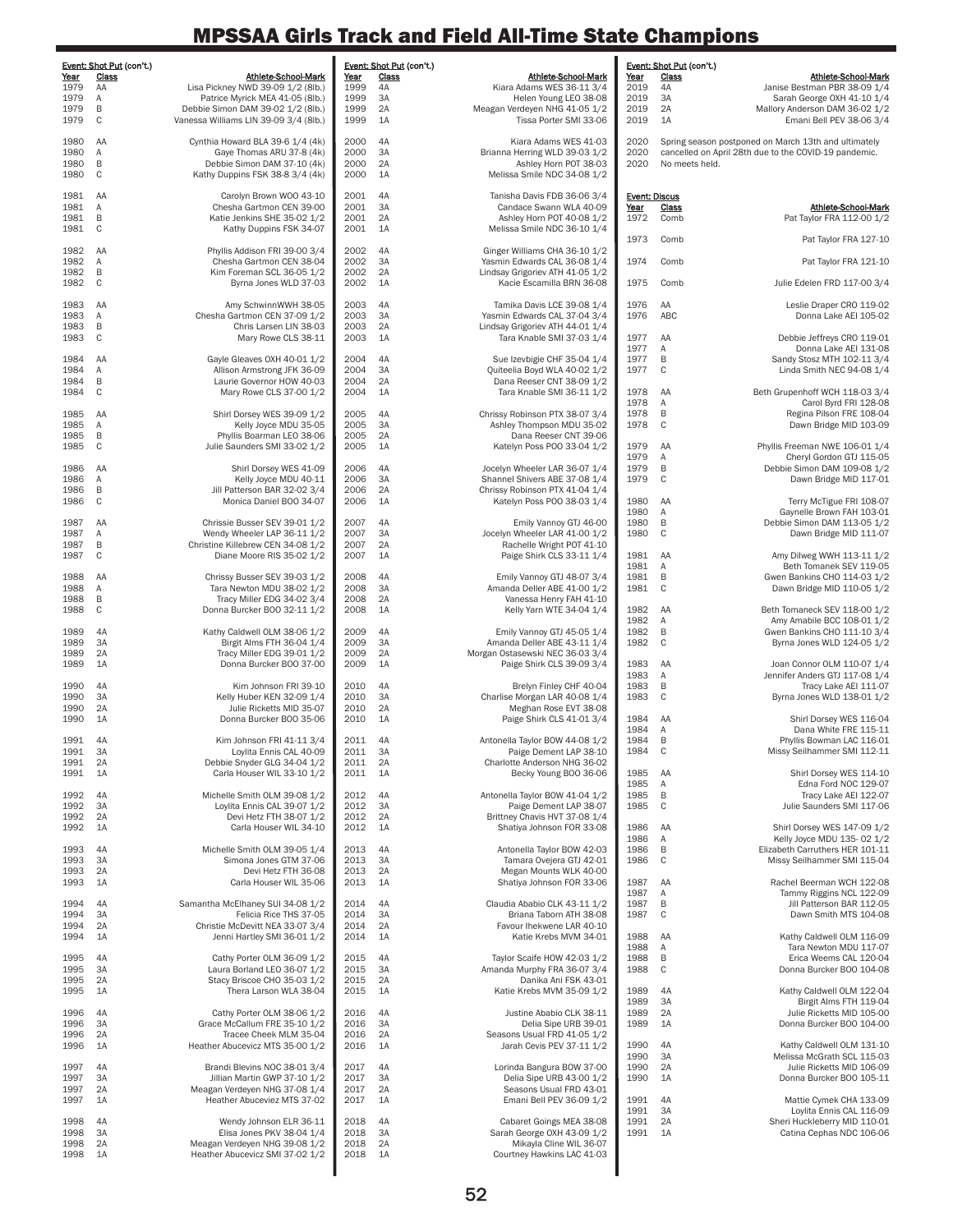# MPSSAA Girls Track and Field All-Time State Champions

**Event: Shot Put (con't.)**

| Year | Class | Athlete-School-Mark |
|---|---|---|
| 1979 | AA | Lisa Pickney NWD 39-09 1/2 (8lb.) |
| 1979 | A | Patrice Myrick MEA 41-05 (8lb.) |
| 1979 | B | Debbie Simon DAM 39-02 1/2 (8lb.) |
| 1979 | C | Vanessa Williams LIN 39-09 3/4 (8lb.) |
| 1980 | AA | Cynthia Howard BLA 39-6 1/4 (4k) |
| 1980 | A | Gaye Thomas ARU 37-8 (4k) |
| 1980 | B | Debbie Simon DAM 37-10 (4k) |
| 1980 | C | Kathy Duppins FSK 38-8 3/4 (4k) |
| 1981 | AA | Carolyn Brown WOO 43-10 |
| 1981 | A | Chesha Gartmon CEN 39-00 |
| 1981 | B | Katie Jenkins SHE 35-02 1/2 |
| 1981 | C | Kathy Duppins FSK 34-07 |
| 1982 | AA | Phyllis Addison FRI 39-00 3/4 |
| 1982 | A | Chesha Gartmon CEN 38-04 |
| 1982 | B | Kim Foreman SCL 36-05 1/2 |
| 1982 | C | Byrna Jones WLD 37-03 |
| 1983 | AA | Amy SchwinnWWH 38-05 |
| 1983 | A | Chesha Gartmon CEN 37-09 1/2 |
| 1983 | B | Chris Larsen LIN 38-03 |
| 1983 | C | Mary Rowe CLS 38-11 |
| 1984 | AA | Gayle Gleaves OXH 40-01 1/2 |
| 1984 | A | Allison Armstrong JFK 36-09 |
| 1984 | B | Laurie Governor HOW 40-03 |
| 1984 | C | Mary Rowe CLS 37-00 1/2 |
| 1985 | AA | Shirl Dorsey WES 39-09 1/2 |
| 1985 | A | Kelly Joyce MDU 35-05 |
| 1985 | B | Phyllis Boarman LEO 38-06 |
| 1985 | C | Julie Saunders SMI 33-02 1/2 |
| 1986 | AA | Shirl Dorsey WES 41-09 |
| 1986 | A | Kelly Joyce MDU 40-11 |
| 1986 | B | Jill Patterson BAR 32-02 3/4 |
| 1986 | C | Monica Daniel BOO 34-07 |
| 1987 | AA | Chrissie Busser SEV 39-01 1/2 |
| 1987 | A | Wendy Wheeler LAP 36-11 1/2 |
| 1987 | B | Christine Killebrew CEN 34-08 1/2 |
| 1987 | C | Diane Moore RIS 35-02 1/2 |
| 1988 | AA | Chrissy Busser SEV 39-03 1/2 |
| 1988 | A | Tara Newton MDU 38-02 1/2 |
| 1988 | B | Tracy Miller EDG 34-02 3/4 |
| 1988 | C | Donna Burcker BOO 32-11 1/2 |
| 1989 | 4A | Kathy Caldwell OLM 38-06 1/2 |
| 1989 | 3A | Birgit Alms FTH 36-04 1/4 |
| 1989 | 2A | Tracy Miller EDG 39-01 1/2 |
| 1989 | 1A | Donna Burcker BOO 37-00 |
| 1990 | 4A | Kim Johnson FRI 39-10 |
| 1990 | 3A | Kelly Huber KEN 32-09 1/4 |
| 1990 | 2A | Julie Ricketts MID 35-07 |
| 1990 | 1A | Donna Burcker BOO 35-06 |
| 1991 | 4A | Kim Johnson FRI 41-11 3/4 |
| 1991 | 3A | Loylita Ennis CAL 40-09 |
| 1991 | 2A | Debbie Snyder GLG 34-04 1/2 |
| 1991 | 1A | Carla Houser WIL 33-10 1/2 |
| 1992 | 4A | Michelle Smith OLM 39-08 1/2 |
| 1992 | 3A | Loylita Ennis CAL 39-07 1/2 |
| 1992 | 2A | Devi Hetz FTH 38-07 1/2 |
| 1992 | 1A | Carla Houser WIL 34-10 |
| 1993 | 4A | Michelle Smith OLM 39-05 1/4 |
| 1993 | 3A | Simona Jones GTM 37-06 |
| 1993 | 2A | Devi Hetz FTH 36-08 |
| 1993 | 1A | Carla Houser WIL 35-06 |
| 1994 | 4A | Samantha McElhaney SUI 34-08 1/2 |
| 1994 | 3A | Felicia Rice THS 37-05 |
| 1994 | 2A | Christie McDevitt NEA 33-07 3/4 |
| 1994 | 1A | Jenni Hartley SMI 36-01 1/2 |
| 1995 | 4A | Cathy Porter OLM 36-09 1/2 |
| 1995 | 3A | Laura Borland LEO 36-07 1/2 |
| 1995 | 2A | Stacy Briscoe CHO 35-03 1/2 |
| 1995 | 1A | Thera Larson WLA 38-04 |
| 1996 | 4A | Cathy Porter OLM 38-06 1/2 |
| 1996 | 3A | Grace McCallum FRE 35-10 1/2 |
| 1996 | 2A | Tracee Cheek MLM 35-04 |
| 1996 | 1A | Heather Abucevicz MTS 35-00 1/2 |
| 1997 | 4A | Brandi Blevins NOC 38-01 3/4 |
| 1997 | 3A | Jillian Martin GWP 37-10 1/2 |
| 1997 | 2A | Meagan Verdeyen NHG 37-08 1/4 |
| 1997 | 1A | Heather Abuceviez MTS 37-02 |
| 1998 | 4A | Wendy Johnson ELR 36-11 |
| 1998 | 3A | Elisa Jones PKV 38-04 1/4 |
| 1998 | 2A | Meagan Verdeyen NHG 39-08 1/2 |
| 1998 | 1A | Heather Abucevicz SMI 37-02 1/2 |

**Event: Shot Put (con't.)**

| Year | Class | Athlete-School-Mark |
|---|---|---|
| 1999 | 4A | Kiara Adams WES 36-11 3/4 |
| 1999 | 3A | Helen Young LEO 38-08 |
| 1999 | 2A | Meagan Verdeyen NHG 41-05 1/2 |
| 1999 | 1A | Tissa Porter SMI 33-06 |
| 2000 | 4A | Kiara Adams WES 41-03 |
| 2000 | 3A | Brianna Herring WLD 39-03 1/2 |
| 2000 | 2A | Ashley Horn POT 38-03 |
| 2000 | 1A | Melissa Smile NDC 34-08 1/2 |
| 2001 | 4A | Tanisha Davis FDB 36-06 3/4 |
| 2001 | 3A | Candace Swann WLA 40-09 |
| 2001 | 2A | Ashley Horn POT 40-08 1/2 |
| 2001 | 1A | Melissa Smile NDC 36-10 1/4 |
| 2002 | 4A | Ginger Williams CHA 36-10 1/2 |
| 2002 | 3A | Yasmin Edwards CAL 36-08 1/4 |
| 2002 | 2A | Lindsay Grigoriev ATH 41-05 1/2 |
| 2002 | 1A | Kacie Escamilla BRN 36-08 |
| 2003 | 4A | Tamika Davis LCE 39-08 1/4 |
| 2003 | 3A | Yasmin Edwards CAL 37-04 3/4 |
| 2003 | 2A | Lindsay Grigoriev ATH 44-01 1/4 |
| 2003 | 1A | Tara Knable SMI 37-03 1/4 |
| 2004 | 4A | Sue Izevbigie CHF 35-04 1/4 |
| 2004 | 3A | Quiteelia Boyd WLA 40-02 1/2 |
| 2004 | 2A | Dana Reeser CNT 38-09 1/2 |
| 2004 | 1A | Tara Knable SMI 36-11 1/2 |
| 2005 | 4A | Chrissy Robinson PTX 38-07 3/4 |
| 2005 | 3A | Ashley Thompson MDU 35-02 |
| 2005 | 2A | Dana Reeser CNT 39-06 |
| 2005 | 1A | Katelyn Poss POO 33-04 1/2 |
| 2006 | 4A | Jocelyn Wheeler LAR 36-07 1/4 |
| 2006 | 3A | Shannel Shivers ABE 37-08 1/4 |
| 2006 | 2A | Chrissy Robinson PTX 41-04 1/4 |
| 2006 | 1A | Katelyn Poss POO 38-03 1/4 |
| 2007 | 4A | Emily Vannoy GTJ 46-00 |
| 2007 | 3A | Jocelyn Wheeler LAR 41-00 1/2 |
| 2007 | 2A | Rachelle Wright POT 41-10 |
| 2007 | 1A | Paige Shirk CLS 33-11 1/4 |
| 2008 | 4A | Emily Vannoy GTJ 48-07 3/4 |
| 2008 | 3A | Amanda Deller ABE 41-00 1/2 |
| 2008 | 2A | Vanessa Henry FAH 41-10 |
| 2008 | 1A | Kelly Yarn WTE 34-04 1/4 |
| 2009 | 4A | Emily Vannoy GTJ 45-05 1/4 |
| 2009 | 3A | Amanda Deller ABE 43-11 1/4 |
| 2009 | 2A | Morgan Ostasewski NEC 36-03 3/4 |
| 2009 | 1A | Paige Shirk CLS 39-09 3/4 |
| 2010 | 4A | Brelyn Finley CHF 40-04 |
| 2010 | 3A | Charlise Morgan LAR 40-08 1/4 |
| 2010 | 2A | Meghan Rose EVT 38-08 |
| 2010 | 1A | Paige Shirk CLS 41-01 3/4 |
| 2011 | 4A | Antonella Taylor BOW 44-08 1/2 |
| 2011 | 3A | Paige Dement LAP 38-10 |
| 2011 | 2A | Charlotte Anderson NHG 36-02 |
| 2011 | 1A | Becky Young BOO 36-06 |
| 2012 | 4A | Antonella Taylor BOW 41-04 1/2 |
| 2012 | 3A | Paige Dement LAP 38-07 |
| 2012 | 2A | Brittney Chavis HVT 37-08 1/4 |
| 2012 | 1A | Shatiya Johnson FOR 33-08 |
| 2013 | 4A | Antonella Taylor BOW 42-03 |
| 2013 | 3A | Tamara Ovejera GTJ 42-01 |
| 2013 | 2A | Megan Mounts WLK 40-00 |
| 2013 | 1A | Shatiya Johnson FOR 33-06 |
| 2014 | 4A | Claudia Ababio CLK 43-11 1/2 |
| 2014 | 3A | Briana Taborn ATH 38-08 |
| 2014 | 2A | Favour Ihekwene LAR 40-10 |
| 2014 | 1A | Katie Krebs MVM 34-01 |
| 2015 | 4A | Taylor Scaife HOW 42-03 1/2 |
| 2015 | 3A | Amanda Murphy FRA 36-07 3/4 |
| 2015 | 2A | Danika Ani FSK 43-01 |
| 2015 | 1A | Katie Krebs MVM 35-09 1/2 |
| 2016 | 4A | Justine Ababio CLK 38-11 |
| 2016 | 3A | Delia Sipe URB 39-01 |
| 2016 | 2A | Seasons Usual FRD 41-05 1/2 |
| 2016 | 1A | Jarah Cevis PEV 37-11 1/2 |
| 2017 | 4A | Lorinda Bangura BOW 37-00 |
| 2017 | 3A | Delia Sipe URB 43-00 1/2 |
| 2017 | 2A | Seasons Usual FRD 43-01 |
| 2017 | 1A | Emani Bell PEV 36-09 1/2 |
| 2018 | 4A | Cabaret Goings MEA 38-08 |
| 2018 | 3A | Sarah George OXH 43-09 1/2 |
| 2018 | 2A | Mikayla Cline WIL 36-07 |
| 2018 | 1A | Courtney Hawkins LAC 41-03 |

**Event: Shot Put (con't.)**

| Year | Class | Athlete-School-Mark |
|---|---|---|
| 2019 | 4A | Janise Bestman PBR 38-09 1/4 |
| 2019 | 3A | Sarah George OXH 41-10 1/4 |
| 2019 | 2A | Mallory Anderson DAM 36-02 1/2 |
| 2019 | 1A | Emani Bell PEV 38-06 3/4 |
| 2020 | | Spring season postponed on March 13th and ultimately |
| 2020 | | cancelled on April 28th due to the COVID-19 pandemic. |
| 2020 | | No meets held. |

**Event: Discus**

| Year | Class | Athlete-School-Mark |
|---|---|---|
| 1972 | Comb | Pat Taylor FRA 112-00 1/2 |
| 1973 | Comb | Pat Taylor FRA 127-10 |
| 1974 | Comb | Pat Taylor FRA 121-10 |
| 1975 | Comb | Julie Edelen FRD 117-00 3/4 |
| 1976 | AA | Leslie Draper CRO 119-02 |
| 1976 | ABC | Donna Lake AEI 105-02 |
| 1977 | AA | Debbie Jeffreys CRO 119-01 |
| 1977 | A | Donna Lake AEI 131-08 |
| 1977 | B | Sandy Stosz MTH 102-11 3/4 |
| 1977 | C | Linda Smith NEC 94-08 1/4 |
| 1978 | AA | Beth Grupenhoff WCH 118-03 3/4 |
| 1978 | A | Carol Byrd FRI 128-08 |
| 1978 | B | Regina Pilson FRE 108-04 |
| 1978 | C | Dawn Bridge MID 103-09 |
| 1979 | AA | Phyllis Freeman NWE 106-01 1/4 |
| 1979 | A | Cheryl Gordon GTJ 115-05 |
| 1979 | B | Debbie Simon DAM 109-08 1/2 |
| 1979 | C | Dawn Bridge MID 117-01 |
| 1980 | AA | Terry McTigue FRI 108-07 |
| 1980 | A | Gaynelle Brown FAH 103-01 |
| 1980 | B | Debbie Simon DAM 113-05 1/2 |
| 1980 | C | Dawn Bridge MID 111-07 |
| 1981 | AA | Amy Dilweg WWH 113-11 1/2 |
| 1981 | A | Beth Tomanek SEV 119-05 |
| 1981 | B | Gwen Bankins CHO 114-03 1/2 |
| 1981 | C | Dawn Bridge MID 110-05 1/2 |
| 1982 | AA | Beth Tomaneck SEV 118-00 1/2 |
| 1982 | A | Amy Amabile BCC 108-01 1/2 |
| 1982 | B | Gwen Bankins CHO 111-10 3/4 |
| 1982 | C | Byrna Jones WLD 124-05 1/2 |
| 1983 | AA | Joan Connor OLM 110-07 1/4 |
| 1983 | A | Jennifer Anders GTJ 117-08 1/4 |
| 1983 | B | Tracy Lake AEI 111-07 |
| 1983 | C | Byrna Jones WLD 138-01 1/2 |
| 1984 | AA | Shirl Dorsey WES 116-04 |
| 1984 | A | Dana White FRE 115-11 |
| 1984 | B | Phyllis Bowman LAC 116-01 |
| 1984 | C | Missy Seilhammer SMI 112-11 |
| 1985 | AA | Shirl Dorsey WES 114-10 |
| 1985 | A | Edna Ford NOC 129-07 |
| 1985 | B | Tracy Lake AEI 122-07 |
| 1985 | C | Julie Saunders SMI 117-06 |
| 1986 | AA | Shirl Dorsey WES 147-09 1/2 |
| 1986 | A | Kelly Joyce MDU 135- 02 1/2 |
| 1986 | B | Elizabeth Carruthers HER 101-11 |
| 1986 | C | Missy Seilhammer SMI 115-04 |
| 1987 | AA | Rachel Beerman WCH 122-08 |
| 1987 | A | Tammy Riggins NCL 122-09 |
| 1987 | B | Jill Patterson BAR 112-05 |
| 1987 | C | Dawn Smith MTS 104-08 |
| 1988 | AA | Kathy Caldwell OLM 116-09 |
| 1988 | A | Tara Newton MDU 117-07 |
| 1988 | B | Erica Weems CAL 120-04 |
| 1988 | C | Donna Burcker BOO 104-08 |
| 1989 | 4A | Kathy Caldwell OLM 122-04 |
| 1989 | 3A | Birgit Alms FTH 119-04 |
| 1989 | 2A | Julie Ricketts MID 105-00 |
| 1989 | 1A | Donna Burcker BOO 104-00 |
| 1990 | 4A | Kathy Caldwell OLM 131-10 |
| 1990 | 3A | Melissa McGrath SCL 115-03 |
| 1990 | 2A | Julie Ricketts MID 106-09 |
| 1990 | 1A | Donna Burcker BOO 105-11 |
| 1991 | 4A | Mattie Cymek CHA 133-09 |
| 1991 | 3A | Loylita Ennis CAL 116-09 |
| 1991 | 2A | Sheri Huckleberry MID 110-01 |
| 1991 | 1A | Catina Cephas NDC 106-06 |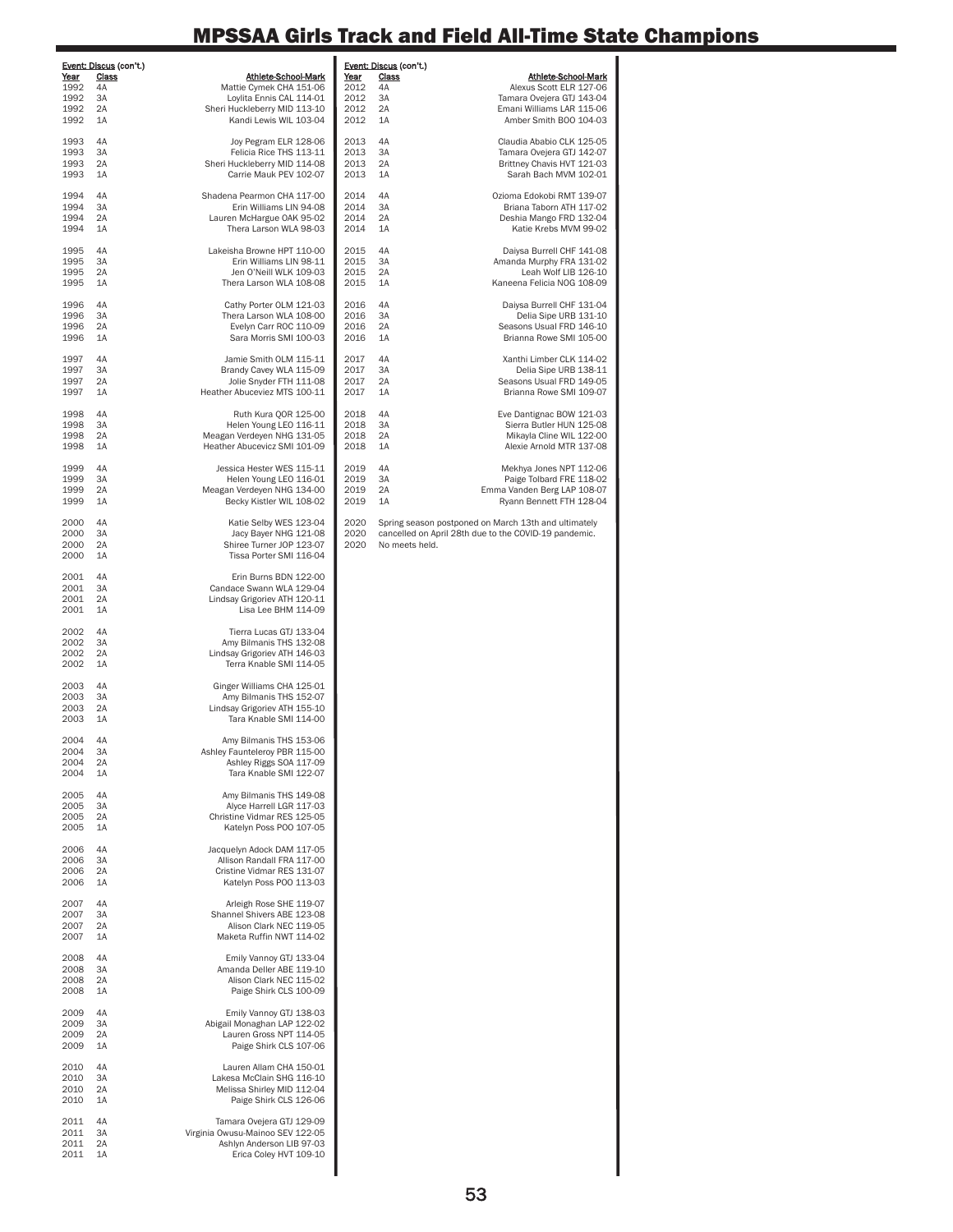# MPSSAA Girls Track and Field All-Time State Champions

**Event: Discus (con't.)**

| Year | Class | Athlete-School-Mark |
|---|---|---|
| 1992 | 4A | Mattie Cymek CHA 151-06 |
| 1992 | 3A | Loylita Ennis CAL 114-01 |
| 1992 | 2A | Sheri Huckleberry MID 113-10 |
| 1992 | 1A | Kandi Lewis WIL 103-04 |
| 1993 | 4A | Joy Pegram ELR 128-06 |
| 1993 | 3A | Felicia Rice THS 113-11 |
| 1993 | 2A | Sheri Huckleberry MID 114-08 |
| 1993 | 1A | Carrie Mauk PEV 102-07 |
| 1994 | 4A | Shadena Pearmon CHA 117-00 |
| 1994 | 3A | Erin Williams LIN 94-08 |
| 1994 | 2A | Lauren McHargue OAK 95-02 |
| 1994 | 1A | Thera Larson WLA 98-03 |
| 1995 | 4A | Lakeisha Browne HPT 110-00 |
| 1995 | 3A | Erin Williams LIN 98-11 |
| 1995 | 2A | Jen O'Neill WLK 109-03 |
| 1995 | 1A | Thera Larson WLA 108-08 |
| 1996 | 4A | Cathy Porter OLM 121-03 |
| 1996 | 3A | Thera Larson WLA 108-00 |
| 1996 | 2A | Evelyn Carr ROC 110-09 |
| 1996 | 1A | Sara Morris SMI 100-03 |
| 1997 | 4A | Jamie Smith OLM 115-11 |
| 1997 | 3A | Brandy Cavey WLA 115-09 |
| 1997 | 2A | Jolie Snyder FTH 111-08 |
| 1997 | 1A | Heather Abuceviez MTS 100-11 |
| 1998 | 4A | Ruth Kura QOR 125-00 |
| 1998 | 3A | Helen Young LEO 116-11 |
| 1998 | 2A | Meagan Verdeyen NHG 131-05 |
| 1998 | 1A | Heather Abucevicz SMI 101-09 |
| 1999 | 4A | Jessica Hester WES 115-11 |
| 1999 | 3A | Helen Young LEO 116-01 |
| 1999 | 2A | Meagan Verdeyen NHG 134-00 |
| 1999 | 1A | Becky Kistler WIL 108-02 |
| 2000 | 4A | Katie Selby WES 123-04 |
| 2000 | 3A | Jacy Bayer NHG 121-08 |
| 2000 | 2A | Shiree Turner JOP 123-07 |
| 2000 | 1A | Tissa Porter SMI 116-04 |
| 2001 | 4A | Erin Burns BDN 122-00 |
| 2001 | 3A | Candace Swann WLA 129-04 |
| 2001 | 2A | Lindsay Grigoriev ATH 120-11 |
| 2001 | 1A | Lisa Lee BHM 114-09 |
| 2002 | 4A | Tierra Lucas GTJ 133-04 |
| 2002 | 3A | Amy Bilmanis THS 132-08 |
| 2002 | 2A | Lindsay Grigoriev ATH 146-03 |
| 2002 | 1A | Terra Knable SMI 114-05 |
| 2003 | 4A | Ginger Williams CHA 125-01 |
| 2003 | 3A | Amy Bilmanis THS 152-07 |
| 2003 | 2A | Lindsay Grigoriev ATH 155-10 |
| 2003 | 1A | Tara Knable SMI 114-00 |
| 2004 | 4A | Amy Bilmanis THS 153-06 |
| 2004 | 3A | Ashley Faunteleroy PBR 115-00 |
| 2004 | 2A | Ashley Riggs SOA 117-09 |
| 2004 | 1A | Tara Knable SMI 122-07 |
| 2005 | 4A | Amy Bilmanis THS 149-08 |
| 2005 | 3A | Alyce Harrell LGR 117-03 |
| 2005 | 2A | Christine Vidmar RES 125-05 |
| 2005 | 1A | Katelyn Poss POO 107-05 |
| 2006 | 4A | Jacquelyn Adock DAM 117-05 |
| 2006 | 3A | Allison Randall FRA 117-00 |
| 2006 | 2A | Cristine Vidmar RES 131-07 |
| 2006 | 1A | Katelyn Poss POO 113-03 |
| 2007 | 4A | Arleigh Rose SHE 119-07 |
| 2007 | 3A | Shannel Shivers ABE 123-08 |
| 2007 | 2A | Alison Clark NEC 119-05 |
| 2007 | 1A | Maketa Ruffin NWT 114-02 |
| 2008 | 4A | Emily Vannoy GTJ 133-04 |
| 2008 | 3A | Amanda Deller ABE 119-10 |
| 2008 | 2A | Alison Clark NEC 115-02 |
| 2008 | 1A | Paige Shirk CLS 100-09 |
| 2009 | 4A | Emily Vannoy GTJ 138-03 |
| 2009 | 3A | Abigail Monaghan LAP 122-02 |
| 2009 | 2A | Lauren Gross NPT 114-05 |
| 2009 | 1A | Paige Shirk CLS 107-06 |
| 2010 | 4A | Lauren Allam CHA 150-01 |
| 2010 | 3A | Lakesa McClain SHG 116-10 |
| 2010 | 2A | Melissa Shirley MID 112-04 |
| 2010 | 1A | Paige Shirk CLS 126-06 |
| 2011 | 4A | Tamara Ovejera GTJ 129-09 |
| 2011 | 3A | Virginia Owusu-Mainoo SEV 122-05 |
| 2011 | 2A | Ashlyn Anderson LIB 97-03 |
| 2011 | 1A | Erica Coley HVT 109-10 |
| 2012 | 4A | Alexus Scott ELR 127-06 |
| 2012 | 3A | Tamara Ovejera GTJ 143-04 |
| 2012 | 2A | Emani Williams LAR 115-06 |
| 2012 | 1A | Amber Smith BOO 104-03 |
| 2013 | 4A | Claudia Ababio CLK 125-05 |
| 2013 | 3A | Tamara Ovejera GTJ 142-07 |
| 2013 | 2A | Brittney Chavis HVT 121-03 |
| 2013 | 1A | Sarah Bach MVM 102-01 |
| 2014 | 4A | Ozioma Edokobi RMT 139-07 |
| 2014 | 3A | Briana Taborn ATH 117-02 |
| 2014 | 2A | Deshia Mango FRD 132-04 |
| 2014 | 1A | Katie Krebs MVM 99-02 |
| 2015 | 4A | Daiysa Burrell CHF 141-08 |
| 2015 | 3A | Amanda Murphy FRA 131-02 |
| 2015 | 2A | Leah Wolf LIB 126-10 |
| 2015 | 1A | Kaneena Felicia NOG 108-09 |
| 2016 | 4A | Daiysa Burrell CHF 131-04 |
| 2016 | 3A | Delia Sipe URB 131-10 |
| 2016 | 2A | Seasons Usual FRD 146-10 |
| 2016 | 1A | Brianna Rowe SMI 105-00 |
| 2017 | 4A | Xanthi Limber CLK 114-02 |
| 2017 | 3A | Delia Sipe URB 138-11 |
| 2017 | 2A | Seasons Usual FRD 149-05 |
| 2017 | 1A | Brianna Rowe SMI 109-07 |
| 2018 | 4A | Eve Dantignac BOW 121-03 |
| 2018 | 3A | Sierra Butler HUN 125-08 |
| 2018 | 2A | Mikayla Cline WIL 122-00 |
| 2018 | 1A | Alexie Arnold MTR 137-08 |
| 2019 | 4A | Mekhya Jones NPT 112-06 |
| 2019 | 3A | Paige Tolbard FRE 118-02 |
| 2019 | 2A | Emma Vanden Berg LAP 108-07 |
| 2019 | 1A | Ryann Bennett FTH 128-04 |
| 2020 | | Spring season postponed on March 13th and ultimately |
| 2020 | | cancelled on April 28th due to the COVID-19 pandemic. |
| 2020 | | No meets held. |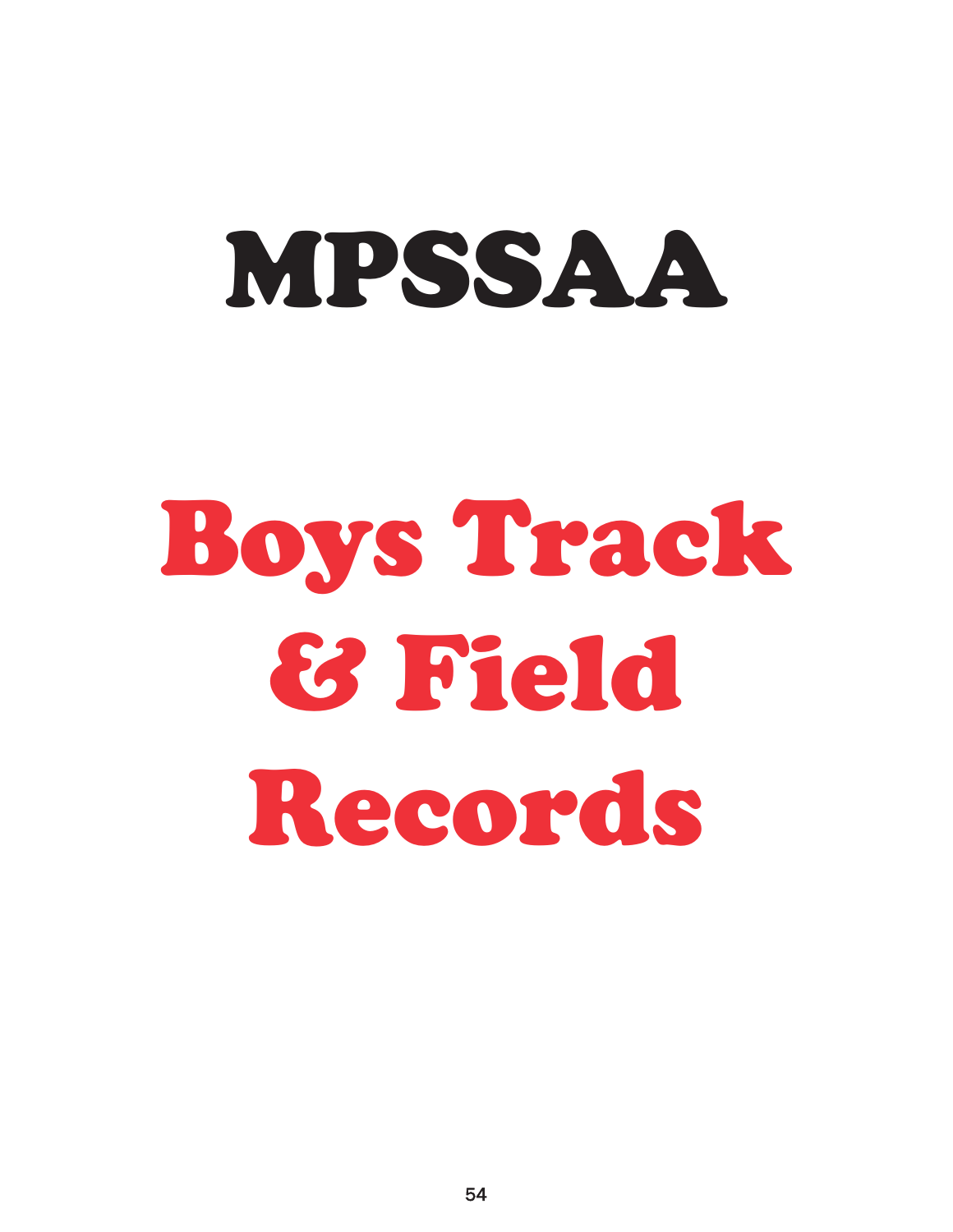# MPSSAA

# Boys Track & Field Records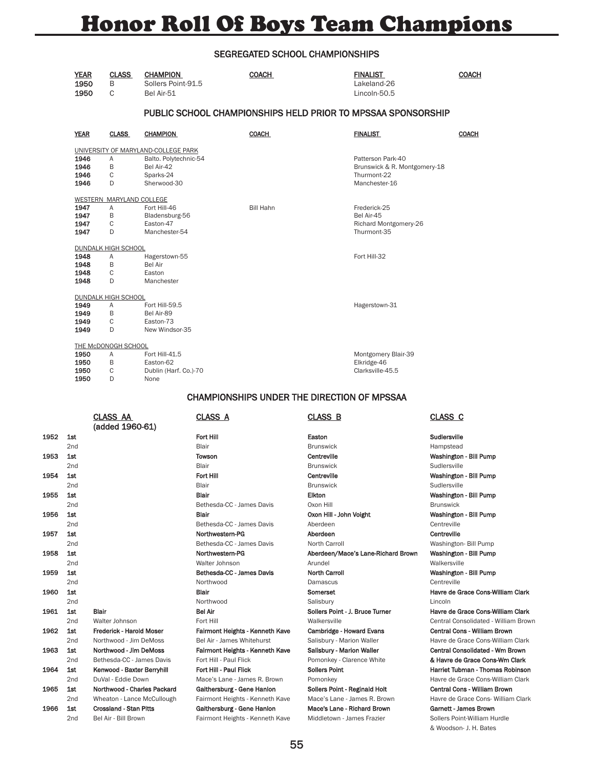# Honor Roll Of Boys Team Champions

## SEGREGATED SCHOOL CHAMPIONSHIPS

| YEAR | CLASS | CHAMPION | COACH | FINALIST | COACH |
|---|---|---|---|---|---|
| 1950 | B | Sollers Point-91.5 | | Lakeland-26 | |
| 1950 | C | Bel Air-51 | | Lincoln-50.5 | |

## PUBLIC SCHOOL CHAMPIONSHIPS HELD PRIOR TO MPSSAA SPONSORSHIP

| YEAR | CLASS | CHAMPION | COACH | FINALIST | COACH |
|---|---|---|---|---|---|
| UNIVERSITY OF MARYLAND-COLLEGE PARK | | | | | |
| 1946 | A | Balto. Polytechnic-54 | | Patterson Park-40 | |
| 1946 | B | Bel Air-42 | | Brunswick & R. Montgomery-18 | |
| 1946 | C | Sparks-24 | | Thurmont-22 | |
| 1946 | D | Sherwood-30 | | Manchester-16 | |
| WESTERN MARYLAND COLLEGE | | | | | |
| 1947 | A | Fort Hill-46 | Bill Hahn | Frederick-25 | |
| 1947 | B | Bladensburg-56 | | Bel Air-45 | |
| 1947 | C | Easton-47 | | Richard Montgomery-26 | |
| 1947 | D | Manchester-54 | | Thurmont-35 | |
| DUNDALK HIGH SCHOOL | | | | | |
| 1948 | A | Hagerstown-55 | | Fort Hill-32 | |
| 1948 | B | Bel Air | | | |
| 1948 | C | Easton | | | |
| 1948 | D | Manchester | | | |
| DUNDALK HIGH SCHOOL | | | | | |
| 1949 | A | Fort Hill-59.5 | | Hagerstown-31 | |
| 1949 | B | Bel Air-89 | | | |
| 1949 | C | Easton-73 | | | |
| 1949 | D | New Windsor-35 | | | |
| THE McDONOGH SCHOOL | | | | | |
| 1950 | A | Fort Hill-41.5 | | Montgomery Blair-39 | |
| 1950 | B | Easton-62 | | Elkridge-46 | |
| 1950 | C | Dublin (Harf. Co.)-70 | | Clarksville-45.5 | |
| 1950 | D | None | | | |

## CHAMPIONSHIPS UNDER THE DIRECTION OF MPSSAA

| | | CLASS AA (added 1960-61) | CLASS A | CLASS B | CLASS C |
|---|---|---|---|---|---|
| 1952 | 1st | | **Fort Hill** | **Easton** | **Sudlersville** |
| | 2nd | | Blair | Brunswick | Hampstead |
| 1953 | 1st | | **Towson** | **Centreville** | **Washington - Bill Pump** |
| | 2nd | | Blair | Brunswick | Sudlersville |
| 1954 | 1st | | **Fort Hill** | **Centreville** | **Washington - Bill Pump** |
| | 2nd | | Blair | Brunswick | Sudlersville |
| 1955 | 1st | | **Blair** | **Elkton** | **Washington - Bill Pump** |
| | 2nd | | Bethesda-CC - James Davis | Oxon Hill | Brunswick |
| 1956 | 1st | | **Blair** | **Oxon Hill - John Voight** | **Washington - Bill Pump** |
| | 2nd | | Bethesda-CC - James Davis | Aberdeen | Centreville |
| 1957 | 1st | | **Northwestern-PG** | **Aberdeen** | **Centreville** |
| | 2nd | | Bethesda-CC - James Davis | North Carroll | Washington- Bill Pump |
| 1958 | 1st | | **Northwestern-PG** | **Aberdeen/Mace's Lane-Richard Brown** | **Washington - Bill Pump** |
| | 2nd | | Walter Johnson | Arundel | Walkersville |
| 1959 | 1st | | **Bethesda-CC - James Davis** | **North Carroll** | **Washington - Bill Pump** |
| | 2nd | | Northwood | Damascus | Centreville |
| 1960 | 1st | | **Blair** | **Somerset** | **Havre de Grace Cons-William Clark** |
| | 2nd | | Northwood | Salisbury | Lincoln |
| 1961 | 1st | **Blair** | **Bel Air** | **Sollers Point - J. Bruce Turner** | **Havre de Grace Cons-William Clark** |
| | 2nd | Walter Johnson | Fort Hill | Walkersville | Central Consolidated - William Brown |
| 1962 | 1st | **Frederick - Harold Moser** | **Fairmont Heights - Kenneth Kave** | **Cambridge - Howard Evans** | **Central Cons - William Brown** |
| | 2nd | Northwood - Jim DeMoss | Bel Air - James Whitehurst | Salisbury - Marion Waller | Havre de Grace Cons-William Clark |
| 1963 | 1st | **Northwood - Jim DeMoss** | **Fairmont Heights - Kenneth Kave** | **Salisbury - Marion Waller** | **Central Consolidated - Wm Brown & Havre de Grace Cons-Wm Clark** |
| | 2nd | Bethesda-CC - James Davis | Fort Hill - Paul Flick | Pomonkey - Clarence White | |
| 1964 | 1st | **Kenwood - Baxter Berryhill** | **Fort Hill - Paul Flick** | **Sollers Point** | **Harriet Tubman - Thomas Robinson** |
| | 2nd | DuVal - Eddie Down | Mace's Lane - James R. Brown | Pomonkey | Havre de Grace Cons-William Clark |
| 1965 | 1st | **Northwood - Charles Packard** | **Gaithersburg - Gene Hanlon** | **Sollers Point - Reginald Holt** | **Central Cons - William Brown** |
| | 2nd | Wheaton - Lance McCullough | Fairmont Heights - Kenneth Kave | Mace's Lane - James R. Brown | Havre de Grace Cons- William Clark |
| 1966 | 1st | **Crossland - Stan Pitts** | **Gaithersburg - Gene Hanlon** | **Mace's Lane - Richard Brown** | **Garnett - James Brown** |
| | 2nd | Bel Air - Bill Brown | Fairmont Heights - Kenneth Kave | Middletown - James Frazier | Sollers Point-William Hurdle & Woodson- J. H. Bates |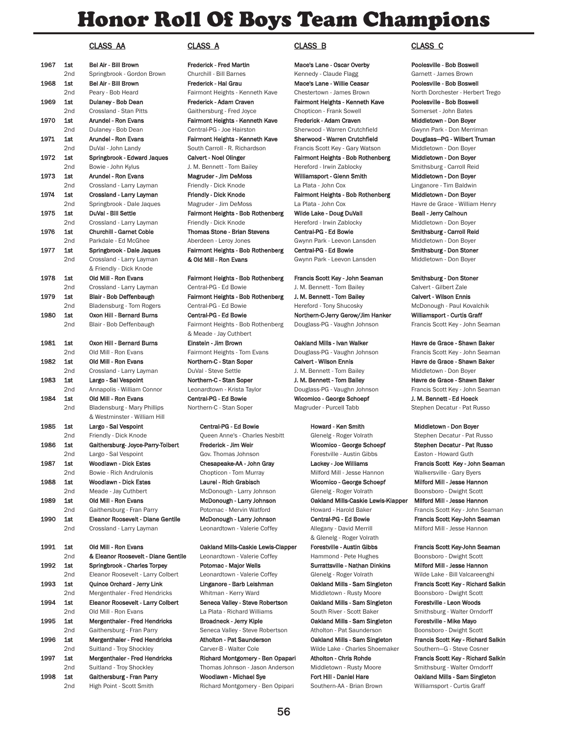# Honor Roll Of Boys Team Champions

| Year | Place | CLASS AA | CLASS A | CLASS B | CLASS C |
|---|---|---|---|---|---|
| 1967 | 1st | Bel Air - Bill Brown | Frederick - Fred Martin | Mace's Lane - Oscar Overby | Poolesville - Bob Boswell |
| | 2nd | Springbrook - Gordon Brown | Churchill - Bill Barnes | Kennedy - Claude Flagg | Garnett - James Brown |
| 1968 | 1st | Bel Air - Bill Brown | Frederick - Hal Grau | Mace's Lane - Willie Ceasar | Poolesville - Bob Boswell |
| | 2nd | Peary - Bob Heard | Fairmont Heights - Kenneth Kave | Chestertown - James Brown | North Dorchester - Herbert Trego |
| 1969 | 1st | Dulaney - Bob Dean | Frederick - Adam Craven | Fairmont Heights - Kenneth Kave | Poolesville - Bob Boswell |
| | 2nd | Crossland - Stan Pitts | Gaithersburg - Fred Joyce | Chopticon - Frank Sowell | Somerset - John Bates |
| 1970 | 1st | Arundel - Ron Evans | Fairmont Heights - Kenneth Kave | Frederick - Adam Craven | Middletown - Don Boyer |
| | 2nd | Dulaney - Bob Dean | Central-PG - Joe Hairston | Sherwood - Warren Crutchfield | Gwynn Park - Don Merriman |
| 1971 | 1st | Arundel - Ron Evans | Fairmont Heights - Kenneth Kave | Sherwood - Warren Crutchfield | Douglass—PG - Wilbert Truman |
| | 2nd | DuVal - John Landy | South Carroll - R. Richardson | Francis Scott Key - Gary Watson | Middletown - Don Boyer |
| 1972 | 1st | Springbrook - Edward Jaques | Calvert - Noel Olinger | Fairmont Heights - Bob Rothenberg | Middletown - Don Boyer |
| | 2nd | Bowie - John Kylus | J. M. Bennett - Tom Bailey | Hereford - Irwin Zablocky | Smithsburg - Carroll Reid |
| 1973 | 1st | Arundel - Ron Evans | Magruder - Jim DeMoss | Williamsport - Glenn Smith | Middletown - Don Boyer |
| | 2nd | Crossland - Larry Layman | Friendly - Dick Knode | La Plata - John Cox | Linganore - Tim Baldwin |
| 1974 | 1st | Crossland - Larry Layman | Friendly - Dick Knode | Fairmont Heights - Bob Rothenberg | Middletown - Don Boyer |
| | 2nd | Springbrook - Dale Jaques | Magruder - Jim DeMoss | La Plata - John Cox | Havre de Grace - William Henry |
| 1975 | 1st | DuVal - Bill Settle | Fairmont Heights - Bob Rothenberg | Wilde Lake - Doug DuVall | Beall - Jerry Calhoun |
| | 2nd | Crossland - Larry Layman | Friendly - Dick Knode | Hereford - Irwin Zablocky | Middletown - Don Boyer |
| 1976 | 1st | Churchill - Garnet Coble | Thomas Stone - Brian Stevens | Central-PG - Ed Bowie | Smithsburg - Carroll Reid |
| | 2nd | Parkdale - Ed McGhee | Aberdeen - Leroy Jones | Gwynn Park - Leevon Lansden | Middletown - Don Boyer |
| 1977 | 1st | Springbrook - Dale Jaques | Fairmont Heights - Bob Rothenberg & Old Mill - Ron Evans | Central-PG - Ed Bowie | Smithsburg - Don Stoner |
| | 2nd | Crossland - Larry Layman & Friendly - Dick Knode | | Gwynn Park - Leevon Lansden | Middletown - Don Boyer |
| 1978 | 1st | Old Mill - Ron Evans | Fairmont Heights - Bob Rothenberg | Francis Scott Key - John Seaman | Smithsburg - Don Stoner |
| | 2nd | Crossland - Larry Layman | Central-PG - Ed Bowie | J. M. Bennett - Tom Bailey | Calvert - Gilbert Zale |
| 1979 | 1st | Blair - Bob Deffenbaugh | Fairmont Heights - Bob Rothenberg | J. M. Bennett - Tom Bailey | Calvert - Wilson Ennis |
| | 2nd | Bladensburg - Tom Rogers | Central-PG - Ed Bowie | Hereford - Tony Shucosky | McDonough - Paul Kovalchik |
| 1980 | 1st | Oxon Hill - Bernard Burns | Central-PG - Ed Bowie | Northern-C-Jerry Gerow/Jim Hanker | Williamsport - Curtis Graff |
| | 2nd | Blair - Bob Deffenbaugh | Fairmont Heights - Bob Rothenberg & Meade - Jay Cuthbert | Douglass-PG - Vaughn Johnson | Francis Scott Key - John Seaman |
| 1981 | 1st | Oxon Hill - Bernard Burns | Einstein - Jim Brown | Oakland Mills - Ivan Walker | Havre de Grace - Shawn Baker |
| | 2nd | Old Mill - Ron Evans | Fairmont Heights - Tom Evans | Douglass-PG - Vaughn Johnson | Francis Scott Key - John Seaman |
| 1982 | 1st | Old Mill - Ron Evans | Northern-C - Stan Soper | Calvert - Wilson Ennis | Havre de Grace - Shawn Baker |
| | 2nd | Crossland - Larry Layman | DuVal - Steve Settle | J. M. Bennett - Tom Bailey | Middletown - Don Boyer |
| 1983 | 1st | Largo - Sal Vespoint | Northern-C - Stan Soper | J. M. Bennett - Tom Bailey | Havre de Grace - Shawn Baker |
| | 2nd | Annapolis - William Connor | Leonardtown - Krista Taylor | Douglass-PG - Vaughn Johnson | Francis Scott Key - John Seaman |
| 1984 | 1st | Old Mill - Ron Evans | Central-PG - Ed Bowie | Wicomico - George Schoepf | J. M. Bennett - Ed Hoeck |
| | 2nd | Bladensburg - Mary Phillips & Westminster - William Hill | Northern-C - Stan Soper | Magruder - Purcell Tabb | Stephen Decatur - Pat Russo |
| 1985 | 1st | Largo - Sal Vespoint | Central-PG - Ed Bowie | Howard - Ken Smith | Middletown - Don Boyer |
| | 2nd | Friendly - Dick Knode | Queen Anne's - Charles Nesbitt | Glenelg - Roger Volrath | Stephen Decatur - Pat Russo |
| 1986 | 1st | Gaithersburg- Joyce-Parry-Tolbert | Frederick - Jim Weir | Wicomico - George Schoepf | Stephen Decatur - Pat Russo |
| | 2nd | Largo - Sal Vespoint | Gov. Thomas Johnson | Forestville - Austin Gibbs | Easton - Howard Guth |
| 1987 | 1st | Woodlawn - Dick Estes | Chesapeake-AA - John Gray | Lackey - Joe Williams | Francis Scott Key - John Seaman |
| | 2nd | Bowie - Rich Andrulonis | Chopticon - Tom Murray | Milford Mill - Jesse Hannon | Walkersville - Gary Byers |
| 1988 | 1st | Woodlawn - Dick Estes | Laurel - Rich Grabisch | Wicomico - George Schoepf | Milford Mill - Jesse Hannon |
| | 2nd | Meade - Jay Cuthbert | McDonough - Larry Johnson | Glenelg - Roger Volrath | Boonsboro - Dwight Scott |
| 1989 | 1st | Old Mill - Ron Evans | McDonough - Larry Johnson | Oakland Mills-Caskie Lewis-Klapper | Milford Mill - Jesse Hannon |
| | 2nd | Gaithersburg - Fran Parry | Potomac - Mervin Watford | Howard - Harold Baker | Francis Scott Key - John Seaman |
| 1990 | 1st | Eleanor Roosevelt - Diane Gentile | McDonough - Larry Johnson | Central-PG - Ed Bowie | Francis Scott Key-John Seaman |
| | 2nd | Crossland - Larry Layman | Leonardtown - Valerie Coffey | Allegany - David Merrill & Glenelg - Roger Volrath | Milford Mill - Jesse Hannon |
| 1991 | 1st | Old Mill - Ron Evans & Eleanor Roosevelt - Diane Gentile | Oakland Mills-Caskie Lewis-Clapper | Forestville - Austin Gibbs | Francis Scott Key-John Seaman |
| | 2nd | | Leonardtown - Valerie Coffey | Hammond - Pete Hughes | Boonsboro - Dwight Scott |
| 1992 | 1st | Springbrook - Charles Torpey | Potomac - Major Wells | Surrattsville - Nathan Dinkins | Milford Mill - Jesse Hannon |
| | 2nd | Eleanor Roosevelt - Larry Colbert | Leonardtown - Valerie Coffey | Glenelg - Roger Volrath | Wilde Lake - Bill Valcareenghi |
| 1993 | 1st | Quince Orchard - Jerry Link | Linganore - Barb Leishman | Oakland Mills - Sam Singleton | Francis Scott Key - Richard Salkin |
| | 2nd | Mergenthaler - Fred Hendricks | Whitman - Kerry Ward | Middletown - Rusty Moore | Boonsboro - Dwight Scott |
| 1994 | 1st | Eleanor Roosevelt - Larry Colbert | Seneca Valley - Steve Robertson | Oakland Mills - Sam Singleton | Forestville - Leon Woods |
| | 2nd | Old Mill - Ron Evans | La Plata - Richard Williams | South River - Scott Baker | Smithsburg - Walter Orndorff |
| 1995 | 1st | Mergenthaler - Fred Hendricks | Broadneck - Jerry Kiple | Oakland Mills - Sam Singleton | Forestville - Mike Mayo |
| | 2nd | Gaithersburg - Fran Parry | Seneca Valley - Steve Robertson | Atholton - Pat Saunderson | Boonsboro - Dwight Scott |
| 1996 | 1st | Mergenthaler - Fred Hendricks | Atholton - Pat Saunderson | Oakland Mills - Sam Singleton | Francis Scott Key - Richard Salkin |
| | 2nd | Suitland - Troy Shockley | Carver-B - Walter Cole | Wilde Lake - Charles Shoemaker | Southern—G - Steve Cosner |
| 1997 | 1st | Mergenthaler - Fred Hendricks | Richard Montgomery - Ben Opapari | Atholton - Chris Rohde | Francis Scott Key - Richard Salkin |
| | 2nd | Suitland - Troy Shockley | Thomas Johnson - Jason Anderson | Middletown - Rusty Moore | Smithsburg - Walter Orndorff |
| 1998 | 1st | Gaithersburg - Fran Parry | Woodlawn - Michael Sye | Fort Hill - Daniel Hare | Oakland Mills - Sam Singleton |
| | 2nd | High Point - Scott Smith | Richard Montgomery - Ben Opipari | Southern-AA - Brian Brown | Williamsport - Curtis Graff |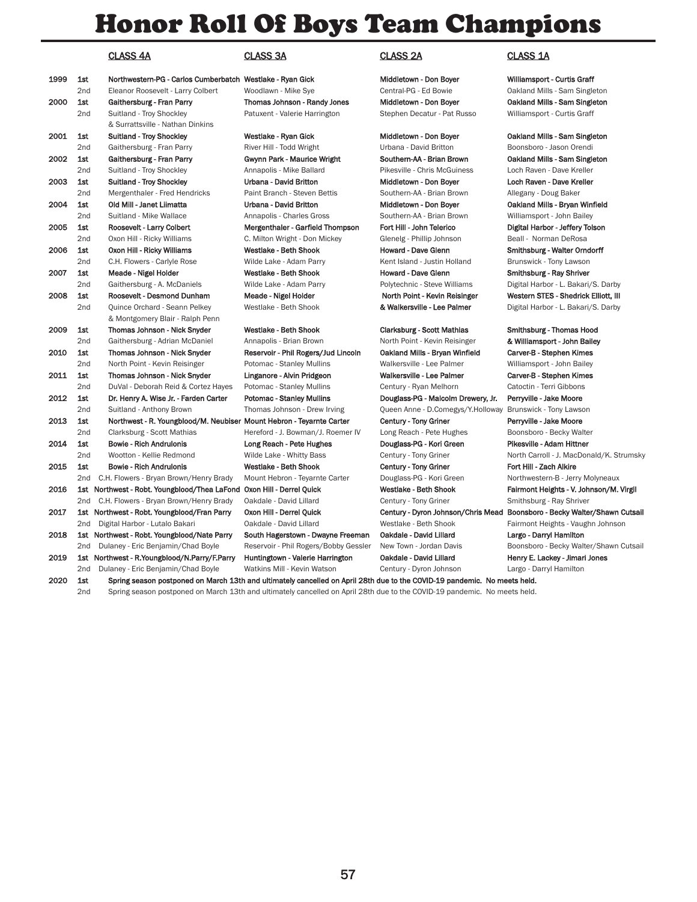# Honor Roll Of Boys Team Champions

| Year | Place | CLASS 4A | CLASS 3A | CLASS 2A | CLASS 1A |
|---|---|---|---|---|---|
| 1999 | 1st | **Northwestern-PG - Carlos Cumberbatch** | **Westlake - Ryan Gick** | **Middletown - Don Boyer** | **Williamsport - Curtis Graff** |
| | 2nd | Eleanor Roosevelt - Larry Colbert | Woodlawn - Mike Sye | Central-PG - Ed Bowie | Oakland Mills - Sam Singleton |
| 2000 | 1st | **Gaithersburg - Fran Parry** | **Thomas Johnson - Randy Jones** | **Middletown - Don Boyer** | **Oakland Mills - Sam Singleton** |
| | 2nd | Suitland - Troy Shockley & Surrattsville - Nathan Dinkins | Patuxent - Valerie Harrington | Stephen Decatur - Pat Russo | Williamsport - Curtis Graff |
| 2001 | 1st | **Suitland - Troy Shockley** | **Westlake - Ryan Gick** | **Middletown - Don Boyer** | **Oakland Mills - Sam Singleton** |
| | 2nd | Gaithersburg - Fran Parry | River Hill - Todd Wright | Urbana - David Britton | Boonsboro - Jason Orendi |
| 2002 | 1st | **Gaithersburg - Fran Parry** | **Gwynn Park - Maurice Wright** | **Southern-AA - Brian Brown** | **Oakland Mills - Sam Singleton** |
| | 2nd | Suitland - Troy Shockley | Annapolis - Mike Ballard | Pikesville - Chris McGuiness | Loch Raven - Dave Kreller |
| 2003 | 1st | **Suitland - Troy Shockley** | **Urbana - David Britton** | **Middletown - Don Boyer** | **Loch Raven - Dave Kreller** |
| | 2nd | Mergenthaler - Fred Hendricks | Paint Branch - Steven Bettis | Southern-AA - Brian Brown | Allegany - Doug Baker |
| 2004 | 1st | **Old Mill - Janet Liimatta** | **Urbana - David Britton** | **Middletown - Don Boyer** | **Oakland Mills - Bryan Winfield** |
| | 2nd | Suitland - Mike Wallace | Annapolis - Charles Gross | Southern-AA - Brian Brown | Williamsport - John Bailey |
| 2005 | 1st | **Roosevelt - Larry Colbert** | **Mergenthaler - Garfield Thompson** | **Fort Hill - John Telerico** | **Digital Harbor - Jeffery Tolson** |
| | 2nd | Oxon Hill - Ricky Williams | C. Milton Wright - Don Mickey | Glenelg - Phillip Johnson | Beall - Norman DeRosa |
| 2006 | 1st | **Oxon Hill - Ricky Williams** | **Westlake - Beth Shook** | **Howard - Dave Glenn** | **Smithsburg - Walter Orndorff** |
| | 2nd | C.H. Flowers - Carlyle Rose | Wilde Lake - Adam Parry | Kent Island - Justin Holland | Brunswick - Tony Lawson |
| 2007 | 1st | **Meade - Nigel Holder** | **Westlake - Beth Shook** | **Howard - Dave Glenn** | **Smithsburg - Ray Shriver** |
| | 2nd | Gaithersburg - A. McDaniels | Wilde Lake - Adam Parry | Polytechnic - Steve Williams | Digital Harbor - L. Bakari/S. Darby |
| 2008 | 1st | **Roosevelt - Desmond Dunham** | **Meade - Nigel Holder** | **North Point - Kevin Reisinger & Walkersville - Lee Palmer** | **Western STES - Shedrick Elliott, III** |
| | 2nd | Quince Orchard - Seann Pelkey & Montgomery Blair - Ralph Penn | Westlake - Beth Shook | | Digital Harbor - L. Bakari/S. Darby |
| 2009 | 1st | **Thomas Johnson - Nick Snyder** | **Westlake - Beth Shook** | **Clarksburg - Scott Mathias** | **Smithsburg - Thomas Hood & Williamsport - John Bailey** |
| | 2nd | Gaithersburg - Adrian McDaniel | Annapolis - Brian Brown | North Point - Kevin Reisinger | |
| 2010 | 1st | **Thomas Johnson - Nick Snyder** | **Reservoir - Phil Rogers/Jud Lincoln** | **Oakland Mills - Bryan Winfield** | **Carver-B - Stephen Kimes** |
| | 2nd | North Point - Kevin Reisinger | Potomac - Stanley Mullins | Walkersville - Lee Palmer | Williamsport - John Bailey |
| 2011 | 1st | **Thomas Johnson - Nick Snyder** | **Linganore - Alvin Pridgeon** | **Walkersville - Lee Palmer** | **Carver-B - Stephen Kimes** |
| | 2nd | DuVal - Deborah Reid & Cortez Hayes | Potomac - Stanley Mullins | Century - Ryan Melhorn | Catoctin - Terri Gibbons |
| 2012 | 1st | **Dr. Henry A. Wise Jr. - Farden Carter** | **Potomac - Stanley Mullins** | **Douglass-PG - Malcolm Drewery, Jr.** | **Perryville - Jake Moore** |
| | 2nd | Suitland - Anthony Brown | Thomas Johnson - Drew Irving | Queen Anne - D.Comegys/Y.Holloway | Brunswick - Tony Lawson |
| 2013 | 1st | **Northwest - R. Youngblood/M. Neubiser** | **Mount Hebron - Teyarnte Carter** | **Century - Tony Griner** | **Perryville - Jake Moore** |
| | 2nd | Clarksburg - Scott Mathias | Hereford - J. Bowman/J. Roemer IV | Long Reach - Pete Hughes | Boonsboro - Becky Walter |
| 2014 | 1st | **Bowie - Rich Andrulonis** | **Long Reach - Pete Hughes** | **Douglass-PG - Kori Green** | **Pikesville - Adam Hittner** |
| | 2nd | Wootton - Kellie Redmond | Wilde Lake - Whitty Bass | Century - Tony Griner | North Carroll - J. MacDonald/K. Strumsky |
| 2015 | 1st | **Bowie - Rich Andrulonis** | **Westlake - Beth Shook** | **Century - Tony Griner** | **Fort Hill - Zach Alkire** |
| | 2nd | C.H. Flowers - Bryan Brown/Henry Brady | Mount Hebron - Teyarnte Carter | Douglass-PG - Kori Green | Northwestern-B - Jerry Molyneaux |
| 2016 | 1st | **Northwest - Robt. Youngblood/Thea LaFond** | **Oxon Hill - Derrel Quick** | **Westlake - Beth Shook** | **Fairmont Heights - V. Johnson/M. Virgil** |
| | 2nd | C.H. Flowers - Bryan Brown/Henry Brady | Oakdale - David Lillard | Century - Tony Griner | Smithsburg - Ray Shriver |
| 2017 | 1st | **Northwest - Robt. Youngblood/Fran Parry** | **Oxon Hill - Derrel Quick** | **Century - Dyron Johnson/Chris Mead** | **Boonsboro - Becky Walter/Shawn Cutsail** |
| | 2nd | Digital Harbor - Lutalo Bakari | Oakdale - David Lillard | Westlake - Beth Shook | Fairmont Heights - Vaughn Johnson |
| 2018 | 1st | **Northwest - Robt. Youngblood/Nate Parry** | **South Hagerstown - Dwayne Freeman** | **Oakdale - David Lillard** | **Largo - Darryl Hamilton** |
| | 2nd | Dulaney - Eric Benjamin/Chad Boyle | Reservoir - Phil Rogers/Bobby Gessler | New Town - Jordan Davis | Boonsboro - Becky Walter/Shawn Cutsail |
| 2019 | 1st | **Northwest - R.Youngblood/N.Parry/F.Parry** | **Huntingtown - Valerie Harrington** | **Oakdale - David Lillard** | **Henry E. Lackey - Jimari Jones** |
| | 2nd | Dulaney - Eric Benjamin/Chad Boyle | Watkins Mill - Kevin Watson | Century - Dyron Johnson | Largo - Darryl Hamilton |
| 2020 | 1st | **Spring season postponed on March 13th and ultimately cancelled on April 28th due to the COVID-19 pandemic. No meets held.** | | | |
| | 2nd | Spring season postponed on March 13th and ultimately cancelled on April 28th due to the COVID-19 pandemic. No meets held. | | | |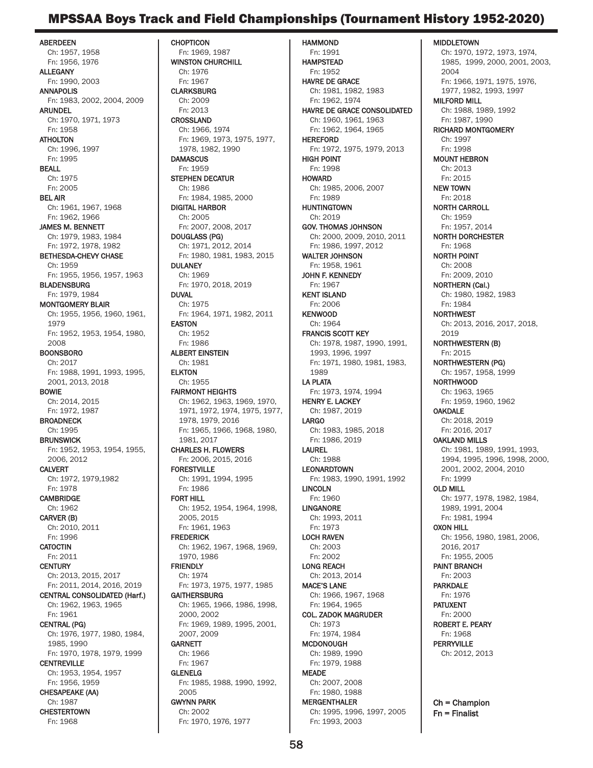# MPSSAA Boys Track and Field Championships (Tournament History 1952-2020)

**ABERDEEN**
Ch: 1957, 1958
Fn: 1956, 1976

**ALLEGANY**
Fn: 1990, 2003

**ANNAPOLIS**
Fn: 1983, 2002, 2004, 2009

**ARUNDEL**
Ch: 1970, 1971, 1973
Fn: 1958

**ATHOLTON**
Ch: 1996, 1997
Fn: 1995

**BEALL**
Ch: 1975
Fn: 2005

**BEL AIR**
Ch: 1961, 1967, 1968
Fn: 1962, 1966

**JAMES M. BENNETT**
Ch: 1979, 1983, 1984
Fn: 1972, 1978, 1982

**BETHESDA-CHEVY CHASE**
Ch: 1959
Fn: 1955, 1956, 1957, 1963

**BLADENSBURG**
Fn: 1979, 1984

**MONTGOMERY BLAIR**
Ch: 1955, 1956, 1960, 1961, 1979
Fn: 1952, 1953, 1954, 1980, 2008

**BOONSBORO**
Ch: 2017
Fn: 1988, 1991, 1993, 1995, 2001, 2013, 2018

**BOWIE**
Ch: 2014, 2015
Fn: 1972, 1987

**BROADNECK**
Ch: 1995

**BRUNSWICK**
Fn: 1952, 1953, 1954, 1955, 2006, 2012

**CALVERT**
Ch: 1972, 1979,1982
Fn: 1978

**CAMBRIDGE**
Ch: 1962

**CARVER (B)**
Ch: 2010, 2011
Fn: 1996

**CATOCTIN**
Fn: 2011

**CENTURY**
Ch: 2013, 2015, 2017
Fn: 2011, 2014, 2016, 2019

**CENTRAL CONSOLIDATED (Harf.)**
Ch: 1962, 1963, 1965
Fn: 1961

**CENTRAL (PG)**
Ch: 1976, 1977, 1980, 1984, 1985, 1990
Fn: 1970, 1978, 1979, 1999

**CENTREVILLE**
Ch: 1953, 1954, 1957
Fn: 1956, 1959

**CHESAPEAKE (AA)**
Ch: 1987

**CHESTERTOWN**
Fn: 1968

**CHOPTICON**
Fn: 1969, 1987

**WINSTON CHURCHILL**
Ch: 1976
Fn: 1967

**CLARKSBURG**
Ch: 2009
Fn: 2013

**CROSSLAND**
Ch: 1966, 1974
Fn: 1969, 1973, 1975, 1977, 1978, 1982, 1990

**DAMASCUS**
Fn: 1959

**STEPHEN DECATUR**
Ch: 1986
Fn: 1984, 1985, 2000

**DIGITAL HARBOR**
Ch: 2005
Fn: 2007, 2008, 2017

**DOUGLASS (PG)**
Ch: 1971, 2012, 2014
Fn: 1980, 1981, 1983, 2015

**DULANEY**
Ch: 1969
Fn: 1970, 2018, 2019

**DUVAL**
Ch: 1975
Fn: 1964, 1971, 1982, 2011

**EASTON**
Ch: 1952
Fn: 1986

**ALBERT EINSTEIN**
Ch: 1981

**ELKTON**
Ch: 1955

**FAIRMONT HEIGHTS**
Ch: 1962, 1963, 1969, 1970, 1971, 1972, 1974, 1975, 1977, 1978, 1979, 2016
Fn: 1965, 1966, 1968, 1980, 1981, 2017

**CHARLES H. FLOWERS**
Fn: 2006, 2015, 2016

**FORESTVILLE**
Ch: 1991, 1994, 1995
Fn: 1986

**FORT HILL**
Ch: 1952, 1954, 1964, 1998, 2005, 2015
Fn: 1961, 1963

**FREDERICK**
Ch: 1962, 1967, 1968, 1969, 1970, 1986

**FRIENDLY**
Ch: 1974
Fn: 1973, 1975, 1977, 1985

**GAITHERSBURG**
Ch: 1965, 1966, 1986, 1998, 2000, 2002
Fn: 1969, 1989, 1995, 2001, 2007, 2009

**GARNETT**
Ch: 1966
Fn: 1967

**GLENELG**
Fn: 1985, 1988, 1990, 1992, 2005

**GWYNN PARK**
Ch: 2002
Fn: 1970, 1976, 1977

**HAMMOND**
Fn: 1991

**HAMPSTEAD**
Fn: 1952

**HAVRE DE GRACE**
Ch: 1981, 1982, 1983
Fn: 1962, 1974

**HAVRE DE GRACE CONSOLIDATED**
Ch: 1960, 1961, 1963
Fn: 1962, 1964, 1965

**HEREFORD**
Fn: 1972, 1975, 1979, 2013

**HIGH POINT**
Fn: 1998

**HOWARD**
Ch: 1985, 2006, 2007
Fn: 1989

**HUNTINGTOWN**
Ch: 2019

**GOV. THOMAS JOHNSON**
Ch: 2000, 2009, 2010, 2011
Fn: 1986, 1997, 2012

**WALTER JOHNSON**
Fn: 1958, 1961

**JOHN F. KENNEDY**
Fn: 1967

**KENT ISLAND**
Fn: 2006

**KENWOOD**
Ch: 1964

**FRANCIS SCOTT KEY**
Ch: 1978, 1987, 1990, 1991, 1993, 1996, 1997
Fn: 1971, 1980, 1981, 1983, 1989

**LA PLATA**
Fn: 1973, 1974, 1994

**HENRY E. LACKEY**
Ch: 1987, 2019

**LARGO**
Ch: 1983, 1985, 2018
Fn: 1986, 2019

**LAUREL**
Ch: 1988

**LEONARDTOWN**
Fn: 1983, 1990, 1991, 1992

**LINCOLN**
Fn: 1960

**LINGANORE**
Ch: 1993, 2011
Fn: 1973

**LOCH RAVEN**
Ch: 2003
Fn: 2002

**LONG REACH**
Ch: 2013, 2014

**MACE'S LANE**
Ch: 1966, 1967, 1968
Fn: 1964, 1965

**COL. ZADOK MAGRUDER**
Ch: 1973
Fn: 1974, 1984

**MCDONOUGH**
Ch: 1989, 1990
Fn: 1979, 1988

**MEADE**
Ch: 2007, 2008
Fn: 1980, 1988

**MERGENTHALER**
Ch: 1995, 1996, 1997, 2005
Fn: 1993, 2003

**MIDDLETOWN**
Ch: 1970, 1972, 1973, 1974, 1985, 1999, 2000, 2001, 2003, 2004
Fn: 1966, 1971, 1975, 1976, 1977, 1982, 1993, 1997

**MILFORD MILL**
Ch: 1988, 1989, 1992
Fn: 1987, 1990

**RICHARD MONTGOMERY**
Ch: 1997
Fn: 1998

**MOUNT HEBRON**
Ch: 2013
Fn: 2015

**NEW TOWN**
Fn: 2018

**NORTH CARROLL**
Ch: 1959
Fn: 1957, 2014

**NORTH DORCHESTER**
Fn: 1968

**NORTH POINT**
Ch: 2008
Fn: 2009, 2010

**NORTHERN (Cal.)**
Ch: 1980, 1982, 1983
Fn: 1984

**NORTHWEST**
Ch: 2013, 2016, 2017, 2018, 2019

**NORTHWESTERN (B)**
Fn: 2015

**NORTHWESTERN (PG)**
Ch: 1957, 1958, 1999

**NORTHWOOD**
Ch: 1963, 1965
Fn: 1959, 1960, 1962

**OAKDALE**
Ch: 2018, 2019
Fn: 2016, 2017

**OAKLAND MILLS**
Ch: 1981, 1989, 1991, 1993, 1994, 1995, 1996, 1998, 2000, 2001, 2002, 2004, 2010
Fn: 1999

**OLD MILL**
Ch: 1977, 1978, 1982, 1984, 1989, 1991, 2004
Fn: 1981, 1994

**OXON HILL**
Ch: 1956, 1980, 1981, 2006, 2016, 2017
Fn: 1955, 2005

**PAINT BRANCH**
Fn: 2003

**PARKDALE**
Fn: 1976

**PATUXENT**
Fn: 2000

**ROBERT E. PEARY**
Fn: 1968

**PERRYVILLE**
Ch: 2012, 2013

Ch = Champion
Fn = Finalist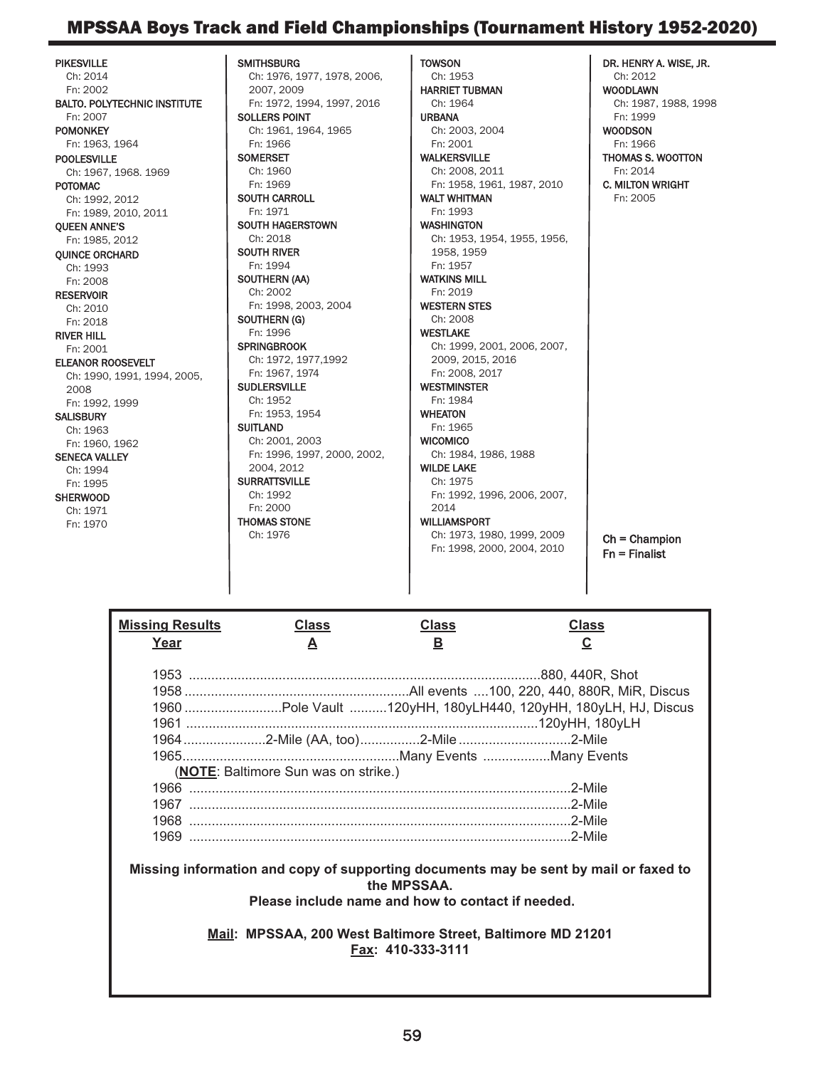## MPSSAA Boys Track and Field Championships (Tournament History 1952-2020)

**PIKESVILLE**
Ch: 2014
Fn: 2002

**BALTO. POLYTECHNIC INSTITUTE**
Fn: 2007

**POMONKEY**
Fn: 1963, 1964

**POOLESVILLE**
Ch: 1967, 1968. 1969

**POTOMAC**
Ch: 1992, 2012
Fn: 1989, 2010, 2011

**QUEEN ANNE'S**
Fn: 1985, 2012

**QUINCE ORCHARD**
Ch: 1993
Fn: 2008

**RESERVOIR**
Ch: 2010
Fn: 2018

**RIVER HILL**
Fn: 2001

**ELEANOR ROOSEVELT**
Ch: 1990, 1991, 1994, 2005, 2008
Fn: 1992, 1999

**SALISBURY**
Ch: 1963
Fn: 1960, 1962

**SENECA VALLEY**
Ch: 1994
Fn: 1995

**SHERWOOD**
Ch: 1971
Fn: 1970

**SMITHSBURG**
Ch: 1976, 1977, 1978, 2006, 2007, 2009
Fn: 1972, 1994, 1997, 2016

**SOLLERS POINT**
Ch: 1961, 1964, 1965
Fn: 1966

**SOMERSET**
Ch: 1960
Fn: 1969

**SOUTH CARROLL**
Fn: 1971

**SOUTH HAGERSTOWN**
Ch: 2018

**SOUTH RIVER**
Fn: 1994

**SOUTHERN (AA)**
Ch: 2002
Fn: 1998, 2003, 2004

**SOUTHERN (G)**
Fn: 1996

**SPRINGBROOK**
Ch: 1972, 1977,1992
Fn: 1967, 1974

**SUDLERSVILLE**
Ch: 1952
Fn: 1953, 1954

**SUITLAND**
Ch: 2001, 2003
Fn: 1996, 1997, 2000, 2002, 2004, 2012

**SURRATTSVILLE**
Ch: 1992
Fn: 2000

**THOMAS STONE**
Ch: 1976

**TOWSON**
Ch: 1953

**HARRIET TUBMAN**
Ch: 1964

**URBANA**
Ch: 2003, 2004
Fn: 2001

**WALKERSVILLE**
Ch: 2008, 2011
Fn: 1958, 1961, 1987, 2010

**WALT WHITMAN**
Fn: 1993

**WASHINGTON**
Ch: 1953, 1954, 1955, 1956, 1958, 1959
Fn: 1957

**WATKINS MILL**
Fn: 2019

**WESTERN STES**
Ch: 2008

**WESTLAKE**
Ch: 1999, 2001, 2006, 2007, 2009, 2015, 2016
Fn: 2008, 2017

**WESTMINSTER**
Fn: 1984

**WHEATON**
Fn: 1965

**WICOMICO**
Ch: 1984, 1986, 1988

**WILDE LAKE**
Ch: 1975
Fn: 1992, 1996, 2006, 2007, 2014

**WILLIAMSPORT**
Ch: 1973, 1980, 1999, 2009
Fn: 1998, 2000, 2004, 2010

**DR. HENRY A. WISE, JR.**
Ch: 2012

**WOODLAWN**
Ch: 1987, 1988, 1998
Fn: 1999

**WOODSON**
Fn: 1966

**THOMAS S. WOOTTON**
Fn: 2014

**C. MILTON WRIGHT**
Fn: 2005

Ch = Champion
Fn = Finalist

| Missing Results Year | Class A | Class B | Class C |
|---|---|---|---|
| 1953 | | | 880, 440R, Shot |
| 1958 | | All events | 100, 220, 440, 880R, MiR, Discus |
| 1960 | Pole Vault | 120yHH, 180yLH440, 120yHH, 180yLH, HJ, Discus | |
| 1961 | | | 120yHH, 180yLH |
| 1964 | 2-Mile (AA, too) | 2-Mile | 2-Mile |
| 1965 | | Many Events | Many Events |
| (**NOTE**: Baltimore Sun was on strike.) | | | |
| 1966 | | | 2-Mile |
| 1967 | | | 2-Mile |
| 1968 | | | 2-Mile |
| 1969 | | | 2-Mile |

**Missing information and copy of supporting documents may be sent by mail or faxed to the MPSSAA.**
**Please include name and how to contact if needed.**

**Mail: MPSSAA, 200 West Baltimore Street, Baltimore MD 21201**
**Fax: 410-333-3111**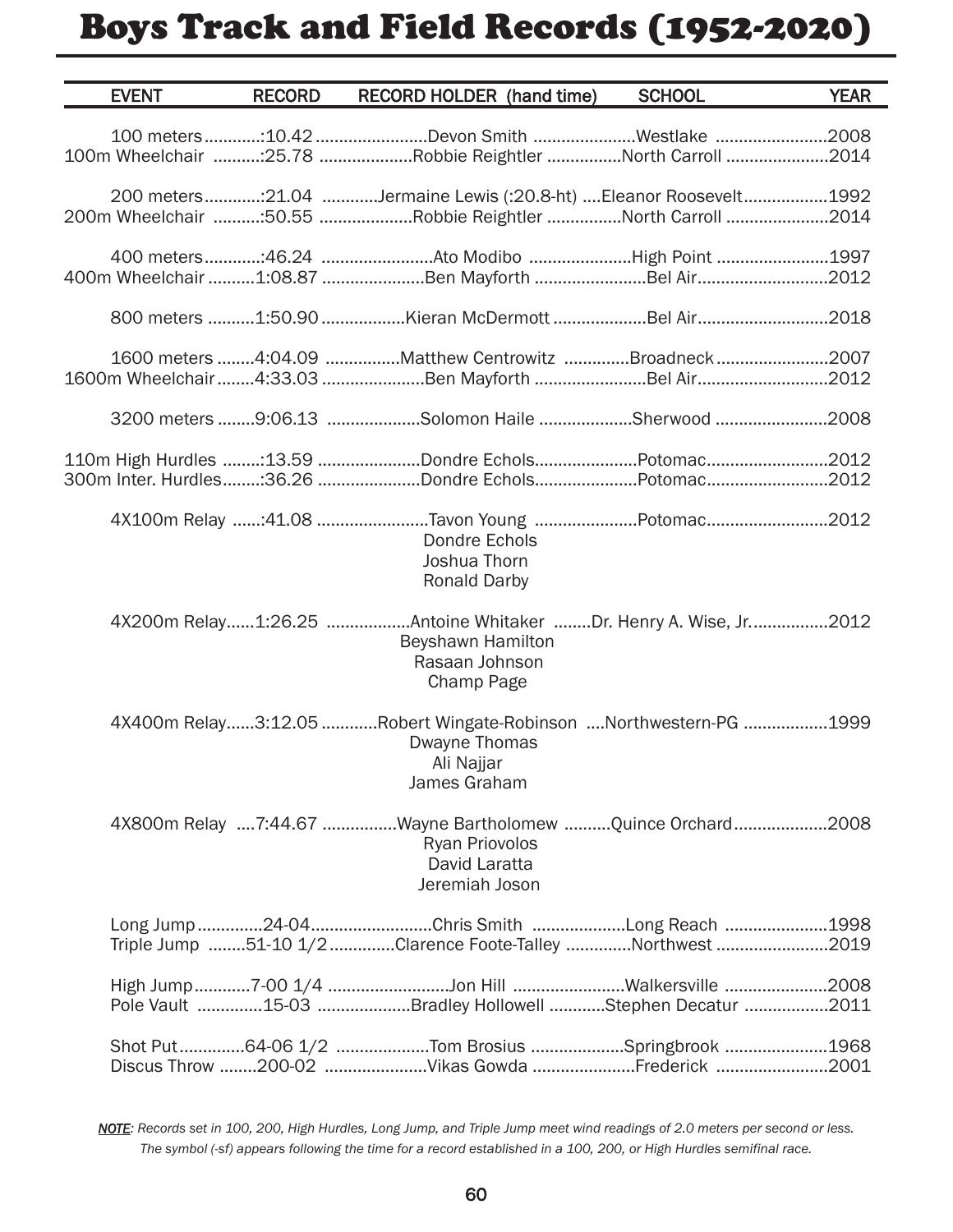# Boys Track and Field Records (1952-2020)

| EVENT | RECORD | RECORD HOLDER (hand time) | SCHOOL | YEAR |
|---|---|---|---|---|
| 100 meters | :10.42 | Devon Smith | Westlake | 2008 |
| 100m Wheelchair | :25.78 | Robbie Reightler | North Carroll | 2014 |
| 200 meters | :21.04 | Jermaine Lewis (:20.8-ht) | Eleanor Roosevelt | 1992 |
| 200m Wheelchair | :50.55 | Robbie Reightler | North Carroll | 2014 |
| 400 meters | :46.24 | Ato Modibo | High Point | 1997 |
| 400m Wheelchair | 1:08.87 | Ben Mayforth | Bel Air | 2012 |
| 800 meters | 1:50.90 | Kieran McDermott | Bel Air | 2018 |
| 1600 meters | 4:04.09 | Matthew Centrowitz | Broadneck | 2007 |
| 1600m Wheelchair | 4:33.03 | Ben Mayforth | Bel Air | 2012 |
| 3200 meters | 9:06.13 | Solomon Haile | Sherwood | 2008 |
| 110m High Hurdles | :13.59 | Dondre Echols | Potomac | 2012 |
| 300m Inter. Hurdles | :36.26 | Dondre Echols | Potomac | 2012 |
| 4X100m Relay | :41.08 | Tavon Young, Dondre Echols, Joshua Thorn, Ronald Darby | Potomac | 2012 |
| 4X200m Relay | 1:26.25 | Antoine Whitaker, Beyshawn Hamilton, Rasaan Johnson, Champ Page | Dr. Henry A. Wise, Jr. | 2012 |
| 4X400m Relay | 3:12.05 | Robert Wingate-Robinson, Dwayne Thomas, Ali Najjar, James Graham | Northwestern-PG | 1999 |
| 4X800m Relay | 7:44.67 | Wayne Bartholomew, Ryan Priovolos, David Laratta, Jeremiah Joson | Quince Orchard | 2008 |
| Long Jump | 24-04 | Chris Smith | Long Reach | 1998 |
| Triple Jump | 51-10 1/2 | Clarence Foote-Talley | Northwest | 2019 |
| High Jump | 7-00 1/4 | Jon Hill | Walkersville | 2008 |
| Pole Vault | 15-03 | Bradley Hollowell | Stephen Decatur | 2011 |
| Shot Put | 64-06 1/2 | Tom Brosius | Springbrook | 1968 |
| Discus Throw | 200-02 | Vikas Gowda | Frederick | 2001 |

***NOTE**: Records set in 100, 200, High Hurdles, Long Jump, and Triple Jump meet wind readings of 2.0 meters per second or less. The symbol (-sf) appears following the time for a record established in a 100, 200, or High Hurdles semifinal race.*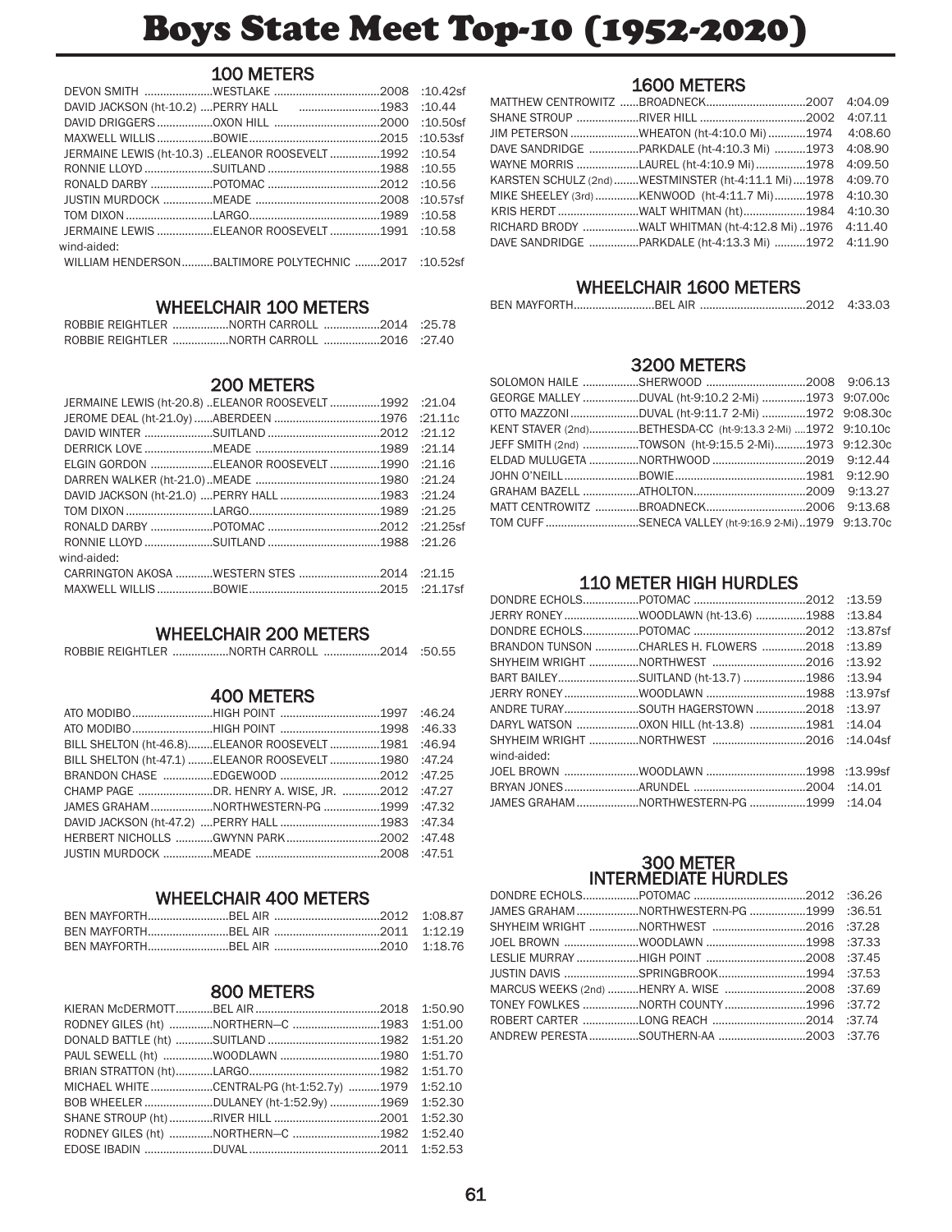# Boys State Meet Top-10 (1952-2020)

## 100 METERS

| Name | School | Year | Time |
|---|---|---|---|
| DEVON SMITH | WESTLAKE | 2008 | :10.42sf |
| DAVID JACKSON (ht-10.2) | PERRY HALL | 1983 | :10.44 |
| DAVID DRIGGERS | OXON HILL | 2000 | :10.50sf |
| MAXWELL WILLIS | BOWIE | 2015 | :10.53sf |
| JERMAINE LEWIS (ht-10.3) | ELEANOR ROOSEVELT | 1992 | :10.54 |
| RONNIE LLOYD | SUITLAND | 1988 | :10.55 |
| RONALD DARBY | POTOMAC | 2012 | :10.56 |
| JUSTIN MURDOCK | MEADE | 2008 | :10.57sf |
| TOM DIXON | LARGO | 1989 | :10.58 |
| JERMAINE LEWIS | ELEANOR ROOSEVELT | 1991 | :10.58 |
| wind-aided: | | | |
| WILLIAM HENDERSON | BALTIMORE POLYTECHNIC | 2017 | :10.52sf |

## WHEELCHAIR 100 METERS

| Name | School | Year | Time |
|---|---|---|---|
| ROBBIE REIGHTLER | NORTH CARROLL | 2014 | :25.78 |
| ROBBIE REIGHTLER | NORTH CARROLL | 2016 | :27.40 |

## 200 METERS

| Name | School | Year | Time |
|---|---|---|---|
| JERMAINE LEWIS (ht-20.8) | ELEANOR ROOSEVELT | 1992 | :21.04 |
| JEROME DEAL (ht-21.0y) | ABERDEEN | 1976 | :21.11c |
| DAVID WINTER | SUITLAND | 2012 | :21.12 |
| DERRICK LOVE | MEADE | 1989 | :21.14 |
| ELGIN GORDON | ELEANOR ROOSEVELT | 1990 | :21.16 |
| DARREN WALKER (ht-21.0) | MEADE | 1980 | :21.24 |
| DAVID JACKSON (ht-21.0) | PERRY HALL | 1983 | :21.24 |
| TOM DIXON | LARGO | 1989 | :21.25 |
| RONALD DARBY | POTOMAC | 2012 | :21.25sf |
| RONNIE LLOYD | SUITLAND | 1988 | :21.26 |
| wind-aided: | | | |
| CARRINGTON AKOSA | WESTERN STES | 2014 | :21.15 |
| MAXWELL WILLIS | BOWIE | 2015 | :21.17sf |

## WHEELCHAIR 200 METERS

| Name | School | Year | Time |
|---|---|---|---|
| ROBBIE REIGHTLER | NORTH CARROLL | 2014 | :50.55 |

## 400 METERS

| Name | School | Year | Time |
|---|---|---|---|
| ATO MODIBO | HIGH POINT | 1997 | :46.24 |
| ATO MODIBO | HIGH POINT | 1998 | :46.33 |
| BILL SHELTON (ht-46.8) | ELEANOR ROOSEVELT | 1981 | :46.94 |
| BILL SHELTON (ht-47.1) | ELEANOR ROOSEVELT | 1980 | :47.24 |
| BRANDON CHASE | EDGEWOOD | 2012 | :47.25 |
| CHAMP PAGE | DR. HENRY A. WISE, JR. | 2012 | :47.27 |
| JAMES GRAHAM | NORTHWESTERN-PG | 1999 | :47.32 |
| DAVID JACKSON (ht-47.2) | PERRY HALL | 1983 | :47.34 |
| HERBERT NICHOLLS | GWYNN PARK | 2002 | :47.48 |
| JUSTIN MURDOCK | MEADE | 2008 | :47.51 |

## WHEELCHAIR 400 METERS

| Name | School | Year | Time |
|---|---|---|---|
| BEN MAYFORTH | BEL AIR | 2012 | 1:08.87 |
| BEN MAYFORTH | BEL AIR | 2011 | 1:12.19 |
| BEN MAYFORTH | BEL AIR | 2010 | 1:18.76 |

## 800 METERS

| Name | School | Year | Time |
|---|---|---|---|
| KIERAN McDERMOTT | BEL AIR | 2018 | 1:50.90 |
| RODNEY GILES (ht) | NORTHERN—C | 1983 | 1:51.00 |
| DONALD BATTLE (ht) | SUITLAND | 1982 | 1:51.20 |
| PAUL SEWELL (ht) | WOODLAWN | 1980 | 1:51.70 |
| BRIAN STRATTON (ht) | LARGO | 1982 | 1:51.70 |
| MICHAEL WHITE | CENTRAL-PG (ht-1:52.7y) | 1979 | 1:52.10 |
| BOB WHEELER | DULANEY (ht-1:52.9y) | 1969 | 1:52.30 |
| SHANE STROUP (ht) | RIVER HILL | 2001 | 1:52.30 |
| RODNEY GILES (ht) | NORTHERN—C | 1982 | 1:52.40 |
| EDOSE IBADIN | DUVAL | 2011 | 1:52.53 |

## 1600 METERS

| Name | School | Year | Time |
|---|---|---|---|
| MATTHEW CENTROWITZ | BROADNECK | 2007 | 4:04.09 |
| SHANE STROUP | RIVER HILL | 2002 | 4:07.11 |
| JIM PETERSON | WHEATON (ht-4:10.0 Mi) | 1974 | 4:08.60 |
| DAVE SANDRIDGE | PARKDALE (ht-4:10.3 Mi) | 1973 | 4:08.90 |
| WAYNE MORRIS | LAUREL (ht-4:10.9 Mi) | 1978 | 4:09.50 |
| KARSTEN SCHULZ (2nd) | WESTMINSTER (ht-4:11.1 Mi) | 1978 | 4:09.70 |
| MIKE SHEELEY (3rd) | KENWOOD (ht-4:11.7 Mi) | 1978 | 4:10.30 |
| KRIS HERDT | WALT WHITMAN (ht) | 1984 | 4:10.30 |
| RICHARD BRODY | WALT WHITMAN (ht-4:12.8 Mi) | 1976 | 4:11.40 |
| DAVE SANDRIDGE | PARKDALE (ht-4:13.3 Mi) | 1972 | 4:11.90 |

## WHEELCHAIR 1600 METERS

| Name | School | Year | Time |
|---|---|---|---|
| BEN MAYFORTH | BEL AIR | 2012 | 4:33.03 |

## 3200 METERS

| Name | School | Year | Time |
|---|---|---|---|
| SOLOMON HAILE | SHERWOOD | 2008 | 9:06.13 |
| GEORGE MALLEY | DUVAL (ht-9:10.2 2-Mi) | 1973 | 9:07.00c |
| OTTO MAZZONI | DUVAL (ht-9:11.7 2-Mi) | 1972 | 9:08.30c |
| KENT STAVER (2nd) | BETHESDA-CC (ht-9:13.3 2-Mi) | 1972 | 9:10.10c |
| JEFF SMITH (2nd) | TOWSON (ht-9:15.5 2-Mi) | 1973 | 9:12.30c |
| ELDAD MULUGETA | NORTHWOOD | 2019 | 9:12.44 |
| JOHN O'NEILL | BOWIE | 1981 | 9:12.90 |
| GRAHAM BAZELL | ATHOLTON | 2009 | 9:13.27 |
| MATT CENTROWITZ | BROADNECK | 2006 | 9:13.68 |
| TOM CUFF | SENECA VALLEY (ht-9:16.9 2-Mi) | 1979 | 9:13.70c |

## 110 METER HIGH HURDLES

| Name | School | Year | Time |
|---|---|---|---|
| DONDRE ECHOLS | POTOMAC | 2012 | :13.59 |
| JERRY RONEY | WOODLAWN (ht-13.6) | 1988 | :13.84 |
| DONDRE ECHOLS | POTOMAC | 2012 | :13.87sf |
| BRANDON TUNSON | CHARLES H. FLOWERS | 2018 | :13.89 |
| SHYHEIM WRIGHT | NORTHWEST | 2016 | :13.92 |
| BART BAILEY | SUITLAND (ht-13.7) | 1986 | :13.94 |
| JERRY RONEY | WOODLAWN | 1988 | :13.97sf |
| ANDRE TURAY | SOUTH HAGERSTOWN | 2018 | :13.97 |
| DARYL WATSON | OXON HILL (ht-13.8) | 1981 | :14.04 |
| SHYHEIM WRIGHT | NORTHWEST | 2016 | :14.04sf |
| wind-aided: | | | |
| JOEL BROWN | WOODLAWN | 1998 | :13.99sf |
| BRYAN JONES | ARUNDEL | 2004 | :14.01 |
| JAMES GRAHAM | NORTHWESTERN-PG | 1999 | :14.04 |

## 300 METER INTERMEDIATE HURDLES

| Name | School | Year | Time |
|---|---|---|---|
| DONDRE ECHOLS | POTOMAC | 2012 | :36.26 |
| JAMES GRAHAM | NORTHWESTERN-PG | 1999 | :36.51 |
| SHYHEIM WRIGHT | NORTHWEST | 2016 | :37.28 |
| JOEL BROWN | WOODLAWN | 1998 | :37.33 |
| LESLIE MURRAY | HIGH POINT | 2008 | :37.45 |
| JUSTIN DAVIS | SPRINGBROOK | 1994 | :37.53 |
| MARCUS WEEKS (2nd) | HENRY A. WISE | 2008 | :37.69 |
| TONEY FOWLKES | NORTH COUNTY | 1996 | :37.72 |
| ROBERT CARTER | LONG REACH | 2014 | :37.74 |
| ANDREW PERESTA | SOUTHERN-AA | 2003 | :37.76 |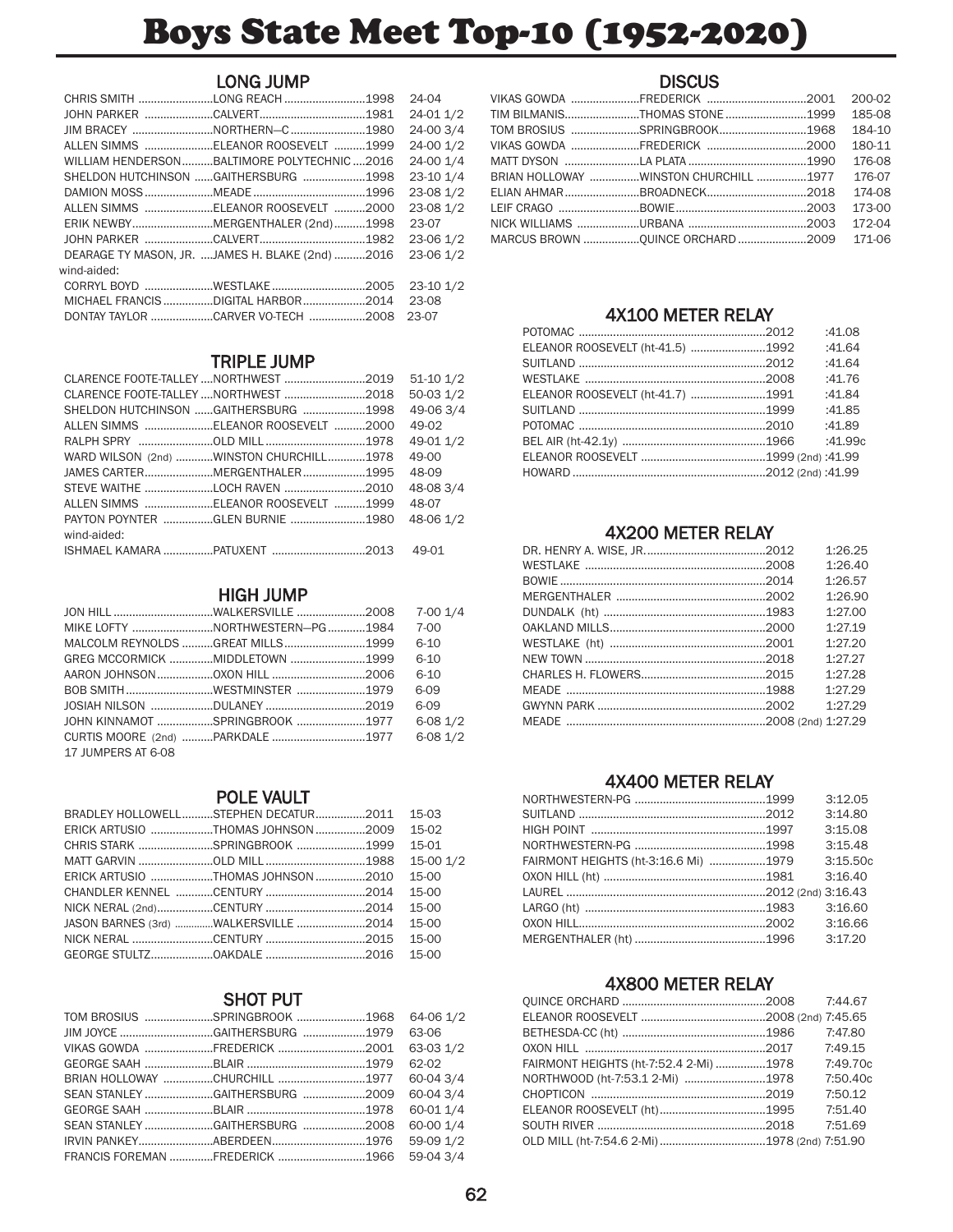# Boys State Meet Top-10 (1952-2020)

## LONG JUMP

| Name | School | Year | Mark |
|---|---|---|---|
| CHRIS SMITH | LONG REACH | 1998 | 24-04 |
| JOHN PARKER | CALVERT | 1981 | 24-01 1/2 |
| JIM BRACEY | NORTHERN—C | 1980 | 24-00 3/4 |
| ALLEN SIMMS | ELEANOR ROOSEVELT | 1999 | 24-00 1/2 |
| WILLIAM HENDERSON | BALTIMORE POLYTECHNIC | 2016 | 24-00 1/4 |
| SHELDON HUTCHINSON | GAITHERSBURG | 1998 | 23-10 1/4 |
| DAMION MOSS | MEADE | 1996 | 23-08 1/2 |
| ALLEN SIMMS | ELEANOR ROOSEVELT | 2000 | 23-08 1/2 |
| ERIK NEWBY | MERGENTHALER (2nd) | 1998 | 23-07 |
| JOHN PARKER | CALVERT | 1982 | 23-06 1/2 |
| DEARAGE TY MASON, JR. | JAMES H. BLAKE (2nd) | 2016 | 23-06 1/2 |
| wind-aided: | | | |
| CORRYL BOYD | WESTLAKE | 2005 | 23-10 1/2 |
| MICHAEL FRANCIS | DIGITAL HARBOR | 2014 | 23-08 |
| DONTAY TAYLOR | CARVER VO-TECH | 2008 | 23-07 |

## TRIPLE JUMP

| Name | School | Year | Mark |
|---|---|---|---|
| CLARENCE FOOTE-TALLEY | NORTHWEST | 2019 | 51-10 1/2 |
| CLARENCE FOOTE-TALLEY | NORTHWEST | 2018 | 50-03 1/2 |
| SHELDON HUTCHINSON | GAITHERSBURG | 1998 | 49-06 3/4 |
| ALLEN SIMMS | ELEANOR ROOSEVELT | 2000 | 49-02 |
| RALPH SPRY | OLD MILL | 1978 | 49-01 1/2 |
| WARD WILSON (2nd) | WINSTON CHURCHILL | 1978 | 49-00 |
| JAMES CARTER | MERGENTHALER | 1995 | 48-09 |
| STEVE WAITHE | LOCH RAVEN | 2010 | 48-08 3/4 |
| ALLEN SIMMS | ELEANOR ROOSEVELT | 1999 | 48-07 |
| PAYTON POYNTER | GLEN BURNIE | 1980 | 48-06 1/2 |
| wind-aided: | | | |
| ISHMAEL KAMARA | PATUXENT | 2013 | 49-01 |

## HIGH JUMP

| Name | School | Year | Mark |
|---|---|---|---|
| JON HILL | WALKERSVILLE | 2008 | 7-00 1/4 |
| MIKE LOFTY | NORTHWESTERN—PG | 1984 | 7-00 |
| MALCOLM REYNOLDS | GREAT MILLS | 1999 | 6-10 |
| GREG MCCORMICK | MIDDLETOWN | 1999 | 6-10 |
| AARON JOHNSON | OXON HILL | 2006 | 6-10 |
| BOB SMITH | WESTMINSTER | 1979 | 6-09 |
| JOSIAH NILSON | DULANEY | 2019 | 6-09 |
| JOHN KINNAMOT | SPRINGBROOK | 1977 | 6-08 1/2 |
| CURTIS MOORE (2nd) | PARKDALE | 1977 | 6-08 1/2 |
| 17 JUMPERS AT 6-08 | | | |

## POLE VAULT

| Name | School | Year | Mark |
|---|---|---|---|
| BRADLEY HOLLOWELL | STEPHEN DECATUR | 2011 | 15-03 |
| ERICK ARTUSIO | THOMAS JOHNSON | 2009 | 15-02 |
| CHRIS STARK | SPRINGBROOK | 1999 | 15-01 |
| MATT GARVIN | OLD MILL | 1988 | 15-00 1/2 |
| ERICK ARTUSIO | THOMAS JOHNSON | 2010 | 15-00 |
| CHANDLER KENNEL | CENTURY | 2014 | 15-00 |
| NICK NERAL (2nd) | CENTURY | 2014 | 15-00 |
| JASON BARNES (3rd) | WALKERSVILLE | 2014 | 15-00 |
| NICK NERAL | CENTURY | 2015 | 15-00 |
| GEORGE STULTZ | OAKDALE | 2016 | 15-00 |

## SHOT PUT

| Name | School | Year | Mark |
|---|---|---|---|
| TOM BROSIUS | SPRINGBROOK | 1968 | 64-06 1/2 |
| JIM JOYCE | GAITHERSBURG | 1979 | 63-06 |
| VIKAS GOWDA | FREDERICK | 2001 | 63-03 1/2 |
| GEORGE SAAH | BLAIR | 1979 | 62-02 |
| BRIAN HOLLOWAY | CHURCHILL | 1977 | 60-04 3/4 |
| SEAN STANLEY | GAITHERSBURG | 2009 | 60-04 3/4 |
| GEORGE SAAH | BLAIR | 1978 | 60-01 1/4 |
| SEAN STANLEY | GAITHERSBURG | 2008 | 60-00 1/4 |
| IRVIN PANKEY | ABERDEEN | 1976 | 59-09 1/2 |
| FRANCIS FOREMAN | FREDERICK | 1966 | 59-04 3/4 |

## DISCUS

| Name | School | Year | Mark |
|---|---|---|---|
| VIKAS GOWDA | FREDERICK | 2001 | 200-02 |
| TIM BILMANIS | THOMAS STONE | 1999 | 185-08 |
| TOM BROSIUS | SPRINGBROOK | 1968 | 184-10 |
| VIKAS GOWDA | FREDERICK | 2000 | 180-11 |
| MATT DYSON | LA PLATA | 1990 | 176-08 |
| BRIAN HOLLOWAY | WINSTON CHURCHILL | 1977 | 176-07 |
| ELIAN AHMAR | BROADNECK | 2018 | 174-08 |
| LEIF CRAGO | BOWIE | 2003 | 173-00 |
| NICK WILLIAMS | URBANA | 2003 | 172-04 |
| MARCUS BROWN | QUINCE ORCHARD | 2009 | 171-06 |

## 4X100 METER RELAY

| School | Year | Time |
|---|---|---|
| POTOMAC | 2012 | :41.08 |
| ELEANOR ROOSEVELT (ht-41.5) | 1992 | :41.64 |
| SUITLAND | 2012 | :41.64 |
| WESTLAKE | 2008 | :41.76 |
| ELEANOR ROOSEVELT (ht-41.7) | 1991 | :41.84 |
| SUITLAND | 1999 | :41.85 |
| POTOMAC | 2010 | :41.89 |
| BEL AIR (ht-42.1y) | 1966 | :41.99c |
| ELEANOR ROOSEVELT | 1999 (2nd) | :41.99 |
| HOWARD | 2012 (2nd) | :41.99 |

## 4X200 METER RELAY

| School | Year | Time |
|---|---|---|
| DR. HENRY A. WISE, JR. | 2012 | 1:26.25 |
| WESTLAKE | 2008 | 1:26.40 |
| BOWIE | 2014 | 1:26.57 |
| MERGENTHALER | 2002 | 1:26.90 |
| DUNDALK (ht) | 1983 | 1:27.00 |
| OAKLAND MILLS | 2000 | 1:27.19 |
| WESTLAKE (ht) | 2001 | 1:27.20 |
| NEW TOWN | 2018 | 1:27.27 |
| CHARLES H. FLOWERS | 2015 | 1:27.28 |
| MEADE | 1988 | 1:27.29 |
| GWYNN PARK | 2002 | 1:27.29 |
| MEADE | 2008 (2nd) | 1:27.29 |

## 4X400 METER RELAY

| School | Year | Time |
|---|---|---|
| NORTHWESTERN-PG | 1999 | 3:12.05 |
| SUITLAND | 2012 | 3:14.80 |
| HIGH POINT | 1997 | 3:15.08 |
| NORTHWESTERN-PG | 1998 | 3:15.48 |
| FAIRMONT HEIGHTS (ht-3:16.6 Mi) | 1979 | 3:15.50c |
| OXON HILL (ht) | 1981 | 3:16.40 |
| LAUREL | 2012 (2nd) | 3:16.43 |
| LARGO (ht) | 1983 | 3:16.60 |
| OXON HILL | 2002 | 3:16.66 |
| MERGENTHALER (ht) | 1996 | 3:17.20 |

## 4X800 METER RELAY

| School | Year | Time |
|---|---|---|
| QUINCE ORCHARD | 2008 | 7:44.67 |
| ELEANOR ROOSEVELT | 2008 (2nd) | 7:45.65 |
| BETHESDA-CC (ht) | 1986 | 7:47.80 |
| OXON HILL | 2017 | 7:49.15 |
| FAIRMONT HEIGHTS (ht-7:52.4 2-Mi) | 1978 | 7:49.70c |
| NORTHWOOD (ht-7:53.1 2-Mi) | 1978 | 7:50.40c |
| CHOPTICON | 2019 | 7:50.12 |
| ELEANOR ROOSEVELT (ht) | 1995 | 7:51.40 |
| SOUTH RIVER | 2018 | 7:51.69 |
| OLD MILL (ht-7:54.6 2-Mi) | 1978 (2nd) | 7:51.90 |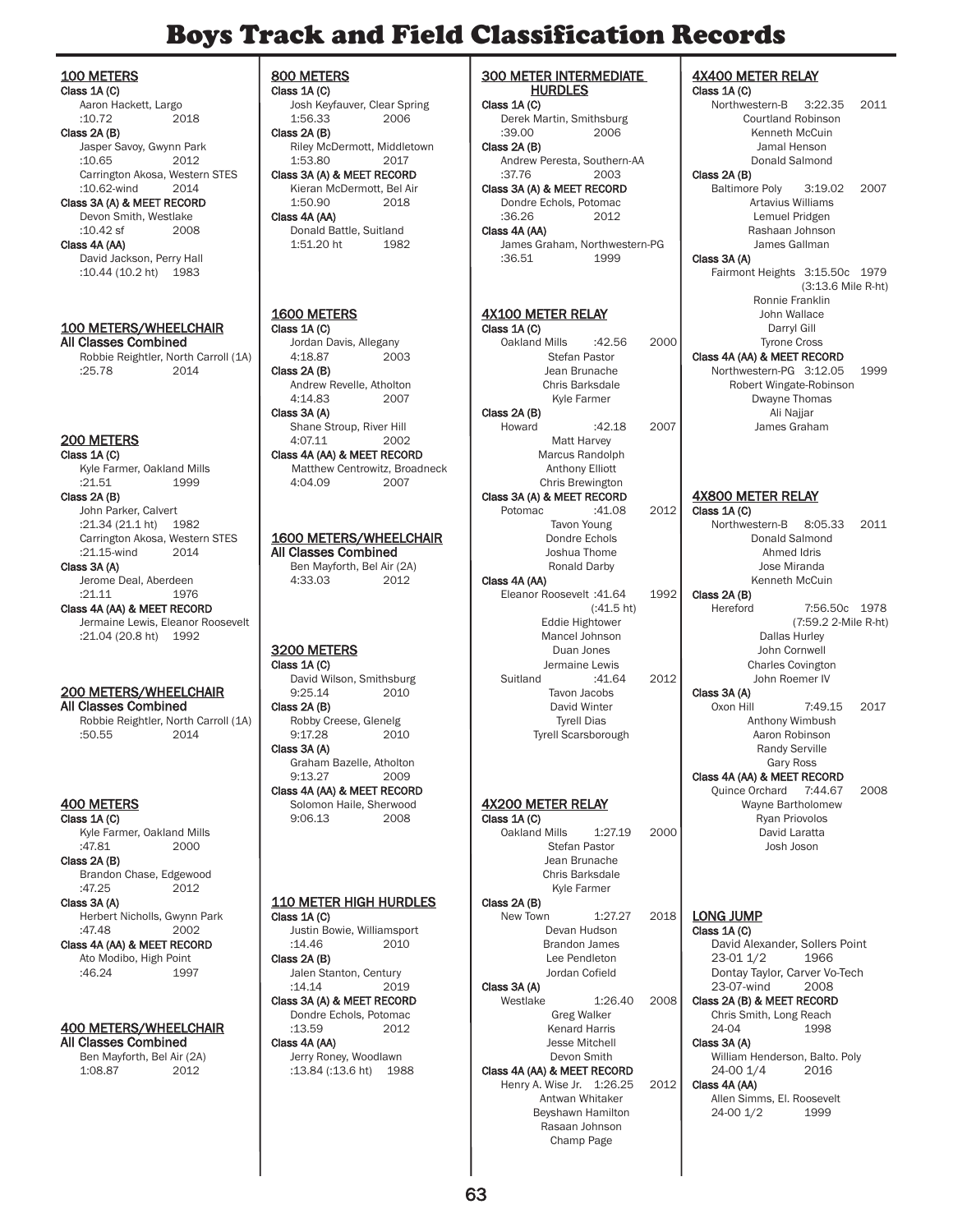# Boys Track and Field Classification Records

## 100 METERS

**Class 1A (C)**
Aaron Hackett, Largo
:10.72 2018

**Class 2A (B)**
Jasper Savoy, Gwynn Park
:10.65 2012
Carrington Akosa, Western STES
:10.62-wind 2014

**Class 3A (A) & MEET RECORD**
Devon Smith, Westlake
:10.42 sf 2008

**Class 4A (AA)**
David Jackson, Perry Hall
:10.44 (10.2 ht) 1983

## 100 METERS/WHEELCHAIR

**All Classes Combined**
Robbie Reightler, North Carroll (1A)
:25.78 2014

## 200 METERS

**Class 1A (C)**
Kyle Farmer, Oakland Mills
:21.51 1999

**Class 2A (B)**
John Parker, Calvert
:21.34 (21.1 ht) 1982
Carrington Akosa, Western STES
:21.15-wind 2014

**Class 3A (A)**
Jerome Deal, Aberdeen
:21.11 1976

**Class 4A (AA) & MEET RECORD**
Jermaine Lewis, Eleanor Roosevelt
:21.04 (20.8 ht) 1992

## 200 METERS/WHEELCHAIR

**All Classes Combined**
Robbie Reightler, North Carroll (1A)
:50.55 2014

## 400 METERS

**Class 1A (C)**
Kyle Farmer, Oakland Mills
:47.81 2000

**Class 2A (B)**
Brandon Chase, Edgewood
:47.25 2012

**Class 3A (A)**
Herbert Nicholls, Gwynn Park
:47.48 2002

**Class 4A (AA) & MEET RECORD**
Ato Modibo, High Point
:46.24 1997

## 400 METERS/WHEELCHAIR

**All Classes Combined**
Ben Mayforth, Bel Air (2A)
1:08.87 2012

## 800 METERS

**Class 1A (C)**
Josh Keyfauver, Clear Spring
1:56.33 2006

**Class 2A (B)**
Riley McDermott, Middletown
1:53.80 2017

**Class 3A (A) & MEET RECORD**
Kieran McDermott, Bel Air
1:50.90 2018

**Class 4A (AA)**
Donald Battle, Suitland
1:51.20 ht 1982

## 1600 METERS

**Class 1A (C)**
Jordan Davis, Allegany
4:18.87 2003

**Class 2A (B)**
Andrew Revelle, Atholton
4:14.83 2007

**Class 3A (A)**
Shane Stroup, River Hill
4:07.11 2002

**Class 4A (AA) & MEET RECORD**
Matthew Centrowitz, Broadneck
4:04.09 2007

## 1600 METERS/WHEELCHAIR

**All Classes Combined**
Ben Mayforth, Bel Air (2A)
4:33.03 2012

## 3200 METERS

**Class 1A (C)**
David Wilson, Smithsburg
9:25.14 2010

**Class 2A (B)**
Robby Creese, Glenelg
9:17.28 2010

**Class 3A (A)**
Graham Bazelle, Atholton
9:13.27 2009

**Class 4A (AA) & MEET RECORD**
Solomon Haile, Sherwood
9:06.13 2008

## 110 METER HIGH HURDLES

**Class 1A (C)**
Justin Bowie, Williamsport
:14.46 2010

**Class 2A (B)**
Jalen Stanton, Century
:14.14 2019

**Class 3A (A) & MEET RECORD**
Dondre Echols, Potomac
:13.59 2012

**Class 4A (AA)**
Jerry Roney, Woodlawn
:13.84 (:13.6 ht) 1988

## 300 METER INTERMEDIATE HURDLES

**Class 1A (C)**
Derek Martin, Smithsburg
:39.00 2006

**Class 2A (B)**
Andrew Peresta, Southern-AA
:37.76 2003

**Class 3A (A) & MEET RECORD**
Dondre Echols, Potomac
:36.26 2012

**Class 4A (AA)**
James Graham, Northwestern-PG
:36.51 1999

## 4X100 METER RELAY

**Class 1A (C)**
Oakland Mills :42.56 2000
Stefan Pastor
Jean Brunache
Chris Barksdale
Kyle Farmer

**Class 2A (B)**
Howard :42.18 2007
Matt Harvey
Marcus Randolph
Anthony Elliott
Chris Brewington

**Class 3A (A) & MEET RECORD**
Potomac :41.08 2012
Tavon Young
Dondre Echols
Joshua Thome
Ronald Darby

**Class 4A (AA)**
Eleanor Roosevelt :41.64 (:41.5 ht) 1992
Eddie Hightower
Mancel Johnson
Duan Jones
Jermaine Lewis

Suitland :41.64 2012
Tavon Jacobs
David Winter
Tyrell Dias
Tyrell Scarsborough

## 4X200 METER RELAY

**Class 1A (C)**
Oakland Mills 1:27.19 2000
Stefan Pastor
Jean Brunache
Chris Barksdale
Kyle Farmer

**Class 2A (B)**
New Town 1:27.27 2018
Devan Hudson
Brandon James
Lee Pendleton
Jordan Cofield

**Class 3A (A)**
Westlake 1:26.40 2008
Greg Walker
Kenard Harris
Jesse Mitchell
Devon Smith

**Class 4A (AA) & MEET RECORD**
Henry A. Wise Jr. 1:26.25 2012
Antwan Whitaker
Beyshawn Hamilton
Rasaan Johnson
Champ Page

## 4X400 METER RELAY

**Class 1A (C)**
Northwestern-B 3:22.35 2011
Courtland Robinson
Kenneth McCuin
Jamal Henson
Donald Salmond

**Class 2A (B)**
Baltimore Poly 3:19.02 2007
Artavius Williams
Lemuel Pridgen
Rashaan Johnson
James Gallman

**Class 3A (A)**
Fairmont Heights 3:15.50c (3:13.6 Mile R-ht) 1979
Ronnie Franklin
John Wallace
Darryl Gill
Tyrone Cross

**Class 4A (AA) & MEET RECORD**
Northwestern-PG 3:12.05 1999
Robert Wingate-Robinson
Dwayne Thomas
Ali Najjar
James Graham

## 4X800 METER RELAY

**Class 1A (C)**
Northwestern-B 8:05.33 2011
Donald Salmond
Ahmed Idris
Jose Miranda
Kenneth McCuin

**Class 2A (B)**
Hereford 7:56.50c (7:59.2 2-Mile R-ht) 1978
Dallas Hurley
John Cornwell
Charles Covington
John Roemer IV

**Class 3A (A)**
Oxon Hill 7:49.15 2017
Anthony Wimbush
Aaron Robinson
Randy Serville
Gary Ross

**Class 4A (AA) & MEET RECORD**
Quince Orchard 7:44.67 2008
Wayne Bartholomew
Ryan Priovolos
David Laratta
Josh Joson

## LONG JUMP

**Class 1A (C)**
David Alexander, Sollers Point
23-01 1/2 1966
Dontay Taylor, Carver Vo-Tech
23-07-wind 2008

**Class 2A (B) & MEET RECORD**
Chris Smith, Long Reach
24-04 1998

**Class 3A (A)**
William Henderson, Balto. Poly
24-00 1/4 2016

**Class 4A (AA)**
Allen Simms, El. Roosevelt
24-00 1/2 1999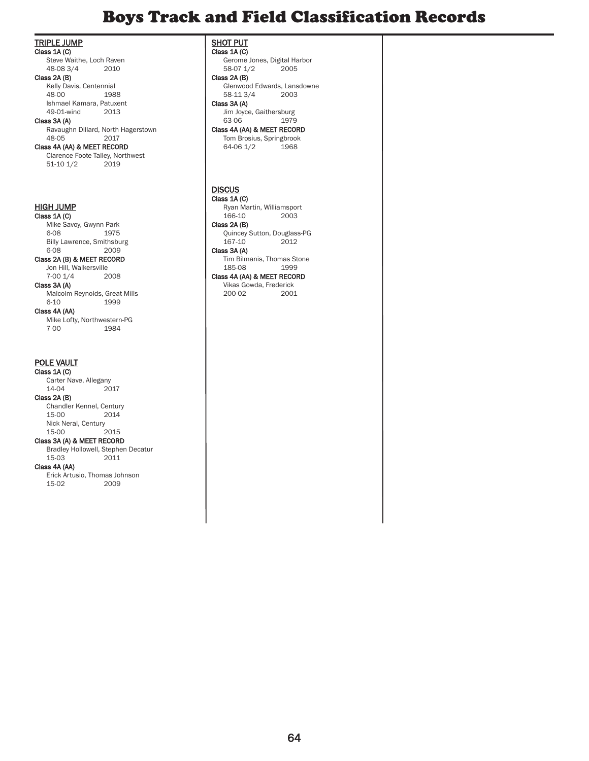# Boys Track and Field Classification Records

## TRIPLE JUMP

**Class 1A (C)**
Steve Waithe, Loch Raven
48-08 3/4 2010

**Class 2A (B)**
Kelly Davis, Centennial
48-00 1988
Ishmael Kamara, Patuxent
49-01-wind 2013

**Class 3A (A)**
Ravaughn Dillard, North Hagerstown
48-05 2017

**Class 4A (AA) & MEET RECORD**
Clarence Foote-Talley, Northwest
51-10 1/2 2019

## HIGH JUMP

**Class 1A (C)**
Mike Savoy, Gwynn Park
6-08 1975
Billy Lawrence, Smithsburg
6-08 2009

**Class 2A (B) & MEET RECORD**
Jon Hill, Walkersville
7-00 1/4 2008

**Class 3A (A)**
Malcolm Reynolds, Great Mills
6-10 1999

**Class 4A (AA)**
Mike Lofty, Northwestern-PG
7-00 1984

## POLE VAULT

**Class 1A (C)**
Carter Nave, Allegany
14-04 2017

**Class 2A (B)**
Chandler Kennel, Century
15-00 2014
Nick Neral, Century
15-00 2015

**Class 3A (A) & MEET RECORD**
Bradley Hollowell, Stephen Decatur
15-03 2011

**Class 4A (AA)**
Erick Artusio, Thomas Johnson
15-02 2009

## SHOT PUT

**Class 1A (C)**
Gerome Jones, Digital Harbor
58-07 1/2 2005

**Class 2A (B)**
Glenwood Edwards, Lansdowne
58-11 3/4 2003

**Class 3A (A)**
Jim Joyce, Gaithersburg
63-06 1979

**Class 4A (AA) & MEET RECORD**
Tom Brosius, Springbrook
64-06 1/2 1968

## DISCUS

**Class 1A (C)**
Ryan Martin, Williamsport
166-10 2003

**Class 2A (B)**
Quincey Sutton, Douglass-PG
167-10 2012

**Class 3A (A)**
Tim Bilmanis, Thomas Stone
185-08 1999

**Class 4A (AA) & MEET RECORD**
Vikas Gowda, Frederick
200-02 2001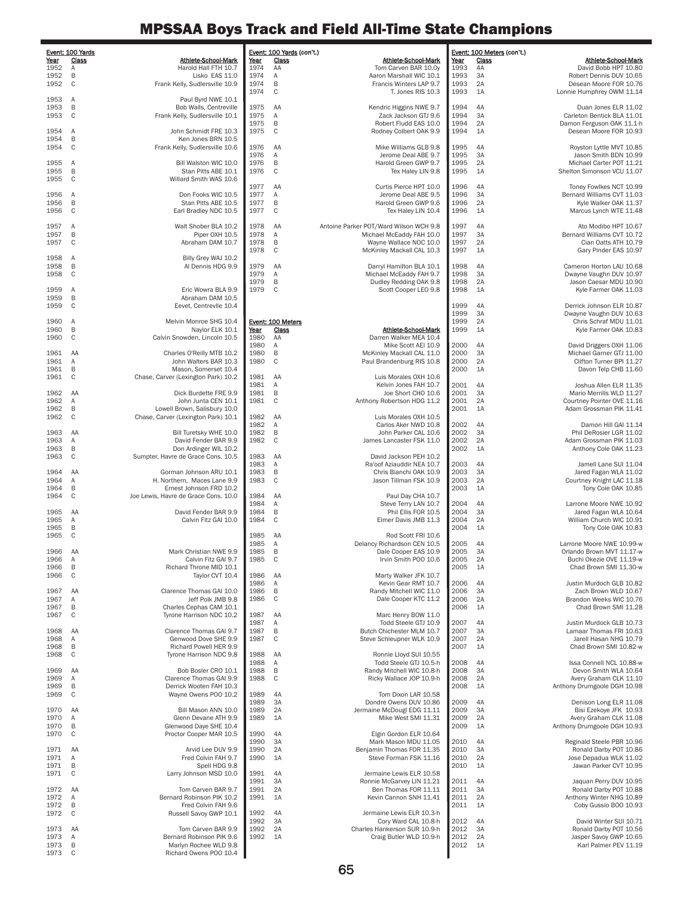# MPSSAA Boys Track and Field All-Time State Champions

**Event: 100 Yards**

| Year | Class | Athlete-School-Mark |
|---|---|---|
| 1952 | A | Harold Hall FTH 10.7 |
| 1952 | B | Lisko EAS 11.0 |
| 1952 | C | Frank Kelly, Sudlersville 10.9 |
| 1953 | A | Paul Byrd NWE 10.1 |
| 1953 | B | Bob Walls, Centreville |
| 1953 | C | Frank Kelly, Sudlersville 10.1 |
| 1954 | A | John Schmidt FRE 10.3 |
| 1954 | B | Ken Jones BRN 10.5 |
| 1954 | C | Frank Kelly, Sudlersville 10.6 |
| 1955 | A | Bill Walston WIC 10.0 |
| 1955 | B | Stan Pitts ABE 10.1 |
| 1955 | C | Willard Smith WAS 10.6 |
| 1956 | A | Don Fooks WIC 10.5 |
| 1956 | B | Stan Pitts ABE 10.5 |
| 1956 | C | Earl Bradley NDC 10.5 |
| 1957 | A | Walt Shober BLA 10.2 |
| 1957 | B | Piper OXH 10.5 |
| 1957 | C | Abraham DAM 10.7 |
| 1958 | A | Billy Grey WAJ 10.2 |
| 1958 | B | Al Dennis HDG 9.9 |
| 1958 | C | |
| 1959 | A | Eric Wowra BLA 9.9 |
| 1959 | B | Abraham DAM 10.5 |
| 1959 | C | Eevet, Centrevlle 10.4 |
| 1960 | A | Melvin Monroe SHG 10.4 |
| 1960 | B | Naylor ELK 10.1 |
| 1960 | C | Calvin Snowden, Lincoln 10.5 |
| 1961 | AA | Charles O'Reilly MTB 10.2 |
| 1961 | A | John Walters BAR 10.3 |
| 1961 | B | Mason, Somerset 10.4 |
| 1961 | C | Chase, Carver (Lexington Park) 10.2 |
| 1962 | AA | Dick Burdette FRE 9.9 |
| 1962 | A | John Junta CEN 10.1 |
| 1962 | B | Lowell Brown, Salisbury 10.0 |
| 1962 | C | Chase, Carver (Lexington Park) 10.1 |
| 1963 | AA | Bill Turetsky WHE 10.0 |
| 1963 | A | David Fender BAR 9.9 |
| 1963 | B | Don Ardinger WIL 10.2 |
| 1963 | C | Sumpter, Havre de Grace Cons. 10.5 |
| 1964 | AA | Gorman Johnson ARU 10.1 |
| 1964 | A | H. Northern, Maces Lane 9.9 |
| 1964 | B | Ernest Johnson FRD 10.2 |
| 1964 | C | Joe Lewis, Havre de Grace Cons. 10.0 |
| 1965 | AA | David Fender BAR 9.9 |
| 1965 | A | Calvin Fitz GAI 10.0 |
| 1965 | B | |
| 1965 | C | |
| 1966 | AA | Mark Christian NWE 9.9 |
| 1966 | A | Calvin Fitz GAI 9.7 |
| 1966 | B | Richard Throne MID 10.1 |
| 1966 | C | Taylor CVT 10.4 |
| 1967 | AA | Clarence Thomas GAI 10.0 |
| 1967 | A | Jeff Polk JMB 9.8 |
| 1967 | B | Charles Cephas CAM 10.1 |
| 1967 | C | Tyrone Harrison NDC 10.2 |
| 1968 | AA | Clarence Thomas GAI 9.7 |
| 1968 | A | Genwood Dove SHE 9.9 |
| 1968 | B | Richard Powell HER 9.9 |
| 1968 | C | Tyrone Harrison NDC 9.8 |
| 1969 | AA | Bob Bosler CRO 10.1 |
| 1969 | A | Clarence Thomas GAI 9.9 |
| 1969 | B | Derrick Wooten FAH 10.3 |
| 1969 | C | Wayne Owens POO 10.2 |
| 1970 | AA | Bill Mason ANN 10.0 |
| 1970 | A | Glenn Devane ATH 9.9 |
| 1970 | B | Glenwood Daye SHE 10.4 |
| 1970 | C | Proctor Cooper MAR 10.5 |
| 1971 | AA | Arvid Lee DUV 9.9 |
| 1971 | A | Fred Colvin FAH 9.7 |
| 1971 | B | Spell HDG 9.8 |
| 1971 | C | Larry Johnson MSD 10.0 |
| 1972 | AA | Tom Carven BAR 9.7 |
| 1972 | A | Bernard Robinson PIK 10.2 |
| 1972 | B | Fred Colvin FAH 9.6 |
| 1972 | C | Russell Savoy GWP 10.1 |
| 1973 | AA | Tom Carven BAR 9.9 |
| 1973 | A | Bernard Robinson PIK 9.6 |
| 1973 | B | Marlyn Rochee WLD 9.8 |
| 1973 | C | Richard Owens POO 10.4 |

**Event: 100 Yards (con't.)**

| Year | Class | Athlete-School-Mark |
|---|---|---|
| 1974 | AA | Tom Carven BAR 10.0y |
| 1974 | A | Aaron Marshall WIC 10.1 |
| 1974 | B | Francis Winters LAP 9.7 |
| 1974 | C | T. Jones RIS 10.3 |
| 1975 | AA | Kendric Higgins NWE 9.7 |
| 1975 | A | Zack Jackson GTJ 9.6 |
| 1975 | B | Robert Fludd EAS 10.0 |
| 1975 | C | Rodney Colbert OAK 9.9 |
| 1976 | AA | Mike Williams GLB 9.8 |
| 1976 | A | Jerome Deal ABE 9.7 |
| 1976 | B | Harold Green GWP 9.7 |
| 1976 | C | Tex Haley LIN 9.8 |
| 1977 | AA | Curtis Pierce HPT 10.0 |
| 1977 | A | Jerome Deal ABE 9.5 |
| 1977 | B | Harold Green GWP 9.6 |
| 1977 | C | Tex Haley LIN 10.4 |
| 1978 | AA | Antoine Parker POT/Ward Wilson WCH 9.8 |
| 1978 | A | Michael McEaddy FAH 10.0 |
| 1978 | B | Wayne Wallace NOC 10.0 |
| 1978 | C | McKinley Mackall CAL 10.3 |
| 1979 | AA | Darryl Hamilton BLA 10.1 |
| 1979 | A | Michael McEaddy FAH 9.7 |
| 1979 | B | Dudley Redding OAK 9.8 |
| 1979 | C | Scott Cooper LEO 9.8 |

**Event: 100 Meters**

| Year | Class | Athlete-School-Mark |
|---|---|---|
| 1980 | AA | Darren Walker MEA 10.4 |
| 1980 | A | Mike Scott AEI 10.9 |
| 1980 | B | McKinley Mackall CAL 11.0 |
| 1980 | C | Paul Brandenburg RIS 10.8 |
| 1981 | AA | Luis Morales OXH 10.6 |
| 1981 | A | Kelvin Jones FAH 10.7 |
| 1981 | B | Joe Short CHO 10.6 |
| 1981 | C | Anthony Robertson HDG 11.2 |
| 1982 | AA | Luis Morales OXH 10.5 |
| 1982 | A | Carlos Aker NWD 10.8 |
| 1982 | B | John Parker CAL 10.6 |
| 1982 | C | James Lancaster FSK 11.0 |
| 1983 | AA | David Jackson PEH 10.2 |
| 1983 | A | Ra'oof Aziauddir NEA 10.7 |
| 1983 | B | Chris Bianchi OAK 10.9 |
| 1983 | C | Jason Tillman FSK 10.9 |
| 1984 | AA | Paul Day CHA 10.7 |
| 1984 | A | Steve Terry LAN 10.7 |
| 1984 | B | Phil Ellis FOR 10.5 |
| 1984 | C | Elmer Davis JMB 11.3 |
| 1985 | AA | Rod Scott FRI 10.6 |
| 1985 | A | Delancy Richardson CEN 10.5 |
| 1985 | B | Dale Cooper EAS 10.9 |
| 1985 | C | Irvin Smith POO 10.6 |
| 1986 | AA | Marty Walker JFK 10.7 |
| 1986 | A | Kevin Gear RMT 10.7 |
| 1986 | B | Randy Mitchell WIC 11.0 |
| 1986 | C | Dale Cooper KTC 11.2 |
| 1987 | AA | Marc Henry BOW 11.0 |
| 1987 | A | Todd Steele GTJ 10.9 |
| 1987 | B | Butch Chichester MLM 10.7 |
| 1987 | C | Steve Schleupner WLK 10.9 |
| 1988 | AA | Ronnie Lloyd SUI 10.55 |
| 1988 | A | Todd Steele GTJ 10.5-h |
| 1988 | B | Randy Mitchell WIC 10.8-h |
| 1988 | C | Ricky Wallace JOP 10.9-h |
| 1989 | 4A | Tom Dixon LAR 10.58 |
| 1989 | 3A | Dondre Owens DUV 10.86 |
| 1989 | 2A | Jermaine McDougl EDG 11.11 |
| 1989 | 1A | Mike West SMI 11.31 |
| 1990 | 4A | Elgin Gordon ELR 10.64 |
| 1990 | 3A | Mark Mason MDU 11.05 |
| 1990 | 2A | Benjamin Thomas FOR 11.35 |
| 1990 | 1A | Steve Forman FSK 11.16 |
| 1991 | 4A | Jermaine Lewis ELR 10.58 |
| 1991 | 3A | Ronnie McGarvey LIN 11.21 |
| 1991 | 2A | Ben Thomas FOR 11.11 |
| 1991 | 1A | Kevin Cannon SNH 11.41 |
| 1992 | 4A | Jermaine Lewis ELR 10.3-h |
| 1992 | 3A | Cory Ward CAL 10.8-h |
| 1992 | 2A | Charles Hankerson SUR 10.9-h |
| 1992 | 1A | Craig Butler WLD 10.9-h |

**Event: 100 Meters (con't.)**

| Year | Class | Athlete-School-Mark |
|---|---|---|
| 1993 | 4A | David Bobb HPT 10.80 |
| 1993 | 3A | Robert Dennis DUV 10.65 |
| 1993 | 2A | Desean Moore FOR 10.76 |
| 1993 | 1A | Lonnie Humphrey OWM 11.14 |
| 1994 | 4A | Duan Jones ELR 11.02 |
| 1994 | 3A | Carleton Bentick BLA 11.01 |
| 1994 | 2A | Damon Ferguson OAK 11.1-h |
| 1994 | 1A | Desean Moore FOR 10.93 |
| 1995 | 4A | Royston Lyttle MVT 10.85 |
| 1995 | 3A | Jason Smith BDN 10.99 |
| 1995 | 2A | Michael Carter POT 11.21 |
| 1995 | 1A | Shelton Simonson VCU 11.07 |
| 1996 | 4A | Toney Fowlkes NCT 10.99 |
| 1996 | 3A | Bernard Williams CVT 11.03 |
| 1996 | 2A | Kyle Walker OAK 11.37 |
| 1996 | 1A | Marcus Lynch WTE 11.48 |
| 1997 | 4A | Ato Modibo HPT 10.67 |
| 1997 | 3A | Bernard Williams CVT 10.72 |
| 1997 | 2A | Cian Oatts ATH 10.79 |
| 1997 | 1A | Gary Pinder EAS 10.97 |
| 1998 | 4A | Cameron Horton LAU 10.68 |
| 1998 | 3A | Dwayne Vaughn DUV 10.97 |
| 1998 | 2A | Jason Caesar MDU 10.90 |
| 1998 | 1A | Kyle Farmer OAK 11.03 |
| 1999 | 4A | Derrick Johnson ELR 10.87 |
| 1999 | 3A | Dwayne Vaughn DUV 10.63 |
| 1999 | 2A | Chris Schraf MDU 11.01 |
| 1999 | 1A | Kyle Farmer OAK 10.83 |
| 2000 | 4A | David Driggers OXH 11.06 |
| 2000 | 3A | Michael Garner GTJ 11.00 |
| 2000 | 2A | Clifton Turner BPI 11.27 |
| 2000 | 1A | Davon Telp CHB 11.60 |
| 2001 | 4A | Joshua Allen ELR 11.35 |
| 2001 | 3A | Mario Merrills WLD 11.27 |
| 2001 | 2A | Courtney Pointer OVE 11.16 |
| 2001 | 1A | Adam Grossman PIK 11.41 |
| 2002 | 4A | Damon Hill GAI 11.14 |
| 2002 | 3A | Phil DeRosier LGR 11.02 |
| 2002 | 2A | Adam Grossman PIK 11.03 |
| 2002 | 1A | Anthony Cole OAK 11.23 |
| 2003 | 4A | Jamell Lane SUI 11.04 |
| 2003 | 3A | Jared Fagan WLA 11.02 |
| 2003 | 2A | Courtney Knight LAC 11.18 |
| 2003 | 1A | Tony Cole OAK 10.85 |
| 2004 | 4A | Larrone Moore NWE 10.92 |
| 2004 | 3A | Jared Fagan WLA 10.64 |
| 2004 | 2A | William Church WIC 10.91 |
| 2004 | 1A | Tony Cole OAK 10.83 |
| 2005 | 4A | Larrone Moore NWE 10.99-w |
| 2005 | 3A | Orlando Brown MVT 11.17-w |
| 2005 | 2A | Buchi Okezie OVE 11.19-w |
| 2005 | 1A | Chad Brown SMI 11.30-w |
| 2006 | 4A | Justin Murdoch GLB 10.82 |
| 2006 | 3A | Zach Brown WLD 10.67 |
| 2006 | 2A | Brandon Weeks WIC 10.76 |
| 2006 | 1A | Chad Brown SMI 11.28 |
| 2007 | 4A | Justin Murdock GLB 10.73 |
| 2007 | 3A | Lamaar Thomas FRI 10.63 |
| 2007 | 2A | Jarell Hasan NHG 10.79 |
| 2007 | 1A | Chad Brown SMI 10.82-w |
| 2008 | 4A | Issa Connell NCL 10.88-w |
| 2008 | 3A | Devon Smith WLA 10.64 |
| 2008 | 2A | Avery Graham CLK 11.10 |
| 2008 | 1A | Anthony Drumgoole DGH 10.98 |
| 2009 | 4A | Denison Long ELR 11.08 |
| 2009 | 3A | Bisi Ezekoye JFK 10.93 |
| 2009 | 2A | Avery Graham CLK 11.08 |
| 2009 | 1A | Anthony Drumgoole DGH 10.93 |
| 2010 | 4A | Reginald Steele PBR 10.96 |
| 2010 | 3A | Ronald Darby POT 10.86 |
| 2010 | 2A | Jose Depadua WLK 11.02 |
| 2010 | 1A | Jawan Parker CVT 10.95 |
| 2011 | 4A | Jaquan Perry DUV 10.95 |
| 2011 | 3A | Ronald Darby POT 10.88 |
| 2011 | 2A | Anthony Winter NHG 10.89 |
| 2011 | 1A | Coby Gussio BOO 10.93 |
| 2012 | 4A | David Winter SUI 10.71 |
| 2012 | 3A | Ronald Darby POT 10.56 |
| 2012 | 2A | Jasper Savoy GWP 10.65 |
| 2012 | 1A | Karl Palmer PEV 11.19 |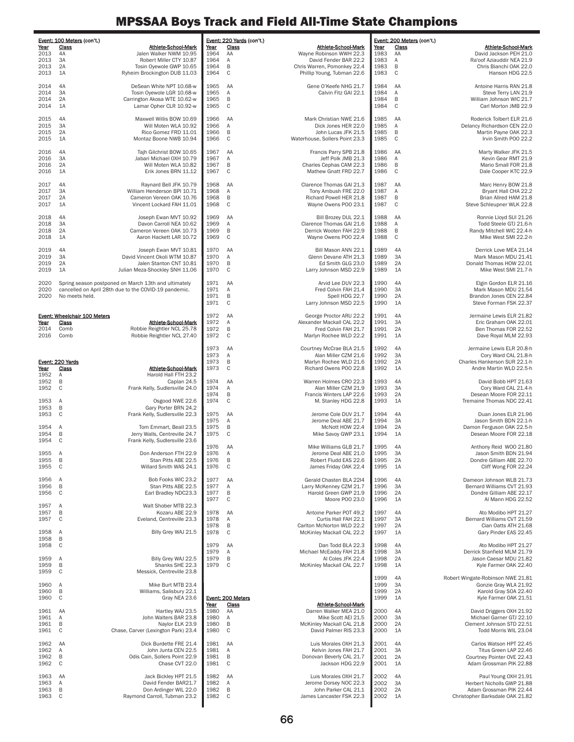# MPSSAA Boys Track and Field All-Time State Champions

**Event: 100 Meters (con't.)**

| Year | Class | Athlete-School-Mark |
|---|---|---|
| 2013 | 4A | Jalen Walker NWM 10.95 |
| 2013 | 3A | Robert Miller CTY 10.87 |
| 2013 | 2A | Tosin Oyewole GWP 10.65 |
| 2013 | 1A | Ryheim Brockington DUB 11.03 |
| 2014 | 4A | DeSean White NPT 10.68-w |
| 2014 | 3A | Tosin Oyewole LGR 10.68-w |
| 2014 | 2A | Carrington Akosa WTE 10.62-w |
| 2014 | 1A | Lamar Opher CLR 10.92-w |
| 2015 | 4A | Maxwell Willis BOW 10.69 |
| 2015 | 3A | Will Moten WLA 10.92 |
| 2015 | 2A | Rico Gomez FRD 11.01 |
| 2015 | 1A | Montaz Boone NWB 10.94 |
| 2016 | 4A | Tajh Gilchrist BOW 10.65 |
| 2016 | 3A | Jabari Michael OXH 10.79 |
| 2016 | 2A | Will Moten WLA 10.82 |
| 2016 | 1A | Erik Jones BRN 11.12 |
| 2017 | 4A | Raynard Bell JFK 10.79 |
| 2017 | 3A | William Henderson BPI 10.71 |
| 2017 | 2A | Cameron Vereen OAK 10.76 |
| 2017 | 1A | Vincent Lockard FAH 11.01 |
| 2018 | 4A | Joseph Ewan MVT 10.92 |
| 2018 | 3A | Davon Carroll NEA 10.62 |
| 2018 | 2A | Cameron Vereen OAK 10.73 |
| 2018 | 1A | Aaron Hackett LAR 10.72 |
| 2019 | 4A | Joseph Ewan MVT 10.81 |
| 2019 | 3A | David Vincent Okoli WTM 10.87 |
| 2019 | 2A | Jalen Stanton CNT 10.81 |
| 2019 | 1A | Julian Meza-Shockley SNH 11.06 |
| 2020 | | Spring season postponed on March 13th and ultimately |
| 2020 | | cancelled on April 28th due to the COVID-19 pandemic. |
| 2020 | | No meets held. |

**Event: Wheelchair 100 Meters**

| Year | Class | Athlete-School-Mark |
|---|---|---|
| 2014 | Comb | Robbie Reightler NCL 25.78 |
| 2016 | Comb | Robbie Reightler NCL 27.40 |

**Event: 220 Yards**

| Year | Class | Athlete-School-Mark |
|---|---|---|
| 1952 | A | Harold Hall FTH 23.2 |
| 1952 | B | Caplan 24.5 |
| 1952 | C | Frank Kelly, Sudlersville 24.0 |
| 1953 | A | Osgood NWE 22.6 |
| 1953 | B | Gary Porter BRN 24.2 |
| 1953 | C | Frank Kelly, Sudlersville 22.3 |
| 1954 | A | Tom Emmart, Beall 23.5 |
| 1954 | B | Jerry Walls, Centreville 24.7 |
| 1954 | C | Frank Kelly, Sudlersville 23.6 |
| 1955 | A | Don Anderson FTH 22.9 |
| 1955 | B | Stan Pitts ABE 22.5 |
| 1955 | C | Willard Smith WAS 24.1 |
| 1956 | A | Bob Fooks WIC 23.2 |
| 1956 | B | Stan Pitts ABE 22.5 |
| 1956 | C | Earl Bradley NDC23.3 |
| 1957 | A | Walt Shober MTB 22.3 |
| 1957 | B | Kozaru ABE 22.9 |
| 1957 | C | Eveland, Centreville 23.3 |
| 1958 | A | Billy Grey WAJ 21.5 |
| 1958 | B | |
| 1958 | C | |
| 1959 | A | Billy Grey WAJ 22.5 |
| 1959 | B | Shanks SHE 22.3 |
| 1959 | C | Messick, Centreville 23.8 |
| 1960 | A | Mike Burt MTB 23.4 |
| 1960 | B | Williams, Salisbury 22.1 |
| 1960 | C | Gray NEA 23.6 |
| 1961 | AA | Hartley WAJ 23.5 |
| 1961 | A | John Walters BAR 23.8 |
| 1961 | B | Naylor ELK 23.9 |
| 1961 | C | Chase, Carver (Lexington Park) 23.4 |
| 1962 | AA | Dick Burdette FRE 21.4 |
| 1962 | A | John Junta CEN 22.5 |
| 1962 | B | Odis Cain, Sollers Point 22.9 |
| 1962 | C | Chase CVT 22.0 |
| 1963 | AA | Jack Bickley HPT 21.5 |
| 1963 | A | David Fender BAR21.7 |
| 1963 | B | Don Ardinger WIL 22.0 |
| 1963 | C | Raymond Carroll, Tubman 23.2 |

**Event: 220 Yards (con't.)**

| Year | Class | Athlete-School-Mark |
|---|---|---|
| 1964 | AA | Wayne Robinson WWH 22.3 |
| 1964 | A | David Fender BAR 22.2 |
| 1964 | B | Chris Warren, Pomonkey 22.4 |
| 1964 | C | Phillip Young, Tubman 22.6 |
| 1965 | AA | Gene O'Keefe NHG 21.7 |
| 1965 | A | Calvin Fitz GAI 22.1 |
| 1965 | B | |
| 1965 | C | |
| 1966 | AA | Mark Christian NWE 21.6 |
| 1966 | A | Dick Jones HER 22.0 |
| 1966 | B | John Lucas JFK 21.5 |
| 1966 | C | Waterhouse, Sollers Point 23.3 |
| 1967 | AA | Francis Parry SPB 21.8 |
| 1967 | A | Jeff Polk JMB 21.3 |
| 1967 | B | Charles Cephas CAM 22.3 |
| 1967 | C | Mathew Gnatt FRD 22.7 |
| 1968 | AA | Clarence Thomas GAI 21.3 |
| 1968 | A | Tony Ambush FRE 22.0 |
| 1968 | B | Richard Powell HER 21.8 |
| 1968 | C | Wayne Owens POO 23.1 |
| 1969 | AA | Bill Brozey DUL 22.1 |
| 1969 | A | Clarence Thomas GAI 21.6 |
| 1969 | B | Derrick Wooten FAH 22.9 |
| 1969 | C | Wayne Owens POO 22.4 |
| 1970 | AA | Bill Mason ANN 22.1 |
| 1970 | A | Glenn Devane ATH 21.3 |
| 1970 | B | Ed Smith GLG 23.0 |
| 1970 | C | Larry Johnson MSD 22.9 |
| 1971 | AA | Arvid Lee DUV 22.3 |
| 1971 | A | Fred Colvin FAH 21.4 |
| 1971 | B | Spell HDG 22.7 |
| 1971 | C | Larry Johnson MSD 22.5 |
| 1972 | AA | George Proctor ARU 22.2 |
| 1972 | A | Alexander Mackall CAL 22.2 |
| 1972 | B | Fred Colvin FAH 21.7 |
| 1972 | C | Marlyn Rochee WLD 22.2 |
| 1973 | AA | Courtney McCrae BLA 21.5 |
| 1973 | A | Alan Miller CZM 21.6 |
| 1973 | B | Marlyn Rochee WLD 21.6 |
| 1973 | C | Richard Owens POO 22.8 |
| 1974 | AA | Warren Holmes CRO 22.3 |
| 1974 | A | Alan Miller CZM 21.9 |
| 1974 | B | Francis Winters LAP 22.6 |
| 1974 | C | M. Stanley HDG 22.8 |
| 1975 | AA | Jerome Cole DUV 21.7 |
| 1975 | A | Jerome Deal ABE 21.7 |
| 1975 | B | McNott HOW 22.4 |
| 1975 | C | Mike Savoy GWP 23.1 |
| 1976 | AA | Mike Williams GLB 21.7 |
| 1976 | A | Jerome Deal ABE 21.0 |
| 1976 | B | Robert Fludd EAS 22.6 |
| 1976 | C | James Friday OAK 22.4 |
| 1977 | AA | Gerald Chasten BLA 22l4 |
| 1977 | A | Larry McKenney CZM 21.7 |
| 1977 | B | Harold Green GWP 21.9 |
| 1977 | C | Moore POO 23.0 |
| 1978 | AA | Antoine Parker POT 49.2 |
| 1978 | A | Curtis Hall FAH 22.1 |
| 1978 | B | Carlton McNorton WLD 22.2 |
| 1978 | C | McKinley Mackall CAL 22.2 |
| 1979 | AA | Dan Todd BLA 22.3 |
| 1979 | A | Michael McEaddy FAH 21.8 |
| 1979 | B | Al Coles JFK 22.4 |
| 1979 | C | McKinley Mackall CAL 22.7 |

**Event: 200 Meters**

| Year | Class | Athlete-School-Mark |
|---|---|---|
| 1980 | AA | Darren Walker MEA 21.0 |
| 1980 | A | Mike Scott AEI 21.5 |
| 1980 | B | McKinley Mackall CAL 21.8 |
| 1980 | C | David Palmer RIS 23.3 |
| 1981 | AA | Luis Morales OXH 21.3 |
| 1981 | A | Kelvin Jones FAH 21.7 |
| 1981 | B | Donovan Beverly CAL 21.7 |
| 1981 | C | Jackson HDG 22.9 |
| 1982 | AA | Luis Morales OXH 21.7 |
| 1982 | A | Jerome Dorsey NOC 22.3 |
| 1982 | B | John Parker CAL 21.1 |
| 1982 | C | James Lancaster FSK 22.3 |
| 1983 | AA | David Jackson PEH 21.0 |
| 1983 | A | Ra'oof Aziauddir NEA 21.9 |
| 1983 | B | Chris Bianchi OAK 22.0 |
| 1983 | C | Hanson HDG 22.5 |
| 1984 | AA | Antoine Harris RAN 21.8 |
| 1984 | A | Steve Terry LAN 21.9 |
| 1984 | B | William Johnson WIC 21.7 |
| 1984 | C | Carl Morton JMB 22.9 |
| 1985 | AA | Roderick Tolbert ELR 21.6 |
| 1985 | A | Delancy Richardson CEN 22.0 |
| 1985 | B | Martin Payne OAK 22.3 |
| 1985 | C | Irvin Smith POO 22.2 |
| 1986 | AA | Marty Walker JFK 21.5 |
| 1986 | A | Kevin Gear RMT 21.9 |
| 1986 | B | Mario Small FOR 21.8 |
| 1986 | C | Dale Cooper KTC 22.9 |
| 1987 | AA | Marc Henry BOW 21.8 |
| 1987 | A | Bryant Hall CHA 22.2 |
| 1987 | B | Brian Allred HAM 21.8 |
| 1987 | C | Steve Schleupner WLK 22.8 |
| 1988 | AA | Ronnie Lloyd SUI 21.26 |
| 1988 | A | Todd Steele GTJ 21.6-h |
| 1988 | B | Randy Mitchell WIC 22.4-h |
| 1988 | C | MIke West SMI 22.2-h |
| 1989 | 4A | Derrick Love MEA 21.14 |
| 1989 | 3A | Mark Mason MDU 21.41 |
| 1989 | 2A | Donald Thomas HOW 22.01 |
| 1989 | 1A | Mike West SMI 21.7-h |
| 1990 | 4A | Elgin Gordon ELR 21.16 |
| 1990 | 3A | Mark Mason MDU 21.54 |
| 1990 | 2A | Brandon Jones CEN 22.84 |
| 1990 | 1A | Steve Forman FSK 22.37 |
| 1991 | 4A | Jermaine Lewis ELR 21.82 |
| 1991 | 3A | Eric Graham OAK 22.01 |
| 1991 | 2A | Ben Thomas FOR 22.52 |
| 1991 | 1A | Dave Royal MLM 22.93 |
| 1992 | 4A | Jermaine Lewis ELR 20.8-h |
| 1992 | 3A | Cory Ward CAL 21.8-h |
| 1992 | 2A | Charles Hankerson SUR 22.1-h |
| 1992 | 1A | Andre Martin WLD 22.5-h |
| 1993 | 4A | David Bobb HPT 21.63 |
| 1993 | 3A | Cory Ward CAL 21.4-h |
| 1993 | 2A | Desean Moore FOR 22.11 |
| 1993 | 1A | Tremaine Thomas NDC 22.41 |
| 1994 | 4A | Duan Jones ELR 21.96 |
| 1994 | 3A | Jason Smith BDN 22.1-h |
| 1994 | 2A | Damon Ferguson OAK 22.5-h |
| 1994 | 1A | Desean Moore FOR 22.18 |
| 1995 | 4A | Anthony Reid WOO 21.80 |
| 1995 | 3A | Jason Smith BDN 21.94 |
| 1995 | 2A | Dondre Gilliam ABE 22.70 |
| 1995 | 1A | Cliff Wong FOR 22.24 |
| 1996 | 4A | Dameon Johnson WLB 21.73 |
| 1996 | 3A | Bernard Williams CVT 21.93 |
| 1996 | 2A | Dondre Gilliam ABE 22.17 |
| 1996 | 1A | Al Mann HDG 22.52 |
| 1997 | 4A | Ato Modibo HPT 21.27 |
| 1997 | 3A | Bernard Williams CVT 21.59 |
| 1997 | 2A | Cian Oatts ATH 21.68 |
| 1997 | 1A | Gary Pinder EAS 22.45 |
| 1998 | 4A | Ato Modibo HPT 21.27 |
| 1998 | 3A | Derrick Stanfield MLM 21.79 |
| 1998 | 2A | Jason Caesar MDU 21.82 |
| 1998 | 1A | Kyle Farmer OAK 22.40 |
| 1999 | 4A | Robert Wingate-Robinson NWE 21.81 |
| 1999 | 3A | Gonzie Gray WLA 21.92 |
| 1999 | 2A | Karold Gray SOA 22.40 |
| 1999 | 1A | Kyle Farmer OAK 21.51 |
| 2000 | 4A | David Driggers OXH 21.92 |
| 2000 | 3A | Michael Garner GTJ 22.10 |
| 2000 | 2A | Clement Johnson STD 22.51 |
| 2000 | 1A | Todd Morris WIL 23.04 |
| 2001 | 4A | Carlos Watson HPT 22.45 |
| 2001 | 3A | Titus Green LAP 22.46 |
| 2001 | 2A | Courtney Pointer OVE 22.43 |
| 2001 | 1A | Adam Grossman PIK 22.88 |
| 2002 | 4A | Paul Young OXH 21.91 |
| 2002 | 3A | Herbert Nicholls GWP 21.88 |
| 2002 | 2A | Adam Grossman PIK 22.44 |
| 2002 | 1A | Christopher Barksdale OAK 21.82 |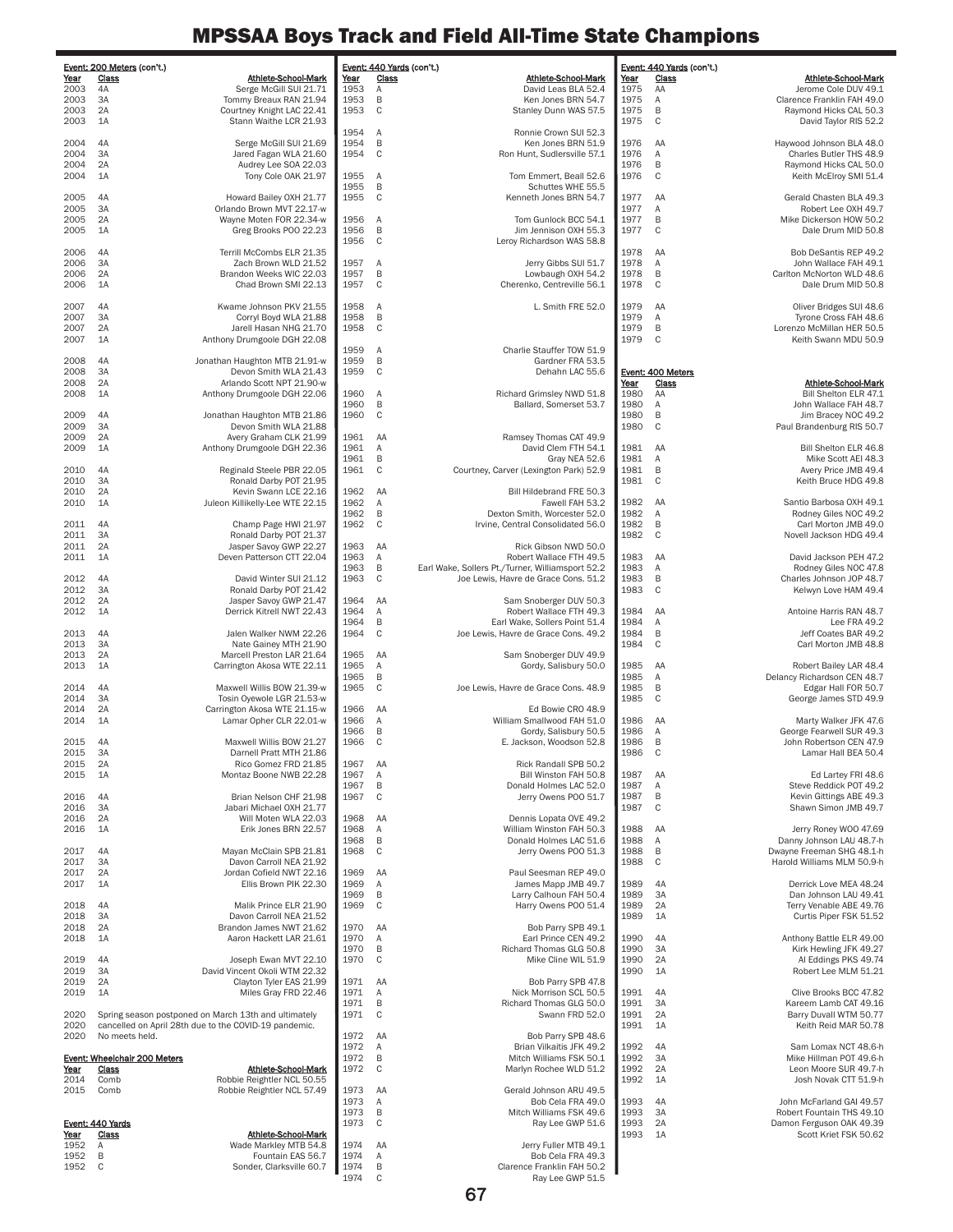# MPSSAA Boys Track and Field All-Time State Champions

**Event: 200 Meters (con't.)**

| Year | Class | Athlete-School-Mark |
|---|---|---|
| 2003 | 4A | Serge McGill SUI 21.71 |
| 2003 | 3A | Tommy Breaux RAN 21.94 |
| 2003 | 2A | Courtney Knight LAC 22.41 |
| 2003 | 1A | Stann Waithe LCR 21.93 |
| 2004 | 4A | Serge McGill SUI 21.69 |
| 2004 | 3A | Jared Fagan WLA 21.60 |
| 2004 | 2A | Audrey Lee SOA 22.03 |
| 2004 | 1A | Tony Cole OAK 21.97 |
| 2005 | 4A | Howard Bailey OXH 21.77 |
| 2005 | 3A | Orlando Brown MVT 22.17-w |
| 2005 | 2A | Wayne Moten FOR 22.34-w |
| 2005 | 1A | Greg Brooks POO 22.23 |
| 2006 | 4A | Terrill McCombs ELR 21.35 |
| 2006 | 3A | Zach Brown WLD 21.52 |
| 2006 | 2A | Brandon Weeks WIC 22.03 |
| 2006 | 1A | Chad Brown SMI 22.13 |
| 2007 | 4A | Kwame Johnson PKV 21.55 |
| 2007 | 3A | Corryl Boyd WLA 21.88 |
| 2007 | 2A | Jarell Hasan NHG 21.70 |
| 2007 | 1A | Anthony Drumgoole DGH 22.08 |
| 2008 | 4A | Jonathan Haughton MTB 21.91-w |
| 2008 | 3A | Devon Smith WLA 21.43 |
| 2008 | 2A | Arlando Scott NPT 21.90-w |
| 2008 | 1A | Anthony Drumgoole DGH 22.06 |
| 2009 | 4A | Jonathan Haughton MTB 21.86 |
| 2009 | 3A | Devon Smith WLA 21.88 |
| 2009 | 2A | Avery Graham CLK 21.99 |
| 2009 | 1A | Anthony Drumgoole DGH 22.36 |
| 2010 | 4A | Reginald Steele PBR 22.05 |
| 2010 | 3A | Ronald Darby POT 21.95 |
| 2010 | 2A | Kevin Swann LCE 22.16 |
| 2010 | 1A | Juleon Killikelly-Lee WTE 22.15 |
| 2011 | 4A | Champ Page HWI 21.97 |
| 2011 | 3A | Ronald Darby POT 21.37 |
| 2011 | 2A | Jasper Savoy GWP 22.27 |
| 2011 | 1A | Deven Patterson CTT 22.04 |
| 2012 | 4A | David Winter SUI 21.12 |
| 2012 | 3A | Ronald Darby POT 21.42 |
| 2012 | 2A | Jasper Savoy GWP 21.47 |
| 2012 | 1A | Derrick Kitrell NWT 22.43 |
| 2013 | 4A | Jalen Walker NWM 22.26 |
| 2013 | 3A | Nate Gainey MTH 21.90 |
| 2013 | 2A | Marcell Preston LAR 21.64 |
| 2013 | 1A | Carrington Akosa WTE 22.11 |
| 2014 | 4A | Maxwell Willis BOW 21.39-w |
| 2014 | 3A | Tosin Oyewole LGR 21.53-w |
| 2014 | 2A | Carrington Akosa WTE 21.15-w |
| 2014 | 1A | Lamar Opher CLR 22.01-w |
| 2015 | 4A | Maxwell Willis BOW 21.27 |
| 2015 | 3A | Darnell Pratt MTH 21.86 |
| 2015 | 2A | Rico Gomez FRD 21.85 |
| 2015 | 1A | Montaz Boone NWB 22.28 |
| 2016 | 4A | Brian Nelson CHF 21.98 |
| 2016 | 3A | Jabari Michael OXH 21.77 |
| 2016 | 2A | Will Moten WLA 22.03 |
| 2016 | 1A | Erik Jones BRN 22.57 |
| 2017 | 4A | Mayan McClain SPB 21.81 |
| 2017 | 3A | Davon Carroll NEA 21.92 |
| 2017 | 2A | Jordan Cofield NWT 22.16 |
| 2017 | 1A | Ellis Brown PIK 22.30 |
| 2018 | 4A | Malik Prince ELR 21.90 |
| 2018 | 3A | Davon Carroll NEA 21.52 |
| 2018 | 2A | Brandon James NWT 21.62 |
| 2018 | 1A | Aaron Hackett LAR 21.61 |
| 2019 | 4A | Joseph Ewan MVT 22.10 |
| 2019 | 3A | David Vincent Okoli WTM 22.32 |
| 2019 | 2A | Clayton Tyler EAS 21.99 |
| 2019 | 1A | Miles Gray FRD 22.46 |
| 2020 | | Spring season postponed on March 13th and ultimately |
| 2020 | | cancelled on April 28th due to the COVID-19 pandemic. |
| 2020 | | No meets held. |

**Event: Wheelchair 200 Meters**

| Year | Class | Athlete-School-Mark |
|---|---|---|
| 2014 | Comb | Robbie Reightler NCL 50.55 |
| 2015 | Comb | Robbie Reightler NCL 57.49 |

**Event: 440 Yards**

| Year | Class | Athlete-School-Mark |
|---|---|---|
| 1952 | A | Wade Markley MTB 54.8 |
| 1952 | B | Fountain EAS 56.7 |
| 1952 | C | Sonder, Clarksville 60.7 |
| 1953 | A | David Leas BLA 52.4 |
| 1953 | B | Ken Jones BRN 54.7 |
| 1953 | C | Stanley Dunn WAS 57.5 |
| 1954 | A | Ronnie Crown SUI 52.3 |
| 1954 | B | Ken Jones BRN 51.9 |
| 1954 | C | Ron Hunt, Sudlersville 57.1 |
| 1955 | A | Tom Emmert, Beall 52.6 |
| 1955 | B | Schuttes WHE 55.5 |
| 1955 | C | Kenneth Jones BRN 54.7 |
| 1956 | A | Tom Gunlock BCC 54.1 |
| 1956 | B | Jim Jennison OXH 55.3 |
| 1956 | C | Leroy Richardson WAS 58.8 |
| 1957 | A | Jerry Gibbs SUI 51.7 |
| 1957 | B | Lowbaugh OXH 54.2 |
| 1957 | C | Cherenko, Centreville 56.1 |
| 1958 | A | L. Smith FRE 52.0 |
| 1958 | B | |
| 1958 | C | |
| 1959 | A | Charlie Stauffer TOW 51.9 |
| 1959 | B | Gardner FRA 53.5 |
| 1959 | C | Dehahn LAC 55.6 |
| 1960 | A | Richard Grimsley NWD 51.8 |
| 1960 | B | Ballard, Somerset 53.7 |
| 1960 | C | |
| 1961 | AA | Ramsey Thomas CAT 49.9 |
| 1961 | A | David Clem FTH 54.1 |
| 1961 | B | Gray NEA 52.6 |
| 1961 | C | Courtney, Carver (Lexington Park) 52.9 |
| 1962 | AA | Bill Hildebrand FRE 50.3 |
| 1962 | A | Fawell FAH 53.2 |
| 1962 | B | Dexton Smith, Worcester 52.0 |
| 1962 | C | Irvine, Central Consolidated 56.0 |
| 1963 | AA | Rick Gibson NWD 50.0 |
| 1963 | A | Robert Wallace FTH 49.5 |
| 1963 | B | Earl Wake, Sollers Pt./Turner, Williamsport 52.2 |
| 1963 | C | Joe Lewis, Havre de Grace Cons. 51.2 |
| 1964 | AA | Sam Snoberger DUV 50.3 |
| 1964 | A | Robert Wallace FTH 49.3 |
| 1964 | B | Earl Wake, Sollers Point 51.4 |
| 1964 | C | Joe Lewis, Havre de Grace Cons. 49.2 |
| 1965 | AA | Sam Snoberger DUV 49.9 |
| 1965 | A | Gordy, Salisbury 50.0 |
| 1965 | B | |
| 1965 | C | Joe Lewis, Havre de Grace Cons. 48.9 |
| 1966 | AA | Ed Bowie CRO 48.9 |
| 1966 | A | William Smallwood FAH 51.0 |
| 1966 | B | Gordy, Salisbury 50.5 |
| 1966 | C | E. Jackson, Woodson 52.8 |
| 1967 | AA | Rick Randall SPB 50.2 |
| 1967 | A | Bill Winston FAH 50.8 |
| 1967 | B | Donald Holmes LAC 52.0 |
| 1967 | C | Jerry Owens POO 51.7 |
| 1968 | AA | Dennis Lopata OVE 49.2 |
| 1968 | A | William Winston FAH 50.3 |
| 1968 | B | Donald Holmes LAC 51.6 |
| 1968 | C | Jerry Owens POO 51.3 |
| 1969 | AA | Paul Seesman REP 49.0 |
| 1969 | A | James Mapp JMB 49.7 |
| 1969 | B | Larry Calhoun FAH 50.4 |
| 1969 | C | Harry Owens POO 51.4 |
| 1970 | AA | Bob Parry SPB 49.1 |
| 1970 | A | Earl Prince CEN 49.2 |
| 1970 | B | Richard Thomas GLG 50.8 |
| 1970 | C | Mike Cline WIL 51.9 |
| 1971 | AA | Bob Parry SPB 47.8 |
| 1971 | A | Nick Morrison SCL 50.5 |
| 1971 | B | Richard Thomas GLG 50.0 |
| 1971 | C | Swann FRD 52.0 |
| 1972 | AA | Bob Parry SPB 48.6 |
| 1972 | A | Brian Vilkaitis JFK 49.2 |
| 1972 | B | Mitch Williams FSK 50.1 |
| 1972 | C | Marlyn Rochee WLD 51.2 |
| 1973 | AA | Gerald Johnson ARU 49.5 |
| 1973 | A | Bob Cela FRA 49.0 |
| 1973 | B | Mitch Williams FSK 49.6 |
| 1973 | C | Ray Lee GWP 51.6 |
| 1974 | AA | Jerry Fuller MTB 49.1 |
| 1974 | A | Bob Cela FRA 49.3 |
| 1974 | B | Clarence Franklin FAH 50.2 |
| 1974 | C | Ray Lee GWP 51.5 |
| 1975 | AA | Jerome Cole DUV 49.1 |
| 1975 | A | Clarence Franklin FAH 49.0 |
| 1975 | B | Raymond Hicks CAL 50.3 |
| 1975 | C | David Taylor RIS 52.2 |
| 1976 | AA | Haywood Johnson BLA 48.0 |
| 1976 | A | Charles Butler THS 48.9 |
| 1976 | B | Raymond Hicks CAL 50.0 |
| 1976 | C | Keith McElroy SMI 51.4 |
| 1977 | AA | Gerald Chasten BLA 49.3 |
| 1977 | A | Robert Lee OXH 49.7 |
| 1977 | B | Mike Dickerson HOW 50.2 |
| 1977 | C | Dale Drum MID 50.8 |
| 1978 | AA | Bob DeSantis REP 49.2 |
| 1978 | A | John Wallace FAH 49.1 |
| 1978 | B | Carlton McNorton WLD 48.6 |
| 1978 | C | Dale Drum MID 50.8 |
| 1979 | AA | Oliver Bridges SUI 48.6 |
| 1979 | A | Tyrone Cross FAH 48.6 |
| 1979 | B | Lorenzo McMillan HER 50.5 |
| 1979 | C | Keith Swann MDU 50.9 |

**Event: 400 Meters**

| Year | Class | Athlete-School-Mark |
|---|---|---|
| 1980 | AA | Bill Shelton ELR 47.1 |
| 1980 | A | John Wallace FAH 48.7 |
| 1980 | B | Jim Bracey NOC 49.2 |
| 1980 | C | Paul Brandenburg RIS 50.7 |
| 1981 | AA | Bill Shelton ELR 46.8 |
| 1981 | A | Mike Scott AEI 48.3 |
| 1981 | B | Avery Price JMB 49.4 |
| 1981 | C | Keith Bruce HDG 49.8 |
| 1982 | AA | Santio Barbosa OXH 49.1 |
| 1982 | A | Rodney Giles NOC 49.2 |
| 1982 | B | Carl Morton JMB 49.0 |
| 1982 | C | Novell Jackson HDG 49.4 |
| 1983 | AA | David Jackson PEH 47.2 |
| 1983 | A | Rodney Giles NOC 47.8 |
| 1983 | B | Charles Johnson JOP 48.7 |
| 1983 | C | Kelwyn Love HAM 49.4 |
| 1984 | AA | Antoine Harris RAN 48.7 |
| 1984 | A | Lee FRA 49.2 |
| 1984 | B | Jeff Coates BAR 49.2 |
| 1984 | C | Carl Morton JMB 48.8 |
| 1985 | AA | Robert Bailey LAR 48.4 |
| 1985 | A | Delancy Richardson CEN 48.7 |
| 1985 | B | Edgar Hall FOR 50.7 |
| 1985 | C | George James STD 49.9 |
| 1986 | AA | Marty Walker JFK 47.6 |
| 1986 | A | George Fearwell SUR 49.3 |
| 1986 | B | John Robertson CEN 47.9 |
| 1986 | C | Lamar Hall BEA 50.4 |
| 1987 | AA | Ed Lartey FRI 48.6 |
| 1987 | A | Steve Reddick POT 49.2 |
| 1987 | B | Kevin Gittings ABE 49.3 |
| 1987 | C | Shawn Simon JMB 49.7 |
| 1988 | AA | Jerry Roney WOO 47.69 |
| 1988 | A | Danny Johnson LAU 48.7-h |
| 1988 | B | Dwayne Freeman SHG 48.1-h |
| 1988 | C | Harold Williams MLM 50.9-h |
| 1989 | 4A | Derrick Love MEA 48.24 |
| 1989 | 3A | Dan Johnson LAU 49.41 |
| 1989 | 2A | Terry Venable ABE 49.76 |
| 1989 | 1A | Curtis Piper FSK 51.52 |
| 1990 | 4A | Anthony Battle ELR 49.00 |
| 1990 | 3A | Kirk Hewling JFK 49.27 |
| 1990 | 2A | Al Eddings PKS 49.74 |
| 1990 | 1A | Robert Lee MLM 51.21 |
| 1991 | 4A | Clive Brooks BCC 47.82 |
| 1991 | 3A | Kareem Lamb CAT 49.16 |
| 1991 | 2A | Barry Duvall WTM 50.77 |
| 1991 | 1A | Keith Reid MAR 50.78 |
| 1992 | 4A | Sam Lomax NCT 48.6-h |
| 1992 | 3A | Mike Hillman POT 49.6-h |
| 1992 | 2A | Leon Moore SUR 49.7-h |
| 1992 | 1A | Josh Novak CTT 51.9-h |
| 1993 | 4A | John McFarland GAI 49.57 |
| 1993 | 3A | Robert Fountain THS 49.10 |
| 1993 | 2A | Damon Ferguson OAK 49.39 |
| 1993 | 1A | Scott Kriet FSK 50.62 |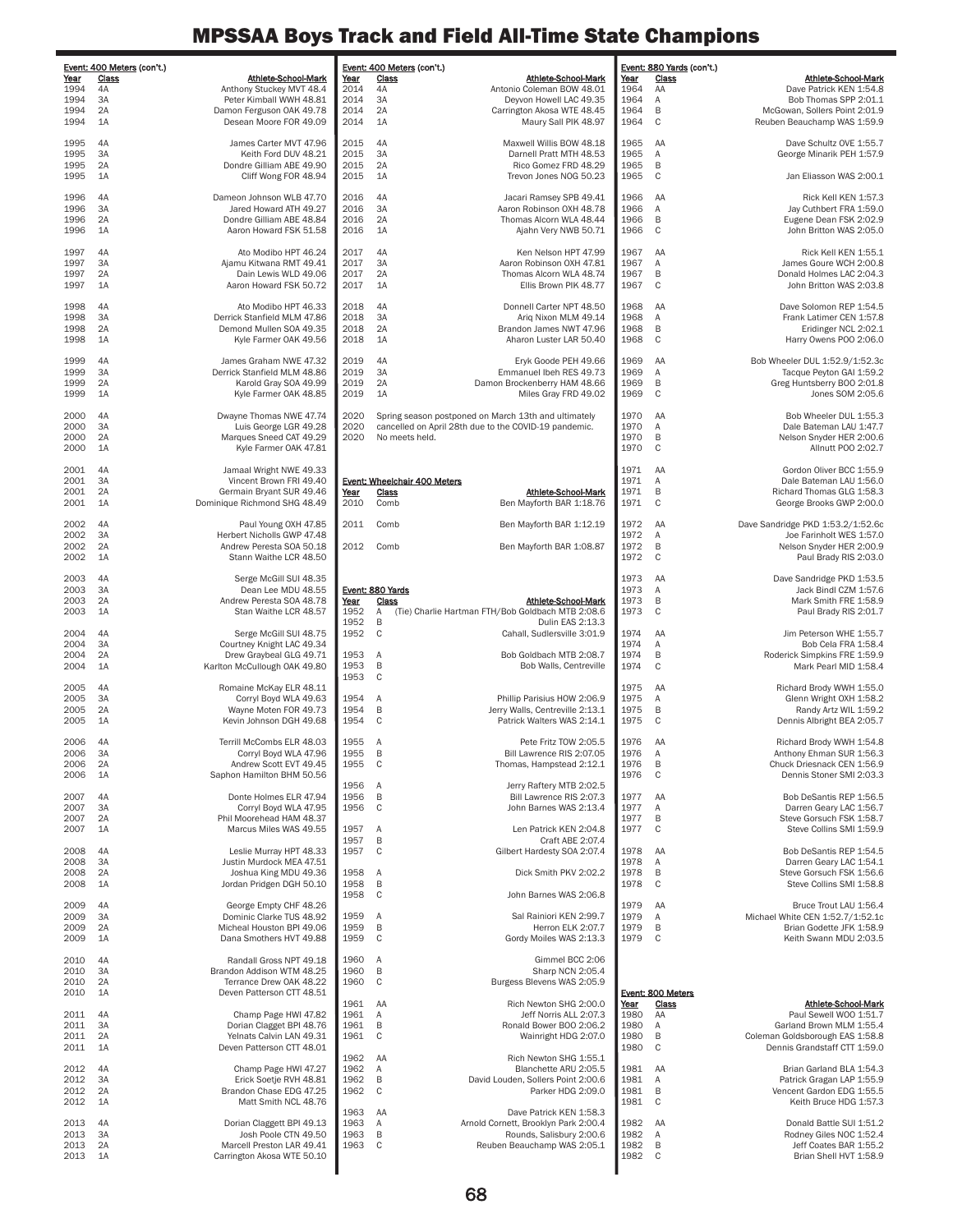# MPSSAA Boys Track and Field All-Time State Champions

### Event: 400 Meters (con't.)

| Year | Class | Athlete-School-Mark |
|---|---|---|
| 1994 | 4A | Anthony Stuckey MVT 48.4 |
| 1994 | 3A | Peter Kimball WWH 48.81 |
| 1994 | 2A | Damon Ferguson OAK 49.78 |
| 1994 | 1A | Desean Moore FOR 49.09 |
| 1995 | 4A | James Carter MVT 47.96 |
| 1995 | 3A | Keith Ford DUV 48.21 |
| 1995 | 2A | Dondre Gilliam ABE 49.90 |
| 1995 | 1A | Cliff Wong FOR 48.94 |
| 1996 | 4A | Dameon Johnson WLB 47.70 |
| 1996 | 3A | Jared Howard ATH 49.27 |
| 1996 | 2A | Dondre Gilliam ABE 48.84 |
| 1996 | 1A | Aaron Howard FSK 51.58 |
| 1997 | 4A | Ato Modibo HPT 46.24 |
| 1997 | 3A | Ajamu Kitwana RMT 49.41 |
| 1997 | 2A | Dain Lewis WLD 49.06 |
| 1997 | 1A | Aaron Howard FSK 50.72 |
| 1998 | 4A | Ato Modibo HPT 46.33 |
| 1998 | 3A | Derrick Stanfield MLM 47.86 |
| 1998 | 2A | Demond Mullen SOA 49.35 |
| 1998 | 1A | Kyle Farmer OAK 49.56 |
| 1999 | 4A | James Graham NWE 47.32 |
| 1999 | 3A | Derrick Stanfield MLM 48.86 |
| 1999 | 2A | Karold Gray SOA 49.99 |
| 1999 | 1A | Kyle Farmer OAK 48.85 |
| 2000 | 4A | Dwayne Thomas NWE 47.74 |
| 2000 | 3A | Luis George LGR 49.28 |
| 2000 | 2A | Marques Sneed CAT 49.29 |
| 2000 | 1A | Kyle Farmer OAK 47.81 |
| 2001 | 4A | Jamaal Wright NWE 49.33 |
| 2001 | 3A | Vincent Brown FRI 49.40 |
| 2001 | 2A | Germain Bryant SUR 49.46 |
| 2001 | 1A | Dominique Richmond SHG 48.49 |
| 2002 | 4A | Paul Young OXH 47.85 |
| 2002 | 3A | Herbert Nicholls GWP 47.48 |
| 2002 | 2A | Andrew Peresta SOA 50.18 |
| 2002 | 1A | Stann Waithe LCR 48.50 |
| 2003 | 4A | Serge McGill SUI 48.35 |
| 2003 | 3A | Dean Lee MDU 48.55 |
| 2003 | 2A | Andrew Peresta SOA 48.78 |
| 2003 | 1A | Stan Waithe LCR 48.57 |
| 2004 | 4A | Serge McGill SUI 48.75 |
| 2004 | 3A | Courtney Knight LAC 49.34 |
| 2004 | 2A | Drew Graybeal GLG 49.71 |
| 2004 | 1A | Karlton McCullough OAK 49.80 |
| 2005 | 4A | Romaine McKay ELR 48.11 |
| 2005 | 3A | Corryl Boyd WLA 49.63 |
| 2005 | 2A | Wayne Moten FOR 49.73 |
| 2005 | 1A | Kevin Johnson DGH 49.68 |
| 2006 | 4A | Terrill McCombs ELR 48.03 |
| 2006 | 3A | Corryl Boyd WLA 47.96 |
| 2006 | 2A | Andrew Scott EVT 49.45 |
| 2006 | 1A | Saphon Hamilton BHM 50.56 |
| 2007 | 4A | Donte Holmes ELR 47.94 |
| 2007 | 3A | Corryl Boyd WLA 47.95 |
| 2007 | 2A | Phil Moorehead HAM 48.37 |
| 2007 | 1A | Marcus Miles WAS 49.55 |
| 2008 | 4A | Leslie Murray HPT 48.33 |
| 2008 | 3A | Justin Murdock MEA 47.51 |
| 2008 | 2A | Joshua King MDU 49.36 |
| 2008 | 1A | Jordan Pridgen DGH 50.10 |
| 2009 | 4A | George Empty CHF 48.26 |
| 2009 | 3A | Dominic Clarke TUS 48.92 |
| 2009 | 2A | Micheal Houston BPI 49.06 |
| 2009 | 1A | Dana Smothers HVT 49.88 |
| 2010 | 4A | Randall Gross NPT 49.18 |
| 2010 | 3A | Brandon Addison WTM 48.25 |
| 2010 | 2A | Terrance Drew OAK 48.22 |
| 2010 | 1A | Deven Patterson CTT 48.51 |
| 2011 | 4A | Champ Page HWI 47.82 |
| 2011 | 3A | Dorian Clagget BPI 48.76 |
| 2011 | 2A | Yelnats Calvin LAN 49.31 |
| 2011 | 1A | Deven Patterson CTT 48.01 |
| 2012 | 4A | Champ Page HWI 47.27 |
| 2012 | 3A | Erick Soetje RVH 48.81 |
| 2012 | 2A | Brandon Chase EDG 47.25 |
| 2012 | 1A | Matt Smith NCL 48.76 |
| 2013 | 4A | Dorian Claggett BPI 49.13 |
| 2013 | 3A | Josh Poole CTN 49.50 |
| 2013 | 2A | Marcell Preston LAR 49.41 |
| 2013 | 1A | Carrington Akosa WTE 50.10 |
| 2014 | 4A | Antonio Coleman BOW 48.01 |
| 2014 | 3A | Deyvon Howell LAC 49.35 |
| 2014 | 2A | Carrington Akosa WTE 48.45 |
| 2014 | 1A | Maury Sall PIK 48.97 |
| 2015 | 4A | Maxwell Willis BOW 48.18 |
| 2015 | 3A | Darnell Pratt MTH 48.53 |
| 2015 | 2A | Rico Gomez FRD 48.29 |
| 2015 | 1A | Trevon Jones NOG 50.23 |
| 2016 | 4A | Jacari Ramsey SPB 49.41 |
| 2016 | 3A | Aaron Robinson OXH 48.78 |
| 2016 | 2A | Thomas Alcorn WLA 48.44 |
| 2016 | 1A | Ajahn Very NWB 50.71 |
| 2017 | 4A | Ken Nelson HPT 47.99 |
| 2017 | 3A | Aaron Robinson OXH 47.81 |
| 2017 | 2A | Thomas Alcorn WLA 48.74 |
| 2017 | 1A | Ellis Brown PIK 48.77 |
| 2018 | 4A | Donnell Carter NPT 48.50 |
| 2018 | 3A | Ariq Nixon MLM 49.14 |
| 2018 | 2A | Brandon James NWT 47.96 |
| 2018 | 1A | Aharon Luster LAR 50.40 |
| 2019 | 4A | Eryk Goode PEH 49.66 |
| 2019 | 3A | Emmanuel Ibeh RES 49.73 |
| 2019 | 2A | Damon Brockenberry HAM 48.66 |
| 2019 | 1A | Miles Gray FRD 49.02 |
| 2020 | | Spring season postponed on March 13th and ultimately cancelled on April 28th due to the COVID-19 pandemic. No meets held. |

### Event: Wheelchair 400 Meters

| Year | Class | Athlete-School-Mark |
|---|---|---|
| 2010 | Comb | Ben Mayforth BAR 1:18.76 |
| 2011 | Comb | Ben Mayforth BAR 1:12.19 |
| 2012 | Comb | Ben Mayforth BAR 1:08.87 |

### Event: 880 Yards

| Year | Class | Athlete-School-Mark |
|---|---|---|
| 1952 | A | (Tie) Charlie Hartman FTH/Bob Goldbach MTB 2:08.6 |
| 1952 | B | Dulin EAS 2:13.3 |
| 1952 | C | Cahall, Sudlersville 3:01.9 |
| 1953 | A | Bob Goldbach MTB 2:08.7 |
| 1953 | B | Bob Walls, Centreville |
| 1953 | C | |
| 1954 | A | Phillip Parisius HOW 2:06.9 |
| 1954 | B | Jerry Walls, Centreville 2:13.1 |
| 1954 | C | Patrick Walters WAS 2:14.1 |
| 1955 | A | Pete Fritz TOW 2:05.5 |
| 1955 | B | Bill Lawrence RIS 2:07.05 |
| 1955 | C | Thomas, Hampstead 2:12.1 |
| 1956 | A | Jerry Raftery MTB 2:02.5 |
| 1956 | B | Bill Lawrence RIS 2:07.3 |
| 1956 | C | John Barnes WAS 2:13.4 |
| 1957 | A | Len Patrick KEN 2:04.8 |
| 1957 | B | Craft ABE 2:07.4 |
| 1957 | C | Gilbert Hardesty SOA 2:07.4 |
| 1958 | A | Dick Smith PKV 2:02.2 |
| 1958 | B | |
| 1958 | C | John Barnes WAS 2:06.8 |
| 1959 | A | Sal Rainiori KEN 2:99.7 |
| 1959 | B | Herron ELK 2:07.7 |
| 1959 | C | Gordy Moiles WAS 2:13.3 |
| 1960 | A | Gimmel BCC 2:06 |
| 1960 | B | Sharp NCN 2:05.4 |
| 1960 | C | Burgess Blevens WAS 2:05.9 |
| 1961 | AA | Rich Newton SHG 2:00.0 |
| 1961 | A | Jeff Norris ALL 2:07.3 |
| 1961 | B | Ronald Bower BOO 2:06.2 |
| 1961 | C | Wainright HDG 2:07.0 |
| 1962 | AA | Rich Newton SHG 1:55.1 |
| 1962 | A | Blanchette ARU 2:05.5 |
| 1962 | B | David Louden, Sollers Point 2:00.6 |
| 1962 | C | Parker HDG 2:09.0 |
| 1963 | AA | Dave Patrick KEN 1:58.3 |
| 1963 | A | Arnold Cornett, Brooklyn Park 2:00.4 |
| 1963 | B | Rounds, Salisbury 2:00.6 |
| 1963 | C | Reuben Beauchamp WAS 2:05.1 |

### Event: 880 Yards (con't.)

| Year | Class | Athlete-School-Mark |
|---|---|---|
| 1964 | AA | Dave Patrick KEN 1:54.8 |
| 1964 | A | Bob Thomas SPP 2:01.1 |
| 1964 | B | McGowan, Sollers Point 2:01.9 |
| 1964 | C | Reuben Beauchamp WAS 1:59.9 |
| 1965 | AA | Dave Schultz OVE 1:55.7 |
| 1965 | A | George Minarik PEH 1:57.9 |
| 1965 | B | |
| 1965 | C | Jan Eliasson WAS 2:00.1 |
| 1966 | AA | Rick Kell KEN 1:57.3 |
| 1966 | A | Jay Cuthbert FRA 1:59.0 |
| 1966 | B | Eugene Dean FSK 2:02.9 |
| 1966 | C | John Britton WAS 2:05.0 |
| 1967 | AA | Rick Kell KEN 1:55.1 |
| 1967 | A | James Goure WCH 2:00.8 |
| 1967 | B | Donald Holmes LAC 2:04.3 |
| 1967 | C | John Britton WAS 2:03.8 |
| 1968 | AA | Dave Solomon REP 1:54.5 |
| 1968 | A | Frank Latimer CEN 1:57.8 |
| 1968 | B | Eridinger NCL 2:02.1 |
| 1968 | C | Harry Owens POO 2:06.0 |
| 1969 | AA | Bob Wheeler DUL 1:52.9/1:52.3c |
| 1969 | A | Tacque Peyton GAI 1:59.2 |
| 1969 | B | Greg Huntsberry BOO 2:01.8 |
| 1969 | C | Jones SOM 2:05.6 |
| 1970 | AA | Bob Wheeler DUL 1:55.3 |
| 1970 | A | Dale Bateman LAU 1:47.7 |
| 1970 | B | Nelson Snyder HER 2:00.6 |
| 1970 | C | Allnutt POO 2:02.7 |
| 1971 | AA | Gordon Oliver BCC 1:55.9 |
| 1971 | A | Dale Bateman LAU 1:56.0 |
| 1971 | B | Richard Thomas GLG 1:58.3 |
| 1971 | C | George Brooks GWP 2:00.0 |
| 1972 | AA | Dave Sandridge PKD 1:53.2/1:52.6c |
| 1972 | A | Joe Farinholt WES 1:57.0 |
| 1972 | B | Nelson Snyder HER 2:00.9 |
| 1972 | C | Paul Brady RIS 2:03.0 |
| 1973 | AA | Dave Sandridge PKD 1:53.5 |
| 1973 | A | Jack Bindl CZM 1:57.6 |
| 1973 | B | Mark Smith FRE 1:58.9 |
| 1973 | C | Paul Brady RIS 2:01.7 |
| 1974 | AA | Jim Peterson WHE 1:55.7 |
| 1974 | A | Bob Cela FRA 1:58.4 |
| 1974 | B | Roderick Simpkins FRE 1:59.9 |
| 1974 | C | Mark Pearl MID 1:58.4 |
| 1975 | AA | Richard Brody WWH 1:55.0 |
| 1975 | A | Glenn Wright OXH 1:58.2 |
| 1975 | B | Randy Artz WIL 1:59.2 |
| 1975 | C | Dennis Albright BEA 2:05.7 |
| 1976 | AA | Richard Brody WWH 1:54.8 |
| 1976 | A | Anthony Ehman SUR 1:56.3 |
| 1976 | B | Chuck Driesnack CEN 1:56.9 |
| 1976 | C | Dennis Stoner SMI 2:03.3 |
| 1977 | AA | Bob DeSantis REP 1:56.5 |
| 1977 | A | Darren Geary LAC 1:56.7 |
| 1977 | B | Steve Gorsuch FSK 1:58.7 |
| 1977 | C | Steve Collins SMI 1:59.9 |
| 1978 | AA | Bob DeSantis REP 1:54.5 |
| 1978 | A | Darren Geary LAC 1:54.1 |
| 1978 | B | Steve Gorsuch FSK 1:56.6 |
| 1978 | C | Steve Collins SMI 1:58.8 |
| 1979 | AA | Bruce Trout LAU 1:56.4 |
| 1979 | A | Michael White CEN 1:52.7/1:52.1c |
| 1979 | B | Brian Godette JFK 1:58.9 |
| 1979 | C | Keith Swann MDU 2:03.5 |

### Event: 800 Meters

| Year | Class | Athlete-School-Mark |
|---|---|---|
| 1980 | AA | Paul Sewell WOO 1:51.7 |
| 1980 | A | Garland Brown MLM 1:55.4 |
| 1980 | B | Coleman Goldsborough EAS 1:58.8 |
| 1980 | C | Dennis Grandstaff CTT 1:59.0 |
| 1981 | AA | Brian Garland BLA 1:54.3 |
| 1981 | A | Patrick Gragan LAP 1:55.9 |
| 1981 | B | Vencent Gardon EDG 1:55.5 |
| 1981 | C | Keith Bruce HDG 1:57.3 |
| 1982 | AA | Donald Battle SUI 1:51.2 |
| 1982 | A | Rodney Giles NOC 1:52.4 |
| 1982 | B | Jeff Coates BAR 1:55.2 |
| 1982 | C | Brian Shell HVT 1:58.9 |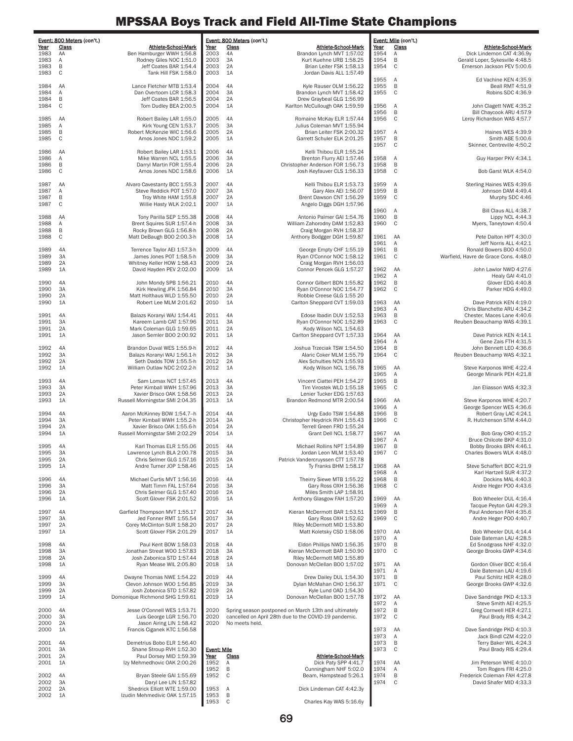# MPSSAA Boys Track and Field All-Time State Champions

**Event: 800 Meters (con't.)**

| Year | Class | Athlete-School-Mark |
|---|---|---|
| 1983 | AA | Ben Hamburger WWH 1:56.8 |
| 1983 | A | Rodney Giles NOC 1:51.0 |
| 1983 | B | Jeff Coates BAR 1:54.4 |
| 1983 | C | Tank Hill FSK 1:58.0 |
| 1984 | AA | Lance Fletcher MTB 1:53.4 |
| 1984 | A | Dan Overtoom LCR 1:58.3 |
| 1984 | B | Jeff Coates BAR 1:56.5 |
| 1984 | C | Tom Dudley BEA 2:00.5 |
| 1985 | AA | Robert Bailey LAR 1:55.0 |
| 1985 | A | Kirk Young CEN 1:53.7 |
| 1985 | B | Robert McKenzie WIC 1:56.6 |
| 1985 | C | Amos Jones NDC 1:59.2 |
| 1986 | AA | Robert Bailey LAR 1:53.1 |
| 1986 | A | Mike Warren NCL 1:55.5 |
| 1986 | B | Darryl Martin FOR 1:55.4 |
| 1986 | C | Amos Jones NDC 1:58.6 |
| 1987 | AA | Alvaro Cavestanty BCC 1:55.3 |
| 1987 | A | Steve Reddick POT 1:57.0 |
| 1987 | B | Troy White HAM 1:55.8 |
| 1987 | C | Willie Hasty WLK 2:02.1 |
| 1988 | AA | Tony Parilla SEP 1:55.38 |
| 1988 | A | Brent Squires SUR 1:57.4-h |
| 1988 | B | Rocky Brown GLG 1:56.8-h |
| 1988 | C | Matt DeBaugh BOO 2:00.3-h |
| 1989 | 4A | Terrence Taylor AEI 1:57.3-h |
| 1989 | 3A | James Jones POT 1:58.5-h |
| 1989 | 2A | Whitney Keller HOW 1:58.43 |
| 1989 | 1A | David Hayden PEV 2:02.00 |
| 1990 | 4A | John Mondy SPB 1:56.21 |
| 1990 | 3A | Kirk Hewling JFK 1:56.84 |
| 1990 | 2A | Matt Holthaus WLD 1:55.50 |
| 1990 | 1A | Robert Lee MLM 2:01.62 |
| 1991 | 4A | Balazs Koranyi WAJ 1:54.41 |
| 1991 | 3A | Kareem Lamb CAT 1:57.96 |
| 1991 | 2A | Mark Coleman GLG 1:59.65 |
| 1991 | 1A | Jason Semler BOO 2:00.92 |
| 1992 | 4A | Brandon Duval WES 1:55.9-h |
| 1992 | 3A | Balazs Koranyi WAJ 1:56.1-h |
| 1992 | 2A | Seth Dadds TOW 1:55.5-h |
| 1992 | 1A | William Outlaw NDC 2:02.2-h |
| 1993 | 4A | Sam Lomax NCT 1:57.45 |
| 1993 | 3A | Peter Kimball WWH 1:57.96 |
| 1993 | 2A | Xavier Brisco OAK 1:58.56 |
| 1993 | 1A | Russell Morningstar SMI 2:04.35 |
| 1994 | 4A | Aaron McKinney BOW 1:54.7--h |
| 1994 | 3A | Peter Kimball WWH 1:55.2-h |
| 1994 | 2A | Xavier Brisco OAK 1:55.6-h |
| 1994 | 1A | Russell Morningstar SMI 2:02.29 |
| 1995 | 4A | Karl Thomas ELR 1:55.06 |
| 1995 | 3A | Lawrence Lynch BLA 2:00.78 |
| 1995 | 2A | Chris Selmer GLG 1:57.16 |
| 1995 | 1A | Andre Turner JOP 1:58.46 |
| 1996 | 4A | Michael Curtis MVT 1:56.16 |
| 1996 | 3A | Matt Timm FAL 1:57.64 |
| 1996 | 2A | Chris Selmer GLG 1:57.40 |
| 1996 | 1A | Scott Glover FSK 2:01.52 |
| 1997 | 4A | Garfield Thompson MVT 1:55.17 |
| 1997 | 3A | Jed Fonner RMT 1:55.54 |
| 1997 | 2A | Corey McClinton SUR 1:58.20 |
| 1997 | 1A | Scott Glover FSK 2:01.29 |
| 1998 | 4A | Paul Kent BOW 1:58.03 |
| 1998 | 3A | Jonathan Streat WOO 1:57.83 |
| 1998 | 2A | Josh Zabonica STD 1:57.44 |
| 1998 | 1A | Ryan Mease WIL 2:05.80 |
| 1999 | 4A | Dwayne Thomas NWE 1:54.22 |
| 1999 | 3A | Clevon Johnson WOO 1:56.85 |
| 1999 | 2A | Josh Zobonica STD 1:57.82 |
| 1999 | 1A | Domonique Richmond SHG 1:59.61 |
| 2000 | 4A | Jesse O'Connell WES 1:53.71 |
| 2000 | 3A | Luis George LGR 1:56.70 |
| 2000 | 2A | Jason Airing LIN 1:58.42 |
| 2000 | 1A | Francis Ciganek KTC 1:56.58 |
| 2001 | 4A | Demetrius Bobo ELR 1:56.40 |
| 2001 | 3A | Shane Stroup RVH 1:52.30 |
| 2001 | 2A | Paul Dorsey MID 1:59.39 |
| 2001 | 1A | Izy Mehmedhovic OAK 2:00.26 |
| 2002 | 4A | Bryan Steele GAI 1:55.69 |
| 2002 | 3A | Daryl Lee LIN 1:57.82 |
| 2002 | 2A | Shedrick Elliott WTE 1:59.00 |
| 2002 | 1A | Izudin Mehmedivic OAK 1:57.15 |
| 2003 | 4A | Brandon Lynch MVT 1:57.02 |
| 2003 | 3A | Kurt Kuehne URB 1:58.25 |
| 2003 | 2A | Brian Leiter FSK 1:58.13 |
| 2003 | 1A | Jordan Davis ALL 1:57.49 |
| 2004 | 4A | Kyle Rauser OLM 1:56.22 |
| 2004 | 3A | Brandon Lynch MVT 1:58.42 |
| 2004 | 2A | Drew Graybeal GLG 1:56.99 |
| 2004 | 1A | Karlton McCullough OAK 1:59.59 |
| 2005 | 4A | Romaine McKay ELR 1:57.44 |
| 2005 | 3A | Julius Coleman MVT 1:55.94 |
| 2005 | 2A | Brian Leiter FSK 2:00.32 |
| 2005 | 1A | Garrett Schuler ELK 2:01.25 |
| 2006 | 4A | Kelli Thibou ELR 1:55.24 |
| 2006 | 3A | Brenton Flurry AEI 1:57.46 |
| 2006 | 2A | Christopher Anderson FOR 1:56.73 |
| 2006 | 1A | Josh Keyfauver CLS 1:56.33 |
| 2007 | 4A | Kelli Thibou ELR 1:53.73 |
| 2007 | 3A | Gary Alex AEI 1:56.07 |
| 2007 | 2A | Brent Dawson CNT 1:56.29 |
| 2007 | 1A | Angelo Diggs DGH 1:57.96 |
| 2008 | 4A | Antonio Palmer GAI 1:54.76 |
| 2008 | 3A | William Zahorodny DAM 1:52.83 |
| 2008 | 2A | Craig Morgan RVH 1:58.37 |
| 2008 | 1A | Anthony Bodgger DGH 1:59.87 |
| 2009 | 4A | George Empty CHF 1:55.19 |
| 2009 | 3A | Ryan O'Connor NOC 1:58.12 |
| 2009 | 2A | Craig Morgan RVH 1:56.03 |
| 2009 | 1A | Connor Pencek GLG 1:57.27 |
| 2010 | 4A | Connor Gilbert BDN 1:55.82 |
| 2010 | 3A | Ryan O'Connor NOC 1:54.77 |
| 2010 | 2A | Robbie Creese GLG 1:55 20 |
| 2010 | 1A | Carlton Sheppard CVT 1:59.03 |
| 2011 | 4A | Edose Ibadin DUV 1:52.53 |
| 2011 | 3A | Ryan O'Connor NOC 1:52.89 |
| 2011 | 2A | Kody Wilson NCL 1:54.63 |
| 2011 | 1A | Carlton Sheppard CVT 1:57.33 |
| 2012 | 4A | Joshua Trzeciak TSW 1:54.50 |
| 2012 | 3A | Alaric Coker MLM 1:55.79 |
| 2012 | 2A | Alex Schulties NCN 1:55.93 |
| 2012 | 1A | Kody Wilson NCL 1:56.78 |
| 2013 | 4A | Vincent Ciattei PEH 1:54.27 |
| 2013 | 3A | Tim Virostek WLD 1:55.18 |
| 2013 | 2A | Lenier Tucker EDG 1:57.63 |
| 2013 | 1A | Brandon Redmond MTR 2:00.54 |
| 2014 | 4A | Urgy Eado TSW 1:54.88 |
| 2014 | 3A | Christopher Heydrick RVH 1:55.43 |
| 2014 | 2A | Terrell Green FRD 1:55.24 |
| 2014 | 1A | Grant Dell NCL 1:58.77 |
| 2015 | 4A | Michael Rollins NPT 1:54.89 |
| 2015 | 3A | Jordan Leon MLM 1:53.40 |
| 2015 | 2A | Patrick Vandercruyssen CTT 1:57.78 |
| 2015 | 1A | Ty Franks BHM 1:58.17 |
| 2016 | 4A | Theirry Siewe MTB 1:55.22 |
| 2016 | 3A | Gary Ross OXH 1:56.36 |
| 2016 | 2A | Miles Smith LAP 1:58.91 |
| 2016 | 1A | Anthony Glasgow FAH 1:57.20 |
| 2017 | 4A | Kieran McDermott BAR 1:53.51 |
| 2017 | 3A | Gary Ross OXH 1:52.62 |
| 2017 | 2A | Riley McDermott MID 1:53.80 |
| 2017 | 1A | Matt Koletsky CSD 1:58.06 |
| 2018 | 4A | Eldon Phillips NWD 1:56.35 |
| 2018 | 3A | Kieran McDermott BAR 1:50.90 |
| 2018 | 2A | Riley McDermott MID 1:55.89 |
| 2018 | 1A | Donovan McClellan BOO 1:57.02 |
| 2019 | 4A | Drew Dailey DUL 1:54.30 |
| 2019 | 3A | Dylan McMahan CHO 1:56.37 |
| 2019 | 2A | Kyle Lund OAD 1:54.30 |
| 2019 | 1A | Donovan McClellan BOO 1:57.78 |
| 2020 | | Spring season postponed on March 13th and ultimately |
| 2020 | | cancelled on April 28th due to the COVID-19 pandemic. |
| 2020 | | No meets held. |

**Event: Mile**

| Year | Class | Athlete-School-Mark |
|---|---|---|
| 1952 | A | Dick Paty SPP 4:41.7 |
| 1952 | B | Cunningham NHF 5:02.0 |
| 1952 | C | Beam, Hampstead 5:26.1 |
| 1953 | A | Dick Lindeman CAT 4:42.3y |
| 1953 | B | |
| 1953 | C | Charles Kay WAS 5:16.6y |
| 1954 | A | Dick Lindemon CAT 4:36.9y |
| 1954 | B | Gerald Loper, Sykesville 4:48.5 |
| 1954 | C | Emerson Jackson PEV 5:00.6 |
| 1955 | A | Ed Vachine KEN 4:35.9 |
| 1955 | B | Beall RMT 4:51.9 |
| 1955 | C | Robins SDC 4:36.9 |
| 1956 | A | John Clagett NWE 4:35.2 |
| 1956 | B | Bill Chaycook ARU 4:57.9 |
| 1956 | C | Leroy Richardson WAS 4:57.7 |
| 1957 | A | Haines WES 4:39.9 |
| 1957 | B | Smith ABE 5:00.6 |
| 1957 | C | Skinner, Centreville 4:50.2 |
| 1958 | A | Guy Harper PKV 4:34.1 |
| 1958 | B | |
| 1958 | C | Bob Garst WLK 4:54.0 |
| 1959 | A | Sterling Haines WES 4:39.6 |
| 1959 | B | Johnson DAM 4:49.4 |
| 1959 | C | Murphy SDC 4:46 |
| 1960 | A | Bill Claus ALL 4:38.7 |
| 1960 | B | Lippy NCL 4:44.3 |
| 1960 | C | Myers, Taneytown 4:50.4 |
| 1961 | AA | Pete Dalton HPT 4:30.0 |
| 1961 | A | Jeff Norris ALL 4:42.1 |
| 1961 | B | Ronald Bowers BOO 4:50.0 |
| 1961 | C | Warfield, Havre de Grace Cons. 4:48.0 |
| 1962 | AA | John Lawlor NWD 4:27.6 |
| 1962 | A | Healy GAI 4:41.0 |
| 1962 | B | Glover EDG 4:40.8 |
| 1962 | C | Parker HDG 4:49.0 |
| 1963 | AA | Dave Patrick KEN 4:19.0 |
| 1963 | A | Chris Blanchette ARU 4:34.2 |
| 1963 | B | Chester, Maces Lane 4:40.6 |
| 1963 | C | Reuben Beauchamp WAS 4:39.1 |
| 1964 | AA | Dave Patrick KEN 4:14.1 |
| 1964 | A | Gene Zais FTH 4:31.5 |
| 1964 | B | John Bennett LEO 4:36.6 |
| 1964 | C | Reuben Beauchamp WAS 4:32.1 |
| 1965 | AA | Steve Karponos WHE 4:22.4 |
| 1965 | A | George Minarik PEH 4:21.8 |
| 1965 | B | |
| 1965 | C | Jan Eliasson WAS 4:32.3 |
| 1966 | AA | Steve Karponos WHE 4:20.7 |
| 1966 | A | George Spencer WES 4:36.6 |
| 1966 | B | Robert Gray LAC 4:24.1 |
| 1966 | C | R. Hutchenson STM 4:44.0 |
| 1967 | AA | Bob Gray CRO 4:15.2 |
| 1967 | A | Bruce Chilcote BKP 4:31.0 |
| 1967 | B | Bobby Brooks BRN 4:46.1 |
| 1967 | C | Charles Bowers WLK 4:48.0 |
| 1968 | AA | Steve Schaffert BCC 4:21.9 |
| 1968 | A | Karl Hartzell SUR 4:37.2 |
| 1968 | B | Dockins MAL 4:40.3 |
| 1968 | C | Andre Heger POO 4:43.6 |
| 1969 | AA | Bob Wheeler DUL 4:16.4 |
| 1969 | A | Tacque Peyton GAI 4:29.3 |
| 1969 | B | Paul Anderson FAH 4:35.6 |
| 1969 | C | Andre Heger POO 4:40.7 |
| 1970 | AA | Bob Wheeler DUL 4:14.4 |
| 1970 | A | Dale Bateman LAU 4:28.5 |
| 1970 | B | Ed Snodgrass NHF 4:32.0 |
| 1970 | C | George Brooks GWP 4:34.6 |
| 1971 | AA | Gordon Oliver BCC 4:16.4 |
| 1971 | A | Dale Bateman LAU 4:19.6 |
| 1971 | B | Paul Schlitz HER 4:28.0 |
| 1971 | C | George Brooks GWP 4:32.6 |
| 1972 | AA | Dave Sandridge PKD 4:13.3 |
| 1972 | A | Steve Smith AEI 4:25.5 |
| 1972 | B | Greg Cornwell HER 4:27.1 |
| 1972 | C | Paul Brady RIS 4:34.2 |
| 1973 | AA | Dave Sandridge PKD 4:10.3 |
| 1973 | A | Jack Bindl CZM 4:22.0 |
| 1973 | B | Terry Baker WIL 4:24.3 |
| 1973 | C | Paul Brady RIS 4:29.4 |
| 1974 | AA | Jim Peterson WHE 4:10.0 |
| 1974 | A | Tom Rogers FRI 4:25.0 |
| 1974 | B | Frederick Coleman FAH 4:27.8 |
| 1974 | C | David Shafer MID 4:33.3 |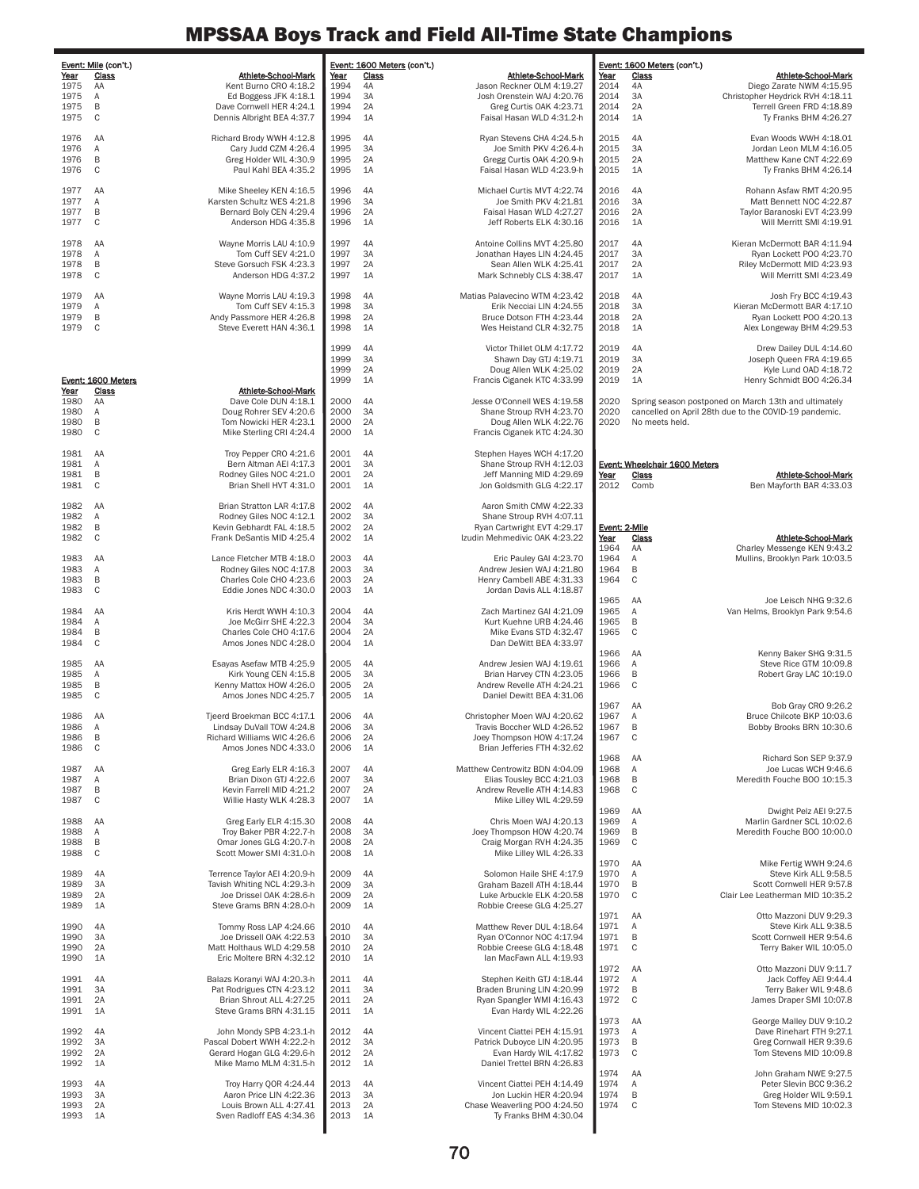# MPSSAA Boys Track and Field All-Time State Champions

**Event: Mile (con't.)**

| Year | Class | Athlete-School-Mark |
|---|---|---|
| 1975 | AA | Kent Burno CRO 4:18.2 |
| 1975 | A | Ed Boggess JFK 4:18.1 |
| 1975 | B | Dave Cornwell HER 4:24.1 |
| 1975 | C | Dennis Albright BEA 4:37.7 |
| 1976 | AA | Richard Brody WWH 4:12.8 |
| 1976 | A | Cary Judd CZM 4:26.4 |
| 1976 | B | Greg Holder WIL 4:30.9 |
| 1976 | C | Paul Kahl BEA 4:35.2 |
| 1977 | AA | Mike Sheeley KEN 4:16.5 |
| 1977 | A | Karsten Schultz WES 4:21.8 |
| 1977 | B | Bernard Boly CEN 4:29.4 |
| 1977 | C | Anderson HDG 4:35.8 |
| 1978 | AA | Wayne Morris LAU 4:10.9 |
| 1978 | A | Tom Cuff SEV 4:21.0 |
| 1978 | B | Steve Gorsuch FSK 4:23.3 |
| 1978 | C | Anderson HDG 4:37.2 |
| 1979 | AA | Wayne Morris LAU 4:19.3 |
| 1979 | A | Tom Cuff SEV 4:15.3 |
| 1979 | B | Andy Passmore HER 4:26.8 |
| 1979 | C | Steve Everett HAN 4:36.1 |

**Event: 1600 Meters**

| Year | Class | Athlete-School-Mark |
|---|---|---|
| 1980 | AA | Dave Cole DUN 4:18.1 |
| 1980 | A | Doug Rohrer SEV 4:20.6 |
| 1980 | B | Tom Nowicki HER 4:23.1 |
| 1980 | C | Mike Sterling CRI 4:24.4 |
| 1981 | AA | Troy Pepper CRO 4:21.6 |
| 1981 | A | Bern Altman AEI 4:17.3 |
| 1981 | B | Rodney Giles NOC 4:21.0 |
| 1981 | C | Brian Shell HVT 4:31.0 |
| 1982 | AA | Brian Stratton LAR 4:17.8 |
| 1982 | A | Rodney Giles NOC 4:12.1 |
| 1982 | B | Kevin Gebhardt FAL 4:18.5 |
| 1982 | C | Frank DeSantis MID 4:25.4 |
| 1983 | AA | Lance Fletcher MTB 4:18.0 |
| 1983 | A | Rodney Giles NOC 4:17.8 |
| 1983 | B | Charles Cole CHO 4:23.6 |
| 1983 | C | Eddie Jones NDC 4:30.0 |
| 1984 | AA | Kris Herdt WWH 4:10.3 |
| 1984 | A | Joe McGirr SHE 4:22.3 |
| 1984 | B | Charles Cole CHO 4:17.6 |
| 1984 | C | Amos Jones NDC 4:28.0 |
| 1985 | AA | Esayas Asefaw MTB 4:25.9 |
| 1985 | A | Kirk Young CEN 4:15.8 |
| 1985 | B | Kenny Mattox HOW 4:26.0 |
| 1985 | C | Amos Jones NDC 4:25.7 |
| 1986 | AA | Tjeerd Broekman BCC 4:17.1 |
| 1986 | A | Lindsay DuVall TOW 4:24.8 |
| 1986 | B | Richard Williams WIC 4:26.6 |
| 1986 | C | Amos Jones NDC 4:33.0 |
| 1987 | AA | Greg Early ELR 4:16.3 |
| 1987 | A | Brian Dixon GTJ 4:22.6 |
| 1987 | B | Kevin Farrell MID 4:21.2 |
| 1987 | C | Willie Hasty WLK 4:28.3 |
| 1988 | AA | Greg Early ELR 4:15.30 |
| 1988 | A | Troy Baker PBR 4:22.7-h |
| 1988 | B | Omar Jones GLG 4:20.7-h |
| 1988 | C | Scott Mower SMI 4:31.0-h |
| 1989 | 4A | Terrence Taylor AEI 4:20.9-h |
| 1989 | 3A | Tavish Whiting NCL 4:29.3-h |
| 1989 | 2A | Joe Drissel OAK 4:28.6-h |
| 1989 | 1A | Steve Grams BRN 4:28.0-h |
| 1990 | 4A | Tommy Ross LAP 4:24.66 |
| 1990 | 3A | Joe Drissell OAK 4:22.53 |
| 1990 | 2A | Matt Holthaus WLD 4:29.58 |
| 1990 | 1A | Eric Moltere BRN 4:32.12 |
| 1991 | 4A | Balazs Koranyi WAJ 4:20.3-h |
| 1991 | 3A | Pat Rodrigues CTN 4:23.12 |
| 1991 | 2A | Brian Shrout ALL 4:27.25 |
| 1991 | 1A | Steve Grams BRN 4:31.15 |
| 1992 | 4A | John Mondy SPB 4:23.1-h |
| 1992 | 3A | Pascal Dobert WWH 4:22.2-h |
| 1992 | 2A | Gerard Hogan GLG 4:29.6-h |
| 1992 | 1A | Mike Mamo MLM 4:31.5-h |
| 1993 | 4A | Troy Harry QOR 4:24.44 |
| 1993 | 3A | Aaron Price LIN 4:22.36 |
| 1993 | 2A | Louis Brown ALL 4:27.41 |
| 1993 | 1A | Sven Radloff EAS 4:34.36 |
| 1994 | 4A | Jason Reckner OLM 4:19.27 |
| 1994 | 3A | Josh Orenstein WAJ 4:20.76 |
| 1994 | 2A | Greg Curtis OAK 4:23.71 |
| 1994 | 1A | Faisal Hasan WLD 4:31.2-h |
| 1995 | 4A | Ryan Stevens CHA 4:24.5-h |
| 1995 | 3A | Joe Smith PKV 4:26.4-h |
| 1995 | 2A | Gregg Curtis OAK 4:20.9-h |
| 1995 | 1A | Faisal Hasan WLD 4:23.9-h |
| 1996 | 4A | Michael Curtis MVT 4:22.74 |
| 1996 | 3A | Joe Smith PKV 4:21.81 |
| 1996 | 2A | Faisal Hasan WLD 4:27.27 |
| 1996 | 1A | Jeff Roberts ELK 4:30.16 |
| 1997 | 4A | Antoine Collins MVT 4:25.80 |
| 1997 | 3A | Jonathan Hayes LIN 4:24.45 |
| 1997 | 2A | Sean Allen WLK 4:25.41 |
| 1997 | 1A | Mark Schnebly CLS 4:38.47 |
| 1998 | 4A | Matias Palavecino WTM 4:23.42 |
| 1998 | 3A | Erik Necciai LIN 4:24.55 |
| 1998 | 2A | Bruce Dotson FTH 4:23.44 |
| 1998 | 1A | Wes Heistand CLR 4:32.75 |
| 1999 | 4A | Victor Thillet OLM 4:17.72 |
| 1999 | 3A | Shawn Day GTJ 4:19.71 |
| 1999 | 2A | Doug Allen WLK 4:25.02 |
| 1999 | 1A | Francis Ciganek KTC 4:33.99 |
| 2000 | 4A | Jesse O'Connell WES 4:19.58 |
| 2000 | 3A | Shane Stroup RVH 4:23.70 |
| 2000 | 2A | Doug Allen WLK 4:22.76 |
| 2000 | 1A | Francis Ciganek KTC 4:24.30 |
| 2001 | 4A | Stephen Hayes WCH 4:17.20 |
| 2001 | 3A | Shane Stroup RVH 4:12.03 |
| 2001 | 2A | Jeff Manning MID 4:29.69 |
| 2001 | 1A | Jon Goldsmith GLG 4:22.17 |
| 2002 | 4A | Aaron Smith CMW 4:22.33 |
| 2002 | 3A | Shane Stroup RVH 4:07.11 |
| 2002 | 2A | Ryan Cartwright EVT 4:29.17 |
| 2002 | 1A | Izudin Mehmedivic OAK 4:23.22 |
| 2003 | 4A | Eric Pauley GAI 4:23.70 |
| 2003 | 3A | Andrew Jesien WAJ 4:21.80 |
| 2003 | 2A | Henry Cambell ABE 4:31.33 |
| 2003 | 1A | Jordan Davis ALL 4:18.87 |
| 2004 | 4A | Zach Martinez GAI 4:21.09 |
| 2004 | 3A | Kurt Kuehne URB 4:24.46 |
| 2004 | 2A | Mike Evans STD 4:32.47 |
| 2004 | 1A | Dan DeWitt BEA 4:33.97 |
| 2005 | 4A | Andrew Jesien WAJ 4:19.61 |
| 2005 | 3A | Brian Harvey CTN 4:23.05 |
| 2005 | 2A | Andrew Revelle ATH 4:24.21 |
| 2005 | 1A | Daniel Dewitt BEA 4:31.06 |
| 2006 | 4A | Christopher Moen WAJ 4:20.60 |
| 2006 | 3A | Travis Boccher WLD 4:26.52 |
| 2006 | 2A | Joey Thompson HOW 4:17.24 |
| 2006 | 1A | Brian Jefferies FTH 4:32.62 |
| 2007 | 4A | Matthew Centrowitz BDN 4:04.09 |
| 2007 | 3A | Elias Tousley BCC 4:21.03 |
| 2007 | 2A | Andrew Revelle ATH 4:14.83 |
| 2007 | 1A | Mike Lilley WIL 4:29.59 |
| 2008 | 4A | Chris Moen WAJ 4:20.13 |
| 2008 | 3A | Joey Thompson HOW 4:20.74 |
| 2008 | 2A | Craig Morgan RVH 4:24.35 |
| 2008 | 1A | Mike Lilley WIL 4:26.33 |
| 2009 | 4A | Solomon Haile SHE 4:17.9 |
| 2009 | 3A | Graham Bazell ATH 4:18.44 |
| 2009 | 2A | Luke Arbuckle ELK 4:20.58 |
| 2009 | 1A | Robbie Creese GLG 4:25.27 |
| 2010 | 4A | Matthew Rever DUL 4:18.64 |
| 2010 | 3A | Ryan O'Connor NOC 4:17.94 |
| 2010 | 2A | Robbie Creese GLG 4:18.48 |
| 2010 | 1A | Ian MacFawn ALL 4:19.93 |
| 2011 | 4A | Stephen Keith GTJ 4:18.44 |
| 2011 | 3A | Braden Bruning LIN 4:20.99 |
| 2011 | 2A | Ryan Spangler WMI 4:16.43 |
| 2011 | 1A | Evan Hardy WIL 4:22.26 |
| 2012 | 4A | Vincent Ciattei PEH 4:15.91 |
| 2012 | 3A | Patrick Duboyce LIN 4:20.95 |
| 2012 | 2A | Evan Hardy WIL 4:17.82 |
| 2012 | 1A | Daniel Trettel BRN 4:26.83 |
| 2013 | 4A | Vincent Ciattei PEH 4:14.49 |
| 2013 | 3A | Jon Luckin HER 4:20.94 |
| 2013 | 2A | Chase Weaverling POO 4:24.50 |
| 2013 | 1A | Ty Franks BHM 4:30.04 |
| 2014 | 4A | Diego Zarate NWM 4:15.95 |
| 2014 | 3A | Christopher Heydrick RVH 4:18.11 |
| 2014 | 2A | Terrell Green FRD 4:18.89 |
| 2014 | 1A | Ty Franks BHM 4:26.27 |
| 2015 | 4A | Evan Woods WWH 4:18.01 |
| 2015 | 3A | Jordan Leon MLM 4:16.05 |
| 2015 | 2A | Matthew Kane CNT 4:22.69 |
| 2015 | 1A | Ty Franks BHM 4:26.14 |
| 2016 | 4A | Rohann Asfaw RMT 4:20.95 |
| 2016 | 3A | Matt Bennett NOC 4:22.87 |
| 2016 | 2A | Taylor Baranoski EVT 4:23.99 |
| 2016 | 1A | Will Merritt SMI 4:19.91 |
| 2017 | 4A | Kieran McDermott BAR 4:11.94 |
| 2017 | 3A | Ryan Lockett POO 4:23.70 |
| 2017 | 2A | Riley McDermott MID 4:23.93 |
| 2017 | 1A | Will Merritt SMI 4:23.49 |
| 2018 | 4A | Josh Fry BCC 4:19.43 |
| 2018 | 3A | Kieran McDermott BAR 4:17.10 |
| 2018 | 2A | Ryan Lockett POO 4:20.13 |
| 2018 | 1A | Alex Longeway BHM 4:29.53 |
| 2019 | 4A | Drew Dailey DUL 4:14.60 |
| 2019 | 3A | Joseph Queen FRA 4:19.65 |
| 2019 | 2A | Kyle Lund OAD 4:18.72 |
| 2019 | 1A | Henry Schmidt BOO 4:26.34 |

2020 Spring season postponed on March 13th and ultimately cancelled on April 28th due to the COVID-19 pandemic. No meets held.

**Event: Wheelchair 1600 Meters**

| Year | Class | Athlete-School-Mark |
|---|---|---|
| 2012 | Comb | Ben Mayforth BAR 4:33.03 |

**Event: 2-Mile**

| Year | Class | Athlete-School-Mark |
|---|---|---|
| 1964 | AA | Charley Messenge KEN 9:43.2 |
| 1964 | A | Mullins, Brooklyn Park 10:03.5 |
| 1964 | B | |
| 1964 | C | |
| 1965 | AA | Joe Leisch NHG 9:32.6 |
| 1965 | A | Van Helms, Brooklyn Park 9:54.6 |
| 1965 | B | |
| 1965 | C | |
| 1966 | AA | Kenny Baker SHG 9:31.5 |
| 1966 | A | Steve Rice GTM 10:09.8 |
| 1966 | B | Robert Gray LAC 10:19.0 |
| 1966 | C | |
| 1967 | AA | Bob Gray CRO 9:26.2 |
| 1967 | A | Bruce Chilcote BKP 10:03.6 |
| 1967 | B | Bobby Brooks BRN 10:30.6 |
| 1967 | C | |
| 1968 | AA | Richard Son SEP 9:37.9 |
| 1968 | A | Joe Lucas WCH 9:46.6 |
| 1968 | B | Meredith Fouche BOO 10:15.3 |
| 1968 | C | |
| 1969 | AA | Dwight Pelz AEI 9:27.5 |
| 1969 | A | Marlin Gardner SCL 10:02.6 |
| 1969 | B | Meredith Fouche BOO 10:00.0 |
| 1969 | C | |
| 1970 | AA | Mike Fertig WWH 9:24.6 |
| 1970 | A | Steve Kirk ALL 9:58.5 |
| 1970 | B | Scott Cornwell HER 9:57.8 |
| 1970 | C | Clair Lee Leatherman MID 10:35.2 |
| 1971 | AA | Otto Mazzoni DUV 9:29.3 |
| 1971 | A | Steve Kirk ALL 9:38.5 |
| 1971 | B | Scott Cornwell HER 9:54.6 |
| 1971 | C | Terry Baker WIL 10:05.0 |
| 1972 | AA | Otto Mazzoni DUV 9:11.7 |
| 1972 | A | Jack Coffey AEI 9:44.4 |
| 1972 | B | Terry Baker WIL 9:48.6 |
| 1972 | C | James Draper SMI 10:07.8 |
| 1973 | AA | George Malley DUV 9:10.2 |
| 1973 | A | Dave Rinehart FTH 9:27.1 |
| 1973 | B | Greg Cornwall HER 9:39.6 |
| 1973 | C | Tom Stevens MID 10:09.8 |
| 1974 | AA | John Graham NWE 9:27.5 |
| 1974 | A | Peter Slevin BCC 9:36.2 |
| 1974 | B | Greg Holder WIL 9:59.1 |
| 1974 | C | Tom Stevens MID 10:02.3 |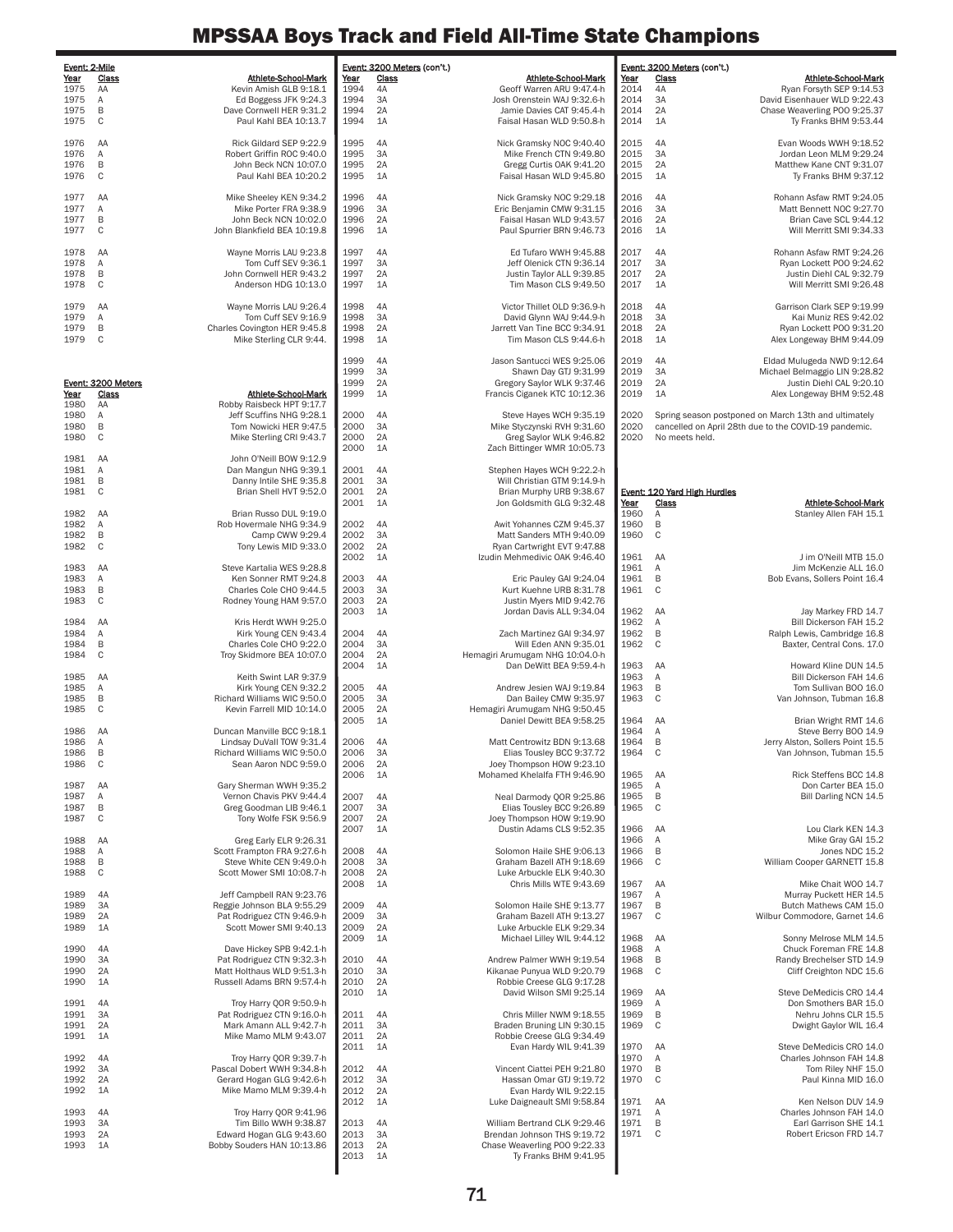# MPSSAA Boys Track and Field All-Time State Champions

### Event: 2-Mile

| Year | Class | Athlete-School-Mark |
|---|---|---|
| 1975 | AA | Kevin Amish GLB 9:18.1 |
| 1975 | A | Ed Boggess JFK 9:24.3 |
| 1975 | B | Dave Cornwell HER 9:31.2 |
| 1975 | C | Paul Kahl BEA 10:13.7 |
| 1976 | AA | Rick Gildard SEP 9:22.9 |
| 1976 | A | Robert Griffin ROC 9:40.0 |
| 1976 | B | John Beck NCN 10:07.0 |
| 1976 | C | Paul Kahl BEA 10:20.2 |
| 1977 | AA | Mike Sheeley KEN 9:34.2 |
| 1977 | A | Mike Porter FRA 9:38.9 |
| 1977 | B | John Beck NCN 10:02.0 |
| 1977 | C | John Blankfield BEA 10:19.8 |
| 1978 | AA | Wayne Morris LAU 9:23.8 |
| 1978 | A | Tom Cuff SEV 9:36.1 |
| 1978 | B | John Cornwell HER 9:43.2 |
| 1978 | C | Anderson HDG 10:13.0 |
| 1979 | AA | Wayne Morris LAU 9:26.4 |
| 1979 | A | Tom Cuff SEV 9:16.9 |
| 1979 | B | Charles Covington HER 9:45.8 |
| 1979 | C | Mike Sterling CLR 9:44. |

### Event: 3200 Meters

| Year | Class | Athlete-School-Mark |
|---|---|---|
| 1980 | AA | Robby Raisbeck HPT 9:17.7 |
| 1980 | A | Jeff Scuffins NHG 9:28.1 |
| 1980 | B | Tom Nowicki HER 9:47.5 |
| 1980 | C | Mike Sterling CRI 9:43.7 |
| 1981 | AA | John O'Neill BOW 9:12.9 |
| 1981 | A | Dan Mangun NHG 9:39.1 |
| 1981 | B | Danny Intile SHE 9:35.8 |
| 1981 | C | Brian Shell HVT 9:52.0 |
| 1982 | AA | Brian Russo DUL 9:19.0 |
| 1982 | A | Rob Hovermale NHG 9:34.9 |
| 1982 | B | Camp CWW 9:29.4 |
| 1982 | C | Tony Lewis MID 9:33.0 |
| 1983 | AA | Steve Kartalia WES 9:28.8 |
| 1983 | A | Ken Sonner RMT 9:24.8 |
| 1983 | B | Charles Cole CHO 9:44.5 |
| 1983 | C | Rodney Young HAM 9:57.0 |
| 1984 | AA | Kris Herdt WWH 9:25.0 |
| 1984 | A | Kirk Young CEN 9:43.4 |
| 1984 | B | Charles Cole CHO 9:22.0 |
| 1984 | C | Troy Skidmore BEA 10:07.0 |
| 1985 | AA | Keith Swint LAR 9:37.9 |
| 1985 | A | Kirk Young CEN 9:32.2 |
| 1985 | B | Richard Williams WIC 9:50.0 |
| 1985 | C | Kevin Farrell MID 10:14.0 |
| 1986 | AA | Duncan Manville BCC 9:18.1 |
| 1986 | A | Lindsay DuVall TOW 9:31.4 |
| 1986 | B | Richard Williams WIC 9:50.0 |
| 1986 | C | Sean Aaron NDC 9:59.0 |
| 1987 | AA | Gary Sherman WWH 9:35.2 |
| 1987 | A | Vernon Chavis PKV 9:44.4 |
| 1987 | B | Greg Goodman LIB 9:46.1 |
| 1987 | C | Tony Wolfe FSK 9:56.9 |
| 1988 | AA | Greg Early ELR 9:26.31 |
| 1988 | A | Scott Frampton FRA 9:27.6-h |
| 1988 | B | Steve White CEN 9:49.0-h |
| 1988 | C | Scott Mower SMI 10:08.7-h |
| 1989 | 4A | Jeff Campbell RAN 9:23.76 |
| 1989 | 3A | Reggie Johnson BLA 9:55.29 |
| 1989 | 2A | Pat Rodriguez CTN 9:46.9-h |
| 1989 | 1A | Scott Mower SMI 9:40.13 |
| 1990 | 4A | Dave Hickey SPB 9:42.1-h |
| 1990 | 3A | Pat Rodriguez CTN 9:32.3-h |
| 1990 | 2A | Matt Holthaus WLD 9:51.3-h |
| 1990 | 1A | Russell Adams BRN 9:57.4-h |
| 1991 | 4A | Troy Harry QOR 9:50.9-h |
| 1991 | 3A | Pat Rodriguez CTN 9:16.0-h |
| 1991 | 2A | Mark Amann ALL 9:42.7-h |
| 1991 | 1A | Mike Mamo MLM 9:43.07 |
| 1992 | 4A | Troy Harry QOR 9:39.7-h |
| 1992 | 3A | Pascal Dobert WWH 9:34.8-h |
| 1992 | 2A | Gerard Hogan GLG 9:42.6-h |
| 1992 | 1A | Mike Mamo MLM 9:39.4-h |
| 1993 | 4A | Troy Harry QOR 9:41.96 |
| 1993 | 3A | Tim Billo WWH 9:38.87 |
| 1993 | 2A | Edward Hogan GLG 9:43.60 |
| 1993 | 1A | Bobby Souders HAN 10:13.86 |

### Event: 3200 Meters (con't.)

| Year | Class | Athlete-School-Mark |
|---|---|---|
| 1994 | 4A | Geoff Warren ARU 9:47.4-h |
| 1994 | 3A | Josh Orenstein WAJ 9:32.6-h |
| 1994 | 2A | Jamie Davies CAT 9:45.4-h |
| 1994 | 1A | Faisal Hasan WLD 9:50.8-h |
| 1995 | 4A | Nick Gramsky NOC 9:40.40 |
| 1995 | 3A | Mike French CTN 9:49.80 |
| 1995 | 2A | Gregg Curtis OAK 9:41.20 |
| 1995 | 1A | Faisal Hasan WLD 9:45.80 |
| 1996 | 4A | Nick Gramsky NOC 9:29.18 |
| 1996 | 3A | Eric Benjamin CMW 9:31.15 |
| 1996 | 2A | Faisal Hasan WLD 9:43.57 |
| 1996 | 1A | Paul Spurrier BRN 9:46.73 |
| 1997 | 4A | Ed Tufaro WWH 9:45.88 |
| 1997 | 3A | Jeff Olenick CTN 9:36.14 |
| 1997 | 2A | Justin Taylor ALL 9:39.85 |
| 1997 | 1A | Tim Mason CLS 9:49.50 |
| 1998 | 4A | Victor Thillet OLD 9:36.9-h |
| 1998 | 3A | David Glynn WAJ 9:44.9-h |
| 1998 | 2A | Jarrett Van Tine BCC 9:34.91 |
| 1998 | 1A | Tim Mason CLS 9:44.6-h |
| 1999 | 4A | Jason Santucci WES 9:25.06 |
| 1999 | 3A | Shawn Day GTJ 9:31.99 |
| 1999 | 2A | Gregory Saylor WLK 9:37.46 |
| 1999 | 1A | Francis Ciganek KTC 10:12.36 |
| 2000 | 4A | Steve Hayes WCH 9:35.19 |
| 2000 | 3A | Mike Styczynski RVH 9:31.60 |
| 2000 | 2A | Greg Saylor WLK 9:46.82 |
| 2000 | 1A | Zach Bittinger WMR 10:05.73 |
| 2001 | 4A | Stephen Hayes WCH 9:22.2-h |
| 2001 | 3A | Will Christian GTM 9:14.9-h |
| 2001 | 2A | Brian Murphy URB 9:38.67 |
| 2001 | 1A | Jon Goldsmith GLG 9:32.48 |
| 2002 | 4A | Awit Yohannes CZM 9:45.37 |
| 2002 | 3A | Matt Sanders MTH 9:40.09 |
| 2002 | 2A | Ryan Cartwright EVT 9:47.88 |
| 2002 | 1A | Izudin Mehmedivic OAK 9:46.40 |
| 2003 | 4A | Eric Pauley GAI 9:24.04 |
| 2003 | 3A | Kurt Kuehne URB 8:31.78 |
| 2003 | 2A | Justin Myers MID 9:42.76 |
| 2003 | 1A | Jordan Davis ALL 9:34.04 |
| 2004 | 4A | Zach Martinez GAI 9:34.97 |
| 2004 | 3A | Will Eden ANN 9:35.01 |
| 2004 | 2A | Hemagiri Arumugam NHG 10:04.0-h |
| 2004 | 1A | Dan DeWitt BEA 9:59.4-h |
| 2005 | 4A | Andrew Jesien WAJ 9:19.84 |
| 2005 | 3A | Dan Bailey CMW 9:35.97 |
| 2005 | 2A | Hemagiri Arumugam NHG 9:50.45 |
| 2005 | 1A | Daniel Dewitt BEA 9:58.25 |
| 2006 | 4A | Matt Centrowitz BDN 9:13.68 |
| 2006 | 3A | Elias Tousley BCC 9:37.72 |
| 2006 | 2A | Joey Thompson HOW 9:23.10 |
| 2006 | 1A | Mohamed Khelalfa FTH 9:46.90 |
| 2007 | 4A | Neal Darmody QOR 9:25.86 |
| 2007 | 3A | Elias Tousley BCC 9:26.89 |
| 2007 | 2A | Joey Thompson HOW 9:19.90 |
| 2007 | 1A | Dustin Adams CLS 9:52.35 |
| 2008 | 4A | Solomon Haile SHE 9:06.13 |
| 2008 | 3A | Graham Bazell ATH 9:18.69 |
| 2008 | 2A | Luke Arbuckle ELK 9:40.30 |
| 2008 | 1A | Chris Mills WTE 9:43.69 |
| 2009 | 4A | Solomon Haile SHE 9:13.77 |
| 2009 | 3A | Graham Bazell ATH 9:13.27 |
| 2009 | 2A | Luke Arbuckle ELK 9:29.34 |
| 2009 | 1A | Michael Lilley WIL 9:44.12 |
| 2010 | 4A | Andrew Palmer WWH 9:19.54 |
| 2010 | 3A | Kikanae Punyua WLD 9:20.79 |
| 2010 | 2A | Robbie Creese GLG 9:17.28 |
| 2010 | 1A | David Wilson SMI 9:25.14 |
| 2011 | 4A | Chris Miller NWM 9:18.55 |
| 2011 | 3A | Braden Bruning LIN 9:30.15 |
| 2011 | 2A | Robbie Creese GLG 9:34.49 |
| 2011 | 1A | Evan Hardy WIL 9:41.39 |
| 2012 | 4A | Vincent Ciattei PEH 9:21.80 |
| 2012 | 3A | Hassan Omar GTJ 9:19.72 |
| 2012 | 2A | Evan Hardy WIL 9:22.15 |
| 2012 | 1A | Luke Daigneault SMI 9:58.84 |
| 2013 | 4A | William Bertrand CLK 9:29.46 |
| 2013 | 3A | Brendan Johnson THS 9:19.72 |
| 2013 | 2A | Chase Weaverling POO 9:22.33 |
| 2013 | 1A | Ty Franks BHM 9:41.95 |

### Event: 3200 Meters (con't.)

| Year | Class | Athlete-School-Mark |
|---|---|---|
| 2014 | 4A | Ryan Forsyth SEP 9:14.53 |
| 2014 | 3A | David Eisenhauer WLD 9:22.43 |
| 2014 | 2A | Chase Weaverling POO 9:25.37 |
| 2014 | 1A | Ty Franks BHM 9:53.44 |
| 2015 | 4A | Evan Woods WWH 9:18.52 |
| 2015 | 3A | Jordan Leon MLM 9:29.24 |
| 2015 | 2A | Matthew Kane CNT 9:31.07 |
| 2015 | 1A | Ty Franks BHM 9:37.12 |
| 2016 | 4A | Rohann Asfaw RMT 9:24.05 |
| 2016 | 3A | Matt Bennett NOC 9:27.70 |
| 2016 | 2A | Brian Cave SCL 9:44.12 |
| 2016 | 1A | Will Merritt SMI 9:34.33 |
| 2017 | 4A | Rohann Asfaw RMT 9:24.26 |
| 2017 | 3A | Ryan Lockett POO 9:24.62 |
| 2017 | 2A | Justin Diehl CAL 9:32.79 |
| 2017 | 1A | Will Merritt SMI 9:26.48 |
| 2018 | 4A | Garrison Clark SEP 9:19.99 |
| 2018 | 3A | Kai Muniz RES 9:42.02 |
| 2018 | 2A | Ryan Lockett POO 9:31.20 |
| 2018 | 1A | Alex Longeway BHM 9:44.09 |
| 2019 | 4A | Eldad Mulugeda NWD 9:12.64 |
| 2019 | 3A | Michael Belmaggio LIN 9:28.82 |
| 2019 | 2A | Justin Diehl CAL 9:20.10 |
| 2019 | 1A | Alex Longeway BHM 9:52.48 |
| 2020 | | Spring season postponed on March 13th and ultimately |
| 2020 | | cancelled on April 28th due to the COVID-19 pandemic. |
| 2020 | | No meets held. |

### Event: 120 Yard High Hurdles

| Year | Class | Athlete-School-Mark |
|---|---|---|
| 1960 | A | Stanley Allen FAH 15.1 |
| 1960 | B | |
| 1960 | C | |
| 1961 | AA | J im O'Neill MTB 15.0 |
| 1961 | A | Jim McKenzie ALL 16.0 |
| 1961 | B | Bob Evans, Sollers Point 16.4 |
| 1961 | C | |
| 1962 | AA | Jay Markey FRD 14.7 |
| 1962 | A | Bill Dickerson FAH 15.2 |
| 1962 | B | Ralph Lewis, Cambridge 16.8 |
| 1962 | C | Baxter, Central Cons. 17.0 |
| 1963 | AA | Howard Kline DUN 14.5 |
| 1963 | A | Bill Dickerson FAH 14.6 |
| 1963 | B | Tom Sullivan BOO 16.0 |
| 1963 | C | Van Johnson, Tubman 16.8 |
| 1964 | AA | Brian Wright RMT 14.6 |
| 1964 | A | Steve Berry BOO 14.9 |
| 1964 | B | Jerry Alston, Sollers Point 15.5 |
| 1964 | C | Van Johnson, Tubman 15.5 |
| 1965 | AA | Rick Steffens BCC 14.8 |
| 1965 | A | Don Carter BEA 15.0 |
| 1965 | B | Bill Darling NCN 14.5 |
| 1965 | C | |
| 1966 | AA | Lou Clark KEN 14.3 |
| 1966 | A | Mike Gray GAI 15.2 |
| 1966 | B | Jones NDC 15.2 |
| 1966 | C | William Cooper GARNETT 15.8 |
| 1967 | AA | Mike Chait WOO 14.7 |
| 1967 | A | Murray Puckett HER 14.5 |
| 1967 | B | Butch Mathews CAM 15.0 |
| 1967 | C | Wilbur Commodore, Garnet 14.6 |
| 1968 | AA | Sonny Melrose MLM 14.5 |
| 1968 | A | Chuck Foreman FRE 14.8 |
| 1968 | B | Randy Brechelser STD 14.9 |
| 1968 | C | Cliff Creighton NDC 15.6 |
| 1969 | AA | Steve DeMedicis CRO 14.4 |
| 1969 | A | Don Smothers BAR 15.0 |
| 1969 | B | Nehru Johns CLR 15.5 |
| 1969 | C | Dwight Gaylor WIL 16.4 |
| 1970 | AA | Steve DeMedicis CRO 14.0 |
| 1970 | A | Charles Johnson FAH 14.8 |
| 1970 | B | Tom Riley NHF 15.0 |
| 1970 | C | Paul Kinna MID 16.0 |
| 1971 | AA | Ken Nelson DUV 14.9 |
| 1971 | A | Charles Johnson FAH 14.0 |
| 1971 | B | Earl Garrison SHE 14.1 |
| 1971 | C | Robert Ericson FRD 14.7 |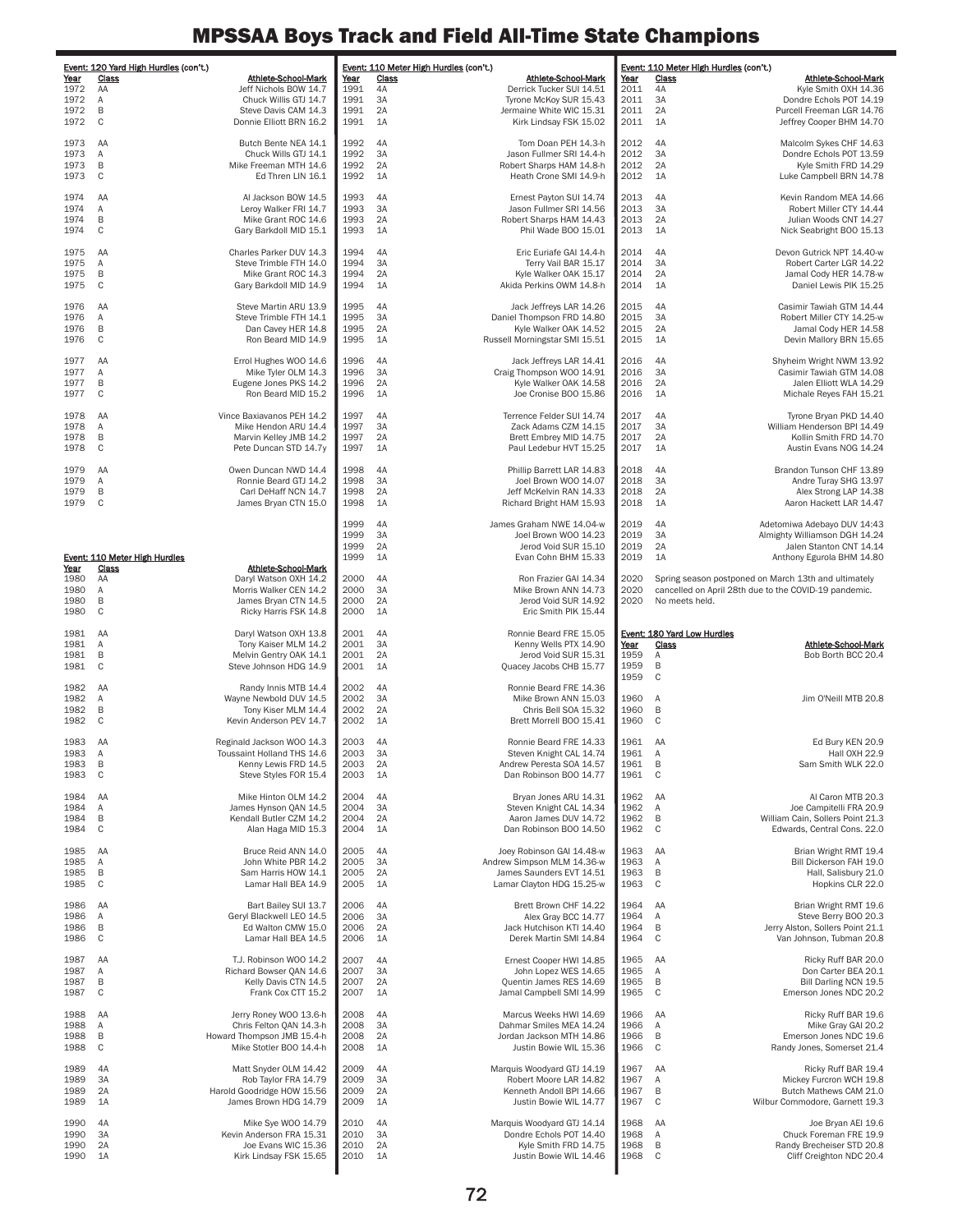# MPSSAA Boys Track and Field All-Time State Champions

**Event: 120 Yard High Hurdles (con't.)**

| Year | Class | Athlete-School-Mark |
|---|---|---|
| 1972 | AA | Jeff Nichols BOW 14.7 |
| 1972 | A | Chuck Willis GTJ 14.7 |
| 1972 | B | Steve Davis CAM 14.3 |
| 1972 | C | Donnie Elliott BRN 16.2 |
| 1973 | AA | Butch Bente NEA 14.1 |
| 1973 | A | Chuck Wills GTJ 14.1 |
| 1973 | B | Mike Freeman MTH 14.6 |
| 1973 | C | Ed Thren LIN 16.1 |
| 1974 | AA | Al Jackson BOW 14.5 |
| 1974 | A | Leroy Walker FRI 14.7 |
| 1974 | B | Mike Grant ROC 14.6 |
| 1974 | C | Gary Barkdoll MID 15.1 |
| 1975 | AA | Charles Parker DUV 14.3 |
| 1975 | A | Steve Trimble FTH 14.0 |
| 1975 | B | Mike Grant ROC 14.3 |
| 1975 | C | Gary Barkdoll MID 14.9 |
| 1976 | AA | Steve Martin ARU 13.9 |
| 1976 | A | Steve Trimble FTH 14.1 |
| 1976 | B | Dan Cavey HER 14.8 |
| 1976 | C | Ron Beard MID 14.9 |
| 1977 | AA | Errol Hughes WOO 14.6 |
| 1977 | A | Mike Tyler OLM 14.3 |
| 1977 | B | Eugene Jones PKS 14.2 |
| 1977 | C | Ron Beard MID 15.2 |
| 1978 | AA | Vince Baxiavanos PEH 14.2 |
| 1978 | A | Mike Hendon ARU 14.4 |
| 1978 | B | Marvin Kelley JMB 14.2 |
| 1978 | C | Pete Duncan STD 14.7y |
| 1979 | AA | Owen Duncan NWD 14.4 |
| 1979 | A | Ronnie Beard GTJ 14.2 |
| 1979 | B | Carl DeHaff NCN 14.7 |
| 1979 | C | James Bryan CTN 15.0 |

**Event: 110 Meter High Hurdles**

| Year | Class | Athlete-School-Mark |
|---|---|---|
| 1980 | AA | Daryl Watson OXH 14.2 |
| 1980 | A | Morris Walker CEN 14.2 |
| 1980 | B | James Bryan CTN 14.5 |
| 1980 | C | Ricky Harris FSK 14.8 |
| 1981 | AA | Daryl Watson OXH 13.8 |
| 1981 | A | Tony Kaiser MLM 14.2 |
| 1981 | B | Melvin Gentry OAK 14.1 |
| 1981 | C | Steve Johnson HDG 14.9 |
| 1982 | AA | Randy Innis MTB 14.4 |
| 1982 | A | Wayne Newbold DUV 14.5 |
| 1982 | B | Tony Kiser MLM 14.4 |
| 1982 | C | Kevin Anderson PEV 14.7 |
| 1983 | AA | Reginald Jackson WOO 14.3 |
| 1983 | A | Toussaint Holland THS 14.6 |
| 1983 | B | Kenny Lewis FRD 14.5 |
| 1983 | C | Steve Styles FOR 15.4 |
| 1984 | AA | Mike Hinton OLM 14.2 |
| 1984 | A | James Hynson QAN 14.5 |
| 1984 | B | Kendall Butler CZM 14.2 |
| 1984 | C | Alan Haga MID 15.3 |
| 1985 | AA | Bruce Reid ANN 14.0 |
| 1985 | A | John White PBR 14.2 |
| 1985 | B | Sam Harris HOW 14.1 |
| 1985 | C | Lamar Hall BEA 14.9 |
| 1986 | AA | Bart Bailey SUI 13.7 |
| 1986 | A | Geryl Blackwell LEO 14.5 |
| 1986 | B | Ed Walton CMW 15.0 |
| 1986 | C | Lamar Hall BEA 14.5 |
| 1987 | AA | T.J. Robinson WOO 14.2 |
| 1987 | A | Richard Bowser QAN 14.6 |
| 1987 | B | Kelly Davis CTN 14.5 |
| 1987 | C | Frank Cox CTT 15.2 |
| 1988 | AA | Jerry Roney WOO 13.6-h |
| 1988 | A | Chris Felton QAN 14.3-h |
| 1988 | B | Howard Thompson JMB 15.4-h |
| 1988 | C | Mike Stotler BOO 14.4-h |
| 1989 | 4A | Matt Snyder OLM 14.42 |
| 1989 | 3A | Rob Taylor FRA 14.79 |
| 1989 | 2A | Harold Goodridge HOW 15.56 |
| 1989 | 1A | James Brown HDG 14.79 |
| 1990 | 4A | Mike Sye WOO 14.79 |
| 1990 | 3A | Kevin Anderson FRA 15.31 |
| 1990 | 2A | Joe Evans WIC 15.36 |
| 1990 | 1A | Kirk Lindsay FSK 15.65 |

**Event: 110 Meter High Hurdles (con't.)**

| Year | Class | Athlete-School-Mark |
|---|---|---|
| 1991 | 4A | Derrick Tucker SUI 14.51 |
| 1991 | 3A | Tyrone McKoy SUR 15.43 |
| 1991 | 2A | Jermaine White WIC 15.31 |
| 1991 | 1A | Kirk Lindsay FSK 15.02 |
| 1992 | 4A | Tom Doan PEH 14.3-h |
| 1992 | 3A | Jason Fullmer SRI 14.4-h |
| 1992 | 2A | Robert Sharps HAM 14.8-h |
| 1992 | 1A | Heath Crone SMI 14.9-h |
| 1993 | 4A | Ernest Payton SUI 14.74 |
| 1993 | 3A | Jason Fullmer SRI 14.56 |
| 1993 | 2A | Robert Sharps HAM 14.43 |
| 1993 | 1A | Phil Wade BOO 15.01 |
| 1994 | 4A | Eric Euriafe GAI 14.4-h |
| 1994 | 3A | Terry Vail BAR 15.17 |
| 1994 | 2A | Kyle Walker OAK 15.17 |
| 1994 | 1A | Akida Perkins OWM 14.8-h |
| 1995 | 4A | Jack Jeffreys LAR 14.26 |
| 1995 | 3A | Daniel Thompson FRD 14.80 |
| 1995 | 2A | Kyle Walker OAK 14.52 |
| 1995 | 1A | Russell Morningstar SMI 15.51 |
| 1996 | 4A | Jack Jeffreys LAR 14.41 |
| 1996 | 3A | Craig Thompson WOO 14.91 |
| 1996 | 2A | Kyle Walker OAK 14.58 |
| 1996 | 1A | Joe Cronise BOO 15.86 |
| 1997 | 4A | Terrence Felder SUI 14.74 |
| 1997 | 3A | Zack Adams CZM 14.15 |
| 1997 | 2A | Brett Embrey MID 14.75 |
| 1997 | 1A | Paul Ledebur HVT 15.25 |
| 1998 | 4A | Phillip Barrett LAR 14.83 |
| 1998 | 3A | Joel Brown WOO 14.07 |
| 1998 | 2A | Jeff McKelvin RAN 14.33 |
| 1998 | 1A | Richard Bright HAM 15.93 |
| 1999 | 4A | James Graham NWE 14.04-w |
| 1999 | 3A | Joel Brown WOO 14.23 |
| 1999 | 2A | Jerod Void SUR 15.10 |
| 1999 | 1A | Evan Cohn BHM 15.33 |
| 2000 | 4A | Ron Frazier GAI 14.34 |
| 2000 | 3A | Mike Brown ANN 14.73 |
| 2000 | 2A | Jerod Void SUR 14.92 |
| 2000 | 1A | Eric Smith PIK 15.44 |
| 2001 | 4A | Ronnie Beard FRE 15.05 |
| 2001 | 3A | Kenny Wells PTX 14.90 |
| 2001 | 2A | Jerod Void SUR 15.31 |
| 2001 | 1A | Quacey Jacobs CHB 15.77 |
| 2002 | 4A | Ronnie Beard FRE 14.36 |
| 2002 | 3A | Mike Brown ANN 15.03 |
| 2002 | 2A | Chris Bell SOA 15.32 |
| 2002 | 1A | Brett Morrell BOO 15.41 |
| 2003 | 4A | Ronnie Beard FRE 14.33 |
| 2003 | 3A | Steven Knight CAL 14.74 |
| 2003 | 2A | Andrew Peresta SOA 14.57 |
| 2003 | 1A | Dan Robinson BOO 14.77 |
| 2004 | 4A | Bryan Jones ARU 14.31 |
| 2004 | 3A | Steven Knight CAL 14.34 |
| 2004 | 2A | Aaron James DUV 14.72 |
| 2004 | 1A | Dan Robinson BOO 14.50 |
| 2005 | 4A | Joey Robinson GAI 14.48-w |
| 2005 | 3A | Andrew Simpson MLM 14.36-w |
| 2005 | 2A | James Saunders EVT 14.51 |
| 2005 | 1A | Lamar Clayton HDG 15.25-w |
| 2006 | 4A | Brett Brown CHF 14.22 |
| 2006 | 3A | Alex Gray BCC 14.77 |
| 2006 | 2A | Jack Hutchison KTI 14.40 |
| 2006 | 1A | Derek Martin SMI 14.84 |
| 2007 | 4A | Ernest Cooper HWI 14.85 |
| 2007 | 3A | John Lopez WES 14.65 |
| 2007 | 2A | Quentin James RES 14.69 |
| 2007 | 1A | Jamal Campbell SMI 14.99 |
| 2008 | 4A | Marcus Weeks HWI 14.69 |
| 2008 | 3A | Dahmar Smiles MEA 14.24 |
| 2008 | 2A | Jordan Jackson MTH 14.86 |
| 2008 | 1A | Justin Bowie WIL 15.36 |
| 2009 | 4A | Marquis Woodyard GTJ 14.19 |
| 2009 | 3A | Robert Moore LAR 14.82 |
| 2009 | 2A | Kenneth Andoll BPI 14.66 |
| 2009 | 1A | Justin Bowie WIL 14.77 |
| 2010 | 4A | Marquis Woodyard GTJ 14.14 |
| 2010 | 3A | Dondre Echols POT 14.40 |
| 2010 | 2A | Kyle Smith FRD 14.75 |
| 2010 | 1A | Justin Bowie WIL 14.46 |
| 2011 | 4A | Kyle Smith OXH 14.36 |
| 2011 | 3A | Dondre Echols POT 14.19 |
| 2011 | 2A | Purcell Freeman LGR 14.76 |
| 2011 | 1A | Jeffrey Cooper BHM 14.70 |
| 2012 | 4A | Malcolm Sykes CHF 14.63 |
| 2012 | 3A | Dondre Echols POT 13.59 |
| 2012 | 2A | Kyle Smith FRD 14.29 |
| 2012 | 1A | Luke Campbell BRN 14.78 |
| 2013 | 4A | Kevin Random MEA 14.66 |
| 2013 | 3A | Robert Miller CTY 14.44 |
| 2013 | 2A | Julian Woods CNT 14.27 |
| 2013 | 1A | Nick Seabright BOO 15.13 |
| 2014 | 4A | Devon Gutrick NPT 14.40-w |
| 2014 | 3A | Robert Carter LGR 14.22 |
| 2014 | 2A | Jamal Cody HER 14.78-w |
| 2014 | 1A | Daniel Lewis PIK 15.25 |
| 2015 | 4A | Casimir Tawiah GTM 14.44 |
| 2015 | 3A | Robert Miller CTY 14.25-w |
| 2015 | 2A | Jamal Cody HER 14.58 |
| 2015 | 1A | Devin Mallory BRN 15.65 |
| 2016 | 4A | Shyheim Wright NWM 13.92 |
| 2016 | 3A | Casimir Tawiah GTM 14.08 |
| 2016 | 2A | Jalen Elliott WLA 14.29 |
| 2016 | 1A | Michale Reyes FAH 15.21 |
| 2017 | 4A | Tyrone Bryan PKD 14.40 |
| 2017 | 3A | William Henderson BPI 14.49 |
| 2017 | 2A | Kollin Smith FRD 14.70 |
| 2017 | 1A | Austin Evans NOG 14.24 |
| 2018 | 4A | Brandon Tunson CHF 13.89 |
| 2018 | 3A | Andre Turay SHG 13.97 |
| 2018 | 2A | Alex Strong LAP 14.38 |
| 2018 | 1A | Aaron Hackett LAR 14.47 |
| 2019 | 4A | Adetomiwa Adebayo DUV 14:43 |
| 2019 | 3A | Almighty Williamson DGH 14.24 |
| 2019 | 2A | Jalen Stanton CNT 14.14 |
| 2019 | 1A | Anthony Egurola BHM 14.80 |
| 2020 | | Spring season postponed on March 13th and ultimately |
| 2020 | | cancelled on April 28th due to the COVID-19 pandemic. |
| 2020 | | No meets held. |

**Event: 180 Yard Low Hurdles**

| Year | Class | Athlete-School-Mark |
|---|---|---|
| 1959 | A | Bob Borth BCC 20.4 |
| 1959 | B | |
| 1959 | C | |
| 1960 | A | Jim O'Neill MTB 20.8 |
| 1960 | B | |
| 1960 | C | |
| 1961 | AA | Ed Bury KEN 20.9 |
| 1961 | A | Hall OXH 22.9 |
| 1961 | B | Sam Smith WLK 22.0 |
| 1961 | C | |
| 1962 | AA | Al Caron MTB 20.3 |
| 1962 | A | Joe Campitelli FRA 20.9 |
| 1962 | B | William Cain, Sollers Point 21.3 |
| 1962 | C | Edwards, Central Cons. 22.0 |
| 1963 | AA | Brian Wright RMT 19.4 |
| 1963 | A | Bill Dickerson FAH 19.0 |
| 1963 | B | Hall, Salisbury 21.0 |
| 1963 | C | Hopkins CLR 22.0 |
| 1964 | AA | Brian Wright RMT 19.6 |
| 1964 | A | Steve Berry BOO 20.3 |
| 1964 | B | Jerry Alston, Sollers Point 21.1 |
| 1964 | C | Van Johnson, Tubman 20.8 |
| 1965 | AA | Ricky Ruff BAR 20.0 |
| 1965 | A | Don Carter BEA 20.1 |
| 1965 | B | Bill Darling NCN 19.5 |
| 1965 | C | Emerson Jones NDC 20.2 |
| 1966 | AA | Ricky Ruff BAR 19.6 |
| 1966 | A | Mike Gray GAI 20.2 |
| 1966 | B | Emerson Jones NDC 19.6 |
| 1966 | C | Randy Jones, Somerset 21.4 |
| 1967 | AA | Ricky Ruff BAR 19.4 |
| 1967 | A | Mickey Furcron WCH 19.8 |
| 1967 | B | Butch Mathews CAM 21.0 |
| 1967 | C | Wilbur Commodore, Garnett 19.3 |
| 1968 | AA | Joe Bryan AEI 19.6 |
| 1968 | A | Chuck Foreman FRE 19.9 |
| 1968 | B | Randy Brecheiser STD 20.8 |
| 1968 | C | Cliff Creighton NDC 20.4 |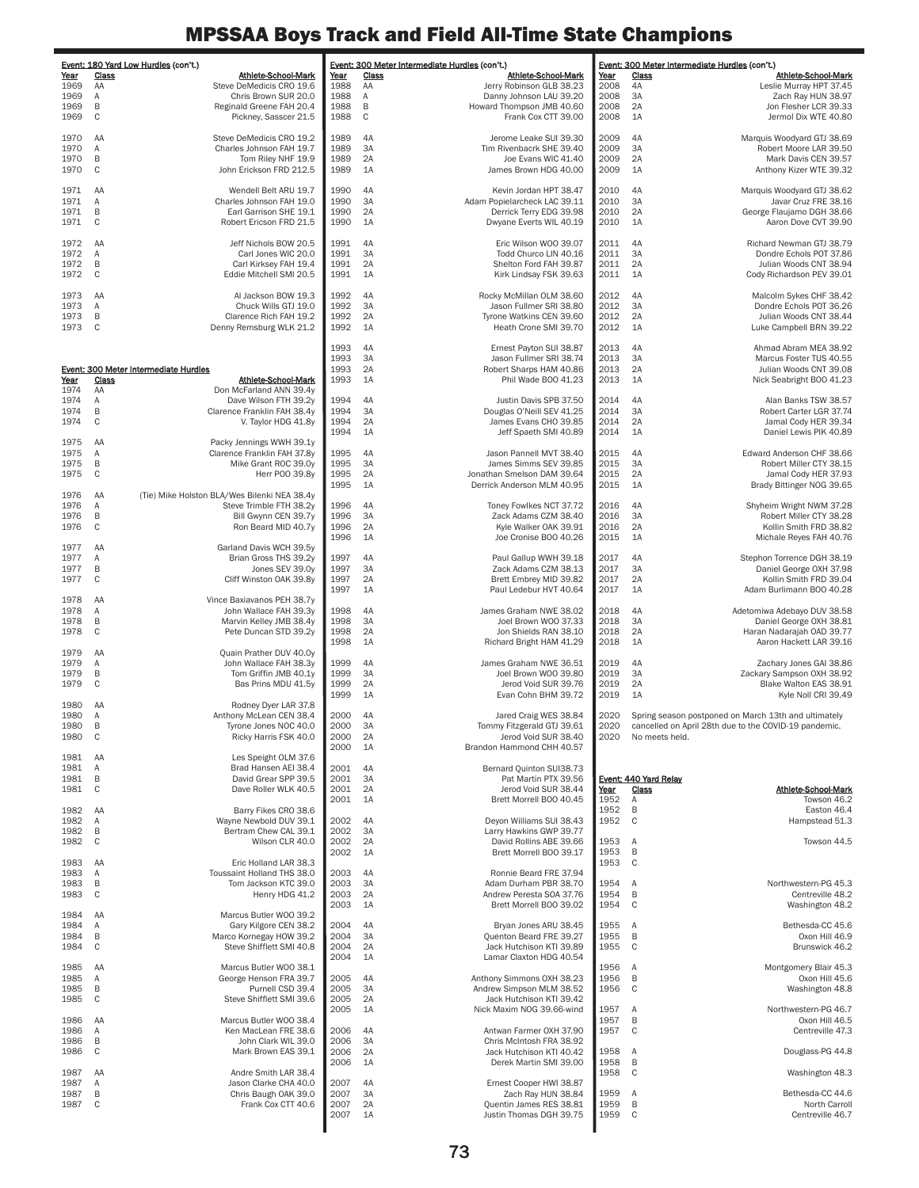# MPSSAA Boys Track and Field All-Time State Champions

### Event: 180 Yard Low Hurdles (con't.)

| Year | Class | Athlete-School-Mark |
|---|---|---|
| 1969 | AA | Steve DeMedicis CRO 19.6 |
| 1969 | A | Chris Brown SUR 20.0 |
| 1969 | B | Reginald Greene FAH 20.4 |
| 1969 | C | Pickney, Sasscer 21.5 |
| 1970 | AA | Steve DeMedicis CRO 19.2 |
| 1970 | A | Charles Johnson FAH 19.7 |
| 1970 | B | Tom Riley NHF 19.9 |
| 1970 | C | John Erickson FRD 212.5 |
| 1971 | AA | Wendell Belt ARU 19.7 |
| 1971 | A | Charles Johnson FAH 19.0 |
| 1971 | B | Earl Garrison SHE 19.1 |
| 1971 | C | Robert Ericson FRD 21.5 |
| 1972 | AA | Jeff Nichols BOW 20.5 |
| 1972 | A | Carl Jones WIC 20.0 |
| 1972 | B | Carl Kirksey FAH 19.4 |
| 1972 | C | Eddie Mitchell SMI 20.5 |
| 1973 | AA | Al Jackson BOW 19.3 |
| 1973 | A | Chuck Wills GTJ 19.0 |
| 1973 | B | Clarence Rich FAH 19.2 |
| 1973 | C | Denny Remsburg WLK 21.2 |

### Event: 300 Meter Intermediate Hurdles

| Year | Class | Athlete-School-Mark |
|---|---|---|
| 1974 | AA | Don McFarland ANN 39.4y |
| 1974 | A | Dave Wilson FTH 39.2y |
| 1974 | B | Clarence Franklin FAH 38.4y |
| 1974 | C | V. Taylor HDG 41.8y |
| 1975 | AA | Packy Jennings WWH 39.1y |
| 1975 | A | Clarence Franklin FAH 37.8y |
| 1975 | B | Mike Grant ROC 39.0y |
| 1975 | C | Herr POO 39.8y |
| 1976 | AA | (Tie) Mike Holston BLA/Wes Bilenki NEA 38.4y |
| 1976 | A | Steve Trimble FTH 38.2y |
| 1976 | B | Bill Gwynn CEN 39.7y |
| 1976 | C | Ron Beard MID 40.7y |
| 1977 | AA | Garland Davis WCH 39.5y |
| 1977 | A | Brian Gross THS 39.2y |
| 1977 | B | Jones SEV 39.0y |
| 1977 | C | Cliff Winston OAK 39.8y |
| 1978 | AA | Vince Baxiavanos PEH 38.7y |
| 1978 | A | John Wallace FAH 39.3y |
| 1978 | B | Marvin Kelley JMB 38.4y |
| 1978 | C | Pete Duncan STD 39.2y |
| 1979 | AA | Quain Prather DUV 40.0y |
| 1979 | A | John Wallace FAH 38.3y |
| 1979 | B | Tom Griffin JMB 40.1y |
| 1979 | C | Bas Prins MDU 41.5y |
| 1980 | AA | Rodney Dyer LAR 37.8 |
| 1980 | A | Anthony McLean CEN 38.4 |
| 1980 | B | Tyrone Jones NOC 40.0 |
| 1980 | C | Ricky Harris FSK 40.0 |
| 1981 | AA | Les Speight OLM 37.6 |
| 1981 | A | Brad Hansen AEI 38.4 |
| 1981 | B | David Grear SPP 39.5 |
| 1981 | C | Dave Roller WLK 40.5 |
| 1982 | AA | Barry Fikes CRO 38.6 |
| 1982 | A | Wayne Newbold DUV 39.1 |
| 1982 | B | Bertram Chew CAL 39.1 |
| 1982 | C | Wilson CLR 40.0 |
| 1983 | AA | Eric Holland LAR 38.3 |
| 1983 | A | Toussaint Holland THS 38.0 |
| 1983 | B | Tom Jackson KTC 39.0 |
| 1983 | C | Henry HDG 41.2 |
| 1984 | AA | Marcus Butler WOO 39.2 |
| 1984 | A | Gary Kilgore CEN 38.2 |
| 1984 | B | Marco Kornegay HOW 39.2 |
| 1984 | C | Steve Shifflett SMI 40.8 |
| 1985 | AA | Marcus Butler WOO 38.1 |
| 1985 | A | George Henson FRA 39.7 |
| 1985 | B | Purnell CSD 39.4 |
| 1985 | C | Steve Shifflett SMI 39.6 |
| 1986 | AA | Marcus Butler WOO 38.4 |
| 1986 | A | Ken MacLean FRE 38.6 |
| 1986 | B | John Clark WIL 39.0 |
| 1986 | C | Mark Brown EAS 39.1 |
| 1987 | AA | Andre Smith LAR 38.4 |
| 1987 | A | Jason Clarke CHA 40.0 |
| 1987 | B | Chris Baugh OAK 39.0 |
| 1987 | C | Frank Cox CTT 40.6 |

### Event: 300 Meter Intermediate Hurdles (con't.)

| Year | Class | Athlete-School-Mark |
|---|---|---|
| 1988 | AA | Jerry Robinson GLB 38.23 |
| 1988 | A | Danny Johnson LAU 39.20 |
| 1988 | B | Howard Thompson JMB 40.60 |
| 1988 | C | Frank Cox CTT 39.00 |
| 1989 | 4A | Jerome Leake SUI 39.30 |
| 1989 | 3A | Tim Rivenbacrk SHE 39.40 |
| 1989 | 2A | Joe Evans WIC 41.40 |
| 1989 | 1A | James Brown HDG 40.00 |
| 1990 | 4A | Kevin Jordan HPT 38.47 |
| 1990 | 3A | Adam Popielarcheck LAC 39.11 |
| 1990 | 2A | Derrick Terry EDG 39.98 |
| 1990 | 1A | Dwyane Everts WIL 40.19 |
| 1991 | 4A | Eric Wilson WOO 39.07 |
| 1991 | 3A | Todd Churco LIN 40.16 |
| 1991 | 2A | Shelton Ford FAH 39.87 |
| 1991 | 1A | Kirk Lindsay FSK 39.63 |
| 1992 | 4A | Rocky McMillan OLM 38.60 |
| 1992 | 3A | Jason Fullmer SRI 38.80 |
| 1992 | 2A | Tyrone Watkins CEN 39.60 |
| 1992 | 1A | Heath Crone SMI 39.70 |
| 1993 | 4A | Ernest Payton SUI 38.87 |
| 1993 | 3A | Jason Fullmer SRI 38.74 |
| 1993 | 2A | Robert Sharps HAM 40.86 |
| 1993 | 1A | Phil Wade BOO 41.23 |
| 1994 | 4A | Justin Davis SPB 37.50 |
| 1994 | 3A | Douglas O'Neill SEV 41.25 |
| 1994 | 2A | James Evans CHO 39.85 |
| 1994 | 1A | Jeff Spaeth SMI 40.89 |
| 1995 | 4A | Jason Pannell MVT 38.40 |
| 1995 | 3A | James Simms SEV 39.85 |
| 1995 | 2A | Jonathan Smelson DAM 39.64 |
| 1995 | 1A | Derrick Anderson MLM 40.95 |
| 1996 | 4A | Toney Fowlkes NCT 37.72 |
| 1996 | 3A | Zack Adams CZM 38.40 |
| 1996 | 2A | Kyle Walker OAK 39.91 |
| 1996 | 1A | Joe Cronise BOO 40.26 |
| 1997 | 4A | Paul Gallup WWH 39.18 |
| 1997 | 3A | Zack Adams CZM 38.13 |
| 1997 | 2A | Brett Embrey MID 39.82 |
| 1997 | 1A | Paul Ledebur HVT 40.64 |
| 1998 | 4A | James Graham NWE 38.02 |
| 1998 | 3A | Joel Brown WOO 37.33 |
| 1998 | 2A | Jon Shields RAN 38.10 |
| 1998 | 1A | Richard Bright HAM 41.29 |
| 1999 | 4A | James Graham NWE 36.51 |
| 1999 | 3A | Joel Brown WOO 39.80 |
| 1999 | 2A | Jerod Void SUR 39.76 |
| 1999 | 1A | Evan Cohn BHM 39.72 |
| 2000 | 4A | Jared Craig WES 38.84 |
| 2000 | 3A | Tommy Fitzgerald GTJ 39.61 |
| 2000 | 2A | Jerod Void SUR 38.40 |
| 2000 | 1A | Brandon Hammond CHH 40.57 |
| 2001 | 4A | Bernard Quinton SUI38.73 |
| 2001 | 3A | Pat Martin PTX 39.56 |
| 2001 | 2A | Jerod Void SUR 38.44 |
| 2001 | 1A | Brett Morrell BOO 40.45 |
| 2002 | 4A | Deyon Williams SUI 38.43 |
| 2002 | 3A | Larry Hawkins GWP 39.77 |
| 2002 | 2A | David Rollins ABE 39.66 |
| 2002 | 1A | Brett Morrell BOO 39.17 |
| 2003 | 4A | Ronnie Beard FRE 37.94 |
| 2003 | 3A | Adam Durham PBR 38.70 |
| 2003 | 2A | Andrew Peresta SOA 37.76 |
| 2003 | 1A | Brett Morrell BOO 39.02 |
| 2004 | 4A | Bryan Jones ARU 38.45 |
| 2004 | 3A | Quenton Beard FRE 39.27 |
| 2004 | 2A | Jack Hutchison KTI 39.89 |
| 2004 | 1A | Lamar Claxton HDG 40.54 |
| 2005 | 4A | Anthony Simmons OXH 38.23 |
| 2005 | 3A | Andrew Simpson MLM 38.52 |
| 2005 | 2A | Jack Hutchison KTI 39.42 |
| 2005 | 1A | Nick Maxim NOG 39.66-wind |
| 2006 | 4A | Antwan Farmer OXH 37.90 |
| 2006 | 3A | Chris McIntosh FRA 38.92 |
| 2006 | 2A | Jack Hutchison KTI 40.42 |
| 2006 | 1A | Derek Martin SMI 39.00 |
| 2007 | 4A | Ernest Cooper HWI 38.87 |
| 2007 | 3A | Zach Ray HUN 38.84 |
| 2007 | 2A | Quentin James RES 38.81 |
| 2007 | 1A | Justin Thomas DGH 39.75 |
| 2008 | 4A | Leslie Murray HPT 37.45 |
| 2008 | 3A | Zach Ray HUN 38.97 |
| 2008 | 2A | Jon Flesher LCR 39.33 |
| 2008 | 1A | Jermol Dix WTE 40.80 |
| 2009 | 4A | Marquis Woodyard GTJ 38.69 |
| 2009 | 3A | Robert Moore LAR 39.50 |
| 2009 | 2A | Mark Davis CEN 39.57 |
| 2009 | 1A | Anthony Kizer WTE 39.32 |
| 2010 | 4A | Marquis Woodyard GTJ 38.62 |
| 2010 | 3A | Javar Cruz FRE 38.16 |
| 2010 | 2A | George Flaujamo DGH 38.66 |
| 2010 | 1A | Aaron Dove CVT 39.90 |
| 2011 | 4A | Richard Newman GTJ 38.79 |
| 2011 | 3A | Dondre Echols POT 37.86 |
| 2011 | 2A | Julian Woods CNT 38.94 |
| 2011 | 1A | Cody Richardson PEV 39.01 |
| 2012 | 4A | Malcolm Sykes CHF 38.42 |
| 2012 | 3A | Dondre Echols POT 36.26 |
| 2012 | 2A | Julian Woods CNT 38.44 |
| 2012 | 1A | Luke Campbell BRN 39.22 |
| 2013 | 4A | Ahmad Abram MEA 38.92 |
| 2013 | 3A | Marcus Foster TUS 40.55 |
| 2013 | 2A | Julian Woods CNT 39.08 |
| 2013 | 1A | Nick Seabright BOO 41.23 |
| 2014 | 4A | Alan Banks TSW 38.57 |
| 2014 | 3A | Robert Carter LGR 37.74 |
| 2014 | 2A | Jamal Cody HER 39.34 |
| 2014 | 1A | Daniel Lewis PIK 40.89 |
| 2015 | 4A | Edward Anderson CHF 38.66 |
| 2015 | 3A | Robert Miller CTY 38.15 |
| 2015 | 2A | Jamal Cody HER 37.93 |
| 2015 | 1A | Brady Bittinger NOG 39.65 |
| 2016 | 4A | Shyheim Wright NWM 37.28 |
| 2016 | 3A | Robert Miller CTY 38.28 |
| 2016 | 2A | Kollin Smith FRD 38.82 |
| 2015 | 1A | Michale Reyes FAH 40.76 |
| 2017 | 4A | Stephon Torrence DGH 38.19 |
| 2017 | 3A | Daniel George OXH 37.98 |
| 2017 | 2A | Kollin Smith FRD 39.04 |
| 2017 | 1A | Adam Burlimann BOO 40.28 |
| 2018 | 4A | Adetomiwa Adebayo DUV 38.58 |
| 2018 | 3A | Daniel George OXH 38.81 |
| 2018 | 2A | Haran Nadarajah OAD 39.77 |
| 2018 | 1A | Aaron Hackett LAR 39.16 |
| 2019 | 4A | Zachary Jones GAI 38.86 |
| 2019 | 3A | Zackary Sampson OXH 38.92 |
| 2019 | 2A | Blake Walton EAS 38.91 |
| 2019 | 1A | Kyle Noll CRI 39.49 |
| 2020 | | Spring season postponed on March 13th and ultimately cancelled on April 28th due to the COVID-19 pandemic. No meets held. |

### Event: 440 Yard Relay

| Year | Class | Athlete-School-Mark |
|---|---|---|
| 1952 | A | Towson 46.2 |
| 1952 | B | Easton 46.4 |
| 1952 | C | Hampstead 51.3 |
| 1953 | A | Towson 44.5 |
| 1953 | B | |
| 1953 | C | |
| 1954 | A | Northwestern-PG 45.3 |
| 1954 | B | Centreville 48.2 |
| 1954 | C | Washington 48.2 |
| 1955 | A | Bethesda-CC 45.6 |
| 1955 | B | Oxon Hill 46.9 |
| 1955 | C | Brunswick 46.2 |
| 1956 | A | Montgomery Blair 45.3 |
| 1956 | B | Oxon Hill 45.6 |
| 1956 | C | Washington 48.8 |
| 1957 | A | Northwestern-PG 46.7 |
| 1957 | B | Oxon Hill 46.5 |
| 1957 | C | Centreville 47.3 |
| 1958 | A | Douglass-PG 44.8 |
| 1958 | B | |
| 1958 | C | Washington 48.3 |
| 1959 | A | Bethesda-CC 44.6 |
| 1959 | B | North Carroll |
| 1959 | C | Centreville 46.7 |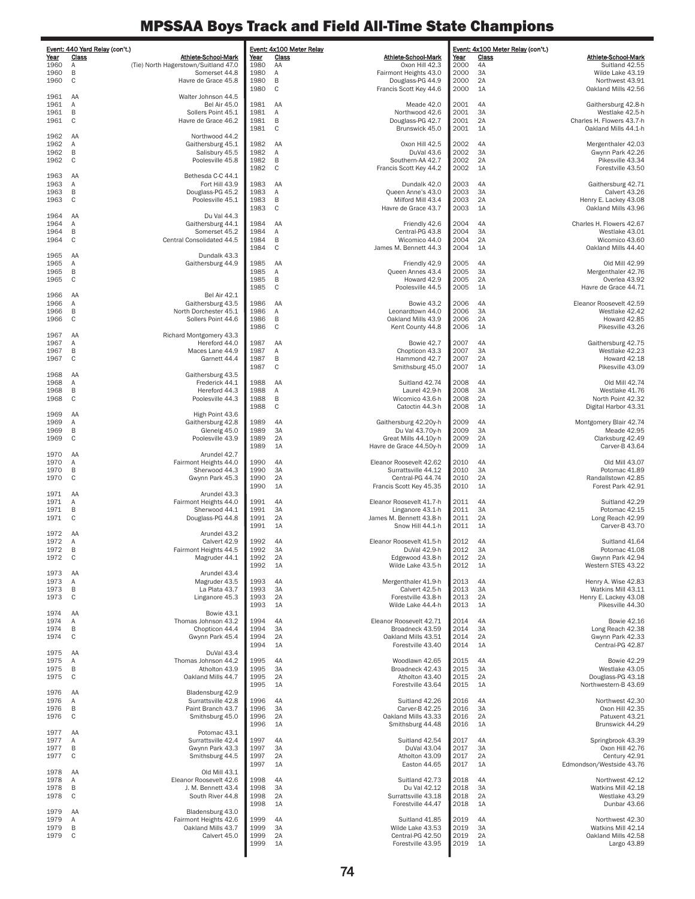# MPSSAA Boys Track and Field All-Time State Champions

**Event: 440 Yard Relay (con't.)**

| Year | Class | Athlete-School-Mark |
|---|---|---|
| 1960 | A | (Tie) North Hagerstown/Suitland 47.0 |
| 1960 | B | Somerset 44.8 |
| 1960 | C | Havre de Grace 45.8 |
| 1961 | AA | Walter Johnson 44.5 |
| 1961 | A | Bel Air 45.0 |
| 1961 | B | Sollers Point 45.1 |
| 1961 | C | Havre de Grace 46.2 |
| 1962 | AA | Northwood 44.2 |
| 1962 | A | Gaithersburg 45.1 |
| 1962 | B | Salisbury 45.5 |
| 1962 | C | Poolesville 45.8 |
| 1963 | AA | Bethesda C-C 44.1 |
| 1963 | A | Fort Hill 43.9 |
| 1963 | B | Douglass-PG 45.2 |
| 1963 | C | Poolesville 45.1 |
| 1964 | AA | Du Val 44.3 |
| 1964 | A | Gaithersburg 44.1 |
| 1964 | B | Somerset 45.2 |
| 1964 | C | Central Consolidated 44.5 |
| 1965 | AA | Dundalk 43.3 |
| 1965 | A | Gaithersburg 44.9 |
| 1965 | B | |
| 1965 | C | |
| 1966 | AA | Bel Air 42.1 |
| 1966 | A | Gaithersburg 43.5 |
| 1966 | B | North Dorchester 45.1 |
| 1966 | C | Sollers Point 44.6 |
| 1967 | AA | Richard Montgomery 43.3 |
| 1967 | A | Hereford 44.0 |
| 1967 | B | Maces Lane 44.9 |
| 1967 | C | Garnett 44.4 |
| 1968 | AA | Gaithersburg 43.5 |
| 1968 | A | Frederick 44.1 |
| 1968 | B | Hereford 44.3 |
| 1968 | C | Poolesville 44.3 |
| 1969 | AA | High Point 43.6 |
| 1969 | A | Gaithersburg 42.8 |
| 1969 | B | Glenelg 45.0 |
| 1969 | C | Poolesville 43.9 |
| 1970 | AA | Arundel 42.7 |
| 1970 | A | Fairmont Heights 44.0 |
| 1970 | B | Sherwood 44.3 |
| 1970 | C | Gwynn Park 45.3 |
| 1971 | AA | Arundel 43.3 |
| 1971 | A | Fairmont Heights 44.0 |
| 1971 | B | Sherwood 44.1 |
| 1971 | C | Douglass-PG 44.8 |
| 1972 | AA | Arundel 43.2 |
| 1972 | A | Calvert 42.9 |
| 1972 | B | Fairmont Heights 44.5 |
| 1972 | C | Magruder 44.1 |
| 1973 | AA | Arundel 43.4 |
| 1973 | A | Magruder 43.5 |
| 1973 | B | La Plata 43.7 |
| 1973 | C | Linganore 45.3 |
| 1974 | AA | Bowie 43.1 |
| 1974 | A | Thomas Johnson 43.2 |
| 1974 | B | Chopticon 44.4 |
| 1974 | C | Gwynn Park 45.4 |
| 1975 | AA | DuVal 43.4 |
| 1975 | A | Thomas Johnson 44.2 |
| 1975 | B | Atholton 43.9 |
| 1975 | C | Oakland Mills 44.7 |
| 1976 | AA | Bladensburg 42.9 |
| 1976 | A | Surrattsville 42.8 |
| 1976 | B | Paint Branch 43.7 |
| 1976 | C | Smithsburg 45.0 |
| 1977 | AA | Potomac 43.1 |
| 1977 | A | Surrattsville 42.4 |
| 1977 | B | Gwynn Park 43.3 |
| 1977 | C | Smithsburg 44.5 |
| 1978 | AA | Old Mill 43.1 |
| 1978 | A | Eleanor Roosevelt 42.6 |
| 1978 | B | J. M. Bennett 43.4 |
| 1978 | C | South River 44.8 |
| 1979 | AA | Bladensburg 43.0 |
| 1979 | A | Fairmont Heights 42.6 |
| 1979 | B | Oakland Mills 43.7 |
| 1979 | C | Calvert 45.0 |

**Event: 4x100 Meter Relay**

| Year | Class | Athlete-School-Mark |
|---|---|---|
| 1980 | AA | Oxon Hill 42.3 |
| 1980 | A | Fairmont Heights 43.0 |
| 1980 | B | Douglass-PG 44.9 |
| 1980 | C | Francis Scott Key 44.6 |
| 1981 | AA | Meade 42.0 |
| 1981 | A | Northwood 42.6 |
| 1981 | B | Douglass-PG 42.7 |
| 1981 | C | Brunswick 45.0 |
| 1982 | AA | Oxon Hill 42.5 |
| 1982 | A | DuVal 43.6 |
| 1982 | B | Southern-AA 42.7 |
| 1982 | C | Francis Scott Key 44.2 |
| 1983 | AA | Dundalk 42.0 |
| 1983 | A | Queen Anne's 43.0 |
| 1983 | B | Milford Mill 43.4 |
| 1983 | C | Havre de Grace 43.7 |
| 1984 | AA | Friendly 42.6 |
| 1984 | A | Central-PG 43.8 |
| 1984 | B | Wicomico 44.0 |
| 1984 | C | James M. Bennett 44.3 |
| 1985 | AA | Friendly 42.9 |
| 1985 | A | Queen Annes 43.4 |
| 1985 | B | Howard 42.9 |
| 1985 | C | Poolesville 44.5 |
| 1986 | AA | Bowie 43.2 |
| 1986 | A | Leonardtown 44.0 |
| 1986 | B | Oakland Mills 43.9 |
| 1986 | C | Kent County 44.8 |
| 1987 | AA | Bowie 42.7 |
| 1987 | A | Chopticon 43.3 |
| 1987 | B | Hammond 42.7 |
| 1987 | C | Smithsburg 45.0 |
| 1988 | AA | Suitland 42.74 |
| 1988 | A | Laurel 42.9-h |
| 1988 | B | Wicomico 43.6-h |
| 1988 | C | Catoctin 44.3-h |
| 1989 | 4A | Gaithersburg 42.20y-h |
| 1989 | 3A | Du Val 43.70y-h |
| 1989 | 2A | Great Mills 44.10y-h |
| 1989 | 1A | Havre de Grace 44.50y-h |
| 1990 | 4A | Eleanor Roosevelt 42.62 |
| 1990 | 3A | Surrattsville 44.12 |
| 1990 | 2A | Central-PG 44.74 |
| 1990 | 1A | Francis Scott Key 45.35 |
| 1991 | 4A | Eleanor Roosevelt 41.7-h |
| 1991 | 3A | Linganore 43.1-h |
| 1991 | 2A | James M. Bennett 43.8-h |
| 1991 | 1A | Snow Hill 44.1-h |
| 1992 | 4A | Eleanor Roosevelt 41.5-h |
| 1992 | 3A | DuVal 42.9-h |
| 1992 | 2A | Edgewood 43.8-h |
| 1992 | 1A | Wilde Lake 43.5-h |
| 1993 | 4A | Mergenthaler 41.9-h |
| 1993 | 3A | Calvert 42.5-h |
| 1993 | 2A | Forestville 43.8-h |
| 1993 | 1A | Wilde Lake 44.4-h |
| 1994 | 4A | Eleanor Roosevelt 42.71 |
| 1994 | 3A | Broadneck 43.59 |
| 1994 | 2A | Oakland Mills 43.51 |
| 1994 | 1A | Forestville 43.40 |
| 1995 | 4A | Woodlawn 42.65 |
| 1995 | 3A | Broadneck 42.43 |
| 1995 | 2A | Atholton 43.40 |
| 1995 | 1A | Forestville 43.64 |
| 1996 | 4A | Suitland 42.26 |
| 1996 | 3A | Carver-B 42.25 |
| 1996 | 2A | Oakland Mills 43.33 |
| 1996 | 1A | Smithsburg 44.48 |
| 1997 | 4A | Suitland 42.54 |
| 1997 | 3A | DuVal 43.04 |
| 1997 | 2A | Atholton 43.09 |
| 1997 | 1A | Easton 44.65 |
| 1998 | 4A | Suitland 42.73 |
| 1998 | 3A | Du Val 42.12 |
| 1998 | 2A | Surrattsville 43.18 |
| 1998 | 1A | Forestville 44.47 |
| 1999 | 4A | Suitland 41.85 |
| 1999 | 3A | Wilde Lake 43.53 |
| 1999 | 2A | Central-PG 42.50 |
| 1999 | 1A | Forestville 43.95 |

**Event: 4x100 Meter Relay (con't.)**

| Year | Class | Athlete-School-Mark |
|---|---|---|
| 2000 | 4A | Suitland 42.55 |
| 2000 | 3A | Wilde Lake 43.19 |
| 2000 | 2A | Northwest 43.91 |
| 2000 | 1A | Oakland Mills 42.56 |
| 2001 | 4A | Gaithersburg 42.8-h |
| 2001 | 3A | Westlake 42.5-h |
| 2001 | 2A | Charles H. Flowers 43.7-h |
| 2001 | 1A | Oakland Mills 44.1-h |
| 2002 | 4A | Mergenthaler 42.03 |
| 2002 | 3A | Gwynn Park 42.26 |
| 2002 | 2A | Pikesville 43.34 |
| 2002 | 1A | Forestville 43.50 |
| 2003 | 4A | Gaithersburg 42.71 |
| 2003 | 3A | Calvert 43.26 |
| 2003 | 2A | Henry E. Lackey 43.08 |
| 2003 | 1A | Oakland Mills 43.96 |
| 2004 | 4A | Charles H. Flowers 42.67 |
| 2004 | 3A | Westlake 43.01 |
| 2004 | 2A | Wicomico 43.60 |
| 2004 | 1A | Oakland Mills 44.40 |
| 2005 | 4A | Old Mill 42.99 |
| 2005 | 3A | Mergenthaler 42.76 |
| 2005 | 2A | Overlea 43.92 |
| 2005 | 1A | Havre de Grace 44.71 |
| 2006 | 4A | Eleanor Roosevelt 42.59 |
| 2006 | 3A | Westlake 42.42 |
| 2006 | 2A | Howard 42.85 |
| 2006 | 1A | Pikesville 43.26 |
| 2007 | 4A | Gaithersburg 42.75 |
| 2007 | 3A | Westlake 42.23 |
| 2007 | 2A | Howard 42.18 |
| 2007 | 1A | Pikesville 43.09 |
| 2008 | 4A | Old Mill 42.74 |
| 2008 | 3A | Westlake 41.76 |
| 2008 | 2A | North Point 42.32 |
| 2008 | 1A | Digital Harbor 43.31 |
| 2009 | 4A | Montgomery Blair 42.74 |
| 2009 | 3A | Meade 42.95 |
| 2009 | 2A | Clarksburg 42.49 |
| 2009 | 1A | Carver-B 43.64 |
| 2010 | 4A | Old Mill 43.07 |
| 2010 | 3A | Potomac 41.89 |
| 2010 | 2A | Randallstown 42.85 |
| 2010 | 1A | Forest Park 42.91 |
| 2011 | 4A | Suitland 42.29 |
| 2011 | 3A | Potomac 42.15 |
| 2011 | 2A | Long Reach 42.99 |
| 2011 | 1A | Carver-B 43.70 |
| 2012 | 4A | Suitland 41.64 |
| 2012 | 3A | Potomac 41.08 |
| 2012 | 2A | Gwynn Park 42.94 |
| 2012 | 1A | Western STES 43.22 |
| 2013 | 4A | Henry A. Wise 42.83 |
| 2013 | 3A | Watkins Mill 43.11 |
| 2013 | 2A | Henry E. Lackey 43.08 |
| 2013 | 1A | Pikesville 44.30 |
| 2014 | 4A | Bowie 42.16 |
| 2014 | 3A | Long Reach 42.38 |
| 2014 | 2A | Gwynn Park 42.33 |
| 2014 | 1A | Central-PG 42.87 |
| 2015 | 4A | Bowie 42.29 |
| 2015 | 3A | Westlake 43.05 |
| 2015 | 2A | Douglass-PG 43.18 |
| 2015 | 1A | Northwestern-B 43.69 |
| 2016 | 4A | Northwest 42.30 |
| 2016 | 3A | Oxon Hill 42.35 |
| 2016 | 2A | Patuxent 43.21 |
| 2016 | 1A | Brunswick 44.29 |
| 2017 | 4A | Springbrook 43.39 |
| 2017 | 3A | Oxon Hill 42.76 |
| 2017 | 2A | Century 42.91 |
| 2017 | 1A | Edmondson/Westside 43.76 |
| 2018 | 4A | Northwest 42.12 |
| 2018 | 3A | Watkins Mill 42.18 |
| 2018 | 2A | Westlake 43.29 |
| 2018 | 1A | Dunbar 43.66 |
| 2019 | 4A | Northwest 42.30 |
| 2019 | 3A | Watkins Mill 42.14 |
| 2019 | 2A | Oakland Mills 42.58 |
| 2019 | 1A | Largo 43.89 |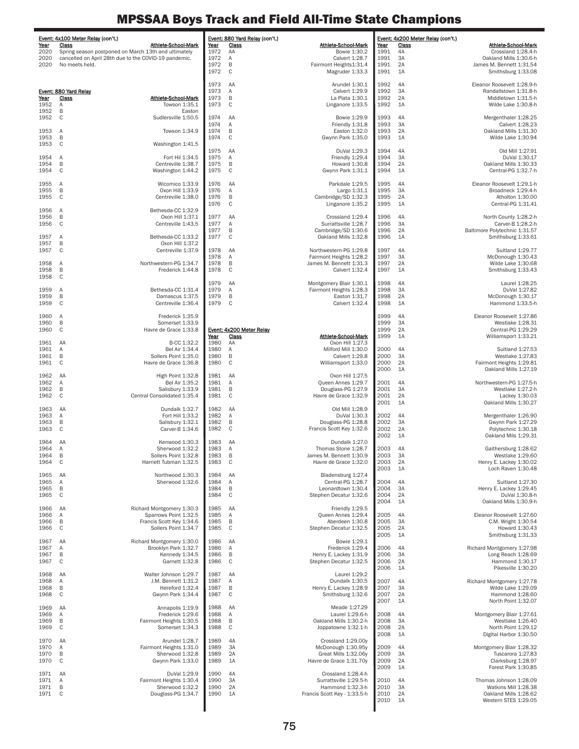# MPSSAA Boys Track and Field All-Time State Champions

**Event: 4x100 Meter Relay (con't.)**

| Year | Class | Athlete-School-Mark |
|---|---|---|
| 2020 | | Spring season postponed on March 13th and ultimately |
| 2020 | | cancelled on April 28th due to the COVID-19 pandemic. |
| 2020 | | No meets held. |

**Event: 880 Yard Relay**

| Year | Class | Athlete-School-Mark |
|---|---|---|
| 1952 | A | Towson 1:35.1 |
| 1952 | B | Easton |
| 1952 | C | Sudlersville 1:50.5 |
| 1953 | A | Towson 1:34.9 |
| 1953 | B | |
| 1953 | C | Washington 1:41.5 |
| 1954 | A | Fort Hil 1:34.5 |
| 1954 | B | Centreville 1:38.7 |
| 1954 | C | Washington 1:44.2 |
| 1955 | A | Wicomico 1:33.9 |
| 1955 | B | Oxon Hill 1:33.9 |
| 1955 | C | Centreville 1:38.0 |
| 1956 | A | Bethesda-CC 1:32.9 |
| 1956 | B | Oxon Hill 1:37.1 |
| 1956 | C | Centreville 1:43.5 |
| 1957 | A | Bethesda-CC 1:33.2 |
| 1957 | B | Oxon Hill 1:37.2 |
| 1957 | C | Centreville 1:37.9 |
| 1958 | A | Northwestern-PG 1:34.7 |
| 1958 | B | Frederick 1:44.8 |
| 1958 | C | |
| 1959 | A | Bethesda-CC 1:31.4 |
| 1959 | B | Damascus 1:37.5 |
| 1959 | C | Centreville 1:36.4 |
| 1960 | A | Frederick 1:35.9 |
| 1960 | B | Somerset 1:33.9 |
| 1960 | C | Havre de Grace 1:33.8 |
| 1961 | AA | B-CC 1:32.2 |
| 1961 | A | Bel Air 1:34.4 |
| 1961 | B | Sollers Point 1:35.0 |
| 1961 | C | Havre de Grace 1:36.8 |
| 1962 | AA | High Point 1:32.8 |
| 1962 | A | Bel Air 1:35.2 |
| 1962 | B | Salisbury 1:33.9 |
| 1962 | C | Central Consolidated 1:35.4 |
| 1963 | AA | Dundalk 1:32.7 |
| 1963 | A | Fort Hill 1:33.2 |
| 1963 | B | Salisbury 1:32.1 |
| 1963 | C | Carver-B 1:34.6 |
| 1964 | AA | Kenwood 1:30.3 |
| 1964 | A | Sherwood 1:32.2 |
| 1964 | B | Sollers Point 1:32.8 |
| 1964 | C | Harriett Tubman 1:32.5 |
| 1965 | AA | Northwood 1:30.3 |
| 1965 | A | Sherwood 1:32.6 |
| 1965 | B | |
| 1965 | C | |
| 1966 | AA | Richard Montgomery 1:30.3 |
| 1966 | A | Sparrows Point 1:32.5 |
| 1966 | B | Francis Scott Key 1:34.6 |
| 1966 | C | Sollers Point 1:34.7 |
| 1967 | AA | Richard Montgomery 1:30.0 |
| 1967 | A | Brooklyn Park 1:32.7 |
| 1967 | B | Kennedy 1:34.5 |
| 1967 | C | Garnett 1:32.8 |
| 1968 | AA | Walter Johnson 1:29.7 |
| 1968 | A | J.M. Bennett 1:31.2 |
| 1968 | B | Hereford 1:32.4 |
| 1968 | C | Gwynn Park 1:34.4 |
| 1969 | AA | Annapolis 1:19.9 |
| 1969 | A | Frederick 1:29.6 |
| 1969 | B | Fairmont Heights 1:30.5 |
| 1969 | C | Somerset 1:34.3 |
| 1970 | AA | Arundel 1:28.7 |
| 1970 | A | Fairmont Heights 1:31.0 |
| 1970 | B | Sherwood 1:32.8 |
| 1970 | C | Gwynn Park 1:33.0 |
| 1971 | AA | DuVal 1:29.9 |
| 1971 | A | Fairmont Heights 1:30.4 |
| 1971 | B | Sherwood 1:32.2 |
| 1971 | C | Douglass-PG 1:34.7 |

**Event: 880 Yard Relay (con't.)**

| Year | Class | Athlete-School-Mark |
|---|---|---|
| 1972 | AA | Bowie 1:30.2 |
| 1972 | A | Calvert 1:28.7 |
| 1972 | B | Fairmont Heights1:31.4 |
| 1972 | C | Magruder 1:33.3 |
| 1973 | AA | Arundel 1:30.1 |
| 1973 | A | Calvert 1:29.9 |
| 1973 | B | La Plata 1:30.1 |
| 1973 | C | Linganore 1:33.5 |
| 1974 | AA | Bowie 1:29.9 |
| 1974 | A | Friendly 1:31.8 |
| 1974 | B | Easton 1:32.0 |
| 1974 | C | Gwynn Park 1:35.0 |
| 1975 | AA | DuVal 1:29.3 |
| 1975 | A | Friendly 1:29.4 |
| 1975 | B | Howard 1:30.8 |
| 1975 | C | Gwynn Park 1:31.1 |
| 1976 | AA | Parkdale 1:29.5 |
| 1976 | A | Largo 1:31.1 |
| 1976 | B | Cambridge/SD 1:32.3 |
| 1976 | C | Linganore 1:35.2 |
| 1977 | AA | Crossland 1:29.4 |
| 1977 | A | Surrattsville 1:28.7 |
| 1977 | B | Cambridge/SD 1:30.6 |
| 1977 | C | Oakland Mills 1:32.8 |
| 1978 | AA | Northwestern-PG 1:29.8 |
| 1978 | A | Fairmont Heights 1:28.2 |
| 1978 | B | James M. Bennett 1:31.3 |
| 1978 | C | Calvert 1:32.4 |
| 1979 | AA | Montgomery Blair 1:30.1 |
| 1979 | A | Fairmont Heights 1:28.3 |
| 1979 | B | Easton 1:31.7 |
| 1979 | C | Calvert 1:32.4 |

**Event: 4x200 Meter Relay**

| Year | Class | Athlete-School-Mark |
|---|---|---|
| 1980 | AA | Oxon Hill 1:27.3 |
| 1980 | A | Milford Mill 1:30.0 |
| 1980 | B | Calvert 1:29.8 |
| 1980 | C | Williamsport 1:33.0 |
| 1981 | AA | Oxon Hill 1:27.5 |
| 1981 | A | Queen Annes 1:29.7 |
| 1981 | B | Douglass-PG 1:27.9 |
| 1981 | C | Havre de Grace 1:32.9 |
| 1982 | AA | Old Mill 1:28.9 |
| 1982 | A | DuVal 1:30.3 |
| 1982 | B | Douglass-PG 1:28.8 |
| 1982 | C | Francis Scott Key 1:32.6 |
| 1983 | AA | Dundalk 1:27.0 |
| 1983 | A | Thomas Stone 1:28.7 |
| 1983 | B | James M. Bennett 1:30.9 |
| 1983 | C | Havre de Grace 1:32.0 |
| 1984 | AA | Bladensburg 1:27.4 |
| 1984 | A | Central-PG 1:28.7 |
| 1984 | B | Leonardtown 1:30.4 |
| 1984 | C | Stephen Decatur 1:32.6 |
| 1985 | AA | Friendly 1:29.5 |
| 1985 | A | Queen Annes 1:29.4 |
| 1985 | B | Aberdeen 1:30.8 |
| 1985 | C | Stephen Decatur 1:32.5 |
| 1986 | AA | Bowie 1:29.1 |
| 1986 | A | Frederick 1:29.4 |
| 1986 | B | Henry E. Lackey 1:31.9 |
| 1986 | C | Stephen Decatur 1:32.5 |
| 1987 | AA | Laurel 1:29.2 |
| 1987 | A | Dundalk 1:30.5 |
| 1987 | B | Henry E. Lackey 1:28.9 |
| 1987 | C | Smithsburg 1:32.6 |
| 1988 | AA | Meade 1:27.29 |
| 1988 | A | Laurel 1:29.6-h |
| 1988 | B | Oakland Mills 1:30.2-h |
| 1988 | C | Joppatowne 1:32.1-h |
| 1989 | 4A | Crossland 1:29.00y |
| 1989 | 3A | McDonough 1:30.95y |
| 1989 | 2A | Great Mills 1:32.06y |
| 1989 | 1A | Havre de Grace 1:31.70y |
| 1990 | 4A | Crossland 1:28.4-h |
| 1990 | 3A | Surrattsville 1:29.5-h |
| 1990 | 2A | Hammond 1:32.3-h |
| 1990 | 1A | Francis Scott Key - 1:33.5-h |

**Event: 4x200 Meter Relay (con't.)**

| Year | Class | Athlete-School-Mark |
|---|---|---|
| 1991 | 4A | Crossland 1:28.4-h |
| 1991 | 3A | Oakland Mills 1:30.6-h |
| 1991 | 2A | James M. Bennett 1:31.54 |
| 1991 | 1A | Smithsburg 1:33.08 |
| 1992 | 4A | Eleanor Roosevelt 1:28.9-h |
| 1992 | 3A | Randallstown 1:31.8-h |
| 1992 | 2A | Middletown 1:31.5-h |
| 1992 | 1A | Wilde Lake 1:30.8-h |
| 1993 | 4A | Mergenthaler 1:28.25 |
| 1993 | 3A | Calvert 1:28.23 |
| 1993 | 2A | Oakland Mills 1:31.30 |
| 1993 | 1A | Wilde Lake 1:30.94 |
| 1994 | 4A | Old Mill 1:27.91 |
| 1994 | 3A | DuVal 1:30.17 |
| 1994 | 2A | Oakland Mills 1:30.33 |
| 1994 | 1A | Central-PG 1:32.7-h |
| 1995 | 4A | Eleanor Roosevelt 1:29.1-h |
| 1995 | 3A | Broadneck 1:29.4-h |
| 1995 | 2A | Atholton 1:30.00 |
| 1995 | 1A | Central-PG 1:31.41 |
| 1996 | 4A | North County 1:28.2-h |
| 1996 | 3A | Carver-B 1:28.2-h |
| 1996 | 2A | Baltimore Polytechnic 1:31.57 |
| 1996 | 1A | Smithsburg 1:33.61 |
| 1997 | 4A | Suitland 1:29.77 |
| 1997 | 3A | McDonough 1:30.43 |
| 1997 | 2A | Wilde Lake 1:30.68 |
| 1997 | 1A | Smithsburg 1:33.43 |
| 1998 | 4A | Laurel 1:28.25 |
| 1998 | 3A | DuVal 1:27.82 |
| 1998 | 2A | McDonough 1:30.17 |
| 1998 | 1A | Hammond 1:33.5-h |
| 1999 | 4A | Eleanor Roosevelt 1:27.86 |
| 1999 | 3A | Westlake 1:28.31 |
| 1999 | 2A | Central-PG 1:29.29 |
| 1999 | 1A | Williamsport 1:33.21 |
| 2000 | 4A | Suitland 1:27.53 |
| 2000 | 3A | Westlake 1:27.83 |
| 2000 | 2A | Fairmont Heights 1:29.81 |
| 2000 | 1A | Oakland Mills 1:27.19 |
| 2001 | 4A | Northwestern-PG 1:27.5-h |
| 2001 | 3A | Westlake 1:27.2-h |
| 2001 | 2A | Lackey 1:30.03 |
| 2001 | 1A | Oakland Mills 1:30.27 |
| 2002 | 4A | Mergenthaler 1:26.90 |
| 2002 | 3A | Gwynn Park 1:27.29 |
| 2002 | 2A | Polytechnic 1:30.18 |
| 2002 | 1A | Oakland Mils 1:29.31 |
| 2003 | 4A | Gaithersburg 1:28.62 |
| 2003 | 3A | Westlake 1:29.60 |
| 2003 | 2A | Henry E. Lackey 1:30.02 |
| 2003 | 1A | Loch Raven 1:30.48 |
| 2004 | 4A | Suitland 1:27.30 |
| 2004 | 3A | Henry E. Lackey 1:29.45 |
| 2004 | 2A | DuVal 1:30.8-h |
| 2004 | 1A | Oakland Mills 1:30.9-h |
| 2005 | 4A | Eleanor Roosevelt 1:27.60 |
| 2005 | 3A | C.M. Wright 1:30.54 |
| 2005 | 2A | Howard 1:30.43 |
| 2005 | 1A | Smithsburg 1:31.33 |
| 2006 | 4A | Richard Montgomery 1:27.98 |
| 2006 | 3A | Long Reach 1:28.69 |
| 2006 | 2A | Hammond 1:30.17 |
| 2006 | 1A | Pikesville 1:30.20 |
| 2007 | 4A | Richard Montgomery 1:27.78 |
| 2007 | 3A | Wilde Lake 1:29.09 |
| 2007 | 2A | Hammond 1:28.60 |
| 2007 | 1A | North Point 1:32.07 |
| 2008 | 4A | Montgomery Blair 1:27.61 |
| 2008 | 3A | Westlake 1:26.40 |
| 2008 | 2A | North Point 1:29.12 |
| 2008 | 1A | Digital Harbor 1:30.50 |
| 2009 | 4A | Montgomery Blair 1:28.32 |
| 2009 | 3A | Tuscarora 1:27.83 |
| 2009 | 2A | Clarksburg 1:28.97 |
| 2009 | 1A | Forest Park 1:30.85 |
| 2010 | 4A | Thomas Johnson 1:28.09 |
| 2010 | 3A | Watkins Mill 1:28.38 |
| 2010 | 2A | Oakland Mills 1:28.62 |
| 2010 | 1A | Western STES 1:29.05 |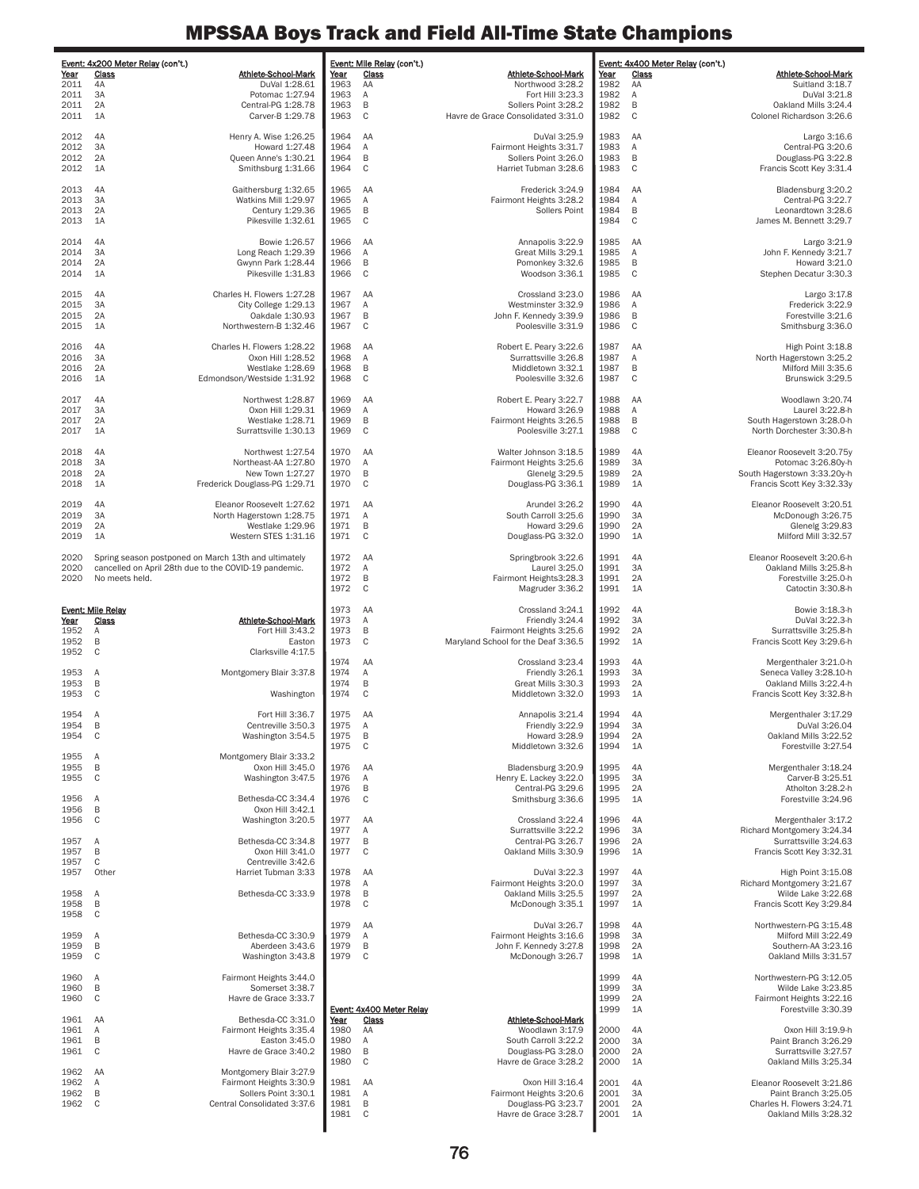# MPSSAA Boys Track and Field All-Time State Champions

**Event: 4x200 Meter Relay (con't.)**

| Year | Class | Athlete-School-Mark |
|---|---|---|
| 2011 | 4A | DuVal 1:28.61 |
| 2011 | 3A | Potomac 1:27.94 |
| 2011 | 2A | Central-PG 1:28.78 |
| 2011 | 1A | Carver-B 1:29.78 |
| 2012 | 4A | Henry A. Wise 1:26.25 |
| 2012 | 3A | Howard 1:27.48 |
| 2012 | 2A | Queen Anne's 1:30.21 |
| 2012 | 1A | Smithsburg 1:31.66 |
| 2013 | 4A | Gaithersburg 1:32.65 |
| 2013 | 3A | Watkins Mill 1:29.97 |
| 2013 | 2A | Century 1:29.36 |
| 2013 | 1A | Pikesville 1:32.61 |
| 2014 | 4A | Bowie 1:26.57 |
| 2014 | 3A | Long Reach 1:29.39 |
| 2014 | 2A | Gwynn Park 1:28.44 |
| 2014 | 1A | Pikesville 1:31.83 |
| 2015 | 4A | Charles H. Flowers 1:27.28 |
| 2015 | 3A | City College 1:29.13 |
| 2015 | 2A | Oakdale 1:30.93 |
| 2015 | 1A | Northwestern-B 1:32.46 |
| 2016 | 4A | Charles H. Flowers 1:28.22 |
| 2016 | 3A | Oxon Hill 1:28.52 |
| 2016 | 2A | Westlake 1:28.69 |
| 2016 | 1A | Edmondson/Westside 1:31.92 |
| 2017 | 4A | Northwest 1:28.87 |
| 2017 | 3A | Oxon Hill 1:29.31 |
| 2017 | 2A | Westlake 1:28.71 |
| 2017 | 1A | Surrattsville 1:30.13 |
| 2018 | 4A | Northwest 1:27.54 |
| 2018 | 3A | Northeast-AA 1:27.80 |
| 2018 | 2A | New Town 1:27.27 |
| 2018 | 1A | Frederick Douglass-PG 1:29.71 |
| 2019 | 4A | Eleanor Roosevelt 1:27.62 |
| 2019 | 3A | North Hagerstown 1:28.75 |
| 2019 | 2A | Westlake 1:29.96 |
| 2019 | 1A | Western STES 1:31.16 |
| 2020 | | Spring season postponed on March 13th and ultimately |
| 2020 | | cancelled on April 28th due to the COVID-19 pandemic. |
| 2020 | | No meets held. |

**Event: Mile Relay**

| Year | Class | Athlete-School-Mark |
|---|---|---|
| 1952 | A | Fort Hill 3:43.2 |
| 1952 | B | Easton |
| 1952 | C | Clarksville 4:17.5 |
| 1953 | A | Montgomery Blair 3:37.8 |
| 1953 | B | |
| 1953 | C | Washington |
| 1954 | A | Fort Hill 3:36.7 |
| 1954 | B | Centreville 3:50.3 |
| 1954 | C | Washington 3:54.5 |
| 1955 | A | Montgomery Blair 3:33.2 |
| 1955 | B | Oxon Hill 3:45.0 |
| 1955 | C | Washington 3:47.5 |
| 1956 | A | Bethesda-CC 3:34.4 |
| 1956 | B | Oxon Hill 3:42.1 |
| 1956 | C | Washington 3:20.5 |
| 1957 | A | Bethesda-CC 3:34.8 |
| 1957 | B | Oxon Hill 3:41.0 |
| 1957 | C | Centreville 3:42.6 |
| 1957 | Other | Harriet Tubman 3:33 |
| 1958 | A | Bethesda-CC 3:33.9 |
| 1958 | B | |
| 1958 | C | |
| 1959 | A | Bethesda-CC 3:30.9 |
| 1959 | B | Aberdeen 3:43.6 |
| 1959 | C | Washington 3:43.8 |
| 1960 | A | Fairmont Heights 3:44.0 |
| 1960 | B | Somerset 3:38.7 |
| 1960 | C | Havre de Grace 3:33.7 |
| 1961 | AA | Bethesda-CC 3:31.0 |
| 1961 | A | Fairmont Heights 3:35.4 |
| 1961 | B | Easton 3:45.0 |
| 1961 | C | Havre de Grace 3:40.2 |
| 1962 | AA | Montgomery Blair 3:27.9 |
| 1962 | A | Fairmont Heights 3:30.9 |
| 1962 | B | Sollers Point 3:30.1 |
| 1962 | C | Central Consolidated 3:37.6 |

**Event: Mile Relay (con't.)**

| Year | Class | Athlete-School-Mark |
|---|---|---|
| 1963 | AA | Northwood 3:28.2 |
| 1963 | A | Fort Hill 3:23.3 |
| 1963 | B | Sollers Point 3:28.2 |
| 1963 | C | Havre de Grace Consolidated 3:31.0 |
| 1964 | AA | DuVal 3:25.9 |
| 1964 | A | Fairmont Heights 3:31.7 |
| 1964 | B | Sollers Point 3:26.0 |
| 1964 | C | Harriet Tubman 3:28.6 |
| 1965 | AA | Frederick 3:24.9 |
| 1965 | A | Fairmont Heights 3:28.2 |
| 1965 | B | Sollers Point |
| 1965 | C | |
| 1966 | AA | Annapolis 3:22.9 |
| 1966 | A | Great Mills 3:29.1 |
| 1966 | B | Pomonkey 3:32.6 |
| 1966 | C | Woodson 3:36.1 |
| 1967 | AA | Crossland 3:23.0 |
| 1967 | A | Westminster 3:32.9 |
| 1967 | B | John F. Kennedy 3:39.9 |
| 1967 | C | Poolesville 3:31.9 |
| 1968 | AA | Robert E. Peary 3:22.6 |
| 1968 | A | Surrattsville 3:26.8 |
| 1968 | B | Middletown 3:32.1 |
| 1968 | C | Poolesville 3:32.6 |
| 1969 | AA | Robert E. Peary 3:22.7 |
| 1969 | A | Howard 3:26.9 |
| 1969 | B | Fairmont Heights 3:26.5 |
| 1969 | C | Poolesville 3:27.1 |
| 1970 | AA | Walter Johnson 3:18.5 |
| 1970 | A | Fairmont Heights 3:25.6 |
| 1970 | B | Glenelg 3:29.5 |
| 1970 | C | Douglass-PG 3:36.1 |
| 1971 | AA | Arundel 3:26.2 |
| 1971 | A | South Carroll 3:25.6 |
| 1971 | B | Howard 3:29.6 |
| 1971 | C | Douglass-PG 3:32.0 |
| 1972 | AA | Springbrook 3:22.6 |
| 1972 | A | Laurel 3:25.0 |
| 1972 | B | Fairmont Heights3:28.3 |
| 1972 | C | Magruder 3:36.2 |
| 1973 | AA | Crossland 3:24.1 |
| 1973 | A | Friendly 3:24.4 |
| 1973 | B | Fairmont Heights 3:25.6 |
| 1973 | C | Maryland School for the Deaf 3:36.5 |
| 1974 | AA | Crossland 3:23.4 |
| 1974 | A | Friendly 3:26.1 |
| 1974 | B | Great Mills 3:30.3 |
| 1974 | C | Middletown 3:32.0 |
| 1975 | AA | Annapolis 3:21.4 |
| 1975 | A | Friendly 3:22.9 |
| 1975 | B | Howard 3:28.9 |
| 1975 | C | Middletown 3:32.6 |
| 1976 | AA | Bladensburg 3:20.9 |
| 1976 | A | Henry E. Lackey 3:22.0 |
| 1976 | B | Central-PG 3:29.6 |
| 1976 | C | Smithsburg 3:36.6 |
| 1977 | AA | Crossland 3:22.4 |
| 1977 | A | Surrattsville 3:22.2 |
| 1977 | B | Central-PG 3:26.7 |
| 1977 | C | Oakland Mills 3:30.9 |
| 1978 | AA | DuVal 3:22.3 |
| 1978 | A | Fairmont Heights 3:20.0 |
| 1978 | B | Oakland Mills 3:25.5 |
| 1978 | C | McDonough 3:35.1 |
| 1979 | AA | DuVal 3:26.7 |
| 1979 | A | Fairmont Heights 3:16.6 |
| 1979 | B | John F. Kennedy 3:27.8 |
| 1979 | C | McDonough 3:26.7 |

**Event: 4x400 Meter Relay**

| Year | Class | Athlete-School-Mark |
|---|---|---|
| 1980 | AA | Woodlawn 3:17.9 |
| 1980 | A | South Carroll 3:22.2 |
| 1980 | B | Douglass-PG 3:28.0 |
| 1980 | C | Havre de Grace 3:28.2 |
| 1981 | AA | Oxon Hill 3:16.4 |
| 1981 | A | Fairmont Heights 3:20.6 |
| 1981 | B | Douglass-PG 3:23.7 |
| 1981 | C | Havre de Grace 3:28.7 |

**Event: 4x400 Meter Relay (con't.)**

| Year | Class | Athlete-School-Mark |
|---|---|---|
| 1982 | AA | Suitland 3:18.7 |
| 1982 | A | DuVal 3:21.8 |
| 1982 | B | Oakland Mills 3:24.4 |
| 1982 | C | Colonel Richardson 3:26.6 |
| 1983 | AA | Largo 3:16.6 |
| 1983 | A | Central-PG 3:20.6 |
| 1983 | B | Douglass-PG 3:22.8 |
| 1983 | C | Francis Scott Key 3:31.4 |
| 1984 | AA | Bladensburg 3:20.2 |
| 1984 | A | Central-PG 3:22.7 |
| 1984 | B | Leonardtown 3:28.6 |
| 1984 | C | James M. Bennett 3:29.7 |
| 1985 | AA | Largo 3:21.9 |
| 1985 | A | John F. Kennedy 3:21.7 |
| 1985 | B | Howard 3:21.0 |
| 1985 | C | Stephen Decatur 3:30.3 |
| 1986 | AA | Largo 3:17.8 |
| 1986 | A | Frederick 3:22.9 |
| 1986 | B | Forestville 3:21.6 |
| 1986 | C | Smithsburg 3:36.0 |
| 1987 | AA | High Point 3:18.8 |
| 1987 | A | North Hagerstown 3:25.2 |
| 1987 | B | Milford Mill 3:35.6 |
| 1987 | C | Brunswick 3:29.5 |
| 1988 | AA | Woodlawn 3:20.74 |
| 1988 | A | Laurel 3:22.8-h |
| 1988 | B | South Hagerstown 3:28.0-h |
| 1988 | C | North Dorchester 3:30.8-h |
| 1989 | 4A | Eleanor Roosevelt 3:20.75y |
| 1989 | 3A | Potomac 3:26.80y-h |
| 1989 | 2A | South Hagerstown 3:33.20y-h |
| 1989 | 1A | Francis Scott Key 3:32.33y |
| 1990 | 4A | Eleanor Roosevelt 3:20.51 |
| 1990 | 3A | McDonough 3:26.75 |
| 1990 | 2A | Glenelg 3:29.83 |
| 1990 | 1A | Milford Mill 3:32.57 |
| 1991 | 4A | Eleanor Roosevelt 3:20.6-h |
| 1991 | 3A | Oakland Mills 3:25.8-h |
| 1991 | 2A | Forestville 3:25.0-h |
| 1991 | 1A | Catoctin 3:30.8-h |
| 1992 | 4A | Bowie 3:18.3-h |
| 1992 | 3A | DuVal 3:22.3-h |
| 1992 | 2A | Surrattsville 3:25.8-h |
| 1992 | 1A | Francis Scott Key 3:29.6-h |
| 1993 | 4A | Mergenthaler 3:21.0-h |
| 1993 | 3A | Seneca Valley 3:28.10-h |
| 1993 | 2A | Oakland Mills 3:22.4-h |
| 1993 | 1A | Francis Scott Key 3:32.8-h |
| 1994 | 4A | Mergenthaler 3:17.29 |
| 1994 | 3A | DuVal 3:26.04 |
| 1994 | 2A | Oakland Mills 3:22.52 |
| 1994 | 1A | Forestville 3:27.54 |
| 1995 | 4A | Mergenthaler 3:18.24 |
| 1995 | 3A | Carver-B 3:25.51 |
| 1995 | 2A | Atholton 3:28.2-h |
| 1995 | 1A | Forestville 3:24.96 |
| 1996 | 4A | Mergenthaler 3:17.2 |
| 1996 | 3A | Richard Montgomery 3:24.34 |
| 1996 | 2A | Surrattsville 3:24.63 |
| 1996 | 1A | Francis Scott Key 3:32.31 |
| 1997 | 4A | High Point 3:15.08 |
| 1997 | 3A | Richard Montgomery 3:21.67 |
| 1997 | 2A | Wilde Lake 3:22.68 |
| 1997 | 1A | Francis Scott Key 3:29.84 |
| 1998 | 4A | Northwestern-PG 3:15.48 |
| 1998 | 3A | Milford Mill 3:22.49 |
| 1998 | 2A | Southern-AA 3:23.16 |
| 1998 | 1A | Oakland Mills 3:31.57 |
| 1999 | 4A | Northwestern-PG 3:12.05 |
| 1999 | 3A | Wilde Lake 3:23.85 |
| 1999 | 2A | Fairmont Heights 3:22.16 |
| 1999 | 1A | Forestville 3:30.39 |
| 2000 | 4A | Oxon Hill 3:19.9-h |
| 2000 | 3A | Paint Branch 3:26.29 |
| 2000 | 2A | Surrattsville 3:27.57 |
| 2000 | 1A | Oakland Mills 3:25.34 |
| 2001 | 4A | Eleanor Roosevelt 3:21.86 |
| 2001 | 3A | Paint Branch 3:25.05 |
| 2001 | 2A | Charles H. Flowers 3:24.71 |
| 2001 | 1A | Oakland Mills 3:28.32 |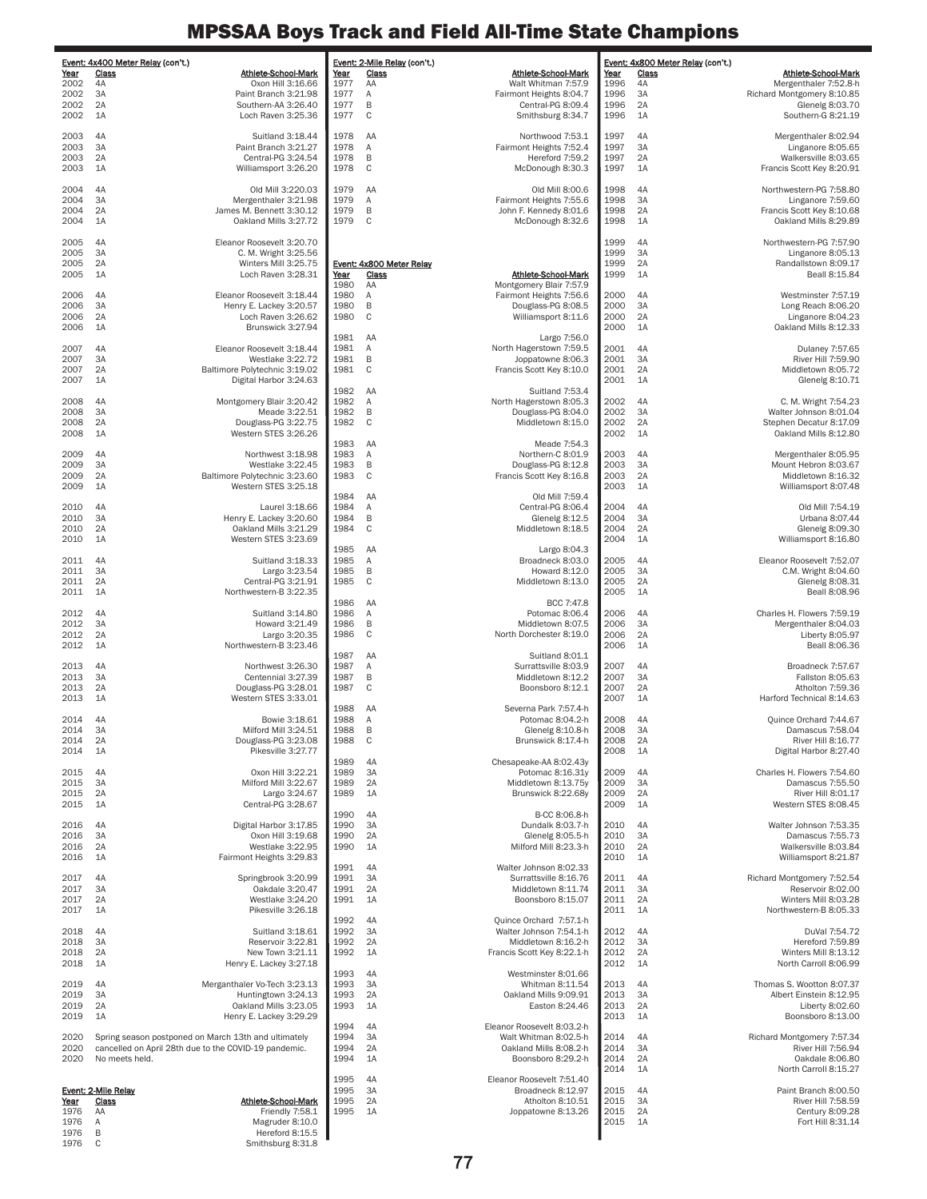# MPSSAA Boys Track and Field All-Time State Champions

**Event: 4x400 Meter Relay (con't.)**

| Year | Class | Athlete-School-Mark |
|---|---|---|
| 2002 | 4A | Oxon Hill 3:16.66 |
| 2002 | 3A | Paint Branch 3:21.98 |
| 2002 | 2A | Southern-AA 3:26.40 |
| 2002 | 1A | Loch Raven 3:25.36 |
| 2003 | 4A | Suitland 3:18.44 |
| 2003 | 3A | Paint Branch 3:21.27 |
| 2003 | 2A | Central-PG 3:24.54 |
| 2003 | 1A | Williamsport 3:26.20 |
| 2004 | 4A | Old Mill 3:220.03 |
| 2004 | 3A | Mergenthaler 3:21.98 |
| 2004 | 2A | James M. Bennett 3:30.12 |
| 2004 | 1A | Oakland Mills 3:27.72 |
| 2005 | 4A | Eleanor Roosevelt 3:20.70 |
| 2005 | 3A | C. M. Wright 3:25.56 |
| 2005 | 2A | Winters Mill 3:25.75 |
| 2005 | 1A | Loch Raven 3:28.31 |
| 2006 | 4A | Eleanor Roosevelt 3:18.44 |
| 2006 | 3A | Henry E. Lackey 3:20.57 |
| 2006 | 2A | Loch Raven 3:26.62 |
| 2006 | 1A | Brunswick 3:27.94 |
| 2007 | 4A | Eleanor Roosevelt 3:18.44 |
| 2007 | 3A | Westlake 3:22.72 |
| 2007 | 2A | Baltimore Polytechnic 3:19.02 |
| 2007 | 1A | Digital Harbor 3:24.63 |
| 2008 | 4A | Montgomery Blair 3:20.42 |
| 2008 | 3A | Meade 3:22.51 |
| 2008 | 2A | Douglass-PG 3:22.75 |
| 2008 | 1A | Western STES 3:26.26 |
| 2009 | 4A | Northwest 3:18.98 |
| 2009 | 3A | Westlake 3:22.45 |
| 2009 | 2A | Baltimore Polytechnic 3:23.60 |
| 2009 | 1A | Western STES 3:25.18 |
| 2010 | 4A | Laurel 3:18.66 |
| 2010 | 3A | Henry E. Lackey 3:20.60 |
| 2010 | 2A | Oakland Mills 3:21.29 |
| 2010 | 1A | Western STES 3:23.69 |
| 2011 | 4A | Suitland 3:18.33 |
| 2011 | 3A | Largo 3:23.54 |
| 2011 | 2A | Central-PG 3:21.91 |
| 2011 | 1A | Northwestern-B 3:22.35 |
| 2012 | 4A | Suitland 3:14.80 |
| 2012 | 3A | Howard 3:21.49 |
| 2012 | 2A | Largo 3:20.35 |
| 2012 | 1A | Northwestern-B 3:23.46 |
| 2013 | 4A | Northwest 3:26.30 |
| 2013 | 3A | Centennial 3:27.39 |
| 2013 | 2A | Douglass-PG 3:28.01 |
| 2013 | 1A | Western STES 3:33.01 |
| 2014 | 4A | Bowie 3:18.61 |
| 2014 | 3A | Milford Mill 3:24.51 |
| 2014 | 2A | Douglass-PG 3:23.08 |
| 2014 | 1A | Pikesville 3:27.77 |
| 2015 | 4A | Oxon Hill 3:22.21 |
| 2015 | 3A | Milford Mill 3:22.67 |
| 2015 | 2A | Largo 3:24.67 |
| 2015 | 1A | Central-PG 3:28.67 |
| 2016 | 4A | Digital Harbor 3:17.85 |
| 2016 | 3A | Oxon Hill 3:19.68 |
| 2016 | 2A | Westlake 3:22.95 |
| 2016 | 1A | Fairmont Heights 3:29.83 |
| 2017 | 4A | Springbrook 3:20.99 |
| 2017 | 3A | Oakdale 3:20.47 |
| 2017 | 2A | Westlake 3:24.20 |
| 2017 | 1A | Pikesville 3:26.18 |
| 2018 | 4A | Suitland 3:18.61 |
| 2018 | 3A | Reservoir 3:22.81 |
| 2018 | 2A | New Town 3:21.11 |
| 2018 | 1A | Henry E. Lackey 3:27.18 |
| 2019 | 4A | Merganthaler Vo-Tech 3:23.13 |
| 2019 | 3A | Huntingtown 3:24.13 |
| 2019 | 2A | Oakland Mills 3:23.05 |
| 2019 | 1A | Henry E. Lackey 3:29.29 |
| 2020 | Spring season postponed on March 13th and ultimately | |
| 2020 | cancelled on April 28th due to the COVID-19 pandemic. | |
| 2020 | No meets held. | |

**Event: 2-Mile Relay**

| Year | Class | Athlete-School-Mark |
|---|---|---|
| 1976 | AA | Friendly 7:58.1 |
| 1976 | A | Magruder 8:10.0 |
| 1976 | B | Hereford 8:15.5 |
| 1976 | C | Smithsburg 8:31.8 |

**Event: 2-Mile Relay (con't.)**

| Year | Class | Athlete-School-Mark |
|---|---|---|
| 1977 | AA | Walt Whitman 7:57.9 |
| 1977 | A | Fairmont Heights 8:04.7 |
| 1977 | B | Central-PG 8:09.4 |
| 1977 | C | Smithsburg 8:34.7 |
| 1978 | AA | Northwood 7:53.1 |
| 1978 | A | Fairmont Heights 7:52.4 |
| 1978 | B | Hereford 7:59.2 |
| 1978 | C | McDonough 8:30.3 |
| 1979 | AA | Old Mill 8:00.6 |
| 1979 | A | Fairmont Heights 7:55.6 |
| 1979 | B | John F. Kennedy 8:01.6 |
| 1979 | C | McDonough 8:32.6 |

**Event: 4x800 Meter Relay**

| Year | Class | Athlete-School-Mark |
|---|---|---|
| 1980 | AA | Montgomery Blair 7:57.9 |
| 1980 | A | Fairmont Heights 7:56.6 |
| 1980 | B | Douglass-PG 8:08.5 |
| 1980 | C | Williamsport 8:11.6 |
| 1981 | AA | Largo 7:56.0 |
| 1981 | A | North Hagerstown 7:59.5 |
| 1981 | B | Joppatowne 8:06.3 |
| 1981 | C | Francis Scott Key 8:10.0 |
| 1982 | AA | Suitland 7:53.4 |
| 1982 | A | North Hagerstown 8:05.3 |
| 1982 | B | Douglass-PG 8:04.0 |
| 1982 | C | Middletown 8:15.0 |
| 1983 | AA | Meade 7:54.3 |
| 1983 | A | Northern-C 8:01.9 |
| 1983 | B | Douglass-PG 8:12.8 |
| 1983 | C | Francis Scott Key 8:16.8 |
| 1984 | AA | Old Mill 7:59.4 |
| 1984 | A | Central-PG 8:06.4 |
| 1984 | B | Glenelg 8:12.5 |
| 1984 | C | Middletown 8:18.5 |
| 1985 | AA | Largo 8:04.3 |
| 1985 | A | Broadneck 8:03.0 |
| 1985 | B | Howard 8:12.0 |
| 1985 | C | Middletown 8:13.0 |
| 1986 | AA | BCC 7:47.8 |
| 1986 | A | Potomac 8:06.4 |
| 1986 | B | Middletown 8:07.5 |
| 1986 | C | North Dorchester 8:19.0 |
| 1987 | AA | Suitland 8:01.1 |
| 1987 | A | Surrattsville 8:03.9 |
| 1987 | B | Middletown 8:12.2 |
| 1987 | C | Boonsboro 8:12.1 |
| 1988 | AA | Severna Park 7:57.4-h |
| 1988 | A | Potomac 8:04.2-h |
| 1988 | B | Glenelg 8:10.8-h |
| 1988 | C | Brunswick 8:17.4-h |
| 1989 | 4A | Chesapeake-AA 8:02.43y |
| 1989 | 3A | Potomac 8:16.31y |
| 1989 | 2A | Middletown 8:13.75y |
| 1989 | 1A | Brunswick 8:22.68y |
| 1990 | 4A | B-CC 8:06.8-h |
| 1990 | 3A | Dundalk 8:03.7-h |
| 1990 | 2A | Glenelg 8:05.5-h |
| 1990 | 1A | Milford Mill 8:23.3-h |
| 1991 | 4A | Walter Johnson 8:02.33 |
| 1991 | 3A | Surrattsville 8:16.76 |
| 1991 | 2A | Middletown 8:11.74 |
| 1991 | 1A | Boonsboro 8:15.07 |
| 1992 | 4A | Quince Orchard 7:57.1-h |
| 1992 | 3A | Walter Johnson 7:54.1-h |
| 1992 | 2A | Middletown 8:16.2-h |
| 1992 | 1A | Francis Scott Key 8:22.1-h |
| 1993 | 4A | Westminster 8:01.66 |
| 1993 | 3A | Whitman 8:11.54 |
| 1993 | 2A | Oakland Mills 9:09.91 |
| 1993 | 1A | Easton 8:24.46 |
| 1994 | 4A | Eleanor Roosevelt 8:03.2-h |
| 1994 | 3A | Walt Whitman 8:02.5-h |
| 1994 | 2A | Oakland Mills 8:08.2-h |
| 1994 | 1A | Boonsboro 8:29.2-h |
| 1995 | 4A | Eleanor Roosevelt 7:51.40 |
| 1995 | 3A | Broadneck 8:12.97 |
| 1995 | 2A | Atholton 8:10.51 |
| 1995 | 1A | Joppatowne 8:13.26 |

**Event: 4x800 Meter Relay (con't.)**

| Year | Class | Athlete-School-Mark |
|---|---|---|
| 1996 | 4A | Mergenthaler 7:52.8-h |
| 1996 | 3A | Richard Montgomery 8:10.85 |
| 1996 | 2A | Glenelg 8:03.70 |
| 1996 | 1A | Southern-G 8:21.19 |
| 1997 | 4A | Mergenthaler 8:02.94 |
| 1997 | 3A | Linganore 8:05.65 |
| 1997 | 2A | Walkersville 8:03.65 |
| 1997 | 1A | Francis Scott Key 8:20.91 |
| 1998 | 4A | Northwestern-PG 7:58.80 |
| 1998 | 3A | Linganore 7:59.60 |
| 1998 | 2A | Francis Scott Key 8:10.68 |
| 1998 | 1A | Oakland Mills 8:29.89 |
| 1999 | 4A | Northwestern-PG 7:57.90 |
| 1999 | 3A | Linganore 8:05.13 |
| 1999 | 2A | Randallstown 8:09.17 |
| 1999 | 1A | Beall 8:15.84 |
| 2000 | 4A | Westminster 7:57.19 |
| 2000 | 3A | Long Reach 8:06.20 |
| 2000 | 2A | Linganore 8:04.23 |
| 2000 | 1A | Oakland Mills 8:12.33 |
| 2001 | 4A | Dulaney 7:57.65 |
| 2001 | 3A | River Hill 7:59.90 |
| 2001 | 2A | Middletown 8:05.72 |
| 2001 | 1A | Glenelg 8:10.71 |
| 2002 | 4A | C. M. Wright 7:54.23 |
| 2002 | 3A | Walter Johnson 8:01.04 |
| 2002 | 2A | Stephen Decatur 8:17.09 |
| 2002 | 1A | Oakland Mills 8:12.80 |
| 2003 | 4A | Mergenthaler 8:05.95 |
| 2003 | 3A | Mount Hebron 8:03.67 |
| 2003 | 2A | Middletown 8:16.32 |
| 2003 | 1A | Williamsport 8:07.48 |
| 2004 | 4A | Old Mill 7:54.19 |
| 2004 | 3A | Urbana 8:07.44 |
| 2004 | 2A | Glenelg 8:09.30 |
| 2004 | 1A | Williamsport 8:16.80 |
| 2005 | 4A | Eleanor Roosevelt 7:52.07 |
| 2005 | 3A | C.M. Wright 8:04.60 |
| 2005 | 2A | Glenelg 8:08.31 |
| 2005 | 1A | Beall 8:08.96 |
| 2006 | 4A | Charles H. Flowers 7:59.19 |
| 2006 | 3A | Mergenthaler 8:04.03 |
| 2006 | 2A | Liberty 8:05.97 |
| 2006 | 1A | Beall 8:06.36 |
| 2007 | 4A | Broadneck 7:57.67 |
| 2007 | 3A | Fallston 8:05.63 |
| 2007 | 2A | Atholton 7:59.36 |
| 2007 | 1A | Harford Technical 8:14.63 |
| 2008 | 4A | Quince Orchard 7:44.67 |
| 2008 | 3A | Damascus 7:58.04 |
| 2008 | 2A | River Hill 8:16.77 |
| 2008 | 1A | Digital Harbor 8:27.40 |
| 2009 | 4A | Charles H. Flowers 7:54.60 |
| 2009 | 3A | Damascus 7:55.50 |
| 2009 | 2A | River Hill 8:01.17 |
| 2009 | 1A | Western STES 8:08.45 |
| 2010 | 4A | Walter Johnson 7:53.35 |
| 2010 | 3A | Damascus 7:55.73 |
| 2010 | 2A | Walkersville 8:03.84 |
| 2010 | 1A | Williamsport 8:21.87 |
| 2011 | 4A | Richard Montgomery 7:52.54 |
| 2011 | 3A | Reservoir 8:02.00 |
| 2011 | 2A | Winters Mill 8:03.28 |
| 2011 | 1A | Northwestern-B 8:05.33 |
| 2012 | 4A | DuVal 7:54.72 |
| 2012 | 3A | Hereford 7:59.89 |
| 2012 | 2A | Winters Mill 8:13.12 |
| 2012 | 1A | North Carroll 8:06.99 |
| 2013 | 4A | Thomas S. Wootton 8:07.37 |
| 2013 | 3A | Albert Einstein 8:12.95 |
| 2013 | 2A | Liberty 8:02.60 |
| 2013 | 1A | Boonsboro 8:13.00 |
| 2014 | 4A | Richard Montgomery 7:57.34 |
| 2014 | 3A | River Hill 7:56.94 |
| 2014 | 2A | Oakdale 8:06.80 |
| 2014 | 1A | North Carroll 8:15.27 |
| 2015 | 4A | Paint Branch 8:00.50 |
| 2015 | 3A | River Hill 7:58.59 |
| 2015 | 2A | Century 8:09.28 |
| 2015 | 1A | Fort Hill 8:31.14 |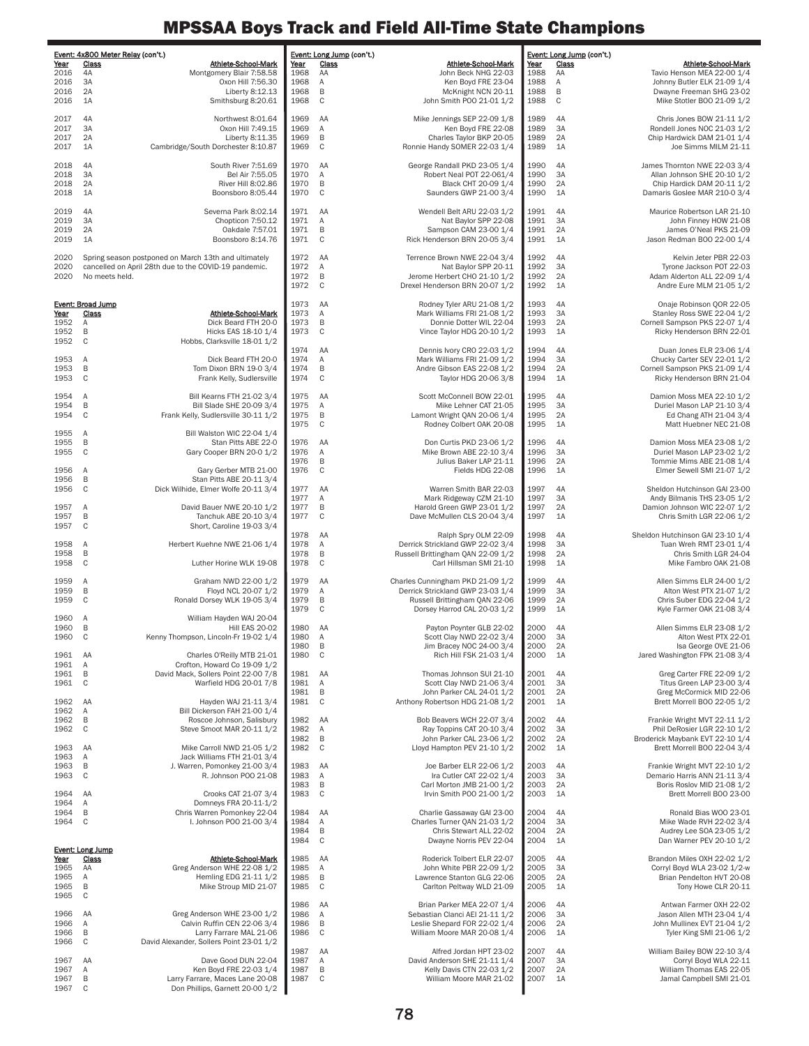# MPSSAA Boys Track and Field All-Time State Champions

**Event: 4x800 Meter Relay (con't.)**

| Year | Class | Athlete-School-Mark |
|---|---|---|
| 2016 | 4A | Montgomery Blair 7:58.58 |
| 2016 | 3A | Oxon Hill 7:56.30 |
| 2016 | 2A | Liberty 8:12.13 |
| 2016 | 1A | Smithsburg 8:20.61 |
| 2017 | 4A | Northwest 8:01.64 |
| 2017 | 3A | Oxon Hill 7:49.15 |
| 2017 | 2A | Liberty 8:11.35 |
| 2017 | 1A | Cambridge/South Dorchester 8:10.87 |
| 2018 | 4A | South River 7:51.69 |
| 2018 | 3A | Bel Air 7:55.05 |
| 2018 | 2A | River Hill 8:02.86 |
| 2018 | 1A | Boonsboro 8:05.44 |
| 2019 | 4A | Severna Park 8:02.14 |
| 2019 | 3A | Chopticon 7:50.12 |
| 2019 | 2A | Oakdale 7:57.01 |
| 2019 | 1A | Boonsboro 8:14.76 |
| 2020 | | Spring season postponed on March 13th and ultimately |
| 2020 | | cancelled on April 28th due to the COVID-19 pandemic. |
| 2020 | | No meets held. |

**Event: Broad Jump**

| Year | Class | Athlete-School-Mark |
|---|---|---|
| 1952 | A | Dick Beard FTH 20-0 |
| 1952 | B | Hicks EAS 18-10 1/4 |
| 1952 | C | Hobbs, Clarksville 18-01 1/2 |
| 1953 | A | Dick Beard FTH 20-0 |
| 1953 | B | Tom Dixon BRN 19-0 3/4 |
| 1953 | C | Frank Kelly, Sudlersville |
| 1954 | A | Bill Kearns FTH 21-02 3/4 |
| 1954 | B | Bill Slade SHE 20-09 3/4 |
| 1954 | C | Frank Kelly, Sudlersville 30-11 1/2 |
| 1955 | A | Bill Walston WIC 22-04 1/4 |
| 1955 | B | Stan Pitts ABE 22-0 |
| 1955 | C | Gary Cooper BRN 20-0 1/2 |
| 1956 | A | Gary Gerber MTB 21-00 |
| 1956 | B | Stan Pitts ABE 20-11 3/4 |
| 1956 | C | Dick Wilhide, Elmer Wolfe 20-11 3/4 |
| 1957 | A | David Bauer NWE 20-10 1/2 |
| 1957 | B | Tanchuk ABE 20-10 3/4 |
| 1957 | C | Short, Caroline 19-03 3/4 |
| 1958 | A | Herbert Kuehne NWE 21-06 1/4 |
| 1958 | B | |
| 1958 | C | Luther Horine WLK 19-08 |
| 1959 | A | Graham NWD 22-00 1/2 |
| 1959 | B | Floyd NCL 20-07 1/2 |
| 1959 | C | Ronald Dorsey WLK 19-05 3/4 |
| 1960 | A | William Hayden WAJ 20-04 |
| 1960 | B | Hill EAS 20-02 |
| 1960 | C | Kenny Thompson, Lincoln-Fr 19-02 1/4 |
| 1961 | AA | Charles O'Reilly MTB 21-01 |
| 1961 | A | Crofton, Howard Co 19-09 1/2 |
| 1961 | B | David Mack, Sollers Point 22-00 7/8 |
| 1961 | C | Warfield HDG 20-01 7/8 |
| 1962 | AA | Hayden WAJ 21-11 3/4 |
| 1962 | A | Bill Dickerson FAH 21-00 1/4 |
| 1962 | B | Roscoe Johnson, Salisbury |
| 1962 | C | Steve Smoot MAR 20-11 1/2 |
| 1963 | AA | Mike Carroll NWD 21-05 1/2 |
| 1963 | A | Jack Williams FTH 21-01 3/4 |
| 1963 | B | J. Warren, Pomonkey 21-00 3/4 |
| 1963 | C | R. Johnson POO 21-08 |
| 1964 | AA | Crooks CAT 21-07 3/4 |
| 1964 | A | Domneys FRA 20-11-1/2 |
| 1964 | B | Chris Warren Pomonkey 22-04 |
| 1964 | C | I. Johnson POO 21-00 3/4 |

**Event: Long Jump**

| Year | Class | Athlete-School-Mark |
|---|---|---|
| 1965 | AA | Greg Anderson WHE 22-08 1/2 |
| 1965 | A | Hemling EDG 21-11 1/2 |
| 1965 | B | Mike Stroup MID 21-07 |
| 1965 | C | |
| 1966 | AA | Greg Anderson WHE 23-00 1/2 |
| 1966 | A | Calvin Ruffin CEN 22-06 3/4 |
| 1966 | B | Larry Farrare MAL 21-06 |
| 1966 | C | David Alexander, Sollers Point 23-01 1/2 |
| 1967 | AA | Dave Good DUN 22-04 |
| 1967 | A | Ken Boyd FRE 22-03 1/4 |
| 1967 | B | Larry Farrare, Maces Lane 20-08 |
| 1967 | C | Don Phillips, Garnett 20-00 1/2 |

**Event: Long Jump (con't.)**

| Year | Class | Athlete-School-Mark |
|---|---|---|
| 1968 | AA | John Beck NHG 22-03 |
| 1968 | A | Ken Boyd FRE 23-04 |
| 1968 | B | McKnight NCN 20-11 |
| 1968 | C | John Smith POO 21-01 1/2 |
| 1969 | AA | Mike Jennings SEP 22-09 1/8 |
| 1969 | A | Ken Boyd FRE 22-08 |
| 1969 | B | Charles Taylor BKP 20-05 |
| 1969 | C | Ronnie Handy SOMER 22-03 1/4 |
| 1970 | AA | George Randall PKD 23-05 1/4 |
| 1970 | A | Robert Neal POT 22-061/4 |
| 1970 | B | Black CHT 20-09 1/4 |
| 1970 | C | Saunders GWP 21-00 3/4 |
| 1971 | AA | Wendell Belt ARU 22-03 1/2 |
| 1971 | A | Nat Baylor SPP 22-08 |
| 1971 | B | Sampson CAM 23-00 1/4 |
| 1971 | C | Rick Henderson BRN 20-05 3/4 |
| 1972 | AA | Terrence Brown NWE 22-04 3/4 |
| 1972 | A | Nat Baylor SPP 20-11 |
| 1972 | B | Jerome Herbert CHO 21-10 1/2 |
| 1972 | C | Drexel Henderson BRN 20-07 1/2 |
| 1973 | AA | Rodney Tyler ARU 21-08 1/2 |
| 1973 | A | Mark Williams FRI 21-08 1/2 |
| 1973 | B | Donnie Dotter WIL 22-04 |
| 1973 | C | Vince Taylor HDG 20-10 1/2 |
| 1974 | AA | Dennis Ivory CRO 22-03 1/2 |
| 1974 | A | Mark Williams FRI 21-09 1/2 |
| 1974 | B | Andre Gibson EAS 22-08 1/2 |
| 1974 | C | Taylor HDG 20-06 3/8 |
| 1975 | AA | Scott McConnell BOW 22-01 |
| 1975 | A | Mike Lehner CAT 21-05 |
| 1975 | B | Lamont Wright QAN 20-06 1/4 |
| 1975 | C | Rodney Colbert OAK 20-08 |
| 1976 | AA | Don Curtis PKD 23-06 1/2 |
| 1976 | A | Mike Brown ABE 22-10 3/4 |
| 1976 | B | Julius Baker LAP 21-11 |
| 1976 | C | Fields HDG 22-08 |
| 1977 | AA | Warren Smith BAR 22-03 |
| 1977 | A | Mark Ridgeway CZM 21-10 |
| 1977 | B | Harold Green GWP 23-01 1/2 |
| 1977 | C | Dave McMullen CLS 20-04 3/4 |
| 1978 | AA | Ralph Spry OLM 22-09 |
| 1978 | A | Derrick Strickland GWP 22-02 3/4 |
| 1978 | B | Russell Brittingham QAN 22-09 1/2 |
| 1978 | C | Carl Hillsman SMI 21-10 |
| 1979 | AA | Charles Cunningham PKD 21-09 1/2 |
| 1979 | A | Derrick Strickland GWP 23-03 1/4 |
| 1979 | B | Russell Brittingham QAN 22-06 |
| 1979 | C | Dorsey Harrod CAL 20-03 1/2 |
| 1980 | AA | Payton Poynter GLB 22-02 |
| 1980 | A | Scott Clay NWD 22-02 3/4 |
| 1980 | B | Jim Bracey NOC 24-00 3/4 |
| 1980 | C | Rich Hill FSK 21-03 1/4 |
| 1981 | AA | Thomas Johnson SUI 21-10 |
| 1981 | A | Scott Clay NWD 21-06 3/4 |
| 1981 | B | John Parker CAL 24-01 1/2 |
| 1981 | C | Anthony Robertson HDG 21-08 1/2 |
| 1982 | AA | Bob Beavers WCH 22-07 3/4 |
| 1982 | A | Ray Toppins CAT 20-10 3/4 |
| 1982 | B | John Parker CAL 23-06 1/2 |
| 1982 | C | Lloyd Hampton PEV 21-10 1/2 |
| 1983 | AA | Joe Barber ELR 22-06 1/2 |
| 1983 | A | Ira Cutler CAT 22-02 1/4 |
| 1983 | B | Carl Morton JMB 21-00 1/2 |
| 1983 | C | Irvin Smith POO 21-00 1/2 |
| 1984 | AA | Charlie Gassaway GAI 23-00 |
| 1984 | A | Charles Turner QAN 21-03 1/2 |
| 1984 | B | Chris Stewart ALL 22-02 |
| 1984 | C | Dwayne Norris PEV 22-04 |
| 1985 | AA | Roderick Tolbert ELR 22-07 |
| 1985 | A | John White PBR 22-09 1/2 |
| 1985 | B | Lawrence Stanton GLG 22-06 |
| 1985 | C | Carlton Peltway WLD 21-09 |
| 1986 | AA | Brian Parker MEA 22-07 1/4 |
| 1986 | A | Sebastian Clanci AEI 21-11 1/2 |
| 1986 | B | Leslie Shepard FOR 22-02 1/4 |
| 1986 | C | William Moore MAR 20-08 1/4 |
| 1987 | AA | Alfred Jordan HPT 23-02 |
| 1987 | A | David Anderson SHE 21-11 1/4 |
| 1987 | B | Kelly Davis CTN 22-03 1/2 |
| 1987 | C | William Moore MAR 21-02 |

**Event: Long Jump (con't.)**

| Year | Class | Athlete-School-Mark |
|---|---|---|
| 1988 | AA | Tavio Henson MEA 22-00 1/4 |
| 1988 | A | Johnny Butler ELK 21-09 1/4 |
| 1988 | B | Dwayne Freeman SHG 23-02 |
| 1988 | C | Mike Stotler BOO 21-09 1/2 |
| 1989 | 4A | Chris Jones BOW 21-11 1/2 |
| 1989 | 3A | Rondell Jones NOC 21-03 1/2 |
| 1989 | 2A | Chip Hardwick DAM 21-01 1/4 |
| 1989 | 1A | Joe Simms MILM 21-11 |
| 1990 | 4A | James Thornton NWE 22-03 3/4 |
| 1990 | 3A | Allan Johnson SHE 20-10 1/2 |
| 1990 | 2A | Chip Hardick DAM 20-11 1/2 |
| 1990 | 1A | Damaris Goslee MAR 210-0 3/4 |
| 1991 | 4A | Maurice Robertson LAR 21-10 |
| 1991 | 3A | John Finney HOW 21-08 |
| 1991 | 2A | James O'Neal PKS 21-09 |
| 1991 | 1A | Jason Redman BOO 22-00 1/4 |
| 1992 | 4A | Kelvin Jeter PBR 22-03 |
| 1992 | 3A | Tyrone Jackson POT 22-03 |
| 1992 | 2A | Adam Alderton ALL 22-09 1/4 |
| 1992 | 1A | Andre Eure MLM 21-05 1/2 |
| 1993 | 4A | Onaje Robinson QOR 22-05 |
| 1993 | 3A | Stanley Ross SWE 22-04 1/2 |
| 1993 | 2A | Cornell Sampson PKS 22-07 1/4 |
| 1993 | 1A | Ricky Henderson BRN 22-01 |
| 1994 | 4A | Duan Jones ELR 23-06 1/4 |
| 1994 | 3A | Chucky Carter SEV 22-01 1/2 |
| 1994 | 2A | Cornell Sampson PKS 21-09 1/4 |
| 1994 | 1A | Ricky Henderson BRN 21-04 |
| 1995 | 4A | Damion Moss MEA 22-10 1/2 |
| 1995 | 3A | Duriel Mason LAP 21-10 3/4 |
| 1995 | 2A | Ed Chang ATH 21-04 3/4 |
| 1995 | 1A | Matt Huebner NEC 21-08 |
| 1996 | 4A | Damion Moss MEA 23-08 1/2 |
| 1996 | 3A | Duriel Mason LAP 23-02 1/2 |
| 1996 | 2A | Tommie Mims ABE 21-08 1/4 |
| 1996 | 1A | Elmer Sewell SMI 21-07 1/2 |
| 1997 | 4A | Sheldon Hutchinson GAI 23-00 |
| 1997 | 3A | Andy Bilmanis THS 23-05 1/2 |
| 1997 | 2A | Damion Johnson WIC 22-07 1/2 |
| 1997 | 1A | Chris Smith LGR 22-06 1/2 |
| 1998 | 4A | Sheldon Hutchinson GAI 23-10 1/4 |
| 1998 | 3A | Tuan Wreh RMT 23-01 1/4 |
| 1998 | 2A | Chris Smith LGR 24-04 |
| 1998 | 1A | Mike Fambro OAK 21-08 |
| 1999 | 4A | Allen Simms ELR 24-00 1/2 |
| 1999 | 3A | Alton West PTX 21-07 1/2 |
| 1999 | 2A | Chris Suber EDG 22-04 1/2 |
| 1999 | 1A | Kyle Farmer OAK 21-08 3/4 |
| 2000 | 4A | Allen Simms ELR 23-08 1/2 |
| 2000 | 3A | Alton West PTX 22-01 |
| 2000 | 2A | Isa George OVE 21-06 |
| 2000 | 1A | Jared Washington FPK 21-08 3/4 |
| 2001 | 4A | Greg Carter FRE 22-09 1/2 |
| 2001 | 3A | Titus Green LAP 23-00 3/4 |
| 2001 | 2A | Greg McCormick MID 22-06 |
| 2001 | 1A | Brett Morrell BOO 22-05 1/2 |
| 2002 | 4A | Frankie Wright MVT 22-11 1/2 |
| 2002 | 3A | Phil DeRosier LGR 22-10 1/2 |
| 2002 | 2A | Broderick Maybank EVT 22-10 1/4 |
| 2002 | 1A | Brett Morrell BOO 22-04 3/4 |
| 2003 | 4A | Frankie Wright MVT 22-10 1/2 |
| 2003 | 3A | Demario Harris ANN 21-11 3/4 |
| 2003 | 2A | Boris Roslov MID 21-08 1/2 |
| 2003 | 1A | Brett Morrell BOO 23-00 |
| 2004 | 4A | Ronald Bias WOO 23-01 |
| 2004 | 3A | Mike Wade RVH 22-02 3/4 |
| 2004 | 2A | Audrey Lee SOA 23-05 1/2 |
| 2004 | 1A | Dan Warner PEV 20-10 1/2 |
| 2005 | 4A | Brandon Miles OXH 22-02 1/2 |
| 2005 | 3A | Corryl Boyd WLA 23-02 1/2-w |
| 2005 | 2A | Brian Pendelton HVT 20-08 |
| 2005 | 1A | Tony Howe CLR 20-11 |
| 2006 | 4A | Antwan Farmer OXH 22-02 |
| 2006 | 3A | Jason Allen MTH 23-04 1/4 |
| 2006 | 2A | John Mullinex EVT 21-04 1/2 |
| 2006 | 1A | Tyler King SMI 21-06 1/2 |
| 2007 | 4A | William Bailey BOW 22-10 3/4 |
| 2007 | 3A | Corryl Boyd WLA 22-11 |
| 2007 | 2A | William Thomas EAS 22-05 |
| 2007 | 1A | Jamal Campbell SMI 21-01 |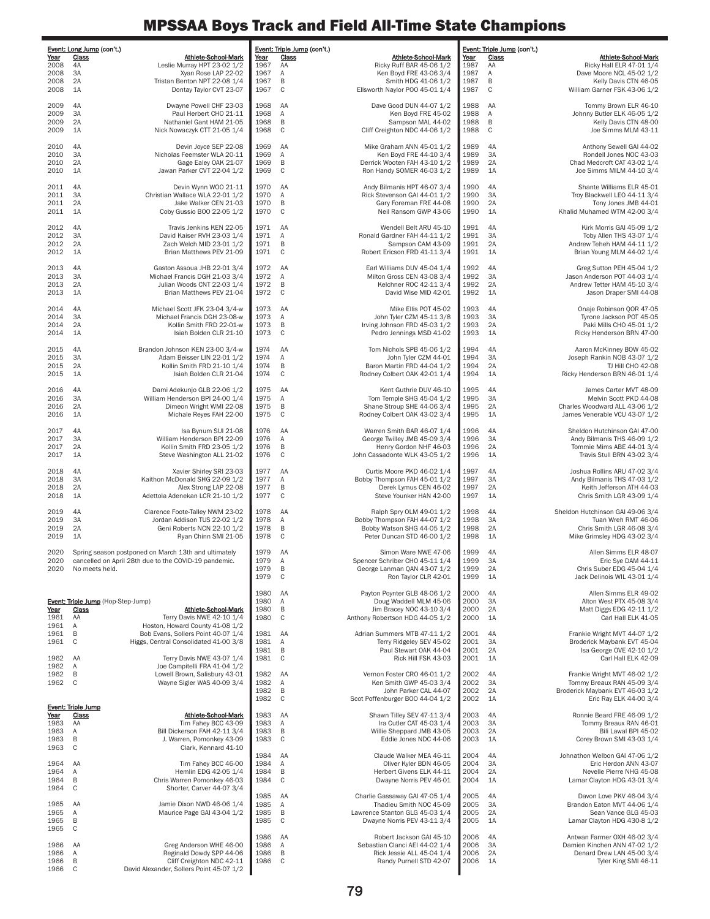# MPSSAA Boys Track and Field All-Time State Champions

**Event: Long Jump (con't.)**

| Year | Class | Athlete-School-Mark |
|---|---|---|
| 2008 | 4A | Leslie Murray HPT 23-02 1/2 |
| 2008 | 3A | Xyan Rose LAP 22-02 |
| 2008 | 2A | Tristan Benton NPT 22-08 1/4 |
| 2008 | 1A | Dontay Taylor CVT 23-07 |
| 2009 | 4A | Dwayne Powell CHF 23-03 |
| 2009 | 3A | Paul Herbert CHO 21-11 |
| 2009 | 2A | Nathaniel Gant HAM 21-05 |
| 2009 | 1A | Nick Nowaczyk CTT 21-05 1/4 |
| 2010 | 4A | Devin Joyce SEP 22-08 |
| 2010 | 3A | Nicholas Feemster WLA 20-11 |
| 2010 | 2A | Gage Ealey OAK 21-07 |
| 2010 | 1A | Jawan Parker CVT 22-04 1/2 |
| 2011 | 4A | Devin Wynn WOO 21-11 |
| 2011 | 3A | Christian Wallace WLA 22-01 1/2 |
| 2011 | 2A | Jake Walker CEN 21-03 |
| 2011 | 1A | Coby Gussio BOO 22-05 1/2 |
| 2012 | 4A | Travis Jenkins KEN 22-05 |
| 2012 | 3A | David Kaiser RVH 23-03 1/4 |
| 2012 | 2A | Zach Welch MID 23-01 1/2 |
| 2012 | 1A | Brian Matthews PEV 21-09 |
| 2013 | 4A | Gaston Assoua JHB 22-01 3/4 |
| 2013 | 3A | Michael Francis DGH 21-03 3/4 |
| 2013 | 2A | Julian Woods CNT 22-03 1/4 |
| 2013 | 1A | Brian Matthews PEV 21-04 |
| 2014 | 4A | Michael Scott JFK 23-04 3/4-w |
| 2014 | 3A | Michael Francis DGH 23-08-w |
| 2014 | 2A | Kollin Smith FRD 22-01-w |
| 2014 | 1A | Isiah Bolden CLR 21-10 |
| 2015 | 4A | Brandon Johnson KEN 23-00 3/4-w |
| 2015 | 3A | Adam Beisser LIN 22-01 1/2 |
| 2015 | 2A | Kollin Smith FRD 21-10 1/4 |
| 2015 | 1A | Isiah Bolden CLR 21-04 |
| 2016 | 4A | Dami Adekunjo GLB 22-06 1/2 |
| 2016 | 3A | William Henderson BPI 24-00 1/4 |
| 2016 | 2A | Dimeon Wright WMI 22-08 |
| 2016 | 1A | Michale Reyes FAH 22-00 |
| 2017 | 4A | Isa Bynum SUI 21-08 |
| 2017 | 3A | William Henderson BPI 22-09 |
| 2017 | 2A | Kollin Smith FRD 23-05 1/2 |
| 2017 | 1A | Steve Washington ALL 21-02 |
| 2018 | 4A | Xavier Shirley SRI 23-03 |
| 2018 | 3A | Kaithon McDonald SHG 22-09 1/2 |
| 2018 | 2A | Alex Strong LAP 22-08 |
| 2018 | 1A | Adettola Adenekan LCR 21-10 1/2 |
| 2019 | 4A | Clarence Foote-Talley NWM 23-02 |
| 2019 | 3A | Jordan Addison TUS 22-02 1/2 |
| 2019 | 2A | Geni Roberts NCN 22-10 1/2 |
| 2019 | 1A | Ryan Chinn SMI 21-05 |
| 2020 | | Spring season postponed on March 13th and ultimately |
| 2020 | | cancelled on April 28th due to the COVID-19 pandemic. |
| 2020 | | No meets held. |

**Event: Triple Jump (Hop-Step-Jump)**

| Year | Class | Athlete-School-Mark |
|---|---|---|
| 1961 | AA | Terry Davis NWE 42-10 1/4 |
| 1961 | A | Hoston, Howard County 41-08 1/2 |
| 1961 | B | Bob Evans, Sollers Point 40-07 1/4 |
| 1961 | C | Higgs, Central Consolidated 41-00 3/8 |
| 1962 | AA | Terry Davis NWE 43-07 1/4 |
| 1962 | A | Joe Campitelli FRA 41-04 1/2 |
| 1962 | B | Lowell Brown, Salisbury 43-01 |
| 1962 | C | Wayne Sigler WAS 40-09 3/4 |

**Event: Triple Jump**

| Year | Class | Athlete-School-Mark |
|---|---|---|
| 1963 | AA | Tim Fahey BCC 43-09 |
| 1963 | A | Bill Dickerson FAH 42-11 3/4 |
| 1963 | B | J. Warren, Pomonkey 43-09 |
| 1963 | C | Clark, Kennard 41-10 |
| 1964 | AA | Tim Fahey BCC 46-00 |
| 1964 | A | Hemlin EDG 42-05 1/4 |
| 1964 | B | Chris Warren Pomonkey 46-03 |
| 1964 | C | Shorter, Carver 44-07 3/4 |
| 1965 | AA | Jamie Dixon NWD 46-06 1/4 |
| 1965 | A | Maurice Page GAI 43-04 1/2 |
| 1965 | B | |
| 1965 | C | |
| 1966 | AA | Greg Anderson WHE 46-00 |
| 1966 | A | Reginald Dowdy SPP 44-06 |
| 1966 | B | Cliff Creighton NDC 42-11 |
| 1966 | C | David Alexander, Sollers Point 45-07 1/2 |

**Event: Triple Jump (con't.)**

| Year | Class | Athlete-School-Mark |
|---|---|---|
| 1967 | AA | Ricky Ruff BAR 45-06 1/2 |
| 1967 | A | Ken Boyd FRE 43-06 3/4 |
| 1967 | B | Smith HDG 41-06 1/2 |
| 1967 | C | Ellsworth Naylor POO 45-01 1/4 |
| 1968 | AA | Dave Good DUN 44-07 1/2 |
| 1968 | A | Ken Boyd FRE 45-02 |
| 1968 | B | Sampson MAL 44-02 |
| 1968 | C | Cliff Creighton NDC 44-06 1/2 |
| 1969 | AA | Mike Graham ANN 45-01 1/2 |
| 1969 | A | Ken Boyd FRE 44-10 3/4 |
| 1969 | B | Derrick Wooten FAH 43-10 1/2 |
| 1969 | C | Ron Handy SOMER 46-03 1/2 |
| 1970 | AA | Andy Bilmanis HPT 46-07 3/4 |
| 1970 | A | Rick Stevenson GAI 44-01 1/2 |
| 1970 | B | Gary Foreman FRE 44-08 |
| 1970 | C | Neil Ransom GWP 43-06 |
| 1971 | AA | Wendell Belt ARU 45-10 |
| 1971 | A | Ronald Gardner FAH 44-11 1/2 |
| 1971 | B | Sampson CAM 43-09 |
| 1971 | C | Robert Ericson FRD 41-11 3/4 |
| 1972 | AA | Earl Williams DUV 45-04 1/4 |
| 1972 | A | Milton Gross CEN 43-08 3/4 |
| 1972 | B | Kelchner ROC 42-11 3/4 |
| 1972 | C | David Wise MID 42-01 |
| 1973 | AA | Mike Ellis POT 45-02 |
| 1973 | A | John Tyler CZM 45-11 3/8 |
| 1973 | B | Irving Johnson FRD 45-03 1/2 |
| 1973 | C | Pedro Jennings MSD 41-02 |
| 1974 | AA | Tom Nichols SPB 45-06 1/2 |
| 1974 | A | John Tyler CZM 44-01 |
| 1974 | B | Baron Martin FRD 44-04 1/2 |
| 1974 | C | Rodney Colbert OAK 42-01 1/4 |
| 1975 | AA | Kent Guthrie DUV 46-10 |
| 1975 | A | Tom Temple SHG 45-04 1/2 |
| 1975 | B | Shane Stroup SHE 44-06 3/4 |
| 1975 | C | Rodney Colbert OAK 43-02 3/4 |
| 1976 | AA | Warren Smith BAR 46-07 1/4 |
| 1976 | A | George Twilley JMB 45-09 3/4 |
| 1976 | B | Henry Gordon NHF 46-03 |
| 1976 | C | John Cassadonte WLK 43-05 1/2 |
| 1977 | AA | Curtis Moore PKD 46-02 1/4 |
| 1977 | A | Bobby Thompson FAH 45-01 1/2 |
| 1977 | B | Derek Lymus CEN 46-02 |
| 1977 | C | Steve Younker HAN 42-00 |
| 1978 | AA | Ralph Spry OLM 49-01 1/2 |
| 1978 | A | Bobby Thompson FAH 44-07 1/2 |
| 1978 | B | Bobby Watson SHG 44-05 1/2 |
| 1978 | C | Peter Duncan STD 46-00 1/2 |
| 1979 | AA | Simon Ware NWE 47-06 |
| 1979 | A | Spencer Schriber CHO 45-11 1/4 |
| 1979 | B | George Lanman QAN 43-07 1/2 |
| 1979 | C | Ron Taylor CLR 42-01 |
| 1980 | AA | Payton Poynter GLB 48-06 1/2 |
| 1980 | A | Doug Waddell MLM 45-06 |
| 1980 | B | Jim Bracey NOC 43-10 3/4 |
| 1980 | C | Anthony Robertson HDG 44-05 1/2 |
| 1981 | AA | Adrian Summers MTB 47-11 1/2 |
| 1981 | A | Terry Ridgeley SEV 45-02 |
| 1981 | B | Paul Stewart OAK 44-04 |
| 1981 | C | Rick Hill FSK 43-03 |
| 1982 | AA | Vernon Foster CRO 46-01 1/2 |
| 1982 | A | Ken Smith GWP 45-03 3/4 |
| 1982 | B | John Parker CAL 44-07 |
| 1982 | C | Scot Poffenburger BOO 44-04 1/2 |
| 1983 | AA | Shawn Tilley SEV 47-11 3/4 |
| 1983 | A | Ira Cutler CAT 45-03 1/4 |
| 1983 | B | Willie Sheppard JMB 43-05 |
| 1983 | C | Eddie Jones NDC 44-06 |
| 1984 | AA | Claude Walker MEA 46-11 |
| 1984 | A | Oliver Kyler BDN 46-05 |
| 1984 | B | Herbert Givens ELK 44-11 |
| 1984 | C | Dwayne Norris PEV 46-01 |
| 1985 | AA | Charlie Gassaway GAI 47-05 1/4 |
| 1985 | A | Thadieu Smith NOC 45-09 |
| 1985 | B | Lawrence Stanton GLG 45-03 1/4 |
| 1985 | C | Dwayne Norris PEV 43-11 3/4 |
| 1986 | AA | Robert Jackson GAI 45-10 |
| 1986 | A | Sebastian Clanci AEI 44-02 1/4 |
| 1986 | B | Rick Jessie ALL 45-04 1/4 |
| 1986 | C | Randy Purnell STD 42-07 |

**Event: Triple Jump (con't.)**

| Year | Class | Athlete-School-Mark |
|---|---|---|
| 1987 | AA | Ricky Hall ELR 47-01 1/4 |
| 1987 | A | Dave Moore NCL 45-02 1/2 |
| 1987 | B | Kelly Davis CTN 46-05 |
| 1987 | C | William Garner FSK 43-06 1/2 |
| 1988 | AA | Tommy Brown ELR 46-10 |
| 1988 | A | Johnny Butler ELK 46-05 1/2 |
| 1988 | B | Kelly Davis CTN 48-00 |
| 1988 | C | Joe Simms MLM 43-11 |
| 1989 | 4A | Anthony Sewell GAI 44-02 |
| 1989 | 3A | Rondell Jones NOC 43-03 |
| 1989 | 2A | Chad Medcroft CAT 43-02 1/4 |
| 1989 | 1A | Joe Simms MILM 44-10 3/4 |
| 1990 | 4A | Shante Williams ELR 45-01 |
| 1990 | 3A | Troy Blackwell LEO 44-11 3/4 |
| 1990 | 2A | Tony Jones JMB 44-01 |
| 1990 | 1A | Khalid Muhamed WTM 42-00 3/4 |
| 1991 | 4A | Kirk Morris GAI 45-09 1/2 |
| 1991 | 3A | Toby Allen THS 43-07 1/4 |
| 1991 | 2A | Andrew Teheh HAM 44-11 1/2 |
| 1991 | 1A | Brian Young MLM 44-02 1/4 |
| 1992 | 4A | Greg Sutton PEH 45-04 1/2 |
| 1992 | 3A | Jason Anderson POT 44-03 1/4 |
| 1992 | 2A | Andrew Tetter HAM 45-10 3/4 |
| 1992 | 1A | Jason Draper SMI 44-08 |
| 1993 | 4A | Onaje Robinson QOR 47-05 |
| 1993 | 3A | Tyrone Jackson POT 45-05 |
| 1993 | 2A | Paki Mills CHO 45-01 1/2 |
| 1993 | 1A | Ricky Henderson BRN 47-00 |
| 1994 | 4A | Aaron McKinney BOW 45-02 |
| 1994 | 3A | Joseph Rankin NOB 43-07 1/2 |
| 1994 | 2A | TJ Hill CHO 42-08 |
| 1994 | 1A | Ricky Henderson BRN 46-01 1/4 |
| 1995 | 4A | James Carter MVT 48-09 |
| 1995 | 3A | Melvin Scott PKD 44-08 |
| 1995 | 2A | Charles Woodward ALL 43-06 1/2 |
| 1995 | 1A | James Venerable VCU 43-07 1/2 |
| 1996 | 4A | Sheldon Hutchinson GAI 47-00 |
| 1996 | 3A | Andy Bilmanis THS 46-09 1/2 |
| 1996 | 2A | Tommie Mims ABE 44-01 3/4 |
| 1996 | 1A | Travis Stull BRN 43-02 3/4 |
| 1997 | 4A | Joshua Rollins ARU 47-02 3/4 |
| 1997 | 3A | Andy Bilmanis THS 47-03 1/2 |
| 1997 | 2A | Keith Jefferson ATH 44-03 |
| 1997 | 1A | Chris Smith LGR 43-09 1/4 |
| 1998 | 4A | Sheldon Hutchinson GAI 49-06 3/4 |
| 1998 | 3A | Tuan Wreh RMT 46-06 |
| 1998 | 2A | Chris Smith LGR 46-08 3/4 |
| 1998 | 1A | Mike Grimsley HDG 43-02 3/4 |
| 1999 | 4A | Allen Simms ELR 48-07 |
| 1999 | 3A | Eric Sye DAM 44-11 |
| 1999 | 2A | Chris Suber EDG 45-04 1/4 |
| 1999 | 1A | Jack Delinois WIL 43-01 1/4 |
| 2000 | 4A | Allen Simms ELR 49-02 |
| 2000 | 3A | Alton West PTX 45-08 3/4 |
| 2000 | 2A | Matt Diggs EDG 42-11 1/2 |
| 2000 | 1A | Carl Hall ELK 41-05 |
| 2001 | 4A | Frankie Wright MVT 44-07 1/2 |
| 2001 | 3A | Broderick Maybank EVT 45-04 |
| 2001 | 2A | Isa George OVE 42-10 1/2 |
| 2001 | 1A | Carl Hall ELK 42-09 |
| 2002 | 4A | Frankie Wright MVT 46-02 1/2 |
| 2002 | 3A | Tommy Breaux RAN 45-09 3/4 |
| 2002 | 2A | Broderick Maybank EVT 46-03 1/2 |
| 2002 | 1A | Eric Ray ELK 44-00 3/4 |
| 2003 | 4A | Ronnie Beard FRE 46-09 1/2 |
| 2003 | 3A | Tommy Breaux RAN 46-01 |
| 2003 | 2A | Bili Lawal BPI 45-02 |
| 2003 | 1A | Corey Brown SMI 43-03 1/4 |
| 2004 | 4A | Johnathon Welbon GAI 47-06 1/2 |
| 2004 | 3A | Eric Herdon ANN 43-07 |
| 2004 | 2A | Nevelle Pierre NHG 45-08 |
| 2004 | 1A | Lamar Clayton HDG 43-01 3/4 |
| 2005 | 4A | Davon Love PKV 46-04 3/4 |
| 2005 | 3A | Brandon Eaton MVT 44-06 1/4 |
| 2005 | 2A | Sean Vance GLG 45-03 |
| 2005 | 1A | Lamar Clayton HDG 430-8 1/2 |
| 2006 | 4A | Antwan Farmer OXH 46-02 3/4 |
| 2006 | 3A | Damien Kinchen ANN 47-02 1/2 |
| 2006 | 2A | Denard Drew LAN 45-00 3/4 |
| 2006 | 1A | Tyler King SMI 46-11 |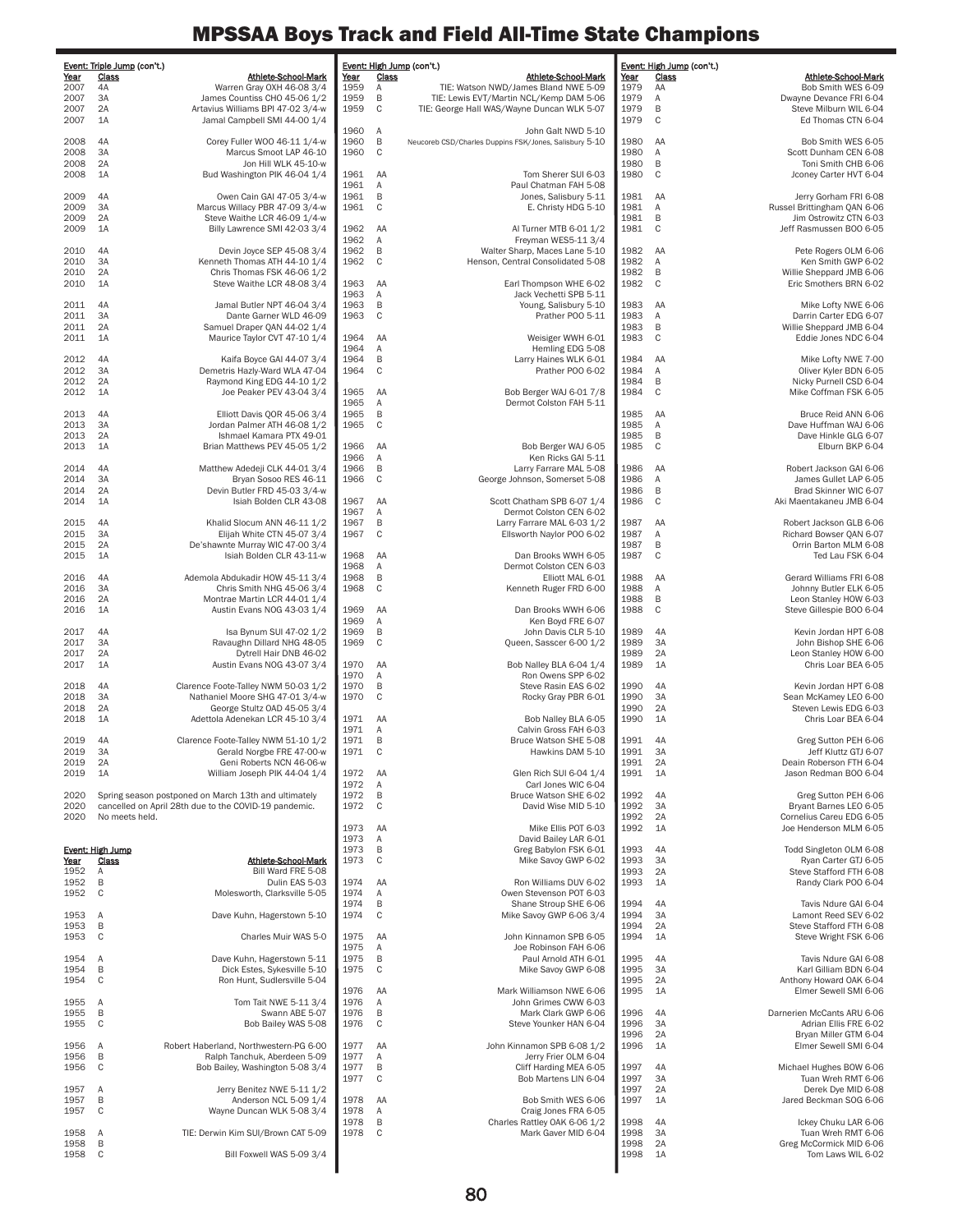# MPSSAA Boys Track and Field All-Time State Champions

**Event: Triple Jump (con't.)**

| Year | Class | Athlete-School-Mark |
|---|---|---|
| 2007 | 4A | Warren Gray OXH 46-08 3/4 |
| 2007 | 3A | James Countiss CHO 45-06 1/2 |
| 2007 | 2A | Artavius Williams BPI 47-02 3/4-w |
| 2007 | 1A | Jamal Campbell SMI 44-00 1/4 |
| 2008 | 4A | Corey Fuller WOO 46-11 1/4-w |
| 2008 | 3A | Marcus Smoot LAP 46-10 |
| 2008 | 2A | Jon Hill WLK 45-10-w |
| 2008 | 1A | Bud Washington PIK 46-04 1/4 |
| 2009 | 4A | Owen Cain GAI 47-05 3/4-w |
| 2009 | 3A | Marcus Willacy PBR 47-09 3/4-w |
| 2009 | 2A | Steve Waithe LCR 46-09 1/4-w |
| 2009 | 1A | Billy Lawrence SMI 42-03 3/4 |
| 2010 | 4A | Devin Joyce SEP 45-08 3/4 |
| 2010 | 3A | Kenneth Thomas ATH 44-10 1/4 |
| 2010 | 2A | Chris Thomas FSK 46-06 1/2 |
| 2010 | 1A | Steve Waithe LCR 48-08 3/4 |
| 2011 | 4A | Jamal Butler NPT 46-04 3/4 |
| 2011 | 3A | Dante Garner WLD 46-09 |
| 2011 | 2A | Samuel Draper QAN 44-02 1/4 |
| 2011 | 1A | Maurice Taylor CVT 47-10 1/4 |
| 2012 | 4A | Kaifa Boyce GAI 44-07 3/4 |
| 2012 | 3A | Demetris Hazly-Ward WLA 47-04 |
| 2012 | 2A | Raymond King EDG 44-10 1/2 |
| 2012 | 1A | Joe Peaker PEV 43-04 3/4 |
| 2013 | 4A | Elliott Davis QOR 45-06 3/4 |
| 2013 | 3A | Jordan Palmer ATH 46-08 1/2 |
| 2013 | 2A | Ishmael Kamara PTX 49-01 |
| 2013 | 1A | Brian Matthews PEV 45-05 1/2 |
| 2014 | 4A | Matthew Adedeji CLK 44-01 3/4 |
| 2014 | 3A | Bryan Sosoo RES 46-11 |
| 2014 | 2A | Devin Butler FRD 45-03 3/4-w |
| 2014 | 1A | Isiah Bolden CLR 43-08 |
| 2015 | 4A | Khalid Slocum ANN 46-11 1/2 |
| 2015 | 3A | Elijah White CTN 45-07 3/4 |
| 2015 | 2A | De'shawnte Murray WIC 47-00 3/4 |
| 2015 | 1A | Isiah Bolden CLR 43-11-w |
| 2016 | 4A | Ademola Abdukadir HOW 45-11 3/4 |
| 2016 | 3A | Chris Smith NHG 45-06 3/4 |
| 2016 | 2A | Montrae Martin LCR 44-01 1/4 |
| 2016 | 1A | Austin Evans NOG 43-03 1/4 |
| 2017 | 4A | Isa Bynum SUI 47-02 1/2 |
| 2017 | 3A | Ravaughn Dillard NHG 48-05 |
| 2017 | 2A | Dytrell Hair DNB 46-02 |
| 2017 | 1A | Austin Evans NOG 43-07 3/4 |
| 2018 | 4A | Clarence Foote-Talley NWM 50-03 1/2 |
| 2018 | 3A | Nathaniel Moore SHG 47-01 3/4-w |
| 2018 | 2A | George Stultz OAD 45-05 3/4 |
| 2018 | 1A | Adettola Adenekan LCR 45-10 3/4 |
| 2019 | 4A | Clarence Foote-Talley NWM 51-10 1/2 |
| 2019 | 3A | Gerald Norgbe FRE 47-00-w |
| 2019 | 2A | Geni Roberts NCN 46-06-w |
| 2019 | 1A | William Joseph PIK 44-04 1/4 |
| 2020 | | Spring season postponed on March 13th and ultimately |
| 2020 | | cancelled on April 28th due to the COVID-19 pandemic. |
| 2020 | | No meets held. |

**Event: High Jump**

| Year | Class | Athlete-School-Mark |
|---|---|---|
| 1952 | A | Bill Ward FRE 5-08 |
| 1952 | B | Dulin EAS 5-03 |
| 1952 | C | Molesworth, Clarksville 5-05 |
| 1953 | A | Dave Kuhn, Hagerstown 5-10 |
| 1953 | B | |
| 1953 | C | Charles Muir WAS 5-0 |
| 1954 | A | Dave Kuhn, Hagerstown 5-11 |
| 1954 | B | Dick Estes, Sykesville 5-10 |
| 1954 | C | Ron Hunt, Sudlersville 5-04 |
| 1955 | A | Tom Tait NWE 5-11 3/4 |
| 1955 | B | Swann ABE 5-07 |
| 1955 | C | Bob Bailey WAS 5-08 |
| 1956 | A | Robert Haberland, Northwestern-PG 6-00 |
| 1956 | B | Ralph Tanchuk, Aberdeen 5-09 |
| 1956 | C | Bob Bailey, Washington 5-08 3/4 |
| 1957 | A | Jerry Benitez NWE 5-11 1/2 |
| 1957 | B | Anderson NCL 5-09 1/4 |
| 1957 | C | Wayne Duncan WLK 5-08 3/4 |
| 1958 | A | TIE: Derwin Kim SUI/Brown CAT 5-09 |
| 1958 | B | |
| 1958 | C | Bill Foxwell WAS 5-09 3/4 |

**Event: High Jump (con't.)**

| Year | Class | Athlete-School-Mark |
|---|---|---|
| 1959 | A | TIE: Watson NWD/James Bland NWE 5-09 |
| 1959 | B | TIE: Lewis EVT/Martin NCL/Kemp DAM 5-06 |
| 1959 | C | TIE: George Hall WAS/Wayne Duncan WLK 5-07 |
| 1960 | A | John Galt NWD 5-10 |
| 1960 | B | Neucoreb CSD/Charles Duppins FSK/Jones, Salisbury 5-10 |
| 1960 | C | |
| 1961 | AA | Tom Sherer SUI 6-03 |
| 1961 | A | Paul Chatman FAH 5-08 |
| 1961 | B | Jones, Salisbury 5-11 |
| 1961 | C | E. Christy HDG 5-10 |
| 1962 | AA | Al Turner MTB 6-01 1/2 |
| 1962 | A | Freyman WES5-11 3/4 |
| 1962 | B | Walter Sharp, Maces Lane 5-10 |
| 1962 | C | Henson, Central Consolidated 5-08 |
| 1963 | AA | Earl Thompson WHE 6-02 |
| 1963 | A | Jack Vechetti SPB 5-11 |
| 1963 | B | Young, Salisbury 5-10 |
| 1963 | C | Prather POO 5-11 |
| 1964 | AA | Weisiger WWH 6-01 |
| 1964 | A | Hemling EDG 5-08 |
| 1964 | B | Larry Haines WLK 6-01 |
| 1964 | C | Prather POO 6-02 |
| 1965 | AA | Bob Berger WAJ 6-01 7/8 |
| 1965 | A | Dermot Colston FAH 5-11 |
| 1965 | B | |
| 1965 | C | |
| 1966 | AA | Bob Berger WAJ 6-05 |
| 1966 | A | Ken Ricks GAI 5-11 |
| 1966 | B | Larry Farrare MAL 5-08 |
| 1966 | C | George Johnson, Somerset 5-08 |
| 1967 | AA | Scott Chatham SPB 6-07 1/4 |
| 1967 | A | Dermot Colston CEN 6-02 |
| 1967 | B | Larry Farrare MAL 6-03 1/2 |
| 1967 | C | Ellsworth Naylor POO 6-02 |
| 1968 | AA | Dan Brooks WWH 6-05 |
| 1968 | A | Dermot Colston CEN 6-03 |
| 1968 | B | Elliott MAL 6-01 |
| 1968 | C | Kenneth Ruger FRD 6-00 |
| 1969 | AA | Dan Brooks WWH 6-06 |
| 1969 | A | Ken Boyd FRE 6-07 |
| 1969 | B | John Davis CLR 5-10 |
| 1969 | C | Queen, Sasscer 6-00 1/2 |
| 1970 | AA | Bob Nalley BLA 6-04 1/4 |
| 1970 | A | Ron Owens SPP 6-02 |
| 1970 | B | Steve Rasin EAS 6-02 |
| 1970 | C | Rocky Gray PBR 6-01 |
| 1971 | AA | Bob Nalley BLA 6-05 |
| 1971 | A | Calvin Gross FAH 6-03 |
| 1971 | B | Bruce Watson SHE 5-08 |
| 1971 | C | Hawkins DAM 5-10 |
| 1972 | AA | Glen Rich SUI 6-04 1/4 |
| 1972 | A | Carl Jones WIC 6-04 |
| 1972 | B | Bruce Watson SHE 6-02 |
| 1972 | C | David Wise MID 5-10 |
| 1973 | AA | Mike Ellis POT 6-03 |
| 1973 | A | David Bailey LAR 6-01 |
| 1973 | B | Greg Babylon FSK 6-01 |
| 1973 | C | Mike Savoy GWP 6-02 |
| 1974 | AA | Ron Williams DUV 6-02 |
| 1974 | A | Owen Stevenson POT 6-03 |
| 1974 | B | Shane Stroup SHE 6-06 |
| 1974 | C | Mike Savoy GWP 6-06 3/4 |
| 1975 | AA | John Kinnamon SPB 6-05 |
| 1975 | A | Joe Robinson FAH 6-06 |
| 1975 | B | Paul Arnold ATH 6-01 |
| 1975 | C | Mike Savoy GWP 6-08 |
| 1976 | AA | Mark Williamson NWE 6-06 |
| 1976 | A | John Grimes CWW 6-03 |
| 1976 | B | Mark Clark GWP 6-06 |
| 1976 | C | Steve Younker HAN 6-04 |
| 1977 | AA | John Kinnamon SPB 6-08 1/2 |
| 1977 | A | Jerry Frier OLM 6-04 |
| 1977 | B | Cliff Harding MEA 6-05 |
| 1977 | C | Bob Martens LIN 6-04 |
| 1978 | AA | Bob Smith WES 6-06 |
| 1978 | A | Craig Jones FRA 6-05 |
| 1978 | B | Charles Rattley OAK 6-06 1/2 |
| 1978 | C | Mark Gaver MID 6-04 |

**Event: High Jump (con't.)**

| Year | Class | Athlete-School-Mark |
|---|---|---|
| 1979 | AA | Bob Smith WES 6-09 |
| 1979 | A | Dwayne Devance FRI 6-04 |
| 1979 | B | Steve Milburn WIL 6-04 |
| 1979 | C | Ed Thomas CTN 6-04 |
| 1980 | AA | Bob Smith WES 6-05 |
| 1980 | A | Scott Dunham CEN 6-08 |
| 1980 | B | Toni Smith CHB 6-06 |
| 1980 | C | Jconey Carter HVT 6-04 |
| 1981 | AA | Jerry Gorham FRI 6-08 |
| 1981 | A | Russel Brittingham QAN 6-06 |
| 1981 | B | Jim Ostrowitz CTN 6-03 |
| 1981 | C | Jeff Rasmussen BOO 6-05 |
| 1982 | AA | Pete Rogers OLM 6-06 |
| 1982 | A | Ken Smith GWP 6-02 |
| 1982 | B | Willie Sheppard JMB 6-06 |
| 1982 | C | Eric Smothers BRN 6-02 |
| 1983 | AA | Mike Lofty NWE 6-06 |
| 1983 | A | Darrin Carter EDG 6-07 |
| 1983 | B | Willie Sheppard JMB 6-04 |
| 1983 | C | Eddie Jones NDC 6-04 |
| 1984 | AA | Mike Lofty NWE 7-00 |
| 1984 | A | Oliver Kyler BDN 6-05 |
| 1984 | B | Nicky Purnell CSD 6-04 |
| 1984 | C | Mike Coffman FSK 6-05 |
| 1985 | AA | Bruce Reid ANN 6-06 |
| 1985 | A | Dave Huffman WAJ 6-06 |
| 1985 | B | Dave Hinkle GLG 6-07 |
| 1985 | C | Elburn BKP 6-04 |
| 1986 | AA | Robert Jackson GAI 6-06 |
| 1986 | A | James Gullet LAP 6-05 |
| 1986 | B | Brad Skinner WIC 6-07 |
| 1986 | C | Aki Maentakaneu JMB 6-04 |
| 1987 | AA | Robert Jackson GLB 6-06 |
| 1987 | A | Richard Bowser QAN 6-07 |
| 1987 | B | Orrin Barton MLM 6-08 |
| 1987 | C | Ted Lau FSK 6-04 |
| 1988 | AA | Gerard Williams FRI 6-08 |
| 1988 | A | Johnny Butler ELK 6-05 |
| 1988 | B | Leon Stanley HOW 6-03 |
| 1988 | C | Steve Gillespie BOO 6-04 |
| 1989 | 4A | Kevin Jordan HPT 6-08 |
| 1989 | 3A | John Bishop SHE 6-06 |
| 1989 | 2A | Leon Stanley HOW 6-00 |
| 1989 | 1A | Chris Loar BEA 6-05 |
| 1990 | 4A | Kevin Jordan HPT 6-08 |
| 1990 | 3A | Sean McKamey LEO 6-00 |
| 1990 | 2A | Steven Lewis EDG 6-03 |
| 1990 | 1A | Chris Loar BEA 6-04 |
| 1991 | 4A | Greg Sutton PEH 6-06 |
| 1991 | 3A | Jeff Kluttz GTJ 6-07 |
| 1991 | 2A | Deain Roberson FTH 6-04 |
| 1991 | 1A | Jason Redman BOO 6-04 |
| 1992 | 4A | Greg Sutton PEH 6-06 |
| 1992 | 3A | Bryant Barnes LEO 6-05 |
| 1992 | 2A | Cornelius Careu EDG 6-05 |
| 1992 | 1A | Joe Henderson MLM 6-05 |
| 1993 | 4A | Todd Singleton OLM 6-08 |
| 1993 | 3A | Ryan Carter GTJ 6-05 |
| 1993 | 2A | Steve Stafford FTH 6-08 |
| 1993 | 1A | Randy Clark POO 6-04 |
| 1994 | 4A | Tavis Ndure GAI 6-04 |
| 1994 | 3A | Lamont Reed SEV 6-02 |
| 1994 | 2A | Steve Stafford FTH 6-08 |
| 1994 | 1A | Steve Wright FSK 6-06 |
| 1995 | 4A | Tavis Ndure GAI 6-08 |
| 1995 | 3A | Karl Gilliam BDN 6-04 |
| 1995 | 2A | Anthony Howard OAK 6-04 |
| 1995 | 1A | Elmer Sewell SMI 6-06 |
| 1996 | 4A | Darnerien McCants ARU 6-06 |
| 1996 | 3A | Adrian Ellis FRE 6-02 |
| 1996 | 2A | Bryan Miller GTM 6-04 |
| 1996 | 1A | Elmer Sewell SMI 6-04 |
| 1997 | 4A | Michael Hughes BOW 6-06 |
| 1997 | 3A | Tuan Wreh RMT 6-06 |
| 1997 | 2A | Derek Dye MID 6-08 |
| 1997 | 1A | Jared Beckman SOG 6-06 |
| 1998 | 4A | Ickey Chuku LAR 6-06 |
| 1998 | 3A | Tuan Wreh RMT 6-06 |
| 1998 | 2A | Greg McCormick MID 6-06 |
| 1998 | 1A | Tom Laws WIL 6-02 |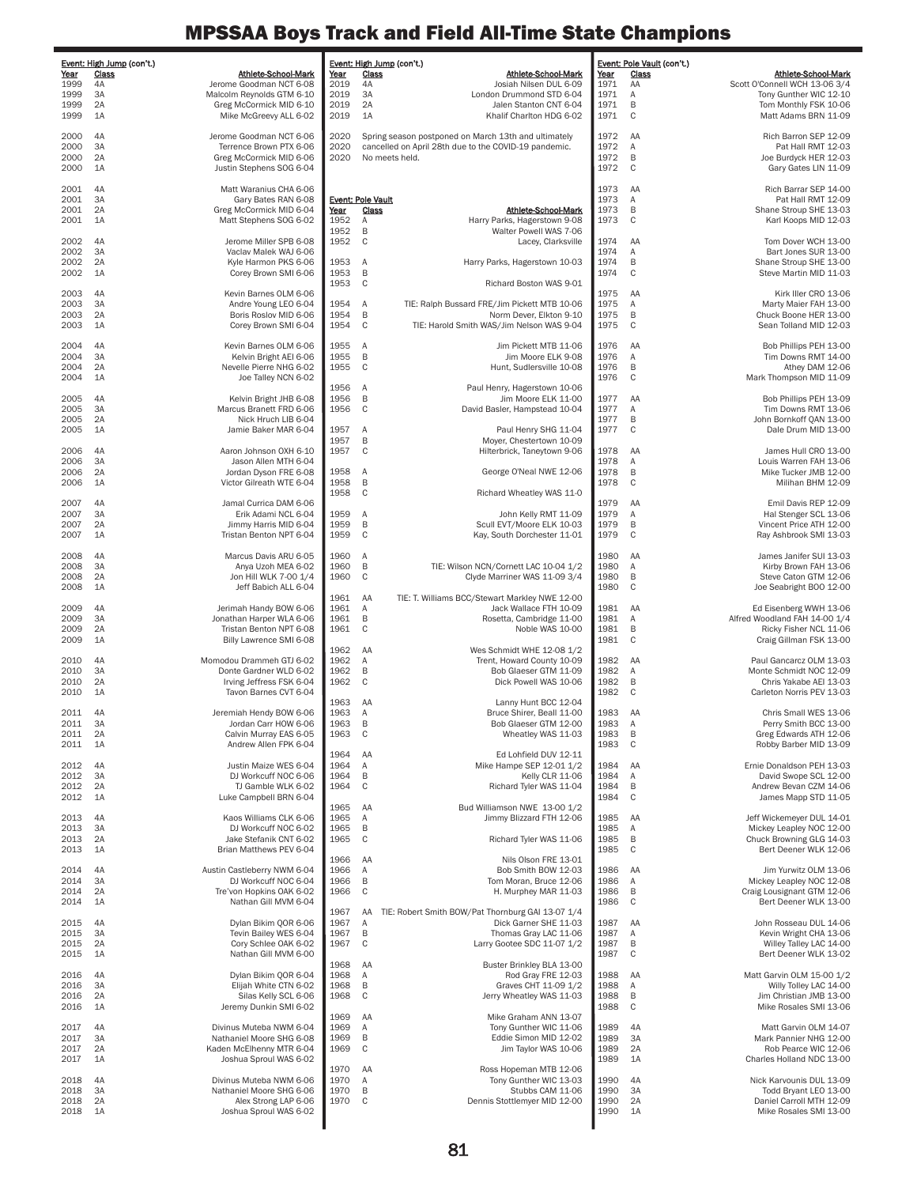# MPSSAA Boys Track and Field All-Time State Champions

**Event: High Jump (con't.)**

| Year | Class | Athlete-School-Mark |
|---|---|---|
| 1999 | 4A | Jerome Goodman NCT 6-08 |
| 1999 | 3A | Malcolm Reynolds GTM 6-10 |
| 1999 | 2A | Greg McCormick MID 6-10 |
| 1999 | 1A | Mike McGreevy ALL 6-02 |
| 2000 | 4A | Jerome Goodman NCT 6-06 |
| 2000 | 3A | Terrence Brown PTX 6-06 |
| 2000 | 2A | Greg McCormick MID 6-06 |
| 2000 | 1A | Justin Stephens SOG 6-04 |
| 2001 | 4A | Matt Waranius CHA 6-06 |
| 2001 | 3A | Gary Bates RAN 6-08 |
| 2001 | 2A | Greg McCormick MID 6-04 |
| 2001 | 1A | Matt Stephens SOG 6-02 |
| 2002 | 4A | Jerome Miller SPB 6-08 |
| 2002 | 3A | Vaclav Malek WAJ 6-06 |
| 2002 | 2A | Kyle Harmon PKS 6-06 |
| 2002 | 1A | Corey Brown SMI 6-06 |
| 2003 | 4A | Kevin Barnes OLM 6-06 |
| 2003 | 3A | Andre Young LEO 6-04 |
| 2003 | 2A | Boris Roslov MID 6-06 |
| 2003 | 1A | Corey Brown SMI 6-04 |
| 2004 | 4A | Kevin Barnes OLM 6-06 |
| 2004 | 3A | Kelvin Bright AEI 6-06 |
| 2004 | 2A | Nevelle Pierre NHG 6-02 |
| 2004 | 1A | Joe Talley NCN 6-02 |
| 2005 | 4A | Kelvin Bright JHB 6-08 |
| 2005 | 3A | Marcus Branett FRD 6-06 |
| 2005 | 2A | Nick Hruch LIB 6-04 |
| 2005 | 1A | Jamie Baker MAR 6-04 |
| 2006 | 4A | Aaron Johnson OXH 6-10 |
| 2006 | 3A | Jason Allen MTH 6-04 |
| 2006 | 2A | Jordan Dyson FRE 6-08 |
| 2006 | 1A | Victor Gilreath WTE 6-04 |
| 2007 | 4A | Jamal Currica DAM 6-06 |
| 2007 | 3A | Erik Adami NCL 6-04 |
| 2007 | 2A | Jimmy Harris MID 6-04 |
| 2007 | 1A | Tristan Benton NPT 6-04 |
| 2008 | 4A | Marcus Davis ARU 6-05 |
| 2008 | 3A | Anya Uzoh MEA 6-02 |
| 2008 | 2A | Jon Hill WLK 7-00 1/4 |
| 2008 | 1A | Jeff Babich ALL 6-04 |
| 2009 | 4A | Jerimah Handy BOW 6-06 |
| 2009 | 3A | Jonathan Harper WLA 6-06 |
| 2009 | 2A | Tristan Benton NPT 6-08 |
| 2009 | 1A | Billy Lawrence SMI 6-08 |
| 2010 | 4A | Momodou Drammeh GTJ 6-02 |
| 2010 | 3A | Donte Gardner WLD 6-02 |
| 2010 | 2A | Irving Jeffress FSK 6-04 |
| 2010 | 1A | Tavon Barnes CVT 6-04 |
| 2011 | 4A | Jeremiah Hendy BOW 6-06 |
| 2011 | 3A | Jordan Carr HOW 6-06 |
| 2011 | 2A | Calvin Murray EAS 6-05 |
| 2011 | 1A | Andrew Allen FPK 6-04 |
| 2012 | 4A | Justin Maize WES 6-04 |
| 2012 | 3A | DJ Workcuff NOC 6-06 |
| 2012 | 2A | TJ Gamble WLK 6-02 |
| 2012 | 1A | Luke Campbell BRN 6-04 |
| 2013 | 4A | Kaos Williams CLK 6-06 |
| 2013 | 3A | DJ Workcuff NOC 6-02 |
| 2013 | 2A | Jake Stefanik CNT 6-02 |
| 2013 | 1A | Brian Matthews PEV 6-04 |
| 2014 | 4A | Austin Castleberry NWM 6-04 |
| 2014 | 3A | DJ Workcuff NOC 6-04 |
| 2014 | 2A | Tre'von Hopkins OAK 6-02 |
| 2014 | 1A | Nathan Gill MVM 6-04 |
| 2015 | 4A | Dylan Bikim QOR 6-06 |
| 2015 | 3A | Tevin Bailey WES 6-04 |
| 2015 | 2A | Cory Schlee OAK 6-02 |
| 2015 | 1A | Nathan Gill MVM 6-00 |
| 2016 | 4A | Dylan Bikim QOR 6-04 |
| 2016 | 3A | Elijah White CTN 6-02 |
| 2016 | 2A | Silas Kelly SCL 6-06 |
| 2016 | 1A | Jeremy Dunkin SMI 6-02 |
| 2017 | 4A | Divinus Muteba NWM 6-04 |
| 2017 | 3A | Nathaniel Moore SHG 6-08 |
| 2017 | 2A | Kaden McElhenny MTR 6-04 |
| 2017 | 1A | Joshua Sproul WAS 6-02 |
| 2018 | 4A | Divinus Muteba NWM 6-06 |
| 2018 | 3A | Nathaniel Moore SHG 6-06 |
| 2018 | 2A | Alex Strong LAP 6-06 |
| 2018 | 1A | Joshua Sproul WAS 6-02 |
| 2019 | 4A | Josiah Nilsen DUL 6-09 |
| 2019 | 3A | London Drummond STD 6-04 |
| 2019 | 2A | Jalen Stanton CNT 6-04 |
| 2019 | 1A | Khalif Charlton HDG 6-02 |
| 2020 | | Spring season postponed on March 13th and ultimately |
| 2020 | | cancelled on April 28th due to the COVID-19 pandemic. |
| 2020 | | No meets held. |

**Event: Pole Vault**

| Year | Class | Athlete-School-Mark |
|---|---|---|
| 1952 | A | Harry Parks, Hagerstown 9-08 |
| 1952 | B | Walter Powell WAS 7-06 |
| 1952 | C | Lacey, Clarksville |
| 1953 | A | Harry Parks, Hagerstown 10-03 |
| 1953 | B | |
| 1953 | C | Richard Boston WAS 9-01 |
| 1954 | A | TIE: Ralph Bussard FRE/Jim Pickett MTB 10-06 |
| 1954 | B | Norm Dever, Elkton 9-10 |
| 1954 | C | TIE: Harold Smith WAS/Jim Nelson WAS 9-04 |
| 1955 | A | Jim Pickett MTB 11-06 |
| 1955 | B | Jim Moore ELK 9-08 |
| 1955 | C | Hunt, Sudlersville 10-08 |
| 1956 | A | Paul Henry, Hagerstown 10-06 |
| 1956 | B | Jim Moore ELK 11-00 |
| 1956 | C | David Basler, Hampstead 10-04 |
| 1957 | A | Paul Henry SHG 11-04 |
| 1957 | B | Moyer, Chestertown 10-09 |
| 1957 | C | Hilterbrick, Taneytown 9-06 |
| 1958 | A | George O'Neal NWE 12-06 |
| 1958 | B | |
| 1958 | C | Richard Wheatley WAS 11-0 |
| 1959 | A | John Kelly RMT 11-09 |
| 1959 | B | Scull EVT/Moore ELK 10-03 |
| 1959 | C | Kay, South Dorchester 11-01 |
| 1960 | A | |
| 1960 | B | TIE: Wilson NCN/Cornett LAC 10-04 1/2 |
| 1960 | C | Clyde Marriner WAS 11-09 3/4 |
| 1961 | AA | TIE: T. Williams BCC/Stewart Markley NWE 12-00 |
| 1961 | A | Jack Wallace FTH 10-09 |
| 1961 | B | Rosetta, Cambridge 11-00 |
| 1961 | C | Noble WAS 10-00 |
| 1962 | AA | Wes Schmidt WHE 12-08 1/2 |
| 1962 | A | Trent, Howard County 10-09 |
| 1962 | B | Bob Glaeser GTM 11-09 |
| 1962 | C | Dick Powell WAS 10-06 |
| 1963 | AA | Lanny Hunt BCC 12-04 |
| 1963 | A | Bruce Shirer, Beall 11-00 |
| 1963 | B | Bob Glaeser GTM 12-00 |
| 1963 | C | Wheatley WAS 11-03 |
| 1964 | AA | Ed Lohfield DUV 12-11 |
| 1964 | A | Mike Hampe SEP 12-01 1/2 |
| 1964 | B | Kelly CLR 11-06 |
| 1964 | C | Richard Tyler WAS 11-04 |
| 1965 | AA | Bud Williamson NWE 13-00 1/2 |
| 1965 | A | Jimmy Blizzard FTH 12-06 |
| 1965 | B | |
| 1965 | C | Richard Tyler WAS 11-06 |
| 1966 | AA | Nils Olson FRE 13-01 |
| 1966 | A | Bob Smith BOW 12-03 |
| 1966 | B | Tom Moran, Bruce 12-06 |
| 1966 | C | H. Murphey MAR 11-03 |
| 1967 | AA | TIE: Robert Smith BOW/Pat Thornburg GAI 13-07 1/4 |
| 1967 | A | Dick Garner SHE 11-03 |
| 1967 | B | Thomas Gray LAC 11-06 |
| 1967 | C | Larry Gootee SDC 11-07 1/2 |
| 1968 | AA | Buster Brinkley BLA 13-00 |
| 1968 | A | Rod Gray FRE 12-03 |
| 1968 | B | Graves CHT 11-09 1/2 |
| 1968 | C | Jerry Wheatley WAS 11-03 |
| 1969 | AA | Mike Graham ANN 13-07 |
| 1969 | A | Tony Gunther WIC 11-06 |
| 1969 | B | Eddie Simon MID 12-02 |
| 1969 | C | Jim Taylor WAS 10-06 |
| 1970 | AA | Ross Hopeman MTB 12-06 |
| 1970 | A | Tony Gunther WIC 13-03 |
| 1970 | B | Stubbs CAM 11-06 |
| 1970 | C | Dennis Stottlemyer MID 12-00 |

**Event: Pole Vault (con't.)**

| Year | Class | Athlete-School-Mark |
|---|---|---|
| 1971 | AA | Scott O'Connell WCH 13-06 3/4 |
| 1971 | A | Tony Gunther WIC 12-10 |
| 1971 | B | Tom Monthly FSK 10-06 |
| 1971 | C | Matt Adams BRN 11-09 |
| 1972 | AA | Rich Barron SEP 12-09 |
| 1972 | A | Pat Hall RMT 12-03 |
| 1972 | B | Joe Burdyck HER 12-03 |
| 1972 | C | Gary Gates LIN 11-09 |
| 1973 | AA | Rich Barrar SEP 14-00 |
| 1973 | A | Pat Hall RMT 12-09 |
| 1973 | B | Shane Stroup SHE 13-03 |
| 1973 | C | Karl Koops MID 12-03 |
| 1974 | AA | Tom Dover WCH 13-00 |
| 1974 | A | Bart Jones SUR 13-00 |
| 1974 | B | Shane Stroup SHE 13-00 |
| 1974 | C | Steve Martin MID 11-03 |
| 1975 | AA | Kirk Iller CRO 13-06 |
| 1975 | A | Marty Maier FAH 13-00 |
| 1975 | B | Chuck Boone HER 13-00 |
| 1975 | C | Sean Tolland MID 12-03 |
| 1976 | AA | Bob Phillips PEH 13-00 |
| 1976 | A | Tim Downs RMT 14-00 |
| 1976 | B | Athey DAM 12-06 |
| 1976 | C | Mark Thompson MID 11-09 |
| 1977 | AA | Bob Phillips PEH 13-09 |
| 1977 | A | Tim Downs RMT 13-06 |
| 1977 | B | John Bornkoff QAN 13-00 |
| 1977 | C | Dale Drum MID 13-00 |
| 1978 | AA | James Hull CRO 13-00 |
| 1978 | A | Louis Warren FAH 13-06 |
| 1978 | B | Mike Tucker JMB 12-00 |
| 1978 | C | Milihan BHM 12-09 |
| 1979 | AA | Emil Davis REP 12-09 |
| 1979 | A | Hal Stenger SCL 13-06 |
| 1979 | B | Vincent Price ATH 12-00 |
| 1979 | C | Ray Ashbrook SMI 13-03 |
| 1980 | AA | James Janifer SUI 13-03 |
| 1980 | A | Kirby Brown FAH 13-06 |
| 1980 | B | Steve Caton GTM 12-06 |
| 1980 | C | Joe Seabright BOO 12-00 |
| 1981 | AA | Ed Eisenberg WWH 13-06 |
| 1981 | A | Alfred Woodland FAH 14-00 1/4 |
| 1981 | B | Ricky Fisher NCL 11-06 |
| 1981 | C | Craig Gillman FSK 13-00 |
| 1982 | AA | Paul Gancarcz OLM 13-03 |
| 1982 | A | Monte Schmidt NOC 12-09 |
| 1982 | B | Chris Yakabe AEI 13-03 |
| 1982 | C | Carleton Norris PEV 13-03 |
| 1983 | AA | Chris Small WES 13-06 |
| 1983 | A | Perry Smith BCC 13-00 |
| 1983 | B | Greg Edwards ATH 12-06 |
| 1983 | C | Robby Barber MID 13-09 |
| 1984 | AA | Ernie Donaldson PEH 13-03 |
| 1984 | A | David Swope SCL 12-00 |
| 1984 | B | Andrew Bevan CZM 14-06 |
| 1984 | C | James Mapp STD 11-05 |
| 1985 | AA | Jeff Wickemeyer DUL 14-01 |
| 1985 | A | Mickey Leapley NOC 12-00 |
| 1985 | B | Chuck Browning GLG 14-03 |
| 1985 | C | Bert Deener WLK 12-06 |
| 1986 | AA | Jim Yurwitz OLM 13-06 |
| 1986 | A | Mickey Leapley NOC 12-08 |
| 1986 | B | Craig Lousignant GTM 12-06 |
| 1986 | C | Bert Deener WLK 13-00 |
| 1987 | AA | John Rosseau DUL 14-06 |
| 1987 | A | Kevin Wright CHA 13-06 |
| 1987 | B | Willey Talley LAC 14-00 |
| 1987 | C | Bert Deener WLK 13-02 |
| 1988 | AA | Matt Garvin OLM 15-00 1/2 |
| 1988 | A | Willy Tolley LAC 14-00 |
| 1988 | B | Jim Christian JMB 13-00 |
| 1988 | C | Mike Rosales SMI 13-06 |
| 1989 | 4A | Matt Garvin OLM 14-07 |
| 1989 | 3A | Mark Pannier NHG 12-00 |
| 1989 | 2A | Rob Pearce WIC 12-06 |
| 1989 | 1A | Charles Holland NDC 13-00 |
| 1990 | 4A | Nick Karvounis DUL 13-09 |
| 1990 | 3A | Todd Bryant LEO 13-00 |
| 1990 | 2A | Daniel Carroll MTH 12-09 |
| 1990 | 1A | Mike Rosales SMI 13-00 |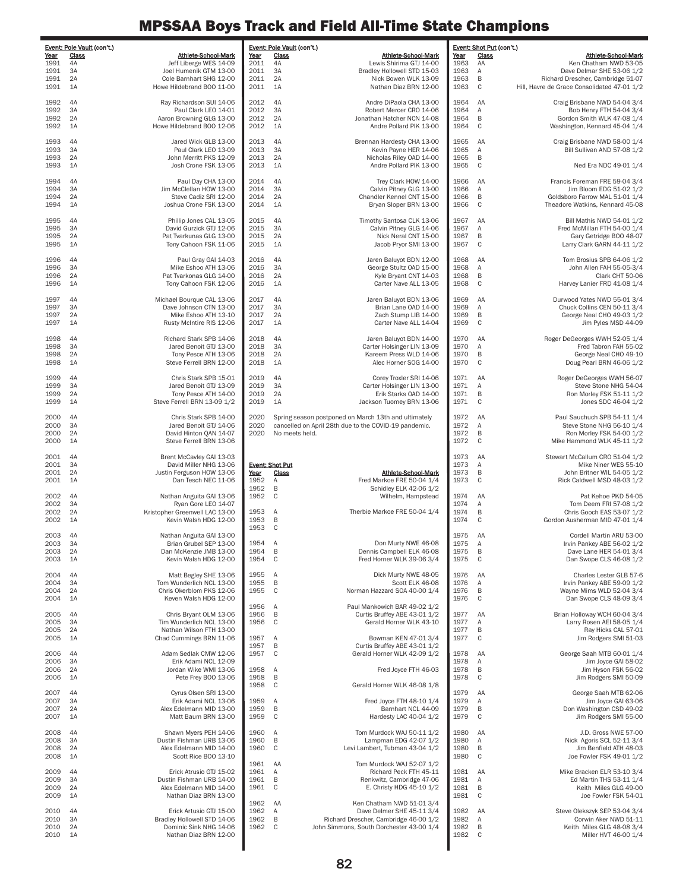# MPSSAA Boys Track and Field All-Time State Champions

**Event: Pole Vault (con't.)**

| Year | Class | Athlete-School-Mark |
|---|---|---|
| 1991 | 4A | Jeff Liberge WES 14-09 |
| 1991 | 3A | Joel Humenik GTM 13-00 |
| 1991 | 2A | Cole Barnhart SHG 12-00 |
| 1991 | 1A | Howe Hildebrand BOO 11-00 |
| 1992 | 4A | Ray Richardson SUI 14-06 |
| 1992 | 3A | Paul Clark LEO 14-01 |
| 1992 | 2A | Aaron Browning GLG 13-00 |
| 1992 | 1A | Howe Hildebrand BOO 12-06 |
| 1993 | 4A | Jared Wick GLB 13-00 |
| 1993 | 3A | Paul Clark LEO 13-09 |
| 1993 | 2A | John Merritt PKS 12-09 |
| 1993 | 1A | Josh Crone FSK 13-06 |
| 1994 | 4A | Paul Day CHA 13-00 |
| 1994 | 3A | Jim McClellan HOW 13-00 |
| 1994 | 2A | Steve Cadiz SRI 12-00 |
| 1994 | 1A | Joshua Crone FSK 13-00 |
| 1995 | 4A | Phillip Jones CAL 13-05 |
| 1995 | 3A | David Gurzick GTJ 12-06 |
| 1995 | 2A | Pat Tvarkunas GLG 13-00 |
| 1995 | 1A | Tony Cahoon FSK 11-06 |
| 1996 | 4A | Paul Gray GAI 14-03 |
| 1996 | 3A | Mike Eshoo ATH 13-06 |
| 1996 | 2A | Pat Tvarkonas GLG 14-00 |
| 1996 | 1A | Tony Cahoon FSK 12-06 |
| 1997 | 4A | Michael Bourque CAL 13-06 |
| 1997 | 3A | Dave Johnson CTN 13-00 |
| 1997 | 2A | Mike Eshoo ATH 13-10 |
| 1997 | 1A | Rusty McIntire RIS 12-06 |
| 1998 | 4A | Richard Stark SPB 14-06 |
| 1998 | 3A | Jared Benoit GTJ 13-00 |
| 1998 | 2A | Tony Pesce ATH 13-06 |
| 1998 | 1A | Steve Ferrell BRN 12-00 |
| 1999 | 4A | Chris Stark SPB 15-01 |
| 1999 | 3A | Jared Benoit GTJ 13-09 |
| 1999 | 2A | Tony Pesce ATH 14-00 |
| 1999 | 1A | Steve Ferrell BRN 13-09 1/2 |
| 2000 | 4A | Chris Stark SPB 14-00 |
| 2000 | 3A | Jared Benoit GTJ 14-06 |
| 2000 | 2A | David Hinton QAN 14-07 |
| 2000 | 1A | Steve Ferrell BRN 13-06 |
| 2001 | 4A | Brent McCavley GAI 13-03 |
| 2001 | 3A | David Miller NHG 13-06 |
| 2001 | 2A | Justin Ferguson HOW 13-06 |
| 2001 | 1A | Dan Tesch NEC 11-06 |
| 2002 | 4A | Nathan Anguita GAI 13-06 |
| 2002 | 3A | Ryan Gore LEO 14-07 |
| 2002 | 2A | Kristopher Greenwell LAC 13-00 |
| 2002 | 1A | Kevin Walsh HDG 12-00 |
| 2003 | 4A | Nathan Anguita GAI 13-00 |
| 2003 | 3A | Brian Grubel SEP 13-00 |
| 2003 | 2A | Dan McKenzie JMB 13-00 |
| 2003 | 1A | Kevin Walsh HDG 12-00 |
| 2004 | 4A | Matt Begley SHE 13-06 |
| 2004 | 3A | Tom Wunderlich NCL 13-00 |
| 2004 | 2A | Chris Okerblom PKS 12-06 |
| 2004 | 1A | Keven Walsh HDG 12-00 |
| 2005 | 4A | Chris Bryant OLM 13-06 |
| 2005 | 3A | Tim Wunderlich NCL 13-00 |
| 2005 | 2A | Nathan Wilson FTH 13-00 |
| 2005 | 1A | Chad Cummings BRN 11-06 |
| 2006 | 4A | Adam Sedlak CMW 12-06 |
| 2006 | 3A | Erik Adami NCL 12-09 |
| 2006 | 2A | Jordan Wike WMI 13-06 |
| 2006 | 1A | Pete Frey BOO 13-06 |
| 2007 | 4A | Cyrus Olsen SRI 13-00 |
| 2007 | 3A | Erik Adami NCL 13-06 |
| 2007 | 2A | Alex Edelmann MID 13-00 |
| 2007 | 1A | Matt Baum BRN 13-00 |
| 2008 | 4A | Shawn Myers PEH 14-06 |
| 2008 | 3A | Dustin Fishman URB 13-06 |
| 2008 | 2A | Alex Edelmann MID 14-00 |
| 2008 | 1A | Scott Rice BOO 13-10 |
| 2009 | 4A | Erick Atrusio GTJ 15-02 |
| 2009 | 3A | Dustin Fishman URB 14-00 |
| 2009 | 2A | Alex Edelmann MID 14-00 |
| 2009 | 1A | Nathan Diaz BRN 13-00 |
| 2010 | 4A | Erick Artusio GTJ 15-00 |
| 2010 | 3A | Bradley Hollowell STD 14-06 |
| 2010 | 2A | Dominic Sink NHG 14-06 |
| 2010 | 1A | Nathan Diaz BRN 12-00 |
| 2011 | 4A | Lewis Shirima GTJ 14-00 |
| 2011 | 3A | Bradley Hollowell STD 15-03 |
| 2011 | 2A | Nick Bowen WLK 13-09 |
| 2011 | 1A | Nathan Diaz BRN 12-00 |
| 2012 | 4A | Andre DiPaola CHA 13-00 |
| 2012 | 3A | Robert Mercer CRO 14-06 |
| 2012 | 2A | Jonathan Hatcher NCN 14-08 |
| 2012 | 1A | Andre Pollard PIK 13-00 |
| 2013 | 4A | Brennan Hardesty CHA 13-00 |
| 2013 | 3A | Kevin Payne HER 14-06 |
| 2013 | 2A | Nicholas Riley OAD 14-00 |
| 2013 | 1A | Andre Pollard PIK 13-00 |
| 2014 | 4A | Trey Clark HOW 14-00 |
| 2014 | 3A | Calvin Pitney GLG 13-00 |
| 2014 | 2A | Chandler Kennel CNT 15-00 |
| 2014 | 1A | Bryan Sloper BRN 13-00 |
| 2015 | 4A | Timothy Santosa CLK 13-06 |
| 2015 | 3A | Calvin Pitney GLG 14-06 |
| 2015 | 2A | Nick Neral CNT 15-00 |
| 2015 | 1A | Jacob Pryor SMI 13-00 |
| 2016 | 4A | Jaren Baluyot BDN 12-00 |
| 2016 | 3A | George Stultz OAD 15-00 |
| 2016 | 2A | Kyle Bryant CNT 14-03 |
| 2016 | 1A | Carter Nave ALL 13-05 |
| 2017 | 4A | Jaren Baluyot BDN 13-06 |
| 2017 | 3A | Brian Lane OAD 14-00 |
| 2017 | 2A | Zach Stump LIB 14-00 |
| 2017 | 1A | Carter Nave ALL 14-04 |
| 2018 | 4A | Jaren Baluyot BDN 14-00 |
| 2018 | 3A | Carter Holsinger LIN 13-09 |
| 2018 | 2A | Kareem Press WLD 14-06 |
| 2018 | 1A | Alec Horner SOG 14-00 |
| 2019 | 4A | Corey Troxler SRI 14-06 |
| 2019 | 3A | Carter Holsinger LIN 13-00 |
| 2019 | 2A | Erik Starks OAD 14-00 |
| 2019 | 1A | Jackson Tuomey BRN 13-06 |
| 2020 | | Spring season postponed on March 13th and ultimately |
| 2020 | | cancelled on April 28th due to the COVID-19 pandemic. |
| 2020 | | No meets held. |

**Event: Shot Put**

| Year | Class | Athlete-School-Mark |
|---|---|---|
| 1952 | A | Fred Markoe FRE 50-04 1/4 |
| 1952 | B | Schidley ELK 42-06 1/2 |
| 1952 | C | Wilhelm, Hampstead |
| 1953 | A | Therbie Markoe FRE 50-04 1/4 |
| 1953 | B | |
| 1953 | C | |
| 1954 | A | Don Murty NWE 46-08 |
| 1954 | B | Dennis Campbell ELK 46-08 |
| 1954 | C | Fred Horner WLK 39-06 3/4 |
| 1955 | A | Dick Murty NWE 48-05 |
| 1955 | B | Scott ELK 46-08 |
| 1955 | C | Norman Hazzard SOA 40-00 1/4 |
| 1956 | A | Paul Mankowich BAR 49-02 1/2 |
| 1956 | B | Curtis Bruffey ABE 43-01 1/2 |
| 1956 | C | Gerald Horner WLK 43-10 |
| 1957 | A | Bowman KEN 47-01 3/4 |
| 1957 | B | Curtis Bruffey ABE 43-01 1/2 |
| 1957 | C | Gerald Horner WLK 42-09 1/2 |
| 1958 | A | Fred Joyce FTH 46-03 |
| 1958 | B | |
| 1958 | C | Gerald Horner WLK 46-08 1/8 |
| 1959 | A | Fred Joyce FTH 48-10 1/4 |
| 1959 | B | Barnhart NCL 44-09 |
| 1959 | C | Hardesty LAC 40-04 1/2 |
| 1960 | A | Tom Murdock WAJ 50-11 1/2 |
| 1960 | B | Lampman EDG 42-07 1/2 |
| 1960 | C | Levi Lambert, Tubman 43-04 1/2 |
| 1961 | AA | Tom Murdock WAJ 52-07 1/2 |
| 1961 | A | Richard Peck FTH 45-11 |
| 1961 | B | Renkwitz, Cambridge 47-06 |
| 1961 | C | E. Christy HDG 45-10 1/2 |
| 1962 | AA | Ken Chatham NWD 51-01 3/4 |
| 1962 | A | Dave Delmer SHE 45-11 3/4 |
| 1962 | B | Richard Drescher, Cambridge 46-00 1/2 |
| 1962 | C | John Simmons, South Dorchester 43-00 1/4 |
| 1963 | AA | Ken Chatham NWD 53-05 |
| 1963 | A | Dave Delmar SHE 53-06 1/2 |
| 1963 | B | Richard Drescher, Cambridge 51-07 |
| 1963 | C | Hill, Havre de Grace Consolidated 47-01 1/2 |
| 1964 | AA | Craig Brisbane NWD 54-04 3/4 |
| 1964 | A | Bob Henry FTH 54-04 3/4 |
| 1964 | B | Gordon Smith WLK 47-08 1/4 |
| 1964 | C | Washington, Kennard 45-04 1/4 |
| 1965 | AA | Craig Brisbane NWD 58-00 1/4 |
| 1965 | A | Bill Sullivan AND 57-08 1/2 |
| 1965 | B | |
| 1965 | C | Ned Era NDC 49-01 1/4 |
| 1966 | AA | Francis Foreman FRE 59-04 3/4 |
| 1966 | A | Jim Bloom EDG 51-02 1/2 |
| 1966 | B | Goldsboro Farrow MAL 51-01 1/4 |
| 1966 | C | Theadore Watkins, Kennard 45-08 |
| 1967 | AA | Bill Mathis NWD 54-01 1/2 |
| 1967 | A | Fred McMillan FTH 54-00 1/4 |
| 1967 | B | Gary Getridge BOO 48-07 |
| 1967 | C | Larry Clark GARN 44-11 1/2 |
| 1968 | AA | Tom Brosius SPB 64-06 1/2 |
| 1968 | A | John Allen FAH 55-05-3/4 |
| 1968 | B | Clark CHT 50-06 |
| 1968 | C | Harvey Lanier FRD 41-08 1/4 |
| 1969 | AA | Durwood Yates NWD 55-01 3/4 |
| 1969 | A | Chuck Collins CEN 50-11 3/4 |
| 1969 | B | George Neal CHO 49-03 1/2 |
| 1969 | C | Jim Pyles MSD 44-09 |
| 1970 | AA | Roger DeGeorges WWH 52-05 1/4 |
| 1970 | A | Fred Tabron FAH 55-02 |
| 1970 | B | George Neal CHO 49-10 |
| 1970 | C | Doug Pearl BRN 46-06 1/2 |
| 1971 | AA | Roger DeGeorges WWH 56-07 |
| 1971 | A | Steve Stone NHG 54-04 |
| 1971 | B | Ron Morley FSK 51-11 1/2 |
| 1971 | C | Jones SDC 46-04 1/2 |
| 1972 | AA | Paul Sauchuch SPB 54-11 1/4 |
| 1972 | A | Steve Stone NHG 56-10 1/4 |
| 1972 | B | Ron Morley FSK 54-00 1/2 |
| 1972 | C | Mike Hammond WLK 45-11 1/2 |
| 1973 | AA | Stewart McCallum CRO 51-04 1/2 |
| 1973 | A | Mike Niner WES 55-10 |
| 1973 | B | John Britner WIL 54-05 1/2 |
| 1973 | C | Rick Caldwell MSD 48-03 1/2 |
| 1974 | AA | Pat Kehoe PKD 54-05 |
| 1974 | A | Tom Deem FRI 57-08 1/2 |
| 1974 | B | Chris Gooch EAS 53-07 1/2 |
| 1974 | C | Gordon Ausherman MID 47-01 1/4 |
| 1975 | AA | Cordell Martin ARU 53-00 |
| 1975 | A | Irvin Pankey ABE 56-02 1/2 |
| 1975 | B | Dave Lane HER 54-01 3/4 |
| 1975 | C | Dan Swope CLS 46-08 1/2 |
| 1976 | AA | Charles Lester GLB 57-6 |
| 1976 | A | Irvin Pankey ABE 59-09 1/2 |
| 1976 | B | Wayne Mims WLD 52-04 3/4 |
| 1976 | C | Dan Swope CLS 48-09 3/4 |
| 1977 | AA | Brian Holloway WCH 60-04 3/4 |
| 1977 | A | Larry Rosen AEI 58-05 1/4 |
| 1977 | B | Ray Hicks CAL 57-01 |
| 1977 | C | Jim Rodgers SMI 51-03 |
| 1978 | AA | George Saah MTB 60-01 1/4 |
| 1978 | A | Jim Joyce GAI 58-02 |
| 1978 | B | Jim Hyson FSK 56-02 |
| 1978 | C | Jim Rodgers SMI 50-09 |
| 1979 | AA | George Saah MTB 62-06 |
| 1979 | A | Jim Joyce GAI 63-06 |
| 1979 | B | Don Washington CSD 49-02 |
| 1979 | C | Jim Rodgers SMI 55-00 |
| 1980 | AA | J.D. Gross NWE 57-00 |
| 1980 | A | Nick Agoris SCL 52-11 3/4 |
| 1980 | B | Jim Benfield ATH 48-03 |
| 1980 | C | Joe Fowler FSK 49-01 1/2 |
| 1981 | AA | Mike Bracken ELR 53-10 3/4 |
| 1981 | A | Ed Martin THS 53-11 1/4 |
| 1981 | B | Keith Miles GLG 49-00 |
| 1981 | C | Joe Fowler FSK 54-01 |
| 1982 | AA | Steve Olekszyk SEP 53-04 3/4 |
| 1982 | A | Corwin Aker NWD 51-11 |
| 1982 | B | Keith Miles GLG 48-08 3/4 |
| 1982 | C | Miller HVT 46-00 1/4 |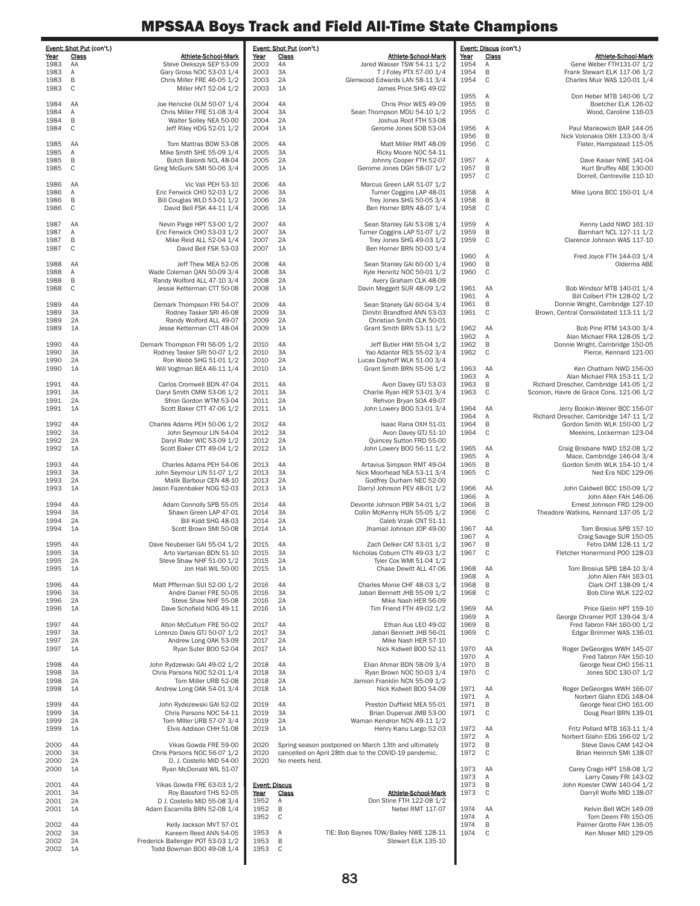# MPSSAA Boys Track and Field All-Time State Champions

**Event: Shot Put (con't.)**

| Year | Class | Athlete-School-Mark |
|---|---|---|
| 1983 | AA | Steve Olekszyk SEP 53-09 |
| 1983 | A | Gary Gross NOC 53-03 1/4 |
| 1983 | B | Chris Miller FRE 46-05 1/2 |
| 1983 | C | Miller HVT 52-04 1/2 |
| 1984 | AA | Joe Henicke OLM 50-07 1/4 |
| 1984 | A | Chris Miller FRE 51-08 3/4 |
| 1984 | B | Walter Solley NEA 50-00 |
| 1984 | C | Jeff Riley HDG 52-01 1/2 |
| 1985 | AA | Tom Mattras BOW 53-08 |
| 1985 | A | Mike Smith SHE 55-09 1/4 |
| 1985 | B | Butch Balordi NCL 48-04 |
| 1985 | C | Greg McGuirk SMI 50-06 3/4 |
| 1986 | AA | Vic Vali PEH 53-10 |
| 1986 | A | Eric Fenwick CHO 52-03 1/2 |
| 1986 | B | Bill Couglas WLD 53-01 1/2 |
| 1986 | C | David Bell FSK 44-11 1/4 |
| 1987 | AA | Nevin Paige HPT 53-00 1/2 |
| 1987 | A | Eric Fenwick CHO 53-03 1/2 |
| 1987 | B | Mike Reid ALL 52-04 1/4 |
| 1987 | C | David Bell FSK 53-03 |
| 1988 | AA | Jeff Thew MEA 52-05 |
| 1988 | A | Wade Coleman QAN 50-09 3/4 |
| 1988 | B | Randy Wolford ALL 47-10 3/4 |
| 1988 | C | Jessie Ketterman CTT 50-08 |
| 1989 | 4A | Demark Thompson FRI 54-07 |
| 1989 | 3A | Rodney Tasker SRI 46-08 |
| 1989 | 2A | Randy Wolford ALL 49-07 |
| 1989 | 1A | Jesse Ketterman CTT 48-04 |
| 1990 | 4A | Demark Thompson FRI 56-05 1/2 |
| 1990 | 3A | Rodney Tasker SRI 50-07 1/2 |
| 1990 | 2A | Ron Webb SHG 51-01 1/2 |
| 1990 | 1A | Will Vogtman BEA 46-11 1/4 |
| 1991 | 4A | Carlos Cromwell BDN 47-04 |
| 1991 | 3A | Daryl Smith CMW 53-06 1/2 |
| 1991 | 2A | Sfron Gordon WTM 53-04 |
| 1991 | 1A | Scott Baker CTT 47-06 1/2 |
| 1992 | 4A | Charles Adams PEH 50-06 1/2 |
| 1992 | 3A | John Seymour LIN 54-04 |
| 1992 | 2A | Daryl Rider WIC 53-09 1/2 |
| 1992 | 1A | Scott Baker CTT 49-04 1/2 |
| 1993 | 4A | Charles Adams PEH 54-06 |
| 1993 | 3A | John Seymour LIN 51-07 1/2 |
| 1993 | 2A | Malik Barbour CEN 48-10 |
| 1993 | 1A | Jason Fazenbaker NOG 52-03 |
| 1994 | 4A | Adam Connolly SPB 55-05 |
| 1994 | 3A | Shawn Green LAP 47-01 |
| 1994 | 2A | Bill Kidd SHG 48-03 |
| 1994 | 1A | Scott Brown SMI 50-08 |
| 1995 | 4A | Dave Neubeiser GAI 55-04 1/2 |
| 1995 | 3A | Arto Vartanian BDN 51-10 |
| 1995 | 2A | Steve Shaw NHF 51-00 1/2 |
| 1995 | 1A | Jon Hall WIL 50-00 |
| 1996 | 4A | Matt Pfferman SUI 52-00 1/2 |
| 1996 | 3A | Andre Daniel FRE 50-05 |
| 1996 | 2A | Steve Shaw NHF 55-08 |
| 1996 | 1A | Dave Schofield NOG 49-11 |
| 1997 | 4A | Alton McCullum FRE 50-02 |
| 1997 | 3A | Lorenzo Davis GTJ 50-07 1/2 |
| 1997 | 2A | Andrew Long OAK 53-09 |
| 1997 | 1A | Ryan Suter BOO 52-04 |
| 1998 | 4A | John Rydzewski GAI 49-02 1/2 |
| 1998 | 3A | Chris Parsons NOC 52-01 1/4 |
| 1998 | 2A | Tom Miller URB 52-08 |
| 1998 | 1A | Andrew Long OAK 54-01 3/4 |
| 1999 | 4A | John Rydezewski GAI 52-02 |
| 1999 | 3A | Chris Parsons NOC 54-11 |
| 1999 | 2A | Tom MIller URB 57-07 3/4 |
| 1999 | 1A | Elvis Addison CHH 51-08 |
| 2000 | 4A | Vikas Gowda FRE 59-00 |
| 2000 | 3A | Chris Parsons NOC 56-07 1/2 |
| 2000 | 2A | D. J. Costello MID 54-00 |
| 2000 | 1A | Ryan McDonald WIL 51-07 |
| 2001 | 4A | Vikas Gowda FRE 63-03 1/2 |
| 2001 | 3A | Roy Bassford THS 52-05 |
| 2001 | 2A | D J. Costello MID 55-08 3/4 |
| 2001 | 1A | Adam Escamilla BRN 52-08 1/4 |
| 2002 | 4A | Kelly Jackson MVT 57-01 |
| 2002 | 3A | Kareem Reed ANN 54-05 |
| 2002 | 2A | Frederick Ballenger POT 53-03 1/2 |
| 2002 | 1A | Todd Bowman BOO 49-08 1/4 |
| 2003 | 4A | Jared Wasser TSW 54-11 1/2 |
| 2003 | 3A | T J Foley PTX 57-00 1/4 |
| 2003 | 2A | Glenwood Edwards LAN 58-11 3/4 |
| 2003 | 1A | James Price SHG 49-02 |
| 2004 | 4A | Chris Prior WES 49-09 |
| 2004 | 3A | Sean Thompson MDU 54-10 1/2 |
| 2004 | 2A | Joshua Root FTH 53-08 |
| 2004 | 1A | Gerome Jones SOB 53-04 |
| 2005 | 4A | Matt Miller RMT 48-09 |
| 2005 | 3A | Ricky Moore NOC 54-11 |
| 2005 | 2A | Johnny Cooper FTH 52-07 |
| 2005 | 1A | Gerome Jones DGH 58-07 1/2 |
| 2006 | 4A | Marcus Green LAR 51-07 1/2 |
| 2006 | 3A | Turner Coggins LAP 48-01 |
| 2006 | 2A | Trey Jones SHG 50-05 3/4 |
| 2006 | 1A | Ben Horner BRN 48-07 1/4 |
| 2007 | 4A | Sean Stanley GAI 53-08 1/4 |
| 2007 | 3A | Turner Coggins LAP 51-07 1/2 |
| 2007 | 2A | Trey Jones SHG 49-03 1/2 |
| 2007 | 1A | Ben Horner BRN 50-00 1/4 |
| 2008 | 4A | Sean Stanley GAI 60-00 1/4 |
| 2008 | 3A | Kyle Heniritz NOC 50-01 1/2 |
| 2008 | 2A | Avery Graham CLK 48-09 |
| 2008 | 1A | Davin Meggett SUR 48-09 1/2 |
| 2009 | 4A | Sean Stanely GAI 60-04 3/4 |
| 2009 | 3A | Dimitri Brandford ANN 53-03 |
| 2009 | 2A | Christian Smith CLK 50-01 |
| 2009 | 1A | Grant Smith BRN 53-11 1/2 |
| 2010 | 4A | Jeff Butler HWI 55-04 1/2 |
| 2010 | 3A | Yao Adantor RES 55-02 3/4 |
| 2010 | 2A | Lucas Dayhoff WLK 51-00 3/4 |
| 2010 | 1A | Grant Smith BRN 55-06 1/2 |
| 2011 | 4A | Avon Davey GTJ 53-03 |
| 2011 | 3A | Charlie Ryan HER 53-01 3/4 |
| 2011 | 2A | Rehvon Bryan SOA 49-07 |
| 2011 | 1A | John Lowery BOO 53-01 3/4 |
| 2012 | 4A | Isaac Rana OXH 51-01 |
| 2012 | 3A | Avon Davey GTJ 51-10 |
| 2012 | 2A | Quincey Sutton FRD 55-00 |
| 2012 | 1A | John Lowery BOO 56-11 1/2 |
| 2013 | 4A | Artavius Simpson RMT 49-04 |
| 2013 | 3A | Nick Moorhead NEA 53-11 3/4 |
| 2013 | 2A | Godfrey Durham NEC 52-00 |
| 2013 | 1A | Darryl Johnson PEV 48-01 1/2 |
| 2014 | 4A | Devonte Johnson PBR 54-01 1/2 |
| 2014 | 3A | Collin McKenny HUN 55-05 1/2 |
| 2014 | 2A | Caleb Vrzak CNT 51-11 |
| 2014 | 1A | Jhamail Johnson JOP 49-00 |
| 2015 | 4A | Zach Delker CAT 53-01 1/2 |
| 2015 | 3A | Nicholas Coburn CTN 49-03 1/2 |
| 2015 | 2A | Tyler Cox WMI 51-04 1/2 |
| 2015 | 1A | Chase Dewitt ALL 47-06 |
| 2016 | 4A | Charles Monie CHF 48-03 1/2 |
| 2016 | 3A | Jabari Bennett JHB 55-09 1/2 |
| 2016 | 2A | Mike Nash HER 56-09 |
| 2016 | 1A | Tim Friend FTH 49-02 1/2 |
| 2017 | 4A | Ethan Aus LEO 49-02 |
| 2017 | 3A | Jabari Bennett JHB 56-01 |
| 2017 | 2A | Mike Nash HER 57-10 |
| 2017 | 1A | Nick Kidwell BOO 52-11 |
| 2018 | 4A | Elian Ahmar BDN 58-09 3/4 |
| 2018 | 3A | Ryan Brown NOC 50-03 1/4 |
| 2018 | 2A | Jamion Franklin NCN 55-09 1/2 |
| 2018 | 1A | Nick Kidwell BOO 54-09 |
| 2019 | 4A | Preston Duffield MEA 55-01 |
| 2019 | 3A | Brian Duperval JMB 53-00 |
| 2019 | 2A | Waman Kendron NCN 49-11 1/2 |
| 2019 | 1A | Henry Kanu Largo 52-03 |
| 2020 | | Spring season postponed on March 13th and ultimately |
| 2020 | | cancelled on April 28th due to the COVID-19 pandemic. |
| 2020 | | No meets held. |

**Event: Discus**

| Year | Class | Athlete-School-Mark |
|---|---|---|
| 1952 | A | Don Stine FTH 122-08 1/2 |
| 1952 | B | Nebel RMT 117-07 |
| 1952 | C | |
| 1953 | A | TIE: Bob Baynes TOW/Bailey NWE 128-11 |
| 1953 | B | Stewart ELK 135-10 |
| 1953 | C | |
| 1954 | A | Gene Weber FTH131-07 1/2 |
| 1954 | B | Frank Stewart ELK 117-06 1/2 |
| 1954 | C | Charles Muir WAS 120-01 1/4 |
| 1955 | A | Don Heber MTB 140-06 1/2 |
| 1955 | B | Boetcher ELK 126-02 |
| 1955 | C | Wood, Caroline 116-03 |
| 1956 | A | Paul Mankowich BAR 144-05 |
| 1956 | B | Nick Volonakis OXH 133-00 3/4 |
| 1956 | C | Flater, Hampstead 115-05 |
| 1957 | A | Dave Kaiser NWE 141-04 |
| 1957 | B | Kurt Bruffey ABE 130-00 |
| 1957 | C | Dorrell, Centreville 110-10 |
| 1958 | A | Mike Lyons BCC 150-01 1/4 |
| 1958 | B | |
| 1958 | C | |
| 1959 | A | Kenny Ladd NWD 161-10 |
| 1959 | B | Barnhart NCL 127-11 1/2 |
| 1959 | C | Clarence Johnson WAS 117-10 |
| 1960 | A | Fred Joyce FTH 144-03 1/4 |
| 1960 | B | Olderma ABE |
| 1960 | C | |
| 1961 | AA | Bob Windsor MTB 140-01 1/4 |
| 1961 | A | Bill Colbert FTH 128-02 1/2 |
| 1961 | B | Donnie Wright, Cambridge 127-10 |
| 1961 | C | Brown, Central Consolidated 113-11 1/2 |
| 1962 | AA | Bob Pine RTM 143-00 3/4 |
| 1962 | A | Alan Michael FRA 128-05 1/2 |
| 1962 | B | Donnie Wright, Cambridge 150-05 |
| 1962 | C | Pierce, Kennard 121-00 |
| 1963 | AA | Ken Chatham NWD 156-00 |
| 1963 | A | Alan Michael FRA 153-11 1/2 |
| 1963 | B | Richard Drescher, Cambridge 141-05 1/2 |
| 1963 | C | Sconion, Havre de Grace Cons. 121-06 1/2 |
| 1964 | AA | Jerry Bookin-Weiner BCC 156-07 |
| 1964 | A | Richard Drescher, Cambridge 147-11 1/2 |
| 1964 | B | Gordon Smith WLK 150-00 1/2 |
| 1964 | C | Meekins, Lockerman 123-04 |
| 1965 | AA | Craig Brisbane NWD 152-08 1/2 |
| 1965 | A | Mace, Cambridge 146-04 3/4 |
| 1965 | B | Gordon Smith WLK 154-10 1/4 |
| 1965 | C | Ned Era NDC 129-06 |
| 1966 | AA | John Caldwell BCC 150-09 1/2 |
| 1966 | A | John Allen FAH 146-06 |
| 1966 | B | Ernest Johnson FRD 129-00 |
| 1966 | C | Theadore Watkins, Kennard 137-05 1/2 |
| 1967 | AA | Tom Brosius SPB 157-10 |
| 1967 | A | Craig Savage SUR 150-05 |
| 1967 | B | Fetro DAM 128-11 1/2 |
| 1967 | C | Fletcher Honermond POO 128-03 |
| 1968 | AA | Tom Brosius SPB 184-10 3/4 |
| 1968 | A | John Allen FAH 163-01 |
| 1968 | B | Clark CHT 138-09 1/4 |
| 1968 | C | Bob Cline WLK 122-02 |
| 1969 | AA | Price Gielin HPT 159-10 |
| 1969 | A | George Chramer POT 139-04 3/4 |
| 1969 | B | Fred Tabron FAH 160-00 1/2 |
| 1969 | C | Edgar Brimmer WAS 136-01 |
| 1970 | AA | Roger DeGeorges WWH 145-07 |
| 1970 | A | Fred Tabron FAH 150-10 |
| 1970 | B | George Neal CHO 156-11 |
| 1970 | C | Jones SDC 130-07 1/2 |
| 1971 | AA | Roger DeGeorges WWH 166-07 |
| 1971 | A | Norbert Glahn EDG 148-04 |
| 1971 | B | George Neal CHO 161-00 |
| 1971 | C | Doug Pearl BRN 139-01 |
| 1972 | AA | Fritz Pollard MTB 163-11 1/4 |
| 1972 | A | Norbert Glahn EDG 166-02 1/2 |
| 1972 | B | Steve Davis CAM 142-04 |
| 1972 | C | Brian Heinrich SMI 138-07 |
| 1973 | AA | Carey Crago HPT 158-08 1/2 |
| 1973 | A | Larry Casey FRI 143-02 |
| 1973 | B | John Koester CWW 140-04 1/2 |
| 1973 | C | Darryll Wolfe MID 138-07 |
| 1974 | AA | Kelvin Bell WCH 149-09 |
| 1974 | A | Tom Deem FRI 150-05 |
| 1974 | B | Palmer Grotte FAH 136-05 |
| 1974 | C | Ken Moser MID 129-05 |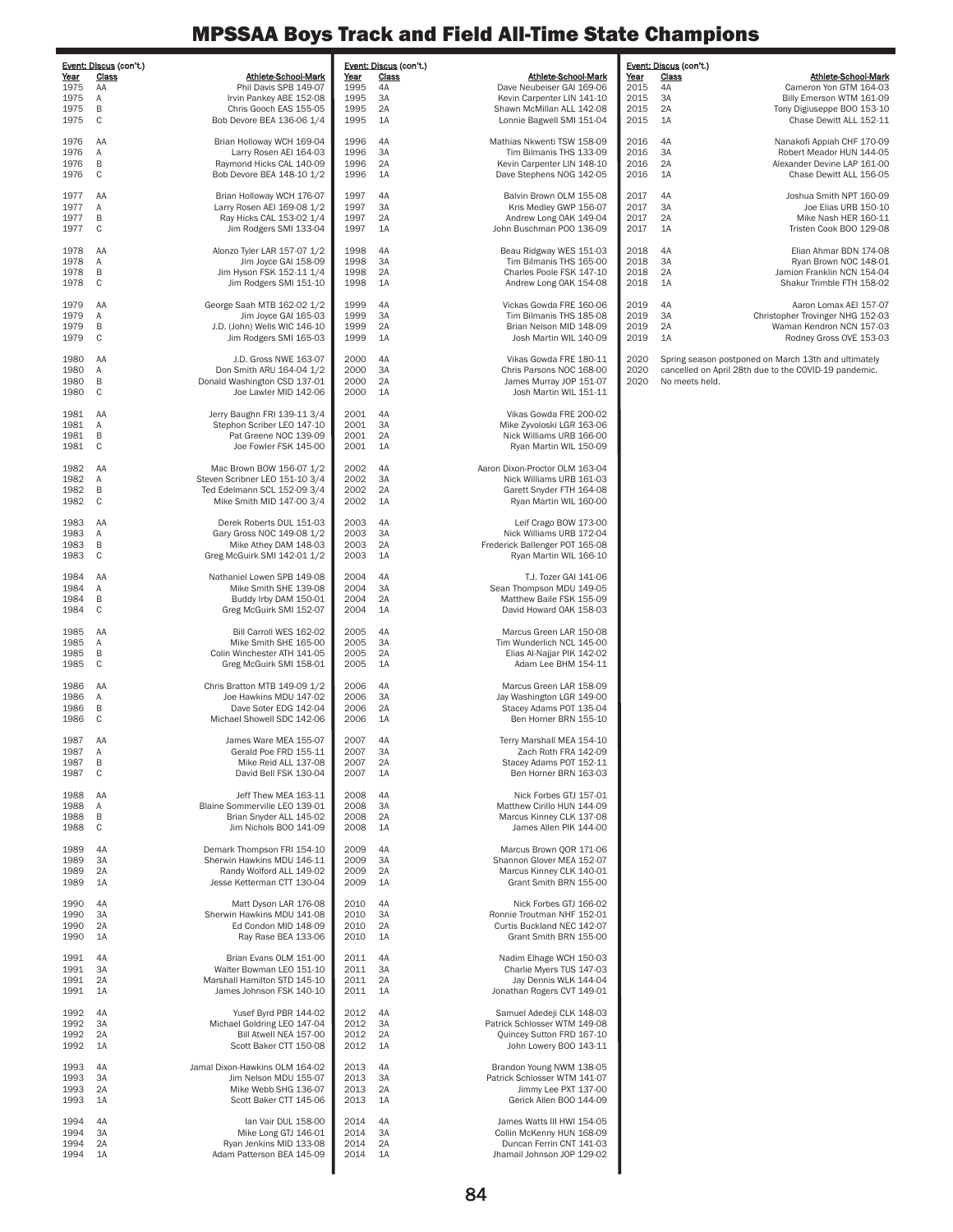# MPSSAA Boys Track and Field All-Time State Champions

**Event: Discus (con't.)**

| Year | Class | Athlete-School-Mark |
|---|---|---|
| 1975 | AA | Phil Davis SPB 149-07 |
| 1975 | A | Irvin Pankey ABE 152-08 |
| 1975 | B | Chris Gooch EAS 155-05 |
| 1975 | C | Bob Devore BEA 136-06 1/4 |
| 1976 | AA | Brian Holloway WCH 169-04 |
| 1976 | A | Larry Rosen AEI 164-03 |
| 1976 | B | Raymond Hicks CAL 140-09 |
| 1976 | C | Bob Devore BEA 148-10 1/2 |
| 1977 | AA | Brian Holloway WCH 176-07 |
| 1977 | A | Larry Rosen AEI 169-08 1/2 |
| 1977 | B | Ray Hicks CAL 153-02 1/4 |
| 1977 | C | Jim Rodgers SMI 133-04 |
| 1978 | AA | Alonzo Tyler LAR 157-07 1/2 |
| 1978 | A | Jim Joyce GAI 158-09 |
| 1978 | B | Jim Hyson FSK 152-11 1/4 |
| 1978 | C | Jim Rodgers SMI 151-10 |
| 1979 | AA | George Saah MTB 162-02 1/2 |
| 1979 | A | Jim Joyce GAI 165-03 |
| 1979 | B | J.D. (John) Wells WIC 146-10 |
| 1979 | C | Jim Rodgers SMI 165-03 |
| 1980 | AA | J.D. Gross NWE 163-07 |
| 1980 | A | Don Smith ARU 164-04 1/2 |
| 1980 | B | Donald Washington CSD 137-01 |
| 1980 | C | Joe Lawler MID 142-06 |
| 1981 | AA | Jerry Baughn FRI 139-11 3/4 |
| 1981 | A | Stephon Scriber LEO 147-10 |
| 1981 | B | Pat Greene NOC 139-09 |
| 1981 | C | Joe Fowler FSK 145-00 |
| 1982 | AA | Mac Brown BOW 156-07 1/2 |
| 1982 | A | Steven Scribner LEO 151-10 3/4 |
| 1982 | B | Ted Edelmann SCL 152-09 3/4 |
| 1982 | C | Mike Smith MID 147-00 3/4 |
| 1983 | AA | Derek Roberts DUL 151-03 |
| 1983 | A | Gary Gross NOC 149-08 1/2 |
| 1983 | B | Mike Athey DAM 148-03 |
| 1983 | C | Greg McGuirk SMI 142-01 1/2 |
| 1984 | AA | Nathaniel Lowen SPB 149-08 |
| 1984 | A | Mike Smith SHE 139-08 |
| 1984 | B | Buddy Irby DAM 150-01 |
| 1984 | C | Greg McGuirk SMI 152-07 |
| 1985 | AA | Bill Carroll WES 162-02 |
| 1985 | A | Mike Smith SHE 165-00 |
| 1985 | B | Colin Winchester ATH 141-05 |
| 1985 | C | Greg McGuirk SMI 158-01 |
| 1986 | AA | Chris Bratton MTB 149-09 1/2 |
| 1986 | A | Joe Hawkins MDU 147-02 |
| 1986 | B | Dave Soter EDG 142-04 |
| 1986 | C | Michael Showell SDC 142-06 |
| 1987 | AA | James Ware MEA 155-07 |
| 1987 | A | Gerald Poe FRD 155-11 |
| 1987 | B | Mike Reid ALL 137-08 |
| 1987 | C | David Bell FSK 130-04 |
| 1988 | AA | Jeff Thew MEA 163-11 |
| 1988 | A | Blaine Sommerville LEO 139-01 |
| 1988 | B | Brian Snyder ALL 145-02 |
| 1988 | C | Jim Nichols BOO 141-09 |
| 1989 | 4A | Demark Thompson FRI 154-10 |
| 1989 | 3A | Sherwin Hawkins MDU 146-11 |
| 1989 | 2A | Randy Wolford ALL 149-02 |
| 1989 | 1A | Jesse Ketterman CTT 130-04 |
| 1990 | 4A | Matt Dyson LAR 176-08 |
| 1990 | 3A | Sherwin Hawkins MDU 141-08 |
| 1990 | 2A | Ed Condon MID 148-09 |
| 1990 | 1A | Ray Rase BEA 133-06 |
| 1991 | 4A | Brian Evans OLM 151-00 |
| 1991 | 3A | Walter Bowman LEO 151-10 |
| 1991 | 2A | Marshall Hamilton STD 145-10 |
| 1991 | 1A | James Johnson FSK 140-10 |
| 1992 | 4A | Yusef Byrd PBR 144-02 |
| 1992 | 3A | Michael Goldring LEO 147-04 |
| 1992 | 2A | Bill Atwell NEA 157-00 |
| 1992 | 1A | Scott Baker CTT 150-08 |
| 1993 | 4A | Jamal Dixon-Hawkins OLM 164-02 |
| 1993 | 3A | Jim Nelson MDU 155-07 |
| 1993 | 2A | Mike Webb SHG 136-07 |
| 1993 | 1A | Scott Baker CTT 145-06 |
| 1994 | 4A | Ian Vair DUL 158-00 |
| 1994 | 3A | Mike Long GTJ 146-01 |
| 1994 | 2A | Ryan Jenkins MID 133-08 |
| 1994 | 1A | Adam Patterson BEA 145-09 |
| 1995 | 4A | Dave Neubeiser GAI 169-06 |
| 1995 | 3A | Kevin Carpenter LIN 141-10 |
| 1995 | 2A | Shawn McMillan ALL 142-08 |
| 1995 | 1A | Lonnie Bagwell SMI 151-04 |
| 1996 | 4A | Mathias Nkwenti TSW 158-09 |
| 1996 | 3A | Tim Bilmanis THS 133-09 |
| 1996 | 2A | Kevin Carpenter LIN 148-10 |
| 1996 | 1A | Dave Stephens NOG 142-05 |
| 1997 | 4A | Balvin Brown OLM 155-08 |
| 1997 | 3A | Kris Medley GWP 156-07 |
| 1997 | 2A | Andrew Long OAK 149-04 |
| 1997 | 1A | John Buschman POO 136-09 |
| 1998 | 4A | Beau Ridgway WES 151-03 |
| 1998 | 3A | Tim Bilmanis THS 165-00 |
| 1998 | 2A | Charles Poole FSK 147-10 |
| 1998 | 1A | Andrew Long OAK 154-08 |
| 1999 | 4A | Vickas Gowda FRE 160-06 |
| 1999 | 3A | Tim Bilmanis THS 185-08 |
| 1999 | 2A | Brian Nelson MID 148-09 |
| 1999 | 1A | Josh Martin WIL 140-09 |
| 2000 | 4A | Vikas Gowda FRE 180-11 |
| 2000 | 3A | Chris Parsons NOC 168-00 |
| 2000 | 2A | James Murray JOP 151-07 |
| 2000 | 1A | Josh Martin WIL 151-11 |
| 2001 | 4A | Vikas Gowda FRE 200-02 |
| 2001 | 3A | Mike Zyvoloski LGR 163-06 |
| 2001 | 2A | Nick Williams URB 166-00 |
| 2001 | 1A | Ryan Martin WIL 150-09 |
| 2002 | 4A | Aaron Dixon-Proctor OLM 163-04 |
| 2002 | 3A | Nick Williams URB 161-03 |
| 2002 | 2A | Garett Snyder FTH 164-08 |
| 2002 | 1A | Ryan Martin WIL 160-00 |
| 2003 | 4A | Leif Crago BOW 173-00 |
| 2003 | 3A | Nick Williams URB 172-04 |
| 2003 | 2A | Frederick Ballenger POT 165-08 |
| 2003 | 1A | Ryan Martin WIL 166-10 |
| 2004 | 4A | T.J. Tozer GAI 141-06 |
| 2004 | 3A | Sean Thompson MDU 149-05 |
| 2004 | 2A | Matthew Baile FSK 155-09 |
| 2004 | 1A | David Howard OAK 158-03 |
| 2005 | 4A | Marcus Green LAR 150-08 |
| 2005 | 3A | Tim Wunderlich NCL 145-00 |
| 2005 | 2A | Elias Al-Najjar PIK 142-02 |
| 2005 | 1A | Adam Lee BHM 154-11 |
| 2006 | 4A | Marcus Green LAR 158-09 |
| 2006 | 3A | Jay Washington LGR 149-00 |
| 2006 | 2A | Stacey Adams POT 135-04 |
| 2006 | 1A | Ben Horner BRN 155-10 |
| 2007 | 4A | Terry Marshall MEA 154-10 |
| 2007 | 3A | Zach Roth FRA 142-09 |
| 2007 | 2A | Stacey Adams POT 152-11 |
| 2007 | 1A | Ben Horner BRN 163-03 |
| 2008 | 4A | Nick Forbes GTJ 157-01 |
| 2008 | 3A | Matthew Cirillo HUN 144-09 |
| 2008 | 2A | Marcus Kinney CLK 137-08 |
| 2008 | 1A | James Allen PIK 144-00 |
| 2009 | 4A | Marcus Brown QOR 171-06 |
| 2009 | 3A | Shannon Glover MEA 152-07 |
| 2009 | 2A | Marcus Kinney CLK 140-01 |
| 2009 | 1A | Grant Smith BRN 155-00 |
| 2010 | 4A | Nick Forbes GTJ 166-02 |
| 2010 | 3A | Ronnie Troutman NHF 152-01 |
| 2010 | 2A | Curtis Buckland NEC 142-07 |
| 2010 | 1A | Grant Smith BRN 155-00 |
| 2011 | 4A | Nadim Elhage WCH 150-03 |
| 2011 | 3A | Charlie Myers TUS 147-03 |
| 2011 | 2A | Jay Dennis WLK 144-04 |
| 2011 | 1A | Jonathan Rogers CVT 149-01 |
| 2012 | 4A | Samuel Adedeji CLK 148-03 |
| 2012 | 3A | Patrick Schlosser WTM 149-08 |
| 2012 | 2A | Quincey Sutton FRD 167-10 |
| 2012 | 1A | John Lowery BOO 143-11 |
| 2013 | 4A | Brandon Young NWM 138-05 |
| 2013 | 3A | Patrick Schlosser WTM 141-07 |
| 2013 | 2A | Jimmy Lee PXT 137-00 |
| 2013 | 1A | Gerick Allen BOO 144-09 |
| 2014 | 4A | James Watts III HWI 154-05 |
| 2014 | 3A | Collin McKenny HUN 168-09 |
| 2014 | 2A | Duncan Ferrin CNT 141-03 |
| 2014 | 1A | Jhamail Johnson JOP 129-02 |
| 2015 | 4A | Cameron Yon GTM 164-03 |
| 2015 | 3A | Billy Emerson WTM 161-09 |
| 2015 | 2A | Tony Digiuseppe BOO 153-10 |
| 2015 | 1A | Chase Dewitt ALL 152-11 |
| 2016 | 4A | Nanakofi Appiah CHF 170-09 |
| 2016 | 3A | Robert Meador HUN 144-05 |
| 2016 | 2A | Alexander Devine LAP 161-00 |
| 2016 | 1A | Chase Dewitt ALL 156-05 |
| 2017 | 4A | Joshua Smith NPT 160-09 |
| 2017 | 3A | Joe Elias URB 150-10 |
| 2017 | 2A | Mike Nash HER 160-11 |
| 2017 | 1A | Tristen Cook BOO 129-08 |
| 2018 | 4A | Elian Ahmar BDN 174-08 |
| 2018 | 3A | Ryan Brown NOC 148-01 |
| 2018 | 2A | Jamion Franklin NCN 154-04 |
| 2018 | 1A | Shakur Trimble FTH 158-02 |
| 2019 | 4A | Aaron Lomax AEI 157-07 |
| 2019 | 3A | Christopher Trovinger NHG 152-03 |
| 2019 | 2A | Waman Kendron NCN 157-03 |
| 2019 | 1A | Rodney Gross OVE 153-03 |
| 2020 | | Spring season postponed on March 13th and ultimately cancelled on April 28th due to the COVID-19 pandemic. No meets held. |